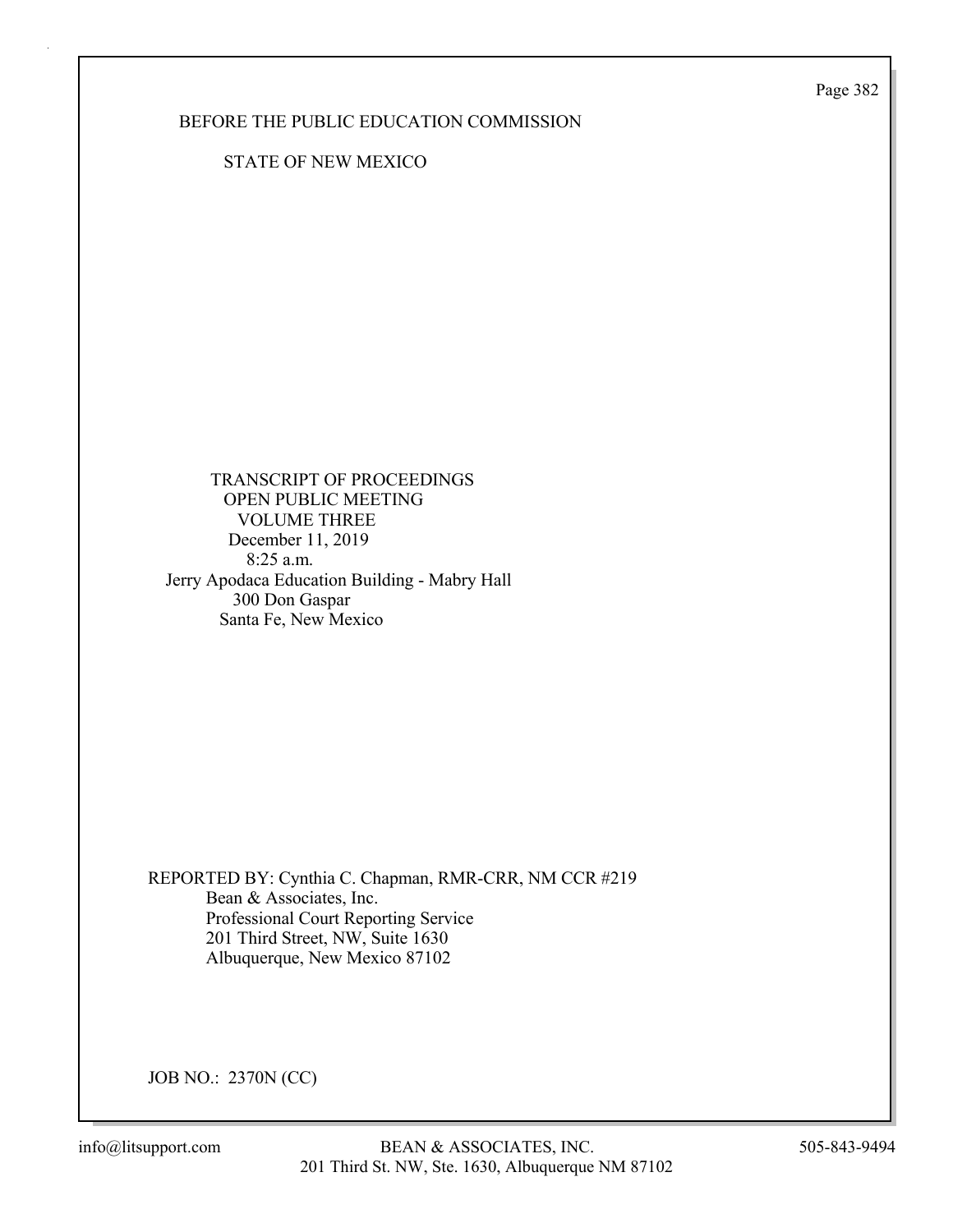BEFORE THE PUBLIC EDUCATION COMMISSION

STATE OF NEW MEXICO

TRANSCRIPT OF PROCEEDINGS
OPEN PUBLIC MEETING
VOLUME THREE
December 11, 2019
8:25 a.m.
Jerry Apodaca Education Building - Mabry Hall
300 Don Gaspar
Santa Fe, New Mexico

REPORTED BY: Cynthia C. Chapman, RMR-CRR, NM CCR #219
Bean & Associates, Inc.
Professional Court Reporting Service
201 Third Street, NW, Suite 1630
Albuquerque, New Mexico 87102

JOB NO.: 2370N (CC)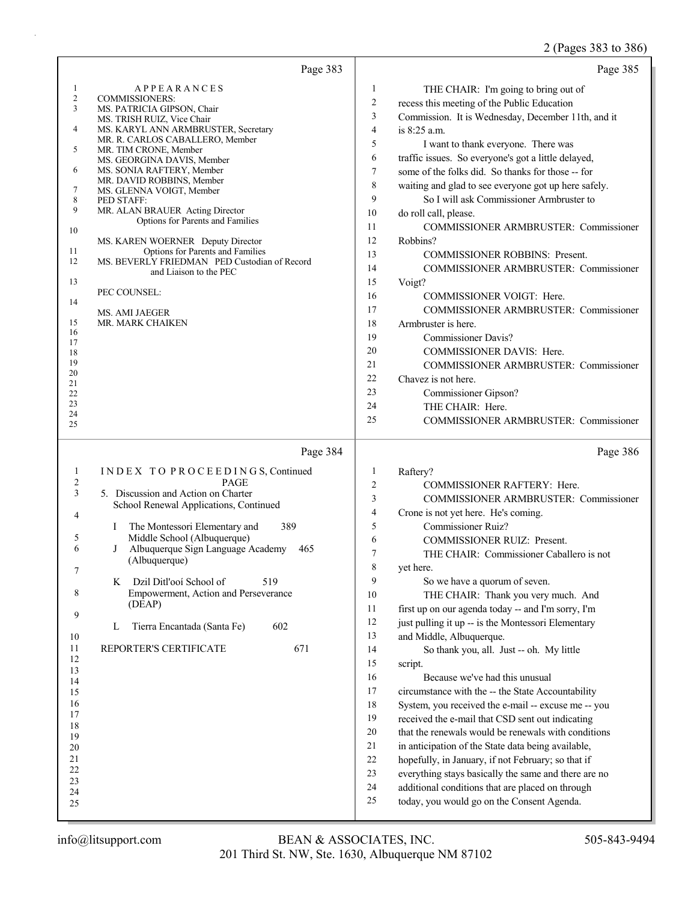Page 383

APPEARANCES

COMMISSIONERS:
MS. PATRICIA GIPSON, Chair
MS. TRISH RUIZ, Vice Chair
MS. KARYL ANN ARMBRUSTER, Secretary
MR. R. CARLOS CABALLERO, Member
MR. TIM CRONE, Member
MS. GEORGINA DAVIS, Member
MS. SONIA RAFTERY, Member
MR. DAVID ROBBINS, Member
MS. GLENNA VOIGT, Member

PED STAFF:
MR. ALAN BRAUER Acting Director
Options for Parents and Families

MS. KAREN WOERNER Deputy Director
Options for Parents and Families
MS. BEVERLY FRIEDMAN PED Custodian of Record
and Liaison to the PEC

PEC COUNSEL:

MS. AMI JAEGER
MR. MARK CHAIKEN

Page 384

INDEX TO PROCEEDINGS, Continued

| | PAGE |
|---|---|
| 5. Discussion and Action on Charter School Renewal Applications, Continued | |
| I The Montessori Elementary and Middle School (Albuquerque) | 389 |
| J Albuquerque Sign Language Academy (Albuquerque) | 465 |
| K Dzil Ditl'ooí School of Empowerment, Action and Perseverance (DEAP) | 519 |
| L Tierra Encantada (Santa Fe) | 602 |
| REPORTER'S CERTIFICATE | 671 |

Page 385

1 THE CHAIR: I'm going to bring out of
2 recess this meeting of the Public Education
3 Commission. It is Wednesday, December 11th, and it
4 is 8:25 a.m.
5 I want to thank everyone. There was
6 traffic issues. So everyone's got a little delayed,
7 some of the folks did. So thanks for those -- for
8 waiting and glad to see everyone got up here safely.
9 So I will ask Commissioner Armbruster to
10 do roll call, please.
11 COMMISSIONER ARMBRUSTER: Commissioner
12 Robbins?
13 COMMISSIONER ROBBINS: Present.
14 COMMISSIONER ARMBRUSTER: Commissioner
15 Voigt?
16 COMMISSIONER VOIGT: Here.
17 COMMISSIONER ARMBRUSTER: Commissioner
18 Armbruster is here.
19 Commissioner Davis?
20 COMMISSIONER DAVIS: Here.
21 COMMISSIONER ARMBRUSTER: Commissioner
22 Chavez is not here.
23 Commissioner Gipson?
24 THE CHAIR: Here.
25 COMMISSIONER ARMBRUSTER: Commissioner

Page 386

1 Raftery?
2 COMMISSIONER RAFTERY: Here.
3 COMMISSIONER ARMBRUSTER: Commissioner
4 Crone is not yet here. He's coming.
5 Commissioner Ruiz?
6 COMMISSIONER RUIZ: Present.
7 THE CHAIR: Commissioner Caballero is not
8 yet here.
9 So we have a quorum of seven.
10 THE CHAIR: Thank you very much. And
11 first up on our agenda today -- and I'm sorry, I'm
12 just pulling it up -- is the Montessori Elementary
13 and Middle, Albuquerque.
14 So thank you, all. Just -- oh. My little
15 script.
16 Because we've had this unusual
17 circumstance with the -- the State Accountability
18 System, you received the e-mail -- excuse me -- you
19 received the e-mail that CSD sent out indicating
20 that the renewals would be renewals with conditions
21 in anticipation of the State data being available,
22 hopefully, in January, if not February; so that if
23 everything stays basically the same and there are no
24 additional conditions that are placed on through
25 today, you would go on the Consent Agenda.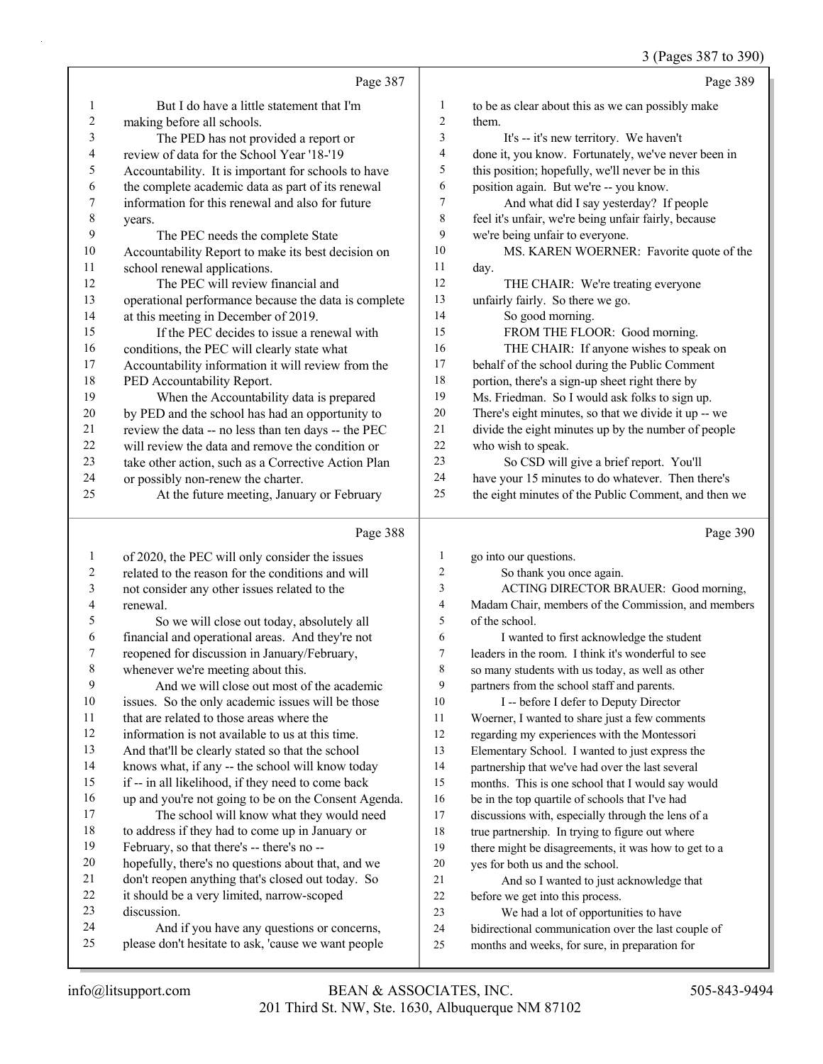Page 387

1 But I do have a little statement that I'm
2 making before all schools.
3 The PED has not provided a report or
4 review of data for the School Year '18-'19
5 Accountability. It is important for schools to have
6 the complete academic data as part of its renewal
7 information for this renewal and also for future
8 years.
9 The PEC needs the complete State
10 Accountability Report to make its best decision on
11 school renewal applications.
12 The PEC will review financial and
13 operational performance because the data is complete
14 at this meeting in December of 2019.
15 If the PEC decides to issue a renewal with
16 conditions, the PEC will clearly state what
17 Accountability information it will review from the
18 PED Accountability Report.
19 When the Accountability data is prepared
20 by PED and the school has had an opportunity to
21 review the data -- no less than ten days -- the PEC
22 will review the data and remove the condition or
23 take other action, such as a Corrective Action Plan
24 or possibly non-renew the charter.
25 At the future meeting, January or February

Page 388

1 of 2020, the PEC will only consider the issues
2 related to the reason for the conditions and will
3 not consider any other issues related to the
4 renewal.
5 So we will close out today, absolutely all
6 financial and operational areas. And they're not
7 reopened for discussion in January/February,
8 whenever we're meeting about this.
9 And we will close out most of the academic
10 issues. So the only academic issues will be those
11 that are related to those areas where the
12 information is not available to us at this time.
13 And that'll be clearly stated so that the school
14 knows what, if any -- the school will know today
15 if -- in all likelihood, if they need to come back
16 up and you're not going to be on the Consent Agenda.
17 The school will know what they would need
18 to address if they had to come up in January or
19 February, so that there's -- there's no --
20 hopefully, there's no questions about that, and we
21 don't reopen anything that's closed out today. So
22 it should be a very limited, narrow-scoped
23 discussion.
24 And if you have any questions or concerns,
25 please don't hesitate to ask, 'cause we want people

Page 389

1 to be as clear about this as we can possibly make
2 them.
3 It's -- it's new territory. We haven't
4 done it, you know. Fortunately, we've never been in
5 this position; hopefully, we'll never be in this
6 position again. But we're -- you know.
7 And what did I say yesterday? If people
8 feel it's unfair, we're being unfair fairly, because
9 we're being unfair to everyone.
10 MS. KAREN WOERNER: Favorite quote of the
11 day.
12 THE CHAIR: We're treating everyone
13 unfairly fairly. So there we go.
14 So good morning.
15 FROM THE FLOOR: Good morning.
16 THE CHAIR: If anyone wishes to speak on
17 behalf of the school during the Public Comment
18 portion, there's a sign-up sheet right there by
19 Ms. Friedman. So I would ask folks to sign up.
20 There's eight minutes, so that we divide it up -- we
21 divide the eight minutes up by the number of people
22 who wish to speak.
23 So CSD will give a brief report. You'll
24 have your 15 minutes to do whatever. Then there's
25 the eight minutes of the Public Comment, and then we

Page 390

1 go into our questions.
2 So thank you once again.
3 ACTING DIRECTOR BRAUER: Good morning,
4 Madam Chair, members of the Commission, and members
5 of the school.
6 I wanted to first acknowledge the student
7 leaders in the room. I think it's wonderful to see
8 so many students with us today, as well as other
9 partners from the school staff and parents.
10 I -- before I defer to Deputy Director
11 Woerner, I wanted to share just a few comments
12 regarding my experiences with the Montessori
13 Elementary School. I wanted to just express the
14 partnership that we've had over the last several
15 months. This is one school that I would say would
16 be in the top quartile of schools that I've had
17 discussions with, especially through the lens of a
18 true partnership. In trying to figure out where
19 there might be disagreements, it was how to get to a
20 yes for both us and the school.
21 And so I wanted to just acknowledge that
22 before we get into this process.
23 We had a lot of opportunities to have
24 bidirectional communication over the last couple of
25 months and weeks, for sure, in preparation for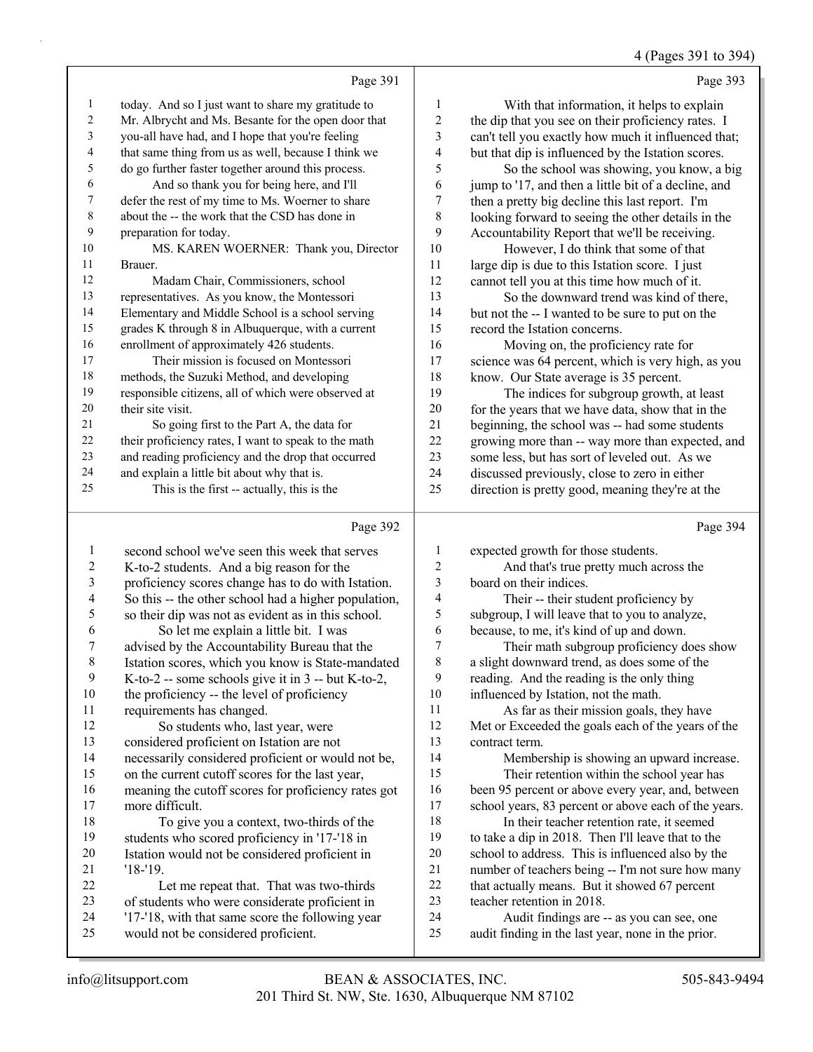Page 391

today. And so I just want to share my gratitude to Mr. Albrycht and Ms. Besante for the open door that you-all have had, and I hope that you're feeling that same thing from us as well, because I think we do go further faster together around this process.

And so thank you for being here, and I'll defer the rest of my time to Ms. Woerner to share about the -- the work that the CSD has done in preparation for today.

MS. KAREN WOERNER: Thank you, Director Brauer.

Madam Chair, Commissioners, school representatives. As you know, the Montessori Elementary and Middle School is a school serving grades K through 8 in Albuquerque, with a current enrollment of approximately 426 students.

Their mission is focused on Montessori methods, the Suzuki Method, and developing responsible citizens, all of which were observed at their site visit.

So going first to the Part A, the data for their proficiency rates, I want to speak to the math and reading proficiency and the drop that occurred and explain a little bit about why that is.

This is the first -- actually, this is the

Page 392

second school we've seen this week that serves K-to-2 students. And a big reason for the proficiency scores change has to do with Istation. So this -- the other school had a higher population, so their dip was not as evident as in this school.

So let me explain a little bit. I was advised by the Accountability Bureau that the Istation scores, which you know is State-mandated K-to-2 -- some schools give it in 3 -- but K-to-2, the proficiency -- the level of proficiency requirements has changed.

So students who, last year, were considered proficient on Istation are not necessarily considered proficient or would not be, on the current cutoff scores for the last year, meaning the cutoff scores for proficiency rates got more difficult.

To give you a context, two-thirds of the students who scored proficiency in '17-'18 in Istation would not be considered proficient in '18-'19.

Let me repeat that. That was two-thirds of students who were considerate proficient in '17-'18, with that same score the following year would not be considered proficient.

Page 393

With that information, it helps to explain the dip that you see on their proficiency rates. I can't tell you exactly how much it influenced that; but that dip is influenced by the Istation scores.

So the school was showing, you know, a big jump to '17, and then a little bit of a decline, and then a pretty big decline this last report. I'm looking forward to seeing the other details in the Accountability Report that we'll be receiving.

However, I do think that some of that large dip is due to this Istation score. I just cannot tell you at this time how much of it.

So the downward trend was kind of there, but not the -- I wanted to be sure to put on the record the Istation concerns.

Moving on, the proficiency rate for science was 64 percent, which is very high, as you know. Our State average is 35 percent.

The indices for subgroup growth, at least for the years that we have data, show that in the beginning, the school was -- had some students growing more than -- way more than expected, and some less, but has sort of leveled out. As we discussed previously, close to zero in either direction is pretty good, meaning they're at the

Page 394

expected growth for those students.

And that's true pretty much across the board on their indices.

Their -- their student proficiency by subgroup, I will leave that to you to analyze, because, to me, it's kind of up and down.

Their math subgroup proficiency does show a slight downward trend, as does some of the reading. And the reading is the only thing influenced by Istation, not the math.

As far as their mission goals, they have Met or Exceeded the goals each of the years of the contract term.

Membership is showing an upward increase.

Their retention within the school year has been 95 percent or above every year, and, between school years, 83 percent or above each of the years.

In their teacher retention rate, it seemed to take a dip in 2018. Then I'll leave that to the school to address. This is influenced also by the number of teachers being -- I'm not sure how many that actually means. But it showed 67 percent teacher retention in 2018.

Audit findings are -- as you can see, one audit finding in the last year, none in the prior.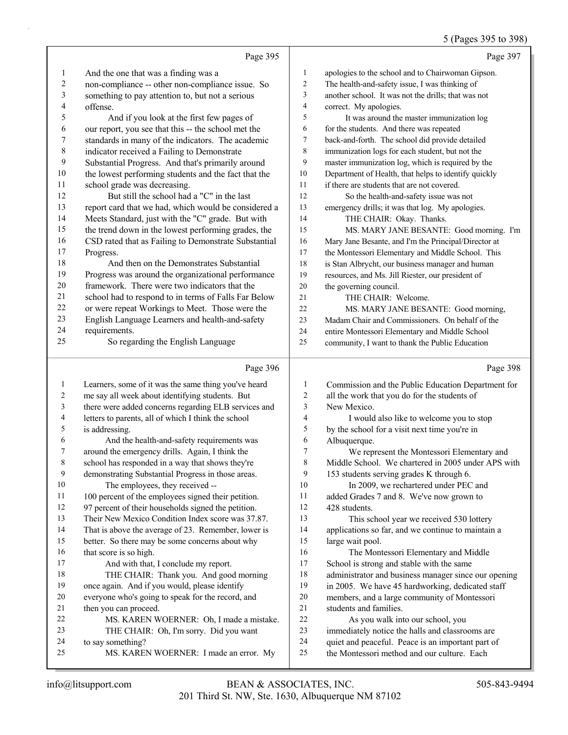Page 395

1 And the one that was a finding was a
2 non-compliance -- other non-compliance issue. So
3 something to pay attention to, but not a serious
4 offense.
5 And if you look at the first few pages of
6 our report, you see that this -- the school met the
7 standards in many of the indicators. The academic
8 indicator received a Failing to Demonstrate
9 Substantial Progress. And that's primarily around
10 the lowest performing students and the fact that the
11 school grade was decreasing.
12 But still the school had a "C" in the last
13 report card that we had, which would be considered a
14 Meets Standard, just with the "C" grade. But with
15 the trend down in the lowest performing grades, the
16 CSD rated that as Failing to Demonstrate Substantial
17 Progress.
18 And then on the Demonstrates Substantial
19 Progress was around the organizational performance
20 framework. There were two indicators that the
21 school had to respond to in terms of Falls Far Below
22 or were repeat Workings to Meet. Those were the
23 English Language Learners and health-and-safety
24 requirements.
25 So regarding the English Language

Page 396

1 Learners, some of it was the same thing you've heard
2 me say all week about identifying students. But
3 there were added concerns regarding ELB services and
4 letters to parents, all of which I think the school
5 is addressing.
6 And the health-and-safety requirements was
7 around the emergency drills. Again, I think the
8 school has responded in a way that shows they're
9 demonstrating Substantial Progress in those areas.
10 The employees, they received --
11 100 percent of the employees signed their petition.
12 97 percent of their households signed the petition.
13 Their New Mexico Condition Index score was 37.87.
14 That is above the average of 23. Remember, lower is
15 better. So there may be some concerns about why
16 that score is so high.
17 And with that, I conclude my report.
18 THE CHAIR: Thank you. And good morning
19 once again. And if you would, please identify
20 everyone who's going to speak for the record, and
21 then you can proceed.
22 MS. KAREN WOERNER: Oh, I made a mistake.
23 THE CHAIR: Oh, I'm sorry. Did you want
24 to say something?
25 MS. KAREN WOERNER: I made an error. My

Page 397

1 apologies to the school and to Chairwoman Gipson.
2 The health-and-safety issue, I was thinking of
3 another school. It was not the drills; that was not
4 correct. My apologies.
5 It was around the master immunization log
6 for the students. And there was repeated
7 back-and-forth. The school did provide detailed
8 immunization logs for each student, but not the
9 master immunization log, which is required by the
10 Department of Health, that helps to identify quickly
11 if there are students that are not covered.
12 So the health-and-safety issue was not
13 emergency drills; it was that log. My apologies.
14 THE CHAIR: Okay. Thanks.
15 MS. MARY JANE BESANTE: Good morning. I'm
16 Mary Jane Besante, and I'm the Principal/Director at
17 the Montessori Elementary and Middle School. This
18 is Stan Albrycht, our business manager and human
19 resources, and Ms. Jill Riester, our president of
20 the governing council.
21 THE CHAIR: Welcome.
22 MS. MARY JANE BESANTE: Good morning,
23 Madam Chair and Commissioners. On behalf of the
24 entire Montessori Elementary and Middle School
25 community, I want to thank the Public Education

Page 398

1 Commission and the Public Education Department for
2 all the work that you do for the students of
3 New Mexico.
4 I would also like to welcome you to stop
5 by the school for a visit next time you're in
6 Albuquerque.
7 We represent the Montessori Elementary and
8 Middle School. We chartered in 2005 under APS with
9 153 students serving grades K through 6.
10 In 2009, we rechartered under PEC and
11 added Grades 7 and 8. We've now grown to
12 428 students.
13 This school year we received 530 lottery
14 applications so far, and we continue to maintain a
15 large wait pool.
16 The Montessori Elementary and Middle
17 School is strong and stable with the same
18 administrator and business manager since our opening
19 in 2005. We have 45 hardworking, dedicated staff
20 members, and a large community of Montessori
21 students and families.
22 As you walk into our school, you
23 immediately notice the halls and classrooms are
24 quiet and peaceful. Peace is an important part of
25 the Montessori method and our culture. Each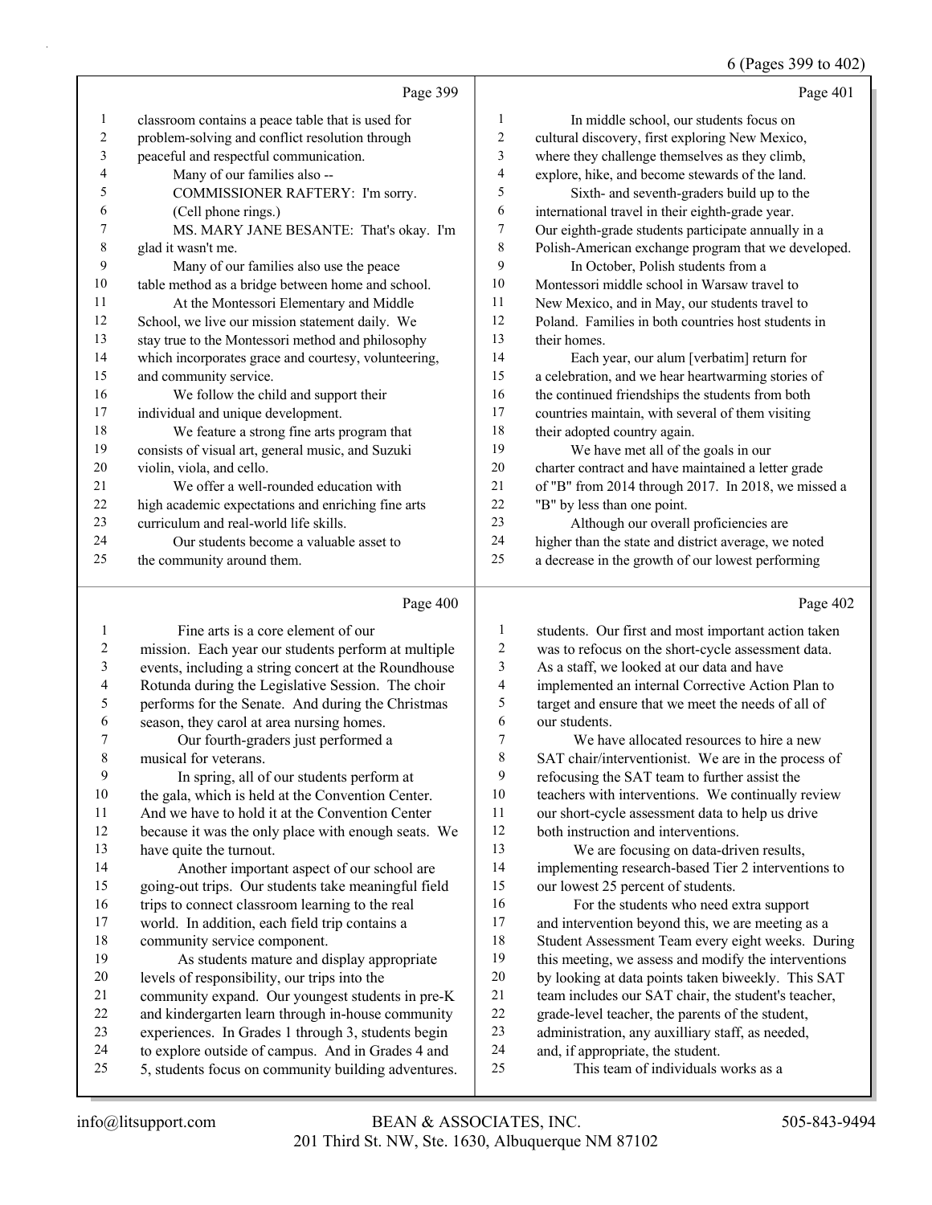Page 399

1 classroom contains a peace table that is used for
2 problem-solving and conflict resolution through
3 peaceful and respectful communication.
4 Many of our families also --
5 COMMISSIONER RAFTERY: I'm sorry.
6 (Cell phone rings.)
7 MS. MARY JANE BESANTE: That's okay. I'm
8 glad it wasn't me.
9 Many of our families also use the peace
10 table method as a bridge between home and school.
11 At the Montessori Elementary and Middle
12 School, we live our mission statement daily. We
13 stay true to the Montessori method and philosophy
14 which incorporates grace and courtesy, volunteering,
15 and community service.
16 We follow the child and support their
17 individual and unique development.
18 We feature a strong fine arts program that
19 consists of visual art, general music, and Suzuki
20 violin, viola, and cello.
21 We offer a well-rounded education with
22 high academic expectations and enriching fine arts
23 curriculum and real-world life skills.
24 Our students become a valuable asset to
25 the community around them.

Page 400

1 Fine arts is a core element of our
2 mission. Each year our students perform at multiple
3 events, including a string concert at the Roundhouse
4 Rotunda during the Legislative Session. The choir
5 performs for the Senate. And during the Christmas
6 season, they carol at area nursing homes.
7 Our fourth-graders just performed a
8 musical for veterans.
9 In spring, all of our students perform at
10 the gala, which is held at the Convention Center.
11 And we have to hold it at the Convention Center
12 because it was the only place with enough seats. We
13 have quite the turnout.
14 Another important aspect of our school are
15 going-out trips. Our students take meaningful field
16 trips to connect classroom learning to the real
17 world. In addition, each field trip contains a
18 community service component.
19 As students mature and display appropriate
20 levels of responsibility, our trips into the
21 community expand. Our youngest students in pre-K
22 and kindergarten learn through in-house community
23 experiences. In Grades 1 through 3, students begin
24 to explore outside of campus. And in Grades 4 and
25 5, students focus on community building adventures.

Page 401

1 In middle school, our students focus on
2 cultural discovery, first exploring New Mexico,
3 where they challenge themselves as they climb,
4 explore, hike, and become stewards of the land.
5 Sixth- and seventh-graders build up to the
6 international travel in their eighth-grade year.
7 Our eighth-grade students participate annually in a
8 Polish-American exchange program that we developed.
9 In October, Polish students from a
10 Montessori middle school in Warsaw travel to
11 New Mexico, and in May, our students travel to
12 Poland. Families in both countries host students in
13 their homes.
14 Each year, our alum [verbatim] return for
15 a celebration, and we hear heartwarming stories of
16 the continued friendships the students from both
17 countries maintain, with several of them visiting
18 their adopted country again.
19 We have met all of the goals in our
20 charter contract and have maintained a letter grade
21 of "B" from 2014 through 2017. In 2018, we missed a
22 "B" by less than one point.
23 Although our overall proficiencies are
24 higher than the state and district average, we noted
25 a decrease in the growth of our lowest performing

Page 402

1 students. Our first and most important action taken
2 was to refocus on the short-cycle assessment data.
3 As a staff, we looked at our data and have
4 implemented an internal Corrective Action Plan to
5 target and ensure that we meet the needs of all of
6 our students.
7 We have allocated resources to hire a new
8 SAT chair/interventionist. We are in the process of
9 refocusing the SAT team to further assist the
10 teachers with interventions. We continually review
11 our short-cycle assessment data to help us drive
12 both instruction and interventions.
13 We are focusing on data-driven results,
14 implementing research-based Tier 2 interventions to
15 our lowest 25 percent of students.
16 For the students who need extra support
17 and intervention beyond this, we are meeting as a
18 Student Assessment Team every eight weeks. During
19 this meeting, we assess and modify the interventions
20 by looking at data points taken biweekly. This SAT
21 team includes our SAT chair, the student's teacher,
22 grade-level teacher, the parents of the student,
23 administration, any auxilliary staff, as needed,
24 and, if appropriate, the student.
25 This team of individuals works as a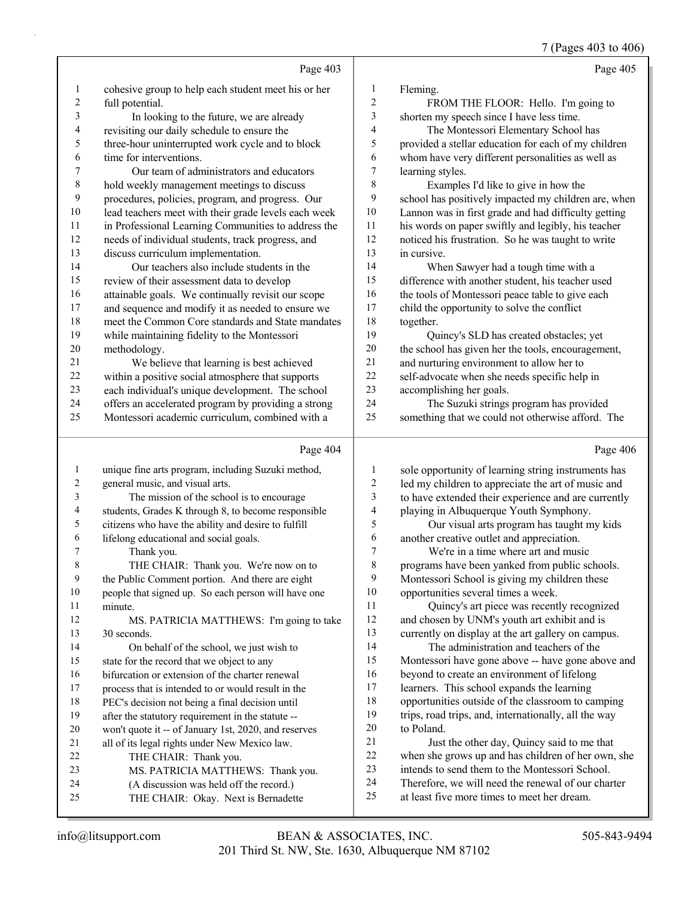cohesive group to help each student meet his or her full potential.

In looking to the future, we are already revisiting our daily schedule to ensure the three-hour uninterrupted work cycle and to block time for interventions.

Our team of administrators and educators hold weekly management meetings to discuss procedures, policies, program, and progress. Our lead teachers meet with their grade levels each week in Professional Learning Communities to address the needs of individual students, track progress, and discuss curriculum implementation.

Our teachers also include students in the review of their assessment data to develop attainable goals. We continually revisit our scope and sequence and modify it as needed to ensure we meet the Common Core standards and State mandates while maintaining fidelity to the Montessori methodology.

We believe that learning is best achieved within a positive social atmosphere that supports each individual's unique development. The school offers an accelerated program by providing a strong Montessori academic curriculum, combined with a unique fine arts program, including Suzuki method, general music, and visual arts.

The mission of the school is to encourage students, Grades K through 8, to become responsible citizens who have the ability and desire to fulfill lifelong educational and social goals.

Thank you.

THE CHAIR: Thank you. We're now on to the Public Comment portion. And there are eight people that signed up. So each person will have one minute.

MS. PATRICIA MATTHEWS: I'm going to take 30 seconds.

On behalf of the school, we just wish to state for the record that we object to any bifurcation or extension of the charter renewal process that is intended to or would result in the PEC's decision not being a final decision until after the statutory requirement in the statute -- won't quote it -- of January 1st, 2020, and reserves all of its legal rights under New Mexico law.

THE CHAIR: Thank you.

MS. PATRICIA MATTHEWS: Thank you.

(A discussion was held off the record.)

THE CHAIR: Okay. Next is Bernadette Fleming.

FROM THE FLOOR: Hello. I'm going to shorten my speech since I have less time.

The Montessori Elementary School has provided a stellar education for each of my children whom have very different personalities as well as learning styles.

Examples I'd like to give in how the school has positively impacted my children are, when Lannon was in first grade and had difficulty getting his words on paper swiftly and legibly, his teacher noticed his frustration. So he was taught to write in cursive.

When Sawyer had a tough time with a difference with another student, his teacher used the tools of Montessori peace table to give each child the opportunity to solve the conflict together.

Quincy's SLD has created obstacles; yet the school has given her the tools, encouragement, and nurturing environment to allow her to self-advocate when she needs specific help in accomplishing her goals.

The Suzuki strings program has provided something that we could not otherwise afford. The sole opportunity of learning string instruments has led my children to appreciate the art of music and to have extended their experience and are currently playing in Albuquerque Youth Symphony.

Our visual arts program has taught my kids another creative outlet and appreciation.

We're in a time where art and music programs have been yanked from public schools. Montessori School is giving my children these opportunities several times a week.

Quincy's art piece was recently recognized and chosen by UNM's youth art exhibit and is currently on display at the art gallery on campus.

The administration and teachers of the Montessori have gone above -- have gone above and beyond to create an environment of lifelong learners. This school expands the learning opportunities outside of the classroom to camping trips, road trips, and, internationally, all the way to Poland.

Just the other day, Quincy said to me that when she grows up and has children of her own, she intends to send them to the Montessori School. Therefore, we will need the renewal of our charter at least five more times to meet her dream.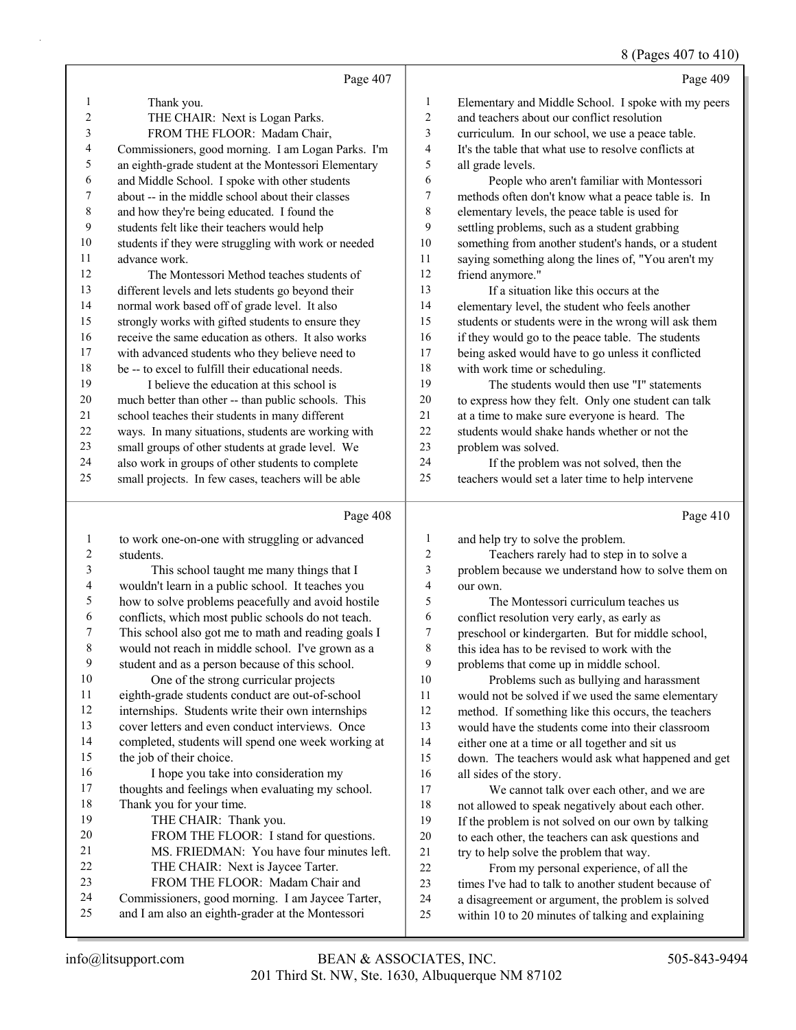Page 407

Thank you.

THE CHAIR: Next is Logan Parks.

FROM THE FLOOR: Madam Chair, Commissioners, good morning. I am Logan Parks. I'm an eighth-grade student at the Montessori Elementary and Middle School. I spoke with other students about -- in the middle school about their classes and how they're being educated. I found the students felt like their teachers would help students if they were struggling with work or needed advance work.

The Montessori Method teaches students of different levels and lets students go beyond their normal work based off of grade level. It also strongly works with gifted students to ensure they receive the same education as others. It also works with advanced students who they believe need to be -- to excel to fulfill their educational needs.

I believe the education at this school is much better than other -- than public schools. This school teaches their students in many different ways. In many situations, students are working with small groups of other students at grade level. We also work in groups of other students to complete small projects. In few cases, teachers will be able

Page 408

to work one-on-one with struggling or advanced students.

This school taught me many things that I wouldn't learn in a public school. It teaches you how to solve problems peacefully and avoid hostile conflicts, which most public schools do not teach. This school also got me to math and reading goals I would not reach in middle school. I've grown as a student and as a person because of this school.

One of the strong curricular projects eighth-grade students conduct are out-of-school internships. Students write their own internships cover letters and even conduct interviews. Once completed, students will spend one week working at the job of their choice.

I hope you take into consideration my thoughts and feelings when evaluating my school. Thank you for your time.

THE CHAIR: Thank you.

FROM THE FLOOR: I stand for questions.

MS. FRIEDMAN: You have four minutes left.

THE CHAIR: Next is Jaycee Tarter.

FROM THE FLOOR: Madam Chair and Commissioners, good morning. I am Jaycee Tarter, and I am also an eighth-grader at the Montessori

Page 409

Elementary and Middle School. I spoke with my peers and teachers about our conflict resolution curriculum. In our school, we use a peace table. It's the table that what use to resolve conflicts at all grade levels.

People who aren't familiar with Montessori methods often don't know what a peace table is. In elementary levels, the peace table is used for settling problems, such as a student grabbing something from another student's hands, or a student saying something along the lines of, "You aren't my friend anymore."

If a situation like this occurs at the elementary level, the student who feels another students or students were in the wrong will ask them if they would go to the peace table. The students being asked would have to go unless it conflicted with work time or scheduling.

The students would then use "I" statements to express how they felt. Only one student can talk at a time to make sure everyone is heard. The students would shake hands whether or not the problem was solved.

If the problem was not solved, then the teachers would set a later time to help intervene

Page 410

and help try to solve the problem.

Teachers rarely had to step in to solve a problem because we understand how to solve them on our own.

The Montessori curriculum teaches us conflict resolution very early, as early as preschool or kindergarten. But for middle school, this idea has to be revised to work with the problems that come up in middle school.

Problems such as bullying and harassment would not be solved if we used the same elementary method. If something like this occurs, the teachers would have the students come into their classroom either one at a time or all together and sit us down. The teachers would ask what happened and get all sides of the story.

We cannot talk over each other, and we are not allowed to speak negatively about each other. If the problem is not solved on our own by talking to each other, the teachers can ask questions and try to help solve the problem that way.

From my personal experience, of all the times I've had to talk to another student because of a disagreement or argument, the problem is solved within 10 to 20 minutes of talking and explaining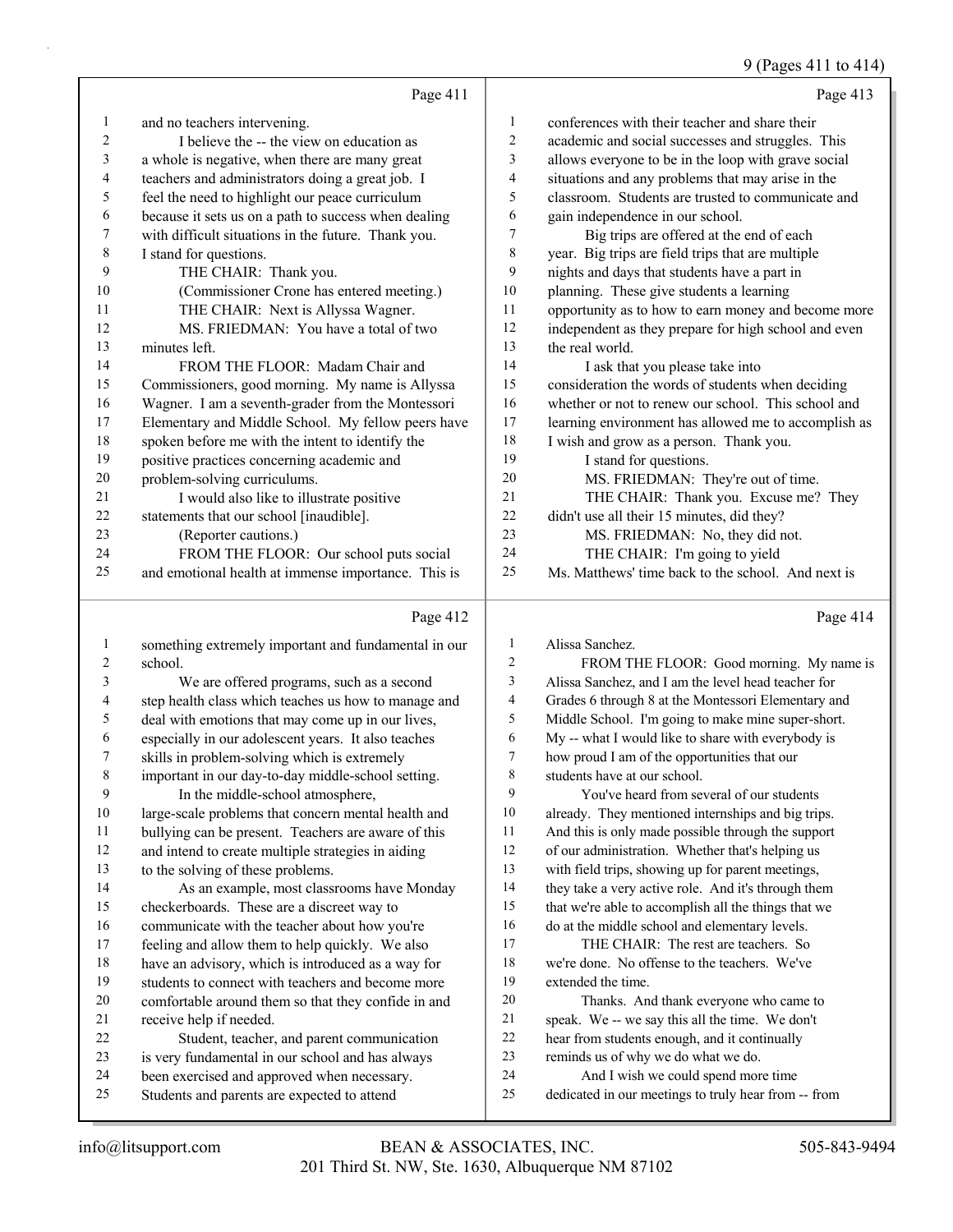Page 411

1 and no teachers intervening.
2 I believe the -- the view on education as
3 a whole is negative, when there are many great
4 teachers and administrators doing a great job. I
5 feel the need to highlight our peace curriculum
6 because it sets us on a path to success when dealing
7 with difficult situations in the future. Thank you.
8 I stand for questions.
9 THE CHAIR: Thank you.
10 (Commissioner Crone has entered meeting.)
11 THE CHAIR: Next is Allyssa Wagner.
12 MS. FRIEDMAN: You have a total of two
13 minutes left.
14 FROM THE FLOOR: Madam Chair and
15 Commissioners, good morning. My name is Allyssa
16 Wagner. I am a seventh-grader from the Montessori
17 Elementary and Middle School. My fellow peers have
18 spoken before me with the intent to identify the
19 positive practices concerning academic and
20 problem-solving curriculums.
21 I would also like to illustrate positive
22 statements that our school [inaudible].
23 (Reporter cautions.)
24 FROM THE FLOOR: Our school puts social
25 and emotional health at immense importance. This is

Page 412

1 something extremely important and fundamental in our
2 school.
3 We are offered programs, such as a second
4 step health class which teaches us how to manage and
5 deal with emotions that may come up in our lives,
6 especially in our adolescent years. It also teaches
7 skills in problem-solving which is extremely
8 important in our day-to-day middle-school setting.
9 In the middle-school atmosphere,
10 large-scale problems that concern mental health and
11 bullying can be present. Teachers are aware of this
12 and intend to create multiple strategies in aiding
13 to the solving of these problems.
14 As an example, most classrooms have Monday
15 checkerboards. These are a discreet way to
16 communicate with the teacher about how you're
17 feeling and allow them to help quickly. We also
18 have an advisory, which is introduced as a way for
19 students to connect with teachers and become more
20 comfortable around them so that they confide in and
21 receive help if needed.
22 Student, teacher, and parent communication
23 is very fundamental in our school and has always
24 been exercised and approved when necessary.
25 Students and parents are expected to attend

Page 413

1 conferences with their teacher and share their
2 academic and social successes and struggles. This
3 allows everyone to be in the loop with grave social
4 situations and any problems that may arise in the
5 classroom. Students are trusted to communicate and
6 gain independence in our school.
7 Big trips are offered at the end of each
8 year. Big trips are field trips that are multiple
9 nights and days that students have a part in
10 planning. These give students a learning
11 opportunity as to how to earn money and become more
12 independent as they prepare for high school and even
13 the real world.
14 I ask that you please take into
15 consideration the words of students when deciding
16 whether or not to renew our school. This school and
17 learning environment has allowed me to accomplish as
18 I wish and grow as a person. Thank you.
19 I stand for questions.
20 MS. FRIEDMAN: They're out of time.
21 THE CHAIR: Thank you. Excuse me? They
22 didn't use all their 15 minutes, did they?
23 MS. FRIEDMAN: No, they did not.
24 THE CHAIR: I'm going to yield
25 Ms. Matthews' time back to the school. And next is

Page 414

1 Alissa Sanchez.
2 FROM THE FLOOR: Good morning. My name is
3 Alissa Sanchez, and I am the level head teacher for
4 Grades 6 through 8 at the Montessori Elementary and
5 Middle School. I'm going to make mine super-short.
6 My -- what I would like to share with everybody is
7 how proud I am of the opportunities that our
8 students have at our school.
9 You've heard from several of our students
10 already. They mentioned internships and big trips.
11 And this is only made possible through the support
12 of our administration. Whether that's helping us
13 with field trips, showing up for parent meetings,
14 they take a very active role. And it's through them
15 that we're able to accomplish all the things that we
16 do at the middle school and elementary levels.
17 THE CHAIR: The rest are teachers. So
18 we're done. No offense to the teachers. We've
19 extended the time.
20 Thanks. And thank everyone who came to
21 speak. We -- we say this all the time. We don't
22 hear from students enough, and it continually
23 reminds us of why we do what we do.
24 And I wish we could spend more time
25 dedicated in our meetings to truly hear from -- from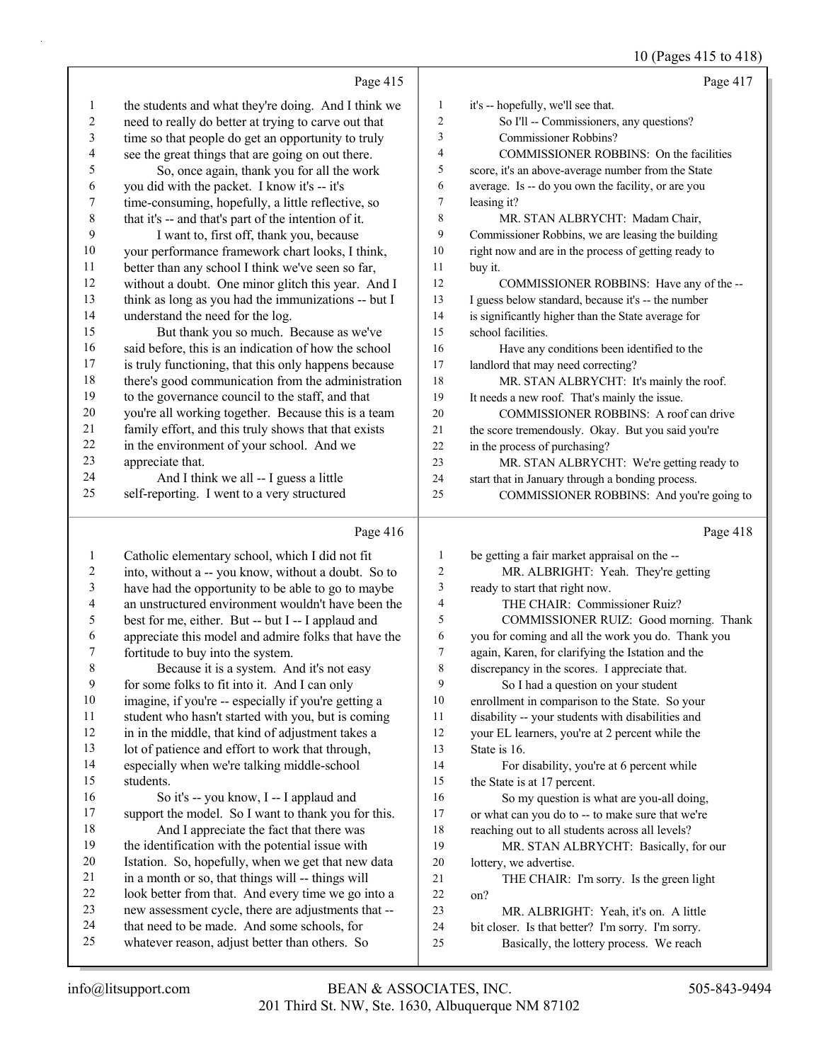Page 415

1 the students and what they're doing. And I think we
2 need to really do better at trying to carve out that
3 time so that people do get an opportunity to truly
4 see the great things that are going on out there.
5 So, once again, thank you for all the work
6 you did with the packet. I know it's -- it's
7 time-consuming, hopefully, a little reflective, so
8 that it's -- and that's part of the intention of it.
9 I want to, first off, thank you, because
10 your performance framework chart looks, I think,
11 better than any school I think we've seen so far,
12 without a doubt. One minor glitch this year. And I
13 think as long as you had the immunizations -- but I
14 understand the need for the log.
15 But thank you so much. Because as we've
16 said before, this is an indication of how the school
17 is truly functioning, that this only happens because
18 there's good communication from the administration
19 to the governance council to the staff, and that
20 you're all working together. Because this is a team
21 family effort, and this truly shows that that exists
22 in the environment of your school. And we
23 appreciate that.
24 And I think we all -- I guess a little
25 self-reporting. I went to a very structured

Page 416

1 Catholic elementary school, which I did not fit
2 into, without a -- you know, without a doubt. So to
3 have had the opportunity to be able to go to maybe
4 an unstructured environment wouldn't have been the
5 best for me, either. But -- but I -- I applaud and
6 appreciate this model and admire folks that have the
7 fortitude to buy into the system.
8 Because it is a system. And it's not easy
9 for some folks to fit into it. And I can only
10 imagine, if you're -- especially if you're getting a
11 student who hasn't started with you, but is coming
12 in in the middle, that kind of adjustment takes a
13 lot of patience and effort to work that through,
14 especially when we're talking middle-school
15 students.
16 So it's -- you know, I -- I applaud and
17 support the model. So I want to thank you for this.
18 And I appreciate the fact that there was
19 the identification with the potential issue with
20 Istation. So, hopefully, when we get that new data
21 in a month or so, that things will -- things will
22 look better from that. And every time we go into a
23 new assessment cycle, there are adjustments that --
24 that need to be made. And some schools, for
25 whatever reason, adjust better than others. So

Page 417

1 it's -- hopefully, we'll see that.
2 So I'll -- Commissioners, any questions?
3 Commissioner Robbins?
4 COMMISSIONER ROBBINS: On the facilities
5 score, it's an above-average number from the State
6 average. Is -- do you own the facility, or are you
7 leasing it?
8 MR. STAN ALBRYCHT: Madam Chair,
9 Commissioner Robbins, we are leasing the building
10 right now and are in the process of getting ready to
11 buy it.
12 COMMISSIONER ROBBINS: Have any of the --
13 I guess below standard, because it's -- the number
14 is significantly higher than the State average for
15 school facilities.
16 Have any conditions been identified to the
17 landlord that may need correcting?
18 MR. STAN ALBRYCHT: It's mainly the roof.
19 It needs a new roof. That's mainly the issue.
20 COMMISSIONER ROBBINS: A roof can drive
21 the score tremendously. Okay. But you said you're
22 in the process of purchasing?
23 MR. STAN ALBRYCHT: We're getting ready to
24 start that in January through a bonding process.
25 COMMISSIONER ROBBINS: And you're going to

Page 418

1 be getting a fair market appraisal on the --
2 MR. ALBRIGHT: Yeah. They're getting
3 ready to start that right now.
4 THE CHAIR: Commissioner Ruiz?
5 COMMISSIONER RUIZ: Good morning. Thank
6 you for coming and all the work you do. Thank you
7 again, Karen, for clarifying the Istation and the
8 discrepancy in the scores. I appreciate that.
9 So I had a question on your student
10 enrollment in comparison to the State. So your
11 disability -- your students with disabilities and
12 your EL learners, you're at 2 percent while the
13 State is 16.
14 For disability, you're at 6 percent while
15 the State is at 17 percent.
16 So my question is what are you-all doing,
17 or what can you do to -- to make sure that we're
18 reaching out to all students across all levels?
19 MR. STAN ALBRYCHT: Basically, for our
20 lottery, we advertise.
21 THE CHAIR: I'm sorry. Is the green light
22 on?
23 MR. ALBRIGHT: Yeah, it's on. A little
24 bit closer. Is that better? I'm sorry. I'm sorry.
25 Basically, the lottery process. We reach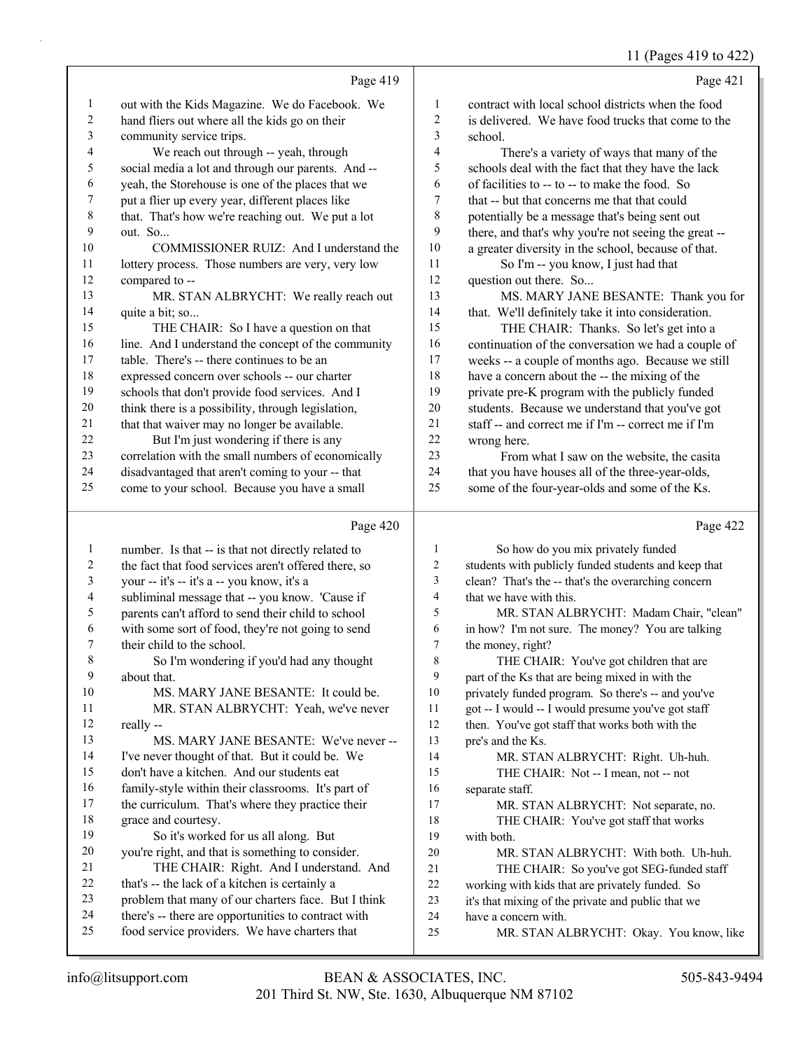Page 419

out with the Kids Magazine. We do Facebook. We hand fliers out where all the kids go on their community service trips.

We reach out through -- yeah, through social media a lot and through our parents. And -- yeah, the Storehouse is one of the places that we put a flier up every year, different places like that. That's how we're reaching out. We put a lot out. So...

COMMISSIONER RUIZ: And I understand the lottery process. Those numbers are very, very low compared to --

MR. STAN ALBRYCHT: We really reach out quite a bit; so...

THE CHAIR: So I have a question on that line. And I understand the concept of the community table. There's -- there continues to be an expressed concern over schools -- our charter schools that don't provide food services. And I think there is a possibility, through legislation, that that waiver may no longer be available.

But I'm just wondering if there is any correlation with the small numbers of economically disadvantaged that aren't coming to your -- that come to your school. Because you have a small

Page 420

number. Is that -- is that not directly related to the fact that food services aren't offered there, so your -- it's -- it's a -- you know, it's a subliminal message that -- you know. 'Cause if parents can't afford to send their child to school with some sort of food, they're not going to send their child to the school.

So I'm wondering if you'd had any thought about that.

MS. MARY JANE BESANTE: It could be.

MR. STAN ALBRYCHT: Yeah, we've never really --

MS. MARY JANE BESANTE: We've never -- I've never thought of that. But it could be. We don't have a kitchen. And our students eat family-style within their classrooms. It's part of the curriculum. That's where they practice their grace and courtesy.

So it's worked for us all along. But you're right, and that is something to consider.

THE CHAIR: Right. And I understand. And that's -- the lack of a kitchen is certainly a problem that many of our charters face. But I think there's -- there are opportunities to contract with food service providers. We have charters that

Page 421

contract with local school districts when the food is delivered. We have food trucks that come to the school.

There's a variety of ways that many of the schools deal with the fact that they have the lack of facilities to -- to -- to make the food. So that -- but that concerns me that that could potentially be a message that's being sent out there, and that's why you're not seeing the great -- a greater diversity in the school, because of that.

So I'm -- you know, I just had that question out there. So...

MS. MARY JANE BESANTE: Thank you for that. We'll definitely take it into consideration.

THE CHAIR: Thanks. So let's get into a continuation of the conversation we had a couple of weeks -- a couple of months ago. Because we still have a concern about the -- the mixing of the private pre-K program with the publicly funded students. Because we understand that you've got staff -- and correct me if I'm -- correct me if I'm wrong here.

From what I saw on the website, the casita that you have houses all of the three-year-olds, some of the four-year-olds and some of the Ks.

Page 422

So how do you mix privately funded students with publicly funded students and keep that clean? That's the -- that's the overarching concern that we have with this.

MR. STAN ALBRYCHT: Madam Chair, "clean" in how? I'm not sure. The money? You are talking the money, right?

THE CHAIR: You've got children that are part of the Ks that are being mixed in with the privately funded program. So there's -- and you've got -- I would -- I would presume you've got staff then. You've got staff that works both with the pre's and the Ks.

MR. STAN ALBRYCHT: Right. Uh-huh.

THE CHAIR: Not -- I mean, not -- not separate staff.

MR. STAN ALBRYCHT: Not separate, no.

THE CHAIR: You've got staff that works with both.

MR. STAN ALBRYCHT: With both. Uh-huh.

THE CHAIR: So you've got SEG-funded staff working with kids that are privately funded. So it's that mixing of the private and public that we have a concern with.

MR. STAN ALBRYCHT: Okay. You know, like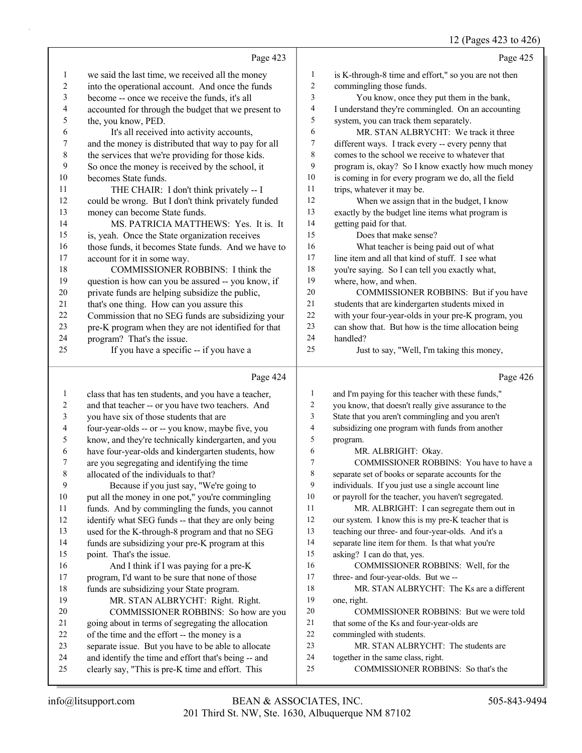Page 423

1 we said the last time, we received all the money
2 into the operational account. And once the funds
3 become -- once we receive the funds, it's all
4 accounted for through the budget that we present to
5 the, you know, PED.
6 It's all received into activity accounts,
7 and the money is distributed that way to pay for all
8 the services that we're providing for those kids.
9 So once the money is received by the school, it
10 becomes State funds.
11 THE CHAIR: I don't think privately -- I
12 could be wrong. But I don't think privately funded
13 money can become State funds.
14 MS. PATRICIA MATTHEWS: Yes. It is. It
15 is, yeah. Once the State organization receives
16 those funds, it becomes State funds. And we have to
17 account for it in some way.
18 COMMISSIONER ROBBINS: I think the
19 question is how can you be assured -- you know, if
20 private funds are helping subsidize the public,
21 that's one thing. How can you assure this
22 Commission that no SEG funds are subsidizing your
23 pre-K program when they are not identified for that
24 program? That's the issue.
25 If you have a specific -- if you have a

Page 424

1 class that has ten students, and you have a teacher,
2 and that teacher -- or you have two teachers. And
3 you have six of those students that are
4 four-year-olds -- or -- you know, maybe five, you
5 know, and they're technically kindergarten, and you
6 have four-year-olds and kindergarten students, how
7 are you segregating and identifying the time
8 allocated of the individuals to that?
9 Because if you just say, "We're going to
10 put all the money in one pot," you're commingling
11 funds. And by commingling the funds, you cannot
12 identify what SEG funds -- that they are only being
13 used for the K-through-8 program and that no SEG
14 funds are subsidizing your pre-K program at this
15 point. That's the issue.
16 And I think if I was paying for a pre-K
17 program, I'd want to be sure that none of those
18 funds are subsidizing your State program.
19 MR. STAN ALBRYCHT: Right. Right.
20 COMMISSIONER ROBBINS: So how are you
21 going about in terms of segregating the allocation
22 of the time and the effort -- the money is a
23 separate issue. But you have to be able to allocate
24 and identify the time and effort that's being -- and
25 clearly say, "This is pre-K time and effort. This

Page 425

1 is K-through-8 time and effort," so you are not then
2 commingling those funds.
3 You know, once they put them in the bank,
4 I understand they're commingled. On an accounting
5 system, you can track them separately.
6 MR. STAN ALBRYCHT: We track it three
7 different ways. I track every -- every penny that
8 comes to the school we receive to whatever that
9 program is, okay? So I know exactly how much money
10 is coming in for every program we do, all the field
11 trips, whatever it may be.
12 When we assign that in the budget, I know
13 exactly by the budget line items what program is
14 getting paid for that.
15 Does that make sense?
16 What teacher is being paid out of what
17 line item and all that kind of stuff. I see what
18 you're saying. So I can tell you exactly what,
19 where, how, and when.
20 COMMISSIONER ROBBINS: But if you have
21 students that are kindergarten students mixed in
22 with your four-year-olds in your pre-K program, you
23 can show that. But how is the time allocation being
24 handled?
25 Just to say, "Well, I'm taking this money,

Page 426

1 and I'm paying for this teacher with these funds,"
2 you know, that doesn't really give assurance to the
3 State that you aren't commingling and you aren't
4 subsidizing one program with funds from another
5 program.
6 MR. ALBRIGHT: Okay.
7 COMMISSIONER ROBBINS: You have to have a
8 separate set of books or separate accounts for the
9 individuals. If you just use a single account line
10 or payroll for the teacher, you haven't segregated.
11 MR. ALBRIGHT: I can segregate them out in
12 our system. I know this is my pre-K teacher that is
13 teaching our three- and four-year-olds. And it's a
14 separate line item for them. Is that what you're
15 asking? I can do that, yes.
16 COMMISSIONER ROBBINS: Well, for the
17 three- and four-year-olds. But we --
18 MR. STAN ALBRYCHT: The Ks are a different
19 one, right.
20 COMMISSIONER ROBBINS: But we were told
21 that some of the Ks and four-year-olds are
22 commingled with students.
23 MR. STAN ALBRYCHT: The students are
24 together in the same class, right.
25 COMMISSIONER ROBBINS: So that's the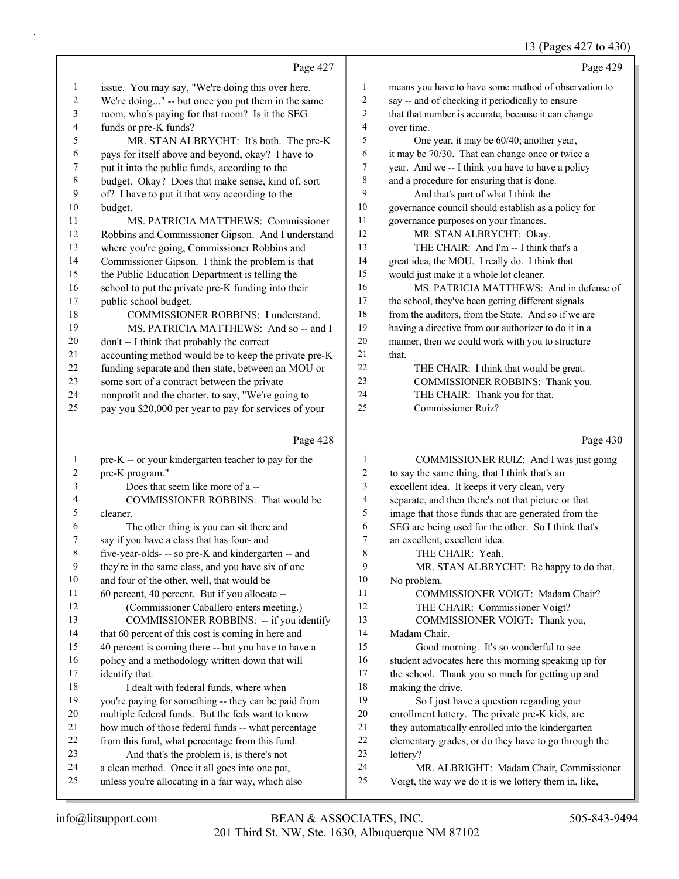Page 427

issue. You may say, "We're doing this over here. We're doing..." -- but once you put them in the same room, who's paying for that room? Is it the SEG funds or pre-K funds?

MR. STAN ALBRYCHT: It's both. The pre-K pays for itself above and beyond, okay? I have to put it into the public funds, according to the budget. Okay? Does that make sense, kind of, sort of? I have to put it that way according to the budget.

MS. PATRICIA MATTHEWS: Commissioner Robbins and Commissioner Gipson. And I understand where you're going, Commissioner Robbins and Commissioner Gipson. I think the problem is that the Public Education Department is telling the school to put the private pre-K funding into their public school budget.

COMMISSIONER ROBBINS: I understand.

MS. PATRICIA MATTHEWS: And so -- and I don't -- I think that probably the correct accounting method would be to keep the private pre-K funding separate and then state, between an MOU or some sort of a contract between the private nonprofit and the charter, to say, "We're going to pay you $20,000 per year to pay for services of your

Page 428

pre-K -- or your kindergarten teacher to pay for the pre-K program."

Does that seem like more of a --

COMMISSIONER ROBBINS: That would be cleaner.

The other thing is you can sit there and say if you have a class that has four- and five-year-olds- -- so pre-K and kindergarten -- and they're in the same class, and you have six of one and four of the other, well, that would be 60 percent, 40 percent. But if you allocate --

(Commissioner Caballero enters meeting.)

COMMISSIONER ROBBINS: -- if you identify that 60 percent of this cost is coming in here and 40 percent is coming there -- but you have to have a policy and a methodology written down that will identify that.

I dealt with federal funds, where when you're paying for something -- they can be paid from multiple federal funds. But the feds want to know how much of those federal funds -- what percentage from this fund, what percentage from this fund.

And that's the problem is, is there's not a clean method. Once it all goes into one pot, unless you're allocating in a fair way, which also

Page 429

means you have to have some method of observation to say -- and of checking it periodically to ensure that that number is accurate, because it can change over time.

One year, it may be 60/40; another year, it may be 70/30. That can change once or twice a year. And we -- I think you have to have a policy and a procedure for ensuring that is done.

And that's part of what I think the governance council should establish as a policy for governance purposes on your finances.

MR. STAN ALBRYCHT: Okay.

THE CHAIR: And I'm -- I think that's a great idea, the MOU. I really do. I think that would just make it a whole lot cleaner.

MS. PATRICIA MATTHEWS: And in defense of the school, they've been getting different signals from the auditors, from the State. And so if we are having a directive from our authorizer to do it in a manner, then we could work with you to structure that.

THE CHAIR: I think that would be great.

COMMISSIONER ROBBINS: Thank you.

THE CHAIR: Thank you for that.

Commissioner Ruiz?

Page 430

COMMISSIONER RUIZ: And I was just going to say the same thing, that I think that's an excellent idea. It keeps it very clean, very separate, and then there's not that picture or that image that those funds that are generated from the SEG are being used for the other. So I think that's an excellent, excellent idea.

THE CHAIR: Yeah.

MR. STAN ALBRYCHT: Be happy to do that. No problem.

COMMISSIONER VOIGT: Madam Chair?

THE CHAIR: Commissioner Voigt?

COMMISSIONER VOIGT: Thank you, Madam Chair.

Good morning. It's so wonderful to see student advocates here this morning speaking up for the school. Thank you so much for getting up and making the drive.

So I just have a question regarding your enrollment lottery. The private pre-K kids, are they automatically enrolled into the kindergarten elementary grades, or do they have to go through the lottery?

MR. ALBRIGHT: Madam Chair, Commissioner Voigt, the way we do it is we lottery them in, like,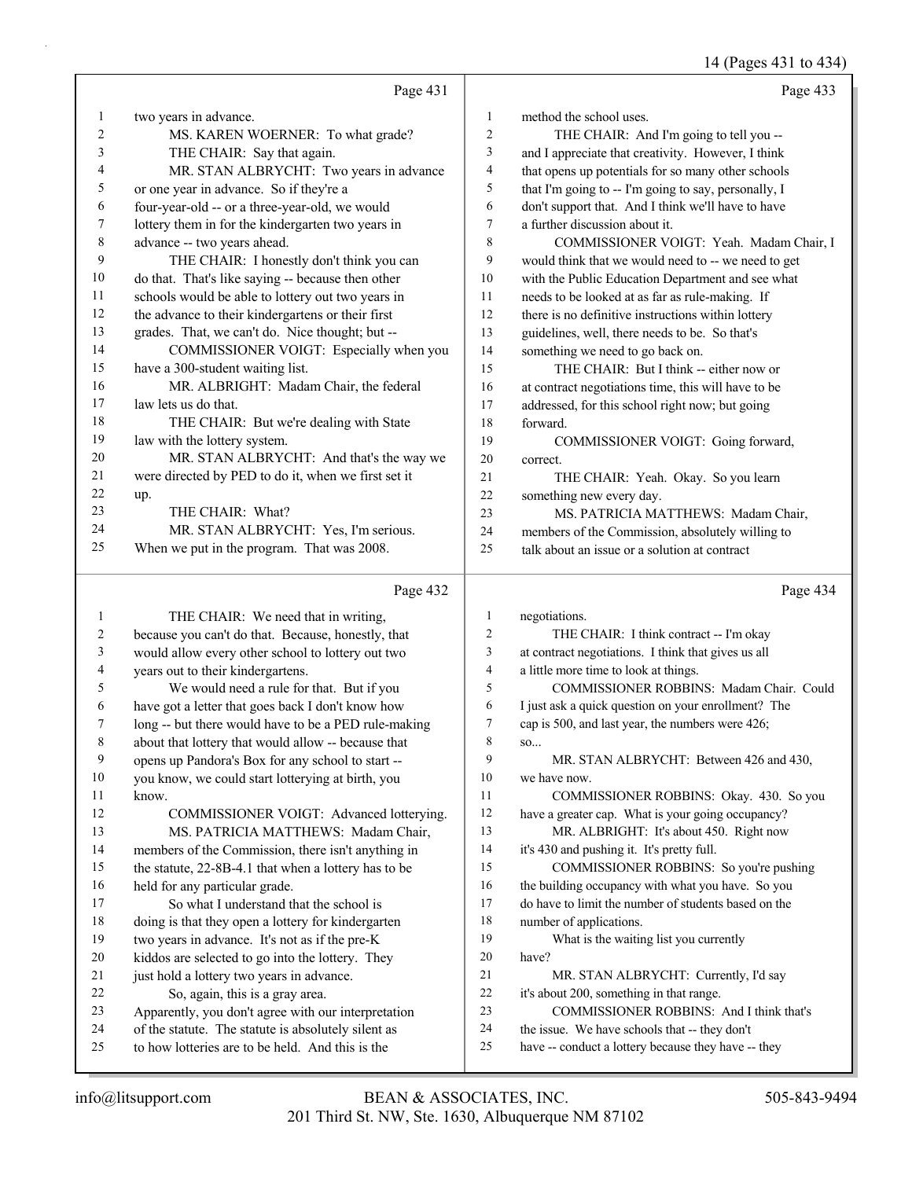Page 431

1 two years in advance.
2 MS. KAREN WOERNER: To what grade?
3 THE CHAIR: Say that again.
4 MR. STAN ALBRYCHT: Two years in advance
5 or one year in advance. So if they're a
6 four-year-old -- or a three-year-old, we would
7 lottery them in for the kindergarten two years in
8 advance -- two years ahead.
9 THE CHAIR: I honestly don't think you can
10 do that. That's like saying -- because then other
11 schools would be able to lottery out two years in
12 the advance to their kindergartens or their first
13 grades. That, we can't do. Nice thought; but --
14 COMMISSIONER VOIGT: Especially when you
15 have a 300-student waiting list.
16 MR. ALBRIGHT: Madam Chair, the federal
17 law lets us do that.
18 THE CHAIR: But we're dealing with State
19 law with the lottery system.
20 MR. STAN ALBRYCHT: And that's the way we
21 were directed by PED to do it, when we first set it
22 up.
23 THE CHAIR: What?
24 MR. STAN ALBRYCHT: Yes, I'm serious.
25 When we put in the program. That was 2008.

Page 432

1 THE CHAIR: We need that in writing,
2 because you can't do that. Because, honestly, that
3 would allow every other school to lottery out two
4 years out to their kindergartens.
5 We would need a rule for that. But if you
6 have got a letter that goes back I don't know how
7 long -- but there would have to be a PED rule-making
8 about that lottery that would allow -- because that
9 opens up Pandora's Box for any school to start --
10 you know, we could start lotterying at birth, you
11 know.
12 COMMISSIONER VOIGT: Advanced lotterying.
13 MS. PATRICIA MATTHEWS: Madam Chair,
14 members of the Commission, there isn't anything in
15 the statute, 22-8B-4.1 that when a lottery has to be
16 held for any particular grade.
17 So what I understand that the school is
18 doing is that they open a lottery for kindergarten
19 two years in advance. It's not as if the pre-K
20 kiddos are selected to go into the lottery. They
21 just hold a lottery two years in advance.
22 So, again, this is a gray area.
23 Apparently, you don't agree with our interpretation
24 of the statute. The statute is absolutely silent as
25 to how lotteries are to be held. And this is the

Page 433

1 method the school uses.
2 THE CHAIR: And I'm going to tell you --
3 and I appreciate that creativity. However, I think
4 that opens up potentials for so many other schools
5 that I'm going to -- I'm going to say, personally, I
6 don't support that. And I think we'll have to have
7 a further discussion about it.
8 COMMISSIONER VOIGT: Yeah. Madam Chair, I
9 would think that we would need to -- we need to get
10 with the Public Education Department and see what
11 needs to be looked at as far as rule-making. If
12 there is no definitive instructions within lottery
13 guidelines, well, there needs to be. So that's
14 something we need to go back on.
15 THE CHAIR: But I think -- either now or
16 at contract negotiations time, this will have to be
17 addressed, for this school right now; but going
18 forward.
19 COMMISSIONER VOIGT: Going forward,
20 correct.
21 THE CHAIR: Yeah. Okay. So you learn
22 something new every day.
23 MS. PATRICIA MATTHEWS: Madam Chair,
24 members of the Commission, absolutely willing to
25 talk about an issue or a solution at contract

Page 434

1 negotiations.
2 THE CHAIR: I think contract -- I'm okay
3 at contract negotiations. I think that gives us all
4 a little more time to look at things.
5 COMMISSIONER ROBBINS: Madam Chair. Could
6 I just ask a quick question on your enrollment? The
7 cap is 500, and last year, the numbers were 426;
8 so...
9 MR. STAN ALBRYCHT: Between 426 and 430,
10 we have now.
11 COMMISSIONER ROBBINS: Okay. 430. So you
12 have a greater cap. What is your going occupancy?
13 MR. ALBRIGHT: It's about 450. Right now
14 it's 430 and pushing it. It's pretty full.
15 COMMISSIONER ROBBINS: So you're pushing
16 the building occupancy with what you have. So you
17 do have to limit the number of students based on the
18 number of applications.
19 What is the waiting list you currently
20 have?
21 MR. STAN ALBRYCHT: Currently, I'd say
22 it's about 200, something in that range.
23 COMMISSIONER ROBBINS: And I think that's
24 the issue. We have schools that -- they don't
25 have -- conduct a lottery because they have -- they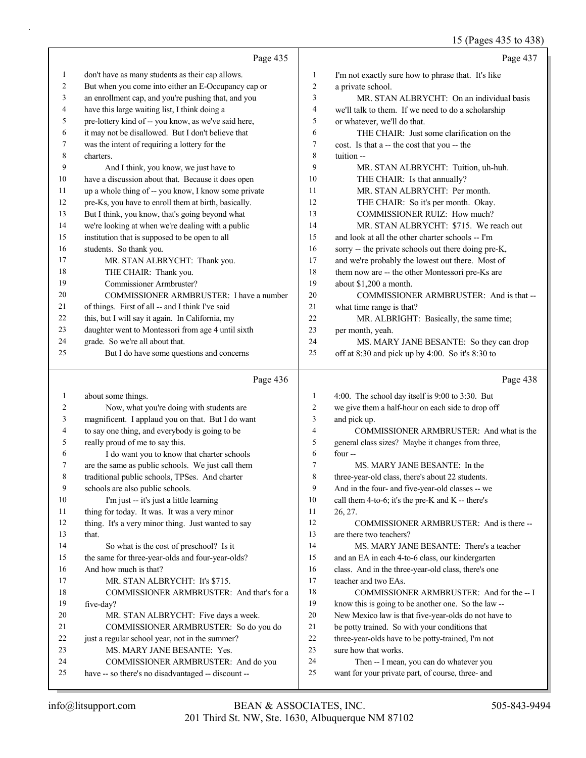Page 435

1 don't have as many students as their cap allows.
2 But when you come into either an E-Occupancy cap or
3 an enrollment cap, and you're pushing that, and you
4 have this large waiting list, I think doing a
5 pre-lottery kind of -- you know, as we've said here,
6 it may not be disallowed. But I don't believe that
7 was the intent of requiring a lottery for the
8 charters.
9 And I think, you know, we just have to
10 have a discussion about that. Because it does open
11 up a whole thing of -- you know, I know some private
12 pre-Ks, you have to enroll them at birth, basically.
13 But I think, you know, that's going beyond what
14 we're looking at when we're dealing with a public
15 institution that is supposed to be open to all
16 students. So thank you.
17 MR. STAN ALBRYCHT: Thank you.
18 THE CHAIR: Thank you.
19 Commissioner Armbruster?
20 COMMISSIONER ARMBRUSTER: I have a number
21 of things. First of all -- and I think I've said
22 this, but I will say it again. In California, my
23 daughter went to Montessori from age 4 until sixth
24 grade. So we're all about that.
25 But I do have some questions and concerns

Page 436

1 about some things.
2 Now, what you're doing with students are
3 magnificent. I applaud you on that. But I do want
4 to say one thing, and everybody is going to be
5 really proud of me to say this.
6 I do want you to know that charter schools
7 are the same as public schools. We just call them
8 traditional public schools, TPSes. And charter
9 schools are also public schools.
10 I'm just -- it's just a little learning
11 thing for today. It was. It was a very minor
12 thing. It's a very minor thing. Just wanted to say
13 that.
14 So what is the cost of preschool? Is it
15 the same for three-year-olds and four-year-olds?
16 And how much is that?
17 MR. STAN ALBRYCHT: It's $715.
18 COMMISSIONER ARMBRUSTER: And that's for a
19 five-day?
20 MR. STAN ALBRYCHT: Five days a week.
21 COMMISSIONER ARMBRUSTER: So do you do
22 just a regular school year, not in the summer?
23 MS. MARY JANE BESANTE: Yes.
24 COMMISSIONER ARMBRUSTER: And do you
25 have -- so there's no disadvantaged -- discount --

Page 437

1 I'm not exactly sure how to phrase that. It's like
2 a private school.
3 MR. STAN ALBRYCHT: On an individual basis
4 we'll talk to them. If we need to do a scholarship
5 or whatever, we'll do that.
6 THE CHAIR: Just some clarification on the
7 cost. Is that a -- the cost that you -- the
8 tuition --
9 MR. STAN ALBRYCHT: Tuition, uh-huh.
10 THE CHAIR: Is that annually?
11 MR. STAN ALBRYCHT: Per month.
12 THE CHAIR: So it's per month. Okay.
13 COMMISSIONER RUIZ: How much?
14 MR. STAN ALBRYCHT: $715. We reach out
15 and look at all the other charter schools -- I'm
16 sorry -- the private schools out there doing pre-K,
17 and we're probably the lowest out there. Most of
18 them now are -- the other Montessori pre-Ks are
19 about $1,200 a month.
20 COMMISSIONER ARMBRUSTER: And is that --
21 what time range is that?
22 MR. ALBRIGHT: Basically, the same time;
23 per month, yeah.
24 MS. MARY JANE BESANTE: So they can drop
25 off at 8:30 and pick up by 4:00. So it's 8:30 to

Page 438

1 4:00. The school day itself is 9:00 to 3:30. But
2 we give them a half-hour on each side to drop off
3 and pick up.
4 COMMISSIONER ARMBRUSTER: And what is the
5 general class sizes? Maybe it changes from three,
6 four --
7 MS. MARY JANE BESANTE: In the
8 three-year-old class, there's about 22 students.
9 And in the four- and five-year-old classes -- we
10 call them 4-to-6; it's the pre-K and K -- there's
11 26, 27.
12 COMMISSIONER ARMBRUSTER: And is there --
13 are there two teachers?
14 MS. MARY JANE BESANTE: There's a teacher
15 and an EA in each 4-to-6 class, our kindergarten
16 class. And in the three-year-old class, there's one
17 teacher and two EAs.
18 COMMISSIONER ARMBRUSTER: And for the -- I
19 know this is going to be another one. So the law --
20 New Mexico law is that five-year-olds do not have to
21 be potty trained. So with your conditions that
22 three-year-olds have to be potty-trained, I'm not
23 sure how that works.
24 Then -- I mean, you can do whatever you
25 want for your private part, of course, three- and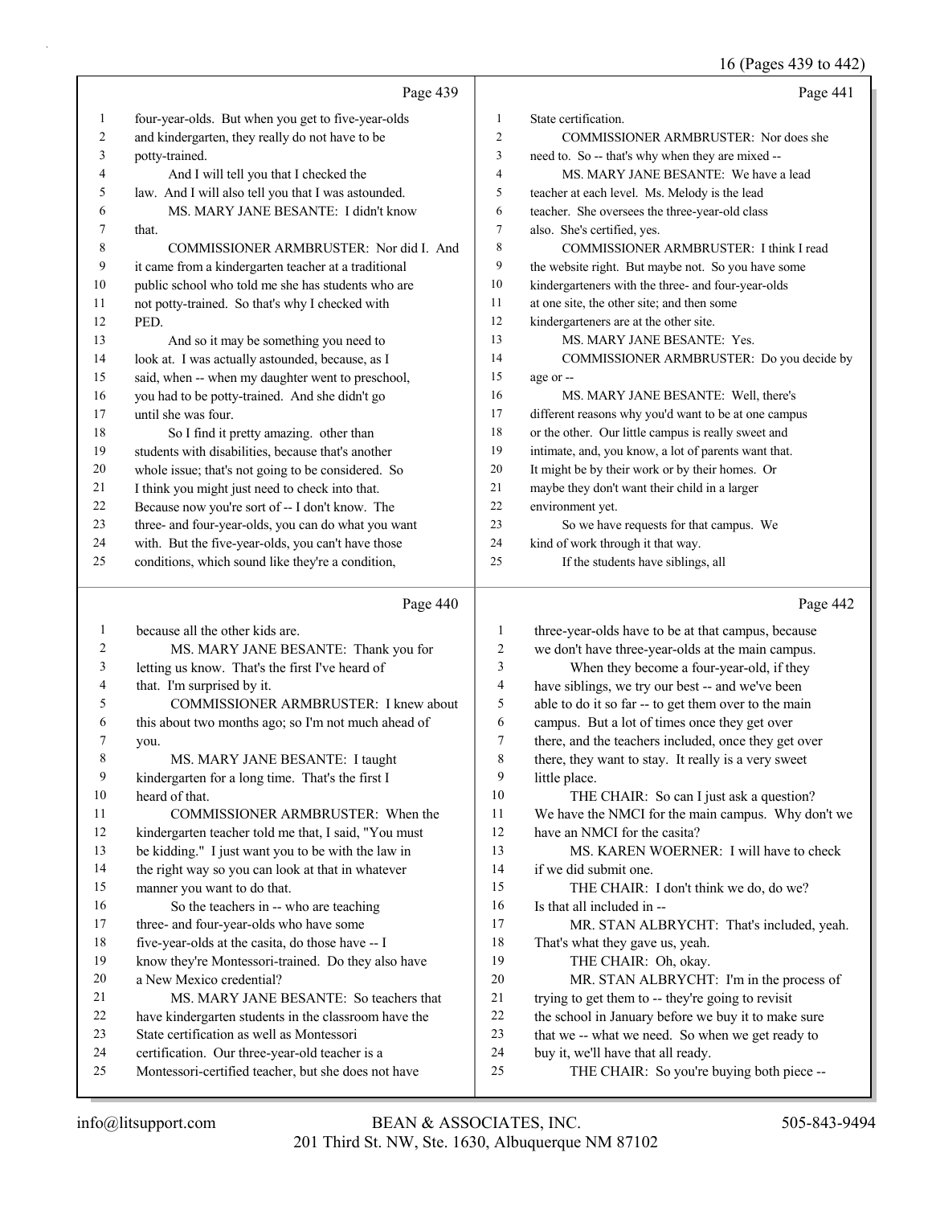Page 439

1 four-year-olds. But when you get to five-year-olds
2 and kindergarten, they really do not have to be
3 potty-trained.
4 And I will tell you that I checked the
5 law. And I will also tell you that I was astounded.
6 MS. MARY JANE BESANTE: I didn't know
7 that.
8 COMMISSIONER ARMBRUSTER: Nor did I. And
9 it came from a kindergarten teacher at a traditional
10 public school who told me she has students who are
11 not potty-trained. So that's why I checked with
12 PED.
13 And so it may be something you need to
14 look at. I was actually astounded, because, as I
15 said, when -- when my daughter went to preschool,
16 you had to be potty-trained. And she didn't go
17 until she was four.
18 So I find it pretty amazing. other than
19 students with disabilities, because that's another
20 whole issue; that's not going to be considered. So
21 I think you might just need to check into that.
22 Because now you're sort of -- I don't know. The
23 three- and four-year-olds, you can do what you want
24 with. But the five-year-olds, you can't have those
25 conditions, which sound like they're a condition,

Page 440

1 because all the other kids are.
2 MS. MARY JANE BESANTE: Thank you for
3 letting us know. That's the first I've heard of
4 that. I'm surprised by it.
5 COMMISSIONER ARMBRUSTER: I knew about
6 this about two months ago; so I'm not much ahead of
7 you.
8 MS. MARY JANE BESANTE: I taught
9 kindergarten for a long time. That's the first I
10 heard of that.
11 COMMISSIONER ARMBRUSTER: When the
12 kindergarten teacher told me that, I said, "You must
13 be kidding." I just want you to be with the law in
14 the right way so you can look at that in whatever
15 manner you want to do that.
16 So the teachers in -- who are teaching
17 three- and four-year-olds who have some
18 five-year-olds at the casita, do those have -- I
19 know they're Montessori-trained. Do they also have
20 a New Mexico credential?
21 MS. MARY JANE BESANTE: So teachers that
22 have kindergarten students in the classroom have the
23 State certification as well as Montessori
24 certification. Our three-year-old teacher is a
25 Montessori-certified teacher, but she does not have

Page 441

1 State certification.
2 COMMISSIONER ARMBRUSTER: Nor does she
3 need to. So -- that's why when they are mixed --
4 MS. MARY JANE BESANTE: We have a lead
5 teacher at each level. Ms. Melody is the lead
6 teacher. She oversees the three-year-old class
7 also. She's certified, yes.
8 COMMISSIONER ARMBRUSTER: I think I read
9 the website right. But maybe not. So you have some
10 kindergarteners with the three- and four-year-olds
11 at one site, the other site; and then some
12 kindergarteners are at the other site.
13 MS. MARY JANE BESANTE: Yes.
14 COMMISSIONER ARMBRUSTER: Do you decide by
15 age or --
16 MS. MARY JANE BESANTE: Well, there's
17 different reasons why you'd want to be at one campus
18 or the other. Our little campus is really sweet and
19 intimate, and, you know, a lot of parents want that.
20 It might be by their work or by their homes. Or
21 maybe they don't want their child in a larger
22 environment yet.
23 So we have requests for that campus. We
24 kind of work through it that way.
25 If the students have siblings, all

Page 442

1 three-year-olds have to be at that campus, because
2 we don't have three-year-olds at the main campus.
3 When they become a four-year-old, if they
4 have siblings, we try our best -- and we've been
5 able to do it so far -- to get them over to the main
6 campus. But a lot of times once they get over
7 there, and the teachers included, once they get over
8 there, they want to stay. It really is a very sweet
9 little place.
10 THE CHAIR: So can I just ask a question?
11 We have the NMCI for the main campus. Why don't we
12 have an NMCI for the casita?
13 MS. KAREN WOERNER: I will have to check
14 if we did submit one.
15 THE CHAIR: I don't think we do, do we?
16 Is that all included in --
17 MR. STAN ALBRYCHT: That's included, yeah.
18 That's what they gave us, yeah.
19 THE CHAIR: Oh, okay.
20 MR. STAN ALBRYCHT: I'm in the process of
21 trying to get them to -- they're going to revisit
22 the school in January before we buy it to make sure
23 that we -- what we need. So when we get ready to
24 buy it, we'll have that all ready.
25 THE CHAIR: So you're buying both piece --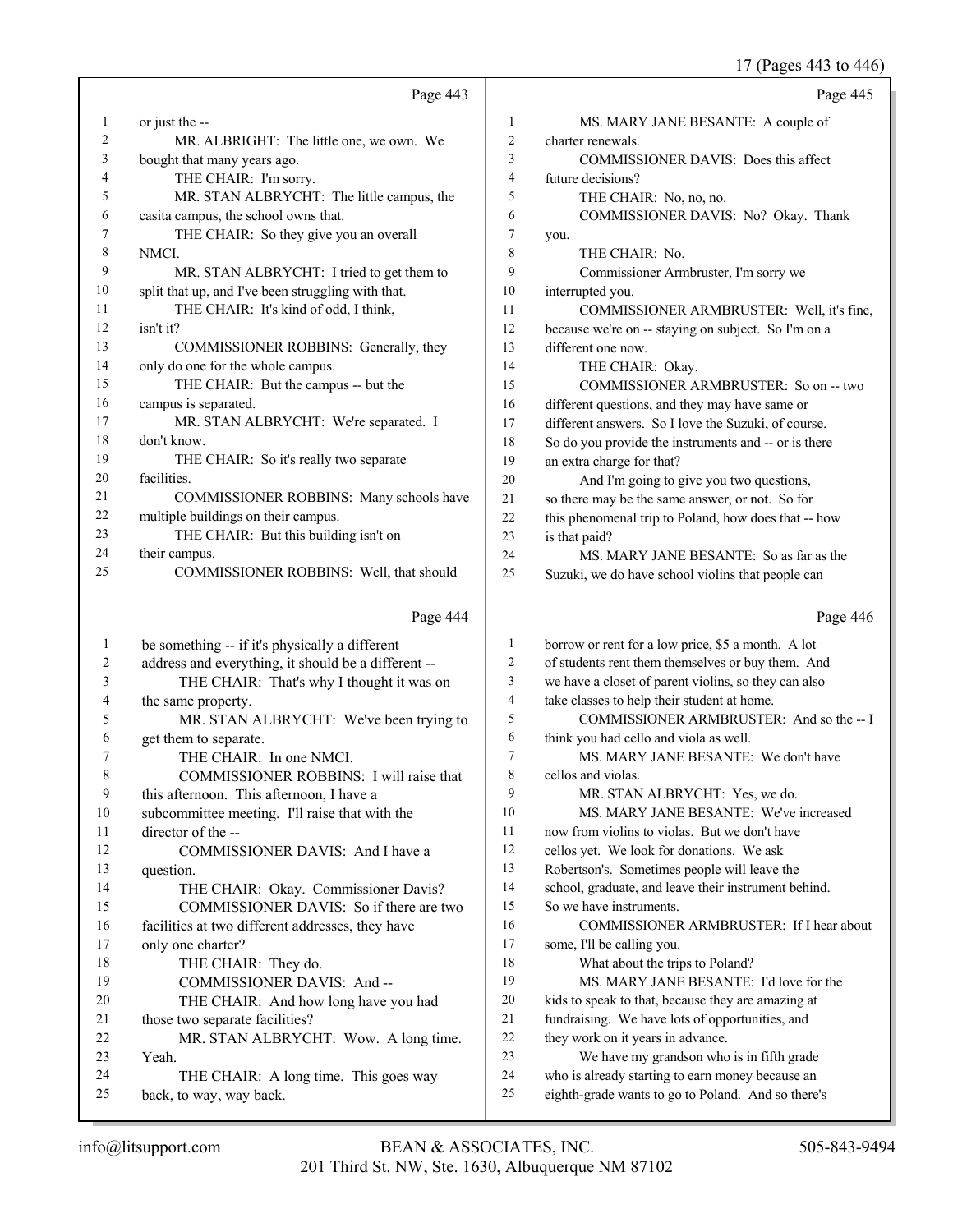Page 443

1 or just the --
2 MR. ALBRIGHT: The little one, we own. We
3 bought that many years ago.
4 THE CHAIR: I'm sorry.
5 MR. STAN ALBRYCHT: The little campus, the
6 casita campus, the school owns that.
7 THE CHAIR: So they give you an overall
8 NMCI.
9 MR. STAN ALBRYCHT: I tried to get them to
10 split that up, and I've been struggling with that.
11 THE CHAIR: It's kind of odd, I think,
12 isn't it?
13 COMMISSIONER ROBBINS: Generally, they
14 only do one for the whole campus.
15 THE CHAIR: But the campus -- but the
16 campus is separated.
17 MR. STAN ALBRYCHT: We're separated. I
18 don't know.
19 THE CHAIR: So it's really two separate
20 facilities.
21 COMMISSIONER ROBBINS: Many schools have
22 multiple buildings on their campus.
23 THE CHAIR: But this building isn't on
24 their campus.
25 COMMISSIONER ROBBINS: Well, that should

Page 444

1 be something -- if it's physically a different
2 address and everything, it should be a different --
3 THE CHAIR: That's why I thought it was on
4 the same property.
5 MR. STAN ALBRYCHT: We've been trying to
6 get them to separate.
7 THE CHAIR: In one NMCI.
8 COMMISSIONER ROBBINS: I will raise that
9 this afternoon. This afternoon, I have a
10 subcommittee meeting. I'll raise that with the
11 director of the --
12 COMMISSIONER DAVIS: And I have a
13 question.
14 THE CHAIR: Okay. Commissioner Davis?
15 COMMISSIONER DAVIS: So if there are two
16 facilities at two different addresses, they have
17 only one charter?
18 THE CHAIR: They do.
19 COMMISSIONER DAVIS: And --
20 THE CHAIR: And how long have you had
21 those two separate facilities?
22 MR. STAN ALBRYCHT: Wow. A long time.
23 Yeah.
24 THE CHAIR: A long time. This goes way
25 back, to way, way back.

Page 445

1 MS. MARY JANE BESANTE: A couple of
2 charter renewals.
3 COMMISSIONER DAVIS: Does this affect
4 future decisions?
5 THE CHAIR: No, no, no.
6 COMMISSIONER DAVIS: No? Okay. Thank
7 you.
8 THE CHAIR: No.
9 Commissioner Armbruster, I'm sorry we
10 interrupted you.
11 COMMISSIONER ARMBRUSTER: Well, it's fine,
12 because we're on -- staying on subject. So I'm on a
13 different one now.
14 THE CHAIR: Okay.
15 COMMISSIONER ARMBRUSTER: So on -- two
16 different questions, and they may have same or
17 different answers. So I love the Suzuki, of course.
18 So do you provide the instruments and -- or is there
19 an extra charge for that?
20 And I'm going to give you two questions,
21 so there may be the same answer, or not. So for
22 this phenomenal trip to Poland, how does that -- how
23 is that paid?
24 MS. MARY JANE BESANTE: So as far as the
25 Suzuki, we do have school violins that people can

Page 446

1 borrow or rent for a low price, $5 a month. A lot
2 of students rent them themselves or buy them. And
3 we have a closet of parent violins, so they can also
4 take classes to help their student at home.
5 COMMISSIONER ARMBRUSTER: And so the -- I
6 think you had cello and viola as well.
7 MS. MARY JANE BESANTE: We don't have
8 cellos and violas.
9 MR. STAN ALBRYCHT: Yes, we do.
10 MS. MARY JANE BESANTE: We've increased
11 now from violins to violas. But we don't have
12 cellos yet. We look for donations. We ask
13 Robertson's. Sometimes people will leave the
14 school, graduate, and leave their instrument behind.
15 So we have instruments.
16 COMMISSIONER ARMBRUSTER: If I hear about
17 some, I'll be calling you.
18 What about the trips to Poland?
19 MS. MARY JANE BESANTE: I'd love for the
20 kids to speak to that, because they are amazing at
21 fundraising. We have lots of opportunities, and
22 they work on it years in advance.
23 We have my grandson who is in fifth grade
24 who is already starting to earn money because an
25 eighth-grade wants to go to Poland. And so there's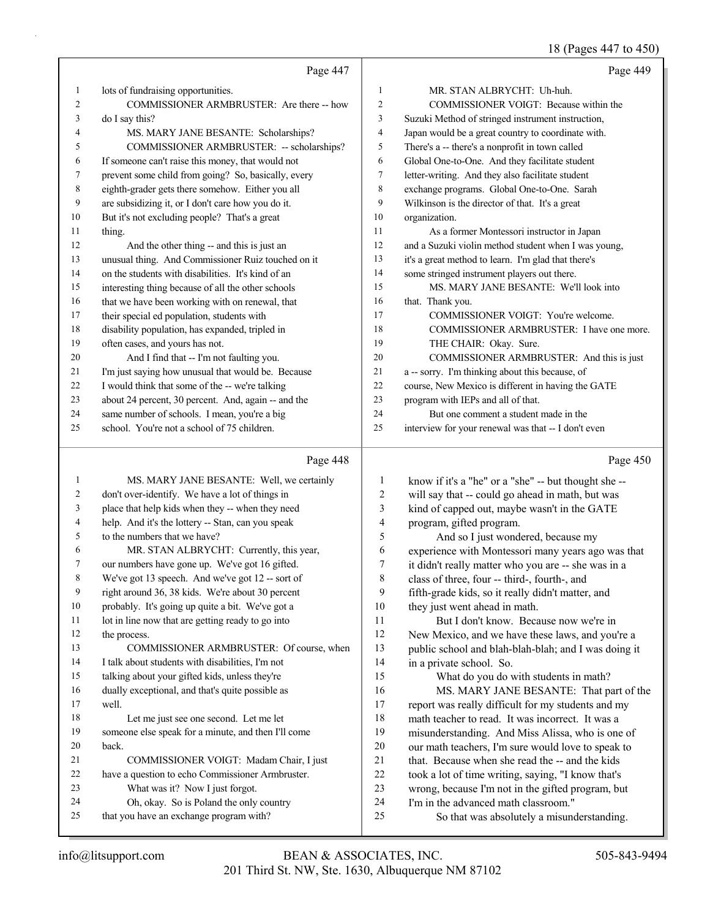Page 447

lots of fundraising opportunities.

COMMISSIONER ARMBRUSTER: Are there -- how do I say this?

MS. MARY JANE BESANTE: Scholarships?

COMMISSIONER ARMBRUSTER: -- scholarships? If someone can't raise this money, that would not prevent some child from going? So, basically, every eighth-grader gets there somehow. Either you all are subsidizing it, or I don't care how you do it. But it's not excluding people? That's a great thing.

And the other thing -- and this is just an unusual thing. And Commissioner Ruiz touched on it on the students with disabilities. It's kind of an interesting thing because of all the other schools that we have been working with on renewal, that their special ed population, students with disability population, has expanded, tripled in often cases, and yours has not.

And I find that -- I'm not faulting you. I'm just saying how unusual that would be. Because I would think that some of the -- we're talking about 24 percent, 30 percent. And, again -- and the same number of schools. I mean, you're a big school. You're not a school of 75 children.

Page 448

MS. MARY JANE BESANTE: Well, we certainly don't over-identify. We have a lot of things in place that help kids when they -- when they need help. And it's the lottery -- Stan, can you speak to the numbers that we have?

MR. STAN ALBRYCHT: Currently, this year, our numbers have gone up. We've got 16 gifted. We've got 13 speech. And we've got 12 -- sort of right around 36, 38 kids. We're about 30 percent probably. It's going up quite a bit. We've got a lot in line now that are getting ready to go into the process.

COMMISSIONER ARMBRUSTER: Of course, when I talk about students with disabilities, I'm not talking about your gifted kids, unless they're dually exceptional, and that's quite possible as well.

Let me just see one second. Let me let someone else speak for a minute, and then I'll come back.

COMMISSIONER VOIGT: Madam Chair, I just have a question to echo Commissioner Armbruster.

What was it? Now I just forgot.

Oh, okay. So is Poland the only country that you have an exchange program with?

Page 449

MR. STAN ALBRYCHT: Uh-huh.

COMMISSIONER VOIGT: Because within the Suzuki Method of stringed instrument instruction, Japan would be a great country to coordinate with. There's a -- there's a nonprofit in town called Global One-to-One. And they facilitate student letter-writing. And they also facilitate student exchange programs. Global One-to-One. Sarah Wilkinson is the director of that. It's a great organization.

As a former Montessori instructor in Japan and a Suzuki violin method student when I was young, it's a great method to learn. I'm glad that there's some stringed instrument players out there.

MS. MARY JANE BESANTE: We'll look into that. Thank you.

COMMISSIONER VOIGT: You're welcome.

COMMISSIONER ARMBRUSTER: I have one more.

THE CHAIR: Okay. Sure.

COMMISSIONER ARMBRUSTER: And this is just a -- sorry. I'm thinking about this because, of course, New Mexico is different in having the GATE program with IEPs and all of that.

But one comment a student made in the interview for your renewal was that -- I don't even

Page 450

know if it's a "he" or a "she" -- but thought she -- will say that -- could go ahead in math, but was kind of capped out, maybe wasn't in the GATE program, gifted program.

And so I just wondered, because my experience with Montessori many years ago was that it didn't really matter who you are -- she was in a class of three, four -- third-, fourth-, and fifth-grade kids, so it really didn't matter, and they just went ahead in math.

But I don't know. Because now we're in New Mexico, and we have these laws, and you're a public school and blah-blah-blah; and I was doing it in a private school. So.

What do you do with students in math?

MS. MARY JANE BESANTE: That part of the report was really difficult for my students and my math teacher to read. It was incorrect. It was a misunderstanding. And Miss Alissa, who is one of our math teachers, I'm sure would love to speak to that. Because when she read the -- and the kids took a lot of time writing, saying, "I know that's wrong, because I'm not in the gifted program, but I'm in the advanced math classroom."

So that was absolutely a misunderstanding.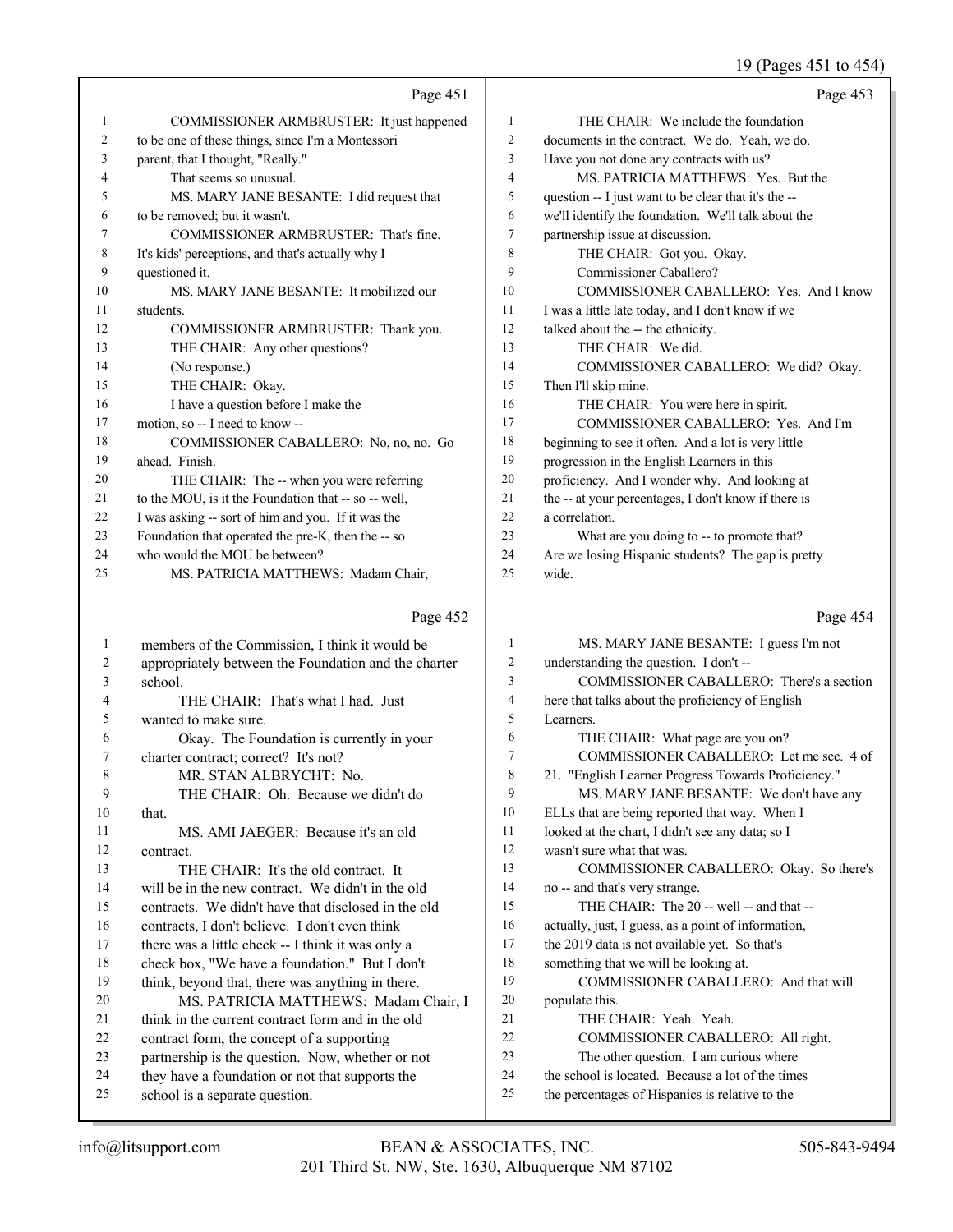## Page 451

1 COMMISSIONER ARMBRUSTER: It just happened
2 to be one of these things, since I'm a Montessori
3 parent, that I thought, "Really."
4 That seems so unusual.
5 MS. MARY JANE BESANTE: I did request that
6 to be removed; but it wasn't.
7 COMMISSIONER ARMBRUSTER: That's fine.
8 It's kids' perceptions, and that's actually why I
9 questioned it.
10 MS. MARY JANE BESANTE: It mobilized our
11 students.
12 COMMISSIONER ARMBRUSTER: Thank you.
13 THE CHAIR: Any other questions?
14 (No response.)
15 THE CHAIR: Okay.
16 I have a question before I make the
17 motion, so -- I need to know --
18 COMMISSIONER CABALLERO: No, no, no. Go
19 ahead. Finish.
20 THE CHAIR: The -- when you were referring
21 to the MOU, is it the Foundation that -- so -- well,
22 I was asking -- sort of him and you. If it was the
23 Foundation that operated the pre-K, then the -- so
24 who would the MOU be between?
25 MS. PATRICIA MATTHEWS: Madam Chair,

## Page 452

1 members of the Commission, I think it would be
2 appropriately between the Foundation and the charter
3 school.
4 THE CHAIR: That's what I had. Just
5 wanted to make sure.
6 Okay. The Foundation is currently in your
7 charter contract; correct? It's not?
8 MR. STAN ALBRYCHT: No.
9 THE CHAIR: Oh. Because we didn't do
10 that.
11 MS. AMI JAEGER: Because it's an old
12 contract.
13 THE CHAIR: It's the old contract. It
14 will be in the new contract. We didn't in the old
15 contracts. We didn't have that disclosed in the old
16 contracts, I don't believe. I don't even think
17 there was a little check -- I think it was only a
18 check box, "We have a foundation." But I don't
19 think, beyond that, there was anything in there.
20 MS. PATRICIA MATTHEWS: Madam Chair, I
21 think in the current contract form and in the old
22 contract form, the concept of a supporting
23 partnership is the question. Now, whether or not
24 they have a foundation or not that supports the
25 school is a separate question.

## Page 453

1 THE CHAIR: We include the foundation
2 documents in the contract. We do. Yeah, we do.
3 Have you not done any contracts with us?
4 MS. PATRICIA MATTHEWS: Yes. But the
5 question -- I just want to be clear that it's the --
6 we'll identify the foundation. We'll talk about the
7 partnership issue at discussion.
8 THE CHAIR: Got you. Okay.
9 Commissioner Caballero?
10 COMMISSIONER CABALLERO: Yes. And I know
11 I was a little late today, and I don't know if we
12 talked about the -- the ethnicity.
13 THE CHAIR: We did.
14 COMMISSIONER CABALLERO: We did? Okay.
15 Then I'll skip mine.
16 THE CHAIR: You were here in spirit.
17 COMMISSIONER CABALLERO: Yes. And I'm
18 beginning to see it often. And a lot is very little
19 progression in the English Learners in this
20 proficiency. And I wonder why. And looking at
21 the -- at your percentages, I don't know if there is
22 a correlation.
23 What are you doing to -- to promote that?
24 Are we losing Hispanic students? The gap is pretty
25 wide.

## Page 454

1 MS. MARY JANE BESANTE: I guess I'm not
2 understanding the question. I don't --
3 COMMISSIONER CABALLERO: There's a section
4 here that talks about the proficiency of English
5 Learners.
6 THE CHAIR: What page are you on?
7 COMMISSIONER CABALLERO: Let me see. 4 of
8 21. "English Learner Progress Towards Proficiency."
9 MS. MARY JANE BESANTE: We don't have any
10 ELLs that are being reported that way. When I
11 looked at the chart, I didn't see any data; so I
12 wasn't sure what that was.
13 COMMISSIONER CABALLERO: Okay. So there's
14 no -- and that's very strange.
15 THE CHAIR: The 20 -- well -- and that --
16 actually, just, I guess, as a point of information,
17 the 2019 data is not available yet. So that's
18 something that we will be looking at.
19 COMMISSIONER CABALLERO: And that will
20 populate this.
21 THE CHAIR: Yeah. Yeah.
22 COMMISSIONER CABALLERO: All right.
23 The other question. I am curious where
24 the school is located. Because a lot of the times
25 the percentages of Hispanics is relative to the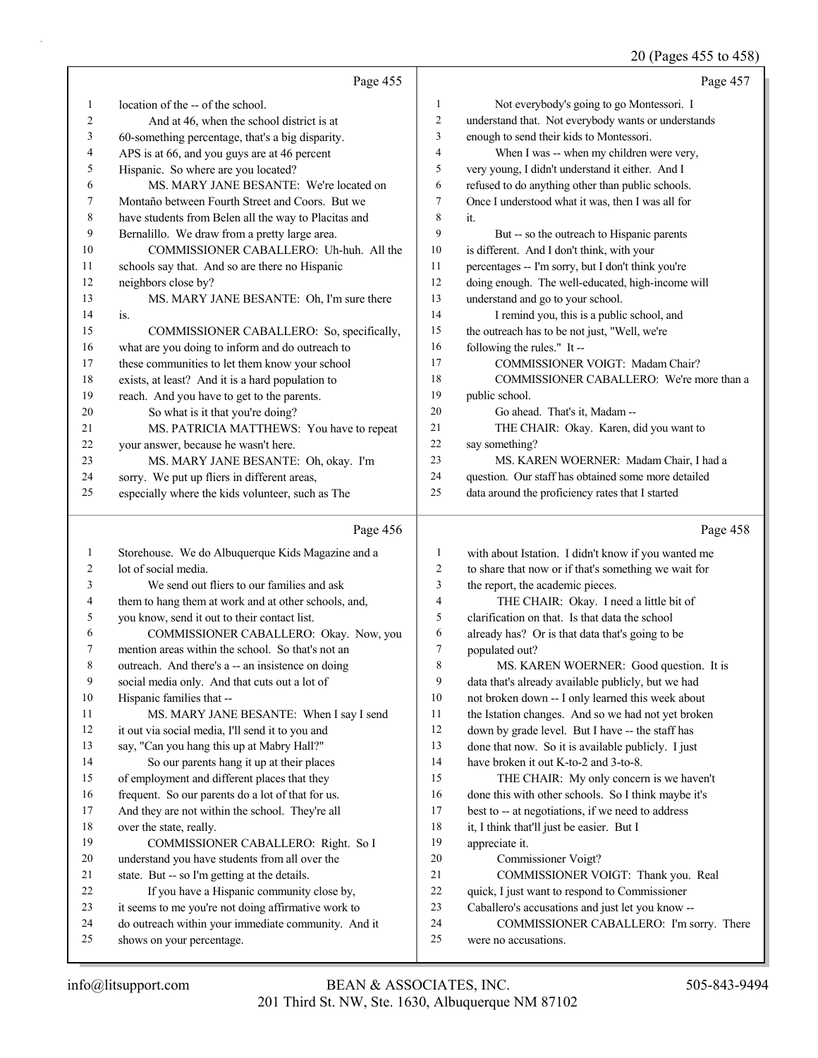Page 455

1 location of the -- of the school.
2 And at 46, when the school district is at
3 60-something percentage, that's a big disparity.
4 APS is at 66, and you guys are at 46 percent
5 Hispanic. So where are you located?
6 MS. MARY JANE BESANTE: We're located on
7 Montaño between Fourth Street and Coors. But we
8 have students from Belen all the way to Placitas and
9 Bernalillo. We draw from a pretty large area.
10 COMMISSIONER CABALLERO: Uh-huh. All the
11 schools say that. And so are there no Hispanic
12 neighbors close by?
13 MS. MARY JANE BESANTE: Oh, I'm sure there
14 is.
15 COMMISSIONER CABALLERO: So, specifically,
16 what are you doing to inform and do outreach to
17 these communities to let them know your school
18 exists, at least? And it is a hard population to
19 reach. And you have to get to the parents.
20 So what is it that you're doing?
21 MS. PATRICIA MATTHEWS: You have to repeat
22 your answer, because he wasn't here.
23 MS. MARY JANE BESANTE: Oh, okay. I'm
24 sorry. We put up fliers in different areas,
25 especially where the kids volunteer, such as The

Page 456

1 Storehouse. We do Albuquerque Kids Magazine and a
2 lot of social media.
3 We send out fliers to our families and ask
4 them to hang them at work and at other schools, and,
5 you know, send it out to their contact list.
6 COMMISSIONER CABALLERO: Okay. Now, you
7 mention areas within the school. So that's not an
8 outreach. And there's a -- an insistence on doing
9 social media only. And that cuts out a lot of
10 Hispanic families that --
11 MS. MARY JANE BESANTE: When I say I send
12 it out via social media, I'll send it to you and
13 say, "Can you hang this up at Mabry Hall?"
14 So our parents hang it up at their places
15 of employment and different places that they
16 frequent. So our parents do a lot of that for us.
17 And they are not within the school. They're all
18 over the state, really.
19 COMMISSIONER CABALLERO: Right. So I
20 understand you have students from all over the
21 state. But -- so I'm getting at the details.
22 If you have a Hispanic community close by,
23 it seems to me you're not doing affirmative work to
24 do outreach within your immediate community. And it
25 shows on your percentage.

Page 457

1 Not everybody's going to go Montessori. I
2 understand that. Not everybody wants or understands
3 enough to send their kids to Montessori.
4 When I was -- when my children were very,
5 very young, I didn't understand it either. And I
6 refused to do anything other than public schools.
7 Once I understood what it was, then I was all for
8 it.
9 But -- so the outreach to Hispanic parents
10 is different. And I don't think, with your
11 percentages -- I'm sorry, but I don't think you're
12 doing enough. The well-educated, high-income will
13 understand and go to your school.
14 I remind you, this is a public school, and
15 the outreach has to be not just, "Well, we're
16 following the rules." It --
17 COMMISSIONER VOIGT: Madam Chair?
18 COMMISSIONER CABALLERO: We're more than a
19 public school.
20 Go ahead. That's it, Madam --
21 THE CHAIR: Okay. Karen, did you want to
22 say something?
23 MS. KAREN WOERNER: Madam Chair, I had a
24 question. Our staff has obtained some more detailed
25 data around the proficiency rates that I started

Page 458

1 with about Istation. I didn't know if you wanted me
2 to share that now or if that's something we wait for
3 the report, the academic pieces.
4 THE CHAIR: Okay. I need a little bit of
5 clarification on that. Is that data the school
6 already has? Or is that data that's going to be
7 populated out?
8 MS. KAREN WOERNER: Good question. It is
9 data that's already available publicly, but we had
10 not broken down -- I only learned this week about
11 the Istation changes. And so we had not yet broken
12 down by grade level. But I have -- the staff has
13 done that now. So it is available publicly. I just
14 have broken it out K-to-2 and 3-to-8.
15 THE CHAIR: My only concern is we haven't
16 done this with other schools. So I think maybe it's
17 best to -- at negotiations, if we need to address
18 it, I think that'll just be easier. But I
19 appreciate it.
20 Commissioner Voigt?
21 COMMISSIONER VOIGT: Thank you. Real
22 quick, I just want to respond to Commissioner
23 Caballero's accusations and just let you know --
24 COMMISSIONER CABALLERO: I'm sorry. There
25 were no accusations.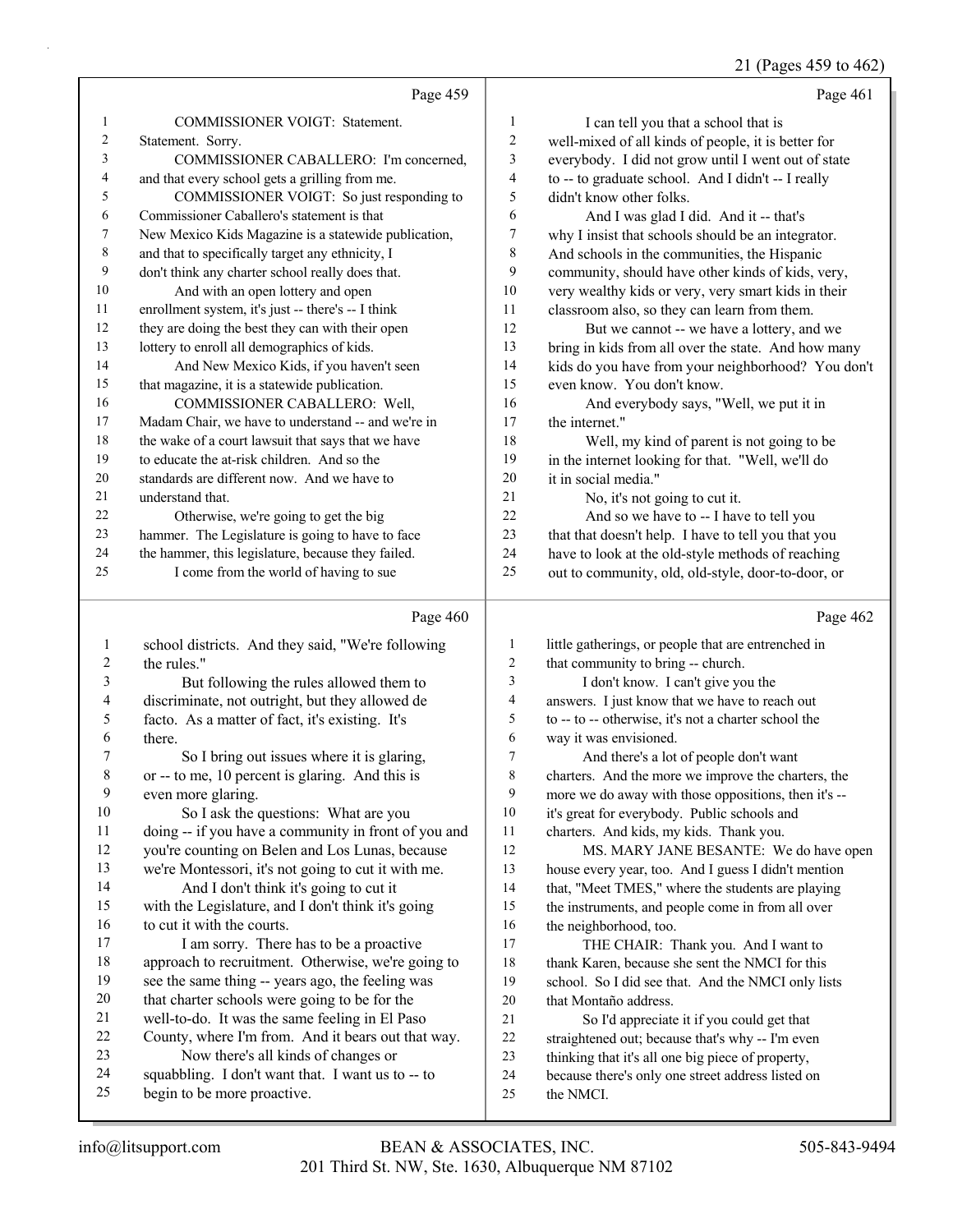Page 459

1 COMMISSIONER VOIGT: Statement.
2 Statement. Sorry.
3 COMMISSIONER CABALLERO: I'm concerned,
4 and that every school gets a grilling from me.
5 COMMISSIONER VOIGT: So just responding to
6 Commissioner Caballero's statement is that
7 New Mexico Kids Magazine is a statewide publication,
8 and that to specifically target any ethnicity, I
9 don't think any charter school really does that.
10 And with an open lottery and open
11 enrollment system, it's just -- there's -- I think
12 they are doing the best they can with their open
13 lottery to enroll all demographics of kids.
14 And New Mexico Kids, if you haven't seen
15 that magazine, it is a statewide publication.
16 COMMISSIONER CABALLERO: Well,
17 Madam Chair, we have to understand -- and we're in
18 the wake of a court lawsuit that says that we have
19 to educate the at-risk children. And so the
20 standards are different now. And we have to
21 understand that.
22 Otherwise, we're going to get the big
23 hammer. The Legislature is going to have to face
24 the hammer, this legislature, because they failed.
25 I come from the world of having to sue

Page 460

1 school districts. And they said, "We're following
2 the rules."
3 But following the rules allowed them to
4 discriminate, not outright, but they allowed de
5 facto. As a matter of fact, it's existing. It's
6 there.
7 So I bring out issues where it is glaring,
8 or -- to me, 10 percent is glaring. And this is
9 even more glaring.
10 So I ask the questions: What are you
11 doing -- if you have a community in front of you and
12 you're counting on Belen and Los Lunas, because
13 we're Montessori, it's not going to cut it with me.
14 And I don't think it's going to cut it
15 with the Legislature, and I don't think it's going
16 to cut it with the courts.
17 I am sorry. There has to be a proactive
18 approach to recruitment. Otherwise, we're going to
19 see the same thing -- years ago, the feeling was
20 that charter schools were going to be for the
21 well-to-do. It was the same feeling in El Paso
22 County, where I'm from. And it bears out that way.
23 Now there's all kinds of changes or
24 squabbling. I don't want that. I want us to -- to
25 begin to be more proactive.

Page 461

1 I can tell you that a school that is
2 well-mixed of all kinds of people, it is better for
3 everybody. I did not grow until I went out of state
4 to -- to graduate school. And I didn't -- I really
5 didn't know other folks.
6 And I was glad I did. And it -- that's
7 why I insist that schools should be an integrator.
8 And schools in the communities, the Hispanic
9 community, should have other kinds of kids, very,
10 very wealthy kids or very, very smart kids in their
11 classroom also, so they can learn from them.
12 But we cannot -- we have a lottery, and we
13 bring in kids from all over the state. And how many
14 kids do you have from your neighborhood? You don't
15 even know. You don't know.
16 And everybody says, "Well, we put it in
17 the internet."
18 Well, my kind of parent is not going to be
19 in the internet looking for that. "Well, we'll do
20 it in social media."
21 No, it's not going to cut it.
22 And so we have to -- I have to tell you
23 that that doesn't help. I have to tell you that you
24 have to look at the old-style methods of reaching
25 out to community, old, old-style, door-to-door, or

Page 462

1 little gatherings, or people that are entrenched in
2 that community to bring -- church.
3 I don't know. I can't give you the
4 answers. I just know that we have to reach out
5 to -- to -- otherwise, it's not a charter school the
6 way it was envisioned.
7 And there's a lot of people don't want
8 charters. And the more we improve the charters, the
9 more we do away with those oppositions, then it's --
10 it's great for everybody. Public schools and
11 charters. And kids, my kids. Thank you.
12 MS. MARY JANE BESANTE: We do have open
13 house every year, too. And I guess I didn't mention
14 that, "Meet TMES," where the students are playing
15 the instruments, and people come in from all over
16 the neighborhood, too.
17 THE CHAIR: Thank you. And I want to
18 thank Karen, because she sent the NMCI for this
19 school. So I did see that. And the NMCI only lists
20 that Montaño address.
21 So I'd appreciate it if you could get that
22 straightened out; because that's why -- I'm even
23 thinking that it's all one big piece of property,
24 because there's only one street address listed on
25 the NMCI.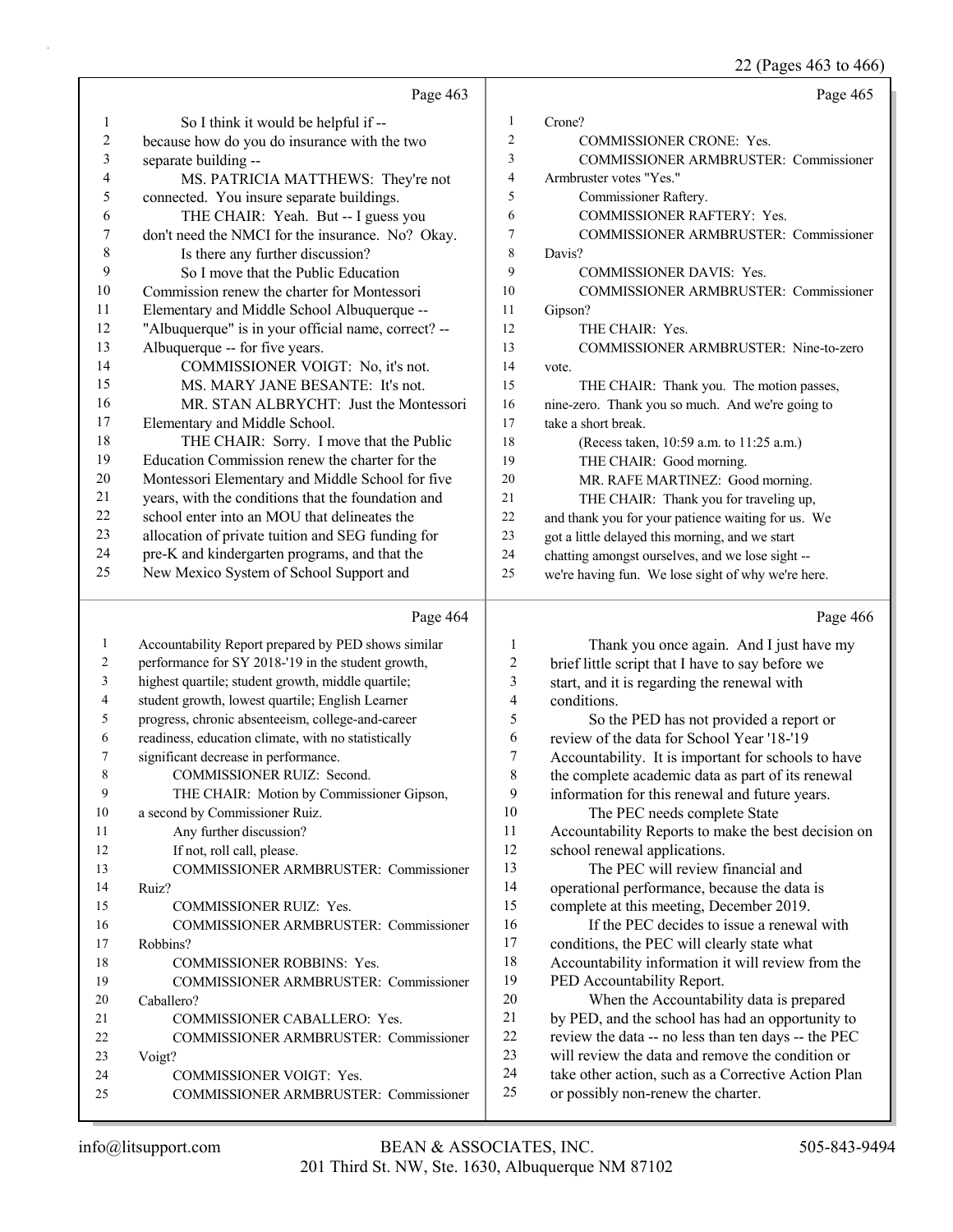Page 463

1 So I think it would be helpful if --
2 because how do you do insurance with the two
3 separate building --
4 MS. PATRICIA MATTHEWS: They're not
5 connected. You insure separate buildings.
6 THE CHAIR: Yeah. But -- I guess you
7 don't need the NMCI for the insurance. No? Okay.
8 Is there any further discussion?
9 So I move that the Public Education
10 Commission renew the charter for Montessori
11 Elementary and Middle School Albuquerque --
12 "Albuquerque" is in your official name, correct? --
13 Albuquerque -- for five years.
14 COMMISSIONER VOIGT: No, it's not.
15 MS. MARY JANE BESANTE: It's not.
16 MR. STAN ALBRYCHT: Just the Montessori
17 Elementary and Middle School.
18 THE CHAIR: Sorry. I move that the Public
19 Education Commission renew the charter for the
20 Montessori Elementary and Middle School for five
21 years, with the conditions that the foundation and
22 school enter into an MOU that delineates the
23 allocation of private tuition and SEG funding for
24 pre-K and kindergarten programs, and that the
25 New Mexico System of School Support and

Page 464

1 Accountability Report prepared by PED shows similar
2 performance for SY 2018-'19 in the student growth,
3 highest quartile; student growth, middle quartile;
4 student growth, lowest quartile; English Learner
5 progress, chronic absenteeism, college-and-career
6 readiness, education climate, with no statistically
7 significant decrease in performance.
8 COMMISSIONER RUIZ: Second.
9 THE CHAIR: Motion by Commissioner Gipson,
10 a second by Commissioner Ruiz.
11 Any further discussion?
12 If not, roll call, please.
13 COMMISSIONER ARMBRUSTER: Commissioner
14 Ruiz?
15 COMMISSIONER RUIZ: Yes.
16 COMMISSIONER ARMBRUSTER: Commissioner
17 Robbins?
18 COMMISSIONER ROBBINS: Yes.
19 COMMISSIONER ARMBRUSTER: Commissioner
20 Caballero?
21 COMMISSIONER CABALLERO: Yes.
22 COMMISSIONER ARMBRUSTER: Commissioner
23 Voigt?
24 COMMISSIONER VOIGT: Yes.
25 COMMISSIONER ARMBRUSTER: Commissioner

Page 465

1 Crone?
2 COMMISSIONER CRONE: Yes.
3 COMMISSIONER ARMBRUSTER: Commissioner
4 Armbruster votes "Yes."
5 Commissioner Raftery.
6 COMMISSIONER RAFTERY: Yes.
7 COMMISSIONER ARMBRUSTER: Commissioner
8 Davis?
9 COMMISSIONER DAVIS: Yes.
10 COMMISSIONER ARMBRUSTER: Commissioner
11 Gipson?
12 THE CHAIR: Yes.
13 COMMISSIONER ARMBRUSTER: Nine-to-zero
14 vote.
15 THE CHAIR: Thank you. The motion passes,
16 nine-zero. Thank you so much. And we're going to
17 take a short break.
18 (Recess taken, 10:59 a.m. to 11:25 a.m.)
19 THE CHAIR: Good morning.
20 MR. RAFE MARTINEZ: Good morning.
21 THE CHAIR: Thank you for traveling up,
22 and thank you for your patience waiting for us. We
23 got a little delayed this morning, and we start
24 chatting amongst ourselves, and we lose sight --
25 we're having fun. We lose sight of why we're here.

Page 466

1 Thank you once again. And I just have my
2 brief little script that I have to say before we
3 start, and it is regarding the renewal with
4 conditions.
5 So the PED has not provided a report or
6 review of the data for School Year '18-'19
7 Accountability. It is important for schools to have
8 the complete academic data as part of its renewal
9 information for this renewal and future years.
10 The PEC needs complete State
11 Accountability Reports to make the best decision on
12 school renewal applications.
13 The PEC will review financial and
14 operational performance, because the data is
15 complete at this meeting, December 2019.
16 If the PEC decides to issue a renewal with
17 conditions, the PEC will clearly state what
18 Accountability information it will review from the
19 PED Accountability Report.
20 When the Accountability data is prepared
21 by PED, and the school has had an opportunity to
22 review the data -- no less than ten days -- the PEC
23 will review the data and remove the condition or
24 take other action, such as a Corrective Action Plan
25 or possibly non-renew the charter.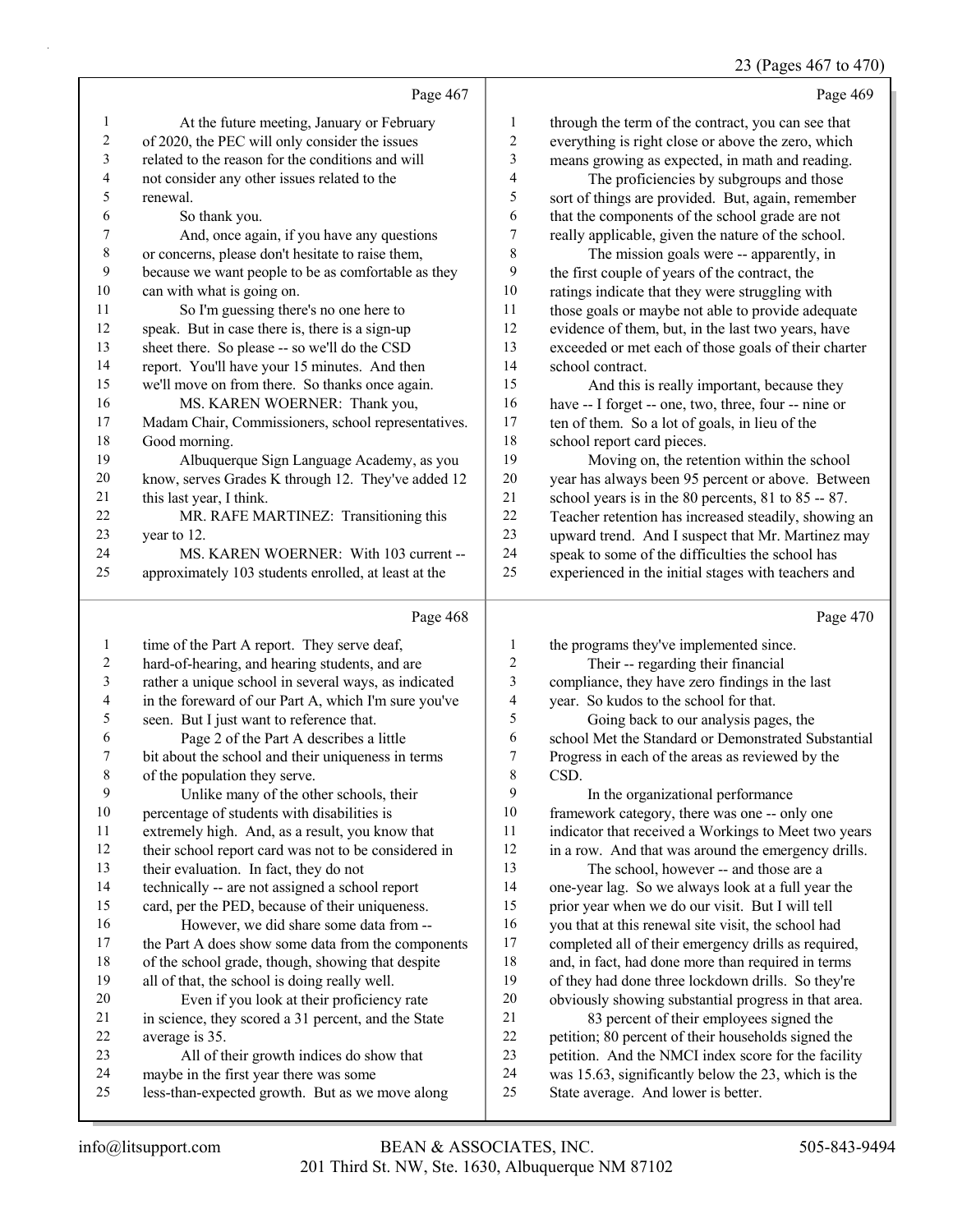Page 467

1 At the future meeting, January or February
2 of 2020, the PEC will only consider the issues
3 related to the reason for the conditions and will
4 not consider any other issues related to the
5 renewal.
6 So thank you.
7 And, once again, if you have any questions
8 or concerns, please don't hesitate to raise them,
9 because we want people to be as comfortable as they
10 can with what is going on.
11 So I'm guessing there's no one here to
12 speak. But in case there is, there is a sign-up
13 sheet there. So please -- so we'll do the CSD
14 report. You'll have your 15 minutes. And then
15 we'll move on from there. So thanks once again.
16 MS. KAREN WOERNER: Thank you,
17 Madam Chair, Commissioners, school representatives.
18 Good morning.
19 Albuquerque Sign Language Academy, as you
20 know, serves Grades K through 12. They've added 12
21 this last year, I think.
22 MR. RAFE MARTINEZ: Transitioning this
23 year to 12.
24 MS. KAREN WOERNER: With 103 current --
25 approximately 103 students enrolled, at least at the

Page 468

1 time of the Part A report. They serve deaf,
2 hard-of-hearing, and hearing students, and are
3 rather a unique school in several ways, as indicated
4 in the foreward of our Part A, which I'm sure you've
5 seen. But I just want to reference that.
6 Page 2 of the Part A describes a little
7 bit about the school and their uniqueness in terms
8 of the population they serve.
9 Unlike many of the other schools, their
10 percentage of students with disabilities is
11 extremely high. And, as a result, you know that
12 their school report card was not to be considered in
13 their evaluation. In fact, they do not
14 technically -- are not assigned a school report
15 card, per the PED, because of their uniqueness.
16 However, we did share some data from --
17 the Part A does show some data from the components
18 of the school grade, though, showing that despite
19 all of that, the school is doing really well.
20 Even if you look at their proficiency rate
21 in science, they scored a 31 percent, and the State
22 average is 35.
23 All of their growth indices do show that
24 maybe in the first year there was some
25 less-than-expected growth. But as we move along

Page 469

1 through the term of the contract, you can see that
2 everything is right close or above the zero, which
3 means growing as expected, in math and reading.
4 The proficiencies by subgroups and those
5 sort of things are provided. But, again, remember
6 that the components of the school grade are not
7 really applicable, given the nature of the school.
8 The mission goals were -- apparently, in
9 the first couple of years of the contract, the
10 ratings indicate that they were struggling with
11 those goals or maybe not able to provide adequate
12 evidence of them, but, in the last two years, have
13 exceeded or met each of those goals of their charter
14 school contract.
15 And this is really important, because they
16 have -- I forget -- one, two, three, four -- nine or
17 ten of them. So a lot of goals, in lieu of the
18 school report card pieces.
19 Moving on, the retention within the school
20 year has always been 95 percent or above. Between
21 school years is in the 80 percents, 81 to 85 -- 87.
22 Teacher retention has increased steadily, showing an
23 upward trend. And I suspect that Mr. Martinez may
24 speak to some of the difficulties the school has
25 experienced in the initial stages with teachers and

Page 470

1 the programs they've implemented since.
2 Their -- regarding their financial
3 compliance, they have zero findings in the last
4 year. So kudos to the school for that.
5 Going back to our analysis pages, the
6 school Met the Standard or Demonstrated Substantial
7 Progress in each of the areas as reviewed by the
8 CSD.
9 In the organizational performance
10 framework category, there was one -- only one
11 indicator that received a Workings to Meet two years
12 in a row. And that was around the emergency drills.
13 The school, however -- and those are a
14 one-year lag. So we always look at a full year the
15 prior year when we do our visit. But I will tell
16 you that at this renewal site visit, the school had
17 completed all of their emergency drills as required,
18 and, in fact, had done more than required in terms
19 of they had done three lockdown drills. So they're
20 obviously showing substantial progress in that area.
21 83 percent of their employees signed the
22 petition; 80 percent of their households signed the
23 petition. And the NMCI index score for the facility
24 was 15.63, significantly below the 23, which is the
25 State average. And lower is better.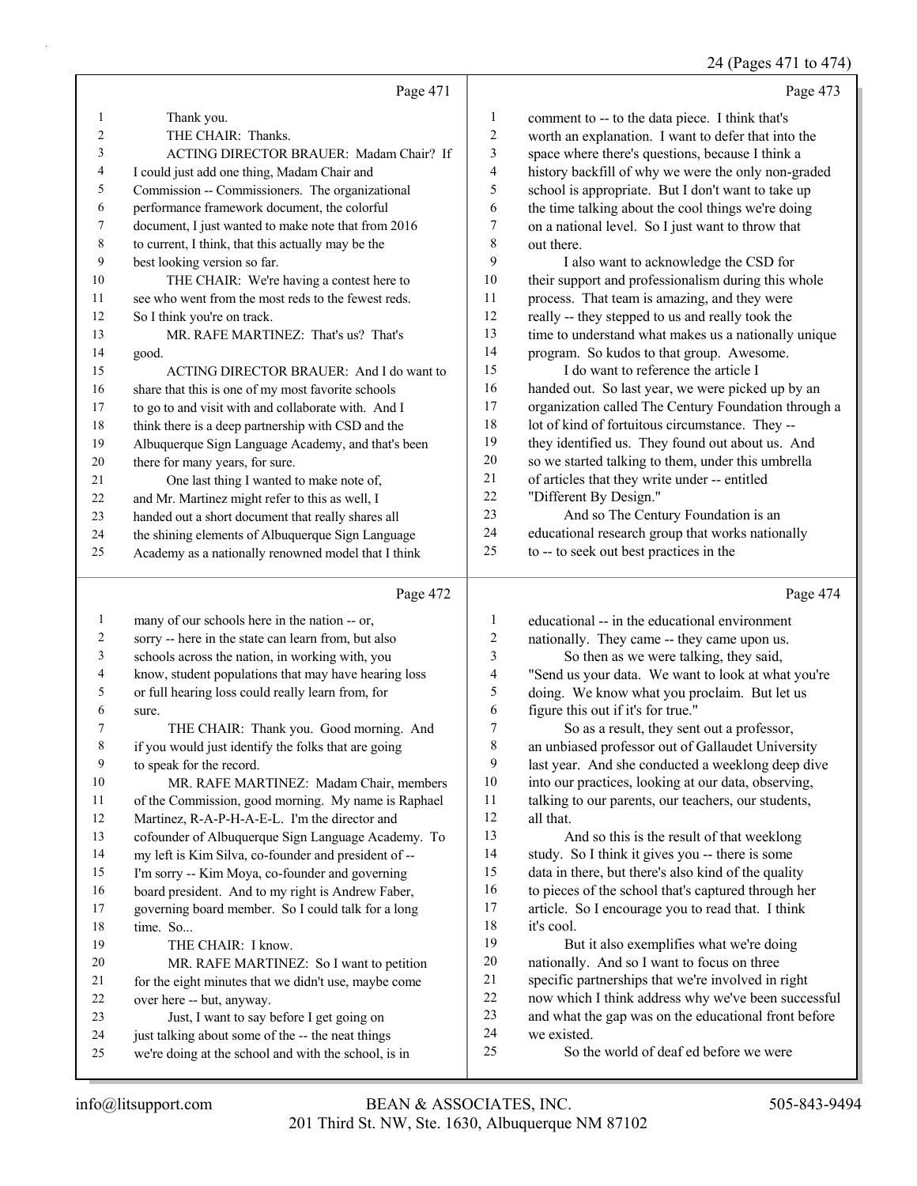Page 471

1 Thank you.
2 THE CHAIR: Thanks.
3 ACTING DIRECTOR BRAUER: Madam Chair? If
4 I could just add one thing, Madam Chair and
5 Commission -- Commissioners. The organizational
6 performance framework document, the colorful
7 document, I just wanted to make note that from 2016
8 to current, I think, that this actually may be the
9 best looking version so far.
10 THE CHAIR: We're having a contest here to
11 see who went from the most reds to the fewest reds.
12 So I think you're on track.
13 MR. RAFE MARTINEZ: That's us? That's
14 good.
15 ACTING DIRECTOR BRAUER: And I do want to
16 share that this is one of my most favorite schools
17 to go to and visit with and collaborate with. And I
18 think there is a deep partnership with CSD and the
19 Albuquerque Sign Language Academy, and that's been
20 there for many years, for sure.
21 One last thing I wanted to make note of,
22 and Mr. Martinez might refer to this as well, I
23 handed out a short document that really shares all
24 the shining elements of Albuquerque Sign Language
25 Academy as a nationally renowned model that I think

Page 472

1 many of our schools here in the nation -- or,
2 sorry -- here in the state can learn from, but also
3 schools across the nation, in working with, you
4 know, student populations that may have hearing loss
5 or full hearing loss could really learn from, for
6 sure.
7 THE CHAIR: Thank you. Good morning. And
8 if you would just identify the folks that are going
9 to speak for the record.
10 MR. RAFE MARTINEZ: Madam Chair, members
11 of the Commission, good morning. My name is Raphael
12 Martinez, R-A-P-H-A-E-L. I'm the director and
13 cofounder of Albuquerque Sign Language Academy. To
14 my left is Kim Silva, co-founder and president of --
15 I'm sorry -- Kim Moya, co-founder and governing
16 board president. And to my right is Andrew Faber,
17 governing board member. So I could talk for a long
18 time. So...
19 THE CHAIR: I know.
20 MR. RAFE MARTINEZ: So I want to petition
21 for the eight minutes that we didn't use, maybe come
22 over here -- but, anyway.
23 Just, I want to say before I get going on
24 just talking about some of the -- the neat things
25 we're doing at the school and with the school, is in

Page 473

1 comment to -- to the data piece. I think that's
2 worth an explanation. I want to defer that into the
3 space where there's questions, because I think a
4 history backfill of why we were the only non-graded
5 school is appropriate. But I don't want to take up
6 the time talking about the cool things we're doing
7 on a national level. So I just want to throw that
8 out there.
9 I also want to acknowledge the CSD for
10 their support and professionalism during this whole
11 process. That team is amazing, and they were
12 really -- they stepped to us and really took the
13 time to understand what makes us a nationally unique
14 program. So kudos to that group. Awesome.
15 I do want to reference the article I
16 handed out. So last year, we were picked up by an
17 organization called The Century Foundation through a
18 lot of kind of fortuitous circumstance. They --
19 they identified us. They found out about us. And
20 so we started talking to them, under this umbrella
21 of articles that they write under -- entitled
22 "Different By Design."
23 And so The Century Foundation is an
24 educational research group that works nationally
25 to -- to seek out best practices in the

Page 474

1 educational -- in the educational environment
2 nationally. They came -- they came upon us.
3 So then as we were talking, they said,
4 "Send us your data. We want to look at what you're
5 doing. We know what you proclaim. But let us
6 figure this out if it's for true."
7 So as a result, they sent out a professor,
8 an unbiased professor out of Gallaudet University
9 last year. And she conducted a weeklong deep dive
10 into our practices, looking at our data, observing,
11 talking to our parents, our teachers, our students,
12 all that.
13 And so this is the result of that weeklong
14 study. So I think it gives you -- there is some
15 data in there, but there's also kind of the quality
16 to pieces of the school that's captured through her
17 article. So I encourage you to read that. I think
18 it's cool.
19 But it also exemplifies what we're doing
20 nationally. And so I want to focus on three
21 specific partnerships that we're involved in right
22 now which I think address why we've been successful
23 and what the gap was on the educational front before
24 we existed.
25 So the world of deaf ed before we were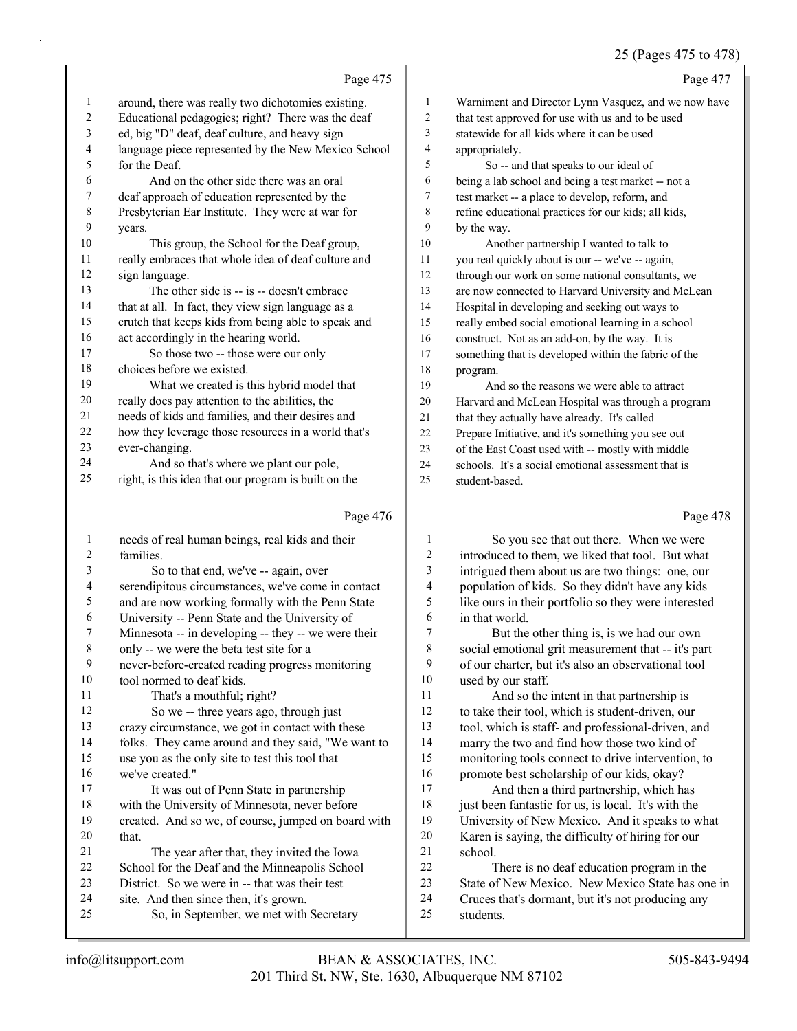## Page 475

1 around, there was really two dichotomies existing.
2 Educational pedagogies; right? There was the deaf
3 ed, big "D" deaf, deaf culture, and heavy sign
4 language piece represented by the New Mexico School
5 for the Deaf.
6 And on the other side there was an oral
7 deaf approach of education represented by the
8 Presbyterian Ear Institute. They were at war for
9 years.
10 This group, the School for the Deaf group,
11 really embraces that whole idea of deaf culture and
12 sign language.
13 The other side is -- is -- doesn't embrace
14 that at all. In fact, they view sign language as a
15 crutch that keeps kids from being able to speak and
16 act accordingly in the hearing world.
17 So those two -- those were our only
18 choices before we existed.
19 What we created is this hybrid model that
20 really does pay attention to the abilities, the
21 needs of kids and families, and their desires and
22 how they leverage those resources in a world that's
23 ever-changing.
24 And so that's where we plant our pole,
25 right, is this idea that our program is built on the

## Page 476

1 needs of real human beings, real kids and their
2 families.
3 So to that end, we've -- again, over
4 serendipitous circumstances, we've come in contact
5 and are now working formally with the Penn State
6 University -- Penn State and the University of
7 Minnesota -- in developing -- they -- we were their
8 only -- we were the beta test site for a
9 never-before-created reading progress monitoring
10 tool normed to deaf kids.
11 That's a mouthful; right?
12 So we -- three years ago, through just
13 crazy circumstance, we got in contact with these
14 folks. They came around and they said, "We want to
15 use you as the only site to test this tool that
16 we've created."
17 It was out of Penn State in partnership
18 with the University of Minnesota, never before
19 created. And so we, of course, jumped on board with
20 that.
21 The year after that, they invited the Iowa
22 School for the Deaf and the Minneapolis School
23 District. So we were in -- that was their test
24 site. And then since then, it's grown.
25 So, in September, we met with Secretary

## Page 477

1 Warniment and Director Lynn Vasquez, and we now have
2 that test approved for use with us and to be used
3 statewide for all kids where it can be used
4 appropriately.
5 So -- and that speaks to our ideal of
6 being a lab school and being a test market -- not a
7 test market -- a place to develop, reform, and
8 refine educational practices for our kids; all kids,
9 by the way.
10 Another partnership I wanted to talk to
11 you real quickly about is our -- we've -- again,
12 through our work on some national consultants, we
13 are now connected to Harvard University and McLean
14 Hospital in developing and seeking out ways to
15 really embed social emotional learning in a school
16 construct. Not as an add-on, by the way. It is
17 something that is developed within the fabric of the
18 program.
19 And so the reasons we were able to attract
20 Harvard and McLean Hospital was through a program
21 that they actually have already. It's called
22 Prepare Initiative, and it's something you see out
23 of the East Coast used with -- mostly with middle
24 schools. It's a social emotional assessment that is
25 student-based.

## Page 478

1 So you see that out there. When we were
2 introduced to them, we liked that tool. But what
3 intrigued them about us are two things: one, our
4 population of kids. So they didn't have any kids
5 like ours in their portfolio so they were interested
6 in that world.
7 But the other thing is, is we had our own
8 social emotional grit measurement that -- it's part
9 of our charter, but it's also an observational tool
10 used by our staff.
11 And so the intent in that partnership is
12 to take their tool, which is student-driven, our
13 tool, which is staff- and professional-driven, and
14 marry the two and find how those two kind of
15 monitoring tools connect to drive intervention, to
16 promote best scholarship of our kids, okay?
17 And then a third partnership, which has
18 just been fantastic for us, is local. It's with the
19 University of New Mexico. And it speaks to what
20 Karen is saying, the difficulty of hiring for our
21 school.
22 There is no deaf education program in the
23 State of New Mexico. New Mexico State has one in
24 Cruces that's dormant, but it's not producing any
25 students.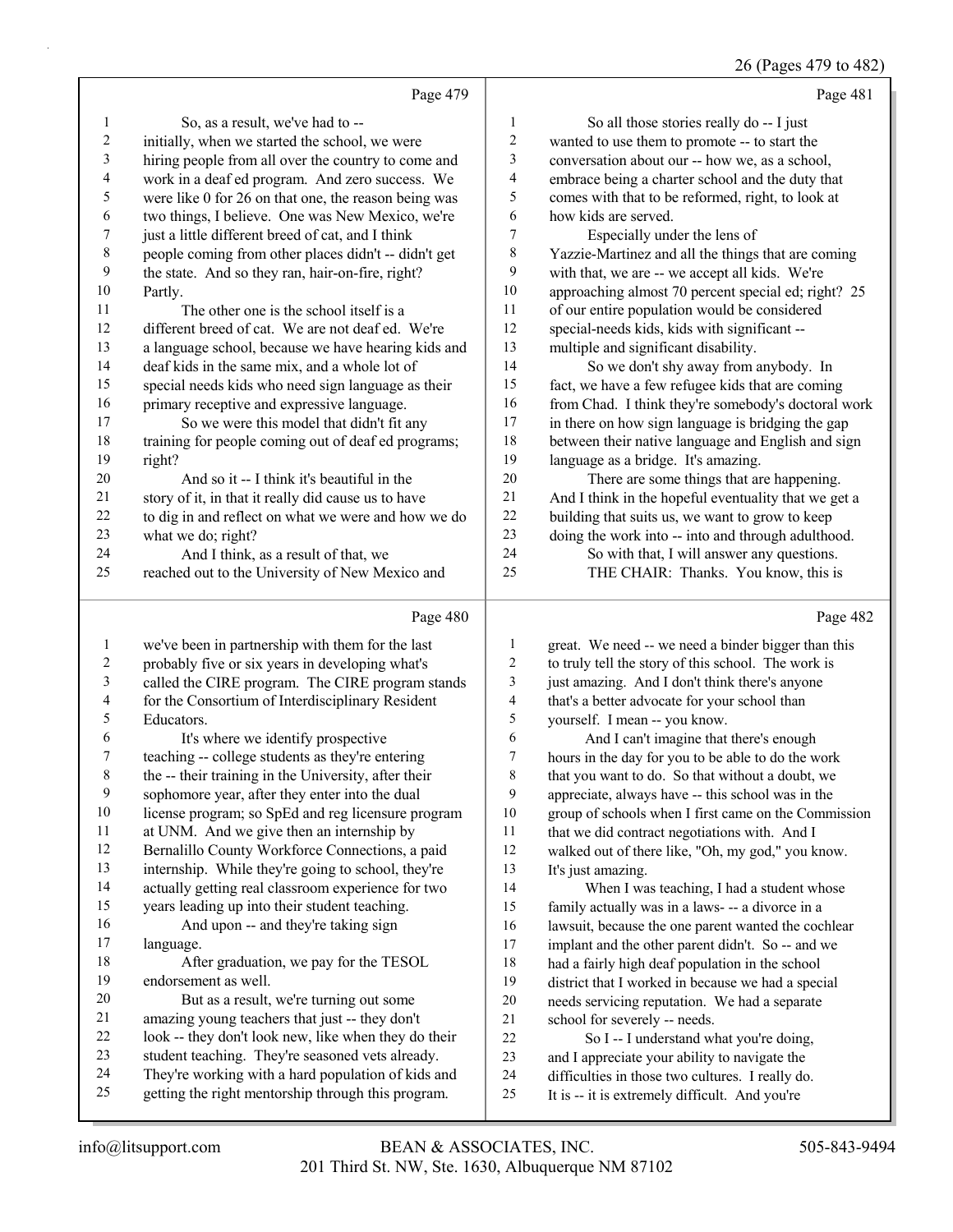Page 479

So, as a result, we've had to -- initially, when we started the school, we were hiring people from all over the country to come and work in a deaf ed program. And zero success. We were like 0 for 26 on that one, the reason being was two things, I believe. One was New Mexico, we're just a little different breed of cat, and I think people coming from other places didn't -- didn't get the state. And so they ran, hair-on-fire, right? Partly.

The other one is the school itself is a different breed of cat. We are not deaf ed. We're a language school, because we have hearing kids and deaf kids in the same mix, and a whole lot of special needs kids who need sign language as their primary receptive and expressive language.

So we were this model that didn't fit any training for people coming out of deaf ed programs; right?

And so it -- I think it's beautiful in the story of it, in that it really did cause us to have to dig in and reflect on what we were and how we do what we do; right?

And I think, as a result of that, we reached out to the University of New Mexico and

Page 480

we've been in partnership with them for the last probably five or six years in developing what's called the CIRE program. The CIRE program stands for the Consortium of Interdisciplinary Resident Educators.

It's where we identify prospective teaching -- college students as they're entering the -- their training in the University, after their sophomore year, after they enter into the dual license program; so SpEd and reg licensure program at UNM. And we give then an internship by Bernalillo County Workforce Connections, a paid internship. While they're going to school, they're actually getting real classroom experience for two years leading up into their student teaching.

And upon -- and they're taking sign language.

After graduation, we pay for the TESOL endorsement as well.

But as a result, we're turning out some amazing young teachers that just -- they don't look -- they don't look new, like when they do their student teaching. They're seasoned vets already. They're working with a hard population of kids and getting the right mentorship through this program.

Page 481

So all those stories really do -- I just wanted to use them to promote -- to start the conversation about our -- how we, as a school, embrace being a charter school and the duty that comes with that to be reformed, right, to look at how kids are served.

Especially under the lens of Yazzie-Martinez and all the things that are coming with that, we are -- we accept all kids. We're approaching almost 70 percent special ed; right? 25 of our entire population would be considered special-needs kids, kids with significant -- multiple and significant disability.

So we don't shy away from anybody. In fact, we have a few refugee kids that are coming from Chad. I think they're somebody's doctoral work in there on how sign language is bridging the gap between their native language and English and sign language as a bridge. It's amazing.

There are some things that are happening. And I think in the hopeful eventuality that we get a building that suits us, we want to grow to keep doing the work into -- into and through adulthood.

So with that, I will answer any questions.

THE CHAIR: Thanks. You know, this is

Page 482

great. We need -- we need a binder bigger than this to truly tell the story of this school. The work is just amazing. And I don't think there's anyone that's a better advocate for your school than yourself. I mean -- you know.

And I can't imagine that there's enough hours in the day for you to be able to do the work that you want to do. So that without a doubt, we appreciate, always have -- this school was in the group of schools when I first came on the Commission that we did contract negotiations with. And I walked out of there like, "Oh, my god," you know. It's just amazing.

When I was teaching, I had a student whose family actually was in a laws- -- a divorce in a lawsuit, because the one parent wanted the cochlear implant and the other parent didn't. So -- and we had a fairly high deaf population in the school district that I worked in because we had a special needs servicing reputation. We had a separate school for severely -- needs.

So I -- I understand what you're doing, and I appreciate your ability to navigate the difficulties in those two cultures. I really do. It is -- it is extremely difficult. And you're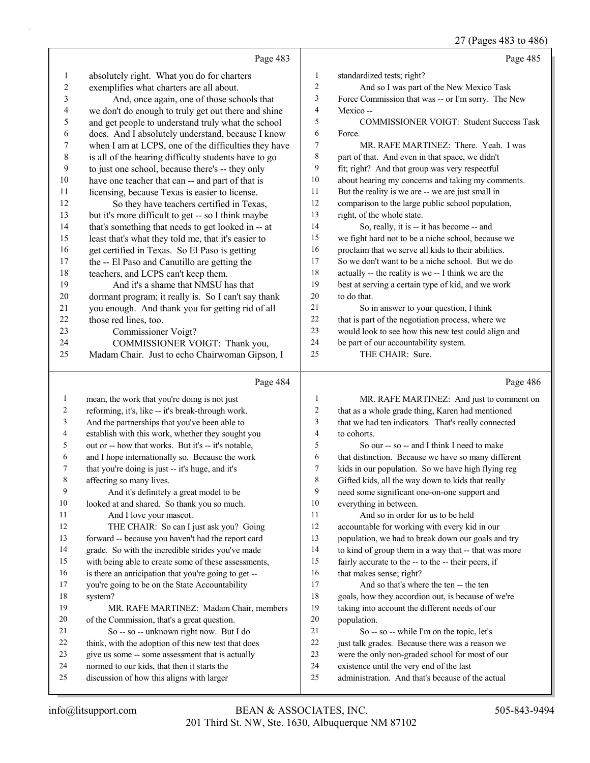Page 483

absolutely right. What you do for charters exemplifies what charters are all about.

And, once again, one of those schools that we don't do enough to truly get out there and shine and get people to understand truly what the school does. And I absolutely understand, because I know when I am at LCPS, one of the difficulties they have is all of the hearing difficulty students have to go to just one school, because there's -- they only have one teacher that can -- and part of that is licensing, because Texas is easier to license.

So they have teachers certified in Texas, but it's more difficult to get -- so I think maybe that's something that needs to get looked in -- at least that's what they told me, that it's easier to get certified in Texas. So El Paso is getting the -- El Paso and Canutillo are getting the teachers, and LCPS can't keep them.

And it's a shame that NMSU has that dormant program; it really is. So I can't say thank you enough. And thank you for getting rid of all those red lines, too.

Commissioner Voigt?

COMMISSIONER VOIGT: Thank you, Madam Chair. Just to echo Chairwoman Gipson, I

Page 484

mean, the work that you're doing is not just reforming, it's, like -- it's break-through work. And the partnerships that you've been able to establish with this work, whether they sought you out or -- how that works. But it's -- it's notable, and I hope internationally so. Because the work that you're doing is just -- it's huge, and it's affecting so many lives.

And it's definitely a great model to be looked at and shared. So thank you so much.

And I love your mascot.

THE CHAIR: So can I just ask you? Going forward -- because you haven't had the report card grade. So with the incredible strides you've made with being able to create some of these assessments, is there an anticipation that you're going to get -- you're going to be on the State Accountability system?

MR. RAFE MARTINEZ: Madam Chair, members of the Commission, that's a great question.

So -- so -- unknown right now. But I do think, with the adoption of this new test that does give us some -- some assessment that is actually normed to our kids, that then it starts the discussion of how this aligns with larger

Page 485

standardized tests; right?

And so I was part of the New Mexico Task Force Commission that was -- or I'm sorry. The New Mexico --

COMMISSIONER VOIGT: Student Success Task Force.

MR. RAFE MARTINEZ: There. Yeah. I was part of that. And even in that space, we didn't fit; right? And that group was very respectful about hearing my concerns and taking my comments. But the reality is we are -- we are just small in comparison to the large public school population, right, of the whole state.

So, really, it is -- it has become -- and we fight hard not to be a niche school, because we proclaim that we serve all kids to their abilities. So we don't want to be a niche school. But we do actually -- the reality is we -- I think we are the best at serving a certain type of kid, and we work to do that.

So in answer to your question, I think that is part of the negotiation process, where we would look to see how this new test could align and be part of our accountability system.

THE CHAIR: Sure.

Page 486

MR. RAFE MARTINEZ: And just to comment on that as a whole grade thing, Karen had mentioned that we had ten indicators. That's really connected to cohorts.

So our -- so -- and I think I need to make that distinction. Because we have so many different kids in our population. So we have high flying reg Gifted kids, all the way down to kids that really need some significant one-on-one support and everything in between.

And so in order for us to be held accountable for working with every kid in our population, we had to break down our goals and try to kind of group them in a way that -- that was more fairly accurate to the -- to the -- their peers, if that makes sense; right?

And so that's where the ten -- the ten goals, how they accordion out, is because of we're taking into account the different needs of our population.

So -- so -- while I'm on the topic, let's just talk grades. Because there was a reason we were the only non-graded school for most of our existence until the very end of the last administration. And that's because of the actual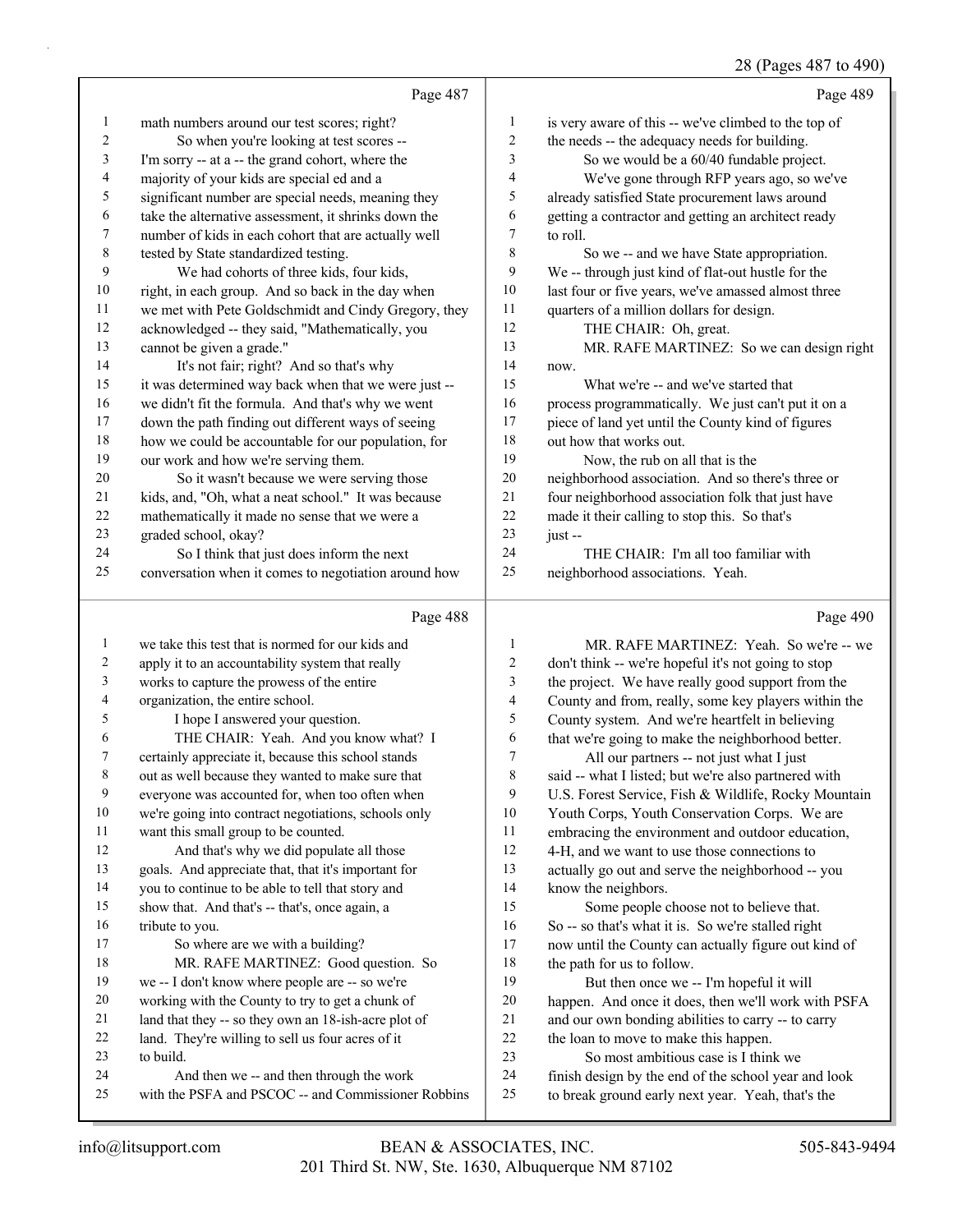Page 487

1 math numbers around our test scores; right?
2 So when you're looking at test scores --
3 I'm sorry -- at a -- the grand cohort, where the
4 majority of your kids are special ed and a
5 significant number are special needs, meaning they
6 take the alternative assessment, it shrinks down the
7 number of kids in each cohort that are actually well
8 tested by State standardized testing.
9 We had cohorts of three kids, four kids,
10 right, in each group. And so back in the day when
11 we met with Pete Goldschmidt and Cindy Gregory, they
12 acknowledged -- they said, "Mathematically, you
13 cannot be given a grade."
14 It's not fair; right? And so that's why
15 it was determined way back when that we were just --
16 we didn't fit the formula. And that's why we went
17 down the path finding out different ways of seeing
18 how we could be accountable for our population, for
19 our work and how we're serving them.
20 So it wasn't because we were serving those
21 kids, and, "Oh, what a neat school." It was because
22 mathematically it made no sense that we were a
23 graded school, okay?
24 So I think that just does inform the next
25 conversation when it comes to negotiation around how

Page 488

1 we take this test that is normed for our kids and
2 apply it to an accountability system that really
3 works to capture the prowess of the entire
4 organization, the entire school.
5 I hope I answered your question.
6 THE CHAIR: Yeah. And you know what? I
7 certainly appreciate it, because this school stands
8 out as well because they wanted to make sure that
9 everyone was accounted for, when too often when
10 we're going into contract negotiations, schools only
11 want this small group to be counted.
12 And that's why we did populate all those
13 goals. And appreciate that, that it's important for
14 you to continue to be able to tell that story and
15 show that. And that's -- that's, once again, a
16 tribute to you.
17 So where are we with a building?
18 MR. RAFE MARTINEZ: Good question. So
19 we -- I don't know where people are -- so we're
20 working with the County to try to get a chunk of
21 land that they -- so they own an 18-ish-acre plot of
22 land. They're willing to sell us four acres of it
23 to build.
24 And then we -- and then through the work
25 with the PSFA and PSCOC -- and Commissioner Robbins

Page 489

1 is very aware of this -- we've climbed to the top of
2 the needs -- the adequacy needs for building.
3 So we would be a 60/40 fundable project.
4 We've gone through RFP years ago, so we've
5 already satisfied State procurement laws around
6 getting a contractor and getting an architect ready
7 to roll.
8 So we -- and we have State appropriation.
9 We -- through just kind of flat-out hustle for the
10 last four or five years, we've amassed almost three
11 quarters of a million dollars for design.
12 THE CHAIR: Oh, great.
13 MR. RAFE MARTINEZ: So we can design right
14 now.
15 What we're -- and we've started that
16 process programmatically. We just can't put it on a
17 piece of land yet until the County kind of figures
18 out how that works out.
19 Now, the rub on all that is the
20 neighborhood association. And so there's three or
21 four neighborhood association folk that just have
22 made it their calling to stop this. So that's
23 just --
24 THE CHAIR: I'm all too familiar with
25 neighborhood associations. Yeah.

Page 490

1 MR. RAFE MARTINEZ: Yeah. So we're -- we
2 don't think -- we're hopeful it's not going to stop
3 the project. We have really good support from the
4 County and from, really, some key players within the
5 County system. And we're heartfelt in believing
6 that we're going to make the neighborhood better.
7 All our partners -- not just what I just
8 said -- what I listed; but we're also partnered with
9 U.S. Forest Service, Fish & Wildlife, Rocky Mountain
10 Youth Corps, Youth Conservation Corps. We are
11 embracing the environment and outdoor education,
12 4-H, and we want to use those connections to
13 actually go out and serve the neighborhood -- you
14 know the neighbors.
15 Some people choose not to believe that.
16 So -- so that's what it is. So we're stalled right
17 now until the County can actually figure out kind of
18 the path for us to follow.
19 But then once we -- I'm hopeful it will
20 happen. And once it does, then we'll work with PSFA
21 and our own bonding abilities to carry -- to carry
22 the loan to move to make this happen.
23 So most ambitious case is I think we
24 finish design by the end of the school year and look
25 to break ground early next year. Yeah, that's the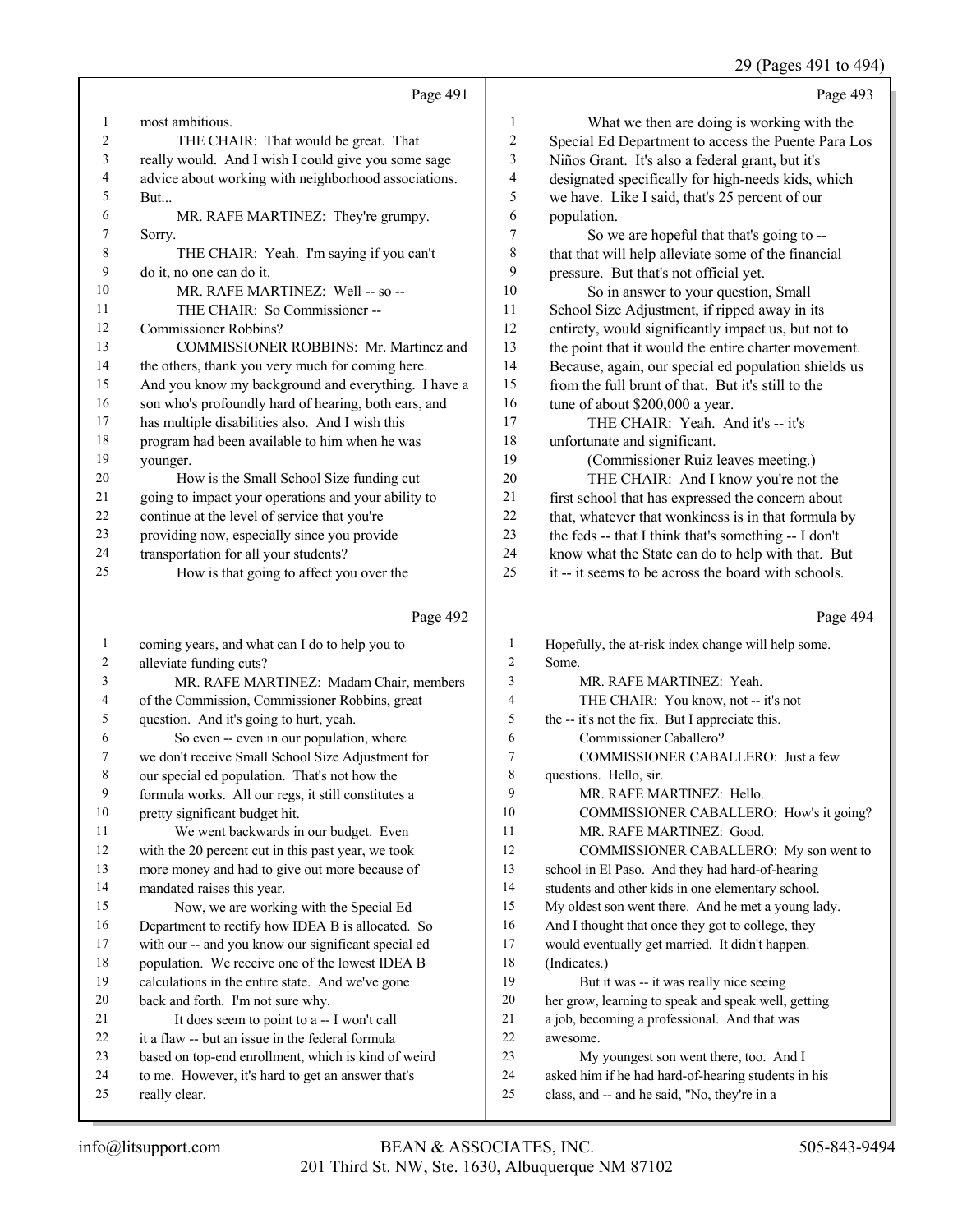Page 491

most ambitious.

THE CHAIR: That would be great. That really would. And I wish I could give you some sage advice about working with neighborhood associations. But...

MR. RAFE MARTINEZ: They're grumpy. Sorry.

THE CHAIR: Yeah. I'm saying if you can't do it, no one can do it.

MR. RAFE MARTINEZ: Well -- so --

THE CHAIR: So Commissioner -- Commissioner Robbins?

COMMISSIONER ROBBINS: Mr. Martinez and the others, thank you very much for coming here. And you know my background and everything. I have a son who's profoundly hard of hearing, both ears, and has multiple disabilities also. And I wish this program had been available to him when he was younger.

How is the Small School Size funding cut going to impact your operations and your ability to continue at the level of service that you're providing now, especially since you provide transportation for all your students?

How is that going to affect you over the

Page 492

coming years, and what can I do to help you to alleviate funding cuts?

MR. RAFE MARTINEZ: Madam Chair, members of the Commission, Commissioner Robbins, great question. And it's going to hurt, yeah.

So even -- even in our population, where we don't receive Small School Size Adjustment for our special ed population. That's not how the formula works. All our regs, it still constitutes a pretty significant budget hit.

We went backwards in our budget. Even with the 20 percent cut in this past year, we took more money and had to give out more because of mandated raises this year.

Now, we are working with the Special Ed Department to rectify how IDEA B is allocated. So with our -- and you know our significant special ed population. We receive one of the lowest IDEA B calculations in the entire state. And we've gone back and forth. I'm not sure why.

It does seem to point to a -- I won't call it a flaw -- but an issue in the federal formula based on top-end enrollment, which is kind of weird to me. However, it's hard to get an answer that's really clear.

Page 493

What we then are doing is working with the Special Ed Department to access the Puente Para Los Niños Grant. It's also a federal grant, but it's designated specifically for high-needs kids, which we have. Like I said, that's 25 percent of our population.

So we are hopeful that that's going to -- that that will help alleviate some of the financial pressure. But that's not official yet.

So in answer to your question, Small School Size Adjustment, if ripped away in its entirety, would significantly impact us, but not to the point that it would the entire charter movement. Because, again, our special ed population shields us from the full brunt of that. But it's still to the tune of about $200,000 a year.

THE CHAIR: Yeah. And it's -- it's unfortunate and significant.

(Commissioner Ruiz leaves meeting.)

THE CHAIR: And I know you're not the first school that has expressed the concern about that, whatever that wonkiness is in that formula by the feds -- that I think that's something -- I don't know what the State can do to help with that. But it -- it seems to be across the board with schools.

Page 494

Hopefully, the at-risk index change will help some. Some.

MR. RAFE MARTINEZ: Yeah.

THE CHAIR: You know, not -- it's not the -- it's not the fix. But I appreciate this.

Commissioner Caballero?

COMMISSIONER CABALLERO: Just a few questions. Hello, sir.

MR. RAFE MARTINEZ: Hello.

COMMISSIONER CABALLERO: How's it going?

MR. RAFE MARTINEZ: Good.

COMMISSIONER CABALLERO: My son went to school in El Paso. And they had hard-of-hearing students and other kids in one elementary school. My oldest son went there. And he met a young lady. And I thought that once they got to college, they would eventually get married. It didn't happen. (Indicates.)

But it was -- it was really nice seeing her grow, learning to speak and speak well, getting a job, becoming a professional. And that was awesome.

My youngest son went there, too. And I asked him if he had hard-of-hearing students in his class, and -- and he said, "No, they're in a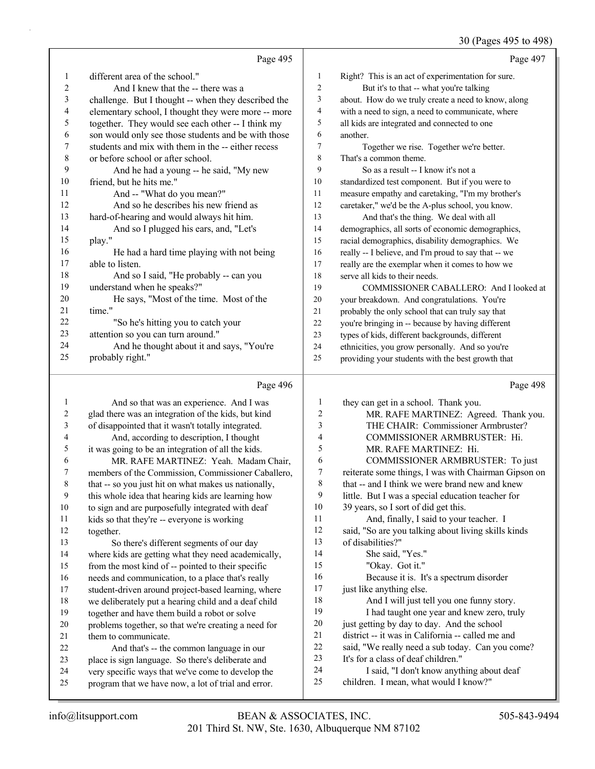## Page 495

1 different area of the school."
2 And I knew that the -- there was a
3 challenge. But I thought -- when they described the
4 elementary school, I thought they were more -- more
5 together. They would see each other -- I think my
6 son would only see those students and be with those
7 students and mix with them in the -- either recess
8 or before school or after school.
9 And he had a young -- he said, "My new
10 friend, but he hits me."
11 And -- "What do you mean?"
12 And so he describes his new friend as
13 hard-of-hearing and would always hit him.
14 And so I plugged his ears, and, "Let's
15 play."
16 He had a hard time playing with not being
17 able to listen.
18 And so I said, "He probably -- can you
19 understand when he speaks?"
20 He says, "Most of the time. Most of the
21 time."
22 "So he's hitting you to catch your
23 attention so you can turn around."
24 And he thought about it and says, "You're
25 probably right."

## Page 496

1 And so that was an experience. And I was
2 glad there was an integration of the kids, but kind
3 of disappointed that it wasn't totally integrated.
4 And, according to description, I thought
5 it was going to be an integration of all the kids.
6 MR. RAFE MARTINEZ: Yeah. Madam Chair,
7 members of the Commission, Commissioner Caballero,
8 that -- so you just hit on what makes us nationally,
9 this whole idea that hearing kids are learning how
10 to sign and are purposefully integrated with deaf
11 kids so that they're -- everyone is working
12 together.
13 So there's different segments of our day
14 where kids are getting what they need academically,
15 from the most kind of -- pointed to their specific
16 needs and communication, to a place that's really
17 student-driven around project-based learning, where
18 we deliberately put a hearing child and a deaf child
19 together and have them build a robot or solve
20 problems together, so that we're creating a need for
21 them to communicate.
22 And that's -- the common language in our
23 place is sign language. So there's deliberate and
24 very specific ways that we've come to develop the
25 program that we have now, a lot of trial and error.

## Page 497

1 Right? This is an act of experimentation for sure.
2 But it's to that -- what you're talking
3 about. How do we truly create a need to know, along
4 with a need to sign, a need to communicate, where
5 all kids are integrated and connected to one
6 another.
7 Together we rise. Together we're better.
8 That's a common theme.
9 So as a result -- I know it's not a
10 standardized test component. But if you were to
11 measure empathy and caretaking, "I'm my brother's
12 caretaker," we'd be the A-plus school, you know.
13 And that's the thing. We deal with all
14 demographics, all sorts of economic demographics,
15 racial demographics, disability demographics. We
16 really -- I believe, and I'm proud to say that -- we
17 really are the exemplar when it comes to how we
18 serve all kids to their needs.
19 COMMISSIONER CABALLERO: And I looked at
20 your breakdown. And congratulations. You're
21 probably the only school that can truly say that
22 you're bringing in -- because by having different
23 types of kids, different backgrounds, different
24 ethnicities, you grow personally. And so you're
25 providing your students with the best growth that

## Page 498

1 they can get in a school. Thank you.
2 MR. RAFE MARTINEZ: Agreed. Thank you.
3 THE CHAIR: Commissioner Armbruster?
4 COMMISSIONER ARMBRUSTER: Hi.
5 MR. RAFE MARTINEZ: Hi.
6 COMMISSIONER ARMBRUSTER: To just
7 reiterate some things, I was with Chairman Gipson on
8 that -- and I think we were brand new and knew
9 little. But I was a special education teacher for
10 39 years, so I sort of did get this.
11 And, finally, I said to your teacher. I
12 said, "So are you talking about living skills kinds
13 of disabilities?"
14 She said, "Yes."
15 "Okay. Got it."
16 Because it is. It's a spectrum disorder
17 just like anything else.
18 And I will just tell you one funny story.
19 I had taught one year and knew zero, truly
20 just getting by day to day. And the school
21 district -- it was in California -- called me and
22 said, "We really need a sub today. Can you come?
23 It's for a class of deaf children."
24 I said, "I don't know anything about deaf
25 children. I mean, what would I know?"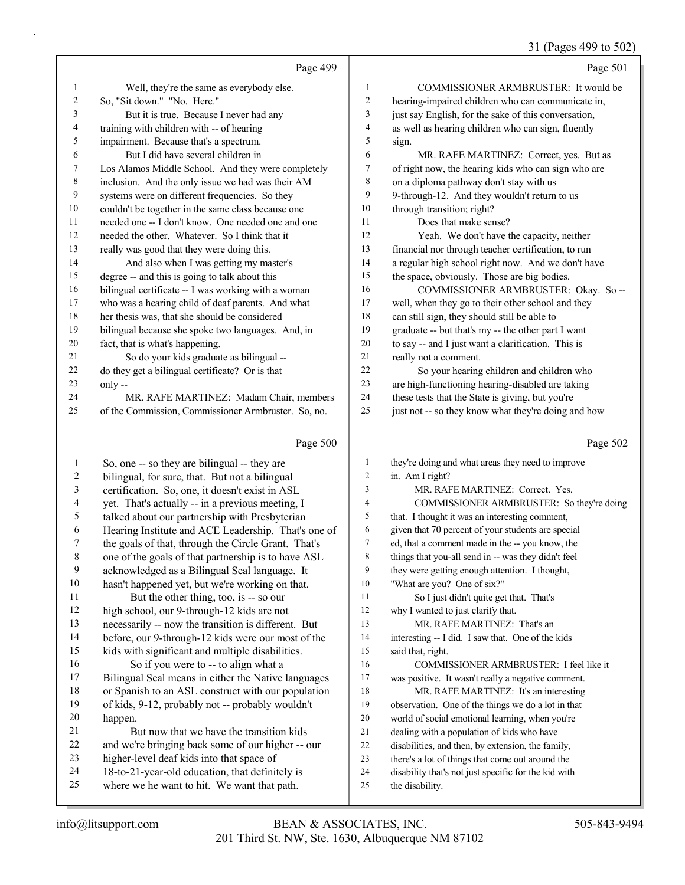Page 499

1 Well, they're the same as everybody else.
2 So, "Sit down." "No. Here."
3 But it is true. Because I never had any
4 training with children with -- of hearing
5 impairment. Because that's a spectrum.
6 But I did have several children in
7 Los Alamos Middle School. And they were completely
8 inclusion. And the only issue we had was their AM
9 systems were on different frequencies. So they
10 couldn't be together in the same class because one
11 needed one -- I don't know. One needed one and one
12 needed the other. Whatever. So I think that it
13 really was good that they were doing this.
14 And also when I was getting my master's
15 degree -- and this is going to talk about this
16 bilingual certificate -- I was working with a woman
17 who was a hearing child of deaf parents. And what
18 her thesis was, that she should be considered
19 bilingual because she spoke two languages. And, in
20 fact, that is what's happening.
21 So do your kids graduate as bilingual --
22 do they get a bilingual certificate? Or is that
23 only --
24 MR. RAFE MARTINEZ: Madam Chair, members
25 of the Commission, Commissioner Armbruster. So, no.

Page 500

1 So, one -- so they are bilingual -- they are
2 bilingual, for sure, that. But not a bilingual
3 certification. So, one, it doesn't exist in ASL
4 yet. That's actually -- in a previous meeting, I
5 talked about our partnership with Presbyterian
6 Hearing Institute and ACE Leadership. That's one of
7 the goals of that, through the Circle Grant. That's
8 one of the goals of that partnership is to have ASL
9 acknowledged as a Bilingual Seal language. It
10 hasn't happened yet, but we're working on that.
11 But the other thing, too, is -- so our
12 high school, our 9-through-12 kids are not
13 necessarily -- now the transition is different. But
14 before, our 9-through-12 kids were our most of the
15 kids with significant and multiple disabilities.
16 So if you were to -- to align what a
17 Bilingual Seal means in either the Native languages
18 or Spanish to an ASL construct with our population
19 of kids, 9-12, probably not -- probably wouldn't
20 happen.
21 But now that we have the transition kids
22 and we're bringing back some of our higher -- our
23 higher-level deaf kids into that space of
24 18-to-21-year-old education, that definitely is
25 where we he want to hit. We want that path.

Page 501

1 COMMISSIONER ARMBRUSTER: It would be
2 hearing-impaired children who can communicate in,
3 just say English, for the sake of this conversation,
4 as well as hearing children who can sign, fluently
5 sign.
6 MR. RAFE MARTINEZ: Correct, yes. But as
7 of right now, the hearing kids who can sign who are
8 on a diploma pathway don't stay with us
9 9-through-12. And they wouldn't return to us
10 through transition; right?
11 Does that make sense?
12 Yeah. We don't have the capacity, neither
13 financial nor through teacher certification, to run
14 a regular high school right now. And we don't have
15 the space, obviously. Those are big bodies.
16 COMMISSIONER ARMBRUSTER: Okay. So --
17 well, when they go to their other school and they
18 can still sign, they should still be able to
19 graduate -- but that's my -- the other part I want
20 to say -- and I just want a clarification. This is
21 really not a comment.
22 So your hearing children and children who
23 are high-functioning hearing-disabled are taking
24 these tests that the State is giving, but you're
25 just not -- so they know what they're doing and how

Page 502

1 they're doing and what areas they need to improve
2 in. Am I right?
3 MR. RAFE MARTINEZ: Correct. Yes.
4 COMMISSIONER ARMBRUSTER: So they're doing
5 that. I thought it was an interesting comment,
6 given that 70 percent of your students are special
7 ed, that a comment made in the -- you know, the
8 things that you-all send in -- was they didn't feel
9 they were getting enough attention. I thought,
10 "What are you? One of six?"
11 So I just didn't quite get that. That's
12 why I wanted to just clarify that.
13 MR. RAFE MARTINEZ: That's an
14 interesting -- I did. I saw that. One of the kids
15 said that, right.
16 COMMISSIONER ARMBRUSTER: I feel like it
17 was positive. It wasn't really a negative comment.
18 MR. RAFE MARTINEZ: It's an interesting
19 observation. One of the things we do a lot in that
20 world of social emotional learning, when you're
21 dealing with a population of kids who have
22 disabilities, and then, by extension, the family,
23 there's a lot of things that come out around the
24 disability that's not just specific for the kid with
25 the disability.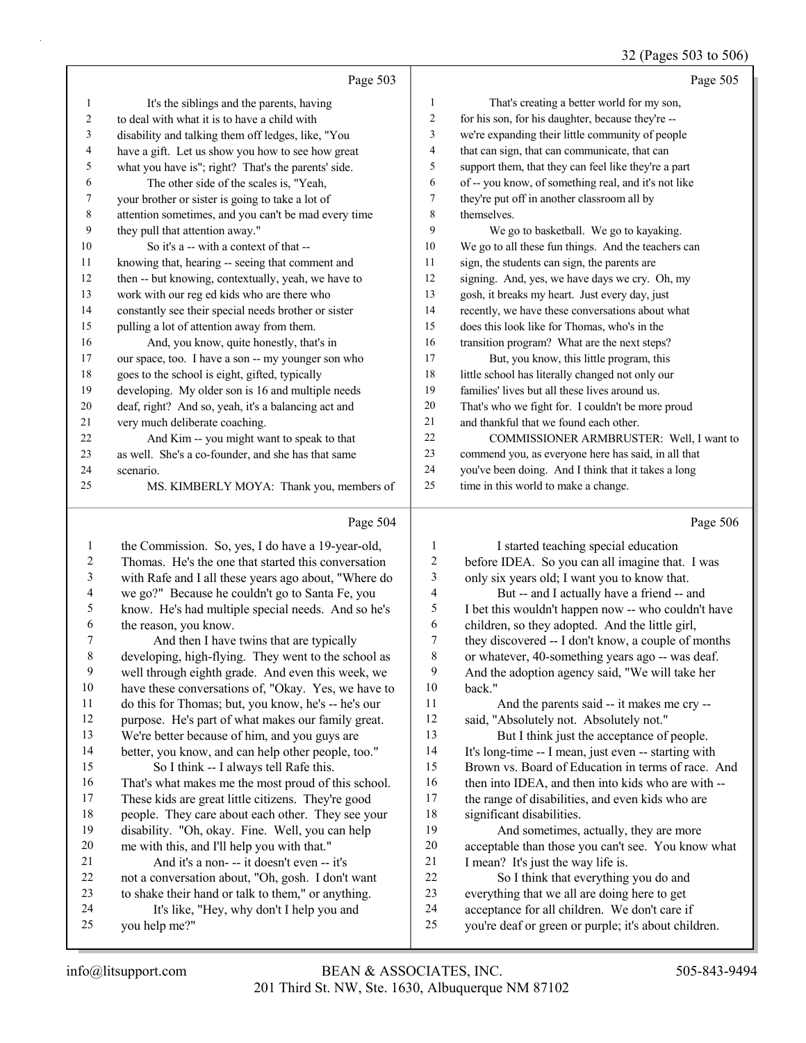Page 503

1 It's the siblings and the parents, having
2 to deal with what it is to have a child with
3 disability and talking them off ledges, like, "You
4 have a gift. Let us show you how to see how great
5 what you have is"; right? That's the parents' side.
6 The other side of the scales is, "Yeah,
7 your brother or sister is going to take a lot of
8 attention sometimes, and you can't be mad every time
9 they pull that attention away."
10 So it's a -- with a context of that --
11 knowing that, hearing -- seeing that comment and
12 then -- but knowing, contextually, yeah, we have to
13 work with our reg ed kids who are there who
14 constantly see their special needs brother or sister
15 pulling a lot of attention away from them.
16 And, you know, quite honestly, that's in
17 our space, too. I have a son -- my younger son who
18 goes to the school is eight, gifted, typically
19 developing. My older son is 16 and multiple needs
20 deaf, right? And so, yeah, it's a balancing act and
21 very much deliberate coaching.
22 And Kim -- you might want to speak to that
23 as well. She's a co-founder, and she has that same
24 scenario.
25 MS. KIMBERLY MOYA: Thank you, members of

Page 504

1 the Commission. So, yes, I do have a 19-year-old,
2 Thomas. He's the one that started this conversation
3 with Rafe and I all these years ago about, "Where do
4 we go?" Because he couldn't go to Santa Fe, you
5 know. He's had multiple special needs. And so he's
6 the reason, you know.
7 And then I have twins that are typically
8 developing, high-flying. They went to the school as
9 well through eighth grade. And even this week, we
10 have these conversations of, "Okay. Yes, we have to
11 do this for Thomas; but, you know, he's -- he's our
12 purpose. He's part of what makes our family great.
13 We're better because of him, and you guys are
14 better, you know, and can help other people, too."
15 So I think -- I always tell Rafe this.
16 That's what makes me the most proud of this school.
17 These kids are great little citizens. They're good
18 people. They care about each other. They see your
19 disability. "Oh, okay. Fine. Well, you can help
20 me with this, and I'll help you with that."
21 And it's a non- -- it doesn't even -- it's
22 not a conversation about, "Oh, gosh. I don't want
23 to shake their hand or talk to them," or anything.
24 It's like, "Hey, why don't I help you and
25 you help me?"

Page 505

1 That's creating a better world for my son,
2 for his son, for his daughter, because they're --
3 we're expanding their little community of people
4 that can sign, that can communicate, that can
5 support them, that they can feel like they're a part
6 of -- you know, of something real, and it's not like
7 they're put off in another classroom all by
8 themselves.
9 We go to basketball. We go to kayaking.
10 We go to all these fun things. And the teachers can
11 sign, the students can sign, the parents are
12 signing. And, yes, we have days we cry. Oh, my
13 gosh, it breaks my heart. Just every day, just
14 recently, we have these conversations about what
15 does this look like for Thomas, who's in the
16 transition program? What are the next steps?
17 But, you know, this little program, this
18 little school has literally changed not only our
19 families' lives but all these lives around us.
20 That's who we fight for. I couldn't be more proud
21 and thankful that we found each other.
22 COMMISSIONER ARMBRUSTER: Well, I want to
23 commend you, as everyone here has said, in all that
24 you've been doing. And I think that it takes a long
25 time in this world to make a change.

Page 506

1 I started teaching special education
2 before IDEA. So you can all imagine that. I was
3 only six years old; I want you to know that.
4 But -- and I actually have a friend -- and
5 I bet this wouldn't happen now -- who couldn't have
6 children, so they adopted. And the little girl,
7 they discovered -- I don't know, a couple of months
8 or whatever, 40-something years ago -- was deaf.
9 And the adoption agency said, "We will take her
10 back."
11 And the parents said -- it makes me cry --
12 said, "Absolutely not. Absolutely not."
13 But I think just the acceptance of people.
14 It's long-time -- I mean, just even -- starting with
15 Brown vs. Board of Education in terms of race. And
16 then into IDEA, and then into kids who are with --
17 the range of disabilities, and even kids who are
18 significant disabilities.
19 And sometimes, actually, they are more
20 acceptable than those you can't see. You know what
21 I mean? It's just the way life is.
22 So I think that everything you do and
23 everything that we all are doing here to get
24 acceptance for all children. We don't care if
25 you're deaf or green or purple; it's about children.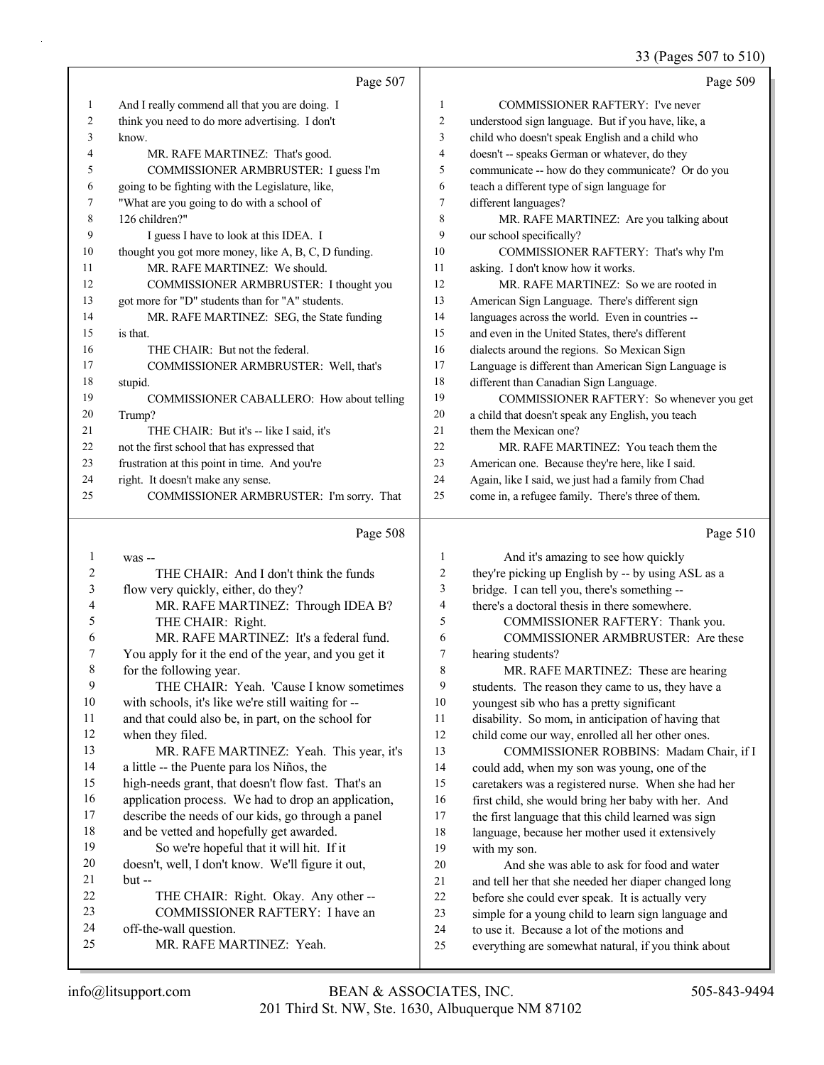Page 507

1 And I really commend all that you are doing. I
2 think you need to do more advertising. I don't
3 know.
4 MR. RAFE MARTINEZ: That's good.
5 COMMISSIONER ARMBRUSTER: I guess I'm
6 going to be fighting with the Legislature, like,
7 "What are you going to do with a school of
8 126 children?"
9 I guess I have to look at this IDEA. I
10 thought you got more money, like A, B, C, D funding.
11 MR. RAFE MARTINEZ: We should.
12 COMMISSIONER ARMBRUSTER: I thought you
13 got more for "D" students than for "A" students.
14 MR. RAFE MARTINEZ: SEG, the State funding
15 is that.
16 THE CHAIR: But not the federal.
17 COMMISSIONER ARMBRUSTER: Well, that's
18 stupid.
19 COMMISSIONER CABALLERO: How about telling
20 Trump?
21 THE CHAIR: But it's -- like I said, it's
22 not the first school that has expressed that
23 frustration at this point in time. And you're
24 right. It doesn't make any sense.
25 COMMISSIONER ARMBRUSTER: I'm sorry. That

Page 508

1 was --
2 THE CHAIR: And I don't think the funds
3 flow very quickly, either, do they?
4 MR. RAFE MARTINEZ: Through IDEA B?
5 THE CHAIR: Right.
6 MR. RAFE MARTINEZ: It's a federal fund.
7 You apply for it the end of the year, and you get it
8 for the following year.
9 THE CHAIR: Yeah. 'Cause I know sometimes
10 with schools, it's like we're still waiting for --
11 and that could also be, in part, on the school for
12 when they filed.
13 MR. RAFE MARTINEZ: Yeah. This year, it's
14 a little -- the Puente para los Niños, the
15 high-needs grant, that doesn't flow fast. That's an
16 application process. We had to drop an application,
17 describe the needs of our kids, go through a panel
18 and be vetted and hopefully get awarded.
19 So we're hopeful that it will hit. If it
20 doesn't, well, I don't know. We'll figure it out,
21 but --
22 THE CHAIR: Right. Okay. Any other --
23 COMMISSIONER RAFTERY: I have an
24 off-the-wall question.
25 MR. RAFE MARTINEZ: Yeah.

Page 509

1 COMMISSIONER RAFTERY: I've never
2 understood sign language. But if you have, like, a
3 child who doesn't speak English and a child who
4 doesn't -- speaks German or whatever, do they
5 communicate -- how do they communicate? Or do you
6 teach a different type of sign language for
7 different languages?
8 MR. RAFE MARTINEZ: Are you talking about
9 our school specifically?
10 COMMISSIONER RAFTERY: That's why I'm
11 asking. I don't know how it works.
12 MR. RAFE MARTINEZ: So we are rooted in
13 American Sign Language. There's different sign
14 languages across the world. Even in countries --
15 and even in the United States, there's different
16 dialects around the regions. So Mexican Sign
17 Language is different than American Sign Language is
18 different than Canadian Sign Language.
19 COMMISSIONER RAFTERY: So whenever you get
20 a child that doesn't speak any English, you teach
21 them the Mexican one?
22 MR. RAFE MARTINEZ: You teach them the
23 American one. Because they're here, like I said.
24 Again, like I said, we just had a family from Chad
25 come in, a refugee family. There's three of them.

Page 510

1 And it's amazing to see how quickly
2 they're picking up English by -- by using ASL as a
3 bridge. I can tell you, there's something --
4 there's a doctoral thesis in there somewhere.
5 COMMISSIONER RAFTERY: Thank you.
6 COMMISSIONER ARMBRUSTER: Are these
7 hearing students?
8 MR. RAFE MARTINEZ: These are hearing
9 students. The reason they came to us, they have a
10 youngest sib who has a pretty significant
11 disability. So mom, in anticipation of having that
12 child come our way, enrolled all her other ones.
13 COMMISSIONER ROBBINS: Madam Chair, if I
14 could add, when my son was young, one of the
15 caretakers was a registered nurse. When she had her
16 first child, she would bring her baby with her. And
17 the first language that this child learned was sign
18 language, because her mother used it extensively
19 with my son.
20 And she was able to ask for food and water
21 and tell her that she needed her diaper changed long
22 before she could ever speak. It is actually very
23 simple for a young child to learn sign language and
24 to use it. Because a lot of the motions and
25 everything are somewhat natural, if you think about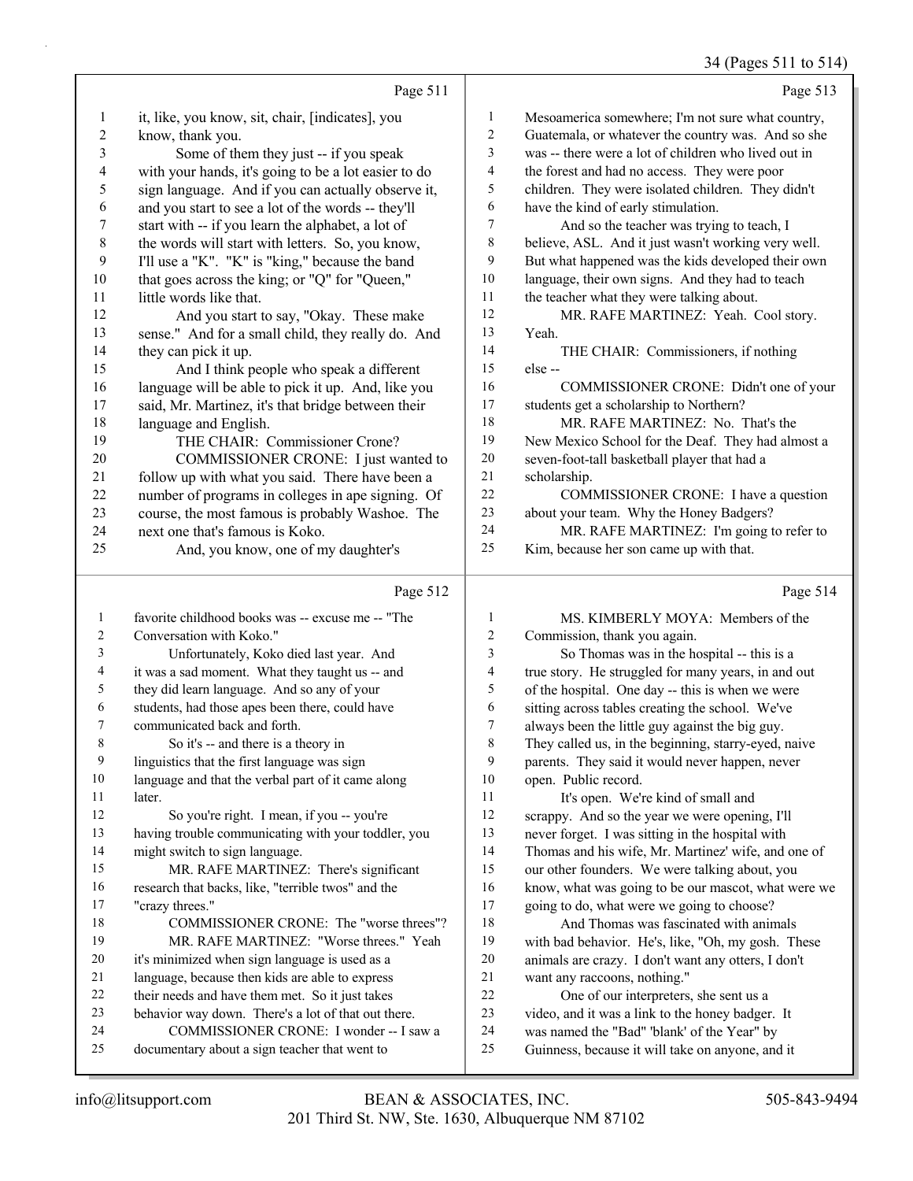Page 511

1 it, like, you know, sit, chair, [indicates], you
2 know, thank you.
3 Some of them they just -- if you speak
4 with your hands, it's going to be a lot easier to do
5 sign language. And if you can actually observe it,
6 and you start to see a lot of the words -- they'll
7 start with -- if you learn the alphabet, a lot of
8 the words will start with letters. So, you know,
9 I'll use a "K". "K" is "king," because the band
10 that goes across the king; or "Q" for "Queen,"
11 little words like that.
12 And you start to say, "Okay. These make
13 sense." And for a small child, they really do. And
14 they can pick it up.
15 And I think people who speak a different
16 language will be able to pick it up. And, like you
17 said, Mr. Martinez, it's that bridge between their
18 language and English.
19 THE CHAIR: Commissioner Crone?
20 COMMISSIONER CRONE: I just wanted to
21 follow up with what you said. There have been a
22 number of programs in colleges in ape signing. Of
23 course, the most famous is probably Washoe. The
24 next one that's famous is Koko.
25 And, you know, one of my daughter's

Page 512

1 favorite childhood books was -- excuse me -- "The
2 Conversation with Koko."
3 Unfortunately, Koko died last year. And
4 it was a sad moment. What they taught us -- and
5 they did learn language. And so any of your
6 students, had those apes been there, could have
7 communicated back and forth.
8 So it's -- and there is a theory in
9 linguistics that the first language was sign
10 language and that the verbal part of it came along
11 later.
12 So you're right. I mean, if you -- you're
13 having trouble communicating with your toddler, you
14 might switch to sign language.
15 MR. RAFE MARTINEZ: There's significant
16 research that backs, like, "terrible twos" and the
17 "crazy threes."
18 COMMISSIONER CRONE: The "worse threes"?
19 MR. RAFE MARTINEZ: "Worse threes." Yeah
20 it's minimized when sign language is used as a
21 language, because then kids are able to express
22 their needs and have them met. So it just takes
23 behavior way down. There's a lot of that out there.
24 COMMISSIONER CRONE: I wonder -- I saw a
25 documentary about a sign teacher that went to

Page 513

1 Mesoamerica somewhere; I'm not sure what country,
2 Guatemala, or whatever the country was. And so she
3 was -- there were a lot of children who lived out in
4 the forest and had no access. They were poor
5 children. They were isolated children. They didn't
6 have the kind of early stimulation.
7 And so the teacher was trying to teach, I
8 believe, ASL. And it just wasn't working very well.
9 But what happened was the kids developed their own
10 language, their own signs. And they had to teach
11 the teacher what they were talking about.
12 MR. RAFE MARTINEZ: Yeah. Cool story.
13 Yeah.
14 THE CHAIR: Commissioners, if nothing
15 else --
16 COMMISSIONER CRONE: Didn't one of your
17 students get a scholarship to Northern?
18 MR. RAFE MARTINEZ: No. That's the
19 New Mexico School for the Deaf. They had almost a
20 seven-foot-tall basketball player that had a
21 scholarship.
22 COMMISSIONER CRONE: I have a question
23 about your team. Why the Honey Badgers?
24 MR. RAFE MARTINEZ: I'm going to refer to
25 Kim, because her son came up with that.

Page 514

1 MS. KIMBERLY MOYA: Members of the
2 Commission, thank you again.
3 So Thomas was in the hospital -- this is a
4 true story. He struggled for many years, in and out
5 of the hospital. One day -- this is when we were
6 sitting across tables creating the school. We've
7 always been the little guy against the big guy.
8 They called us, in the beginning, starry-eyed, naive
9 parents. They said it would never happen, never
10 open. Public record.
11 It's open. We're kind of small and
12 scrappy. And so the year we were opening, I'll
13 never forget. I was sitting in the hospital with
14 Thomas and his wife, Mr. Martinez' wife, and one of
15 our other founders. We were talking about, you
16 know, what was going to be our mascot, what were we
17 going to do, what were we going to choose?
18 And Thomas was fascinated with animals
19 with bad behavior. He's, like, "Oh, my gosh. These
20 animals are crazy. I don't want any otters, I don't
21 want any raccoons, nothing."
22 One of our interpreters, she sent us a
23 video, and it was a link to the honey badger. It
24 was named the "Bad" 'blank' of the Year" by
25 Guinness, because it will take on anyone, and it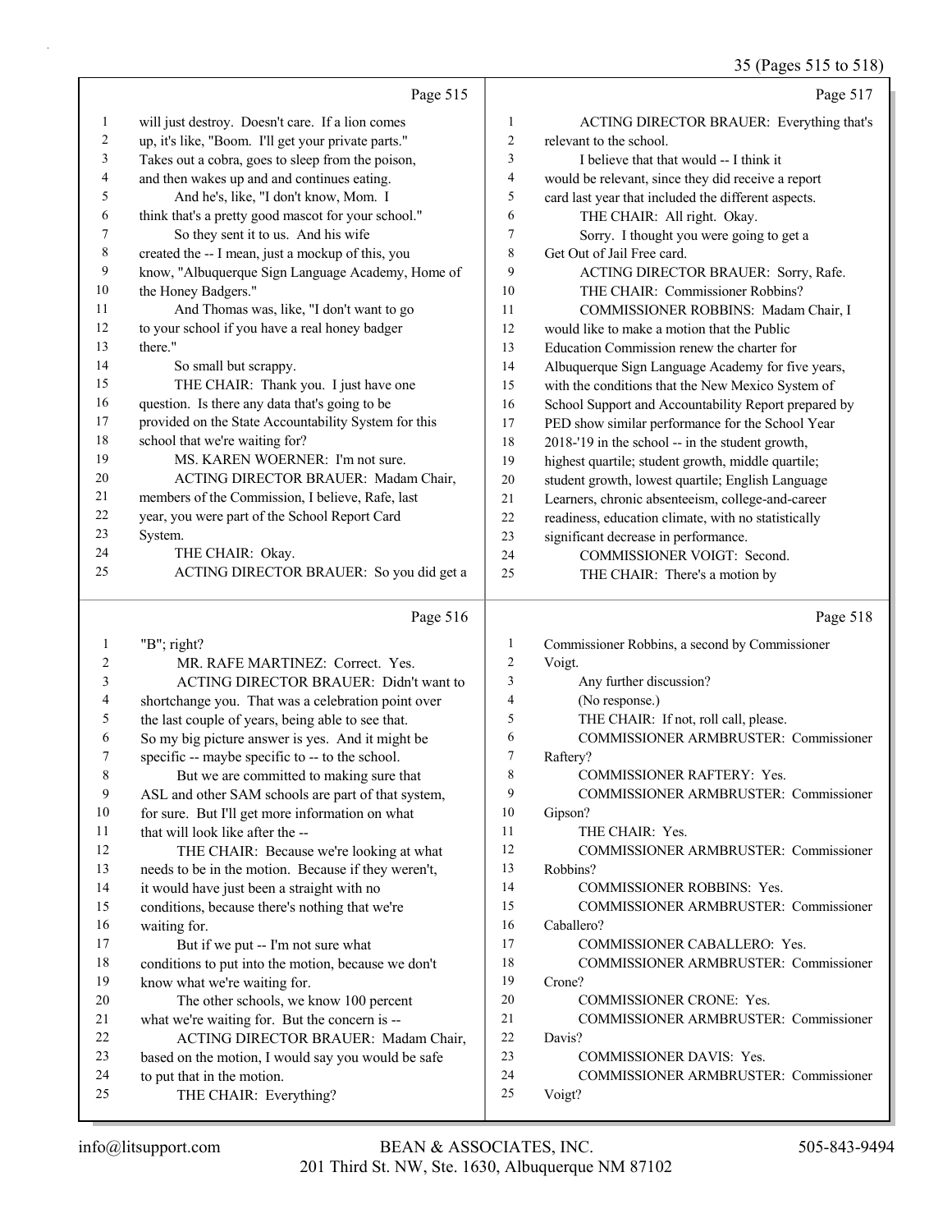Page 515

1 will just destroy. Doesn't care. If a lion comes
2 up, it's like, "Boom. I'll get your private parts."
3 Takes out a cobra, goes to sleep from the poison,
4 and then wakes up and and continues eating.
5 And he's, like, "I don't know, Mom. I
6 think that's a pretty good mascot for your school."
7 So they sent it to us. And his wife
8 created the -- I mean, just a mockup of this, you
9 know, "Albuquerque Sign Language Academy, Home of
10 the Honey Badgers."
11 And Thomas was, like, "I don't want to go
12 to your school if you have a real honey badger
13 there."
14 So small but scrappy.
15 THE CHAIR: Thank you. I just have one
16 question. Is there any data that's going to be
17 provided on the State Accountability System for this
18 school that we're waiting for?
19 MS. KAREN WOERNER: I'm not sure.
20 ACTING DIRECTOR BRAUER: Madam Chair,
21 members of the Commission, I believe, Rafe, last
22 year, you were part of the School Report Card
23 System.
24 THE CHAIR: Okay.
25 ACTING DIRECTOR BRAUER: So you did get a

Page 516

1 "B"; right?
2 MR. RAFE MARTINEZ: Correct. Yes.
3 ACTING DIRECTOR BRAUER: Didn't want to
4 shortchange you. That was a celebration point over
5 the last couple of years, being able to see that.
6 So my big picture answer is yes. And it might be
7 specific -- maybe specific to -- to the school.
8 But we are committed to making sure that
9 ASL and other SAM schools are part of that system,
10 for sure. But I'll get more information on what
11 that will look like after the --
12 THE CHAIR: Because we're looking at what
13 needs to be in the motion. Because if they weren't,
14 it would have just been a straight with no
15 conditions, because there's nothing that we're
16 waiting for.
17 But if we put -- I'm not sure what
18 conditions to put into the motion, because we don't
19 know what we're waiting for.
20 The other schools, we know 100 percent
21 what we're waiting for. But the concern is --
22 ACTING DIRECTOR BRAUER: Madam Chair,
23 based on the motion, I would say you would be safe
24 to put that in the motion.
25 THE CHAIR: Everything?

Page 517

1 ACTING DIRECTOR BRAUER: Everything that's
2 relevant to the school.
3 I believe that that would -- I think it
4 would be relevant, since they did receive a report
5 card last year that included the different aspects.
6 THE CHAIR: All right. Okay.
7 Sorry. I thought you were going to get a
8 Get Out of Jail Free card.
9 ACTING DIRECTOR BRAUER: Sorry, Rafe.
10 THE CHAIR: Commissioner Robbins?
11 COMMISSIONER ROBBINS: Madam Chair, I
12 would like to make a motion that the Public
13 Education Commission renew the charter for
14 Albuquerque Sign Language Academy for five years,
15 with the conditions that the New Mexico System of
16 School Support and Accountability Report prepared by
17 PED show similar performance for the School Year
18 2018-'19 in the school -- in the student growth,
19 highest quartile; student growth, middle quartile;
20 student growth, lowest quartile; English Language
21 Learners, chronic absenteeism, college-and-career
22 readiness, education climate, with no statistically
23 significant decrease in performance.
24 COMMISSIONER VOIGT: Second.
25 THE CHAIR: There's a motion by

Page 518

1 Commissioner Robbins, a second by Commissioner
2 Voigt.
3 Any further discussion?
4 (No response.)
5 THE CHAIR: If not, roll call, please.
6 COMMISSIONER ARMBRUSTER: Commissioner
7 Raftery?
8 COMMISSIONER RAFTERY: Yes.
9 COMMISSIONER ARMBRUSTER: Commissioner
10 Gipson?
11 THE CHAIR: Yes.
12 COMMISSIONER ARMBRUSTER: Commissioner
13 Robbins?
14 COMMISSIONER ROBBINS: Yes.
15 COMMISSIONER ARMBRUSTER: Commissioner
16 Caballero?
17 COMMISSIONER CABALLERO: Yes.
18 COMMISSIONER ARMBRUSTER: Commissioner
19 Crone?
20 COMMISSIONER CRONE: Yes.
21 COMMISSIONER ARMBRUSTER: Commissioner
22 Davis?
23 COMMISSIONER DAVIS: Yes.
24 COMMISSIONER ARMBRUSTER: Commissioner
25 Voigt?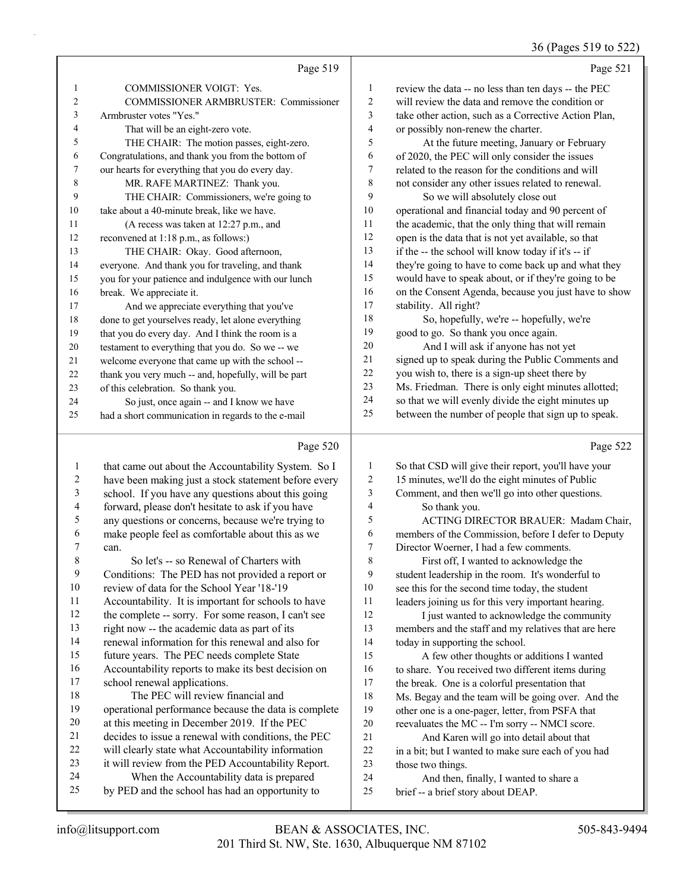Page 519

1 COMMISSIONER VOIGT: Yes.
2 COMMISSIONER ARMBRUSTER: Commissioner
3 Armbruster votes "Yes."
4 That will be an eight-zero vote.
5 THE CHAIR: The motion passes, eight-zero.
6 Congratulations, and thank you from the bottom of
7 our hearts for everything that you do every day.
8 MR. RAFE MARTINEZ: Thank you.
9 THE CHAIR: Commissioners, we're going to
10 take about a 40-minute break, like we have.
11 (A recess was taken at 12:27 p.m., and
12 reconvened at 1:18 p.m., as follows:)
13 THE CHAIR: Okay. Good afternoon,
14 everyone. And thank you for traveling, and thank
15 you for your patience and indulgence with our lunch
16 break. We appreciate it.
17 And we appreciate everything that you've
18 done to get yourselves ready, let alone everything
19 that you do every day. And I think the room is a
20 testament to everything that you do. So we -- we
21 welcome everyone that came up with the school --
22 thank you very much -- and, hopefully, will be part
23 of this celebration. So thank you.
24 So just, once again -- and I know we have
25 had a short communication in regards to the e-mail

Page 520

1 that came out about the Accountability System. So I
2 have been making just a stock statement before every
3 school. If you have any questions about this going
4 forward, please don't hesitate to ask if you have
5 any questions or concerns, because we're trying to
6 make people feel as comfortable about this as we
7 can.
8 So let's -- so Renewal of Charters with
9 Conditions: The PED has not provided a report or
10 review of data for the School Year '18-'19
11 Accountability. It is important for schools to have
12 the complete -- sorry. For some reason, I can't see
13 right now -- the academic data as part of its
14 renewal information for this renewal and also for
15 future years. The PEC needs complete State
16 Accountability reports to make its best decision on
17 school renewal applications.
18 The PEC will review financial and
19 operational performance because the data is complete
20 at this meeting in December 2019. If the PEC
21 decides to issue a renewal with conditions, the PEC
22 will clearly state what Accountability information
23 it will review from the PED Accountability Report.
24 When the Accountability data is prepared
25 by PED and the school has had an opportunity to

Page 521

1 review the data -- no less than ten days -- the PEC
2 will review the data and remove the condition or
3 take other action, such as a Corrective Action Plan,
4 or possibly non-renew the charter.
5 At the future meeting, January or February
6 of 2020, the PEC will only consider the issues
7 related to the reason for the conditions and will
8 not consider any other issues related to renewal.
9 So we will absolutely close out
10 operational and financial today and 90 percent of
11 the academic, that the only thing that will remain
12 open is the data that is not yet available, so that
13 if the -- the school will know today if it's -- if
14 they're going to have to come back up and what they
15 would have to speak about, or if they're going to be
16 on the Consent Agenda, because you just have to show
17 stability. All right?
18 So, hopefully, we're -- hopefully, we're
19 good to go. So thank you once again.
20 And I will ask if anyone has not yet
21 signed up to speak during the Public Comments and
22 you wish to, there is a sign-up sheet there by
23 Ms. Friedman. There is only eight minutes allotted;
24 so that we will evenly divide the eight minutes up
25 between the number of people that sign up to speak.

Page 522

1 So that CSD will give their report, you'll have your
2 15 minutes, we'll do the eight minutes of Public
3 Comment, and then we'll go into other questions.
4 So thank you.
5 ACTING DIRECTOR BRAUER: Madam Chair,
6 members of the Commission, before I defer to Deputy
7 Director Woerner, I had a few comments.
8 First off, I wanted to acknowledge the
9 student leadership in the room. It's wonderful to
10 see this for the second time today, the student
11 leaders joining us for this very important hearing.
12 I just wanted to acknowledge the community
13 members and the staff and my relatives that are here
14 today in supporting the school.
15 A few other thoughts or additions I wanted
16 to share. You received two different items during
17 the break. One is a colorful presentation that
18 Ms. Begay and the team will be going over. And the
19 other one is a one-pager, letter, from PSFA that
20 reevaluates the MC -- I'm sorry -- NMCI score.
21 And Karen will go into detail about that
22 in a bit; but I wanted to make sure each of you had
23 those two things.
24 And then, finally, I wanted to share a
25 brief -- a brief story about DEAP.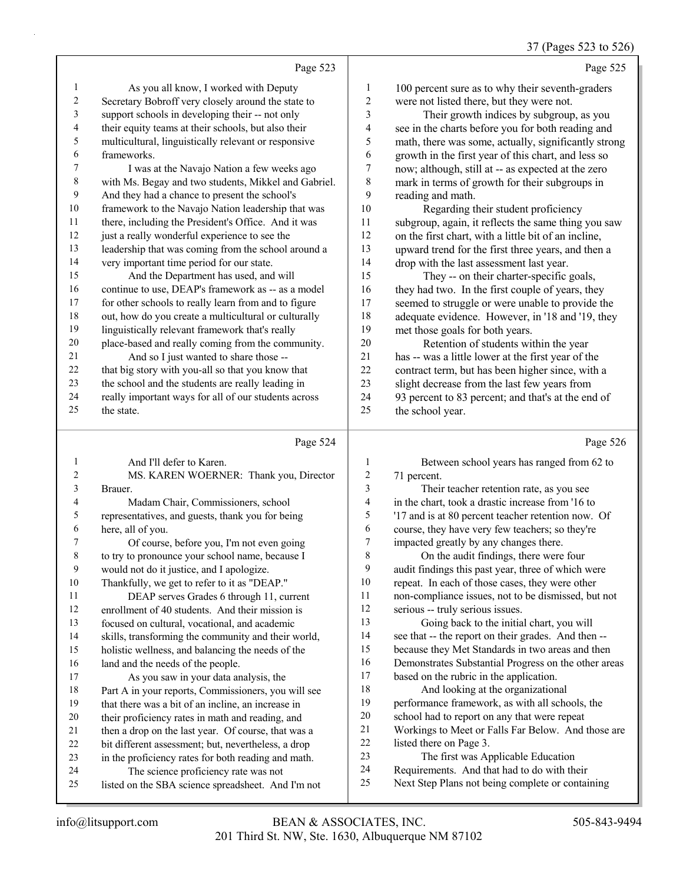Page 523

1 As you all know, I worked with Deputy
2 Secretary Bobroff very closely around the state to
3 support schools in developing their -- not only
4 their equity teams at their schools, but also their
5 multicultural, linguistically relevant or responsive
6 frameworks.
7 I was at the Navajo Nation a few weeks ago
8 with Ms. Begay and two students, Mikkel and Gabriel.
9 And they had a chance to present the school's
10 framework to the Navajo Nation leadership that was
11 there, including the President's Office. And it was
12 just a really wonderful experience to see the
13 leadership that was coming from the school around a
14 very important time period for our state.
15 And the Department has used, and will
16 continue to use, DEAP's framework as -- as a model
17 for other schools to really learn from and to figure
18 out, how do you create a multicultural or culturally
19 linguistically relevant framework that's really
20 place-based and really coming from the community.
21 And so I just wanted to share those --
22 that big story with you-all so that you know that
23 the school and the students are really leading in
24 really important ways for all of our students across
25 the state.

Page 524

1 And I'll defer to Karen.
2 MS. KAREN WOERNER: Thank you, Director
3 Brauer.
4 Madam Chair, Commissioners, school
5 representatives, and guests, thank you for being
6 here, all of you.
7 Of course, before you, I'm not even going
8 to try to pronounce your school name, because I
9 would not do it justice, and I apologize.
10 Thankfully, we get to refer to it as "DEAP."
11 DEAP serves Grades 6 through 11, current
12 enrollment of 40 students. And their mission is
13 focused on cultural, vocational, and academic
14 skills, transforming the community and their world,
15 holistic wellness, and balancing the needs of the
16 land and the needs of the people.
17 As you saw in your data analysis, the
18 Part A in your reports, Commissioners, you will see
19 that there was a bit of an incline, an increase in
20 their proficiency rates in math and reading, and
21 then a drop on the last year. Of course, that was a
22 bit different assessment; but, nevertheless, a drop
23 in the proficiency rates for both reading and math.
24 The science proficiency rate was not
25 listed on the SBA science spreadsheet. And I'm not

Page 525

1 100 percent sure as to why their seventh-graders
2 were not listed there, but they were not.
3 Their growth indices by subgroup, as you
4 see in the charts before you for both reading and
5 math, there was some, actually, significantly strong
6 growth in the first year of this chart, and less so
7 now; although, still at -- as expected at the zero
8 mark in terms of growth for their subgroups in
9 reading and math.
10 Regarding their student proficiency
11 subgroup, again, it reflects the same thing you saw
12 on the first chart, with a little bit of an incline,
13 upward trend for the first three years, and then a
14 drop with the last assessment last year.
15 They -- on their charter-specific goals,
16 they had two. In the first couple of years, they
17 seemed to struggle or were unable to provide the
18 adequate evidence. However, in '18 and '19, they
19 met those goals for both years.
20 Retention of students within the year
21 has -- was a little lower at the first year of the
22 contract term, but has been higher since, with a
23 slight decrease from the last few years from
24 93 percent to 83 percent; and that's at the end of
25 the school year.

Page 526

1 Between school years has ranged from 62 to
2 71 percent.
3 Their teacher retention rate, as you see
4 in the chart, took a drastic increase from '16 to
5 '17 and is at 80 percent teacher retention now. Of
6 course, they have very few teachers; so they're
7 impacted greatly by any changes there.
8 On the audit findings, there were four
9 audit findings this past year, three of which were
10 repeat. In each of those cases, they were other
11 non-compliance issues, not to be dismissed, but not
12 serious -- truly serious issues.
13 Going back to the initial chart, you will
14 see that -- the report on their grades. And then --
15 because they Met Standards in two areas and then
16 Demonstrates Substantial Progress on the other areas
17 based on the rubric in the application.
18 And looking at the organizational
19 performance framework, as with all schools, the
20 school had to report on any that were repeat
21 Workings to Meet or Falls Far Below. And those are
22 listed there on Page 3.
23 The first was Applicable Education
24 Requirements. And that had to do with their
25 Next Step Plans not being complete or containing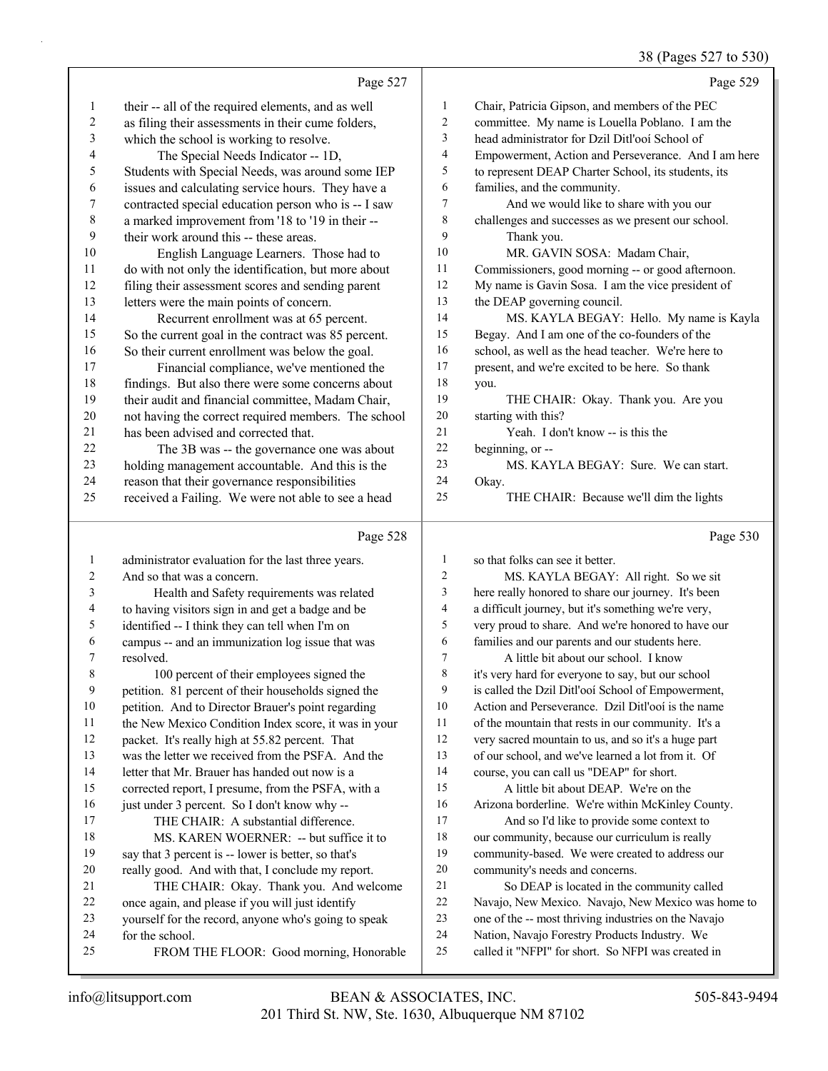Page 527

1 their -- all of the required elements, and as well
2 as filing their assessments in their cume folders,
3 which the school is working to resolve.
4 The Special Needs Indicator -- 1D,
5 Students with Special Needs, was around some IEP
6 issues and calculating service hours. They have a
7 contracted special education person who is -- I saw
8 a marked improvement from '18 to '19 in their --
9 their work around this -- these areas.
10 English Language Learners. Those had to
11 do with not only the identification, but more about
12 filing their assessment scores and sending parent
13 letters were the main points of concern.
14 Recurrent enrollment was at 65 percent.
15 So the current goal in the contract was 85 percent.
16 So their current enrollment was below the goal.
17 Financial compliance, we've mentioned the
18 findings. But also there were some concerns about
19 their audit and financial committee, Madam Chair,
20 not having the correct required members. The school
21 has been advised and corrected that.
22 The 3B was -- the governance one was about
23 holding management accountable. And this is the
24 reason that their governance responsibilities
25 received a Failing. We were not able to see a head

Page 528

1 administrator evaluation for the last three years.
2 And so that was a concern.
3 Health and Safety requirements was related
4 to having visitors sign in and get a badge and be
5 identified -- I think they can tell when I'm on
6 campus -- and an immunization log issue that was
7 resolved.
8 100 percent of their employees signed the
9 petition. 81 percent of their households signed the
10 petition. And to Director Brauer's point regarding
11 the New Mexico Condition Index score, it was in your
12 packet. It's really high at 55.82 percent. That
13 was the letter we received from the PSFA. And the
14 letter that Mr. Brauer has handed out now is a
15 corrected report, I presume, from the PSFA, with a
16 just under 3 percent. So I don't know why --
17 THE CHAIR: A substantial difference.
18 MS. KAREN WOERNER: -- but suffice it to
19 say that 3 percent is -- lower is better, so that's
20 really good. And with that, I conclude my report.
21 THE CHAIR: Okay. Thank you. And welcome
22 once again, and please if you will just identify
23 yourself for the record, anyone who's going to speak
24 for the school.
25 FROM THE FLOOR: Good morning, Honorable

Page 529

1 Chair, Patricia Gipson, and members of the PEC
2 committee. My name is Louella Poblano. I am the
3 head administrator for Dzil Ditl'ooí School of
4 Empowerment, Action and Perseverance. And I am here
5 to represent DEAP Charter School, its students, its
6 families, and the community.
7 And we would like to share with you our
8 challenges and successes as we present our school.
9 Thank you.
10 MR. GAVIN SOSA: Madam Chair,
11 Commissioners, good morning -- or good afternoon.
12 My name is Gavin Sosa. I am the vice president of
13 the DEAP governing council.
14 MS. KAYLA BEGAY: Hello. My name is Kayla
15 Begay. And I am one of the co-founders of the
16 school, as well as the head teacher. We're here to
17 present, and we're excited to be here. So thank
18 you.
19 THE CHAIR: Okay. Thank you. Are you
20 starting with this?
21 Yeah. I don't know -- is this the
22 beginning, or --
23 MS. KAYLA BEGAY: Sure. We can start.
24 Okay.
25 THE CHAIR: Because we'll dim the lights

Page 530

1 so that folks can see it better.
2 MS. KAYLA BEGAY: All right. So we sit
3 here really honored to share our journey. It's been
4 a difficult journey, but it's something we're very,
5 very proud to share. And we're honored to have our
6 families and our parents and our students here.
7 A little bit about our school. I know
8 it's very hard for everyone to say, but our school
9 is called the Dzil Ditl'ooí School of Empowerment,
10 Action and Perseverance. Dzil Ditl'ooí is the name
11 of the mountain that rests in our community. It's a
12 very sacred mountain to us, and so it's a huge part
13 of our school, and we've learned a lot from it. Of
14 course, you can call us "DEAP" for short.
15 A little bit about DEAP. We're on the
16 Arizona borderline. We're within McKinley County.
17 And so I'd like to provide some context to
18 our community, because our curriculum is really
19 community-based. We were created to address our
20 community's needs and concerns.
21 So DEAP is located in the community called
22 Navajo, New Mexico. Navajo, New Mexico was home to
23 one of the -- most thriving industries on the Navajo
24 Nation, Navajo Forestry Products Industry. We
25 called it "NFPI" for short. So NFPI was created in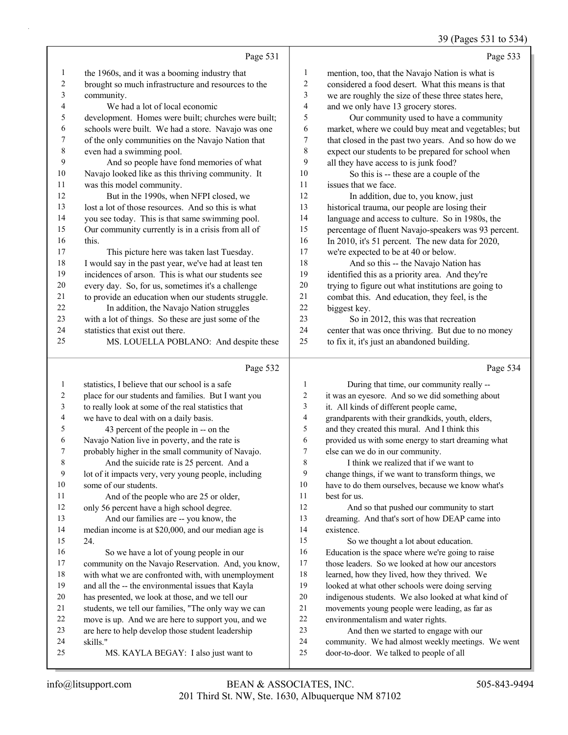## Page 531

1 the 1960s, and it was a booming industry that
2 brought so much infrastructure and resources to the
3 community.
4 We had a lot of local economic
5 development. Homes were built; churches were built;
6 schools were built. We had a store. Navajo was one
7 of the only communities on the Navajo Nation that
8 even had a swimming pool.
9 And so people have fond memories of what
10 Navajo looked like as this thriving community. It
11 was this model community.
12 But in the 1990s, when NFPI closed, we
13 lost a lot of those resources. And so this is what
14 you see today. This is that same swimming pool.
15 Our community currently is in a crisis from all of
16 this.
17 This picture here was taken last Tuesday.
18 I would say in the past year, we've had at least ten
19 incidences of arson. This is what our students see
20 every day. So, for us, sometimes it's a challenge
21 to provide an education when our students struggle.
22 In addition, the Navajo Nation struggles
23 with a lot of things. So these are just some of the
24 statistics that exist out there.
25 MS. LOUELLA POBLANO: And despite these

## Page 532

1 statistics, I believe that our school is a safe
2 place for our students and families. But I want you
3 to really look at some of the real statistics that
4 we have to deal with on a daily basis.
5 43 percent of the people in -- on the
6 Navajo Nation live in poverty, and the rate is
7 probably higher in the small community of Navajo.
8 And the suicide rate is 25 percent. And a
9 lot of it impacts very, very young people, including
10 some of our students.
11 And of the people who are 25 or older,
12 only 56 percent have a high school degree.
13 And our families are -- you know, the
14 median income is at $20,000, and our median age is
15 24.
16 So we have a lot of young people in our
17 community on the Navajo Reservation. And, you know,
18 with what we are confronted with, with unemployment
19 and all the -- the environmental issues that Kayla
20 has presented, we look at those, and we tell our
21 students, we tell our families, "The only way we can
22 move is up. And we are here to support you, and we
23 are here to help develop those student leadership
24 skills."
25 MS. KAYLA BEGAY: I also just want to

## Page 533

1 mention, too, that the Navajo Nation is what is
2 considered a food desert. What this means is that
3 we are roughly the size of these three states here,
4 and we only have 13 grocery stores.
5 Our community used to have a community
6 market, where we could buy meat and vegetables; but
7 that closed in the past two years. And so how do we
8 expect our students to be prepared for school when
9 all they have access to is junk food?
10 So this is -- these are a couple of the
11 issues that we face.
12 In addition, due to, you know, just
13 historical trauma, our people are losing their
14 language and access to culture. So in 1980s, the
15 percentage of fluent Navajo-speakers was 93 percent.
16 In 2010, it's 51 percent. The new data for 2020,
17 we're expected to be at 40 or below.
18 And so this -- the Navajo Nation has
19 identified this as a priority area. And they're
20 trying to figure out what institutions are going to
21 combat this. And education, they feel, is the
22 biggest key.
23 So in 2012, this was that recreation
24 center that was once thriving. But due to no money
25 to fix it, it's just an abandoned building.

## Page 534

1 During that time, our community really --
2 it was an eyesore. And so we did something about
3 it. All kinds of different people came,
4 grandparents with their grandkids, youth, elders,
5 and they created this mural. And I think this
6 provided us with some energy to start dreaming what
7 else can we do in our community.
8 I think we realized that if we want to
9 change things, if we want to transform things, we
10 have to do them ourselves, because we know what's
11 best for us.
12 And so that pushed our community to start
13 dreaming. And that's sort of how DEAP came into
14 existence.
15 So we thought a lot about education.
16 Education is the space where we're going to raise
17 those leaders. So we looked at how our ancestors
18 learned, how they lived, how they thrived. We
19 looked at what other schools were doing serving
20 indigenous students. We also looked at what kind of
21 movements young people were leading, as far as
22 environmentalism and water rights.
23 And then we started to engage with our
24 community. We had almost weekly meetings. We went
25 door-to-door. We talked to people of all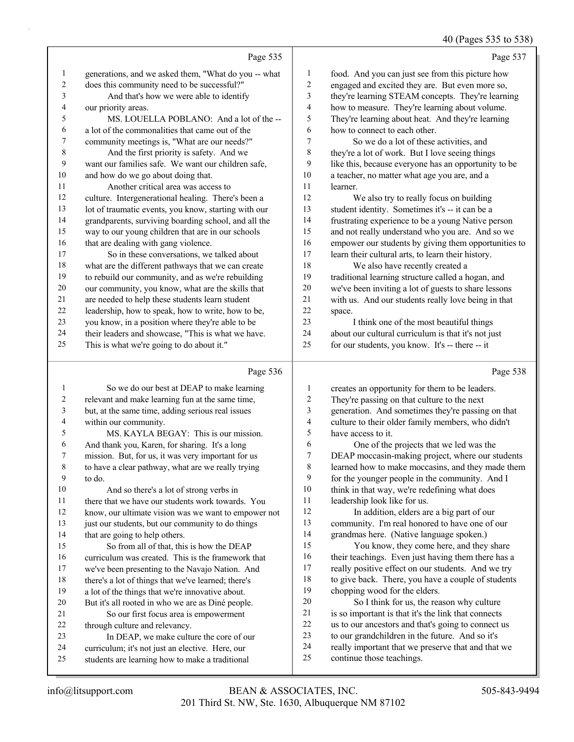Page 535

generations, and we asked them, "What do you -- what does this community need to be successful?"

And that's how we were able to identify our priority areas.

MS. LOUELLA POBLANO: And a lot of the -- a lot of the commonalities that came out of the community meetings is, "What are our needs?"

And the first priority is safety. And we want our families safe. We want our children safe, and how do we go about doing that.

Another critical area was access to culture. Intergenerational healing. There's been a lot of traumatic events, you know, starting with our grandparents, surviving boarding school, and all the way to our young children that are in our schools that are dealing with gang violence.

So in these conversations, we talked about what are the different pathways that we can create to rebuild our community, and as we're rebuilding our community, you know, what are the skills that are needed to help these students learn student leadership, how to speak, how to write, how to be, you know, in a position where they're able to be their leaders and showcase, "This is what we have. This is what we're going to do about it."

Page 536

So we do our best at DEAP to make learning relevant and make learning fun at the same time, but, at the same time, adding serious real issues within our community.

MS. KAYLA BEGAY: This is our mission. And thank you, Karen, for sharing. It's a long mission. But, for us, it was very important for us to have a clear pathway, what are we really trying to do.

And so there's a lot of strong verbs in there that we have our students work towards. You know, our ultimate vision was we want to empower not just our students, but our community to do things that are going to help others.

So from all of that, this is how the DEAP curriculum was created. This is the framework that we've been presenting to the Navajo Nation. And there's a lot of things that we've learned; there's a lot of the things that we're innovative about. But it's all rooted in who we are as Diné people.

So our first focus area is empowerment through culture and relevancy.

In DEAP, we make culture the core of our curriculum; it's not just an elective. Here, our students are learning how to make a traditional

Page 537

food. And you can just see from this picture how engaged and excited they are. But even more so, they're learning STEAM concepts. They're learning how to measure. They're learning about volume. They're learning about heat. And they're learning how to connect to each other.

So we do a lot of these activities, and they're a lot of work. But I love seeing things like this, because everyone has an opportunity to be a teacher, no matter what age you are, and a learner.

We also try to really focus on building student identity. Sometimes it's -- it can be a frustrating experience to be a young Native person and not really understand who you are. And so we empower our students by giving them opportunities to learn their cultural arts, to learn their history.

We also have recently created a traditional learning structure called a hogan, and we've been inviting a lot of guests to share lessons with us. And our students really love being in that space.

I think one of the most beautiful things about our cultural curriculum is that it's not just for our students, you know. It's -- there -- it

Page 538

creates an opportunity for them to be leaders. They're passing on that culture to the next generation. And sometimes they're passing on that culture to their older family members, who didn't have access to it.

One of the projects that we led was the DEAP moccasin-making project, where our students learned how to make moccasins, and they made them for the younger people in the community. And I think in that way, we're redefining what does leadership look like for us.

In addition, elders are a big part of our community. I'm real honored to have one of our grandmas here. (Native language spoken.)

You know, they come here, and they share their teachings. Even just having them there has a really positive effect on our students. And we try to give back. There, you have a couple of students chopping wood for the elders.

So I think for us, the reason why culture is so important is that it's the link that connects us to our ancestors and that's going to connect us to our grandchildren in the future. And so it's really important that we preserve that and that we continue those teachings.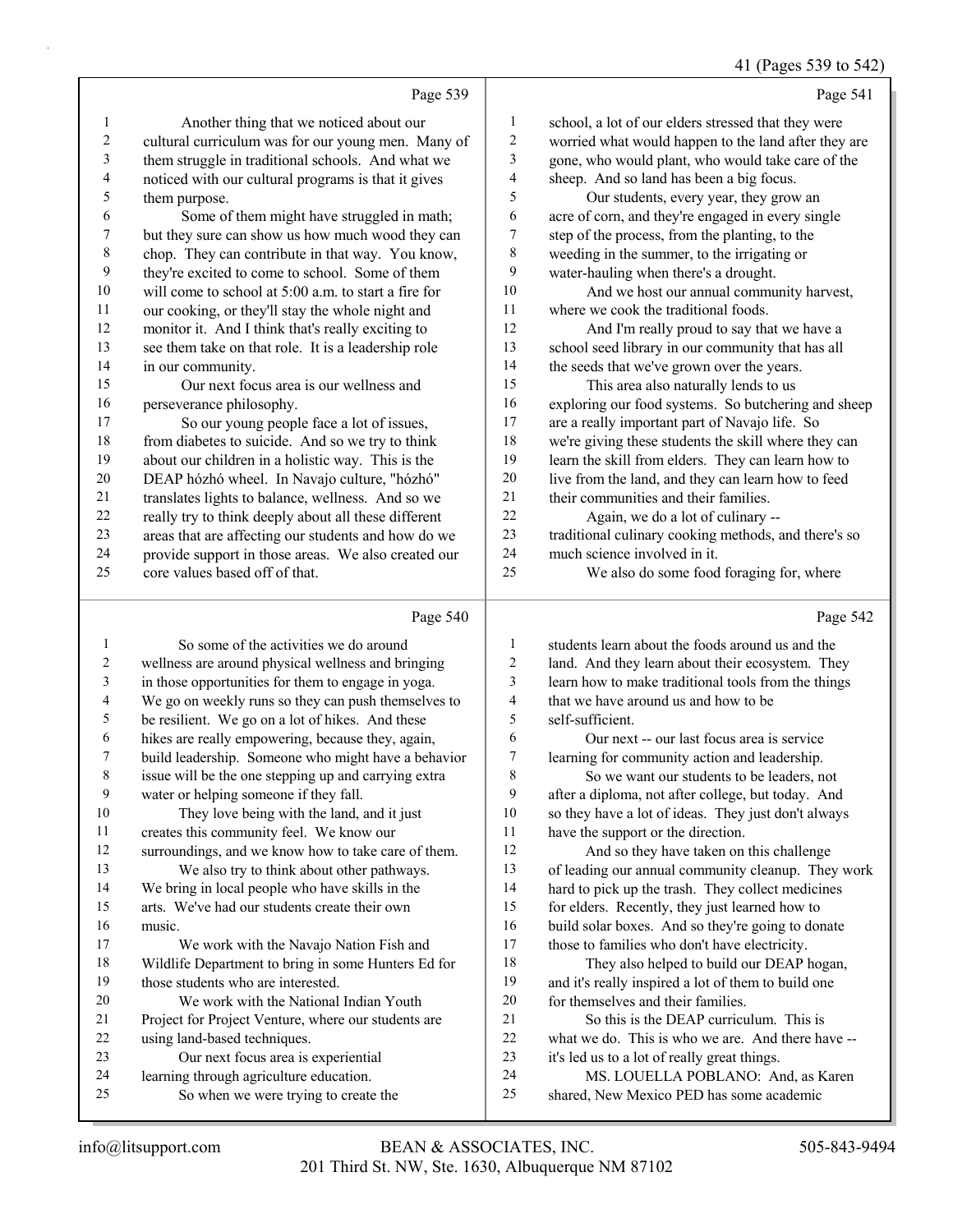Page 539

1 Another thing that we noticed about our
2 cultural curriculum was for our young men. Many of
3 them struggle in traditional schools. And what we
4 noticed with our cultural programs is that it gives
5 them purpose.
6 Some of them might have struggled in math;
7 but they sure can show us how much wood they can
8 chop. They can contribute in that way. You know,
9 they're excited to come to school. Some of them
10 will come to school at 5:00 a.m. to start a fire for
11 our cooking, or they'll stay the whole night and
12 monitor it. And I think that's really exciting to
13 see them take on that role. It is a leadership role
14 in our community.
15 Our next focus area is our wellness and
16 perseverance philosophy.
17 So our young people face a lot of issues,
18 from diabetes to suicide. And so we try to think
19 about our children in a holistic way. This is the
20 DEAP hózhó wheel. In Navajo culture, "hózhó"
21 translates lights to balance, wellness. And so we
22 really try to think deeply about all these different
23 areas that are affecting our students and how do we
24 provide support in those areas. We also created our
25 core values based off of that.

Page 540

1 So some of the activities we do around
2 wellness are around physical wellness and bringing
3 in those opportunities for them to engage in yoga.
4 We go on weekly runs so they can push themselves to
5 be resilient. We go on a lot of hikes. And these
6 hikes are really empowering, because they, again,
7 build leadership. Someone who might have a behavior
8 issue will be the one stepping up and carrying extra
9 water or helping someone if they fall.
10 They love being with the land, and it just
11 creates this community feel. We know our
12 surroundings, and we know how to take care of them.
13 We also try to think about other pathways.
14 We bring in local people who have skills in the
15 arts. We've had our students create their own
16 music.
17 We work with the Navajo Nation Fish and
18 Wildlife Department to bring in some Hunters Ed for
19 those students who are interested.
20 We work with the National Indian Youth
21 Project for Project Venture, where our students are
22 using land-based techniques.
23 Our next focus area is experiential
24 learning through agriculture education.
25 So when we were trying to create the

Page 541

1 school, a lot of our elders stressed that they were
2 worried what would happen to the land after they are
3 gone, who would plant, who would take care of the
4 sheep. And so land has been a big focus.
5 Our students, every year, they grow an
6 acre of corn, and they're engaged in every single
7 step of the process, from the planting, to the
8 weeding in the summer, to the irrigating or
9 water-hauling when there's a drought.
10 And we host our annual community harvest,
11 where we cook the traditional foods.
12 And I'm really proud to say that we have a
13 school seed library in our community that has all
14 the seeds that we've grown over the years.
15 This area also naturally lends to us
16 exploring our food systems. So butchering and sheep
17 are a really important part of Navajo life. So
18 we're giving these students the skill where they can
19 learn the skill from elders. They can learn how to
20 live from the land, and they can learn how to feed
21 their communities and their families.
22 Again, we do a lot of culinary --
23 traditional culinary cooking methods, and there's so
24 much science involved in it.
25 We also do some food foraging for, where

Page 542

1 students learn about the foods around us and the
2 land. And they learn about their ecosystem. They
3 learn how to make traditional tools from the things
4 that we have around us and how to be
5 self-sufficient.
6 Our next -- our last focus area is service
7 learning for community action and leadership.
8 So we want our students to be leaders, not
9 after a diploma, not after college, but today. And
10 so they have a lot of ideas. They just don't always
11 have the support or the direction.
12 And so they have taken on this challenge
13 of leading our annual community cleanup. They work
14 hard to pick up the trash. They collect medicines
15 for elders. Recently, they just learned how to
16 build solar boxes. And so they're going to donate
17 those to families who don't have electricity.
18 They also helped to build our DEAP hogan,
19 and it's really inspired a lot of them to build one
20 for themselves and their families.
21 So this is the DEAP curriculum. This is
22 what we do. This is who we are. And there have --
23 it's led us to a lot of really great things.
24 MS. LOUELLA POBLANO: And, as Karen
25 shared, New Mexico PED has some academic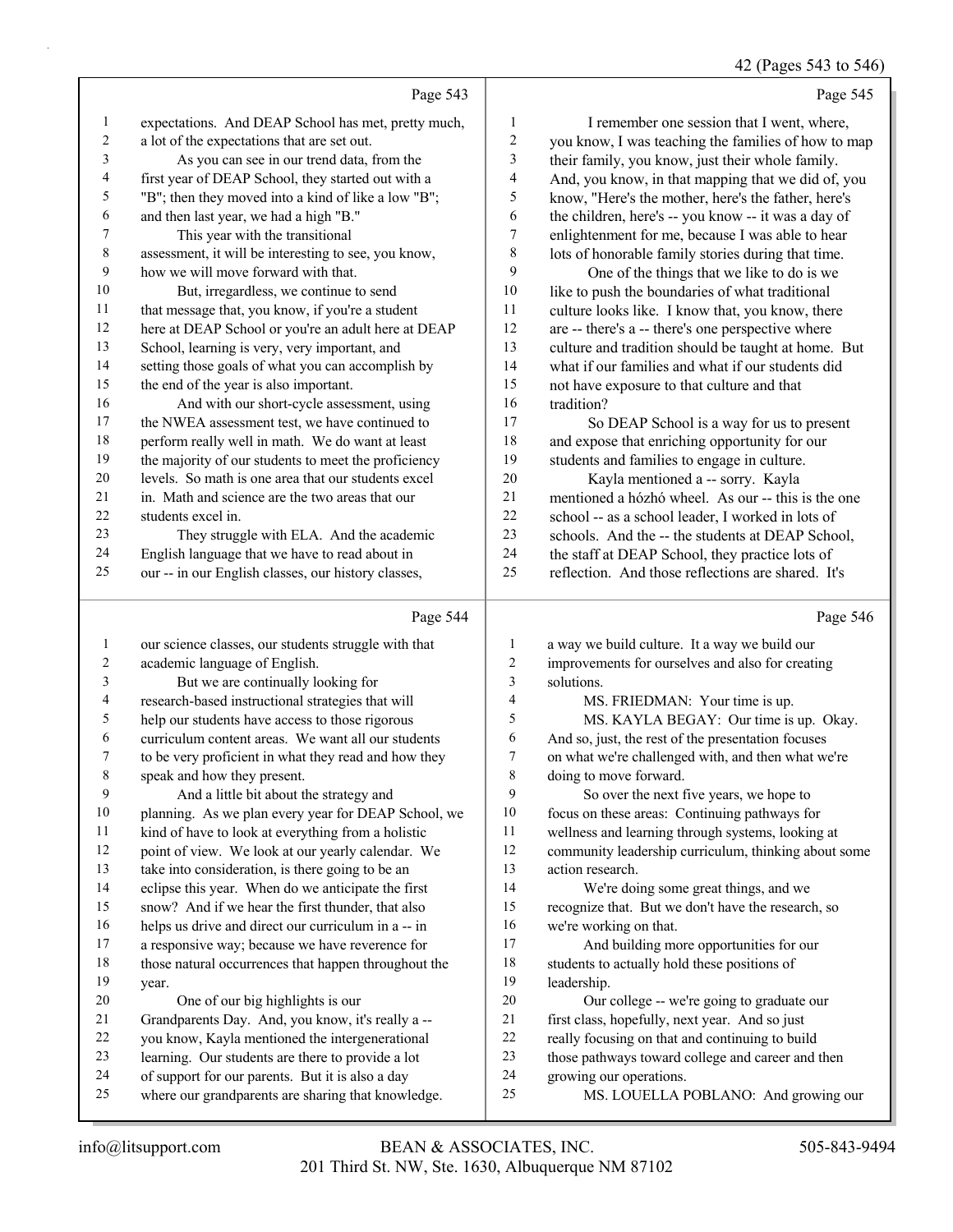Page 543

1 expectations. And DEAP School has met, pretty much,
2 a lot of the expectations that are set out.
3 As you can see in our trend data, from the
4 first year of DEAP School, they started out with a
5 "B"; then they moved into a kind of like a low "B";
6 and then last year, we had a high "B."
7 This year with the transitional
8 assessment, it will be interesting to see, you know,
9 how we will move forward with that.
10 But, irregardless, we continue to send
11 that message that, you know, if you're a student
12 here at DEAP School or you're an adult here at DEAP
13 School, learning is very, very important, and
14 setting those goals of what you can accomplish by
15 the end of the year is also important.
16 And with our short-cycle assessment, using
17 the NWEA assessment test, we have continued to
18 perform really well in math. We do want at least
19 the majority of our students to meet the proficiency
20 levels. So math is one area that our students excel
21 in. Math and science are the two areas that our
22 students excel in.
23 They struggle with ELA. And the academic
24 English language that we have to read about in
25 our -- in our English classes, our history classes,

Page 544

1 our science classes, our students struggle with that
2 academic language of English.
3 But we are continually looking for
4 research-based instructional strategies that will
5 help our students have access to those rigorous
6 curriculum content areas. We want all our students
7 to be very proficient in what they read and how they
8 speak and how they present.
9 And a little bit about the strategy and
10 planning. As we plan every year for DEAP School, we
11 kind of have to look at everything from a holistic
12 point of view. We look at our yearly calendar. We
13 take into consideration, is there going to be an
14 eclipse this year. When do we anticipate the first
15 snow? And if we hear the first thunder, that also
16 helps us drive and direct our curriculum in a -- in
17 a responsive way; because we have reverence for
18 those natural occurrences that happen throughout the
19 year.
20 One of our big highlights is our
21 Grandparents Day. And, you know, it's really a --
22 you know, Kayla mentioned the intergenerational
23 learning. Our students are there to provide a lot
24 of support for our parents. But it is also a day
25 where our grandparents are sharing that knowledge.

Page 545

1 I remember one session that I went, where,
2 you know, I was teaching the families of how to map
3 their family, you know, just their whole family.
4 And, you know, in that mapping that we did of, you
5 know, "Here's the mother, here's the father, here's
6 the children, here's -- you know -- it was a day of
7 enlightenment for me, because I was able to hear
8 lots of honorable family stories during that time.
9 One of the things that we like to do is we
10 like to push the boundaries of what traditional
11 culture looks like. I know that, you know, there
12 are -- there's a -- there's one perspective where
13 culture and tradition should be taught at home. But
14 what if our families and what if our students did
15 not have exposure to that culture and that
16 tradition?
17 So DEAP School is a way for us to present
18 and expose that enriching opportunity for our
19 students and families to engage in culture.
20 Kayla mentioned a -- sorry. Kayla
21 mentioned a hózhó wheel. As our -- this is the one
22 school -- as a school leader, I worked in lots of
23 schools. And the -- the students at DEAP School,
24 the staff at DEAP School, they practice lots of
25 reflection. And those reflections are shared. It's

Page 546

1 a way we build culture. It a way we build our
2 improvements for ourselves and also for creating
3 solutions.
4 MS. FRIEDMAN: Your time is up.
5 MS. KAYLA BEGAY: Our time is up. Okay.
6 And so, just, the rest of the presentation focuses
7 on what we're challenged with, and then what we're
8 doing to move forward.
9 So over the next five years, we hope to
10 focus on these areas: Continuing pathways for
11 wellness and learning through systems, looking at
12 community leadership curriculum, thinking about some
13 action research.
14 We're doing some great things, and we
15 recognize that. But we don't have the research, so
16 we're working on that.
17 And building more opportunities for our
18 students to actually hold these positions of
19 leadership.
20 Our college -- we're going to graduate our
21 first class, hopefully, next year. And so just
22 really focusing on that and continuing to build
23 those pathways toward college and career and then
24 growing our operations.
25 MS. LOUELLA POBLANO: And growing our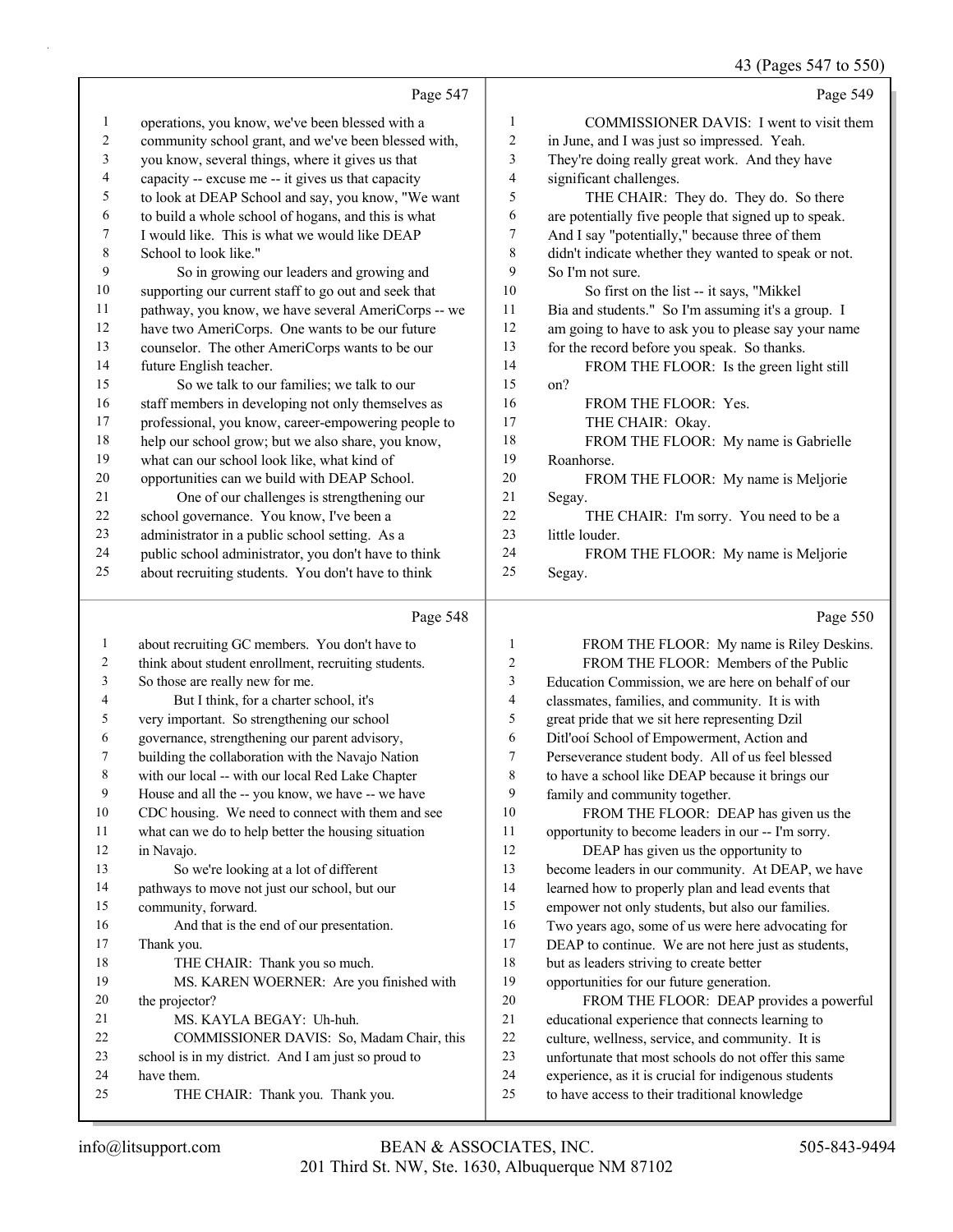Page 547

1 operations, you know, we've been blessed with a
2 community school grant, and we've been blessed with,
3 you know, several things, where it gives us that
4 capacity -- excuse me -- it gives us that capacity
5 to look at DEAP School and say, you know, "We want
6 to build a whole school of hogans, and this is what
7 I would like. This is what we would like DEAP
8 School to look like."
9 So in growing our leaders and growing and
10 supporting our current staff to go out and seek that
11 pathway, you know, we have several AmeriCorps -- we
12 have two AmeriCorps. One wants to be our future
13 counselor. The other AmeriCorps wants to be our
14 future English teacher.
15 So we talk to our families; we talk to our
16 staff members in developing not only themselves as
17 professional, you know, career-empowering people to
18 help our school grow; but we also share, you know,
19 what can our school look like, what kind of
20 opportunities can we build with DEAP School.
21 One of our challenges is strengthening our
22 school governance. You know, I've been a
23 administrator in a public school setting. As a
24 public school administrator, you don't have to think
25 about recruiting students. You don't have to think

Page 548

1 about recruiting GC members. You don't have to
2 think about student enrollment, recruiting students.
3 So those are really new for me.
4 But I think, for a charter school, it's
5 very important. So strengthening our school
6 governance, strengthening our parent advisory,
7 building the collaboration with the Navajo Nation
8 with our local -- with our local Red Lake Chapter
9 House and all the -- you know, we have -- we have
10 CDC housing. We need to connect with them and see
11 what can we do to help better the housing situation
12 in Navajo.
13 So we're looking at a lot of different
14 pathways to move not just our school, but our
15 community, forward.
16 And that is the end of our presentation.
17 Thank you.
18 THE CHAIR: Thank you so much.
19 MS. KAREN WOERNER: Are you finished with
20 the projector?
21 MS. KAYLA BEGAY: Uh-huh.
22 COMMISSIONER DAVIS: So, Madam Chair, this
23 school is in my district. And I am just so proud to
24 have them.
25 THE CHAIR: Thank you. Thank you.

Page 549

1 COMMISSIONER DAVIS: I went to visit them
2 in June, and I was just so impressed. Yeah.
3 They're doing really great work. And they have
4 significant challenges.
5 THE CHAIR: They do. They do. So there
6 are potentially five people that signed up to speak.
7 And I say "potentially," because three of them
8 didn't indicate whether they wanted to speak or not.
9 So I'm not sure.
10 So first on the list -- it says, "Mikkel
11 Bia and students." So I'm assuming it's a group. I
12 am going to have to ask you to please say your name
13 for the record before you speak. So thanks.
14 FROM THE FLOOR: Is the green light still
15 on?
16 FROM THE FLOOR: Yes.
17 THE CHAIR: Okay.
18 FROM THE FLOOR: My name is Gabrielle
19 Roanhorse.
20 FROM THE FLOOR: My name is Meljorie
21 Segay.
22 THE CHAIR: I'm sorry. You need to be a
23 little louder.
24 FROM THE FLOOR: My name is Meljorie
25 Segay.

Page 550

1 FROM THE FLOOR: My name is Riley Deskins.
2 FROM THE FLOOR: Members of the Public
3 Education Commission, we are here on behalf of our
4 classmates, families, and community. It is with
5 great pride that we sit here representing Dzil
6 Ditl'ooí School of Empowerment, Action and
7 Perseverance student body. All of us feel blessed
8 to have a school like DEAP because it brings our
9 family and community together.
10 FROM THE FLOOR: DEAP has given us the
11 opportunity to become leaders in our -- I'm sorry.
12 DEAP has given us the opportunity to
13 become leaders in our community. At DEAP, we have
14 learned how to properly plan and lead events that
15 empower not only students, but also our families.
16 Two years ago, some of us were here advocating for
17 DEAP to continue. We are not here just as students,
18 but as leaders striving to create better
19 opportunities for our future generation.
20 FROM THE FLOOR: DEAP provides a powerful
21 educational experience that connects learning to
22 culture, wellness, service, and community. It is
23 unfortunate that most schools do not offer this same
24 experience, as it is crucial for indigenous students
25 to have access to their traditional knowledge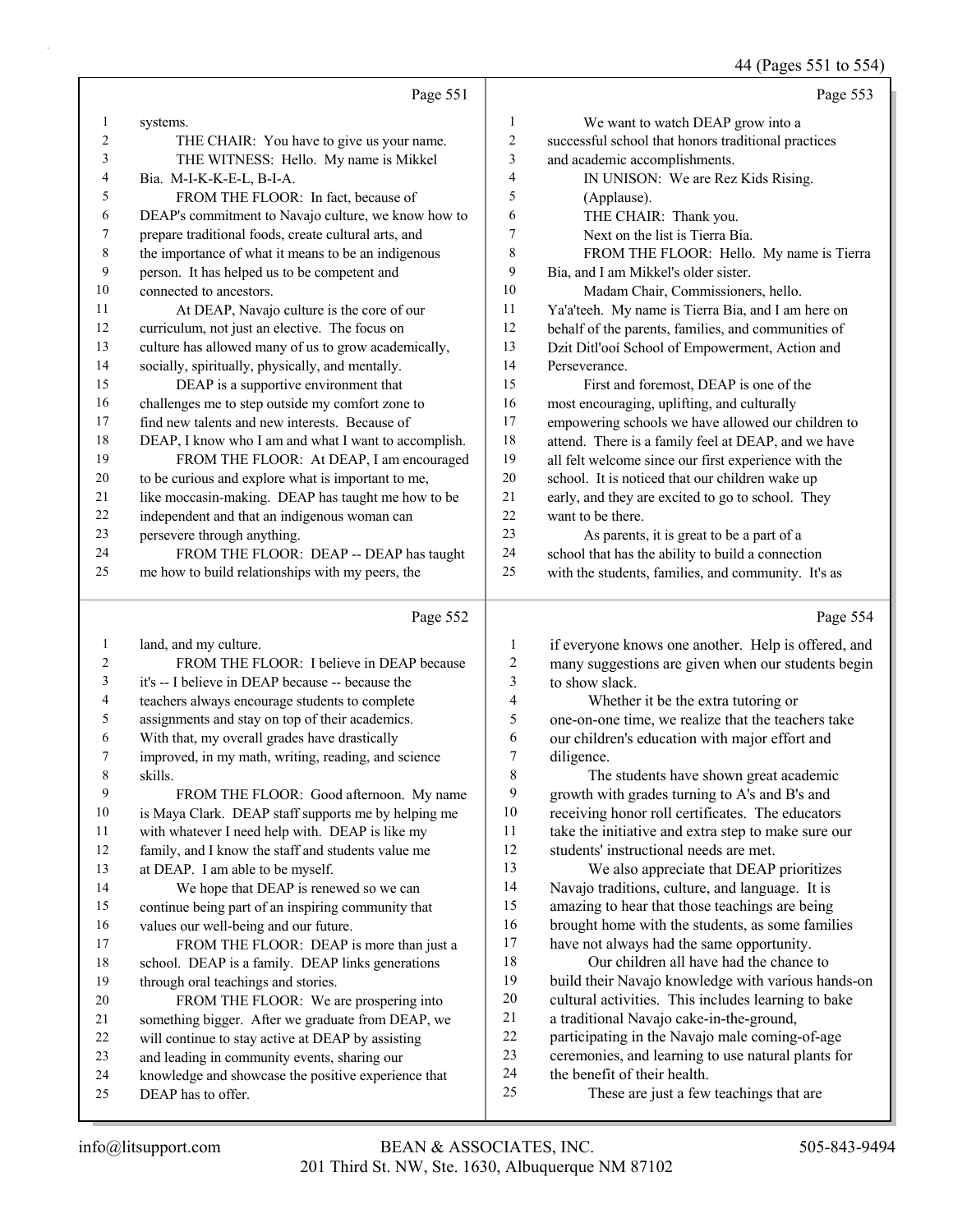Page 551

systems.

THE CHAIR: You have to give us your name.

THE WITNESS: Hello. My name is Mikkel Bia. M-I-K-K-E-L, B-I-A.

FROM THE FLOOR: In fact, because of DEAP's commitment to Navajo culture, we know how to prepare traditional foods, create cultural arts, and the importance of what it means to be an indigenous person. It has helped us to be competent and connected to ancestors.

At DEAP, Navajo culture is the core of our curriculum, not just an elective. The focus on culture has allowed many of us to grow academically, socially, spiritually, physically, and mentally.

DEAP is a supportive environment that challenges me to step outside my comfort zone to find new talents and new interests. Because of DEAP, I know who I am and what I want to accomplish.

FROM THE FLOOR: At DEAP, I am encouraged to be curious and explore what is important to me, like moccasin-making. DEAP has taught me how to be independent and that an indigenous woman can persevere through anything.

FROM THE FLOOR: DEAP -- DEAP has taught me how to build relationships with my peers, the

Page 552

land, and my culture.

FROM THE FLOOR: I believe in DEAP because it's -- I believe in DEAP because -- because the teachers always encourage students to complete assignments and stay on top of their academics. With that, my overall grades have drastically improved, in my math, writing, reading, and science skills.

FROM THE FLOOR: Good afternoon. My name is Maya Clark. DEAP staff supports me by helping me with whatever I need help with. DEAP is like my family, and I know the staff and students value me at DEAP. I am able to be myself.

We hope that DEAP is renewed so we can continue being part of an inspiring community that values our well-being and our future.

FROM THE FLOOR: DEAP is more than just a school. DEAP is a family. DEAP links generations through oral teachings and stories.

FROM THE FLOOR: We are prospering into something bigger. After we graduate from DEAP, we will continue to stay active at DEAP by assisting and leading in community events, sharing our knowledge and showcase the positive experience that DEAP has to offer.

Page 553

We want to watch DEAP grow into a successful school that honors traditional practices and academic accomplishments.

IN UNISON: We are Rez Kids Rising.

(Applause).

THE CHAIR: Thank you.

Next on the list is Tierra Bia.

FROM THE FLOOR: Hello. My name is Tierra Bia, and I am Mikkel's older sister.

Madam Chair, Commissioners, hello. Ya'a'teeh. My name is Tierra Bia, and I am here on behalf of the parents, families, and communities of Dzit Ditl'ooí School of Empowerment, Action and Perseverance.

First and foremost, DEAP is one of the most encouraging, uplifting, and culturally empowering schools we have allowed our children to attend. There is a family feel at DEAP, and we have all felt welcome since our first experience with the school. It is noticed that our children wake up early, and they are excited to go to school. They want to be there.

As parents, it is great to be a part of a school that has the ability to build a connection with the students, families, and community. It's as

Page 554

if everyone knows one another. Help is offered, and many suggestions are given when our students begin to show slack.

Whether it be the extra tutoring or one-on-one time, we realize that the teachers take our children's education with major effort and diligence.

The students have shown great academic growth with grades turning to A's and B's and receiving honor roll certificates. The educators take the initiative and extra step to make sure our students' instructional needs are met.

We also appreciate that DEAP prioritizes Navajo traditions, culture, and language. It is amazing to hear that those teachings are being brought home with the students, as some families have not always had the same opportunity.

Our children all have had the chance to build their Navajo knowledge with various hands-on cultural activities. This includes learning to bake a traditional Navajo cake-in-the-ground, participating in the Navajo male coming-of-age ceremonies, and learning to use natural plants for the benefit of their health.

These are just a few teachings that are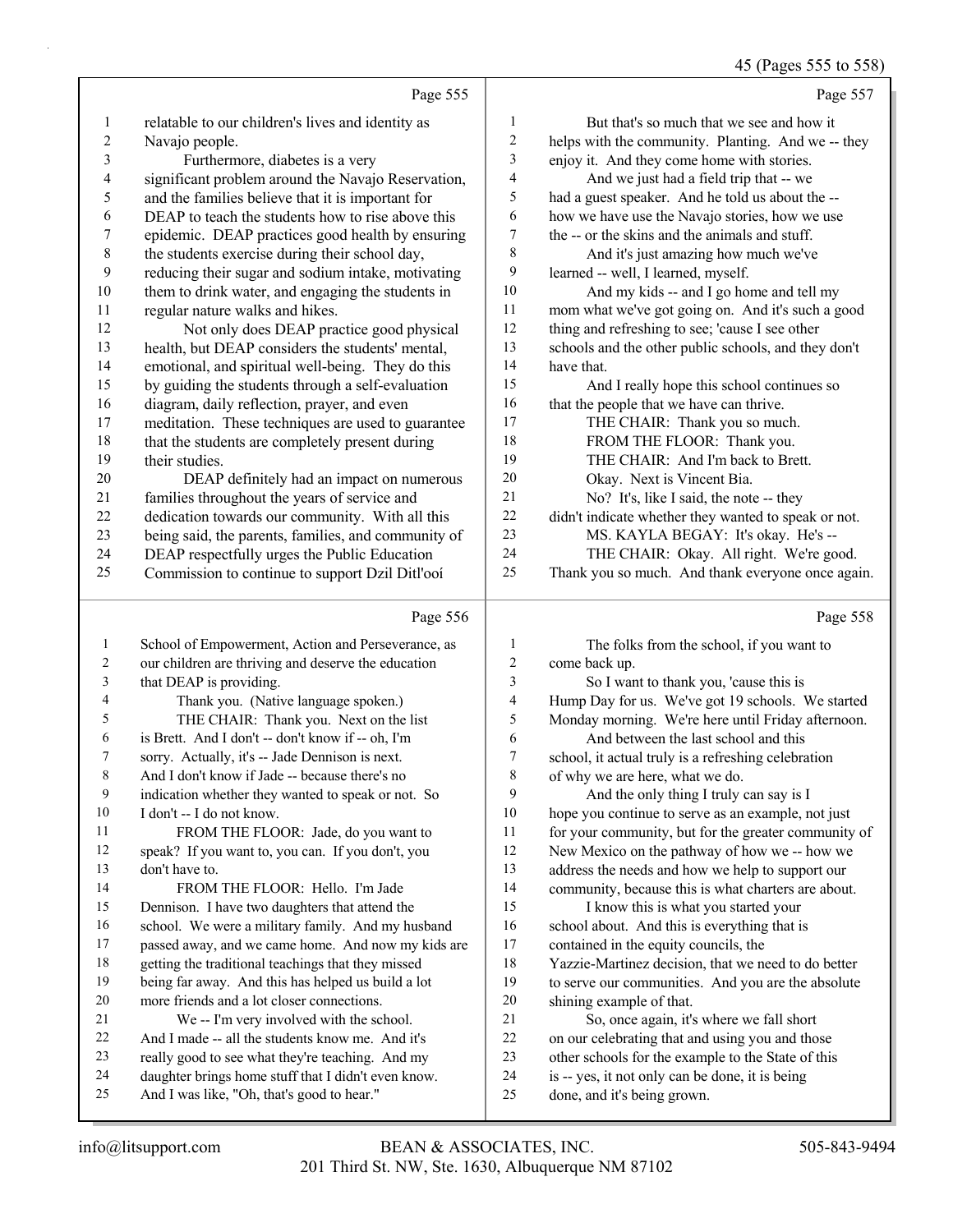Page 555

1 relatable to our children's lives and identity as
2 Navajo people.
3 Furthermore, diabetes is a very
4 significant problem around the Navajo Reservation,
5 and the families believe that it is important for
6 DEAP to teach the students how to rise above this
7 epidemic. DEAP practices good health by ensuring
8 the students exercise during their school day,
9 reducing their sugar and sodium intake, motivating
10 them to drink water, and engaging the students in
11 regular nature walks and hikes.
12 Not only does DEAP practice good physical
13 health, but DEAP considers the students' mental,
14 emotional, and spiritual well-being. They do this
15 by guiding the students through a self-evaluation
16 diagram, daily reflection, prayer, and even
17 meditation. These techniques are used to guarantee
18 that the students are completely present during
19 their studies.
20 DEAP definitely had an impact on numerous
21 families throughout the years of service and
22 dedication towards our community. With all this
23 being said, the parents, families, and community of
24 DEAP respectfully urges the Public Education
25 Commission to continue to support Dzil Ditl'ooí

Page 556

1 School of Empowerment, Action and Perseverance, as
2 our children are thriving and deserve the education
3 that DEAP is providing.
4 Thank you. (Native language spoken.)
5 THE CHAIR: Thank you. Next on the list
6 is Brett. And I don't -- don't know if -- oh, I'm
7 sorry. Actually, it's -- Jade Dennison is next.
8 And I don't know if Jade -- because there's no
9 indication whether they wanted to speak or not. So
10 I don't -- I do not know.
11 FROM THE FLOOR: Jade, do you want to
12 speak? If you want to, you can. If you don't, you
13 don't have to.
14 FROM THE FLOOR: Hello. I'm Jade
15 Dennison. I have two daughters that attend the
16 school. We were a military family. And my husband
17 passed away, and we came home. And now my kids are
18 getting the traditional teachings that they missed
19 being far away. And this has helped us build a lot
20 more friends and a lot closer connections.
21 We -- I'm very involved with the school.
22 And I made -- all the students know me. And it's
23 really good to see what they're teaching. And my
24 daughter brings home stuff that I didn't even know.
25 And I was like, "Oh, that's good to hear."

Page 557

1 But that's so much that we see and how it
2 helps with the community. Planting. And we -- they
3 enjoy it. And they come home with stories.
4 And we just had a field trip that -- we
5 had a guest speaker. And he told us about the --
6 how we have use the Navajo stories, how we use
7 the -- or the skins and the animals and stuff.
8 And it's just amazing how much we've
9 learned -- well, I learned, myself.
10 And my kids -- and I go home and tell my
11 mom what we've got going on. And it's such a good
12 thing and refreshing to see; 'cause I see other
13 schools and the other public schools, and they don't
14 have that.
15 And I really hope this school continues so
16 that the people that we have can thrive.
17 THE CHAIR: Thank you so much.
18 FROM THE FLOOR: Thank you.
19 THE CHAIR: And I'm back to Brett.
20 Okay. Next is Vincent Bia.
21 No? It's, like I said, the note -- they
22 didn't indicate whether they wanted to speak or not.
23 MS. KAYLA BEGAY: It's okay. He's --
24 THE CHAIR: Okay. All right. We're good.
25 Thank you so much. And thank everyone once again.

Page 558

1 The folks from the school, if you want to
2 come back up.
3 So I want to thank you, 'cause this is
4 Hump Day for us. We've got 19 schools. We started
5 Monday morning. We're here until Friday afternoon.
6 And between the last school and this
7 school, it actual truly is a refreshing celebration
8 of why we are here, what we do.
9 And the only thing I truly can say is I
10 hope you continue to serve as an example, not just
11 for your community, but for the greater community of
12 New Mexico on the pathway of how we -- how we
13 address the needs and how we help to support our
14 community, because this is what charters are about.
15 I know this is what you started your
16 school about. And this is everything that is
17 contained in the equity councils, the
18 Yazzie-Martinez decision, that we need to do better
19 to serve our communities. And you are the absolute
20 shining example of that.
21 So, once again, it's where we fall short
22 on our celebrating that and using you and those
23 other schools for the example to the State of this
24 is -- yes, it not only can be done, it is being
25 done, and it's being grown.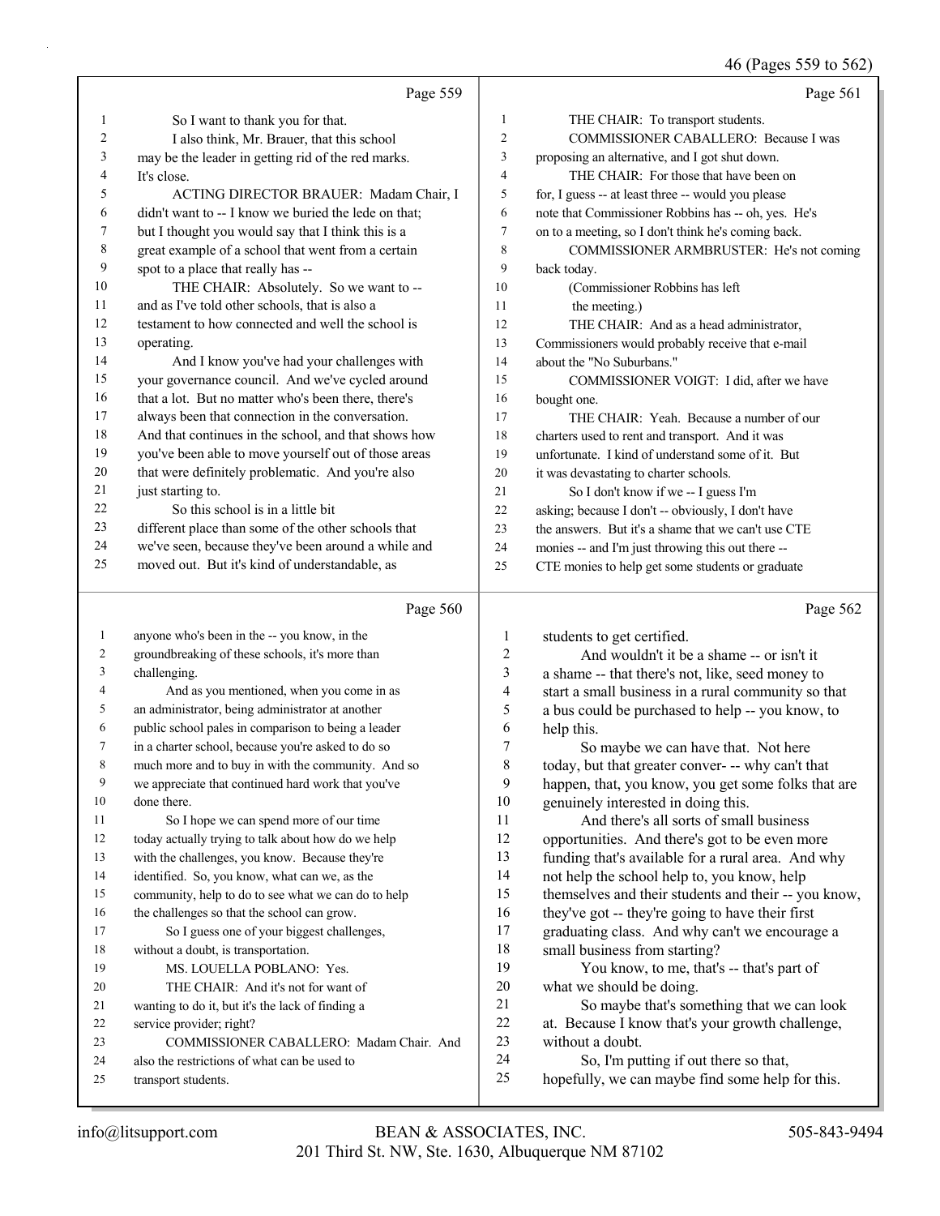46 (Pages 559 to 562)

Page 559

1 So I want to thank you for that.
2 I also think, Mr. Brauer, that this school
3 may be the leader in getting rid of the red marks.
4 It's close.
5 ACTING DIRECTOR BRAUER: Madam Chair, I
6 didn't want to -- I know we buried the lede on that;
7 but I thought you would say that I think this is a
8 great example of a school that went from a certain
9 spot to a place that really has --
10 THE CHAIR: Absolutely. So we want to --
11 and as I've told other schools, that is also a
12 testament to how connected and well the school is
13 operating.
14 And I know you've had your challenges with
15 your governance council. And we've cycled around
16 that a lot. But no matter who's been there, there's
17 always been that connection in the conversation.
18 And that continues in the school, and that shows how
19 you've been able to move yourself out of those areas
20 that were definitely problematic. And you're also
21 just starting to.
22 So this school is in a little bit
23 different place than some of the other schools that
24 we've seen, because they've been around a while and
25 moved out. But it's kind of understandable, as

Page 560

1 anyone who's been in the -- you know, in the
2 groundbreaking of these schools, it's more than
3 challenging.
4 And as you mentioned, when you come in as
5 an administrator, being administrator at another
6 public school pales in comparison to being a leader
7 in a charter school, because you're asked to do so
8 much more and to buy in with the community. And so
9 we appreciate that continued hard work that you've
10 done there.
11 So I hope we can spend more of our time
12 today actually trying to talk about how do we help
13 with the challenges, you know. Because they're
14 identified. So, you know, what can we, as the
15 community, help to do to see what we can do to help
16 the challenges so that the school can grow.
17 So I guess one of your biggest challenges,
18 without a doubt, is transportation.
19 MS. LOUELLA POBLANO: Yes.
20 THE CHAIR: And it's not for want of
21 wanting to do it, but it's the lack of finding a
22 service provider; right?
23 COMMISSIONER CABALLERO: Madam Chair. And
24 also the restrictions of what can be used to
25 transport students.

Page 561

1 THE CHAIR: To transport students.
2 COMMISSIONER CABALLERO: Because I was
3 proposing an alternative, and I got shut down.
4 THE CHAIR: For those that have been on
5 for, I guess -- at least three -- would you please
6 note that Commissioner Robbins has -- oh, yes. He's
7 on to a meeting, so I don't think he's coming back.
8 COMMISSIONER ARMBRUSTER: He's not coming
9 back today.
10 (Commissioner Robbins has left
11 the meeting.)
12 THE CHAIR: And as a head administrator,
13 Commissioners would probably receive that e-mail
14 about the "No Suburbans."
15 COMMISSIONER VOIGT: I did, after we have
16 bought one.
17 THE CHAIR: Yeah. Because a number of our
18 charters used to rent and transport. And it was
19 unfortunate. I kind of understand some of it. But
20 it was devastating to charter schools.
21 So I don't know if we -- I guess I'm
22 asking; because I don't -- obviously, I don't have
23 the answers. But it's a shame that we can't use CTE
24 monies -- and I'm just throwing this out there --
25 CTE monies to help get some students or graduate

Page 562

1 students to get certified.
2 And wouldn't it be a shame -- or isn't it
3 a shame -- that there's not, like, seed money to
4 start a small business in a rural community so that
5 a bus could be purchased to help -- you know, to
6 help this.
7 So maybe we can have that. Not here
8 today, but that greater conver- -- why can't that
9 happen, that, you know, you get some folks that are
10 genuinely interested in doing this.
11 And there's all sorts of small business
12 opportunities. And there's got to be even more
13 funding that's available for a rural area. And why
14 not help the school help to, you know, help
15 themselves and their students and their -- you know,
16 they've got -- they're going to have their first
17 graduating class. And why can't we encourage a
18 small business from starting?
19 You know, to me, that's -- that's part of
20 what we should be doing.
21 So maybe that's something that we can look
22 at. Because I know that's your growth challenge,
23 without a doubt.
24 So, I'm putting if out there so that,
25 hopefully, we can maybe find some help for this.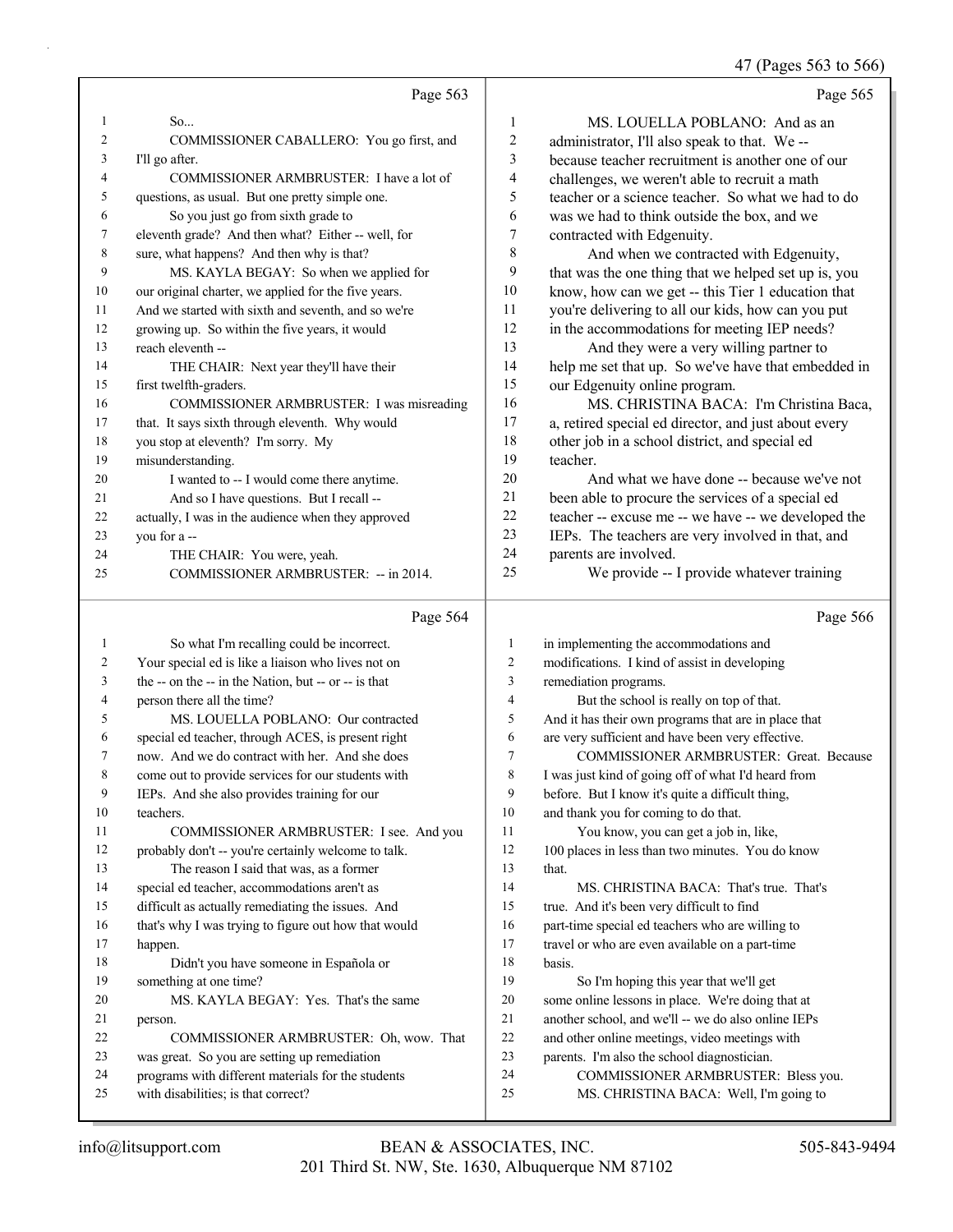Page 563

1 So...
2 COMMISSIONER CABALLERO: You go first, and
3 I'll go after.
4 COMMISSIONER ARMBRUSTER: I have a lot of
5 questions, as usual. But one pretty simple one.
6 So you just go from sixth grade to
7 eleventh grade? And then what? Either -- well, for
8 sure, what happens? And then why is that?
9 MS. KAYLA BEGAY: So when we applied for
10 our original charter, we applied for the five years.
11 And we started with sixth and seventh, and so we're
12 growing up. So within the five years, it would
13 reach eleventh --
14 THE CHAIR: Next year they'll have their
15 first twelfth-graders.
16 COMMISSIONER ARMBRUSTER: I was misreading
17 that. It says sixth through eleventh. Why would
18 you stop at eleventh? I'm sorry. My
19 misunderstanding.
20 I wanted to -- I would come there anytime.
21 And so I have questions. But I recall --
22 actually, I was in the audience when they approved
23 you for a --
24 THE CHAIR: You were, yeah.
25 COMMISSIONER ARMBRUSTER: -- in 2014.

Page 564

1 So what I'm recalling could be incorrect.
2 Your special ed is like a liaison who lives not on
3 the -- on the -- in the Nation, but -- or -- is that
4 person there all the time?
5 MS. LOUELLA POBLANO: Our contracted
6 special ed teacher, through ACES, is present right
7 now. And we do contract with her. And she does
8 come out to provide services for our students with
9 IEPs. And she also provides training for our
10 teachers.
11 COMMISSIONER ARMBRUSTER: I see. And you
12 probably don't -- you're certainly welcome to talk.
13 The reason I said that was, as a former
14 special ed teacher, accommodations aren't as
15 difficult as actually remediating the issues. And
16 that's why I was trying to figure out how that would
17 happen.
18 Didn't you have someone in Española or
19 something at one time?
20 MS. KAYLA BEGAY: Yes. That's the same
21 person.
22 COMMISSIONER ARMBRUSTER: Oh, wow. That
23 was great. So you are setting up remediation
24 programs with different materials for the students
25 with disabilities; is that correct?

Page 565

1 MS. LOUELLA POBLANO: And as an
2 administrator, I'll also speak to that. We --
3 because teacher recruitment is another one of our
4 challenges, we weren't able to recruit a math
5 teacher or a science teacher. So what we had to do
6 was we had to think outside the box, and we
7 contracted with Edgenuity.
8 And when we contracted with Edgenuity,
9 that was the one thing that we helped set up is, you
10 know, how can we get -- this Tier 1 education that
11 you're delivering to all our kids, how can you put
12 in the accommodations for meeting IEP needs?
13 And they were a very willing partner to
14 help me set that up. So we've have that embedded in
15 our Edgenuity online program.
16 MS. CHRISTINA BACA: I'm Christina Baca,
17 a, retired special ed director, and just about every
18 other job in a school district, and special ed
19 teacher.
20 And what we have done -- because we've not
21 been able to procure the services of a special ed
22 teacher -- excuse me -- we have -- we developed the
23 IEPs. The teachers are very involved in that, and
24 parents are involved.
25 We provide -- I provide whatever training

Page 566

1 in implementing the accommodations and
2 modifications. I kind of assist in developing
3 remediation programs.
4 But the school is really on top of that.
5 And it has their own programs that are in place that
6 are very sufficient and have been very effective.
7 COMMISSIONER ARMBRUSTER: Great. Because
8 I was just kind of going off of what I'd heard from
9 before. But I know it's quite a difficult thing,
10 and thank you for coming to do that.
11 You know, you can get a job in, like,
12 100 places in less than two minutes. You do know
13 that.
14 MS. CHRISTINA BACA: That's true. That's
15 true. And it's been very difficult to find
16 part-time special ed teachers who are willing to
17 travel or who are even available on a part-time
18 basis.
19 So I'm hoping this year that we'll get
20 some online lessons in place. We're doing that at
21 another school, and we'll -- we do also online IEPs
22 and other online meetings, video meetings with
23 parents. I'm also the school diagnostician.
24 COMMISSIONER ARMBRUSTER: Bless you.
25 MS. CHRISTINA BACA: Well, I'm going to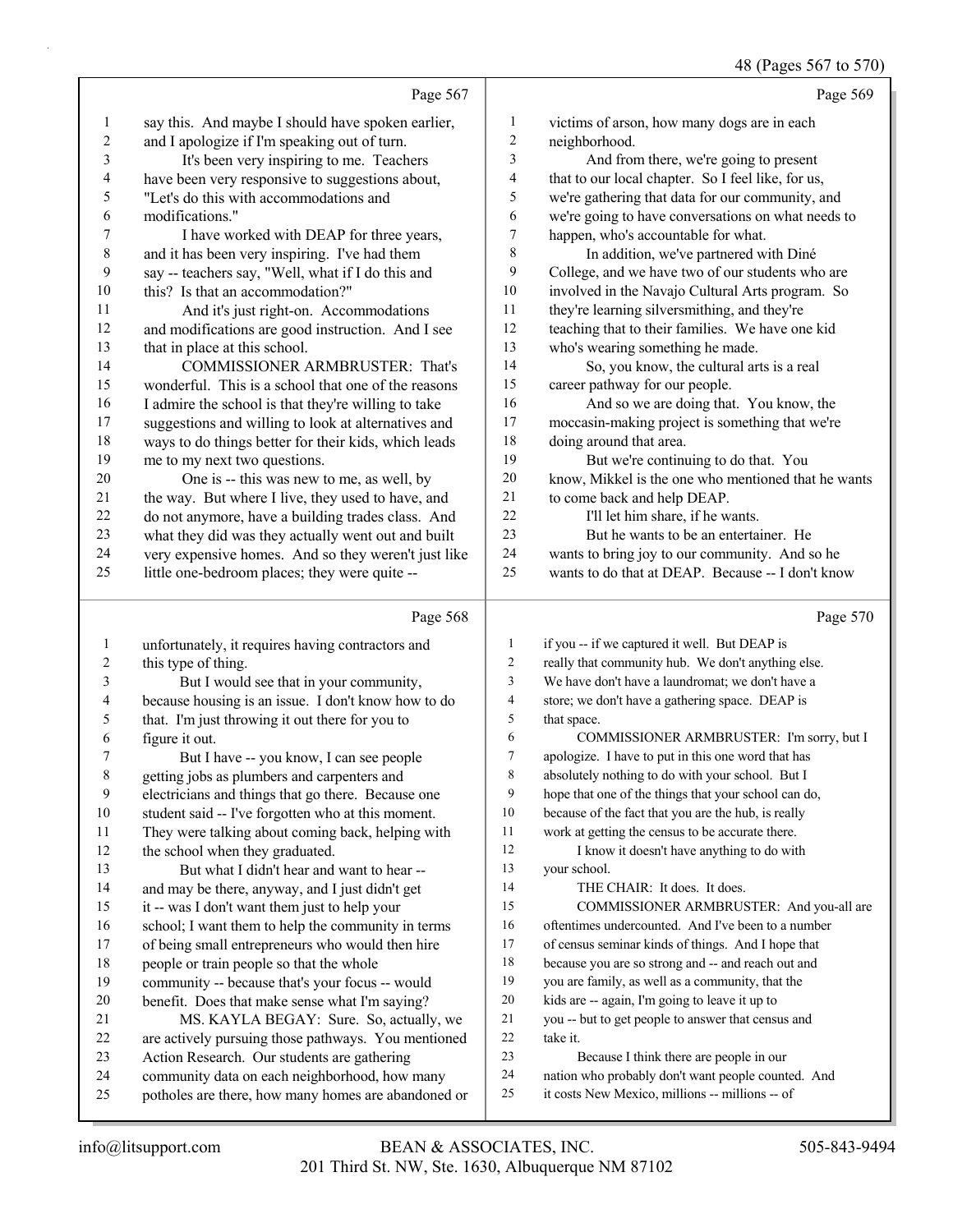Page 567

say this. And maybe I should have spoken earlier, and I apologize if I'm speaking out of turn.

It's been very inspiring to me. Teachers have been very responsive to suggestions about, "Let's do this with accommodations and modifications."

I have worked with DEAP for three years, and it has been very inspiring. I've had them say -- teachers say, "Well, what if I do this and this? Is that an accommodation?"

And it's just right-on. Accommodations and modifications are good instruction. And I see that in place at this school.

COMMISSIONER ARMBRUSTER: That's wonderful. This is a school that one of the reasons I admire the school is that they're willing to take suggestions and willing to look at alternatives and ways to do things better for their kids, which leads me to my next two questions.

One is -- this was new to me, as well, by the way. But where I live, they used to have, and do not anymore, have a building trades class. And what they did was they actually went out and built very expensive homes. And so they weren't just like little one-bedroom places; they were quite --

Page 568

unfortunately, it requires having contractors and this type of thing.

But I would see that in your community, because housing is an issue. I don't know how to do that. I'm just throwing it out there for you to figure it out.

But I have -- you know, I can see people getting jobs as plumbers and carpenters and electricians and things that go there. Because one student said -- I've forgotten who at this moment. They were talking about coming back, helping with the school when they graduated.

But what I didn't hear and want to hear -- and may be there, anyway, and I just didn't get it -- was I don't want them just to help your school; I want them to help the community in terms of being small entrepreneurs who would then hire people or train people so that the whole community -- because that's your focus -- would benefit. Does that make sense what I'm saying?

MS. KAYLA BEGAY: Sure. So, actually, we are actively pursuing those pathways. You mentioned Action Research. Our students are gathering community data on each neighborhood, how many potholes are there, how many homes are abandoned or

Page 569

victims of arson, how many dogs are in each neighborhood.

And from there, we're going to present that to our local chapter. So I feel like, for us, we're gathering that data for our community, and we're going to have conversations on what needs to happen, who's accountable for what.

In addition, we've partnered with Diné College, and we have two of our students who are involved in the Navajo Cultural Arts program. So they're learning silversmithing, and they're teaching that to their families. We have one kid who's wearing something he made.

So, you know, the cultural arts is a real career pathway for our people.

And so we are doing that. You know, the moccasin-making project is something that we're doing around that area.

But we're continuing to do that. You know, Mikkel is the one who mentioned that he wants to come back and help DEAP.

I'll let him share, if he wants.

But he wants to be an entertainer. He wants to bring joy to our community. And so he wants to do that at DEAP. Because -- I don't know

Page 570

if you -- if we captured it well. But DEAP is really that community hub. We don't anything else. We have don't have a laundromat; we don't have a store; we don't have a gathering space. DEAP is that space.

COMMISSIONER ARMBRUSTER: I'm sorry, but I apologize. I have to put in this one word that has absolutely nothing to do with your school. But I hope that one of the things that your school can do, because of the fact that you are the hub, is really work at getting the census to be accurate there.

I know it doesn't have anything to do with your school.

THE CHAIR: It does. It does.

COMMISSIONER ARMBRUSTER: And you-all are oftentimes undercounted. And I've been to a number of census seminar kinds of things. And I hope that because you are so strong and -- and reach out and you are family, as well as a community, that the kids are -- again, I'm going to leave it up to you -- but to get people to answer that census and take it.

Because I think there are people in our nation who probably don't want people counted. And it costs New Mexico, millions -- millions -- of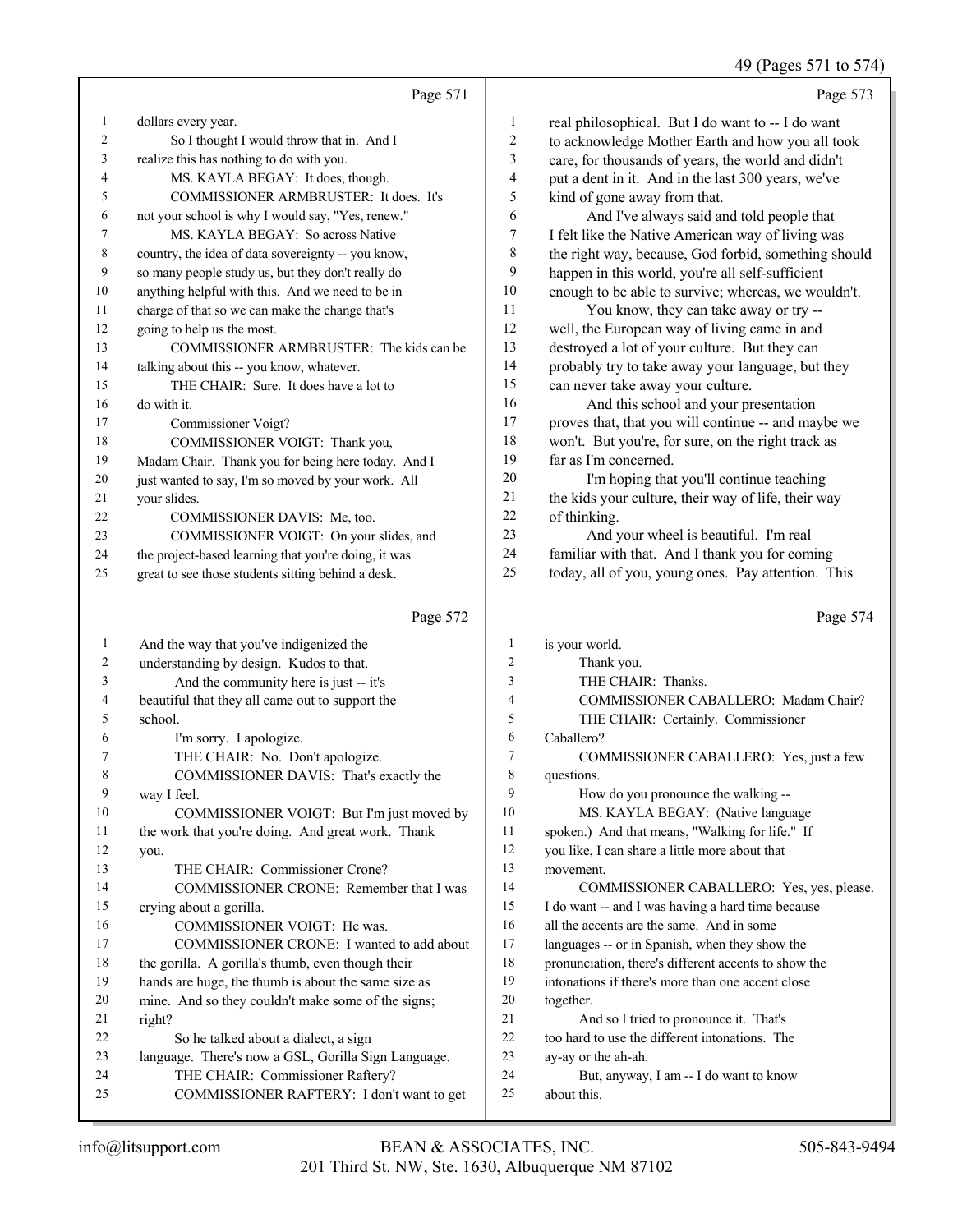## Page 571

1 dollars every year.
2 So I thought I would throw that in. And I
3 realize this has nothing to do with you.
4 MS. KAYLA BEGAY: It does, though.
5 COMMISSIONER ARMBRUSTER: It does. It's
6 not your school is why I would say, "Yes, renew."
7 MS. KAYLA BEGAY: So across Native
8 country, the idea of data sovereignty -- you know,
9 so many people study us, but they don't really do
10 anything helpful with this. And we need to be in
11 charge of that so we can make the change that's
12 going to help us the most.
13 COMMISSIONER ARMBRUSTER: The kids can be
14 talking about this -- you know, whatever.
15 THE CHAIR: Sure. It does have a lot to
16 do with it.
17 Commissioner Voigt?
18 COMMISSIONER VOIGT: Thank you,
19 Madam Chair. Thank you for being here today. And I
20 just wanted to say, I'm so moved by your work. All
21 your slides.
22 COMMISSIONER DAVIS: Me, too.
23 COMMISSIONER VOIGT: On your slides, and
24 the project-based learning that you're doing, it was
25 great to see those students sitting behind a desk.

## Page 572

1 And the way that you've indigenized the
2 understanding by design. Kudos to that.
3 And the community here is just -- it's
4 beautiful that they all came out to support the
5 school.
6 I'm sorry. I apologize.
7 THE CHAIR: No. Don't apologize.
8 COMMISSIONER DAVIS: That's exactly the
9 way I feel.
10 COMMISSIONER VOIGT: But I'm just moved by
11 the work that you're doing. And great work. Thank
12 you.
13 THE CHAIR: Commissioner Crone?
14 COMMISSIONER CRONE: Remember that I was
15 crying about a gorilla.
16 COMMISSIONER VOIGT: He was.
17 COMMISSIONER CRONE: I wanted to add about
18 the gorilla. A gorilla's thumb, even though their
19 hands are huge, the thumb is about the same size as
20 mine. And so they couldn't make some of the signs;
21 right?
22 So he talked about a dialect, a sign
23 language. There's now a GSL, Gorilla Sign Language.
24 THE CHAIR: Commissioner Raftery?
25 COMMISSIONER RAFTERY: I don't want to get

## Page 573

1 real philosophical. But I do want to -- I do want
2 to acknowledge Mother Earth and how you all took
3 care, for thousands of years, the world and didn't
4 put a dent in it. And in the last 300 years, we've
5 kind of gone away from that.
6 And I've always said and told people that
7 I felt like the Native American way of living was
8 the right way, because, God forbid, something should
9 happen in this world, you're all self-sufficient
10 enough to be able to survive; whereas, we wouldn't.
11 You know, they can take away or try --
12 well, the European way of living came in and
13 destroyed a lot of your culture. But they can
14 probably try to take away your language, but they
15 can never take away your culture.
16 And this school and your presentation
17 proves that, that you will continue -- and maybe we
18 won't. But you're, for sure, on the right track as
19 far as I'm concerned.
20 I'm hoping that you'll continue teaching
21 the kids your culture, their way of life, their way
22 of thinking.
23 And your wheel is beautiful. I'm real
24 familiar with that. And I thank you for coming
25 today, all of you, young ones. Pay attention. This

## Page 574

1 is your world.
2 Thank you.
3 THE CHAIR: Thanks.
4 COMMISSIONER CABALLERO: Madam Chair?
5 THE CHAIR: Certainly. Commissioner
6 Caballero?
7 COMMISSIONER CABALLERO: Yes, just a few
8 questions.
9 How do you pronounce the walking --
10 MS. KAYLA BEGAY: (Native language
11 spoken.) And that means, "Walking for life." If
12 you like, I can share a little more about that
13 movement.
14 COMMISSIONER CABALLERO: Yes, yes, please.
15 I do want -- and I was having a hard time because
16 all the accents are the same. And in some
17 languages -- or in Spanish, when they show the
18 pronunciation, there's different accents to show the
19 intonations if there's more than one accent close
20 together.
21 And so I tried to pronounce it. That's
22 too hard to use the different intonations. The
23 ay-ay or the ah-ah.
24 But, anyway, I am -- I do want to know
25 about this.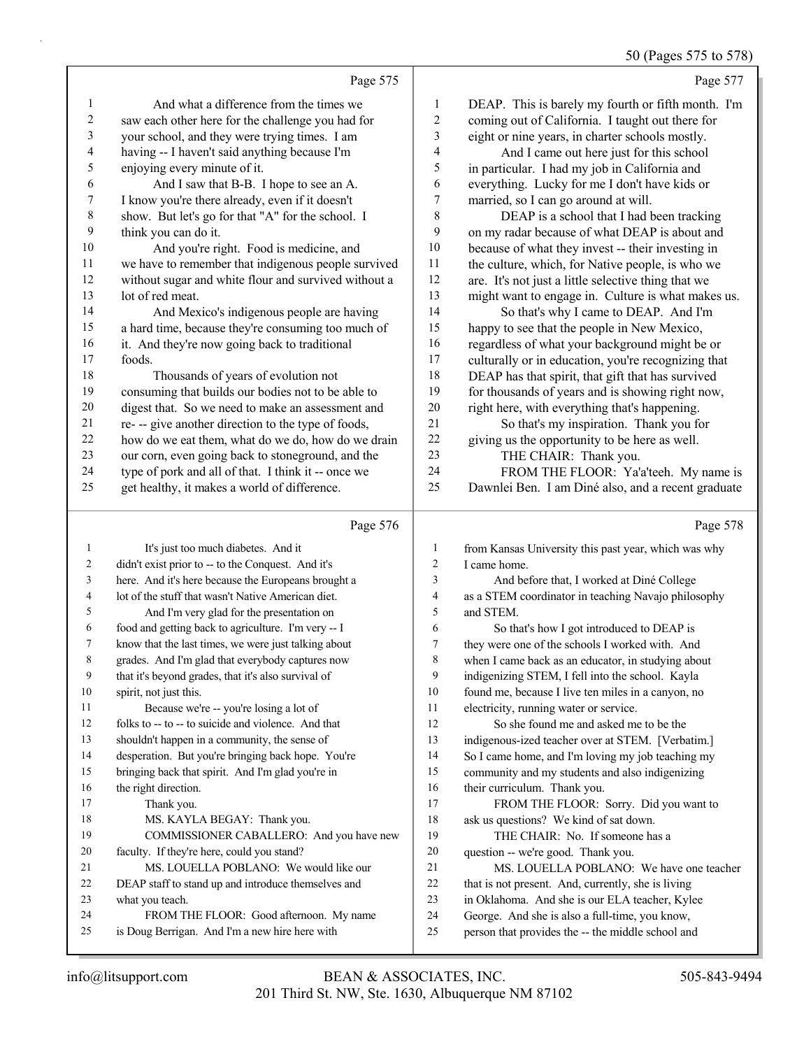Page 575

1 And what a difference from the times we
2 saw each other here for the challenge you had for
3 your school, and they were trying times. I am
4 having -- I haven't said anything because I'm
5 enjoying every minute of it.
6 And I saw that B-B. I hope to see an A.
7 I know you're there already, even if it doesn't
8 show. But let's go for that "A" for the school. I
9 think you can do it.
10 And you're right. Food is medicine, and
11 we have to remember that indigenous people survived
12 without sugar and white flour and survived without a
13 lot of red meat.
14 And Mexico's indigenous people are having
15 a hard time, because they're consuming too much of
16 it. And they're now going back to traditional
17 foods.
18 Thousands of years of evolution not
19 consuming that builds our bodies not to be able to
20 digest that. So we need to make an assessment and
21 re- -- give another direction to the type of foods,
22 how do we eat them, what do we do, how do we drain
23 our corn, even going back to stoneground, and the
24 type of pork and all of that. I think it -- once we
25 get healthy, it makes a world of difference.

Page 576

1 It's just too much diabetes. And it
2 didn't exist prior to -- to the Conquest. And it's
3 here. And it's here because the Europeans brought a
4 lot of the stuff that wasn't Native American diet.
5 And I'm very glad for the presentation on
6 food and getting back to agriculture. I'm very -- I
7 know that the last times, we were just talking about
8 grades. And I'm glad that everybody captures now
9 that it's beyond grades, that it's also survival of
10 spirit, not just this.
11 Because we're -- you're losing a lot of
12 folks to -- to -- to suicide and violence. And that
13 shouldn't happen in a community, the sense of
14 desperation. But you're bringing back hope. You're
15 bringing back that spirit. And I'm glad you're in
16 the right direction.
17 Thank you.
18 MS. KAYLA BEGAY: Thank you.
19 COMMISSIONER CABALLERO: And you have new
20 faculty. If they're here, could you stand?
21 MS. LOUELLA POBLANO: We would like our
22 DEAP staff to stand up and introduce themselves and
23 what you teach.
24 FROM THE FLOOR: Good afternoon. My name
25 is Doug Berrigan. And I'm a new hire here with

Page 577

1 DEAP. This is barely my fourth or fifth month. I'm
2 coming out of California. I taught out there for
3 eight or nine years, in charter schools mostly.
4 And I came out here just for this school
5 in particular. I had my job in California and
6 everything. Lucky for me I don't have kids or
7 married, so I can go around at will.
8 DEAP is a school that I had been tracking
9 on my radar because of what DEAP is about and
10 because of what they invest -- their investing in
11 the culture, which, for Native people, is who we
12 are. It's not just a little selective thing that we
13 might want to engage in. Culture is what makes us.
14 So that's why I came to DEAP. And I'm
15 happy to see that the people in New Mexico,
16 regardless of what your background might be or
17 culturally or in education, you're recognizing that
18 DEAP has that spirit, that gift that has survived
19 for thousands of years and is showing right now,
20 right here, with everything that's happening.
21 So that's my inspiration. Thank you for
22 giving us the opportunity to be here as well.
23 THE CHAIR: Thank you.
24 FROM THE FLOOR: Ya'a'teeh. My name is
25 Dawnlei Ben. I am Diné also, and a recent graduate

Page 578

1 from Kansas University this past year, which was why
2 I came home.
3 And before that, I worked at Diné College
4 as a STEM coordinator in teaching Navajo philosophy
5 and STEM.
6 So that's how I got introduced to DEAP is
7 they were one of the schools I worked with. And
8 when I came back as an educator, in studying about
9 indigenizing STEM, I fell into the school. Kayla
10 found me, because I live ten miles in a canyon, no
11 electricity, running water or service.
12 So she found me and asked me to be the
13 indigenous-ized teacher over at STEM. [Verbatim.]
14 So I came home, and I'm loving my job teaching my
15 community and my students and also indigenizing
16 their curriculum. Thank you.
17 FROM THE FLOOR: Sorry. Did you want to
18 ask us questions? We kind of sat down.
19 THE CHAIR: No. If someone has a
20 question -- we're good. Thank you.
21 MS. LOUELLA POBLANO: We have one teacher
22 that is not present. And, currently, she is living
23 in Oklahoma. And she is our ELA teacher, Kylee
24 George. And she is also a full-time, you know,
25 person that provides the -- the middle school and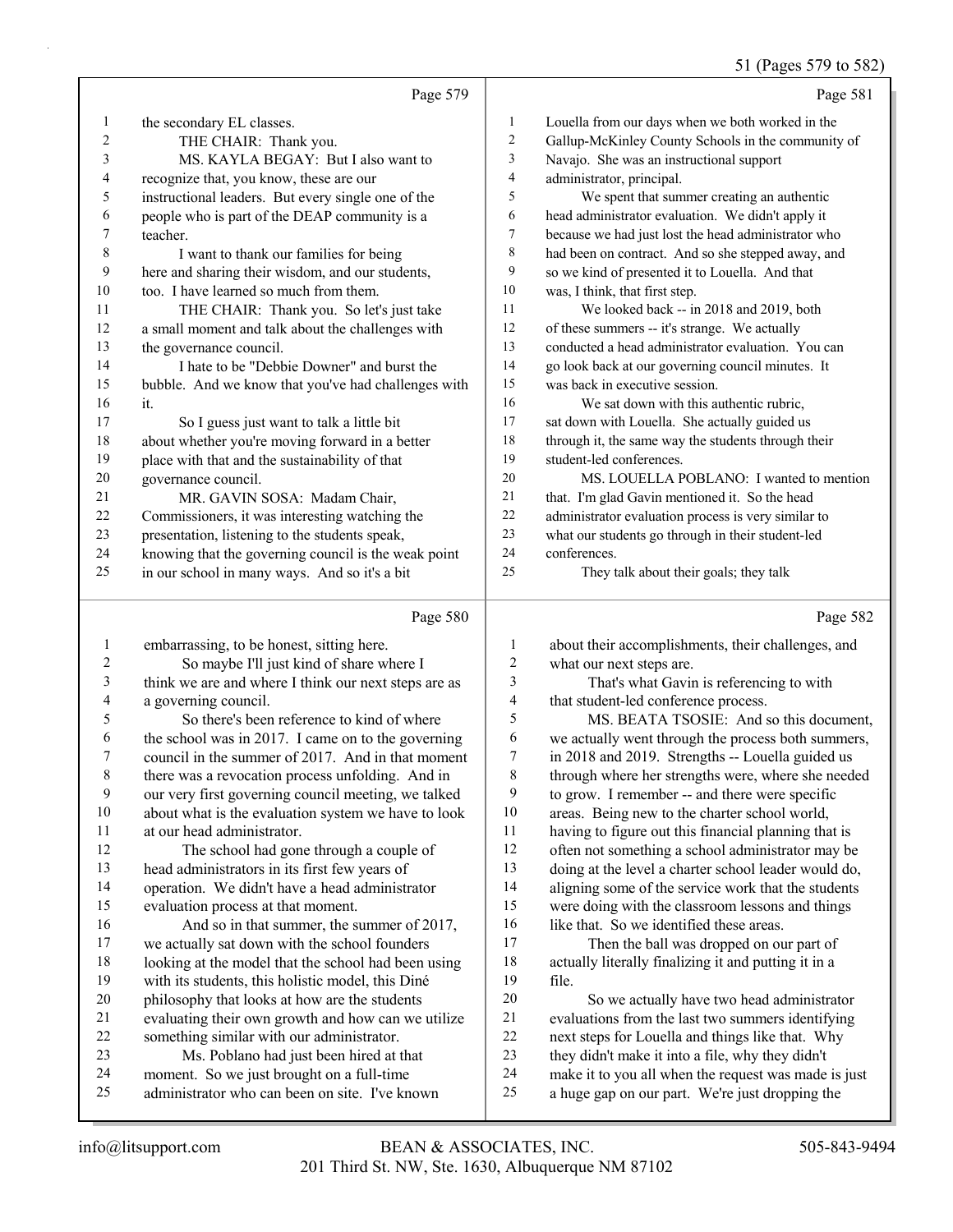Page 579

1 the secondary EL classes.
2 THE CHAIR: Thank you.
3 MS. KAYLA BEGAY: But I also want to
4 recognize that, you know, these are our
5 instructional leaders. But every single one of the
6 people who is part of the DEAP community is a
7 teacher.
8 I want to thank our families for being
9 here and sharing their wisdom, and our students,
10 too. I have learned so much from them.
11 THE CHAIR: Thank you. So let's just take
12 a small moment and talk about the challenges with
13 the governance council.
14 I hate to be "Debbie Downer" and burst the
15 bubble. And we know that you've had challenges with
16 it.
17 So I guess just want to talk a little bit
18 about whether you're moving forward in a better
19 place with that and the sustainability of that
20 governance council.
21 MR. GAVIN SOSA: Madam Chair,
22 Commissioners, it was interesting watching the
23 presentation, listening to the students speak,
24 knowing that the governing council is the weak point
25 in our school in many ways. And so it's a bit

Page 580

1 embarrassing, to be honest, sitting here.
2 So maybe I'll just kind of share where I
3 think we are and where I think our next steps are as
4 a governing council.
5 So there's been reference to kind of where
6 the school was in 2017. I came on to the governing
7 council in the summer of 2017. And in that moment
8 there was a revocation process unfolding. And in
9 our very first governing council meeting, we talked
10 about what is the evaluation system we have to look
11 at our head administrator.
12 The school had gone through a couple of
13 head administrators in its first few years of
14 operation. We didn't have a head administrator
15 evaluation process at that moment.
16 And so in that summer, the summer of 2017,
17 we actually sat down with the school founders
18 looking at the model that the school had been using
19 with its students, this holistic model, this Diné
20 philosophy that looks at how are the students
21 evaluating their own growth and how can we utilize
22 something similar with our administrator.
23 Ms. Poblano had just been hired at that
24 moment. So we just brought on a full-time
25 administrator who can been on site. I've known

Page 581

1 Louella from our days when we both worked in the
2 Gallup-McKinley County Schools in the community of
3 Navajo. She was an instructional support
4 administrator, principal.
5 We spent that summer creating an authentic
6 head administrator evaluation. We didn't apply it
7 because we had just lost the head administrator who
8 had been on contract. And so she stepped away, and
9 so we kind of presented it to Louella. And that
10 was, I think, that first step.
11 We looked back -- in 2018 and 2019, both
12 of these summers -- it's strange. We actually
13 conducted a head administrator evaluation. You can
14 go look back at our governing council minutes. It
15 was back in executive session.
16 We sat down with this authentic rubric,
17 sat down with Louella. She actually guided us
18 through it, the same way the students through their
19 student-led conferences.
20 MS. LOUELLA POBLANO: I wanted to mention
21 that. I'm glad Gavin mentioned it. So the head
22 administrator evaluation process is very similar to
23 what our students go through in their student-led
24 conferences.
25 They talk about their goals; they talk

Page 582

1 about their accomplishments, their challenges, and
2 what our next steps are.
3 That's what Gavin is referencing to with
4 that student-led conference process.
5 MS. BEATA TSOSIE: And so this document,
6 we actually went through the process both summers,
7 in 2018 and 2019. Strengths -- Louella guided us
8 through where her strengths were, where she needed
9 to grow. I remember -- and there were specific
10 areas. Being new to the charter school world,
11 having to figure out this financial planning that is
12 often not something a school administrator may be
13 doing at the level a charter school leader would do,
14 aligning some of the service work that the students
15 were doing with the classroom lessons and things
16 like that. So we identified these areas.
17 Then the ball was dropped on our part of
18 actually literally finalizing it and putting it in a
19 file.
20 So we actually have two head administrator
21 evaluations from the last two summers identifying
22 next steps for Louella and things like that. Why
23 they didn't make it into a file, why they didn't
24 make it to you all when the request was made is just
25 a huge gap on our part. We're just dropping the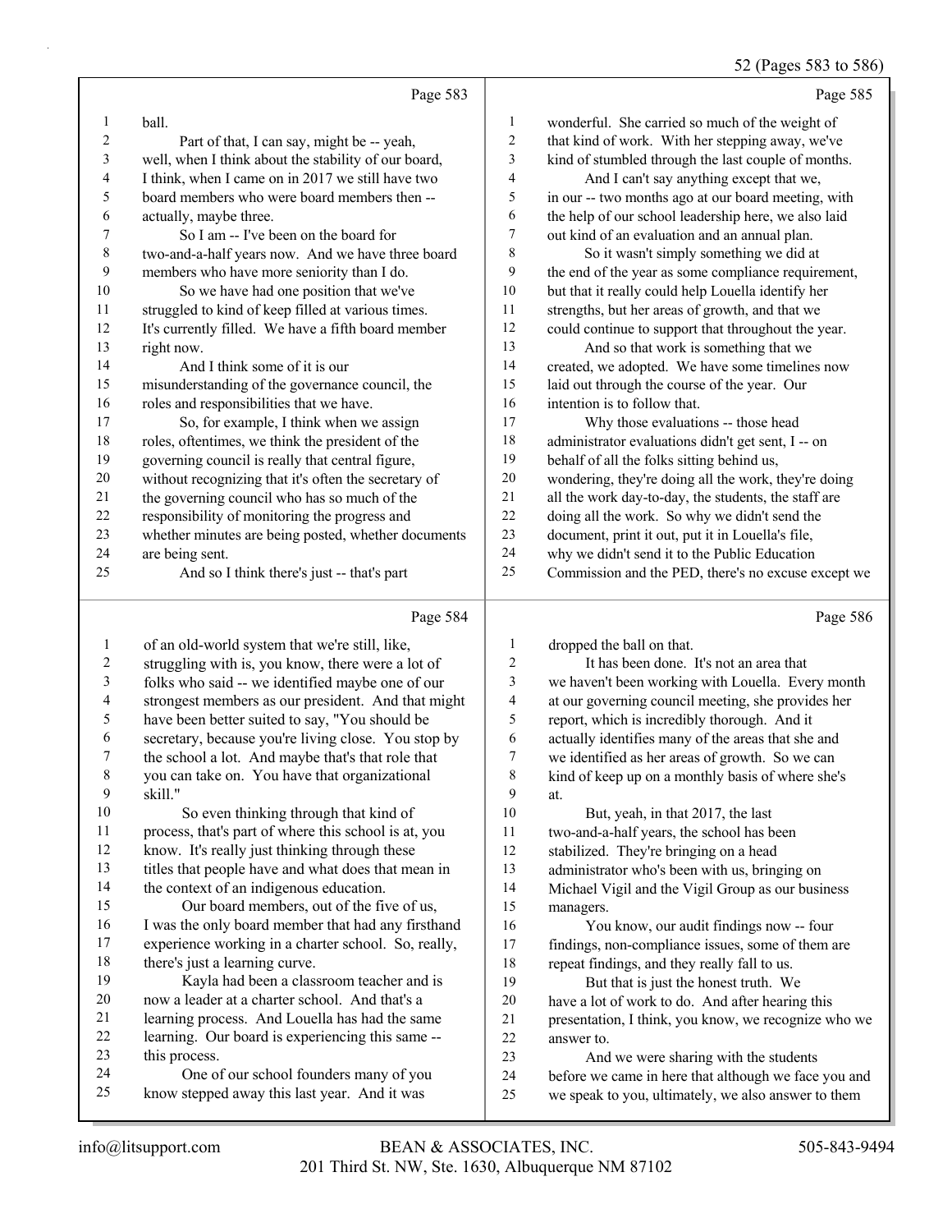Page 583

1 ball.
2 Part of that, I can say, might be -- yeah,
3 well, when I think about the stability of our board,
4 I think, when I came on in 2017 we still have two
5 board members who were board members then --
6 actually, maybe three.
7 So I am -- I've been on the board for
8 two-and-a-half years now. And we have three board
9 members who have more seniority than I do.
10 So we have had one position that we've
11 struggled to kind of keep filled at various times.
12 It's currently filled. We have a fifth board member
13 right now.
14 And I think some of it is our
15 misunderstanding of the governance council, the
16 roles and responsibilities that we have.
17 So, for example, I think when we assign
18 roles, oftentimes, we think the president of the
19 governing council is really that central figure,
20 without recognizing that it's often the secretary of
21 the governing council who has so much of the
22 responsibility of monitoring the progress and
23 whether minutes are being posted, whether documents
24 are being sent.
25 And so I think there's just -- that's part

Page 584

1 of an old-world system that we're still, like,
2 struggling with is, you know, there were a lot of
3 folks who said -- we identified maybe one of our
4 strongest members as our president. And that might
5 have been better suited to say, "You should be
6 secretary, because you're living close. You stop by
7 the school a lot. And maybe that's that role that
8 you can take on. You have that organizational
9 skill."
10 So even thinking through that kind of
11 process, that's part of where this school is at, you
12 know. It's really just thinking through these
13 titles that people have and what does that mean in
14 the context of an indigenous education.
15 Our board members, out of the five of us,
16 I was the only board member that had any firsthand
17 experience working in a charter school. So, really,
18 there's just a learning curve.
19 Kayla had been a classroom teacher and is
20 now a leader at a charter school. And that's a
21 learning process. And Louella has had the same
22 learning. Our board is experiencing this same --
23 this process.
24 One of our school founders many of you
25 know stepped away this last year. And it was

Page 585

1 wonderful. She carried so much of the weight of
2 that kind of work. With her stepping away, we've
3 kind of stumbled through the last couple of months.
4 And I can't say anything except that we,
5 in our -- two months ago at our board meeting, with
6 the help of our school leadership here, we also laid
7 out kind of an evaluation and an annual plan.
8 So it wasn't simply something we did at
9 the end of the year as some compliance requirement,
10 but that it really could help Louella identify her
11 strengths, but her areas of growth, and that we
12 could continue to support that throughout the year.
13 And so that work is something that we
14 created, we adopted. We have some timelines now
15 laid out through the course of the year. Our
16 intention is to follow that.
17 Why those evaluations -- those head
18 administrator evaluations didn't get sent, I -- on
19 behalf of all the folks sitting behind us,
20 wondering, they're doing all the work, they're doing
21 all the work day-to-day, the students, the staff are
22 doing all the work. So why we didn't send the
23 document, print it out, put it in Louella's file,
24 why we didn't send it to the Public Education
25 Commission and the PED, there's no excuse except we

Page 586

1 dropped the ball on that.
2 It has been done. It's not an area that
3 we haven't been working with Louella. Every month
4 at our governing council meeting, she provides her
5 report, which is incredibly thorough. And it
6 actually identifies many of the areas that she and
7 we identified as her areas of growth. So we can
8 kind of keep up on a monthly basis of where she's
9 at.
10 But, yeah, in that 2017, the last
11 two-and-a-half years, the school has been
12 stabilized. They're bringing on a head
13 administrator who's been with us, bringing on
14 Michael Vigil and the Vigil Group as our business
15 managers.
16 You know, our audit findings now -- four
17 findings, non-compliance issues, some of them are
18 repeat findings, and they really fall to us.
19 But that is just the honest truth. We
20 have a lot of work to do. And after hearing this
21 presentation, I think, you know, we recognize who we
22 answer to.
23 And we were sharing with the students
24 before we came in here that although we face you and
25 we speak to you, ultimately, we also answer to them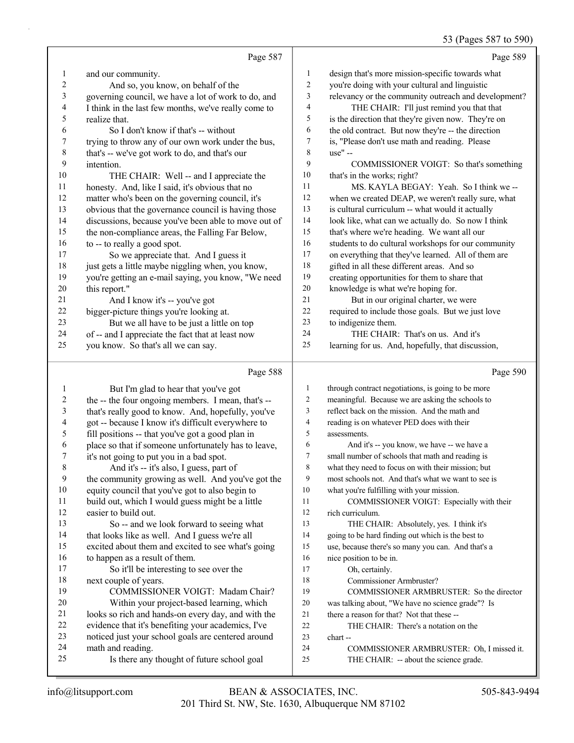Page 587

1 and our community.
2 And so, you know, on behalf of the
3 governing council, we have a lot of work to do, and
4 I think in the last few months, we've really come to
5 realize that.
6 So I don't know if that's -- without
7 trying to throw any of our own work under the bus,
8 that's -- we've got work to do, and that's our
9 intention.
10 THE CHAIR: Well -- and I appreciate the
11 honesty. And, like I said, it's obvious that no
12 matter who's been on the governing council, it's
13 obvious that the governance council is having those
14 discussions, because you've been able to move out of
15 the non-compliance areas, the Falling Far Below,
16 to -- to really a good spot.
17 So we appreciate that. And I guess it
18 just gets a little maybe niggling when, you know,
19 you're getting an e-mail saying, you know, "We need
20 this report."
21 And I know it's -- you've got
22 bigger-picture things you're looking at.
23 But we all have to be just a little on top
24 of -- and I appreciate the fact that at least now
25 you know. So that's all we can say.

Page 588

1 But I'm glad to hear that you've got
2 the -- the four ongoing members. I mean, that's --
3 that's really good to know. And, hopefully, you've
4 got -- because I know it's difficult everywhere to
5 fill positions -- that you've got a good plan in
6 place so that if someone unfortunately has to leave,
7 it's not going to put you in a bad spot.
8 And it's -- it's also, I guess, part of
9 the community growing as well. And you've got the
10 equity council that you've got to also begin to
11 build out, which I would guess might be a little
12 easier to build out.
13 So -- and we look forward to seeing what
14 that looks like as well. And I guess we're all
15 excited about them and excited to see what's going
16 to happen as a result of them.
17 So it'll be interesting to see over the
18 next couple of years.
19 COMMISSIONER VOIGT: Madam Chair?
20 Within your project-based learning, which
21 looks so rich and hands-on every day, and with the
22 evidence that it's benefiting your academics, I've
23 noticed just your school goals are centered around
24 math and reading.
25 Is there any thought of future school goal

Page 589

1 design that's more mission-specific towards what
2 you're doing with your cultural and linguistic
3 relevancy or the community outreach and development?
4 THE CHAIR: I'll just remind you that that
5 is the direction that they're given now. They're on
6 the old contract. But now they're -- the direction
7 is, "Please don't use math and reading. Please
8 use" --
9 COMMISSIONER VOIGT: So that's something
10 that's in the works; right?
11 MS. KAYLA BEGAY: Yeah. So I think we --
12 when we created DEAP, we weren't really sure, what
13 is cultural curriculum -- what would it actually
14 look like, what can we actually do. So now I think
15 that's where we're heading. We want all our
16 students to do cultural workshops for our community
17 on everything that they've learned. All of them are
18 gifted in all these different areas. And so
19 creating opportunities for them to share that
20 knowledge is what we're hoping for.
21 But in our original charter, we were
22 required to include those goals. But we just love
23 to indigenize them.
24 THE CHAIR: That's on us. And it's
25 learning for us. And, hopefully, that discussion,

Page 590

1 through contract negotiations, is going to be more
2 meaningful. Because we are asking the schools to
3 reflect back on the mission. And the math and
4 reading is on whatever PED does with their
5 assessments.
6 And it's -- you know, we have -- we have a
7 small number of schools that math and reading is
8 what they need to focus on with their mission; but
9 most schools not. And that's what we want to see is
10 what you're fulfilling with your mission.
11 COMMISSIONER VOIGT: Especially with their
12 rich curriculum.
13 THE CHAIR: Absolutely, yes. I think it's
14 going to be hard finding out which is the best to
15 use, because there's so many you can. And that's a
16 nice position to be in.
17 Oh, certainly.
18 Commissioner Armbruster?
19 COMMISSIONER ARMBRUSTER: So the director
20 was talking about, "We have no science grade"? Is
21 there a reason for that? Not that these --
22 THE CHAIR: There's a notation on the
23 chart --
24 COMMISSIONER ARMBRUSTER: Oh, I missed it.
25 THE CHAIR: -- about the science grade.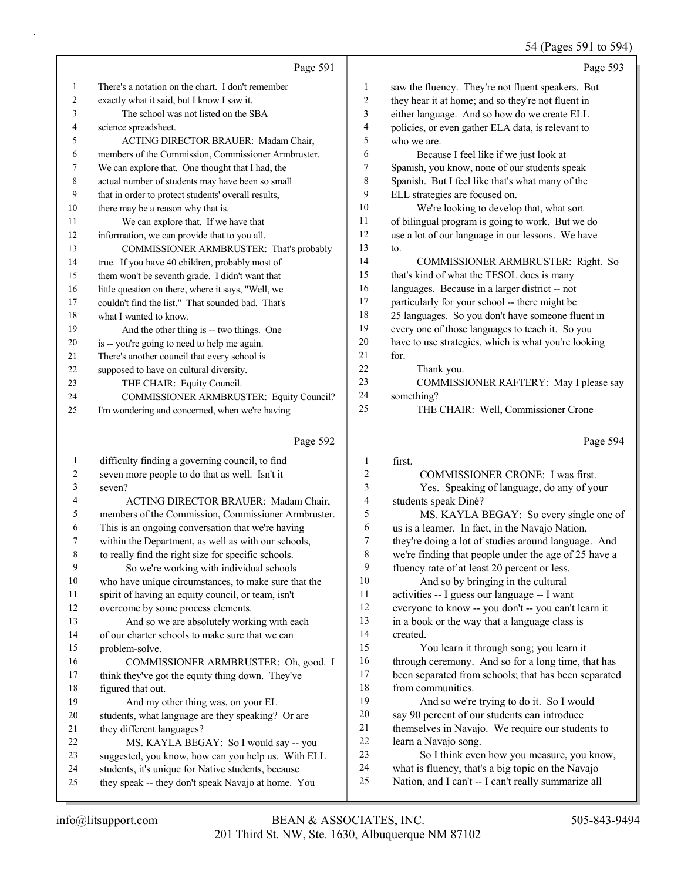Page 591

1 There's a notation on the chart. I don't remember
2 exactly what it said, but I know I saw it.
3 The school was not listed on the SBA
4 science spreadsheet.
5 ACTING DIRECTOR BRAUER: Madam Chair,
6 members of the Commission, Commissioner Armbruster.
7 We can explore that. One thought that I had, the
8 actual number of students may have been so small
9 that in order to protect students' overall results,
10 there may be a reason why that is.
11 We can explore that. If we have that
12 information, we can provide that to you all.
13 COMMISSIONER ARMBRUSTER: That's probably
14 true. If you have 40 children, probably most of
15 them won't be seventh grade. I didn't want that
16 little question on there, where it says, "Well, we
17 couldn't find the list." That sounded bad. That's
18 what I wanted to know.
19 And the other thing is -- two things. One
20 is -- you're going to need to help me again.
21 There's another council that every school is
22 supposed to have on cultural diversity.
23 THE CHAIR: Equity Council.
24 COMMISSIONER ARMBRUSTER: Equity Council?
25 I'm wondering and concerned, when we're having

Page 592

1 difficulty finding a governing council, to find
2 seven more people to do that as well. Isn't it
3 seven?
4 ACTING DIRECTOR BRAUER: Madam Chair,
5 members of the Commission, Commissioner Armbruster.
6 This is an ongoing conversation that we're having
7 within the Department, as well as with our schools,
8 to really find the right size for specific schools.
9 So we're working with individual schools
10 who have unique circumstances, to make sure that the
11 spirit of having an equity council, or team, isn't
12 overcome by some process elements.
13 And so we are absolutely working with each
14 of our charter schools to make sure that we can
15 problem-solve.
16 COMMISSIONER ARMBRUSTER: Oh, good. I
17 think they've got the equity thing down. They've
18 figured that out.
19 And my other thing was, on your EL
20 students, what language are they speaking? Or are
21 they different languages?
22 MS. KAYLA BEGAY: So I would say -- you
23 suggested, you know, how can you help us. With ELL
24 students, it's unique for Native students, because
25 they speak -- they don't speak Navajo at home. You

Page 593

1 saw the fluency. They're not fluent speakers. But
2 they hear it at home; and so they're not fluent in
3 either language. And so how do we create ELL
4 policies, or even gather ELA data, is relevant to
5 who we are.
6 Because I feel like if we just look at
7 Spanish, you know, none of our students speak
8 Spanish. But I feel like that's what many of the
9 ELL strategies are focused on.
10 We're looking to develop that, what sort
11 of bilingual program is going to work. But we do
12 use a lot of our language in our lessons. We have
13 to.
14 COMMISSIONER ARMBRUSTER: Right. So
15 that's kind of what the TESOL does is many
16 languages. Because in a larger district -- not
17 particularly for your school -- there might be
18 25 languages. So you don't have someone fluent in
19 every one of those languages to teach it. So you
20 have to use strategies, which is what you're looking
21 for.
22 Thank you.
23 COMMISSIONER RAFTERY: May I please say
24 something?
25 THE CHAIR: Well, Commissioner Crone

Page 594

1 first.
2 COMMISSIONER CRONE: I was first.
3 Yes. Speaking of language, do any of your
4 students speak Diné?
5 MS. KAYLA BEGAY: So every single one of
6 us is a learner. In fact, in the Navajo Nation,
7 they're doing a lot of studies around language. And
8 we're finding that people under the age of 25 have a
9 fluency rate of at least 20 percent or less.
10 And so by bringing in the cultural
11 activities -- I guess our language -- I want
12 everyone to know -- you don't -- you can't learn it
13 in a book or the way that a language class is
14 created.
15 You learn it through song; you learn it
16 through ceremony. And so for a long time, that has
17 been separated from schools; that has been separated
18 from communities.
19 And so we're trying to do it. So I would
20 say 90 percent of our students can introduce
21 themselves in Navajo. We require our students to
22 learn a Navajo song.
23 So I think even how you measure, you know,
24 what is fluency, that's a big topic on the Navajo
25 Nation, and I can't -- I can't really summarize all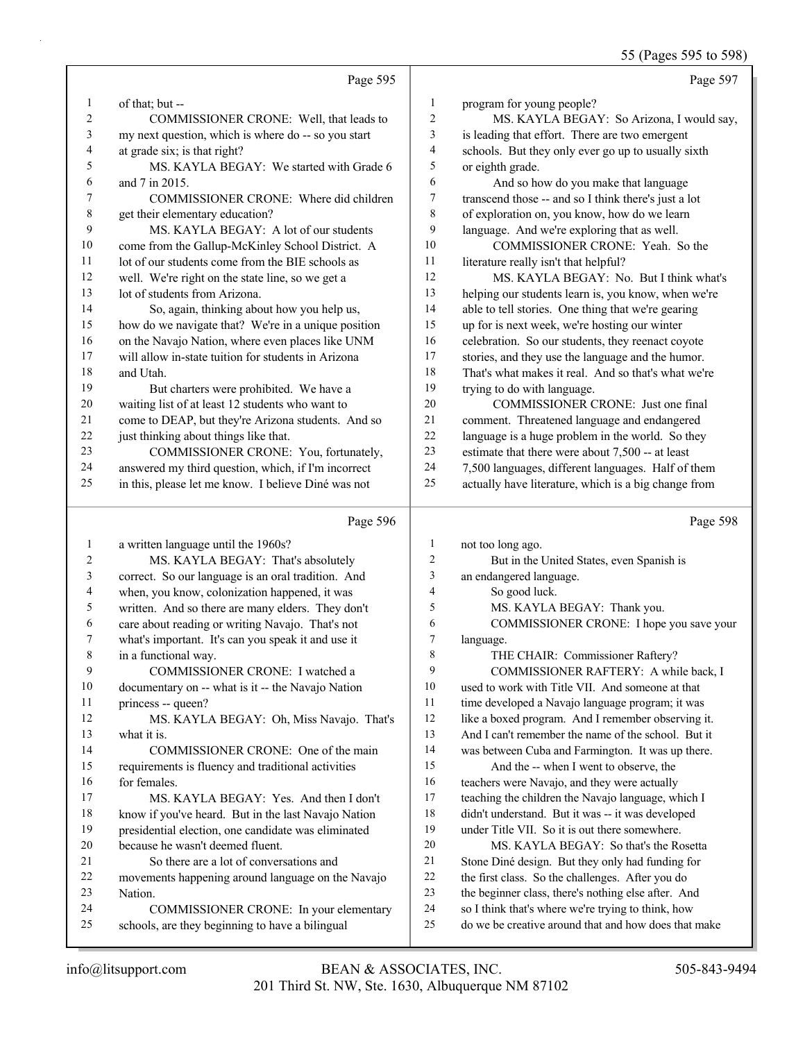**Page 595**

1 of that; but --

2 COMMISSIONER CRONE: Well, that leads to

3 my next question, which is where do -- so you start

4 at grade six; is that right?

5 MS. KAYLA BEGAY: We started with Grade 6

6 and 7 in 2015.

7 COMMISSIONER CRONE: Where did children

8 get their elementary education?

9 MS. KAYLA BEGAY: A lot of our students

10 come from the Gallup-McKinley School District. A

11 lot of our students come from the BIE schools as

12 well. We're right on the state line, so we get a

13 lot of students from Arizona.

14 So, again, thinking about how you help us,

15 how do we navigate that? We're in a unique position

16 on the Navajo Nation, where even places like UNM

17 will allow in-state tuition for students in Arizona

18 and Utah.

19 But charters were prohibited. We have a

20 waiting list of at least 12 students who want to

21 come to DEAP, but they're Arizona students. And so

22 just thinking about things like that.

23 COMMISSIONER CRONE: You, fortunately,

24 answered my third question, which, if I'm incorrect

25 in this, please let me know. I believe Diné was not

**Page 596**

1 a written language until the 1960s?

2 MS. KAYLA BEGAY: That's absolutely

3 correct. So our language is an oral tradition. And

4 when, you know, colonization happened, it was

5 written. And so there are many elders. They don't

6 care about reading or writing Navajo. That's not

7 what's important. It's can you speak it and use it

8 in a functional way.

9 COMMISSIONER CRONE: I watched a

10 documentary on -- what is it -- the Navajo Nation

11 princess -- queen?

12 MS. KAYLA BEGAY: Oh, Miss Navajo. That's

13 what it is.

14 COMMISSIONER CRONE: One of the main

15 requirements is fluency and traditional activities

16 for females.

17 MS. KAYLA BEGAY: Yes. And then I don't

18 know if you've heard. But in the last Navajo Nation

19 presidential election, one candidate was eliminated

20 because he wasn't deemed fluent.

21 So there are a lot of conversations and

22 movements happening around language on the Navajo

23 Nation.

24 COMMISSIONER CRONE: In your elementary

25 schools, are they beginning to have a bilingual

**Page 597**

1 program for young people?

2 MS. KAYLA BEGAY: So Arizona, I would say,

3 is leading that effort. There are two emergent

4 schools. But they only ever go up to usually sixth

5 or eighth grade.

6 And so how do you make that language

7 transcend those -- and so I think there's just a lot

8 of exploration on, you know, how do we learn

9 language. And we're exploring that as well.

10 COMMISSIONER CRONE: Yeah. So the

11 literature really isn't that helpful?

12 MS. KAYLA BEGAY: No. But I think what's

13 helping our students learn is, you know, when we're

14 able to tell stories. One thing that we're gearing

15 up for is next week, we're hosting our winter

16 celebration. So our students, they reenact coyote

17 stories, and they use the language and the humor.

18 That's what makes it real. And so that's what we're

19 trying to do with language.

20 COMMISSIONER CRONE: Just one final

21 comment. Threatened language and endangered

22 language is a huge problem in the world. So they

23 estimate that there were about 7,500 -- at least

24 7,500 languages, different languages. Half of them

25 actually have literature, which is a big change from

**Page 598**

1 not too long ago.

2 But in the United States, even Spanish is

3 an endangered language.

4 So good luck.

5 MS. KAYLA BEGAY: Thank you.

6 COMMISSIONER CRONE: I hope you save your

7 language.

8 THE CHAIR: Commissioner Raftery?

9 COMMISSIONER RAFTERY: A while back, I

10 used to work with Title VII. And someone at that

11 time developed a Navajo language program; it was

12 like a boxed program. And I remember observing it.

13 And I can't remember the name of the school. But it

14 was between Cuba and Farmington. It was up there.

15 And the -- when I went to observe, the

16 teachers were Navajo, and they were actually

17 teaching the children the Navajo language, which I

18 didn't understand. But it was -- it was developed

19 under Title VII. So it is out there somewhere.

20 MS. KAYLA BEGAY: So that's the Rosetta

21 Stone Diné design. But they only had funding for

22 the first class. So the challenges. After you do

23 the beginner class, there's nothing else after. And

24 so I think that's where we're trying to think, how

25 do we be creative around that and how does that make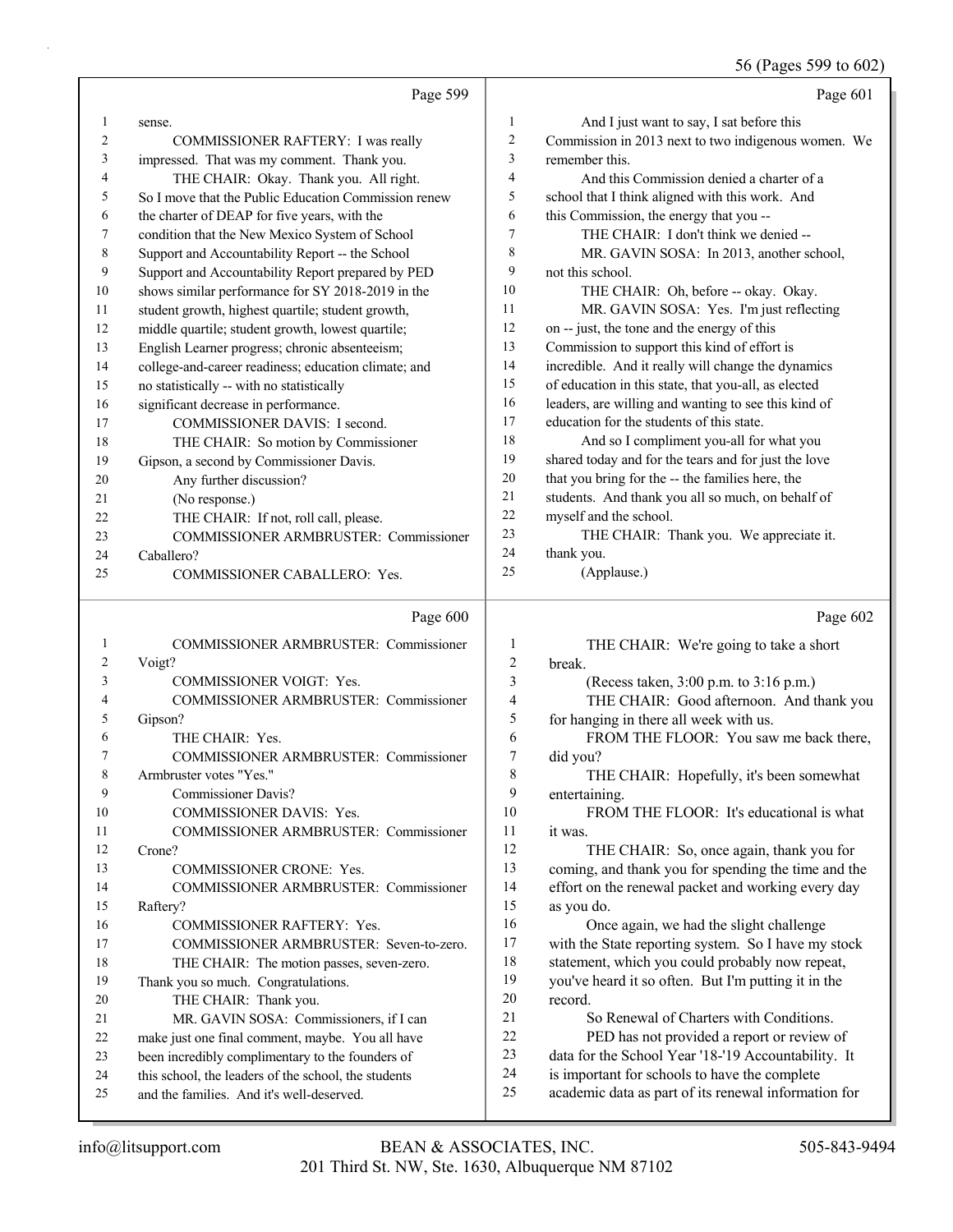Page 599

1 sense.
2 COMMISSIONER RAFTERY: I was really
3 impressed. That was my comment. Thank you.
4 THE CHAIR: Okay. Thank you. All right.
5 So I move that the Public Education Commission renew
6 the charter of DEAP for five years, with the
7 condition that the New Mexico System of School
8 Support and Accountability Report -- the School
9 Support and Accountability Report prepared by PED
10 shows similar performance for SY 2018-2019 in the
11 student growth, highest quartile; student growth,
12 middle quartile; student growth, lowest quartile;
13 English Learner progress; chronic absenteeism;
14 college-and-career readiness; education climate; and
15 no statistically -- with no statistically
16 significant decrease in performance.
17 COMMISSIONER DAVIS: I second.
18 THE CHAIR: So motion by Commissioner
19 Gipson, a second by Commissioner Davis.
20 Any further discussion?
21 (No response.)
22 THE CHAIR: If not, roll call, please.
23 COMMISSIONER ARMBRUSTER: Commissioner
24 Caballero?
25 COMMISSIONER CABALLERO: Yes.

Page 600

1 COMMISSIONER ARMBRUSTER: Commissioner
2 Voigt?
3 COMMISSIONER VOIGT: Yes.
4 COMMISSIONER ARMBRUSTER: Commissioner
5 Gipson?
6 THE CHAIR: Yes.
7 COMMISSIONER ARMBRUSTER: Commissioner
8 Armbruster votes "Yes."
9 Commissioner Davis?
10 COMMISSIONER DAVIS: Yes.
11 COMMISSIONER ARMBRUSTER: Commissioner
12 Crone?
13 COMMISSIONER CRONE: Yes.
14 COMMISSIONER ARMBRUSTER: Commissioner
15 Raftery?
16 COMMISSIONER RAFTERY: Yes.
17 COMMISSIONER ARMBRUSTER: Seven-to-zero.
18 THE CHAIR: The motion passes, seven-zero.
19 Thank you so much. Congratulations.
20 THE CHAIR: Thank you.
21 MR. GAVIN SOSA: Commissioners, if I can
22 make just one final comment, maybe. You all have
23 been incredibly complimentary to the founders of
24 this school, the leaders of the school, the students
25 and the families. And it's well-deserved.

Page 601

1 And I just want to say, I sat before this
2 Commission in 2013 next to two indigenous women. We
3 remember this.
4 And this Commission denied a charter of a
5 school that I think aligned with this work. And
6 this Commission, the energy that you --
7 THE CHAIR: I don't think we denied --
8 MR. GAVIN SOSA: In 2013, another school,
9 not this school.
10 THE CHAIR: Oh, before -- okay. Okay.
11 MR. GAVIN SOSA: Yes. I'm just reflecting
12 on -- just, the tone and the energy of this
13 Commission to support this kind of effort is
14 incredible. And it really will change the dynamics
15 of education in this state, that you-all, as elected
16 leaders, are willing and wanting to see this kind of
17 education for the students of this state.
18 And so I compliment you-all for what you
19 shared today and for the tears and for just the love
20 that you bring for the -- the families here, the
21 students. And thank you all so much, on behalf of
22 myself and the school.
23 THE CHAIR: Thank you. We appreciate it.
24 thank you.
25 (Applause.)

Page 602

1 THE CHAIR: We're going to take a short
2 break.
3 (Recess taken, 3:00 p.m. to 3:16 p.m.)
4 THE CHAIR: Good afternoon. And thank you
5 for hanging in there all week with us.
6 FROM THE FLOOR: You saw me back there,
7 did you?
8 THE CHAIR: Hopefully, it's been somewhat
9 entertaining.
10 FROM THE FLOOR: It's educational is what
11 it was.
12 THE CHAIR: So, once again, thank you for
13 coming, and thank you for spending the time and the
14 effort on the renewal packet and working every day
15 as you do.
16 Once again, we had the slight challenge
17 with the State reporting system. So I have my stock
18 statement, which you could probably now repeat,
19 you've heard it so often. But I'm putting it in the
20 record.
21 So Renewal of Charters with Conditions.
22 PED has not provided a report or review of
23 data for the School Year '18-'19 Accountability. It
24 is important for schools to have the complete
25 academic data as part of its renewal information for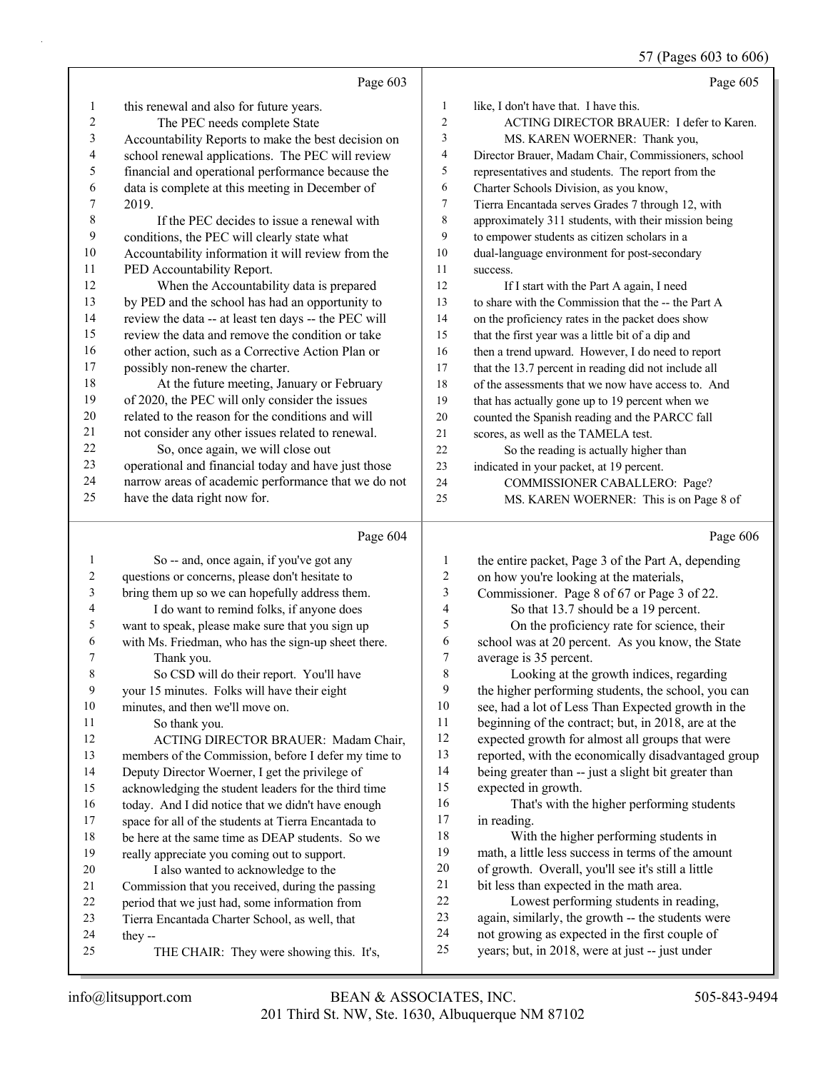Page 603

1 this renewal and also for future years.
2 The PEC needs complete State
3 Accountability Reports to make the best decision on
4 school renewal applications. The PEC will review
5 financial and operational performance because the
6 data is complete at this meeting in December of
7 2019.
8 If the PEC decides to issue a renewal with
9 conditions, the PEC will clearly state what
10 Accountability information it will review from the
11 PED Accountability Report.
12 When the Accountability data is prepared
13 by PED and the school has had an opportunity to
14 review the data -- at least ten days -- the PEC will
15 review the data and remove the condition or take
16 other action, such as a Corrective Action Plan or
17 possibly non-renew the charter.
18 At the future meeting, January or February
19 of 2020, the PEC will only consider the issues
20 related to the reason for the conditions and will
21 not consider any other issues related to renewal.
22 So, once again, we will close out
23 operational and financial today and have just those
24 narrow areas of academic performance that we do not
25 have the data right now for.

Page 604

1 So -- and, once again, if you've got any
2 questions or concerns, please don't hesitate to
3 bring them up so we can hopefully address them.
4 I do want to remind folks, if anyone does
5 want to speak, please make sure that you sign up
6 with Ms. Friedman, who has the sign-up sheet there.
7 Thank you.
8 So CSD will do their report. You'll have
9 your 15 minutes. Folks will have their eight
10 minutes, and then we'll move on.
11 So thank you.
12 ACTING DIRECTOR BRAUER: Madam Chair,
13 members of the Commission, before I defer my time to
14 Deputy Director Woerner, I get the privilege of
15 acknowledging the student leaders for the third time
16 today. And I did notice that we didn't have enough
17 space for all of the students at Tierra Encantada to
18 be here at the same time as DEAP students. So we
19 really appreciate you coming out to support.
20 I also wanted to acknowledge to the
21 Commission that you received, during the passing
22 period that we just had, some information from
23 Tierra Encantada Charter School, as well, that
24 they --
25 THE CHAIR: They were showing this. It's,

Page 605

1 like, I don't have that. I have this.
2 ACTING DIRECTOR BRAUER: I defer to Karen.
3 MS. KAREN WOERNER: Thank you,
4 Director Brauer, Madam Chair, Commissioners, school
5 representatives and students. The report from the
6 Charter Schools Division, as you know,
7 Tierra Encantada serves Grades 7 through 12, with
8 approximately 311 students, with their mission being
9 to empower students as citizen scholars in a
10 dual-language environment for post-secondary
11 success.
12 If I start with the Part A again, I need
13 to share with the Commission that the -- the Part A
14 on the proficiency rates in the packet does show
15 that the first year was a little bit of a dip and
16 then a trend upward. However, I do need to report
17 that the 13.7 percent in reading did not include all
18 of the assessments that we now have access to. And
19 that has actually gone up to 19 percent when we
20 counted the Spanish reading and the PARCC fall
21 scores, as well as the TAMELA test.
22 So the reading is actually higher than
23 indicated in your packet, at 19 percent.
24 COMMISSIONER CABALLERO: Page?
25 MS. KAREN WOERNER: This is on Page 8 of

Page 606

1 the entire packet, Page 3 of the Part A, depending
2 on how you're looking at the materials,
3 Commissioner. Page 8 of 67 or Page 3 of 22.
4 So that 13.7 should be a 19 percent.
5 On the proficiency rate for science, their
6 school was at 20 percent. As you know, the State
7 average is 35 percent.
8 Looking at the growth indices, regarding
9 the higher performing students, the school, you can
10 see, had a lot of Less Than Expected growth in the
11 beginning of the contract; but, in 2018, are at the
12 expected growth for almost all groups that were
13 reported, with the economically disadvantaged group
14 being greater than -- just a slight bit greater than
15 expected in growth.
16 That's with the higher performing students
17 in reading.
18 With the higher performing students in
19 math, a little less success in terms of the amount
20 of growth. Overall, you'll see it's still a little
21 bit less than expected in the math area.
22 Lowest performing students in reading,
23 again, similarly, the growth -- the students were
24 not growing as expected in the first couple of
25 years; but, in 2018, were at just -- just under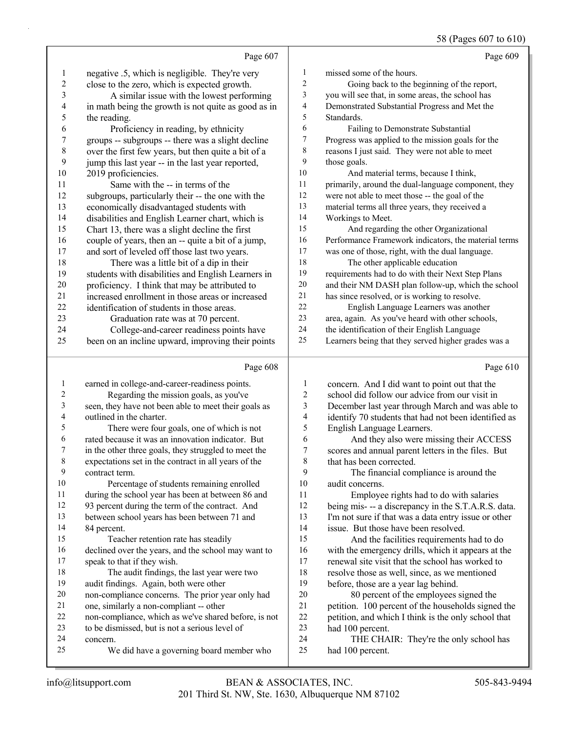Page 607

1 negative .5, which is negligible. They're very
2 close to the zero, which is expected growth.
3 A similar issue with the lowest performing
4 in math being the growth is not quite as good as in
5 the reading.
6 Proficiency in reading, by ethnicity
7 groups -- subgroups -- there was a slight decline
8 over the first few years, but then quite a bit of a
9 jump this last year -- in the last year reported,
10 2019 proficiencies.
11 Same with the -- in terms of the
12 subgroups, particularly their -- the one with the
13 economically disadvantaged students with
14 disabilities and English Learner chart, which is
15 Chart 13, there was a slight decline the first
16 couple of years, then an -- quite a bit of a jump,
17 and sort of leveled off those last two years.
18 There was a little bit of a dip in their
19 students with disabilities and English Learners in
20 proficiency. I think that may be attributed to
21 increased enrollment in those areas or increased
22 identification of students in those areas.
23 Graduation rate was at 70 percent.
24 College-and-career readiness points have
25 been on an incline upward, improving their points

Page 608

1 earned in college-and-career-readiness points.
2 Regarding the mission goals, as you've
3 seen, they have not been able to meet their goals as
4 outlined in the charter.
5 There were four goals, one of which is not
6 rated because it was an innovation indicator. But
7 in the other three goals, they struggled to meet the
8 expectations set in the contract in all years of the
9 contract term.
10 Percentage of students remaining enrolled
11 during the school year has been at between 86 and
12 93 percent during the term of the contract. And
13 between school years has been between 71 and
14 84 percent.
15 Teacher retention rate has steadily
16 declined over the years, and the school may want to
17 speak to that if they wish.
18 The audit findings, the last year were two
19 audit findings. Again, both were other
20 non-compliance concerns. The prior year only had
21 one, similarly a non-compliant -- other
22 non-compliance, which as we've shared before, is not
23 to be dismissed, but is not a serious level of
24 concern.
25 We did have a governing board member who

Page 609

1 missed some of the hours.
2 Going back to the beginning of the report,
3 you will see that, in some areas, the school has
4 Demonstrated Substantial Progress and Met the
5 Standards.
6 Failing to Demonstrate Substantial
7 Progress was applied to the mission goals for the
8 reasons I just said. They were not able to meet
9 those goals.
10 And material terms, because I think,
11 primarily, around the dual-language component, they
12 were not able to meet those -- the goal of the
13 material terms all three years, they received a
14 Workings to Meet.
15 And regarding the other Organizational
16 Performance Framework indicators, the material terms
17 was one of those, right, with the dual language.
18 The other applicable education
19 requirements had to do with their Next Step Plans
20 and their NM DASH plan follow-up, which the school
21 has since resolved, or is working to resolve.
22 English Language Learners was another
23 area, again. As you've heard with other schools,
24 the identification of their English Language
25 Learners being that they served higher grades was a

Page 610

1 concern. And I did want to point out that the
2 school did follow our advice from our visit in
3 December last year through March and was able to
4 identify 70 students that had not been identified as
5 English Language Learners.
6 And they also were missing their ACCESS
7 scores and annual parent letters in the files. But
8 that has been corrected.
9 The financial compliance is around the
10 audit concerns.
11 Employee rights had to do with salaries
12 being mis- -- a discrepancy in the S.T.A.R.S. data.
13 I'm not sure if that was a data entry issue or other
14 issue. But those have been resolved.
15 And the facilities requirements had to do
16 with the emergency drills, which it appears at the
17 renewal site visit that the school has worked to
18 resolve those as well, since, as we mentioned
19 before, those are a year lag behind.
20 80 percent of the employees signed the
21 petition. 100 percent of the households signed the
22 petition, and which I think is the only school that
23 had 100 percent.
24 THE CHAIR: They're the only school has
25 had 100 percent.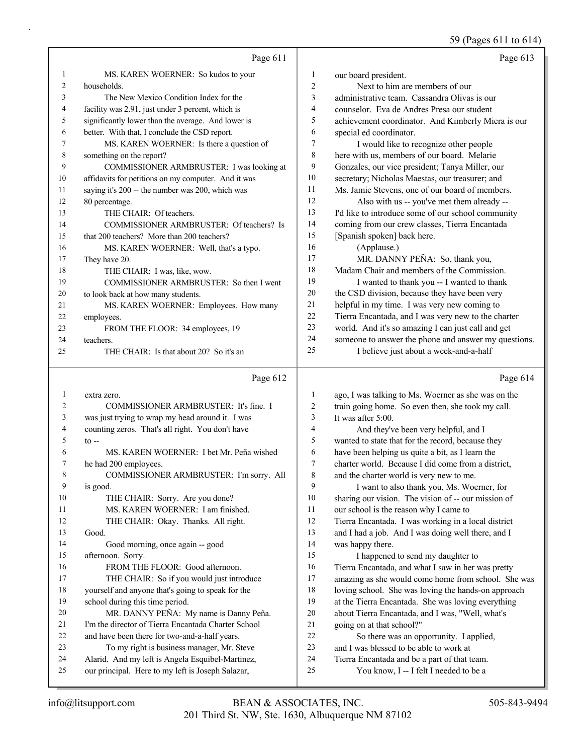Page 611

1 MS. KAREN WOERNER: So kudos to your
2 households.
3 The New Mexico Condition Index for the
4 facility was 2.91, just under 3 percent, which is
5 significantly lower than the average. And lower is
6 better. With that, I conclude the CSD report.
7 MS. KAREN WOERNER: Is there a question of
8 something on the report?
9 COMMISSIONER ARMBRUSTER: I was looking at
10 affidavits for petitions on my computer. And it was
11 saying it's 200 -- the number was 200, which was
12 80 percentage.
13 THE CHAIR: Of teachers.
14 COMMISSIONER ARMBRUSTER: Of teachers? Is
15 that 200 teachers? More than 200 teachers?
16 MS. KAREN WOERNER: Well, that's a typo.
17 They have 20.
18 THE CHAIR: I was, like, wow.
19 COMMISSIONER ARMBRUSTER: So then I went
20 to look back at how many students.
21 MS. KAREN WOERNER: Employees. How many
22 employees.
23 FROM THE FLOOR: 34 employees, 19
24 teachers.
25 THE CHAIR: Is that about 20? So it's an

Page 612

1 extra zero.
2 COMMISSIONER ARMBRUSTER: It's fine. I
3 was just trying to wrap my head around it. I was
4 counting zeros. That's all right. You don't have
5 to --
6 MS. KAREN WOERNER: I bet Mr. Peña wished
7 he had 200 employees.
8 COMMISSIONER ARMBRUSTER: I'm sorry. All
9 is good.
10 THE CHAIR: Sorry. Are you done?
11 MS. KAREN WOERNER: I am finished.
12 THE CHAIR: Okay. Thanks. All right.
13 Good.
14 Good morning, once again -- good
15 afternoon. Sorry.
16 FROM THE FLOOR: Good afternoon.
17 THE CHAIR: So if you would just introduce
18 yourself and anyone that's going to speak for the
19 school during this time period.
20 MR. DANNY PEÑA: My name is Danny Peña.
21 I'm the director of Tierra Encantada Charter School
22 and have been there for two-and-a-half years.
23 To my right is business manager, Mr. Steve
24 Alarid. And my left is Angela Esquibel-Martinez,
25 our principal. Here to my left is Joseph Salazar,

Page 613

1 our board president.
2 Next to him are members of our
3 administrative team. Cassandra Olivas is our
4 counselor. Eva de Andres Presa our student
5 achievement coordinator. And Kimberly Miera is our
6 special ed coordinator.
7 I would like to recognize other people
8 here with us, members of our board. Melarie
9 Gonzales, our vice president; Tanya Miller, our
10 secretary; Nicholas Maestas, our treasurer; and
11 Ms. Jamie Stevens, one of our board of members.
12 Also with us -- you've met them already --
13 I'd like to introduce some of our school community
14 coming from our crew classes, Tierra Encantada
15 [Spanish spoken] back here.
16 (Applause.)
17 MR. DANNY PEÑA: So, thank you,
18 Madam Chair and members of the Commission.
19 I wanted to thank you -- I wanted to thank
20 the CSD division, because they have been very
21 helpful in my time. I was very new coming to
22 Tierra Encantada, and I was very new to the charter
23 world. And it's so amazing I can just call and get
24 someone to answer the phone and answer my questions.
25 I believe just about a week-and-a-half

Page 614

1 ago, I was talking to Ms. Woerner as she was on the
2 train going home. So even then, she took my call.
3 It was after 5:00.
4 And they've been very helpful, and I
5 wanted to state that for the record, because they
6 have been helping us quite a bit, as I learn the
7 charter world. Because I did come from a district,
8 and the charter world is very new to me.
9 I want to also thank you, Ms. Woerner, for
10 sharing our vision. The vision of -- our mission of
11 our school is the reason why I came to
12 Tierra Encantada. I was working in a local district
13 and I had a job. And I was doing well there, and I
14 was happy there.
15 I happened to send my daughter to
16 Tierra Encantada, and what I saw in her was pretty
17 amazing as she would come home from school. She was
18 loving school. She was loving the hands-on approach
19 at the Tierra Encantada. She was loving everything
20 about Tierra Encantada, and I was, "Well, what's
21 going on at that school?"
22 So there was an opportunity. I applied,
23 and I was blessed to be able to work at
24 Tierra Encantada and be a part of that team.
25 You know, I -- I felt I needed to be a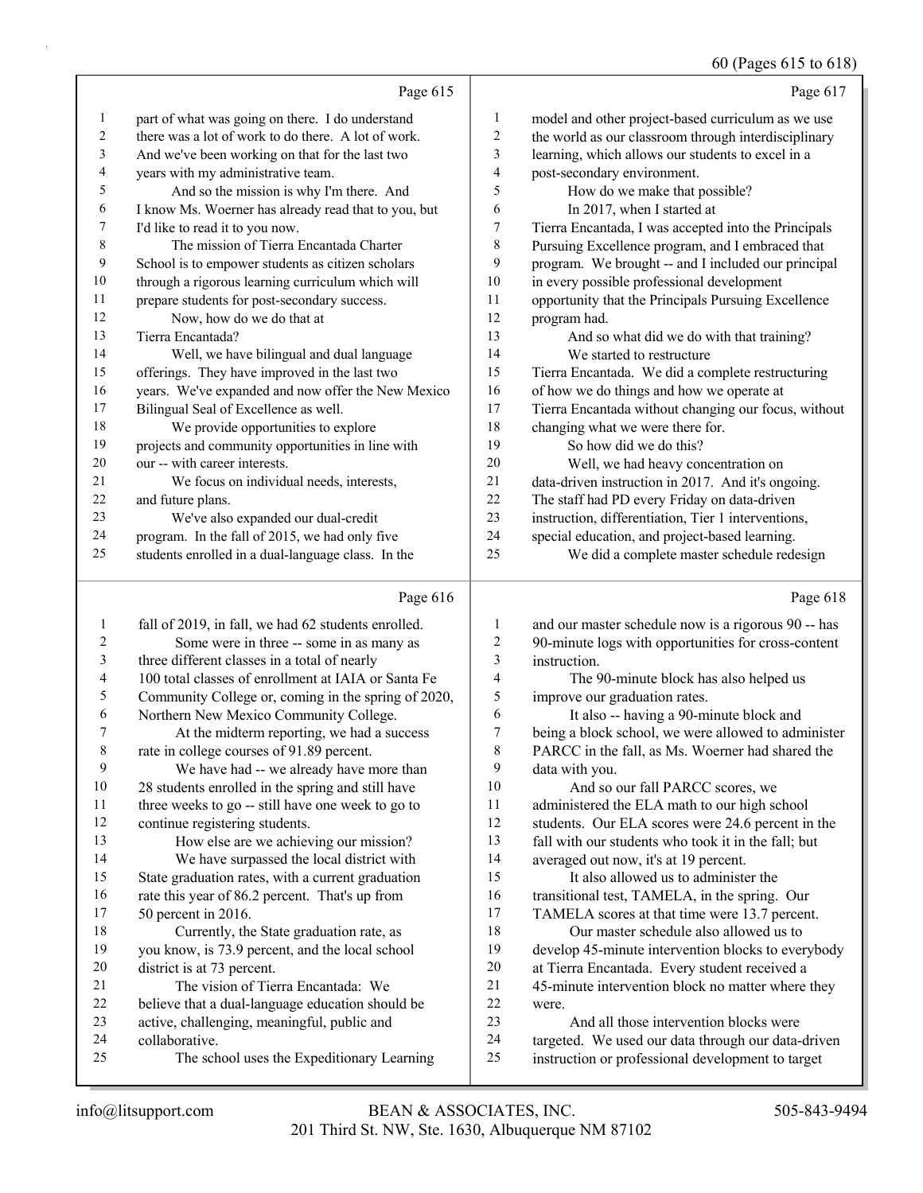Page 615

1 part of what was going on there. I do understand
2 there was a lot of work to do there. A lot of work.
3 And we've been working on that for the last two
4 years with my administrative team.
5 And so the mission is why I'm there. And
6 I know Ms. Woerner has already read that to you, but
7 I'd like to read it to you now.
8 The mission of Tierra Encantada Charter
9 School is to empower students as citizen scholars
10 through a rigorous learning curriculum which will
11 prepare students for post-secondary success.
12 Now, how do we do that at
13 Tierra Encantada?
14 Well, we have bilingual and dual language
15 offerings. They have improved in the last two
16 years. We've expanded and now offer the New Mexico
17 Bilingual Seal of Excellence as well.
18 We provide opportunities to explore
19 projects and community opportunities in line with
20 our -- with career interests.
21 We focus on individual needs, interests,
22 and future plans.
23 We've also expanded our dual-credit
24 program. In the fall of 2015, we had only five
25 students enrolled in a dual-language class. In the

Page 616

1 fall of 2019, in fall, we had 62 students enrolled.
2 Some were in three -- some in as many as
3 three different classes in a total of nearly
4 100 total classes of enrollment at IAIA or Santa Fe
5 Community College or, coming in the spring of 2020,
6 Northern New Mexico Community College.
7 At the midterm reporting, we had a success
8 rate in college courses of 91.89 percent.
9 We have had -- we already have more than
10 28 students enrolled in the spring and still have
11 three weeks to go -- still have one week to go to
12 continue registering students.
13 How else are we achieving our mission?
14 We have surpassed the local district with
15 State graduation rates, with a current graduation
16 rate this year of 86.2 percent. That's up from
17 50 percent in 2016.
18 Currently, the State graduation rate, as
19 you know, is 73.9 percent, and the local school
20 district is at 73 percent.
21 The vision of Tierra Encantada: We
22 believe that a dual-language education should be
23 active, challenging, meaningful, public and
24 collaborative.
25 The school uses the Expeditionary Learning

Page 617

1 model and other project-based curriculum as we use
2 the world as our classroom through interdisciplinary
3 learning, which allows our students to excel in a
4 post-secondary environment.
5 How do we make that possible?
6 In 2017, when I started at
7 Tierra Encantada, I was accepted into the Principals
8 Pursuing Excellence program, and I embraced that
9 program. We brought -- and I included our principal
10 in every possible professional development
11 opportunity that the Principals Pursuing Excellence
12 program had.
13 And so what did we do with that training?
14 We started to restructure
15 Tierra Encantada. We did a complete restructuring
16 of how we do things and how we operate at
17 Tierra Encantada without changing our focus, without
18 changing what we were there for.
19 So how did we do this?
20 Well, we had heavy concentration on
21 data-driven instruction in 2017. And it's ongoing.
22 The staff had PD every Friday on data-driven
23 instruction, differentiation, Tier 1 interventions,
24 special education, and project-based learning.
25 We did a complete master schedule redesign

Page 618

1 and our master schedule now is a rigorous 90 -- has
2 90-minute logs with opportunities for cross-content
3 instruction.
4 The 90-minute block has also helped us
5 improve our graduation rates.
6 It also -- having a 90-minute block and
7 being a block school, we were allowed to administer
8 PARCC in the fall, as Ms. Woerner had shared the
9 data with you.
10 And so our fall PARCC scores, we
11 administered the ELA math to our high school
12 students. Our ELA scores were 24.6 percent in the
13 fall with our students who took it in the fall; but
14 averaged out now, it's at 19 percent.
15 It also allowed us to administer the
16 transitional test, TAMELA, in the spring. Our
17 TAMELA scores at that time were 13.7 percent.
18 Our master schedule also allowed us to
19 develop 45-minute intervention blocks to everybody
20 at Tierra Encantada. Every student received a
21 45-minute intervention block no matter where they
22 were.
23 And all those intervention blocks were
24 targeted. We used our data through our data-driven
25 instruction or professional development to target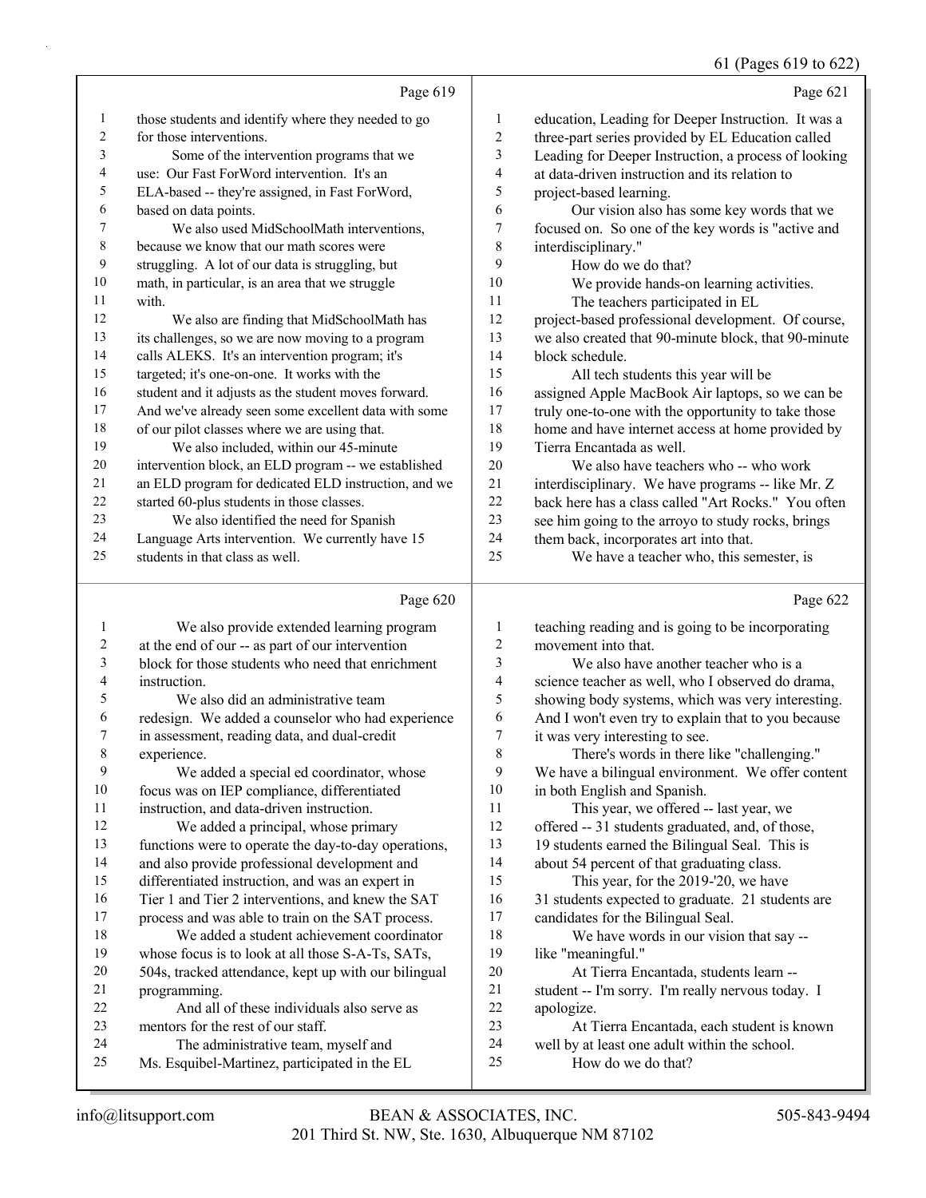Page 619

1 those students and identify where they needed to go
2 for those interventions.
3 Some of the intervention programs that we
4 use: Our Fast ForWord intervention. It's an
5 ELA-based -- they're assigned, in Fast ForWord,
6 based on data points.
7 We also used MidSchoolMath interventions,
8 because we know that our math scores were
9 struggling. A lot of our data is struggling, but
10 math, in particular, is an area that we struggle
11 with.
12 We also are finding that MidSchoolMath has
13 its challenges, so we are now moving to a program
14 calls ALEKS. It's an intervention program; it's
15 targeted; it's one-on-one. It works with the
16 student and it adjusts as the student moves forward.
17 And we've already seen some excellent data with some
18 of our pilot classes where we are using that.
19 We also included, within our 45-minute
20 intervention block, an ELD program -- we established
21 an ELD program for dedicated ELD instruction, and we
22 started 60-plus students in those classes.
23 We also identified the need for Spanish
24 Language Arts intervention. We currently have 15
25 students in that class as well.

Page 620

1 We also provide extended learning program
2 at the end of our -- as part of our intervention
3 block for those students who need that enrichment
4 instruction.
5 We also did an administrative team
6 redesign. We added a counselor who had experience
7 in assessment, reading data, and dual-credit
8 experience.
9 We added a special ed coordinator, whose
10 focus was on IEP compliance, differentiated
11 instruction, and data-driven instruction.
12 We added a principal, whose primary
13 functions were to operate the day-to-day operations,
14 and also provide professional development and
15 differentiated instruction, and was an expert in
16 Tier 1 and Tier 2 interventions, and knew the SAT
17 process and was able to train on the SAT process.
18 We added a student achievement coordinator
19 whose focus is to look at all those S-A-Ts, SATs,
20 504s, tracked attendance, kept up with our bilingual
21 programming.
22 And all of these individuals also serve as
23 mentors for the rest of our staff.
24 The administrative team, myself and
25 Ms. Esquibel-Martinez, participated in the EL

Page 621

1 education, Leading for Deeper Instruction. It was a
2 three-part series provided by EL Education called
3 Leading for Deeper Instruction, a process of looking
4 at data-driven instruction and its relation to
5 project-based learning.
6 Our vision also has some key words that we
7 focused on. So one of the key words is "active and
8 interdisciplinary."
9 How do we do that?
10 We provide hands-on learning activities.
11 The teachers participated in EL
12 project-based professional development. Of course,
13 we also created that 90-minute block, that 90-minute
14 block schedule.
15 All tech students this year will be
16 assigned Apple MacBook Air laptops, so we can be
17 truly one-to-one with the opportunity to take those
18 home and have internet access at home provided by
19 Tierra Encantada as well.
20 We also have teachers who -- who work
21 interdisciplinary. We have programs -- like Mr. Z
22 back here has a class called "Art Rocks." You often
23 see him going to the arroyo to study rocks, brings
24 them back, incorporates art into that.
25 We have a teacher who, this semester, is

Page 622

1 teaching reading and is going to be incorporating
2 movement into that.
3 We also have another teacher who is a
4 science teacher as well, who I observed do drama,
5 showing body systems, which was very interesting.
6 And I won't even try to explain that to you because
7 it was very interesting to see.
8 There's words in there like "challenging."
9 We have a bilingual environment. We offer content
10 in both English and Spanish.
11 This year, we offered -- last year, we
12 offered -- 31 students graduated, and, of those,
13 19 students earned the Bilingual Seal. This is
14 about 54 percent of that graduating class.
15 This year, for the 2019-'20, we have
16 31 students expected to graduate. 21 students are
17 candidates for the Bilingual Seal.
18 We have words in our vision that say --
19 like "meaningful."
20 At Tierra Encantada, students learn --
21 student -- I'm sorry. I'm really nervous today. I
22 apologize.
23 At Tierra Encantada, each student is known
24 well by at least one adult within the school.
25 How do we do that?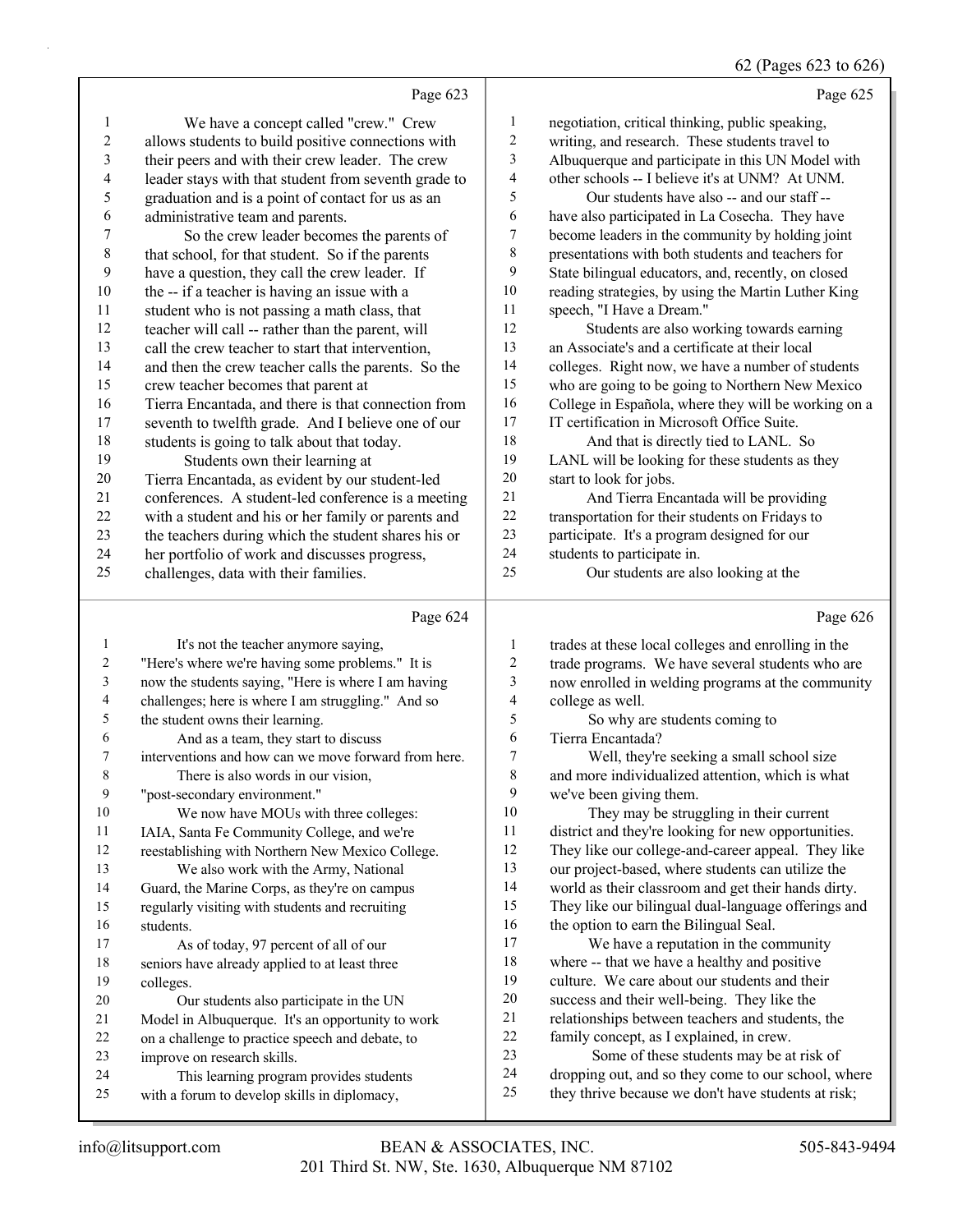Page 623

1 We have a concept called "crew." Crew
2 allows students to build positive connections with
3 their peers and with their crew leader. The crew
4 leader stays with that student from seventh grade to
5 graduation and is a point of contact for us as an
6 administrative team and parents.
7 So the crew leader becomes the parents of
8 that school, for that student. So if the parents
9 have a question, they call the crew leader. If
10 the -- if a teacher is having an issue with a
11 student who is not passing a math class, that
12 teacher will call -- rather than the parent, will
13 call the crew teacher to start that intervention,
14 and then the crew teacher calls the parents. So the
15 crew teacher becomes that parent at
16 Tierra Encantada, and there is that connection from
17 seventh to twelfth grade. And I believe one of our
18 students is going to talk about that today.
19 Students own their learning at
20 Tierra Encantada, as evident by our student-led
21 conferences. A student-led conference is a meeting
22 with a student and his or her family or parents and
23 the teachers during which the student shares his or
24 her portfolio of work and discusses progress,
25 challenges, data with their families.

Page 624

1 It's not the teacher anymore saying,
2 "Here's where we're having some problems." It is
3 now the students saying, "Here is where I am having
4 challenges; here is where I am struggling." And so
5 the student owns their learning.
6 And as a team, they start to discuss
7 interventions and how can we move forward from here.
8 There is also words in our vision,
9 "post-secondary environment."
10 We now have MOUs with three colleges:
11 IAIA, Santa Fe Community College, and we're
12 reestablishing with Northern New Mexico College.
13 We also work with the Army, National
14 Guard, the Marine Corps, as they're on campus
15 regularly visiting with students and recruiting
16 students.
17 As of today, 97 percent of all of our
18 seniors have already applied to at least three
19 colleges.
20 Our students also participate in the UN
21 Model in Albuquerque. It's an opportunity to work
22 on a challenge to practice speech and debate, to
23 improve on research skills.
24 This learning program provides students
25 with a forum to develop skills in diplomacy,

Page 625

1 negotiation, critical thinking, public speaking,
2 writing, and research. These students travel to
3 Albuquerque and participate in this UN Model with
4 other schools -- I believe it's at UNM? At UNM.
5 Our students have also -- and our staff --
6 have also participated in La Cosecha. They have
7 become leaders in the community by holding joint
8 presentations with both students and teachers for
9 State bilingual educators, and, recently, on closed
10 reading strategies, by using the Martin Luther King
11 speech, "I Have a Dream."
12 Students are also working towards earning
13 an Associate's and a certificate at their local
14 colleges. Right now, we have a number of students
15 who are going to be going to Northern New Mexico
16 College in Española, where they will be working on a
17 IT certification in Microsoft Office Suite.
18 And that is directly tied to LANL. So
19 LANL will be looking for these students as they
20 start to look for jobs.
21 And Tierra Encantada will be providing
22 transportation for their students on Fridays to
23 participate. It's a program designed for our
24 students to participate in.
25 Our students are also looking at the

Page 626

1 trades at these local colleges and enrolling in the
2 trade programs. We have several students who are
3 now enrolled in welding programs at the community
4 college as well.
5 So why are students coming to
6 Tierra Encantada?
7 Well, they're seeking a small school size
8 and more individualized attention, which is what
9 we've been giving them.
10 They may be struggling in their current
11 district and they're looking for new opportunities.
12 They like our college-and-career appeal. They like
13 our project-based, where students can utilize the
14 world as their classroom and get their hands dirty.
15 They like our bilingual dual-language offerings and
16 the option to earn the Bilingual Seal.
17 We have a reputation in the community
18 where -- that we have a healthy and positive
19 culture. We care about our students and their
20 success and their well-being. They like the
21 relationships between teachers and students, the
22 family concept, as I explained, in crew.
23 Some of these students may be at risk of
24 dropping out, and so they come to our school, where
25 they thrive because we don't have students at risk;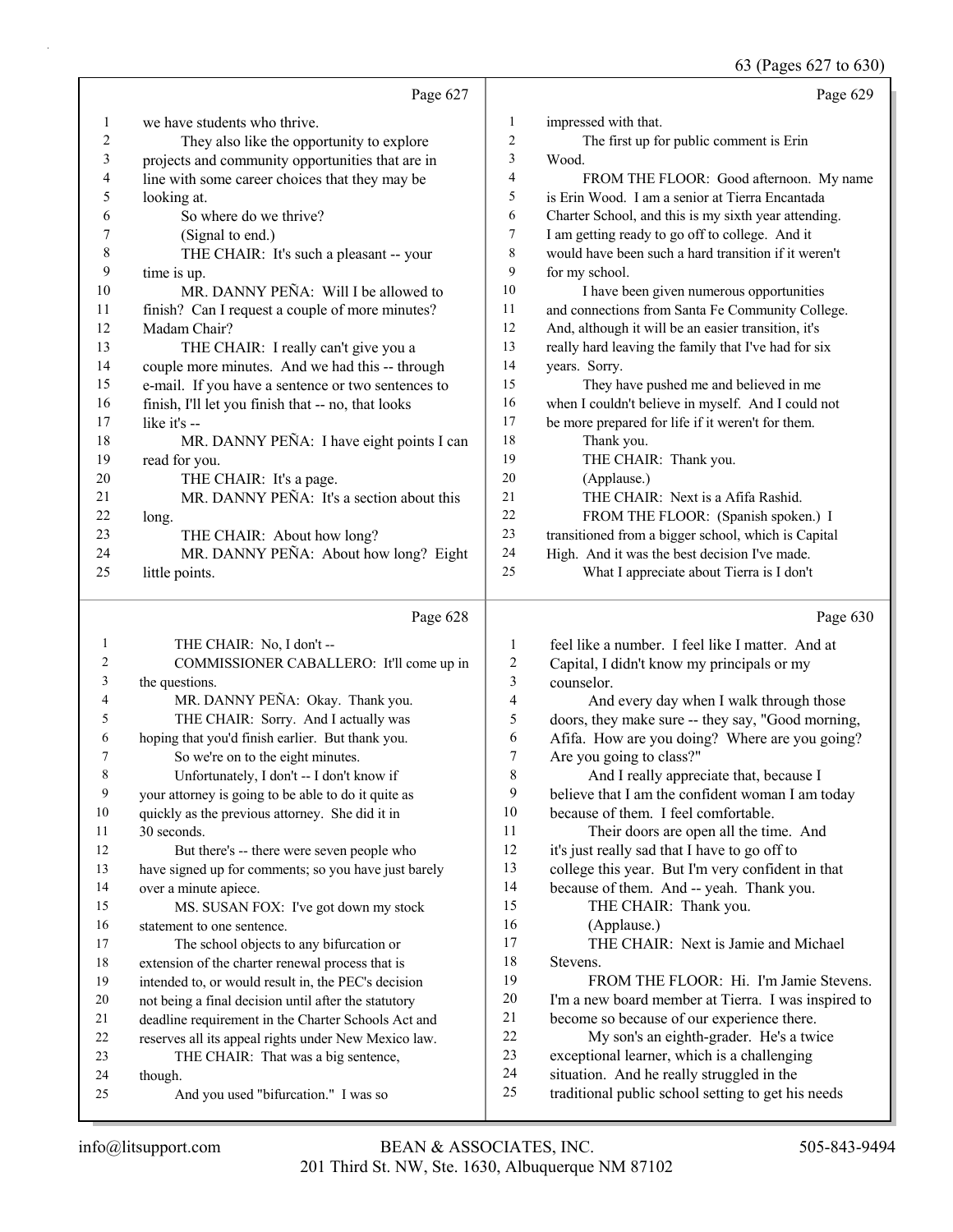Page 627

1 we have students who thrive.
2 They also like the opportunity to explore
3 projects and community opportunities that are in
4 line with some career choices that they may be
5 looking at.
6 So where do we thrive?
7 (Signal to end.)
8 THE CHAIR: It's such a pleasant -- your
9 time is up.
10 MR. DANNY PEÑA: Will I be allowed to
11 finish? Can I request a couple of more minutes?
12 Madam Chair?
13 THE CHAIR: I really can't give you a
14 couple more minutes. And we had this -- through
15 e-mail. If you have a sentence or two sentences to
16 finish, I'll let you finish that -- no, that looks
17 like it's --
18 MR. DANNY PEÑA: I have eight points I can
19 read for you.
20 THE CHAIR: It's a page.
21 MR. DANNY PEÑA: It's a section about this
22 long.
23 THE CHAIR: About how long?
24 MR. DANNY PEÑA: About how long? Eight
25 little points.

Page 628

1 THE CHAIR: No, I don't --
2 COMMISSIONER CABALLERO: It'll come up in
3 the questions.
4 MR. DANNY PEÑA: Okay. Thank you.
5 THE CHAIR: Sorry. And I actually was
6 hoping that you'd finish earlier. But thank you.
7 So we're on to the eight minutes.
8 Unfortunately, I don't -- I don't know if
9 your attorney is going to be able to do it quite as
10 quickly as the previous attorney. She did it in
11 30 seconds.
12 But there's -- there were seven people who
13 have signed up for comments; so you have just barely
14 over a minute apiece.
15 MS. SUSAN FOX: I've got down my stock
16 statement to one sentence.
17 The school objects to any bifurcation or
18 extension of the charter renewal process that is
19 intended to, or would result in, the PEC's decision
20 not being a final decision until after the statutory
21 deadline requirement in the Charter Schools Act and
22 reserves all its appeal rights under New Mexico law.
23 THE CHAIR: That was a big sentence,
24 though.
25 And you used "bifurcation." I was so

Page 629

1 impressed with that.
2 The first up for public comment is Erin
3 Wood.
4 FROM THE FLOOR: Good afternoon. My name
5 is Erin Wood. I am a senior at Tierra Encantada
6 Charter School, and this is my sixth year attending.
7 I am getting ready to go off to college. And it
8 would have been such a hard transition if it weren't
9 for my school.
10 I have been given numerous opportunities
11 and connections from Santa Fe Community College.
12 And, although it will be an easier transition, it's
13 really hard leaving the family that I've had for six
14 years. Sorry.
15 They have pushed me and believed in me
16 when I couldn't believe in myself. And I could not
17 be more prepared for life if it weren't for them.
18 Thank you.
19 THE CHAIR: Thank you.
20 (Applause.)
21 THE CHAIR: Next is a Afifa Rashid.
22 FROM THE FLOOR: (Spanish spoken.) I
23 transitioned from a bigger school, which is Capital
24 High. And it was the best decision I've made.
25 What I appreciate about Tierra is I don't

Page 630

1 feel like a number. I feel like I matter. And at
2 Capital, I didn't know my principals or my
3 counselor.
4 And every day when I walk through those
5 doors, they make sure -- they say, "Good morning,
6 Afifa. How are you doing? Where are you going?
7 Are you going to class?"
8 And I really appreciate that, because I
9 believe that I am the confident woman I am today
10 because of them. I feel comfortable.
11 Their doors are open all the time. And
12 it's just really sad that I have to go off to
13 college this year. But I'm very confident in that
14 because of them. And -- yeah. Thank you.
15 THE CHAIR: Thank you.
16 (Applause.)
17 THE CHAIR: Next is Jamie and Michael
18 Stevens.
19 FROM THE FLOOR: Hi. I'm Jamie Stevens.
20 I'm a new board member at Tierra. I was inspired to
21 become so because of our experience there.
22 My son's an eighth-grader. He's a twice
23 exceptional learner, which is a challenging
24 situation. And he really struggled in the
25 traditional public school setting to get his needs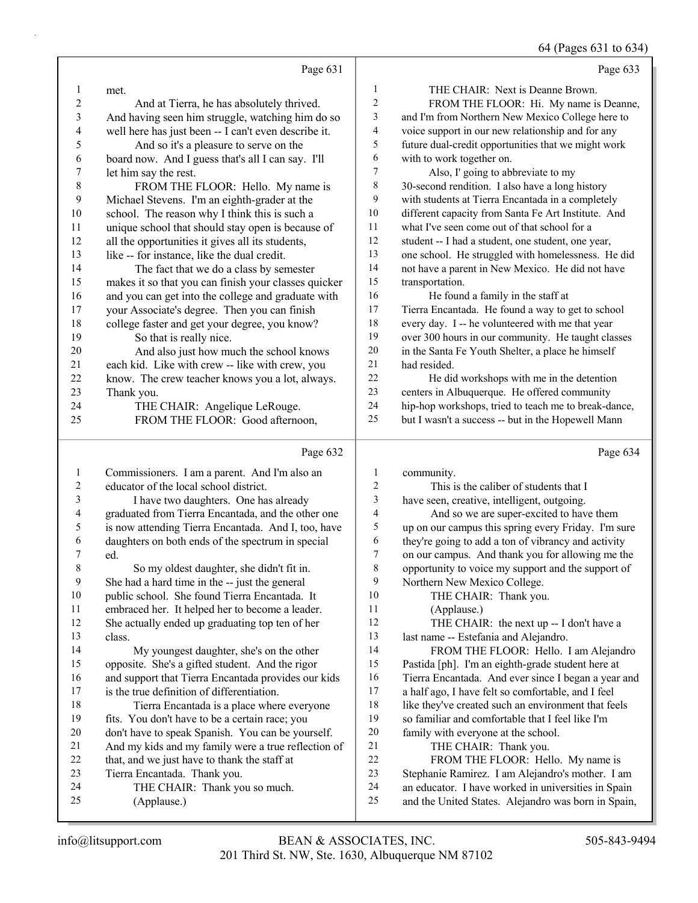64 (Pages 631 to 634)

Page 631

1 met.
2 And at Tierra, he has absolutely thrived.
3 And having seen him struggle, watching him do so
4 well here has just been -- I can't even describe it.
5 And so it's a pleasure to serve on the
6 board now. And I guess that's all I can say. I'll
7 let him say the rest.
8 FROM THE FLOOR: Hello. My name is
9 Michael Stevens. I'm an eighth-grader at the
10 school. The reason why I think this is such a
11 unique school that should stay open is because of
12 all the opportunities it gives all its students,
13 like -- for instance, like the dual credit.
14 The fact that we do a class by semester
15 makes it so that you can finish your classes quicker
16 and you can get into the college and graduate with
17 your Associate's degree. Then you can finish
18 college faster and get your degree, you know?
19 So that is really nice.
20 And also just how much the school knows
21 each kid. Like with crew -- like with crew, you
22 know. The crew teacher knows you a lot, always.
23 Thank you.
24 THE CHAIR: Angelique LeRouge.
25 FROM THE FLOOR: Good afternoon,

Page 632

1 Commissioners. I am a parent. And I'm also an
2 educator of the local school district.
3 I have two daughters. One has already
4 graduated from Tierra Encantada, and the other one
5 is now attending Tierra Encantada. And I, too, have
6 daughters on both ends of the spectrum in special
7 ed.
8 So my oldest daughter, she didn't fit in.
9 She had a hard time in the -- just the general
10 public school. She found Tierra Encantada. It
11 embraced her. It helped her to become a leader.
12 She actually ended up graduating top ten of her
13 class.
14 My youngest daughter, she's on the other
15 opposite. She's a gifted student. And the rigor
16 and support that Tierra Encantada provides our kids
17 is the true definition of differentiation.
18 Tierra Encantada is a place where everyone
19 fits. You don't have to be a certain race; you
20 don't have to speak Spanish. You can be yourself.
21 And my kids and my family were a true reflection of
22 that, and we just have to thank the staff at
23 Tierra Encantada. Thank you.
24 THE CHAIR: Thank you so much.
25 (Applause.)

Page 633

1 THE CHAIR: Next is Deanne Brown.
2 FROM THE FLOOR: Hi. My name is Deanne,
3 and I'm from Northern New Mexico College here to
4 voice support in our new relationship and for any
5 future dual-credit opportunities that we might work
6 with to work together on.
7 Also, I' going to abbreviate to my
8 30-second rendition. I also have a long history
9 with students at Tierra Encantada in a completely
10 different capacity from Santa Fe Art Institute. And
11 what I've seen come out of that school for a
12 student -- I had a student, one student, one year,
13 one school. He struggled with homelessness. He did
14 not have a parent in New Mexico. He did not have
15 transportation.
16 He found a family in the staff at
17 Tierra Encantada. He found a way to get to school
18 every day. I -- he volunteered with me that year
19 over 300 hours in our community. He taught classes
20 in the Santa Fe Youth Shelter, a place he himself
21 had resided.
22 He did workshops with me in the detention
23 centers in Albuquerque. He offered community
24 hip-hop workshops, tried to teach me to break-dance,
25 but I wasn't a success -- but in the Hopewell Mann

Page 634

1 community.
2 This is the caliber of students that I
3 have seen, creative, intelligent, outgoing.
4 And so we are super-excited to have them
5 up on our campus this spring every Friday. I'm sure
6 they're going to add a ton of vibrancy and activity
7 on our campus. And thank you for allowing me the
8 opportunity to voice my support and the support of
9 Northern New Mexico College.
10 THE CHAIR: Thank you.
11 (Applause.)
12 THE CHAIR: the next up -- I don't have a
13 last name -- Estefania and Alejandro.
14 FROM THE FLOOR: Hello. I am Alejandro
15 Pastida [ph]. I'm an eighth-grade student here at
16 Tierra Encantada. And ever since I began a year and
17 a half ago, I have felt so comfortable, and I feel
18 like they've created such an environment that feels
19 so familiar and comfortable that I feel like I'm
20 family with everyone at the school.
21 THE CHAIR: Thank you.
22 FROM THE FLOOR: Hello. My name is
23 Stephanie Ramirez. I am Alejandro's mother. I am
24 an educator. I have worked in universities in Spain
25 and the United States. Alejandro was born in Spain,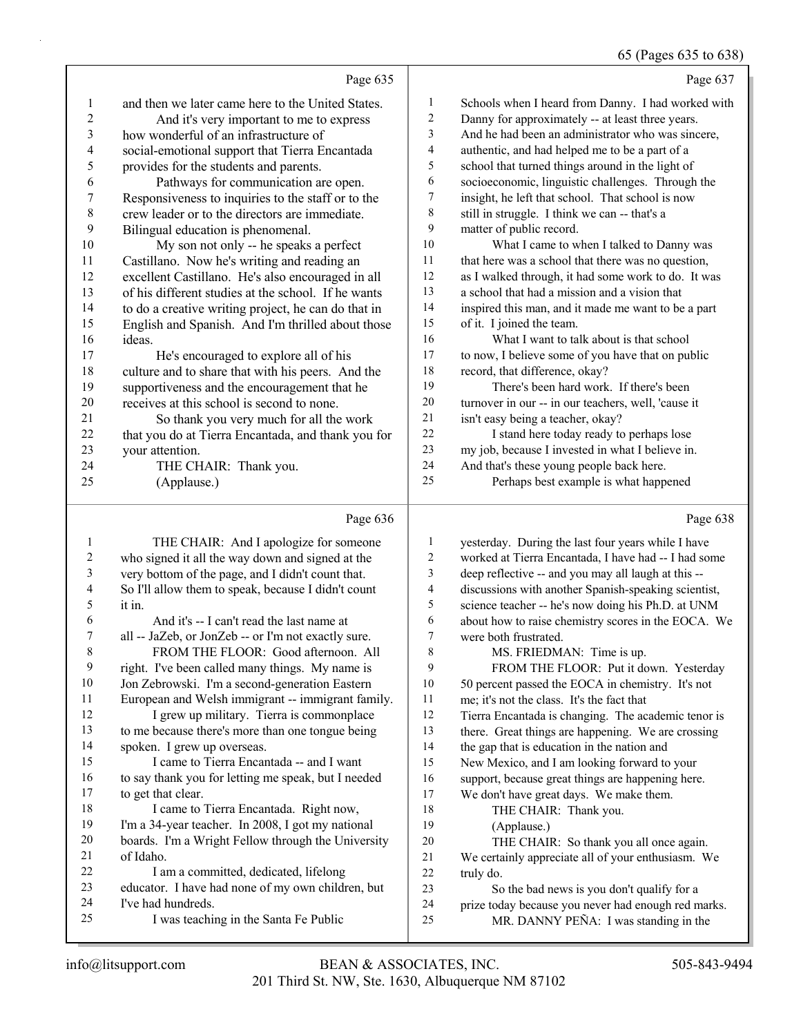Page 635

1 and then we later came here to the United States.
2 And it's very important to me to express
3 how wonderful of an infrastructure of
4 social-emotional support that Tierra Encantada
5 provides for the students and parents.
6 Pathways for communication are open.
7 Responsiveness to inquiries to the staff or to the
8 crew leader or to the directors are immediate.
9 Bilingual education is phenomenal.
10 My son not only -- he speaks a perfect
11 Castillano. Now he's writing and reading an
12 excellent Castillano. He's also encouraged in all
13 of his different studies at the school. If he wants
14 to do a creative writing project, he can do that in
15 English and Spanish. And I'm thrilled about those
16 ideas.
17 He's encouraged to explore all of his
18 culture and to share that with his peers. And the
19 supportiveness and the encouragement that he
20 receives at this school is second to none.
21 So thank you very much for all the work
22 that you do at Tierra Encantada, and thank you for
23 your attention.
24 THE CHAIR: Thank you.
25 (Applause.)

Page 636

1 THE CHAIR: And I apologize for someone
2 who signed it all the way down and signed at the
3 very bottom of the page, and I didn't count that.
4 So I'll allow them to speak, because I didn't count
5 it in.
6 And it's -- I can't read the last name at
7 all -- JaZeb, or JonZeb -- or I'm not exactly sure.
8 FROM THE FLOOR: Good afternoon. All
9 right. I've been called many things. My name is
10 Jon Zebrowski. I'm a second-generation Eastern
11 European and Welsh immigrant -- immigrant family.
12 I grew up military. Tierra is commonplace
13 to me because there's more than one tongue being
14 spoken. I grew up overseas.
15 I came to Tierra Encantada -- and I want
16 to say thank you for letting me speak, but I needed
17 to get that clear.
18 I came to Tierra Encantada. Right now,
19 I'm a 34-year teacher. In 2008, I got my national
20 boards. I'm a Wright Fellow through the University
21 of Idaho.
22 I am a committed, dedicated, lifelong
23 educator. I have had none of my own children, but
24 I've had hundreds.
25 I was teaching in the Santa Fe Public

Page 637

1 Schools when I heard from Danny. I had worked with
2 Danny for approximately -- at least three years.
3 And he had been an administrator who was sincere,
4 authentic, and had helped me to be a part of a
5 school that turned things around in the light of
6 socioeconomic, linguistic challenges. Through the
7 insight, he left that school. That school is now
8 still in struggle. I think we can -- that's a
9 matter of public record.
10 What I came to when I talked to Danny was
11 that here was a school that there was no question,
12 as I walked through, it had some work to do. It was
13 a school that had a mission and a vision that
14 inspired this man, and it made me want to be a part
15 of it. I joined the team.
16 What I want to talk about is that school
17 to now, I believe some of you have that on public
18 record, that difference, okay?
19 There's been hard work. If there's been
20 turnover in our -- in our teachers, well, 'cause it
21 isn't easy being a teacher, okay?
22 I stand here today ready to perhaps lose
23 my job, because I invested in what I believe in.
24 And that's these young people back here.
25 Perhaps best example is what happened

Page 638

1 yesterday. During the last four years while I have
2 worked at Tierra Encantada, I have had -- I had some
3 deep reflective -- and you may all laugh at this --
4 discussions with another Spanish-speaking scientist,
5 science teacher -- he's now doing his Ph.D. at UNM
6 about how to raise chemistry scores in the EOCA. We
7 were both frustrated.
8 MS. FRIEDMAN: Time is up.
9 FROM THE FLOOR: Put it down. Yesterday
10 50 percent passed the EOCA in chemistry. It's not
11 me; it's not the class. It's the fact that
12 Tierra Encantada is changing. The academic tenor is
13 there. Great things are happening. We are crossing
14 the gap that is education in the nation and
15 New Mexico, and I am looking forward to your
16 support, because great things are happening here.
17 We don't have great days. We make them.
18 THE CHAIR: Thank you.
19 (Applause.)
20 THE CHAIR: So thank you all once again.
21 We certainly appreciate all of your enthusiasm. We
22 truly do.
23 So the bad news is you don't qualify for a
24 prize today because you never had enough red marks.
25 MR. DANNY PEÑA: I was standing in the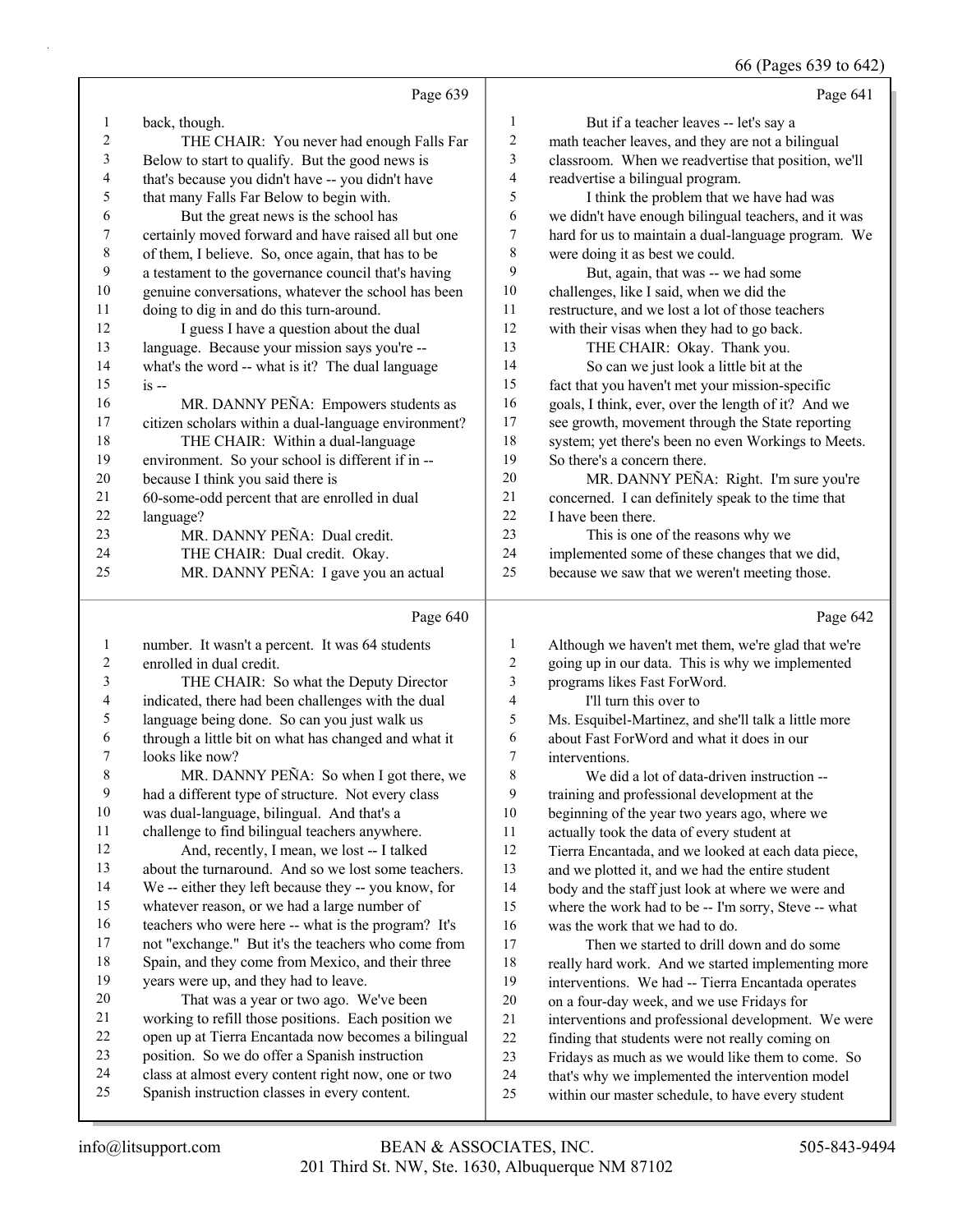## Page 639

1 back, though.
2 THE CHAIR: You never had enough Falls Far
3 Below to start to qualify. But the good news is
4 that's because you didn't have -- you didn't have
5 that many Falls Far Below to begin with.
6 But the great news is the school has
7 certainly moved forward and have raised all but one
8 of them, I believe. So, once again, that has to be
9 a testament to the governance council that's having
10 genuine conversations, whatever the school has been
11 doing to dig in and do this turn-around.
12 I guess I have a question about the dual
13 language. Because your mission says you're --
14 what's the word -- what is it? The dual language
15 is --
16 MR. DANNY PEÑA: Empowers students as
17 citizen scholars within a dual-language environment?
18 THE CHAIR: Within a dual-language
19 environment. So your school is different if in --
20 because I think you said there is
21 60-some-odd percent that are enrolled in dual
22 language?
23 MR. DANNY PEÑA: Dual credit.
24 THE CHAIR: Dual credit. Okay.
25 MR. DANNY PEÑA: I gave you an actual

## Page 640

1 number. It wasn't a percent. It was 64 students
2 enrolled in dual credit.
3 THE CHAIR: So what the Deputy Director
4 indicated, there had been challenges with the dual
5 language being done. So can you just walk us
6 through a little bit on what has changed and what it
7 looks like now?
8 MR. DANNY PEÑA: So when I got there, we
9 had a different type of structure. Not every class
10 was dual-language, bilingual. And that's a
11 challenge to find bilingual teachers anywhere.
12 And, recently, I mean, we lost -- I talked
13 about the turnaround. And so we lost some teachers.
14 We -- either they left because they -- you know, for
15 whatever reason, or we had a large number of
16 teachers who were here -- what is the program? It's
17 not "exchange." But it's the teachers who come from
18 Spain, and they come from Mexico, and their three
19 years were up, and they had to leave.
20 That was a year or two ago. We've been
21 working to refill those positions. Each position we
22 open up at Tierra Encantada now becomes a bilingual
23 position. So we do offer a Spanish instruction
24 class at almost every content right now, one or two
25 Spanish instruction classes in every content.

## Page 641

1 But if a teacher leaves -- let's say a
2 math teacher leaves, and they are not a bilingual
3 classroom. When we readvertise that position, we'll
4 readvertise a bilingual program.
5 I think the problem that we have had was
6 we didn't have enough bilingual teachers, and it was
7 hard for us to maintain a dual-language program. We
8 were doing it as best we could.
9 But, again, that was -- we had some
10 challenges, like I said, when we did the
11 restructure, and we lost a lot of those teachers
12 with their visas when they had to go back.
13 THE CHAIR: Okay. Thank you.
14 So can we just look a little bit at the
15 fact that you haven't met your mission-specific
16 goals, I think, ever, over the length of it? And we
17 see growth, movement through the State reporting
18 system; yet there's been no even Workings to Meets.
19 So there's a concern there.
20 MR. DANNY PEÑA: Right. I'm sure you're
21 concerned. I can definitely speak to the time that
22 I have been there.
23 This is one of the reasons why we
24 implemented some of these changes that we did,
25 because we saw that we weren't meeting those.

## Page 642

1 Although we haven't met them, we're glad that we're
2 going up in our data. This is why we implemented
3 programs likes Fast ForWord.
4 I'll turn this over to
5 Ms. Esquibel-Martinez, and she'll talk a little more
6 about Fast ForWord and what it does in our
7 interventions.
8 We did a lot of data-driven instruction --
9 training and professional development at the
10 beginning of the year two years ago, where we
11 actually took the data of every student at
12 Tierra Encantada, and we looked at each data piece,
13 and we plotted it, and we had the entire student
14 body and the staff just look at where we were and
15 where the work had to be -- I'm sorry, Steve -- what
16 was the work that we had to do.
17 Then we started to drill down and do some
18 really hard work. And we started implementing more
19 interventions. We had -- Tierra Encantada operates
20 on a four-day week, and we use Fridays for
21 interventions and professional development. We were
22 finding that students were not really coming on
23 Fridays as much as we would like them to come. So
24 that's why we implemented the intervention model
25 within our master schedule, to have every student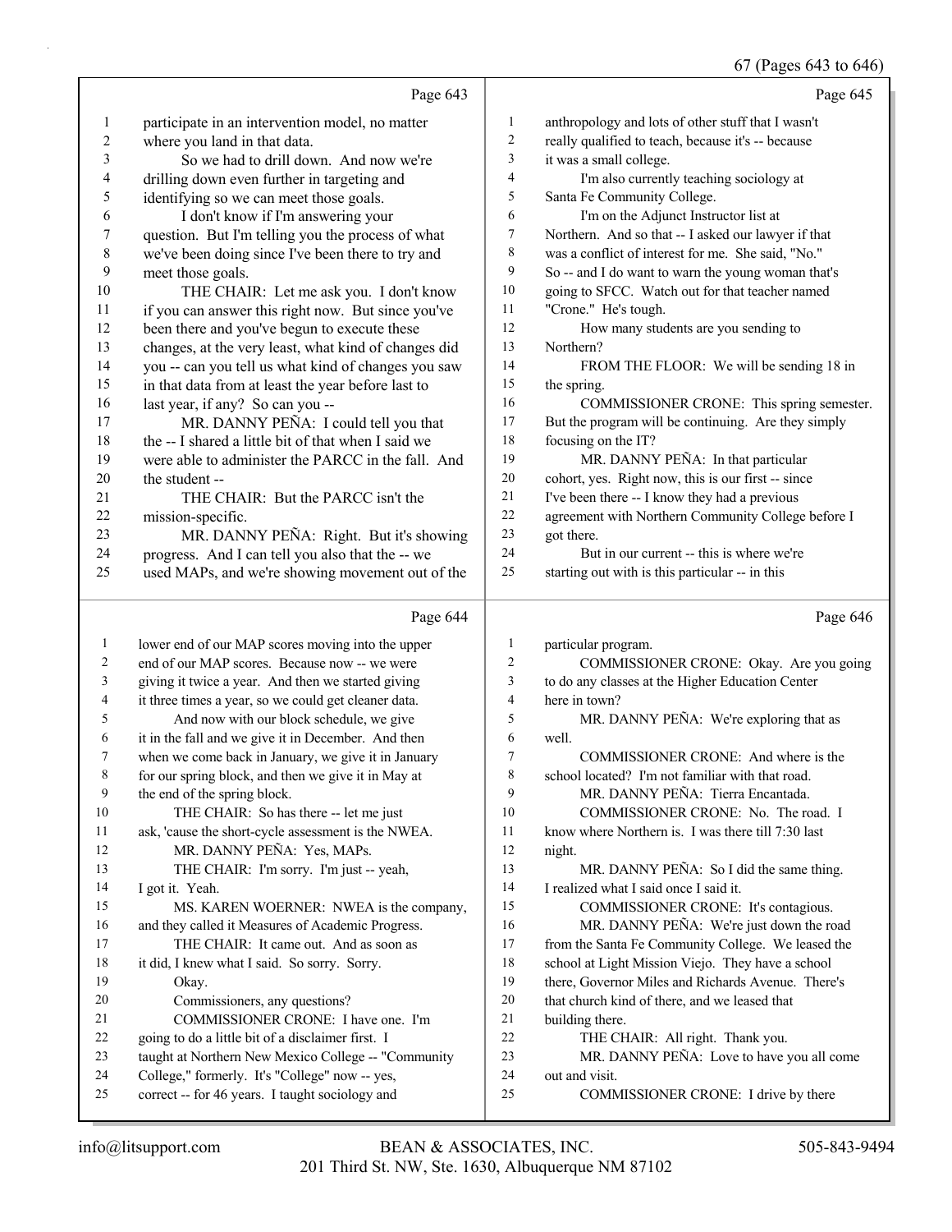Page 643

1 participate in an intervention model, no matter
2 where you land in that data.
3 So we had to drill down. And now we're
4 drilling down even further in targeting and
5 identifying so we can meet those goals.
6 I don't know if I'm answering your
7 question. But I'm telling you the process of what
8 we've been doing since I've been there to try and
9 meet those goals.
10 THE CHAIR: Let me ask you. I don't know
11 if you can answer this right now. But since you've
12 been there and you've begun to execute these
13 changes, at the very least, what kind of changes did
14 you -- can you tell us what kind of changes you saw
15 in that data from at least the year before last to
16 last year, if any? So can you --
17 MR. DANNY PEÑA: I could tell you that
18 the -- I shared a little bit of that when I said we
19 were able to administer the PARCC in the fall. And
20 the student --
21 THE CHAIR: But the PARCC isn't the
22 mission-specific.
23 MR. DANNY PEÑA: Right. But it's showing
24 progress. And I can tell you also that the -- we
25 used MAPs, and we're showing movement out of the

Page 644

1 lower end of our MAP scores moving into the upper
2 end of our MAP scores. Because now -- we were
3 giving it twice a year. And then we started giving
4 it three times a year, so we could get cleaner data.
5 And now with our block schedule, we give
6 it in the fall and we give it in December. And then
7 when we come back in January, we give it in January
8 for our spring block, and then we give it in May at
9 the end of the spring block.
10 THE CHAIR: So has there -- let me just
11 ask, 'cause the short-cycle assessment is the NWEA.
12 MR. DANNY PEÑA: Yes, MAPs.
13 THE CHAIR: I'm sorry. I'm just -- yeah,
14 I got it. Yeah.
15 MS. KAREN WOERNER: NWEA is the company,
16 and they called it Measures of Academic Progress.
17 THE CHAIR: It came out. And as soon as
18 it did, I knew what I said. So sorry. Sorry.
19 Okay.
20 Commissioners, any questions?
21 COMMISSIONER CRONE: I have one. I'm
22 going to do a little bit of a disclaimer first. I
23 taught at Northern New Mexico College -- "Community
24 College," formerly. It's "College" now -- yes,
25 correct -- for 46 years. I taught sociology and

Page 645

1 anthropology and lots of other stuff that I wasn't
2 really qualified to teach, because it's -- because
3 it was a small college.
4 I'm also currently teaching sociology at
5 Santa Fe Community College.
6 I'm on the Adjunct Instructor list at
7 Northern. And so that -- I asked our lawyer if that
8 was a conflict of interest for me. She said, "No."
9 So -- and I do want to warn the young woman that's
10 going to SFCC. Watch out for that teacher named
11 "Crone." He's tough.
12 How many students are you sending to
13 Northern?
14 FROM THE FLOOR: We will be sending 18 in
15 the spring.
16 COMMISSIONER CRONE: This spring semester.
17 But the program will be continuing. Are they simply
18 focusing on the IT?
19 MR. DANNY PEÑA: In that particular
20 cohort, yes. Right now, this is our first -- since
21 I've been there -- I know they had a previous
22 agreement with Northern Community College before I
23 got there.
24 But in our current -- this is where we're
25 starting out with is this particular -- in this

Page 646

1 particular program.
2 COMMISSIONER CRONE: Okay. Are you going
3 to do any classes at the Higher Education Center
4 here in town?
5 MR. DANNY PEÑA: We're exploring that as
6 well.
7 COMMISSIONER CRONE: And where is the
8 school located? I'm not familiar with that road.
9 MR. DANNY PEÑA: Tierra Encantada.
10 COMMISSIONER CRONE: No. The road. I
11 know where Northern is. I was there till 7:30 last
12 night.
13 MR. DANNY PEÑA: So I did the same thing.
14 I realized what I said once I said it.
15 COMMISSIONER CRONE: It's contagious.
16 MR. DANNY PEÑA: We're just down the road
17 from the Santa Fe Community College. We leased the
18 school at Light Mission Viejo. They have a school
19 there, Governor Miles and Richards Avenue. There's
20 that church kind of there, and we leased that
21 building there.
22 THE CHAIR: All right. Thank you.
23 MR. DANNY PEÑA: Love to have you all come
24 out and visit.
25 COMMISSIONER CRONE: I drive by there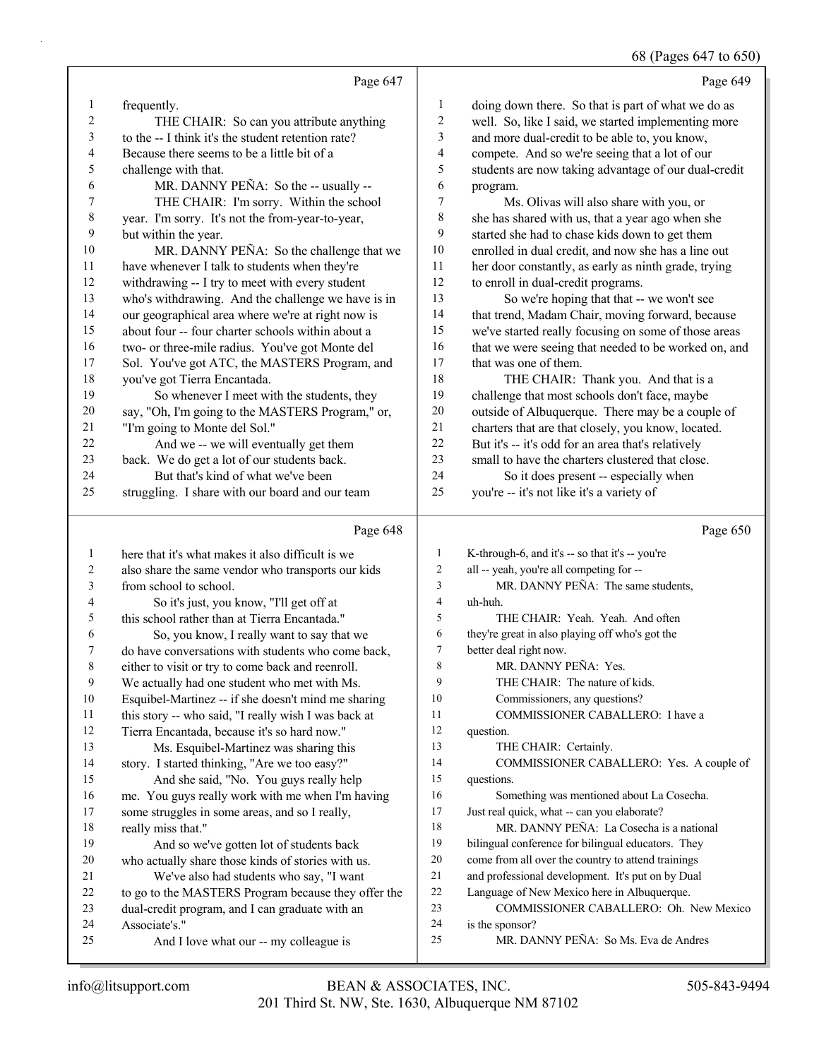Page 647

1 frequently.
2 THE CHAIR: So can you attribute anything
3 to the -- I think it's the student retention rate?
4 Because there seems to be a little bit of a
5 challenge with that.
6 MR. DANNY PEÑA: So the -- usually --
7 THE CHAIR: I'm sorry. Within the school
8 year. I'm sorry. It's not the from-year-to-year,
9 but within the year.
10 MR. DANNY PEÑA: So the challenge that we
11 have whenever I talk to students when they're
12 withdrawing -- I try to meet with every student
13 who's withdrawing. And the challenge we have is in
14 our geographical area where we're at right now is
15 about four -- four charter schools within about a
16 two- or three-mile radius. You've got Monte del
17 Sol. You've got ATC, the MASTERS Program, and
18 you've got Tierra Encantada.
19 So whenever I meet with the students, they
20 say, "Oh, I'm going to the MASTERS Program," or,
21 "I'm going to Monte del Sol."
22 And we -- we will eventually get them
23 back. We do get a lot of our students back.
24 But that's kind of what we've been
25 struggling. I share with our board and our team

Page 648

1 here that it's what makes it also difficult is we
2 also share the same vendor who transports our kids
3 from school to school.
4 So it's just, you know, "I'll get off at
5 this school rather than at Tierra Encantada."
6 So, you know, I really want to say that we
7 do have conversations with students who come back,
8 either to visit or try to come back and reenroll.
9 We actually had one student who met with Ms.
10 Esquibel-Martinez -- if she doesn't mind me sharing
11 this story -- who said, "I really wish I was back at
12 Tierra Encantada, because it's so hard now."
13 Ms. Esquibel-Martinez was sharing this
14 story. I started thinking, "Are we too easy?"
15 And she said, "No. You guys really help
16 me. You guys really work with me when I'm having
17 some struggles in some areas, and so I really,
18 really miss that."
19 And so we've gotten lot of students back
20 who actually share those kinds of stories with us.
21 We've also had students who say, "I want
22 to go to the MASTERS Program because they offer the
23 dual-credit program, and I can graduate with an
24 Associate's."
25 And I love what our -- my colleague is

Page 649

1 doing down there. So that is part of what we do as
2 well. So, like I said, we started implementing more
3 and more dual-credit to be able to, you know,
4 compete. And so we're seeing that a lot of our
5 students are now taking advantage of our dual-credit
6 program.
7 Ms. Olivas will also share with you, or
8 she has shared with us, that a year ago when she
9 started she had to chase kids down to get them
10 enrolled in dual credit, and now she has a line out
11 her door constantly, as early as ninth grade, trying
12 to enroll in dual-credit programs.
13 So we're hoping that that -- we won't see
14 that trend, Madam Chair, moving forward, because
15 we've started really focusing on some of those areas
16 that we were seeing that needed to be worked on, and
17 that was one of them.
18 THE CHAIR: Thank you. And that is a
19 challenge that most schools don't face, maybe
20 outside of Albuquerque. There may be a couple of
21 charters that are that closely, you know, located.
22 But it's -- it's odd for an area that's relatively
23 small to have the charters clustered that close.
24 So it does present -- especially when
25 you're -- it's not like it's a variety of

Page 650

1 K-through-6, and it's -- so that it's -- you're
2 all -- yeah, you're all competing for --
3 MR. DANNY PEÑA: The same students,
4 uh-huh.
5 THE CHAIR: Yeah. Yeah. And often
6 they're great in also playing off who's got the
7 better deal right now.
8 MR. DANNY PEÑA: Yes.
9 THE CHAIR: The nature of kids.
10 Commissioners, any questions?
11 COMMISSIONER CABALLERO: I have a
12 question.
13 THE CHAIR: Certainly.
14 COMMISSIONER CABALLERO: Yes. A couple of
15 questions.
16 Something was mentioned about La Cosecha.
17 Just real quick, what -- can you elaborate?
18 MR. DANNY PEÑA: La Cosecha is a national
19 bilingual conference for bilingual educators. They
20 come from all over the country to attend trainings
21 and professional development. It's put on by Dual
22 Language of New Mexico here in Albuquerque.
23 COMMISSIONER CABALLERO: Oh. New Mexico
24 is the sponsor?
25 MR. DANNY PEÑA: So Ms. Eva de Andres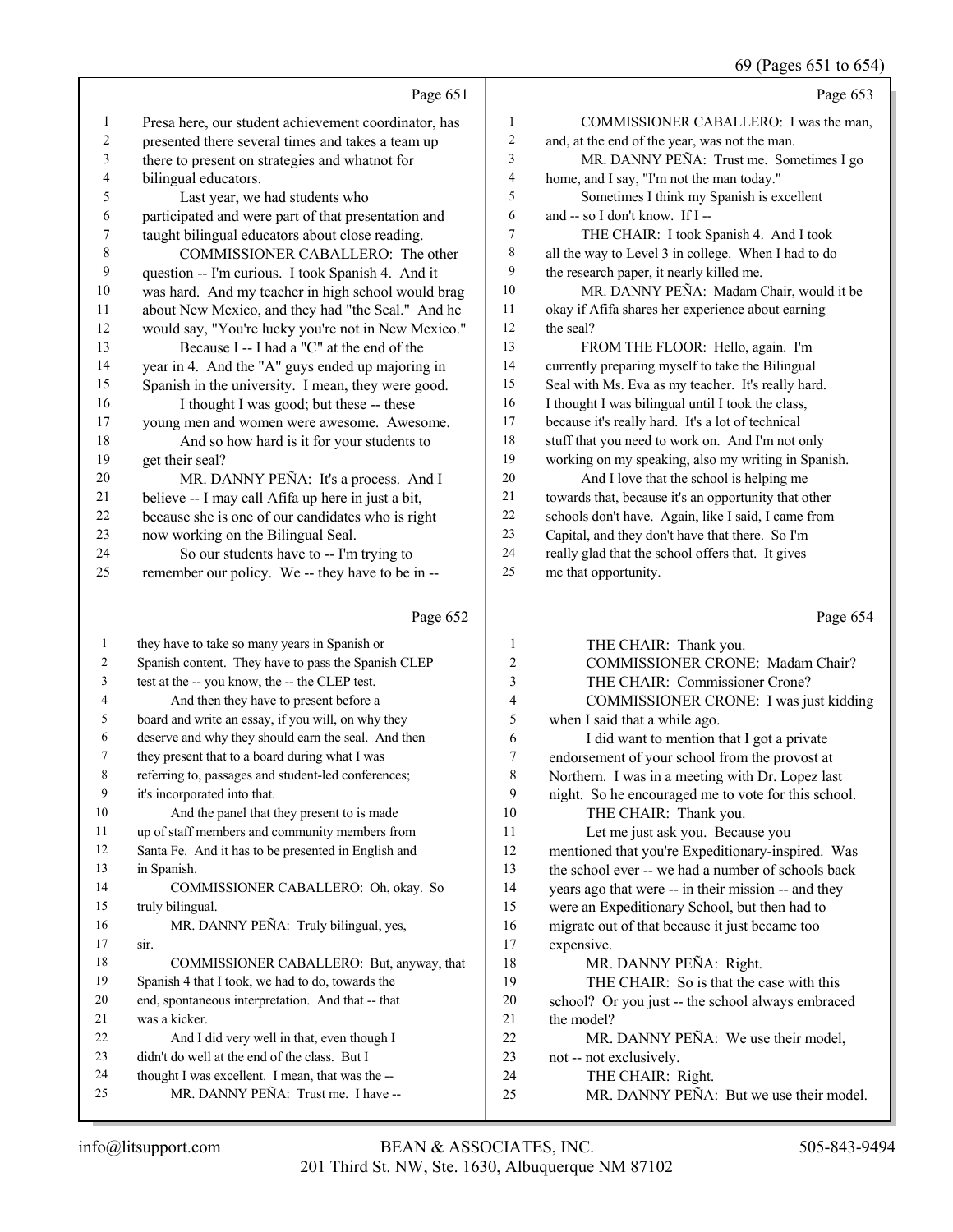Page 651

1 Presa here, our student achievement coordinator, has
2 presented there several times and takes a team up
3 there to present on strategies and whatnot for
4 bilingual educators.
5 Last year, we had students who
6 participated and were part of that presentation and
7 taught bilingual educators about close reading.
8 COMMISSIONER CABALLERO: The other
9 question -- I'm curious. I took Spanish 4. And it
10 was hard. And my teacher in high school would brag
11 about New Mexico, and they had "the Seal." And he
12 would say, "You're lucky you're not in New Mexico."
13 Because I -- I had a "C" at the end of the
14 year in 4. And the "A" guys ended up majoring in
15 Spanish in the university. I mean, they were good.
16 I thought I was good; but these -- these
17 young men and women were awesome. Awesome.
18 And so how hard is it for your students to
19 get their seal?
20 MR. DANNY PEÑA: It's a process. And I
21 believe -- I may call Afifa up here in just a bit,
22 because she is one of our candidates who is right
23 now working on the Bilingual Seal.
24 So our students have to -- I'm trying to
25 remember our policy. We -- they have to be in --

Page 652

1 they have to take so many years in Spanish or
2 Spanish content. They have to pass the Spanish CLEP
3 test at the -- you know, the -- the CLEP test.
4 And then they have to present before a
5 board and write an essay, if you will, on why they
6 deserve and why they should earn the seal. And then
7 they present that to a board during what I was
8 referring to, passages and student-led conferences;
9 it's incorporated into that.
10 And the panel that they present to is made
11 up of staff members and community members from
12 Santa Fe. And it has to be presented in English and
13 in Spanish.
14 COMMISSIONER CABALLERO: Oh, okay. So
15 truly bilingual.
16 MR. DANNY PEÑA: Truly bilingual, yes,
17 sir.
18 COMMISSIONER CABALLERO: But, anyway, that
19 Spanish 4 that I took, we had to do, towards the
20 end, spontaneous interpretation. And that -- that
21 was a kicker.
22 And I did very well in that, even though I
23 didn't do well at the end of the class. But I
24 thought I was excellent. I mean, that was the --
25 MR. DANNY PEÑA: Trust me. I have --

Page 653

1 COMMISSIONER CABALLERO: I was the man,
2 and, at the end of the year, was not the man.
3 MR. DANNY PEÑA: Trust me. Sometimes I go
4 home, and I say, "I'm not the man today."
5 Sometimes I think my Spanish is excellent
6 and -- so I don't know. If I --
7 THE CHAIR: I took Spanish 4. And I took
8 all the way to Level 3 in college. When I had to do
9 the research paper, it nearly killed me.
10 MR. DANNY PEÑA: Madam Chair, would it be
11 okay if Afifa shares her experience about earning
12 the seal?
13 FROM THE FLOOR: Hello, again. I'm
14 currently preparing myself to take the Bilingual
15 Seal with Ms. Eva as my teacher. It's really hard.
16 I thought I was bilingual until I took the class,
17 because it's really hard. It's a lot of technical
18 stuff that you need to work on. And I'm not only
19 working on my speaking, also my writing in Spanish.
20 And I love that the school is helping me
21 towards that, because it's an opportunity that other
22 schools don't have. Again, like I said, I came from
23 Capital, and they don't have that there. So I'm
24 really glad that the school offers that. It gives
25 me that opportunity.

Page 654

1 THE CHAIR: Thank you.
2 COMMISSIONER CRONE: Madam Chair?
3 THE CHAIR: Commissioner Crone?
4 COMMISSIONER CRONE: I was just kidding
5 when I said that a while ago.
6 I did want to mention that I got a private
7 endorsement of your school from the provost at
8 Northern. I was in a meeting with Dr. Lopez last
9 night. So he encouraged me to vote for this school.
10 THE CHAIR: Thank you.
11 Let me just ask you. Because you
12 mentioned that you're Expeditionary-inspired. Was
13 the school ever -- we had a number of schools back
14 years ago that were -- in their mission -- and they
15 were an Expeditionary School, but then had to
16 migrate out of that because it just became too
17 expensive.
18 MR. DANNY PEÑA: Right.
19 THE CHAIR: So is that the case with this
20 school? Or you just -- the school always embraced
21 the model?
22 MR. DANNY PEÑA: We use their model,
23 not -- not exclusively.
24 THE CHAIR: Right.
25 MR. DANNY PEÑA: But we use their model.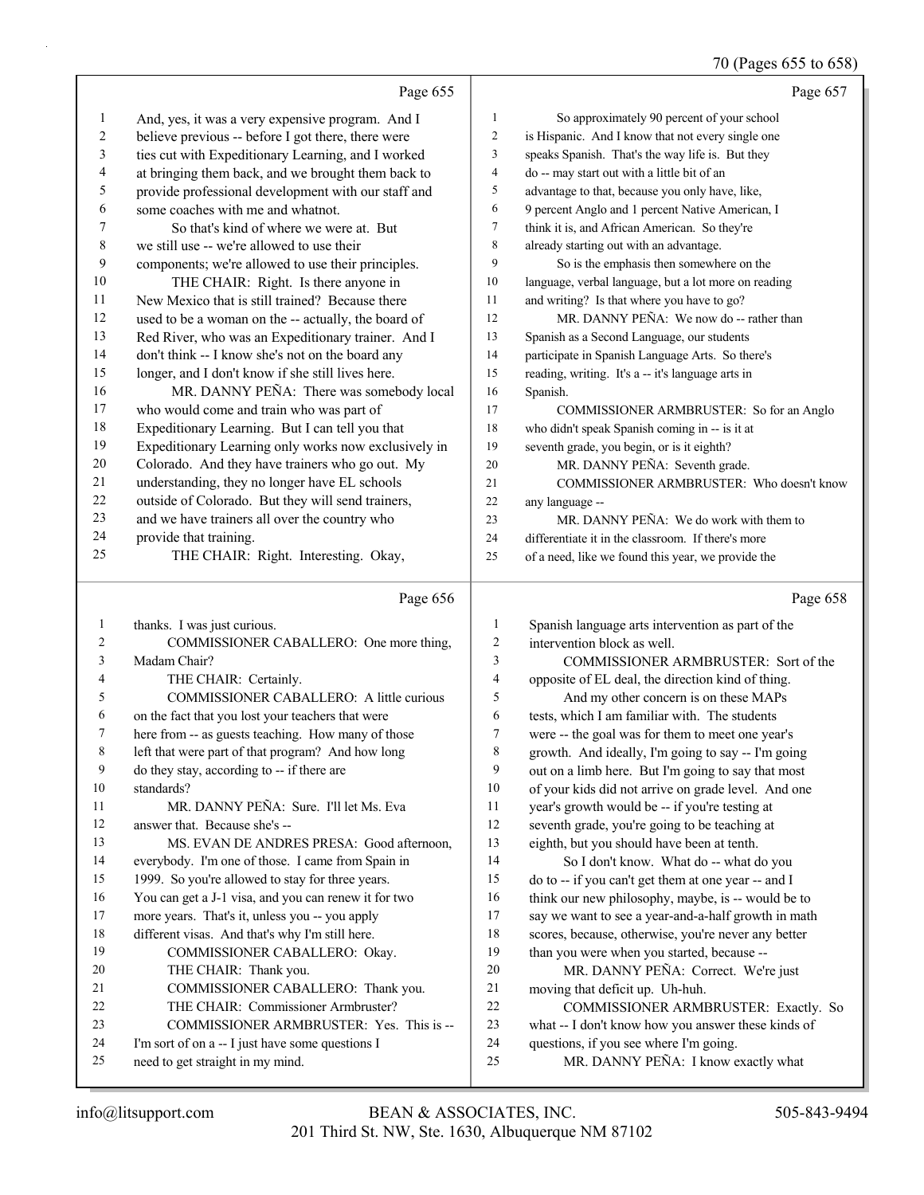Page 655

1 And, yes, it was a very expensive program. And I
2 believe previous -- before I got there, there were
3 ties cut with Expeditionary Learning, and I worked
4 at bringing them back, and we brought them back to
5 provide professional development with our staff and
6 some coaches with me and whatnot.
7 So that's kind of where we were at. But
8 we still use -- we're allowed to use their
9 components; we're allowed to use their principles.
10 THE CHAIR: Right. Is there anyone in
11 New Mexico that is still trained? Because there
12 used to be a woman on the -- actually, the board of
13 Red River, who was an Expeditionary trainer. And I
14 don't think -- I know she's not on the board any
15 longer, and I don't know if she still lives here.
16 MR. DANNY PEÑA: There was somebody local
17 who would come and train who was part of
18 Expeditionary Learning. But I can tell you that
19 Expeditionary Learning only works now exclusively in
20 Colorado. And they have trainers who go out. My
21 understanding, they no longer have EL schools
22 outside of Colorado. But they will send trainers,
23 and we have trainers all over the country who
24 provide that training.
25 THE CHAIR: Right. Interesting. Okay,

Page 656

1 thanks. I was just curious.
2 COMMISSIONER CABALLERO: One more thing,
3 Madam Chair?
4 THE CHAIR: Certainly.
5 COMMISSIONER CABALLERO: A little curious
6 on the fact that you lost your teachers that were
7 here from -- as guests teaching. How many of those
8 left that were part of that program? And how long
9 do they stay, according to -- if there are
10 standards?
11 MR. DANNY PEÑA: Sure. I'll let Ms. Eva
12 answer that. Because she's --
13 MS. EVAN DE ANDRES PRESA: Good afternoon,
14 everybody. I'm one of those. I came from Spain in
15 1999. So you're allowed to stay for three years.
16 You can get a J-1 visa, and you can renew it for two
17 more years. That's it, unless you -- you apply
18 different visas. And that's why I'm still here.
19 COMMISSIONER CABALLERO: Okay.
20 THE CHAIR: Thank you.
21 COMMISSIONER CABALLERO: Thank you.
22 THE CHAIR: Commissioner Armbruster?
23 COMMISSIONER ARMBRUSTER: Yes. This is --
24 I'm sort of on a -- I just have some questions I
25 need to get straight in my mind.

Page 657

1 So approximately 90 percent of your school
2 is Hispanic. And I know that not every single one
3 speaks Spanish. That's the way life is. But they
4 do -- may start out with a little bit of an
5 advantage to that, because you only have, like,
6 9 percent Anglo and 1 percent Native American, I
7 think it is, and African American. So they're
8 already starting out with an advantage.
9 So is the emphasis then somewhere on the
10 language, verbal language, but a lot more on reading
11 and writing? Is that where you have to go?
12 MR. DANNY PEÑA: We now do -- rather than
13 Spanish as a Second Language, our students
14 participate in Spanish Language Arts. So there's
15 reading, writing. It's a -- it's language arts in
16 Spanish.
17 COMMISSIONER ARMBRUSTER: So for an Anglo
18 who didn't speak Spanish coming in -- is it at
19 seventh grade, you begin, or is it eighth?
20 MR. DANNY PEÑA: Seventh grade.
21 COMMISSIONER ARMBRUSTER: Who doesn't know
22 any language --
23 MR. DANNY PEÑA: We do work with them to
24 differentiate it in the classroom. If there's more
25 of a need, like we found this year, we provide the

Page 658

1 Spanish language arts intervention as part of the
2 intervention block as well.
3 COMMISSIONER ARMBRUSTER: Sort of the
4 opposite of EL deal, the direction kind of thing.
5 And my other concern is on these MAPs
6 tests, which I am familiar with. The students
7 were -- the goal was for them to meet one year's
8 growth. And ideally, I'm going to say -- I'm going
9 out on a limb here. But I'm going to say that most
10 of your kids did not arrive on grade level. And one
11 year's growth would be -- if you're testing at
12 seventh grade, you're going to be teaching at
13 eighth, but you should have been at tenth.
14 So I don't know. What do -- what do you
15 do to -- if you can't get them at one year -- and I
16 think our new philosophy, maybe, is -- would be to
17 say we want to see a year-and-a-half growth in math
18 scores, because, otherwise, you're never any better
19 than you were when you started, because --
20 MR. DANNY PEÑA: Correct. We're just
21 moving that deficit up. Uh-huh.
22 COMMISSIONER ARMBRUSTER: Exactly. So
23 what -- I don't know how you answer these kinds of
24 questions, if you see where I'm going.
25 MR. DANNY PEÑA: I know exactly what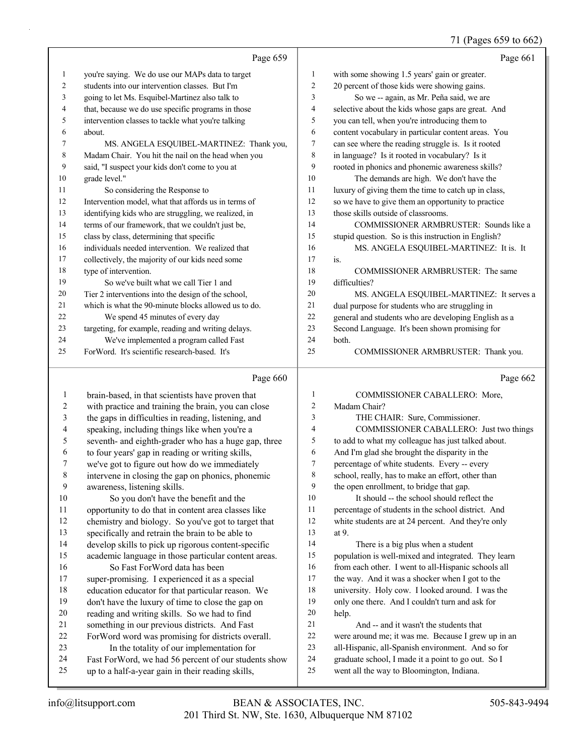Page 659

1 you're saying. We do use our MAPs data to target
2 students into our intervention classes. But I'm
3 going to let Ms. Esquibel-Martinez also talk to
4 that, because we do use specific programs in those
5 intervention classes to tackle what you're talking
6 about.
7 MS. ANGELA ESQUIBEL-MARTINEZ: Thank you,
8 Madam Chair. You hit the nail on the head when you
9 said, "I suspect your kids don't come to you at
10 grade level."
11 So considering the Response to
12 Intervention model, what that affords us in terms of
13 identifying kids who are struggling, we realized, in
14 terms of our framework, that we couldn't just be,
15 class by class, determining that specific
16 individuals needed intervention. We realized that
17 collectively, the majority of our kids need some
18 type of intervention.
19 So we've built what we call Tier 1 and
20 Tier 2 interventions into the design of the school,
21 which is what the 90-minute blocks allowed us to do.
22 We spend 45 minutes of every day
23 targeting, for example, reading and writing delays.
24 We've implemented a program called Fast
25 ForWord. It's scientific research-based. It's

Page 660

1 brain-based, in that scientists have proven that
2 with practice and training the brain, you can close
3 the gaps in difficulties in reading, listening, and
4 speaking, including things like when you're a
5 seventh- and eighth-grader who has a huge gap, three
6 to four years' gap in reading or writing skills,
7 we've got to figure out how do we immediately
8 intervene in closing the gap on phonics, phonemic
9 awareness, listening skills.
10 So you don't have the benefit and the
11 opportunity to do that in content area classes like
12 chemistry and biology. So you've got to target that
13 specifically and retrain the brain to be able to
14 develop skills to pick up rigorous content-specific
15 academic language in those particular content areas.
16 So Fast ForWord data has been
17 super-promising. I experienced it as a special
18 education educator for that particular reason. We
19 don't have the luxury of time to close the gap on
20 reading and writing skills. So we had to find
21 something in our previous districts. And Fast
22 ForWord word was promising for districts overall.
23 In the totality of our implementation for
24 Fast ForWord, we had 56 percent of our students show
25 up to a half-a-year gain in their reading skills,

Page 661

1 with some showing 1.5 years' gain or greater.
2 20 percent of those kids were showing gains.
3 So we -- again, as Mr. Peña said, we are
4 selective about the kids whose gaps are great. And
5 you can tell, when you're introducing them to
6 content vocabulary in particular content areas. You
7 can see where the reading struggle is. Is it rooted
8 in language? Is it rooted in vocabulary? Is it
9 rooted in phonics and phonemic awareness skills?
10 The demands are high. We don't have the
11 luxury of giving them the time to catch up in class,
12 so we have to give them an opportunity to practice
13 those skills outside of classrooms.
14 COMMISSIONER ARMBRUSTER: Sounds like a
15 stupid question. So is this instruction in English?
16 MS. ANGELA ESQUIBEL-MARTINEZ: It is. It
17 is.
18 COMMISSIONER ARMBRUSTER: The same
19 difficulties?
20 MS. ANGELA ESQUIBEL-MARTINEZ: It serves a
21 dual purpose for students who are struggling in
22 general and students who are developing English as a
23 Second Language. It's been shown promising for
24 both.
25 COMMISSIONER ARMBRUSTER: Thank you.

Page 662

1 COMMISSIONER CABALLERO: More,
2 Madam Chair?
3 THE CHAIR: Sure, Commissioner.
4 COMMISSIONER CABALLERO: Just two things
5 to add to what my colleague has just talked about.
6 And I'm glad she brought the disparity in the
7 percentage of white students. Every -- every
8 school, really, has to make an effort, other than
9 the open enrollment, to bridge that gap.
10 It should -- the school should reflect the
11 percentage of students in the school district. And
12 white students are at 24 percent. And they're only
13 at 9.
14 There is a big plus when a student
15 population is well-mixed and integrated. They learn
16 from each other. I went to all-Hispanic schools all
17 the way. And it was a shocker when I got to the
18 university. Holy cow. I looked around. I was the
19 only one there. And I couldn't turn and ask for
20 help.
21 And -- and it wasn't the students that
22 were around me; it was me. Because I grew up in an
23 all-Hispanic, all-Spanish environment. And so for
24 graduate school, I made it a point to go out. So I
25 went all the way to Bloomington, Indiana.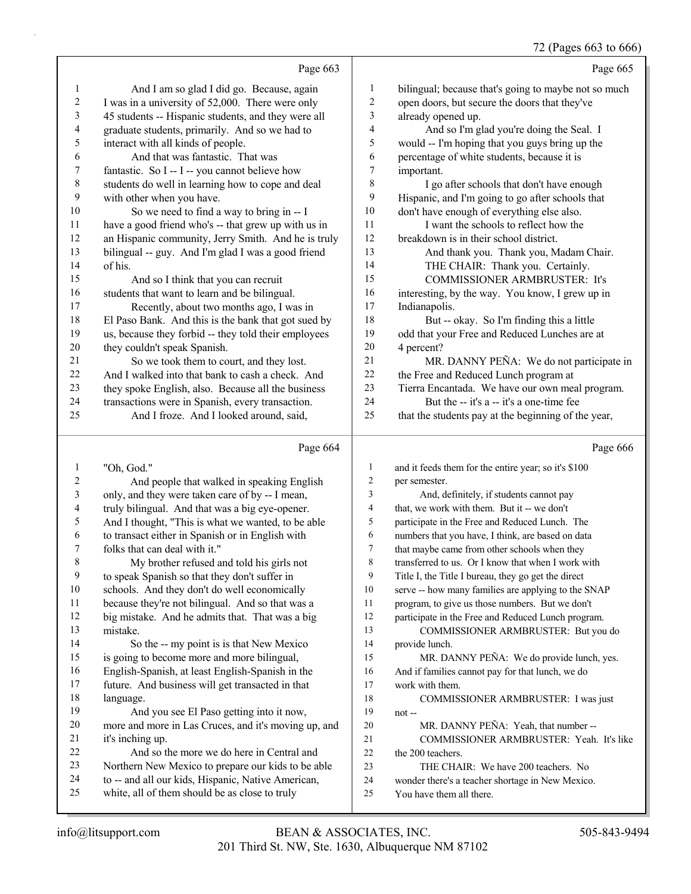Page 663

1 And I am so glad I did go. Because, again
2 I was in a university of 52,000. There were only
3 45 students -- Hispanic students, and they were all
4 graduate students, primarily. And so we had to
5 interact with all kinds of people.
6 And that was fantastic. That was
7 fantastic. So I -- I -- you cannot believe how
8 students do well in learning how to cope and deal
9 with other when you have.
10 So we need to find a way to bring in -- I
11 have a good friend who's -- that grew up with us in
12 an Hispanic community, Jerry Smith. And he is truly
13 bilingual -- guy. And I'm glad I was a good friend
14 of his.
15 And so I think that you can recruit
16 students that want to learn and be bilingual.
17 Recently, about two months ago, I was in
18 El Paso Bank. And this is the bank that got sued by
19 us, because they forbid -- they told their employees
20 they couldn't speak Spanish.
21 So we took them to court, and they lost.
22 And I walked into that bank to cash a check. And
23 they spoke English, also. Because all the business
24 transactions were in Spanish, every transaction.
25 And I froze. And I looked around, said,

Page 664

1 "Oh, God."
2 And people that walked in speaking English
3 only, and they were taken care of by -- I mean,
4 truly bilingual. And that was a big eye-opener.
5 And I thought, "This is what we wanted, to be able
6 to transact either in Spanish or in English with
7 folks that can deal with it."
8 My brother refused and told his girls not
9 to speak Spanish so that they don't suffer in
10 schools. And they don't do well economically
11 because they're not bilingual. And so that was a
12 big mistake. And he admits that. That was a big
13 mistake.
14 So the -- my point is is that New Mexico
15 is going to become more and more bilingual,
16 English-Spanish, at least English-Spanish in the
17 future. And business will get transacted in that
18 language.
19 And you see El Paso getting into it now,
20 more and more in Las Cruces, and it's moving up, and
21 it's inching up.
22 And so the more we do here in Central and
23 Northern New Mexico to prepare our kids to be able
24 to -- and all our kids, Hispanic, Native American,
25 white, all of them should be as close to truly

Page 665

1 bilingual; because that's going to maybe not so much
2 open doors, but secure the doors that they've
3 already opened up.
4 And so I'm glad you're doing the Seal. I
5 would -- I'm hoping that you guys bring up the
6 percentage of white students, because it is
7 important.
8 I go after schools that don't have enough
9 Hispanic, and I'm going to go after schools that
10 don't have enough of everything else also.
11 I want the schools to reflect how the
12 breakdown is in their school district.
13 And thank you. Thank you, Madam Chair.
14 THE CHAIR: Thank you. Certainly.
15 COMMISSIONER ARMBRUSTER: It's
16 interesting, by the way. You know, I grew up in
17 Indianapolis.
18 But -- okay. So I'm finding this a little
19 odd that your Free and Reduced Lunches are at
20 4 percent?
21 MR. DANNY PEÑA: We do not participate in
22 the Free and Reduced Lunch program at
23 Tierra Encantada. We have our own meal program.
24 But the -- it's a -- it's a one-time fee
25 that the students pay at the beginning of the year,

Page 666

1 and it feeds them for the entire year; so it's $100
2 per semester.
3 And, definitely, if students cannot pay
4 that, we work with them. But it -- we don't
5 participate in the Free and Reduced Lunch. The
6 numbers that you have, I think, are based on data
7 that maybe came from other schools when they
8 transferred to us. Or I know that when I work with
9 Title I, the Title I bureau, they go get the direct
10 serve -- how many families are applying to the SNAP
11 program, to give us those numbers. But we don't
12 participate in the Free and Reduced Lunch program.
13 COMMISSIONER ARMBRUSTER: But you do
14 provide lunch.
15 MR. DANNY PEÑA: We do provide lunch, yes.
16 And if families cannot pay for that lunch, we do
17 work with them.
18 COMMISSIONER ARMBRUSTER: I was just
19 not --
20 MR. DANNY PEÑA: Yeah, that number --
21 COMMISSIONER ARMBRUSTER: Yeah. It's like
22 the 200 teachers.
23 THE CHAIR: We have 200 teachers. No
24 wonder there's a teacher shortage in New Mexico.
25 You have them all there.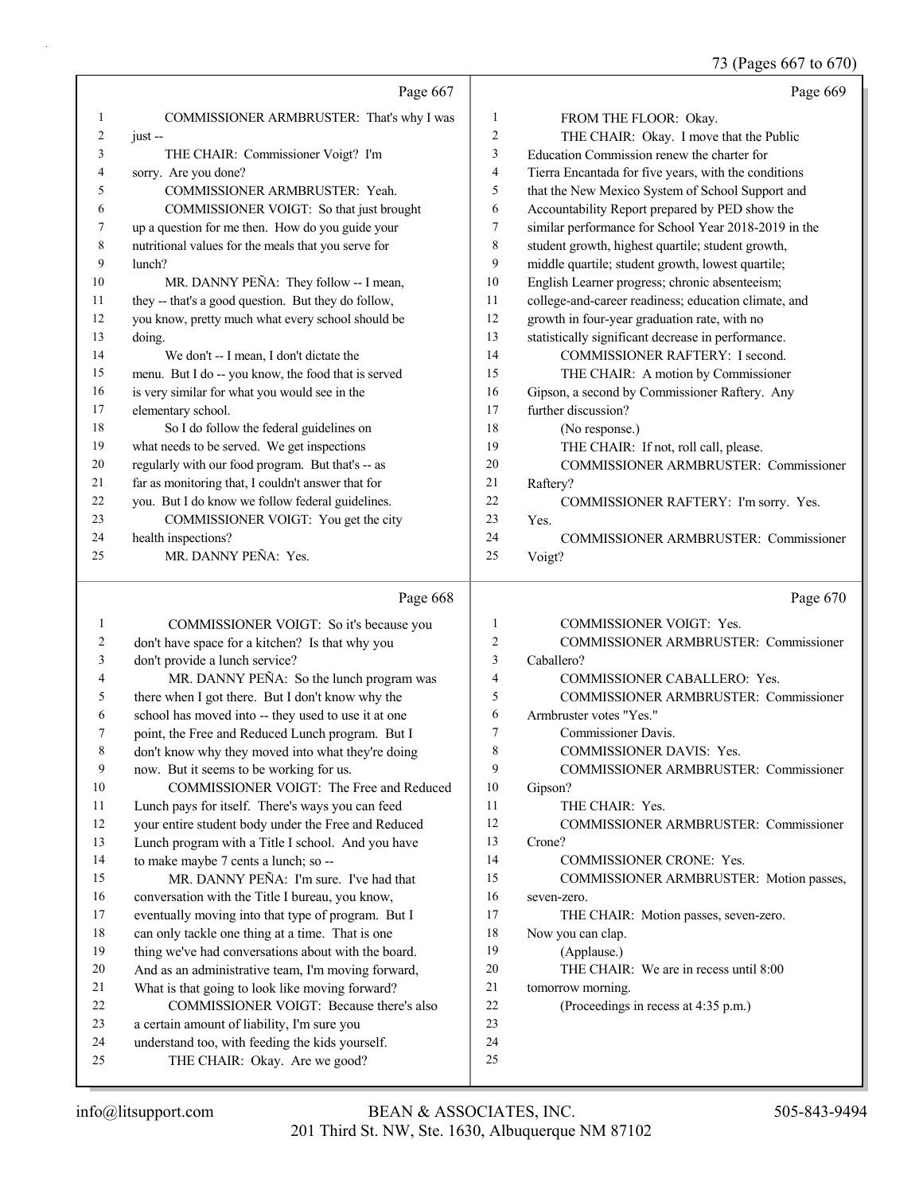Page 667

1 COMMISSIONER ARMBRUSTER: That's why I was
2 just --
3 THE CHAIR: Commissioner Voigt? I'm
4 sorry. Are you done?
5 COMMISSIONER ARMBRUSTER: Yeah.
6 COMMISSIONER VOIGT: So that just brought
7 up a question for me then. How do you guide your
8 nutritional values for the meals that you serve for
9 lunch?
10 MR. DANNY PEÑA: They follow -- I mean,
11 they -- that's a good question. But they do follow,
12 you know, pretty much what every school should be
13 doing.
14 We don't -- I mean, I don't dictate the
15 menu. But I do -- you know, the food that is served
16 is very similar for what you would see in the
17 elementary school.
18 So I do follow the federal guidelines on
19 what needs to be served. We get inspections
20 regularly with our food program. But that's -- as
21 far as monitoring that, I couldn't answer that for
22 you. But I do know we follow federal guidelines.
23 COMMISSIONER VOIGT: You get the city
24 health inspections?
25 MR. DANNY PEÑA: Yes.

Page 668

1 COMMISSIONER VOIGT: So it's because you
2 don't have space for a kitchen? Is that why you
3 don't provide a lunch service?
4 MR. DANNY PEÑA: So the lunch program was
5 there when I got there. But I don't know why the
6 school has moved into -- they used to use it at one
7 point, the Free and Reduced Lunch program. But I
8 don't know why they moved into what they're doing
9 now. But it seems to be working for us.
10 COMMISSIONER VOIGT: The Free and Reduced
11 Lunch pays for itself. There's ways you can feed
12 your entire student body under the Free and Reduced
13 Lunch program with a Title I school. And you have
14 to make maybe 7 cents a lunch; so --
15 MR. DANNY PEÑA: I'm sure. I've had that
16 conversation with the Title I bureau, you know,
17 eventually moving into that type of program. But I
18 can only tackle one thing at a time. That is one
19 thing we've had conversations about with the board.
20 And as an administrative team, I'm moving forward,
21 What is that going to look like moving forward?
22 COMMISSIONER VOIGT: Because there's also
23 a certain amount of liability, I'm sure you
24 understand too, with feeding the kids yourself.
25 THE CHAIR: Okay. Are we good?

Page 669

1 FROM THE FLOOR: Okay.
2 THE CHAIR: Okay. I move that the Public
3 Education Commission renew the charter for
4 Tierra Encantada for five years, with the conditions
5 that the New Mexico System of School Support and
6 Accountability Report prepared by PED show the
7 similar performance for School Year 2018-2019 in the
8 student growth, highest quartile; student growth,
9 middle quartile; student growth, lowest quartile;
10 English Learner progress; chronic absenteeism;
11 college-and-career readiness; education climate, and
12 growth in four-year graduation rate, with no
13 statistically significant decrease in performance.
14 COMMISSIONER RAFTERY: I second.
15 THE CHAIR: A motion by Commissioner
16 Gipson, a second by Commissioner Raftery. Any
17 further discussion?
18 (No response.)
19 THE CHAIR: If not, roll call, please.
20 COMMISSIONER ARMBRUSTER: Commissioner
21 Raftery?
22 COMMISSIONER RAFTERY: I'm sorry. Yes.
23 Yes.
24 COMMISSIONER ARMBRUSTER: Commissioner
25 Voigt?

Page 670

1 COMMISSIONER VOIGT: Yes.
2 COMMISSIONER ARMBRUSTER: Commissioner
3 Caballero?
4 COMMISSIONER CABALLERO: Yes.
5 COMMISSIONER ARMBRUSTER: Commissioner
6 Armbruster votes "Yes."
7 Commissioner Davis.
8 COMMISSIONER DAVIS: Yes.
9 COMMISSIONER ARMBRUSTER: Commissioner
10 Gipson?
11 THE CHAIR: Yes.
12 COMMISSIONER ARMBRUSTER: Commissioner
13 Crone?
14 COMMISSIONER CRONE: Yes.
15 COMMISSIONER ARMBRUSTER: Motion passes,
16 seven-zero.
17 THE CHAIR: Motion passes, seven-zero.
18 Now you can clap.
19 (Applause.)
20 THE CHAIR: We are in recess until 8:00
21 tomorrow morning.
22 (Proceedings in recess at 4:35 p.m.)
23
24
25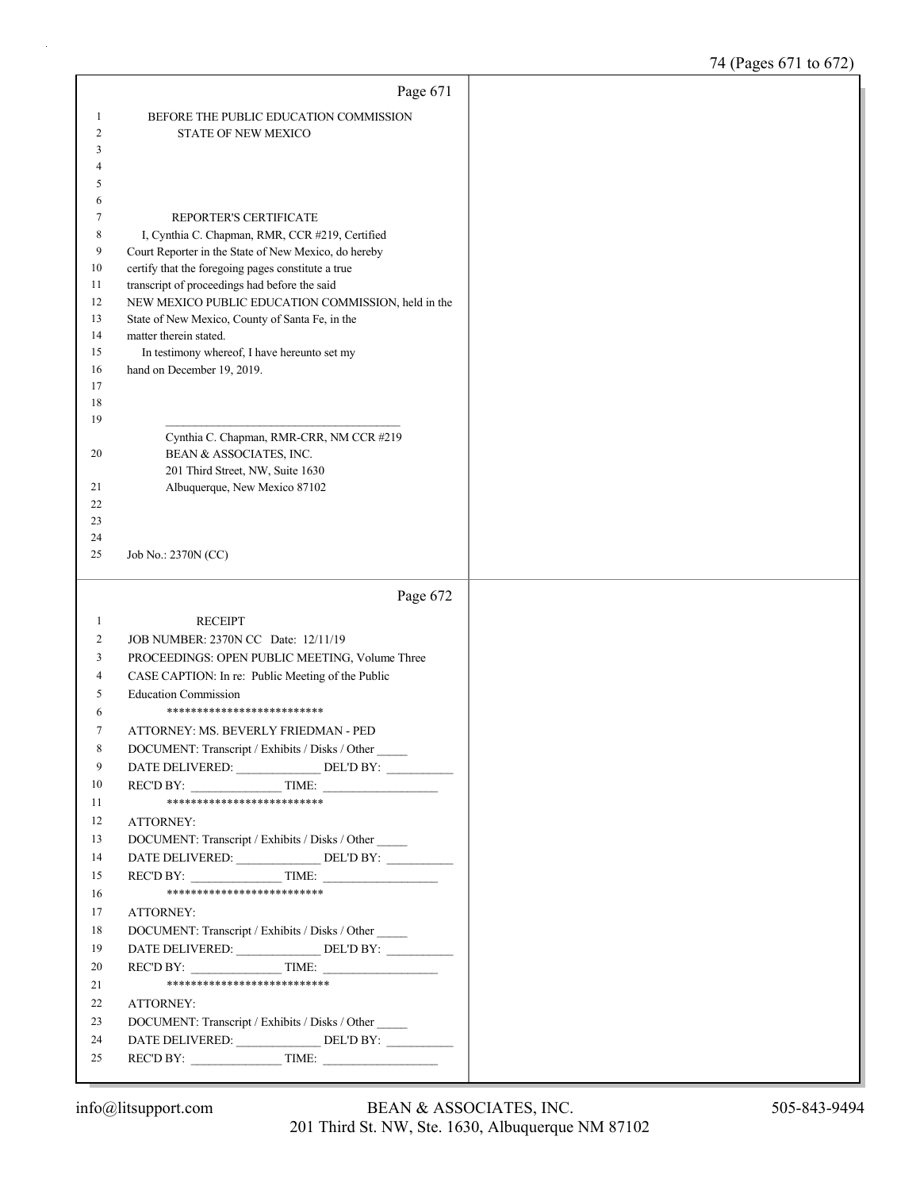Page 671

BEFORE THE PUBLIC EDUCATION COMMISSION
STATE OF NEW MEXICO

REPORTER'S CERTIFICATE

I, Cynthia C. Chapman, RMR, CCR #219, Certified Court Reporter in the State of New Mexico, do hereby certify that the foregoing pages constitute a true transcript of proceedings had before the said NEW MEXICO PUBLIC EDUCATION COMMISSION, held in the State of New Mexico, County of Santa Fe, in the matter therein stated.

In testimony whereof, I have hereunto set my hand on December 19, 2019.

_______________________________________
Cynthia C. Chapman, RMR-CRR, NM CCR #219
BEAN & ASSOCIATES, INC.
201 Third Street, NW, Suite 1630
Albuquerque, New Mexico 87102

Job No.: 2370N (CC)

Page 672

RECEIPT

JOB NUMBER: 2370N CC Date: 12/11/19
PROCEEDINGS: OPEN PUBLIC MEETING, Volume Three
CASE CAPTION: In re: Public Meeting of the Public Education Commission

**************************

ATTORNEY: MS. BEVERLY FRIEDMAN - PED
DOCUMENT: Transcript / Exhibits / Disks / Other _____
DATE DELIVERED: _____________ DEL'D BY: __________
REC'D BY: ______________ TIME: __________________

**************************

ATTORNEY:
DOCUMENT: Transcript / Exhibits / Disks / Other _____
DATE DELIVERED: _____________ DEL'D BY: __________
REC'D BY: ______________ TIME: __________________

**************************

ATTORNEY:
DOCUMENT: Transcript / Exhibits / Disks / Other _____
DATE DELIVERED: _____________ DEL'D BY: __________
REC'D BY: ______________ TIME: __________________

***************************

ATTORNEY:
DOCUMENT: Transcript / Exhibits / Disks / Other _____
DATE DELIVERED: _____________ DEL'D BY: __________
REC'D BY: ______________ TIME: __________________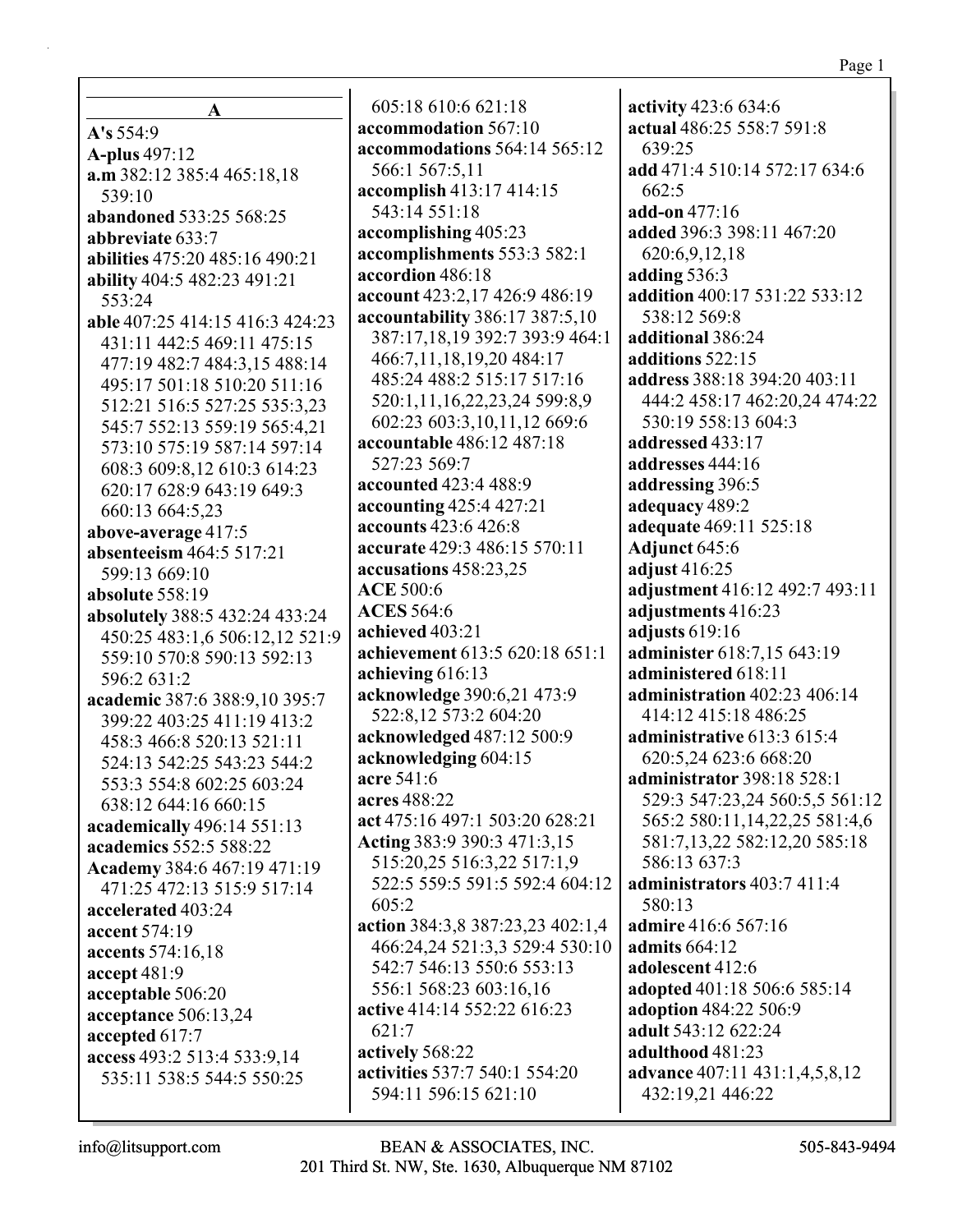## A

**A's** 554:9
**A-plus** 497:12
**a.m** 382:12 385:4 465:18,18 539:10
**abandoned** 533:25 568:25
**abbreviate** 633:7
**abilities** 475:20 485:16 490:21
**ability** 404:5 482:23 491:21 553:24
**able** 407:25 414:15 416:3 424:23 431:11 442:5 469:11 475:15 477:19 482:7 484:3,15 488:14 495:17 501:18 510:20 511:16 512:21 516:5 527:25 535:3,23 545:7 552:13 559:19 565:4,21 573:10 575:19 587:14 597:14 608:3 609:8,12 610:3 614:23 620:17 628:9 643:19 649:3 660:13 664:5,23
**above-average** 417:5
**absenteeism** 464:5 517:21 599:13 669:10
**absolute** 558:19
**absolutely** 388:5 432:24 433:24 450:25 483:1,6 506:12,12 521:9 559:10 570:8 590:13 592:13 596:2 631:2
**academic** 387:6 388:9,10 395:7 399:22 403:25 411:19 413:2 458:3 466:8 520:13 521:11 524:13 542:25 543:23 544:2 553:3 554:8 602:25 603:24 638:12 644:16 660:15
**academically** 496:14 551:13
**academics** 552:5 588:22
**Academy** 384:6 467:19 471:19 471:25 472:13 515:9 517:14
**accelerated** 403:24
**accent** 574:19
**accents** 574:16,18
**accept** 481:9
**acceptable** 506:20
**acceptance** 506:13,24
**accepted** 617:7
**access** 493:2 513:4 533:9,14 535:11 538:5 544:5 550:25 605:18 610:6 621:18
**accommodation** 567:10
**accommodations** 564:14 565:12 566:1 567:5,11
**accomplish** 413:17 414:15 543:14 551:18
**accomplishing** 405:23
**accomplishments** 553:3 582:1
**accordion** 486:18
**account** 423:2,17 426:9 486:19
**accountability** 386:17 387:5,10 387:17,18,19 392:7 393:9 464:1 466:7,11,18,19,20 484:17 485:24 488:2 515:17 517:16 520:1,11,16,22,23,24 599:8,9 602:23 603:3,10,11,12 669:6
**accountable** 486:12 487:18 527:23 569:7
**accounted** 423:4 488:9
**accounting** 425:4 427:21
**accounts** 423:6 426:8
**accurate** 429:3 486:15 570:11
**accusations** 458:23,25
**ACE** 500:6
**ACES** 564:6
**achieved** 403:21
**achievement** 613:5 620:18 651:1
**achieving** 616:13
**acknowledge** 390:6,21 473:9 522:8,12 573:2 604:20
**acknowledged** 487:12 500:9
**acknowledging** 604:15
**acre** 541:6
**acres** 488:22
**act** 475:16 497:1 503:20 628:21
**Acting** 383:9 390:3 471:3,15 515:20,25 516:3,22 517:1,9 522:5 559:5 591:5 592:4 604:12 605:2
**action** 384:3,8 387:23,23 402:1,4 466:24,24 521:3,3 529:4 530:10 542:7 546:13 550:6 553:13 556:1 568:23 603:16,16
**active** 414:14 552:22 616:23 621:7
**actively** 568:22
**activities** 537:7 540:1 554:20 594:11 596:15 621:10
**activity** 423:6 634:6
**actual** 486:25 558:7 591:8 639:25
**add** 471:4 510:14 572:17 634:6 662:5
**add-on** 477:16
**added** 396:3 398:11 467:20 620:6,9,12,18
**adding** 536:3
**addition** 400:17 531:22 533:12 538:12 569:8
**additional** 386:24
**additions** 522:15
**address** 388:18 394:20 403:11 444:2 458:17 462:20,24 474:22 530:19 558:13 604:3
**addressed** 433:17
**addresses** 444:16
**addressing** 396:5
**adequacy** 489:2
**adequate** 469:11 525:18
**Adjunct** 645:6
**adjust** 416:25
**adjustment** 416:12 492:7 493:11
**adjustments** 416:23
**adjusts** 619:16
**administer** 618:7,15 643:19
**administered** 618:11
**administration** 402:23 406:14 414:12 415:18 486:25
**administrative** 613:3 615:4 620:5,24 623:6 668:20
**administrator** 398:18 528:1 529:3 547:23,24 560:5,5 561:12 565:2 580:11,14,22,25 581:4,6 581:7,13,22 582:12,20 585:18 586:13 637:3
**administrators** 403:7 411:4 580:13
**admire** 416:6 567:16
**admits** 664:12
**adolescent** 412:6
**adopted** 401:18 506:6 585:14
**adoption** 484:22 506:9
**adult** 543:12 622:24
**adulthood** 481:23
**advance** 407:11 431:1,4,5,8,12 432:19,21 446:22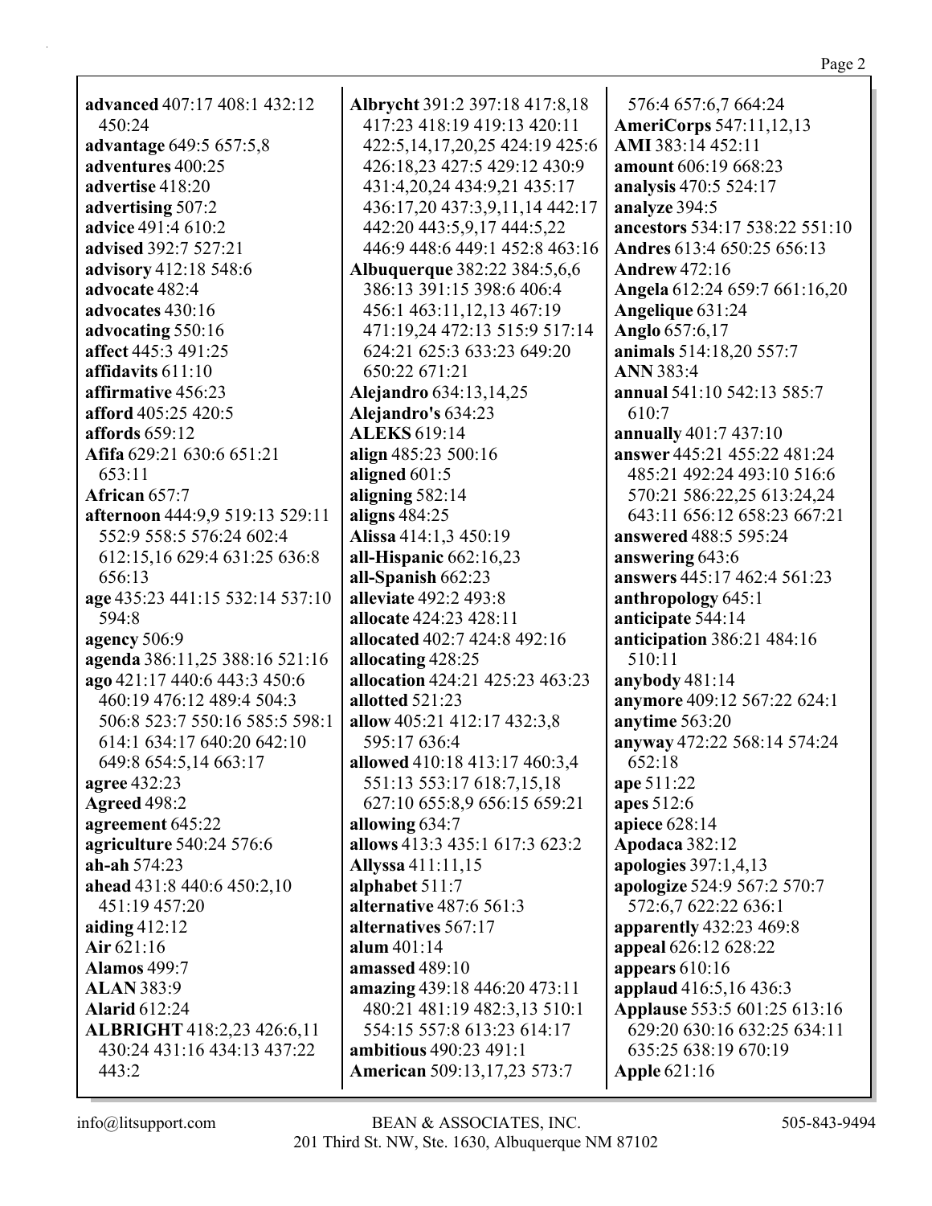**advanced** 407:17 408:1 432:12 450:24
**advantage** 649:5 657:5,8
**adventures** 400:25
**advertise** 418:20
**advertising** 507:2
**advice** 491:4 610:2
**advised** 392:7 527:21
**advisory** 412:18 548:6
**advocate** 482:4
**advocates** 430:16
**advocating** 550:16
**affect** 445:3 491:25
**affidavits** 611:10
**affirmative** 456:23
**afford** 405:25 420:5
**affords** 659:12
**Afifa** 629:21 630:6 651:21 653:11
**African** 657:7
**afternoon** 444:9,9 519:13 529:11 552:9 558:5 576:24 602:4 612:15,16 629:4 631:25 636:8 656:13
**age** 435:23 441:15 532:14 537:10 594:8
**agency** 506:9
**agenda** 386:11,25 388:16 521:16
**ago** 421:17 440:6 443:3 450:6 460:19 476:12 489:4 504:3 506:8 523:7 550:16 585:5 598:1 614:1 634:17 640:20 642:10 649:8 654:5,14 663:17
**agree** 432:23
**Agreed** 498:2
**agreement** 645:22
**agriculture** 540:24 576:6
**ah-ah** 574:23
**ahead** 431:8 440:6 450:2,10 451:19 457:20
**aiding** 412:12
**Air** 621:16
**Alamos** 499:7
**ALAN** 383:9
**Alarid** 612:24
**ALBRIGHT** 418:2,23 426:6,11 430:24 431:16 434:13 437:22 443:2
**Albrycht** 391:2 397:18 417:8,18 417:23 418:19 419:13 420:11 422:5,14,17,20,25 424:19 425:6 426:18,23 427:5 429:12 430:9 431:4,20,24 434:9,21 435:17 436:17,20 437:3,9,11,14 442:17 442:20 443:5,9,17 444:5,22 446:9 448:6 449:1 452:8 463:16
**Albuquerque** 382:22 384:5,6,6 386:13 391:15 398:6 406:4 456:1 463:11,12,13 467:19 471:19,24 472:13 515:9 517:14 624:21 625:3 633:23 649:20 650:22 671:21
**Alejandro** 634:13,14,25
**Alejandro's** 634:23
**ALEKS** 619:14
**align** 485:23 500:16
**aligned** 601:5
**aligning** 582:14
**aligns** 484:25
**Alissa** 414:1,3 450:19
**all-Hispanic** 662:16,23
**all-Spanish** 662:23
**alleviate** 492:2 493:8
**allocate** 424:23 428:11
**allocated** 402:7 424:8 492:16
**allocating** 428:25
**allocation** 424:21 425:23 463:23
**allotted** 521:23
**allow** 405:21 412:17 432:3,8 595:17 636:4
**allowed** 410:18 413:17 460:3,4 551:13 553:17 618:7,15,18 627:10 655:8,9 656:15 659:21
**allowing** 634:7
**allows** 413:3 435:1 617:3 623:2
**Allyssa** 411:11,15
**alphabet** 511:7
**alternative** 487:6 561:3
**alternatives** 567:17
**alum** 401:14
**amassed** 489:10
**amazing** 439:18 446:20 473:11 480:21 481:19 482:3,13 510:1 554:15 557:8 613:23 614:17
**ambitious** 490:23 491:1
**American** 509:13,17,23 573:7 576:4 657:6,7 664:24
**AmeriCorps** 547:11,12,13
**AMI** 383:14 452:11
**amount** 606:19 668:23
**analysis** 470:5 524:17
**analyze** 394:5
**ancestors** 534:17 538:22 551:10
**Andres** 613:4 650:25 656:13
**Andrew** 472:16
**Angela** 612:24 659:7 661:16,20
**Angelique** 631:24
**Anglo** 657:6,17
**animals** 514:18,20 557:7
**ANN** 383:4
**annual** 541:10 542:13 585:7 610:7
**annually** 401:7 437:10
**answer** 445:21 455:22 481:24 485:21 492:24 493:10 516:6 570:21 586:22,25 613:24,24 643:11 656:12 658:23 667:21
**answered** 488:5 595:24
**answering** 643:6
**answers** 445:17 462:4 561:23
**anthropology** 645:1
**anticipate** 544:14
**anticipation** 386:21 484:16 510:11
**anybody** 481:14
**anymore** 409:12 567:22 624:1
**anytime** 563:20
**anyway** 472:22 568:14 574:24 652:18
**ape** 511:22
**apes** 512:6
**apiece** 628:14
**Apodaca** 382:12
**apologies** 397:1,4,13
**apologize** 524:9 567:2 570:7 572:6,7 622:22 636:1
**apparently** 432:23 469:8
**appeal** 626:12 628:22
**appears** 610:16
**applaud** 416:5,16 436:3
**Applause** 553:5 601:25 613:16 629:20 630:16 632:25 634:11 635:25 638:19 670:19
**Apple** 621:16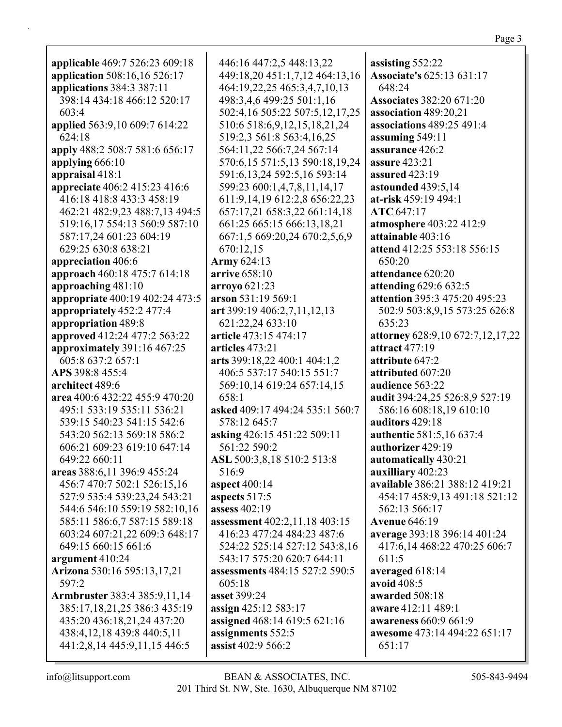**applicable** 469:7 526:23 609:18
**application** 508:16,16 526:17
**applications** 384:3 387:11 398:14 434:18 466:12 520:17 603:4
**applied** 563:9,10 609:7 614:22 624:18
**apply** 488:2 508:7 581:6 656:17
**applying** 666:10
**appraisal** 418:1
**appreciate** 406:2 415:23 416:6 416:18 418:8 433:3 458:19 462:21 482:9,23 488:7,13 494:5 519:16,17 554:13 560:9 587:10 587:17,24 601:23 604:19 629:25 630:8 638:21
**appreciation** 406:6
**approach** 460:18 475:7 614:18
**approaching** 481:10
**appropriate** 400:19 402:24 473:5
**appropriately** 452:2 477:4
**appropriation** 489:8
**approved** 412:24 477:2 563:22
**approximately** 391:16 467:25 605:8 637:2 657:1
**APS** 398:8 455:4
**architect** 489:6
**area** 400:6 432:22 455:9 470:20 495:1 533:19 535:11 536:21 539:15 540:23 541:15 542:6 543:20 562:13 569:18 586:2 606:21 609:23 619:10 647:14 649:22 660:11
**areas** 388:6,11 396:9 455:24 456:7 470:7 502:1 526:15,16 527:9 535:4 539:23,24 543:21 544:6 546:10 559:19 582:10,16 585:11 586:6,7 587:15 589:18 603:24 607:21,22 609:3 648:17 649:15 660:15 661:6
**argument** 410:24
**Arizona** 530:16 595:13,17,21 597:2
**Armbruster** 383:4 385:9,11,14 385:17,18,21,25 386:3 435:19 435:20 436:18,21,24 437:20 438:4,12,18 439:8 440:5,11 441:2,8,14 445:9,11,15 446:5 446:16 447:2,5 448:13,22 449:18,20 451:1,7,12 464:13,16 464:19,22,25 465:3,4,7,10,13 498:3,4,6 499:25 501:1,16 502:4,16 505:22 507:5,12,17,25 510:6 518:6,9,12,15,18,21,24 519:2,3 561:8 563:4,16,25 564:11,22 566:7,24 567:14 570:6,15 571:5,13 590:18,19,24 591:6,13,24 592:5,16 593:14 599:23 600:1,4,7,8,11,14,17 611:9,14,19 612:2,8 656:22,23 657:17,21 658:3,22 661:14,18 661:25 665:15 666:13,18,21 667:1,5 669:20,24 670:2,5,6,9 670:12,15
**Army** 624:13
**arrive** 658:10
**arroyo** 621:23
**arson** 531:19 569:1
**art** 399:19 406:2,7,11,12,13 621:22,24 633:10
**article** 473:15 474:17
**articles** 473:21
**arts** 399:18,22 400:1 404:1,2 406:5 537:17 540:15 551:7 569:10,14 619:24 657:14,15 658:1
**asked** 409:17 494:24 535:1 560:7 578:12 645:7
**asking** 426:15 451:22 509:11 561:22 590:2
**ASL** 500:3,8,18 510:2 513:8 516:9
**aspect** 400:14
**aspects** 517:5
**assess** 402:19
**assessment** 402:2,11,18 403:15 416:23 477:24 484:23 487:6 524:22 525:14 527:12 543:8,16 543:17 575:20 620:7 644:11
**assessments** 484:15 527:2 590:5 605:18
**asset** 399:24
**assign** 425:12 583:17
**assigned** 468:14 619:5 621:16
**assignments** 552:5
**assist** 402:9 566:2
**assisting** 552:22
**Associate's** 625:13 631:17 648:24
**Associates** 382:20 671:20
**association** 489:20,21
**associations** 489:25 491:4
**assuming** 549:11
**assurance** 426:2
**assure** 423:21
**assured** 423:19
**astounded** 439:5,14
**at-risk** 459:19 494:1
**ATC** 647:17
**atmosphere** 403:22 412:9
**attainable** 403:16
**attend** 412:25 553:18 556:15 650:20
**attendance** 620:20
**attending** 629:6 632:5
**attention** 395:3 475:20 495:23 502:9 503:8,9,15 573:25 626:8 635:23
**attorney** 628:9,10 672:7,12,17,22
**attract** 477:19
**attribute** 647:2
**attributed** 607:20
**audience** 563:22
**audit** 394:24,25 526:8,9 527:19 586:16 608:18,19 610:10
**auditors** 429:18
**authentic** 581:5,16 637:4
**authorizer** 429:19
**automatically** 430:21
**auxilliary** 402:23
**available** 386:21 388:12 419:21 454:17 458:9,13 491:18 521:12 562:13 566:17
**Avenue** 646:19
**average** 393:18 396:14 401:24 417:6,14 468:22 470:25 606:7 611:5
**averaged** 618:14
**avoid** 408:5
**awarded** 508:18
**aware** 412:11 489:1
**awareness** 660:9 661:9
**awesome** 473:14 494:22 651:17 651:17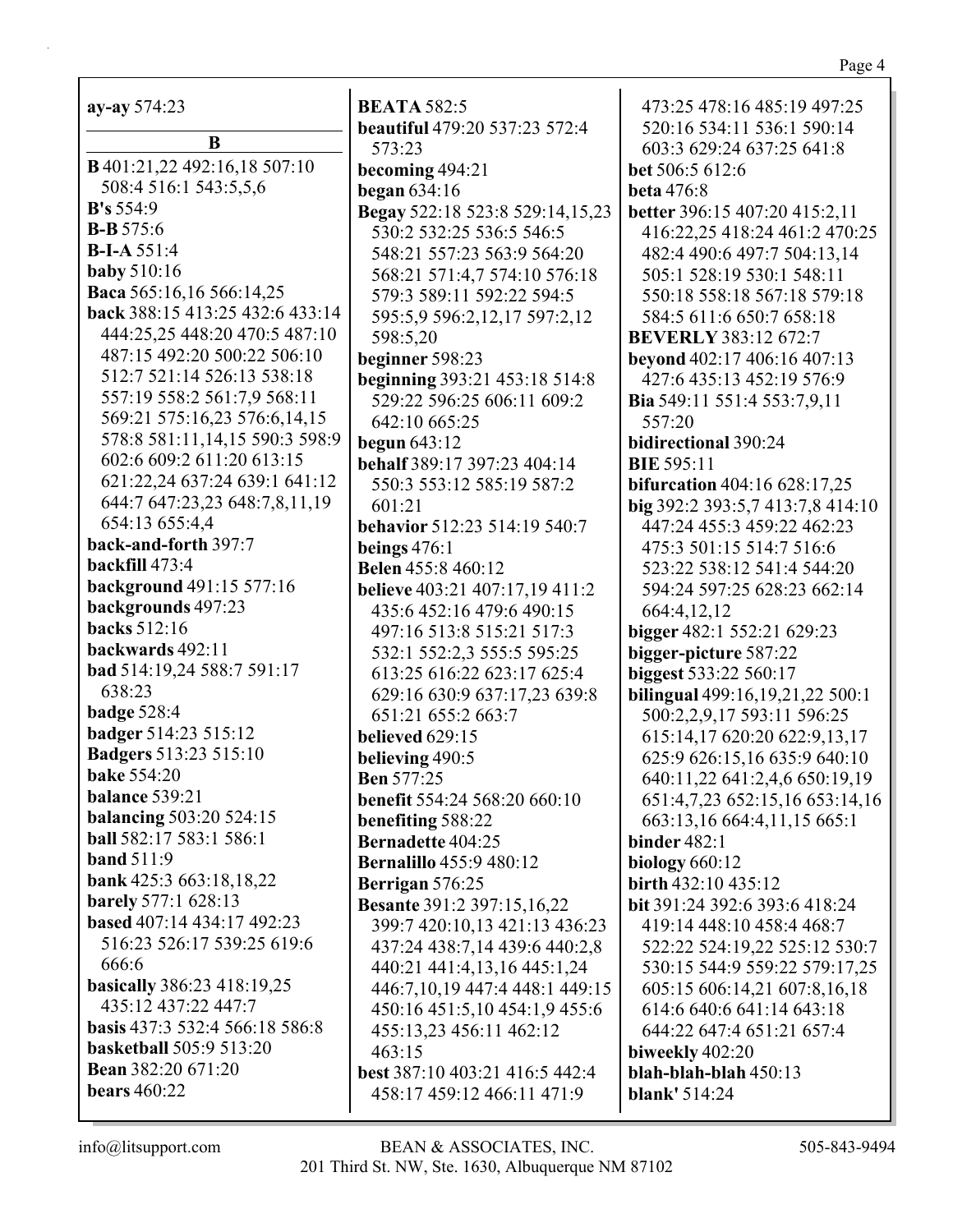**ay-ay** 574:23

**B**

**B** 401:21,22 492:16,18 507:10 508:4 516:1 543:5,5,6
**B's** 554:9
**B-B** 575:6
**B-I-A** 551:4
**baby** 510:16
**Baca** 565:16,16 566:14,25
**back** 388:15 413:25 432:6 433:14 444:25,25 448:20 470:5 487:10 487:15 492:20 500:22 506:10 512:7 521:14 526:13 538:18 557:19 558:2 561:7,9 568:11 569:21 575:16,23 576:6,14,15 578:8 581:11,14,15 590:3 598:9 602:6 609:2 611:20 613:15 621:22,24 637:24 639:1 641:12 644:7 647:23,23 648:7,8,11,19 654:13 655:4,4
**back-and-forth** 397:7
**backfill** 473:4
**background** 491:15 577:16
**backgrounds** 497:23
**backs** 512:16
**backwards** 492:11
**bad** 514:19,24 588:7 591:17 638:23
**badge** 528:4
**badger** 514:23 515:12
**Badgers** 513:23 515:10
**bake** 554:20
**balance** 539:21
**balancing** 503:20 524:15
**ball** 582:17 583:1 586:1
**band** 511:9
**bank** 425:3 663:18,18,22
**barely** 577:1 628:13
**based** 407:14 434:17 492:23 516:23 526:17 539:25 619:6 666:6
**basically** 386:23 418:19,25 435:12 437:22 447:7
**basis** 437:3 532:4 566:18 586:8
**basketball** 505:9 513:20
**Bean** 382:20 671:20
**bears** 460:22
**BEATA** 582:5
**beautiful** 479:20 537:23 572:4 573:23
**becoming** 494:21
**began** 634:16
**Begay** 522:18 523:8 529:14,15,23 530:2 532:25 536:5 546:5 548:21 557:23 563:9 564:20 568:21 571:4,7 574:10 576:18 579:3 589:11 592:22 594:5 595:5,9 596:2,12,17 597:2,12 598:5,20
**beginner** 598:23
**beginning** 393:21 453:18 514:8 529:22 596:25 606:11 609:2 642:10 665:25
**begun** 643:12
**behalf** 389:17 397:23 404:14 550:3 553:12 585:19 587:2 601:21
**behavior** 512:23 514:19 540:7
**beings** 476:1
**Belen** 455:8 460:12
**believe** 403:21 407:17,19 411:2 435:6 452:16 479:6 490:15 497:16 513:8 515:21 517:3 532:1 552:2,3 555:5 595:25 613:25 616:22 623:17 625:4 629:16 630:9 637:17,23 639:8 651:21 655:2 663:7
**believed** 629:15
**believing** 490:5
**Ben** 577:25
**benefit** 554:24 568:20 660:10
**benefiting** 588:22
**Bernadette** 404:25
**Bernalillo** 455:9 480:12
**Berrigan** 576:25
**Besante** 391:2 397:15,16,22 399:7 420:10,13 421:13 436:23 437:24 438:7,14 439:6 440:2,8 440:21 441:4,13,16 445:1,24 446:7,10,19 447:4 448:1 449:15 450:16 451:5,10 454:1,9 455:6 455:13,23 456:11 462:12 463:15
**best** 387:10 403:21 416:5 442:4 458:17 459:12 466:11 471:9 473:25 478:16 485:19 497:25 520:16 534:11 536:1 590:14 603:3 629:24 637:25 641:8
**bet** 506:5 612:6
**beta** 476:8
**better** 396:15 407:20 415:2,11 416:22,25 418:24 461:2 470:25 482:4 490:6 497:7 504:13,14 505:1 528:19 530:1 548:11 550:18 558:18 567:18 579:18 584:5 611:6 650:7 658:18
**BEVERLY** 383:12 672:7
**beyond** 402:17 406:16 407:13 427:6 435:13 452:19 576:9
**Bia** 549:11 551:4 553:7,9,11 557:20
**bidirectional** 390:24
**BIE** 595:11
**bifurcation** 404:16 628:17,25
**big** 392:2 393:5,7 413:7,8 414:10 447:24 455:3 459:22 462:23 475:3 501:15 514:7 516:6 523:22 538:12 541:4 544:20 594:24 597:25 628:23 662:14 664:4,12,12
**bigger** 482:1 552:21 629:23
**bigger-picture** 587:22
**biggest** 533:22 560:17
**bilingual** 499:16,19,21,22 500:1 500:2,2,9,17 593:11 596:25 615:14,17 620:20 622:9,13,17 625:9 626:15,16 635:9 640:10 640:11,22 641:2,4,6 650:19,19 651:4,7,23 652:15,16 653:14,16 663:13,16 664:4,11,15 665:1
**binder** 482:1
**biology** 660:12
**birth** 432:10 435:12
**bit** 391:24 392:6 393:6 418:24 419:14 448:10 458:4 468:7 522:22 524:19,22 525:12 530:7 530:15 544:9 559:22 579:17,25 605:15 606:14,21 607:8,16,18 614:6 640:6 641:14 643:18 644:22 647:4 651:21 657:4
**biweekly** 402:20
**blah-blah-blah** 450:13
**blank'** 514:24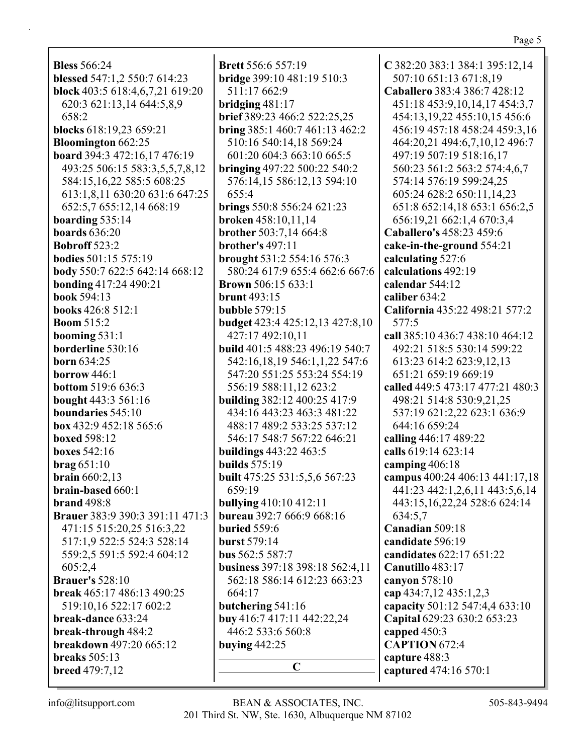**Bless** 566:24
**blessed** 547:1,2 550:7 614:23
**block** 403:5 618:4,6,7,21 619:20 620:3 621:13,14 644:5,8,9 658:2
**blocks** 618:19,23 659:21
**Bloomington** 662:25
**board** 394:3 472:16,17 476:19 493:25 506:15 583:3,5,5,7,8,12 584:15,16,22 585:5 608:25 613:1,8,11 630:20 631:6 647:25 652:5,7 655:12,14 668:19
**boarding** 535:14
**boards** 636:20
**Bobroff** 523:2
**bodies** 501:15 575:19
**body** 550:7 622:5 642:14 668:12
**bonding** 417:24 490:21
**book** 594:13
**books** 426:8 512:1
**Boom** 515:2
**booming** 531:1
**borderline** 530:16
**born** 634:25
**borrow** 446:1
**bottom** 519:6 636:3
**bought** 443:3 561:16
**boundaries** 545:10
**box** 432:9 452:18 565:6
**boxed** 598:12
**boxes** 542:16
**brag** 651:10
**brain** 660:2,13
**brain-based** 660:1
**brand** 498:8
**Brauer** 383:9 390:3 391:11 471:3 471:15 515:20,25 516:3,22 517:1,9 522:5 524:3 528:14 559:2,5 591:5 592:4 604:12 605:2,4
**Brauer's** 528:10
**break** 465:17 486:13 490:25 519:10,16 522:17 602:2
**break-dance** 633:24
**break-through** 484:2
**breakdown** 497:20 665:12
**breaks** 505:13
**breed** 479:7,12
**Brett** 556:6 557:19
**bridge** 399:10 481:19 510:3 511:17 662:9
**bridging** 481:17
**brief** 389:23 466:2 522:25,25
**bring** 385:1 460:7 461:13 462:2 510:16 540:14,18 569:24 601:20 604:3 663:10 665:5
**bringing** 497:22 500:22 540:2 576:14,15 586:12,13 594:10 655:4
**brings** 550:8 556:24 621:23
**broken** 458:10,11,14
**brother** 503:7,14 664:8
**brother's** 497:11
**brought** 531:2 554:16 576:3 580:24 617:9 655:4 662:6 667:6
**Brown** 506:15 633:1
**brunt** 493:15
**bubble** 579:15
**budget** 423:4 425:12,13 427:8,10 427:17 492:10,11
**build** 401:5 488:23 496:19 540:7 542:16,18,19 546:1,1,22 547:6 547:20 551:25 553:24 554:19 556:19 588:11,12 623:2
**building** 382:12 400:25 417:9 434:16 443:23 463:3 481:22 488:17 489:2 533:25 537:12 546:17 548:7 567:22 646:21
**buildings** 443:22 463:5
**builds** 575:19
**built** 475:25 531:5,5,6 567:23 659:19
**bullying** 410:10 412:11
**bureau** 392:7 666:9 668:16
**buried** 559:6
**burst** 579:14
**bus** 562:5 587:7
**business** 397:18 398:18 562:4,11 562:18 586:14 612:23 663:23 664:17
**butchering** 541:16
**buy** 416:7 417:11 442:22,24 446:2 533:6 560:8
**buying** 442:25

**C**

**C** 382:20 383:1 384:1 395:12,14 507:10 651:13 671:8,19
**Caballero** 383:4 386:7 428:12 451:18 453:9,10,14,17 454:3,7 454:13,19,22 455:10,15 456:6 456:19 457:18 458:24 459:3,16 464:20,21 494:6,7,10,12 496:7 497:19 507:19 518:16,17 560:23 561:2 563:2 574:4,6,7 574:14 576:19 599:24,25 605:24 628:2 650:11,14,23 651:8 652:14,18 653:1 656:2,5 656:19,21 662:1,4 670:3,4
**Caballero's** 458:23 459:6
**cake-in-the-ground** 554:21
**calculating** 527:6
**calculations** 492:19
**calendar** 544:12
**caliber** 634:2
**California** 435:22 498:21 577:2 577:5
**call** 385:10 436:7 438:10 464:12 492:21 518:5 530:14 599:22 613:23 614:2 623:9,12,13 651:21 659:19 669:19
**called** 449:5 473:17 477:21 480:3 498:21 514:8 530:9,21,25 537:19 621:2,22 623:1 636:9 644:16 659:24
**calling** 446:17 489:22
**calls** 619:14 623:14
**camping** 406:18
**campus** 400:24 406:13 441:17,18 441:23 442:1,2,6,11 443:5,6,14 443:15,16,22,24 528:6 624:14 634:5,7
**Canadian** 509:18
**candidate** 596:19
**candidates** 622:17 651:22
**Canutillo** 483:17
**canyon** 578:10
**cap** 434:7,12 435:1,2,3
**capacity** 501:12 547:4,4 633:10
**Capital** 629:23 630:2 653:23
**capped** 450:3
**CAPTION** 672:4
**capture** 488:3
**captured** 474:16 570:1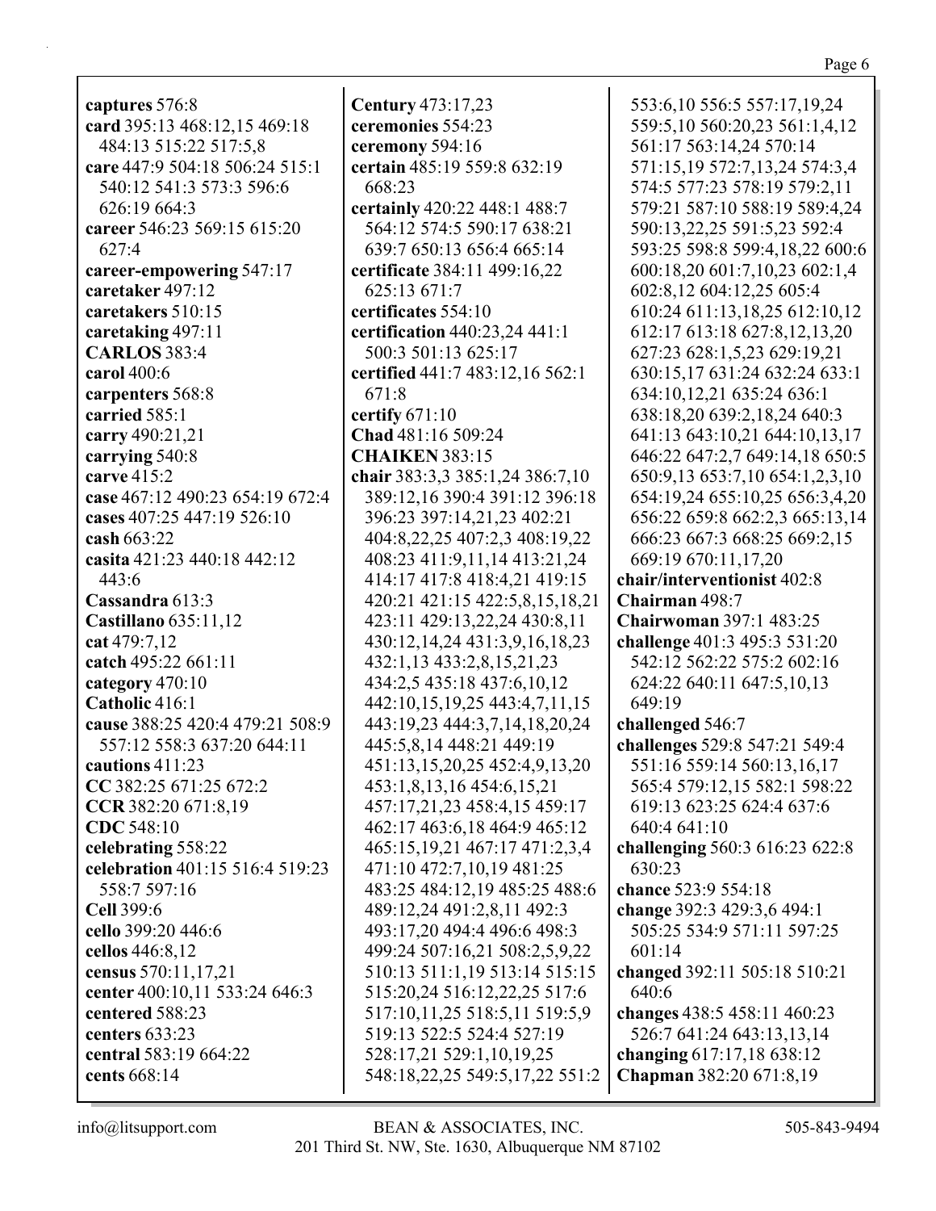**captures** 576:8
**card** 395:13 468:12,15 469:18 484:13 515:22 517:5,8
**care** 447:9 504:18 506:24 515:1 540:12 541:3 573:3 596:6 626:19 664:3
**career** 546:23 569:15 615:20 627:4
**career-empowering** 547:17
**caretaker** 497:12
**caretakers** 510:15
**caretaking** 497:11
**CARLOS** 383:4
**carol** 400:6
**carpenters** 568:8
**carried** 585:1
**carry** 490:21,21
**carrying** 540:8
**carve** 415:2
**case** 467:12 490:23 654:19 672:4
**cases** 407:25 447:19 526:10
**cash** 663:22
**casita** 421:23 440:18 442:12 443:6
**Cassandra** 613:3
**Castillano** 635:11,12
**cat** 479:7,12
**catch** 495:22 661:11
**category** 470:10
**Catholic** 416:1
**cause** 388:25 420:4 479:21 508:9 557:12 558:3 637:20 644:11
**cautions** 411:23
**CC** 382:25 671:25 672:2
**CCR** 382:20 671:8,19
**CDC** 548:10
**celebrating** 558:22
**celebration** 401:15 516:4 519:23 558:7 597:16
**Cell** 399:6
**cello** 399:20 446:6
**cellos** 446:8,12
**census** 570:11,17,21
**center** 400:10,11 533:24 646:3
**centered** 588:23
**centers** 633:23
**central** 583:19 664:22
**cents** 668:14
**Century** 473:17,23
**ceremonies** 554:23
**ceremony** 594:16
**certain** 485:19 559:8 632:19 668:23
**certainly** 420:22 448:1 488:7 564:12 574:5 590:17 638:21 639:7 650:13 656:4 665:14
**certificate** 384:11 499:16,22 625:13 671:7
**certificates** 554:10
**certification** 440:23,24 441:1 500:3 501:13 625:17
**certified** 441:7 483:12,16 562:1 671:8
**certify** 671:10
**Chad** 481:16 509:24
**CHAIKEN** 383:15
**chair** 383:3,3 385:1,24 386:7,10 389:12,16 390:4 391:12 396:18 396:23 397:14,21,23 402:21 404:8,22,25 407:2,3 408:19,22 408:23 411:9,11,14 413:21,24 414:17 417:8 418:4,21 419:15 420:21 421:15 422:5,8,15,18,21 423:11 429:13,22,24 430:8,11 430:12,14,24 431:3,9,16,18,23 432:1,13 433:2,8,15,21,23 434:2,5 435:18 437:6,10,12 442:10,15,19,25 443:4,7,11,15 443:19,23 444:3,7,14,18,20,24 445:5,8,14 448:21 449:19 451:13,15,20,25 452:4,9,13,20 453:1,8,13,16 454:6,15,21 457:17,21,23 458:4,15 459:17 462:17 463:6,18 464:9 465:12 465:15,19,21 467:17 471:2,3,4 471:10 472:7,10,19 481:25 483:25 484:12,19 485:25 488:6 489:12,24 491:2,8,11 492:3 493:17,20 494:4 496:6 498:3 499:24 507:16,21 508:2,5,9,22 510:13 511:1,19 513:14 515:15 515:20,24 516:12,22,25 517:6 517:10,11,25 518:5,11 519:5,9 519:13 522:5 524:4 527:19 528:17,21 529:1,10,19,25 548:18,22,25 549:5,17,22 551:2 553:6,10 556:5 557:17,19,24 559:5,10 560:20,23 561:1,4,12 561:17 563:14,24 570:14 571:15,19 572:7,13,24 574:3,4 574:5 577:23 578:19 579:2,11 579:21 587:10 588:19 589:4,24 590:13,22,25 591:5,23 592:4 593:25 598:8 599:4,18,22 600:6 600:18,20 601:7,10,23 602:1,4 602:8,12 604:12,25 605:4 610:24 611:13,18,25 612:10,12 612:17 613:18 627:8,12,13,20 627:23 628:1,5,23 629:19,21 630:15,17 631:24 632:24 633:1 634:10,12,21 635:24 636:1 638:18,20 639:2,18,24 640:3 641:13 643:10,21 644:10,13,17 646:22 647:2,7 649:14,18 650:5 650:9,13 653:7,10 654:1,2,3,10 654:19,24 655:10,25 656:3,4,20 656:22 659:8 662:2,3 665:13,14 666:23 667:3 668:25 669:2,15 669:19 670:11,17,20
**chair/interventionist** 402:8
**Chairman** 498:7
**Chairwoman** 397:1 483:25
**challenge** 401:3 495:3 531:20 542:12 562:22 575:2 602:16 624:22 640:11 647:5,10,13 649:19
**challenged** 546:7
**challenges** 529:8 547:21 549:4 551:16 559:14 560:13,16,17 565:4 579:12,15 582:1 598:22 619:13 623:25 624:4 637:6 640:4 641:10
**challenging** 560:3 616:23 622:8 630:23
**chance** 523:9 554:18
**change** 392:3 429:3,6 494:1 505:25 534:9 571:11 597:25 601:14
**changed** 392:11 505:18 510:21 640:6
**changes** 438:5 458:11 460:23 526:7 641:24 643:13,13,14
**changing** 617:17,18 638:12
**Chapman** 382:20 671:8,19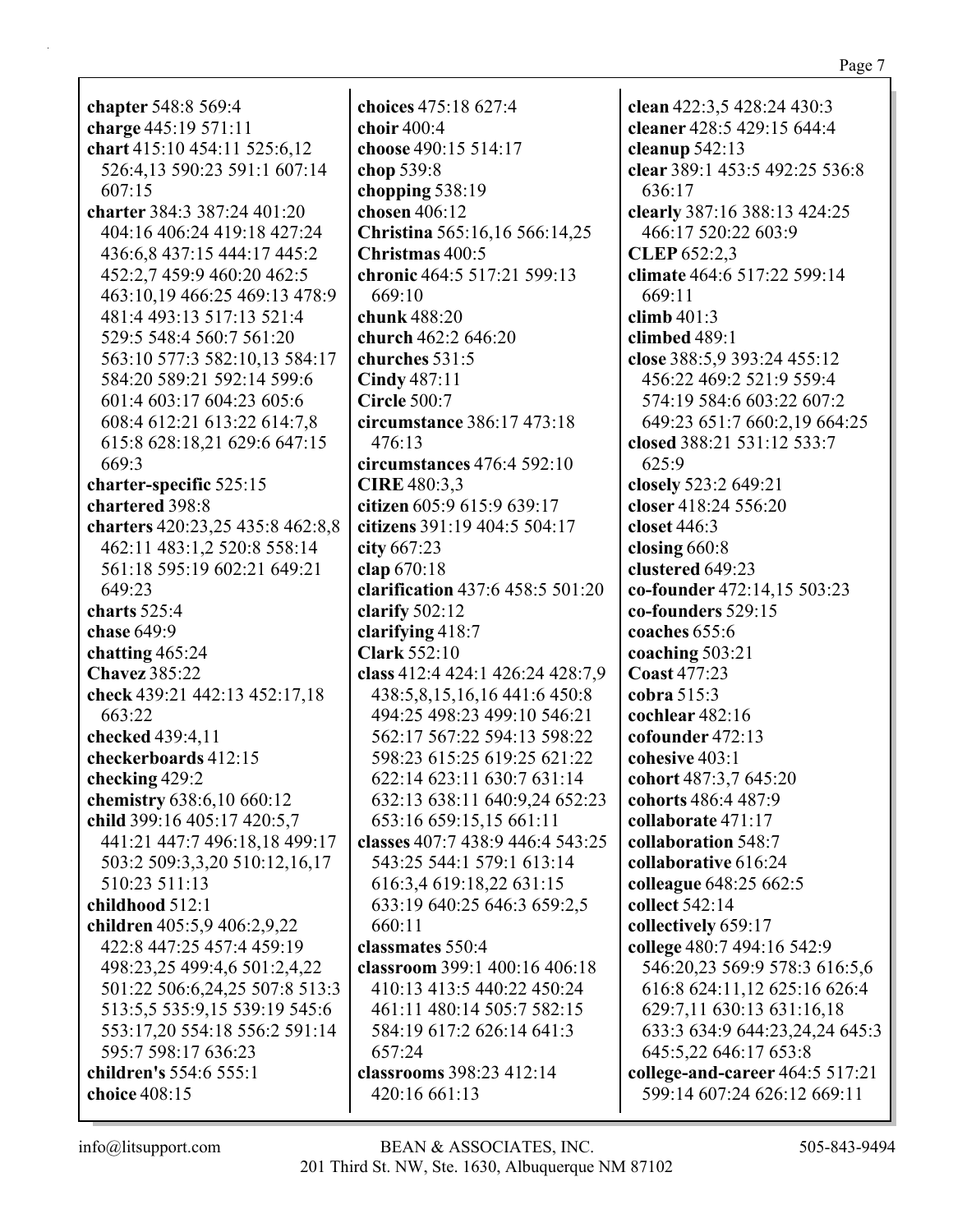**chapter** 548:8 569:4
**charge** 445:19 571:11
**chart** 415:10 454:11 525:6,12 526:4,13 590:23 591:1 607:14 607:15
**charter** 384:3 387:24 401:20 404:16 406:24 419:18 427:24 436:6,8 437:15 444:17 445:2 452:2,7 459:9 460:20 462:5 463:10,19 466:25 469:13 478:9 481:4 493:13 517:13 521:4 529:5 548:4 560:7 561:20 563:10 577:3 582:10,13 584:17 584:20 589:21 592:14 599:6 601:4 603:17 604:23 605:6 608:4 612:21 613:22 614:7,8 615:8 628:18,21 629:6 647:15 669:3
**charter-specific** 525:15
**chartered** 398:8
**charters** 420:23,25 435:8 462:8,8 462:11 483:1,2 520:8 558:14 561:18 595:19 602:21 649:21 649:23
**charts** 525:4
**chase** 649:9
**chatting** 465:24
**Chavez** 385:22
**check** 439:21 442:13 452:17,18 663:22
**checked** 439:4,11
**checkerboards** 412:15
**checking** 429:2
**chemistry** 638:6,10 660:12
**child** 399:16 405:17 420:5,7 441:21 447:7 496:18,18 499:17 503:2 509:3,3,20 510:12,16,17 510:23 511:13
**childhood** 512:1
**children** 405:5,9 406:2,9,22 422:8 447:25 457:4 459:19 498:23,25 499:4,6 501:2,4,22 501:22 506:6,24,25 507:8 513:3 513:5,5 535:9,15 539:19 545:6 553:17,20 554:18 556:2 591:14 595:7 598:17 636:23
**children's** 554:6 555:1
**choice** 408:15
**choices** 475:18 627:4
**choir** 400:4
**choose** 490:15 514:17
**chop** 539:8
**chopping** 538:19
**chosen** 406:12
**Christina** 565:16,16 566:14,25
**Christmas** 400:5
**chronic** 464:5 517:21 599:13 669:10
**chunk** 488:20
**church** 462:2 646:20
**churches** 531:5
**Cindy** 487:11
**Circle** 500:7
**circumstance** 386:17 473:18 476:13
**circumstances** 476:4 592:10
**CIRE** 480:3,3
**citizen** 605:9 615:9 639:17
**citizens** 391:19 404:5 504:17
**city** 667:23
**clap** 670:18
**clarification** 437:6 458:5 501:20
**clarify** 502:12
**clarifying** 418:7
**Clark** 552:10
**class** 412:4 424:1 426:24 428:7,9 438:5,8,15,16,16 441:6 450:8 494:25 498:23 499:10 546:21 562:17 567:22 594:13 598:22 598:23 615:25 619:25 621:22 622:14 623:11 630:7 631:14 632:13 638:11 640:9,24 652:23 653:16 659:15,15 661:11
**classes** 407:7 438:9 446:4 543:25 543:25 544:1 579:1 613:14 616:3,4 619:18,22 631:15 633:19 640:25 646:3 659:2,5 660:11
**classmates** 550:4
**classroom** 399:1 400:16 406:18 410:13 413:5 440:22 450:24 461:11 480:14 505:7 582:15 584:19 617:2 626:14 641:3 657:24
**classrooms** 398:23 412:14 420:16 661:13
**clean** 422:3,5 428:24 430:3
**cleaner** 428:5 429:15 644:4
**cleanup** 542:13
**clear** 389:1 453:5 492:25 536:8 636:17
**clearly** 387:16 388:13 424:25 466:17 520:22 603:9
**CLEP** 652:2,3
**climate** 464:6 517:22 599:14 669:11
**climb** 401:3
**climbed** 489:1
**close** 388:5,9 393:24 455:12 456:22 469:2 521:9 559:4 574:19 584:6 603:22 607:2 649:23 651:7 660:2,19 664:25
**closed** 388:21 531:12 533:7 625:9
**closely** 523:2 649:21
**closer** 418:24 556:20
**closet** 446:3
**closing** 660:8
**clustered** 649:23
**co-founder** 472:14,15 503:23
**co-founders** 529:15
**coaches** 655:6
**coaching** 503:21
**Coast** 477:23
**cobra** 515:3
**cochlear** 482:16
**cofounder** 472:13
**cohesive** 403:1
**cohort** 487:3,7 645:20
**cohorts** 486:4 487:9
**collaborate** 471:17
**collaboration** 548:7
**collaborative** 616:24
**colleague** 648:25 662:5
**collect** 542:14
**collectively** 659:17
**college** 480:7 494:16 542:9 546:20,23 569:9 578:3 616:5,6 616:8 624:11,12 625:16 626:4 629:7,11 630:13 631:16,18 633:3 634:9 644:23,24,24 645:3 645:5,22 646:17 653:8
**college-and-career** 464:5 517:21 599:14 607:24 626:12 669:11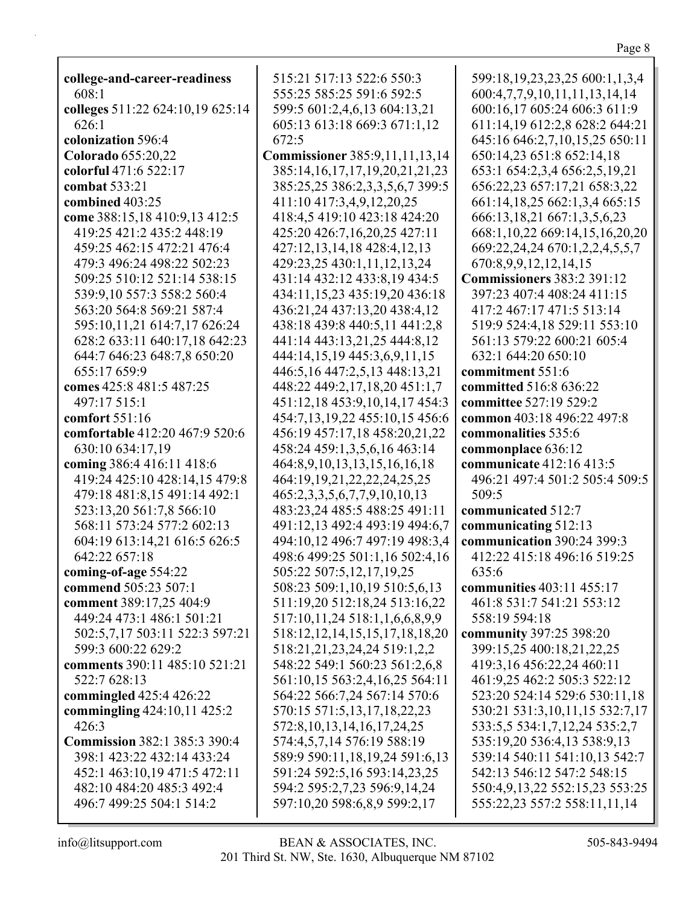**college-and-career-readiness** 608:1
**colleges** 511:22 624:10,19 625:14 626:1
**colonization** 596:4
**Colorado** 655:20,22
**colorful** 471:6 522:17
**combat** 533:21
**combined** 403:25
**come** 388:15,18 410:9,13 412:5 419:25 421:2 435:2 448:19 459:25 462:15 472:21 476:4 479:3 496:24 498:22 502:23 509:25 510:12 521:14 538:15 539:9,10 557:3 558:2 560:4 563:20 564:8 569:21 587:4 595:10,11,21 614:7,17 626:24 628:2 633:11 640:17,18 642:23 644:7 646:23 648:7,8 650:20 655:17 659:9
**comes** 425:8 481:5 487:25 497:17 515:1
**comfort** 551:16
**comfortable** 412:20 467:9 520:6 630:10 634:17,19
**coming** 386:4 416:11 418:6 419:24 425:10 428:14,15 479:8 479:18 481:8,15 491:14 492:1 523:13,20 561:7,8 566:10 568:11 573:24 577:2 602:13 604:19 613:14,21 616:5 626:5 642:22 657:18
**coming-of-age** 554:22
**commend** 505:23 507:1
**comment** 389:17,25 404:9 449:24 473:1 486:1 501:21 502:5,7,17 503:11 522:3 597:21 599:3 600:22 629:2
**comments** 390:11 485:10 521:21 522:7 628:13
**commingled** 425:4 426:22
**commingling** 424:10,11 425:2 426:3
**Commission** 382:1 385:3 390:4 398:1 423:22 432:14 433:24 452:1 463:10,19 471:5 472:11 482:10 484:20 485:3 492:4 496:7 499:25 504:1 514:2 515:21 517:13 522:6 550:3 555:25 585:25 591:6 592:5 599:5 601:2,4,6,13 604:13,21 605:13 613:18 669:3 671:1,12 672:5
**Commissioner** 385:9,11,11,13,14 385:14,16,17,17,19,20,21,21,23 385:25,25 386:2,3,3,5,6,7 399:5 411:10 417:3,4,9,12,20,25 418:4,5 419:10 423:18 424:20 425:20 426:7,16,20,25 427:11 427:12,13,14,18 428:4,12,13 429:23,25 430:1,11,12,13,24 431:14 432:12 433:8,19 434:5 434:11,15,23 435:19,20 436:18 436:21,24 437:13,20 438:4,12 438:18 439:8 440:5,11 441:2,8 441:14 443:13,21,25 444:8,12 444:14,15,19 445:3,6,9,11,15 446:5,16 447:2,5,13 448:13,21 448:22 449:2,17,18,20 451:1,7 451:12,18 453:9,10,14,17 454:3 454:7,13,19,22 455:10,15 456:6 456:19 457:17,18 458:20,21,22 458:24 459:1,3,5,6,16 463:14 464:8,9,10,13,13,15,16,16,18 464:19,19,21,22,22,24,25,25 465:2,3,3,5,6,7,7,9,10,10,13 483:23,24 485:5 488:25 491:11 491:12,13 492:4 493:19 494:6,7 494:10,12 496:7 497:19 498:3,4 498:6 499:25 501:1,16 502:4,16 505:22 507:5,12,17,19,25 508:23 509:1,10,19 510:5,6,13 511:19,20 512:18,24 513:16,22 517:10,11,24 518:1,1,6,6,8,9,9 518:12,12,14,15,15,17,18,18,20 518:21,21,23,24,24 519:1,2,2 548:22 549:1 560:23 561:2,6,8 561:10,15 563:2,4,16,25 564:11 564:22 566:7,24 567:14 570:6 570:15 571:5,13,17,18,22,23 572:8,10,13,14,16,17,24,25 574:4,5,7,14 576:19 588:19 589:9 590:11,18,19,24 591:6,13 591:24 592:5,16 593:14,23,25 594:2 595:2,7,23 596:9,14,24 597:10,20 598:6,8,9 599:2,17 599:18,19,23,23,25 600:1,1,3,4 600:4,7,7,9,10,11,11,13,14,14 600:16,17 605:24 606:3 611:9 611:14,19 612:2,8 628:2 644:21 645:16 646:2,7,10,15,25 650:11 650:14,23 651:8 652:14,18 653:1 654:2,3,4 656:2,5,19,21 656:22,23 657:17,21 658:3,22 661:14,18,25 662:1,3,4 665:15 666:13,18,21 667:1,3,5,6,23 668:1,10,22 669:14,15,16,20,20 669:22,24,24 670:1,2,2,4,5,5,7 670:8,9,9,12,12,14,15
**Commissioners** 383:2 391:12 397:23 407:4 408:24 411:15 417:2 467:17 471:5 513:14 519:9 524:4,18 529:11 553:10 561:13 579:22 600:21 605:4 632:1 644:20 650:10
**commitment** 551:6
**committed** 516:8 636:22
**committee** 527:19 529:2
**common** 403:18 496:22 497:8
**commonalities** 535:6
**commonplace** 636:12
**communicate** 412:16 413:5 496:21 497:4 501:2 505:4 509:5 509:5
**communicated** 512:7
**communicating** 512:13
**communication** 390:24 399:3 412:22 415:18 496:16 519:25 635:6
**communities** 403:11 455:17 461:8 531:7 541:21 553:12 558:19 594:18
**community** 397:25 398:20 399:15,25 400:18,21,22,25 419:3,16 456:22,24 460:11 461:9,25 462:2 505:3 522:12 523:20 524:14 529:6 530:11,18 530:21 531:3,10,11,15 532:7,17 533:5,5 534:1,7,12,24 535:2,7 535:19,20 536:4,13 538:9,13 539:14 540:11 541:10,13 542:7 542:13 546:12 547:2 548:15 550:4,9,13,22 552:15,23 553:25 555:22,23 557:2 558:11,11,14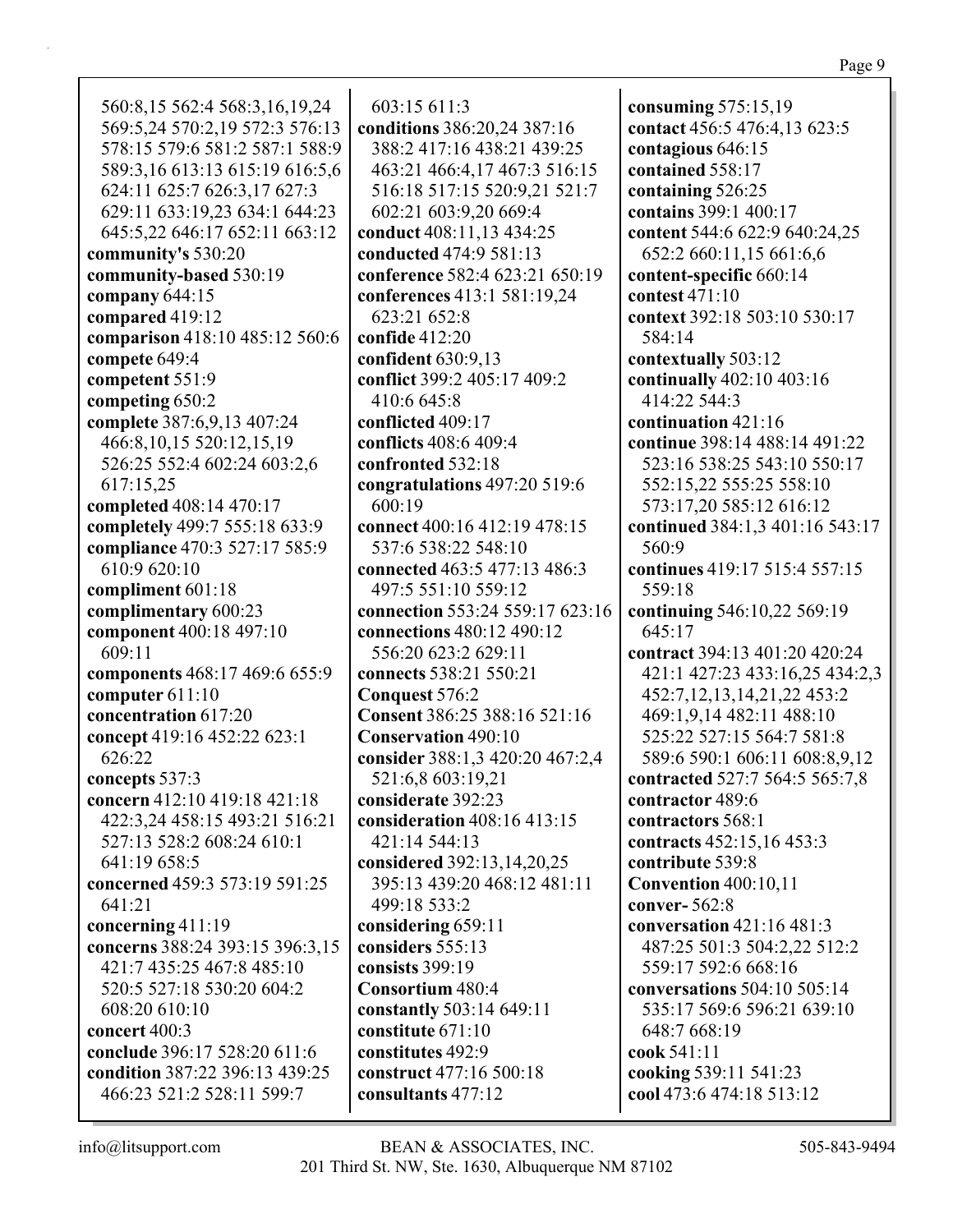560:8,15 562:4 568:3,16,19,24 569:5,24 570:2,19 572:3 576:13 578:15 579:6 581:2 587:1 588:9 589:3,16 613:13 615:19 616:5,6 624:11 625:7 626:3,17 627:3 629:11 633:19,23 634:1 644:23 645:5,22 646:17 652:11 663:12
**community's** 530:20
**community-based** 530:19
**company** 644:15
**compared** 419:12
**comparison** 418:10 485:12 560:6
**compete** 649:4
**competent** 551:9
**competing** 650:2
**complete** 387:6,9,13 407:24 466:8,10,15 520:12,15,19 526:25 552:4 602:24 603:2,6 617:15,25
**completed** 408:14 470:17
**completely** 499:7 555:18 633:9
**compliance** 470:3 527:17 585:9 610:9 620:10
**compliment** 601:18
**complimentary** 600:23
**component** 400:18 497:10 609:11
**components** 468:17 469:6 655:9
**computer** 611:10
**concentration** 617:20
**concept** 419:16 452:22 623:1 626:22
**concepts** 537:3
**concern** 412:10 419:18 421:18 422:3,24 458:15 493:21 516:21 527:13 528:2 608:24 610:1 641:19 658:5
**concerned** 459:3 573:19 591:25 641:21
**concerning** 411:19
**concerns** 388:24 393:15 396:3,15 421:7 435:25 467:8 485:10 520:5 527:18 530:20 604:2 608:20 610:10
**concert** 400:3
**conclude** 396:17 528:20 611:6
**condition** 387:22 396:13 439:25 466:23 521:2 528:11 599:7
603:15 611:3
**conditions** 386:20,24 387:16 388:2 417:16 438:21 439:25 463:21 466:4,17 467:3 516:15 516:18 517:15 520:9,21 521:7 602:21 603:9,20 669:4
**conduct** 408:11,13 434:25
**conducted** 474:9 581:13
**conference** 582:4 623:21 650:19
**conferences** 413:1 581:19,24 623:21 652:8
**confide** 412:20
**confident** 630:9,13
**conflict** 399:2 405:17 409:2 410:6 645:8
**conflicted** 409:17
**conflicts** 408:6 409:4
**confronted** 532:18
**congratulations** 497:20 519:6 600:19
**connect** 400:16 412:19 478:15 537:6 538:22 548:10
**connected** 463:5 477:13 486:3 497:5 551:10 559:12
**connection** 553:24 559:17 623:16
**connections** 480:12 490:12 556:20 623:2 629:11
**connects** 538:21 550:21
**Conquest** 576:2
**Consent** 386:25 388:16 521:16
**Conservation** 490:10
**consider** 388:1,3 420:20 467:2,4 521:6,8 603:19,21
**considerate** 392:23
**consideration** 408:16 413:15 421:14 544:13
**considered** 392:13,14,20,25 395:13 439:20 468:12 481:11 499:18 533:2
**considering** 659:11
**considers** 555:13
**consists** 399:19
**Consortium** 480:4
**constantly** 503:14 649:11
**constitute** 671:10
**constitutes** 492:9
**construct** 477:16 500:18
**consultants** 477:12
**consuming** 575:15,19
**contact** 456:5 476:4,13 623:5
**contagious** 646:15
**contained** 558:17
**containing** 526:25
**contains** 399:1 400:17
**content** 544:6 622:9 640:24,25 652:2 660:11,15 661:6,6
**content-specific** 660:14
**contest** 471:10
**context** 392:18 503:10 530:17 584:14
**contextually** 503:12
**continually** 402:10 403:16 414:22 544:3
**continuation** 421:16
**continue** 398:14 488:14 491:22 523:16 538:25 543:10 550:17 552:15,22 555:25 558:10 573:17,20 585:12 616:12
**continued** 384:1,3 401:16 543:17 560:9
**continues** 419:17 515:4 557:15 559:18
**continuing** 546:10,22 569:19 645:17
**contract** 394:13 401:20 420:24 421:1 427:23 433:16,25 434:2,3 452:7,12,13,14,21,22 453:2 469:1,9,14 482:11 488:10 525:22 527:15 564:7 581:8 589:6 590:1 606:11 608:8,9,12
**contracted** 527:7 564:5 565:7,8
**contractor** 489:6
**contractors** 568:1
**contracts** 452:15,16 453:3
**contribute** 539:8
**Convention** 400:10,11
**conver-** 562:8
**conversation** 421:16 481:3 487:25 501:3 504:2,22 512:2 559:17 592:6 668:16
**conversations** 504:10 505:14 535:17 569:6 596:21 639:10 648:7 668:19
**cook** 541:11
**cooking** 539:11 541:23
**cool** 473:6 474:18 513:12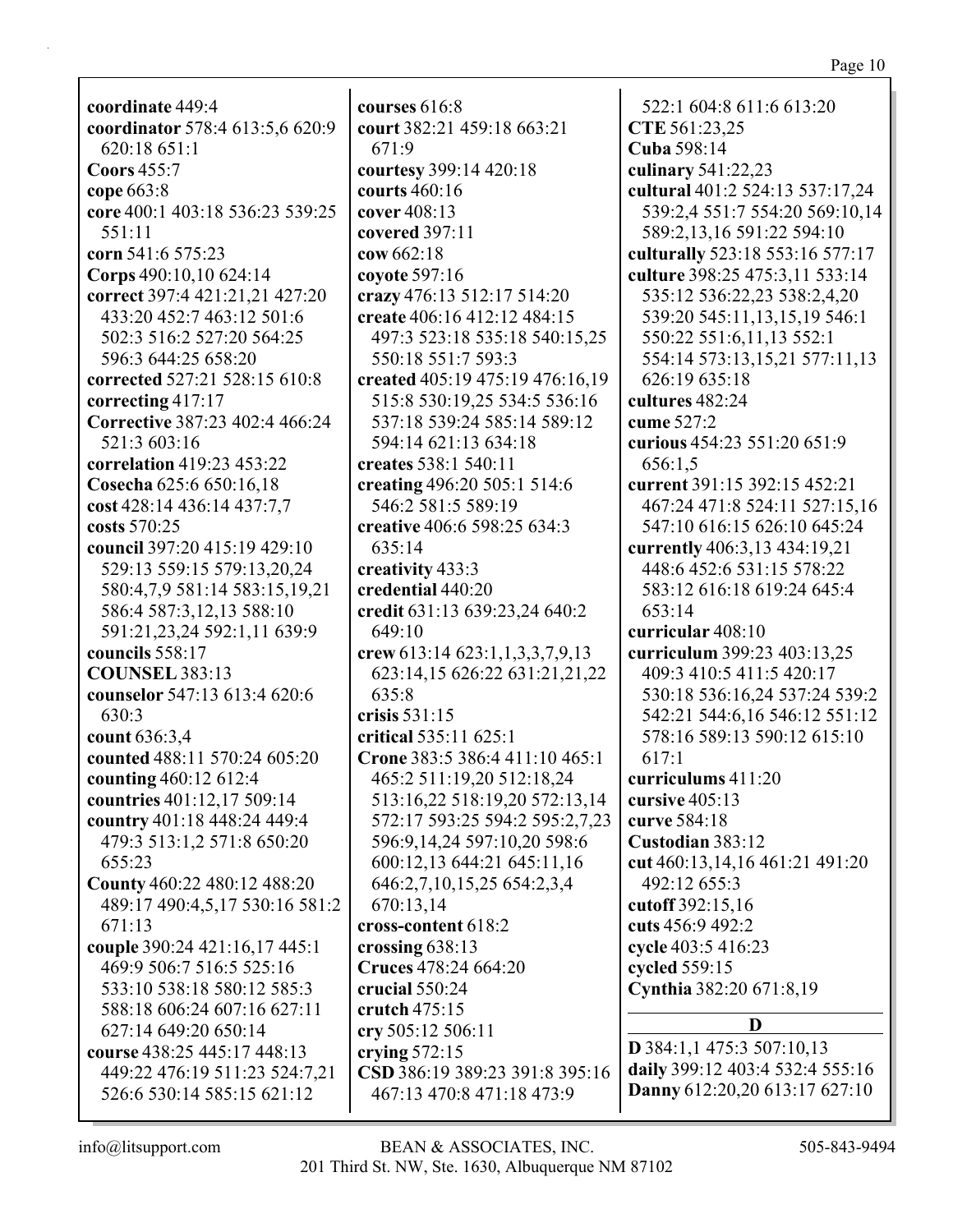**coordinate** 449:4
**coordinator** 578:4 613:5,6 620:9 620:18 651:1
**Coors** 455:7
**cope** 663:8
**core** 400:1 403:18 536:23 539:25 551:11
**corn** 541:6 575:23
**Corps** 490:10,10 624:14
**correct** 397:4 421:21,21 427:20 433:20 452:7 463:12 501:6 502:3 516:2 527:20 564:25 596:3 644:25 658:20
**corrected** 527:21 528:15 610:8
**correcting** 417:17
**Corrective** 387:23 402:4 466:24 521:3 603:16
**correlation** 419:23 453:22
**Cosecha** 625:6 650:16,18
**cost** 428:14 436:14 437:7,7
**costs** 570:25
**council** 397:20 415:19 429:10 529:13 559:15 579:13,20,24 580:4,7,9 581:14 583:15,19,21 586:4 587:3,12,13 588:10 591:21,23,24 592:1,11 639:9
**councils** 558:17
**COUNSEL** 383:13
**counselor** 547:13 613:4 620:6 630:3
**count** 636:3,4
**counted** 488:11 570:24 605:20
**counting** 460:12 612:4
**countries** 401:12,17 509:14
**country** 401:18 448:24 449:4 479:3 513:1,2 571:8 650:20 655:23
**County** 460:22 480:12 488:20 489:17 490:4,5,17 530:16 581:2 671:13
**couple** 390:24 421:16,17 445:1 469:9 506:7 516:5 525:16 533:10 538:18 580:12 585:3 588:18 606:24 607:16 627:11 627:14 649:20 650:14
**course** 438:25 445:17 448:13 449:22 476:19 511:23 524:7,21 526:6 530:14 585:15 621:12
**courses** 616:8
**court** 382:21 459:18 663:21 671:9
**courtesy** 399:14 420:18
**courts** 460:16
**cover** 408:13
**covered** 397:11
**cow** 662:18
**coyote** 597:16
**crazy** 476:13 512:17 514:20
**create** 406:16 412:12 484:15 497:3 523:18 535:18 540:15,25 550:18 551:7 593:3
**created** 405:19 475:19 476:16,19 515:8 530:19,25 534:5 536:16 537:18 539:24 585:14 589:12 594:14 621:13 634:18
**creates** 538:1 540:11
**creating** 496:20 505:1 514:6 546:2 581:5 589:19
**creative** 406:6 598:25 634:3 635:14
**creativity** 433:3
**credential** 440:20
**credit** 631:13 639:23,24 640:2 649:10
**crew** 613:14 623:1,1,3,3,7,9,13 623:14,15 626:22 631:21,21,22 635:8
**crisis** 531:15
**critical** 535:11 625:1
**Crone** 383:5 386:4 411:10 465:1 465:2 511:19,20 512:18,24 513:16,22 518:19,20 572:13,14 572:17 593:25 594:2 595:2,7,23 596:9,14,24 597:10,20 598:6 600:12,13 644:21 645:11,16 646:2,7,10,15,25 654:2,3,4 670:13,14
**cross-content** 618:2
**crossing** 638:13
**Cruces** 478:24 664:20
**crucial** 550:24
**crutch** 475:15
**cry** 505:12 506:11
**crying** 572:15
**CSD** 386:19 389:23 391:8 395:16 467:13 470:8 471:18 473:9 522:1 604:8 611:6 613:20
**CTE** 561:23,25
**Cuba** 598:14
**culinary** 541:22,23
**cultural** 401:2 524:13 537:17,24 539:2,4 551:7 554:20 569:10,14 589:2,13,16 591:22 594:10
**culturally** 523:18 553:16 577:17
**culture** 398:25 475:3,11 533:14 535:12 536:22,23 538:2,4,20 539:20 545:11,13,15,19 546:1 550:22 551:6,11,13 552:1 554:14 573:13,15,21 577:11,13 626:19 635:18
**cultures** 482:24
**cume** 527:2
**curious** 454:23 551:20 651:9 656:1,5
**current** 391:15 392:15 452:21 467:24 471:8 524:11 527:15,16 547:10 616:15 626:10 645:24
**currently** 406:3,13 434:19,21 448:6 452:6 531:15 578:22 583:12 616:18 619:24 645:4 653:14
**curricular** 408:10
**curriculum** 399:23 403:13,25 409:3 410:5 411:5 420:17 530:18 536:16,24 537:24 539:2 542:21 544:6,16 546:12 551:12 578:16 589:13 590:12 615:10 617:1
**curriculums** 411:20
**cursive** 405:13
**curve** 584:18
**Custodian** 383:12
**cut** 460:13,14,16 461:21 491:20 492:12 655:3
**cutoff** 392:15,16
**cuts** 456:9 492:2
**cycle** 403:5 416:23
**cycled** 559:15
**Cynthia** 382:20 671:8,19

## D

**D** 384:1,1 475:3 507:10,13
**daily** 399:12 403:4 532:4 555:16
**Danny** 612:20,20 613:17 627:10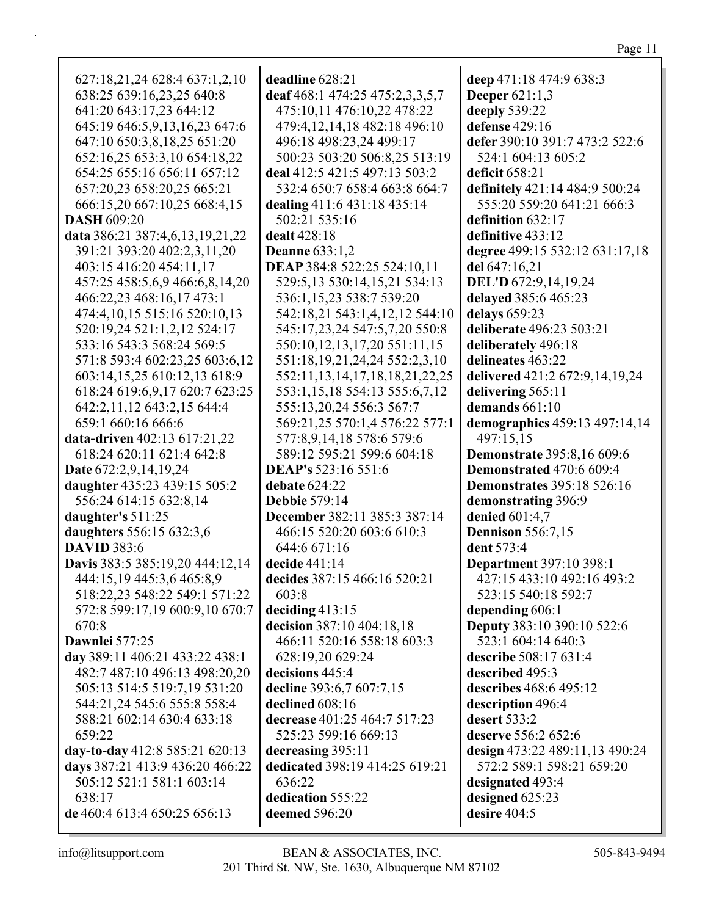627:18,21,24 628:4 637:1,2,10 638:25 639:16,23,25 640:8 641:20 643:17,23 644:12 645:19 646:5,9,13,16,23 647:6 647:10 650:3,8,18,25 651:20 652:16,25 653:3,10 654:18,22 654:25 655:16 656:11 657:12 657:20,23 658:20,25 665:21 666:15,20 667:10,25 668:4,15

**DASH** 609:20

**data** 386:21 387:4,6,13,19,21,22 391:21 393:20 402:2,3,11,20 403:15 416:20 454:11,17 457:25 458:5,6,9 466:6,8,14,20 466:22,23 468:16,17 473:1 474:4,10,15 515:16 520:10,13 520:19,24 521:1,2,12 524:17 533:16 543:3 568:24 569:5 571:8 593:4 602:23,25 603:6,12 603:14,15,25 610:12,13 618:9 618:24 619:6,9,17 620:7 623:25 642:2,11,12 643:2,15 644:4 659:1 660:16 666:6

**data-driven** 402:13 617:21,22 618:24 620:11 621:4 642:8

**Date** 672:2,9,14,19,24

**daughter** 435:23 439:15 505:2 556:24 614:15 632:8,14

**daughter's** 511:25

**daughters** 556:15 632:3,6

**DAVID** 383:6

**Davis** 383:5 385:19,20 444:12,14 444:15,19 445:3,6 465:8,9 518:22,23 548:22 549:1 571:22 572:8 599:17,19 600:9,10 670:7 670:8

**Dawnlei** 577:25

**day** 389:11 406:21 433:22 438:1 482:7 487:10 496:13 498:20,20 505:13 514:5 519:7,19 531:20 544:21,24 545:6 555:8 558:4 588:21 602:14 630:4 633:18 659:22

**day-to-day** 412:8 585:21 620:13

**days** 387:21 413:9 436:20 466:22 505:12 521:1 581:1 603:14 638:17

**de** 460:4 613:4 650:25 656:13

**deadline** 628:21

**deaf** 468:1 474:25 475:2,3,3,5,7 475:10,11 476:10,22 478:22 479:4,12,14,18 482:18 496:10 496:18 498:23,24 499:17 500:23 503:20 506:8,25 513:19

**deal** 412:5 421:5 497:13 503:2 532:4 650:7 658:4 663:8 664:7

**dealing** 411:6 431:18 435:14 502:21 535:16

**dealt** 428:18

**Deanne** 633:1,2

**DEAP** 384:8 522:25 524:10,11 529:5,13 530:14,15,21 534:13 536:1,15,23 538:7 539:20 542:18,21 543:1,4,12,12 544:10 545:17,23,24 547:5,7,20 550:8 550:10,12,13,17,20 551:11,15 551:18,19,21,24,24 552:2,3,10 552:11,13,14,17,18,18,21,22,25 553:1,15,18 554:13 555:6,7,12 555:13,20,24 556:3 567:7 569:21,25 570:1,4 576:22 577:1 577:8,9,14,18 578:6 579:6 589:12 595:21 599:6 604:18

**DEAP's** 523:16 551:6

**debate** 624:22

**Debbie** 579:14

**December** 382:11 385:3 387:14 466:15 520:20 603:6 610:3 644:6 671:16

**decide** 441:14

**decides** 387:15 466:16 520:21 603:8

**deciding** 413:15

**decision** 387:10 404:18,18 466:11 520:16 558:18 603:3 628:19,20 629:24

**decisions** 445:4

**decline** 393:6,7 607:7,15

**declined** 608:16

**decrease** 401:25 464:7 517:23 525:23 599:16 669:13

**decreasing** 395:11

**dedicated** 398:19 414:25 619:21 636:22

**dedication** 555:22

**deemed** 596:20

**deep** 471:18 474:9 638:3

**Deeper** 621:1,3

**deeply** 539:22

**defense** 429:16

**defer** 390:10 391:7 473:2 522:6 524:1 604:13 605:2

**deficit** 658:21

**definitely** 421:14 484:9 500:24 555:20 559:20 641:21 666:3

**definition** 632:17

**definitive** 433:12

**degree** 499:15 532:12 631:17,18

**del** 647:16,21

**DEL'D** 672:9,14,19,24

**delayed** 385:6 465:23

**delays** 659:23

**deliberate** 496:23 503:21

**deliberately** 496:18

**delineates** 463:22

**delivered** 421:2 672:9,14,19,24

**delivering** 565:11

**demands** 661:10

**demographics** 459:13 497:14,14 497:15,15

**Demonstrate** 395:8,16 609:6

**Demonstrated** 470:6 609:4

**Demonstrates** 395:18 526:16

**demonstrating** 396:9

**denied** 601:4,7

**Dennison** 556:7,15

**dent** 573:4

**Department** 397:10 398:1 427:15 433:10 492:16 493:2 523:15 540:18 592:7

**depending** 606:1

**Deputy** 383:10 390:10 522:6 523:1 604:14 640:3

**describe** 508:17 631:4

**described** 495:3

**describes** 468:6 495:12

**description** 496:4

**desert** 533:2

**deserve** 556:2 652:6

**design** 473:22 489:11,13 490:24 572:2 589:1 598:21 659:20

**designated** 493:4

**designed** 625:23

**desire** 404:5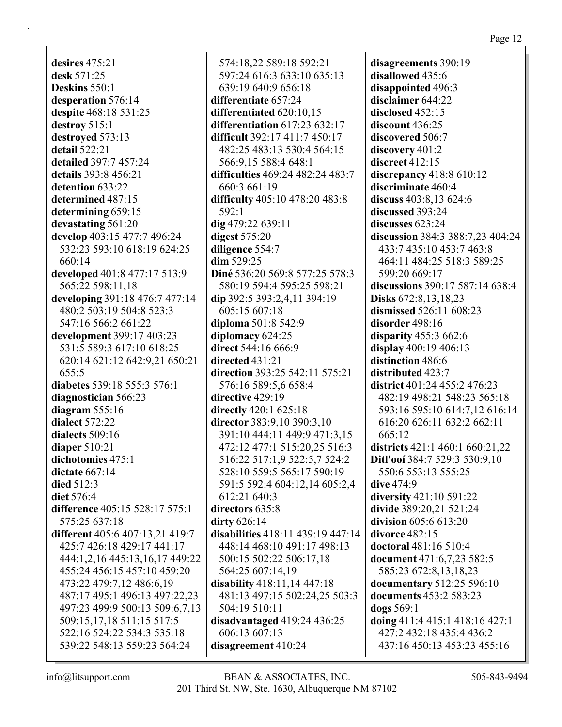**desires** 475:21
**desk** 571:25
**Deskins** 550:1
**desperation** 576:14
**despite** 468:18 531:25
**destroy** 515:1
**destroyed** 573:13
**detail** 522:21
**detailed** 397:7 457:24
**details** 393:8 456:21
**detention** 633:22
**determined** 487:15
**determining** 659:15
**devastating** 561:20
**develop** 403:15 477:7 496:24 532:23 593:10 618:19 624:25 660:14
**developed** 401:8 477:17 513:9 565:22 598:11,18
**developing** 391:18 476:7 477:14 480:2 503:19 504:8 523:3 547:16 566:2 661:22
**development** 399:17 403:23 531:5 589:3 617:10 618:25 620:14 621:12 642:9,21 650:21 655:5
**diabetes** 539:18 555:3 576:1
**diagnostician** 566:23
**diagram** 555:16
**dialect** 572:22
**dialects** 509:16
**diaper** 510:21
**dichotomies** 475:1
**dictate** 667:14
**died** 512:3
**diet** 576:4
**difference** 405:15 528:17 575:1 575:25 637:18
**different** 405:6 407:13,21 419:7 425:7 426:18 429:17 441:17 444:1,2,16 445:13,16,17 449:22 455:24 456:15 457:10 459:20 473:22 479:7,12 486:6,19 487:17 495:1 496:13 497:22,23 497:23 499:9 500:13 509:6,7,13 509:15,17,18 511:15 517:5 522:16 524:22 534:3 535:18 539:22 548:13 559:23 564:24 574:18,22 589:18 592:21 597:24 616:3 633:10 635:13 639:19 640:9 656:18
**differentiate** 657:24
**differentiated** 620:10,15
**differentiation** 617:23 632:17
**difficult** 392:17 411:7 450:17 482:25 483:13 530:4 564:15 566:9,15 588:4 648:1
**difficulties** 469:24 482:24 483:7 660:3 661:19
**difficulty** 405:10 478:20 483:8 592:1
**dig** 479:22 639:11
**digest** 575:20
**diligence** 554:7
**dim** 529:25
**Diné** 536:20 569:8 577:25 578:3 580:19 594:4 595:25 598:21
**dip** 392:5 393:2,4,11 394:19 605:15 607:18
**diploma** 501:8 542:9
**diplomacy** 624:25
**direct** 544:16 666:9
**directed** 431:21
**direction** 393:25 542:11 575:21 576:16 589:5,6 658:4
**directive** 429:19
**directly** 420:1 625:18
**director** 383:9,10 390:3,10 391:10 444:11 449:9 471:3,15 472:12 477:1 515:20,25 516:3 516:22 517:1,9 522:5,7 524:2 528:10 559:5 565:17 590:19 591:5 592:4 604:12,14 605:2,4 612:21 640:3
**directors** 635:8
**dirty** 626:14
**disabilities** 418:11 439:19 447:14 448:14 468:10 491:17 498:13 500:15 502:22 506:17,18 564:25 607:14,19
**disability** 418:11,14 447:18 481:13 497:15 502:24,25 503:3 504:19 510:11
**disadvantaged** 419:24 436:25 606:13 607:13
**disagreement** 410:24
**disagreements** 390:19
**disallowed** 435:6
**disappointed** 496:3
**disclaimer** 644:22
**disclosed** 452:15
**discount** 436:25
**discovered** 506:7
**discovery** 401:2
**discreet** 412:15
**discrepancy** 418:8 610:12
**discriminate** 460:4
**discuss** 403:8,13 624:6
**discussed** 393:24
**discusses** 623:24
**discussion** 384:3 388:7,23 404:24 433:7 435:10 453:7 463:8 464:11 484:25 518:3 589:25 599:20 669:17
**discussions** 390:17 587:14 638:4
**Disks** 672:8,13,18,23
**dismissed** 526:11 608:23
**disorder** 498:16
**disparity** 455:3 662:6
**display** 400:19 406:13
**distinction** 486:6
**distributed** 423:7
**district** 401:24 455:2 476:23 482:19 498:21 548:23 565:18 593:16 595:10 614:7,12 616:14 616:20 626:11 632:2 662:11 665:12
**districts** 421:1 460:1 660:21,22
**Ditl'ooí** 384:7 529:3 530:9,10 550:6 553:13 555:25
**dive** 474:9
**diversity** 421:10 591:22
**divide** 389:20,21 521:24
**division** 605:6 613:20
**divorce** 482:15
**doctoral** 481:16 510:4
**document** 471:6,7,23 582:5 585:23 672:8,13,18,23
**documentary** 512:25 596:10
**documents** 453:2 583:23
**dogs** 569:1
**doing** 411:4 415:1 418:16 427:1 427:2 432:18 435:4 436:2 437:16 450:13 453:23 455:16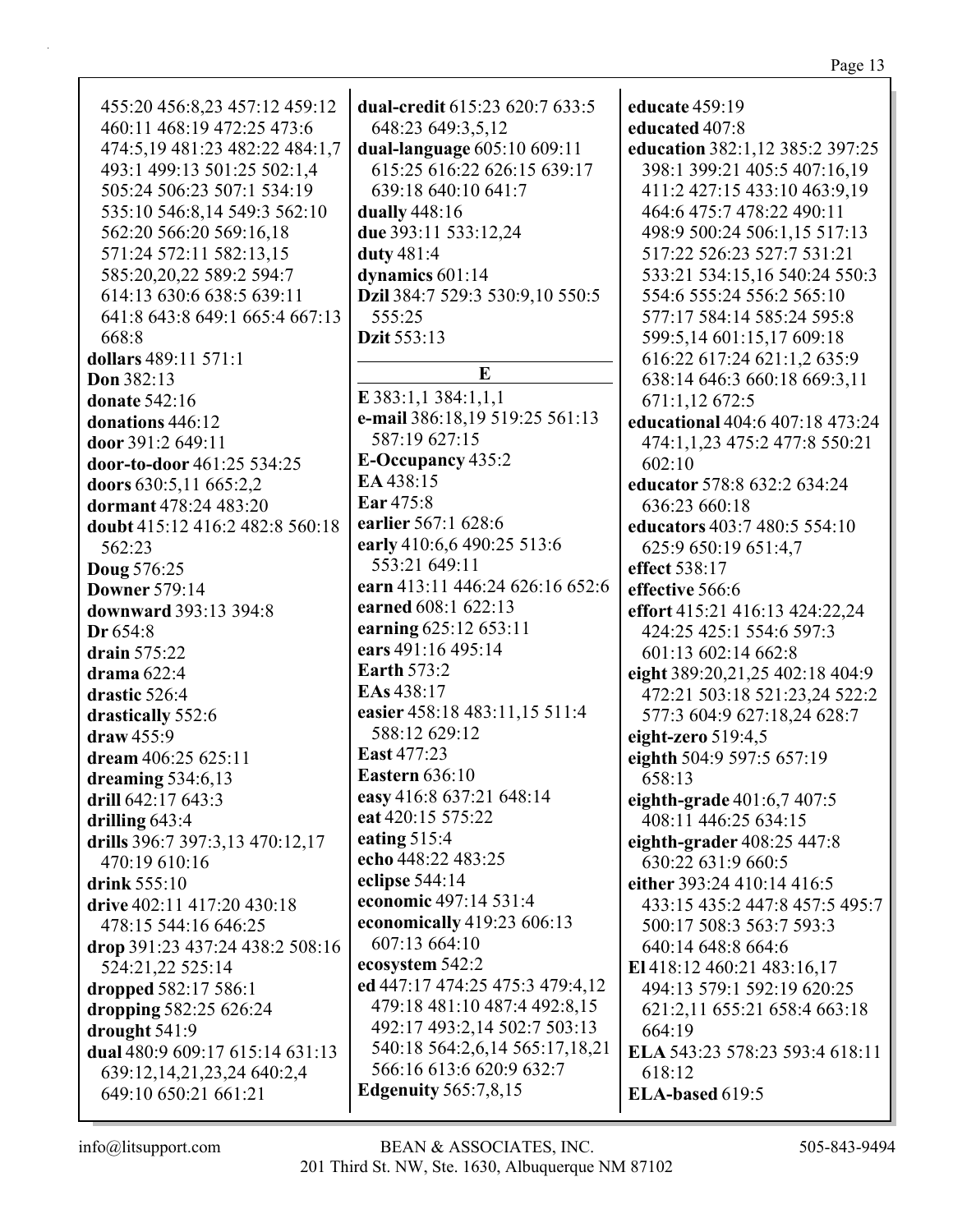455:20 456:8,23 457:12 459:12 460:11 468:19 472:25 473:6 474:5,19 481:23 482:22 484:1,7 493:1 499:13 501:25 502:1,4 505:24 506:23 507:1 534:19 535:10 546:8,14 549:3 562:10 562:20 566:20 569:16,18 571:24 572:11 582:13,15 585:20,20,22 589:2 594:7 614:13 630:6 638:5 639:11 641:8 643:8 649:1 665:4 667:13 668:8

**dollars** 489:11 571:1
**Don** 382:13
**donate** 542:16
**donations** 446:12
**door** 391:2 649:11
**door-to-door** 461:25 534:25
**doors** 630:5,11 665:2,2
**dormant** 478:24 483:20
**doubt** 415:12 416:2 482:8 560:18 562:23
**Doug** 576:25
**Downer** 579:14
**downward** 393:13 394:8
**Dr** 654:8
**drain** 575:22
**drama** 622:4
**drastic** 526:4
**drastically** 552:6
**draw** 455:9
**dream** 406:25 625:11
**dreaming** 534:6,13
**drill** 642:17 643:3
**drilling** 643:4
**drills** 396:7 397:3,13 470:12,17 470:19 610:16
**drink** 555:10
**drive** 402:11 417:20 430:18 478:15 544:16 646:25
**drop** 391:23 437:24 438:2 508:16 524:21,22 525:14
**dropped** 582:17 586:1
**dropping** 582:25 626:24
**drought** 541:9
**dual** 480:9 609:17 615:14 631:13 639:12,14,21,23,24 640:2,4 649:10 650:21 661:21
**dual-credit** 615:23 620:7 633:5 648:23 649:3,5,12
**dual-language** 605:10 609:11 615:25 616:22 626:15 639:17 639:18 640:10 641:7
**dually** 448:16
**due** 393:11 533:12,24
**duty** 481:4
**dynamics** 601:14
**Dzil** 384:7 529:3 530:9,10 550:5 555:25
**Dzit** 553:13

## E

**E** 383:1,1 384:1,1,1
**e-mail** 386:18,19 519:25 561:13 587:19 627:15
**E-Occupancy** 435:2
**EA** 438:15
**Ear** 475:8
**earlier** 567:1 628:6
**early** 410:6,6 490:25 513:6 553:21 649:11
**earn** 413:11 446:24 626:16 652:6
**earned** 608:1 622:13
**earning** 625:12 653:11
**ears** 491:16 495:14
**Earth** 573:2
**EAs** 438:17
**easier** 458:18 483:11,15 511:4 588:12 629:12
**East** 477:23
**Eastern** 636:10
**easy** 416:8 637:21 648:14
**eat** 420:15 575:22
**eating** 515:4
**echo** 448:22 483:25
**eclipse** 544:14
**economic** 497:14 531:4
**economically** 419:23 606:13 607:13 664:10
**ecosystem** 542:2
**ed** 447:17 474:25 475:3 479:4,12 479:18 481:10 487:4 492:8,15 492:17 493:2,14 502:7 503:13 540:18 564:2,6,14 565:17,18,21 566:16 613:6 620:9 632:7
**Edgenuity** 565:7,8,15
**educate** 459:19
**educated** 407:8
**education** 382:1,12 385:2 397:25 398:1 399:21 405:5 407:16,19 411:2 427:15 433:10 463:9,19 464:6 475:7 478:22 490:11 498:9 500:24 506:1,15 517:13 517:22 526:23 527:7 531:21 533:21 534:15,16 540:24 550:3 554:6 555:24 556:2 565:10 577:17 584:14 585:24 595:8 599:5,14 601:15,17 609:18 616:22 617:24 621:1,2 635:9 638:14 646:3 660:18 669:3,11 671:1,12 672:5
**educational** 404:6 407:18 473:24 474:1,1,23 475:2 477:8 550:21 602:10
**educator** 578:8 632:2 634:24 636:23 660:18
**educators** 403:7 480:5 554:10 625:9 650:19 651:4,7
**effect** 538:17
**effective** 566:6
**effort** 415:21 416:13 424:22,24 424:25 425:1 554:6 597:3 601:13 602:14 662:8
**eight** 389:20,21,25 402:18 404:9 472:21 503:18 521:23,24 522:2 577:3 604:9 627:18,24 628:7
**eight-zero** 519:4,5
**eighth** 504:9 597:5 657:19 658:13
**eighth-grade** 401:6,7 407:5 408:11 446:25 634:15
**eighth-grader** 408:25 447:8 630:22 631:9 660:5
**either** 393:24 410:14 416:5 433:15 435:2 447:8 457:5 495:7 500:17 508:3 563:7 593:3 640:14 648:8 664:6
**El** 418:12 460:21 483:16,17 494:13 579:1 592:19 620:25 621:2,11 655:21 658:4 663:18 664:19
**ELA** 543:23 578:23 593:4 618:11 618:12
**ELA-based** 619:5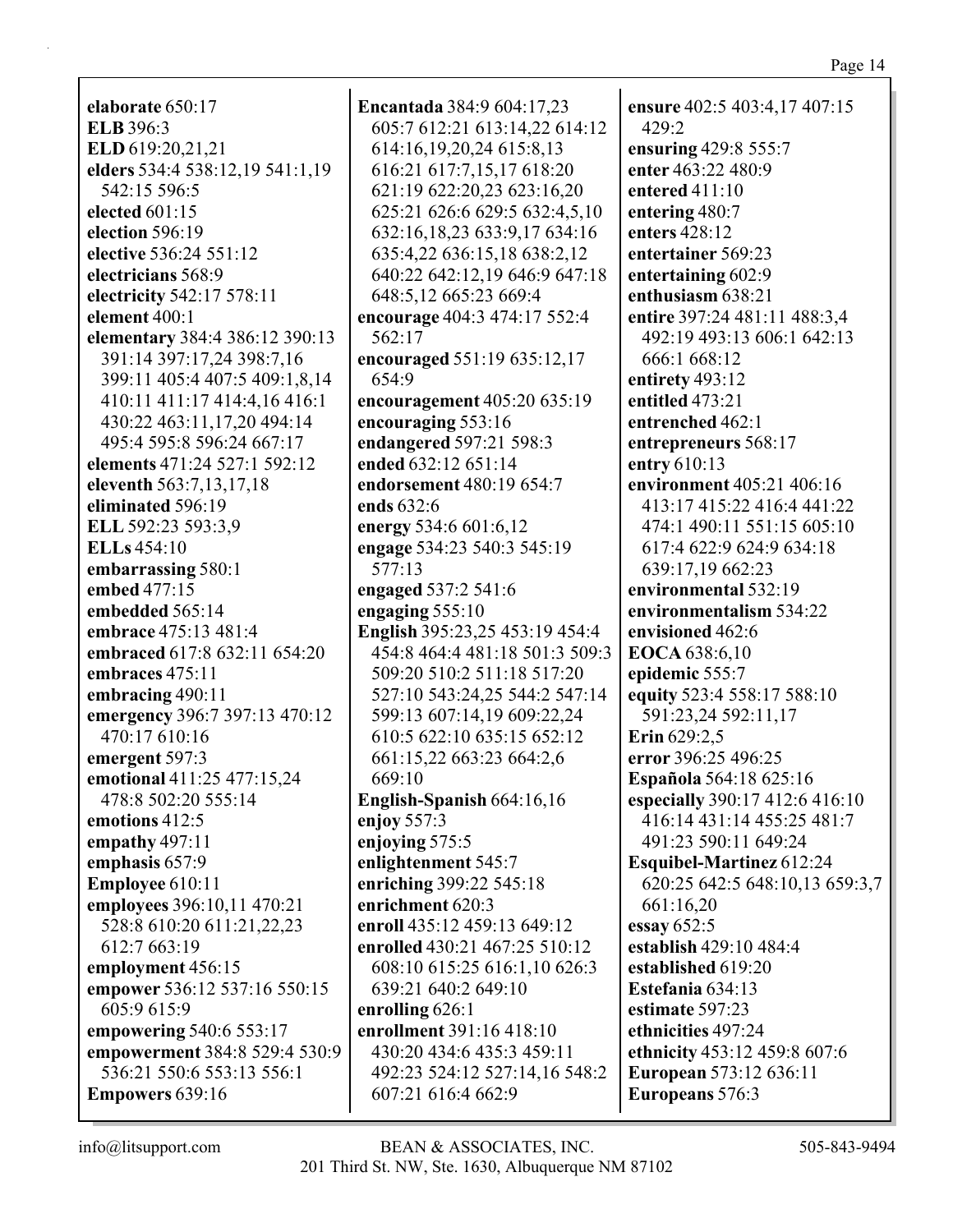**elaborate** 650:17
**ELB** 396:3
**ELD** 619:20,21,21
**elders** 534:4 538:12,19 541:1,19 542:15 596:5
**elected** 601:15
**election** 596:19
**elective** 536:24 551:12
**electricians** 568:9
**electricity** 542:17 578:11
**element** 400:1
**elementary** 384:4 386:12 390:13 391:14 397:17,24 398:7,16 399:11 405:4 407:5 409:1,8,14 410:11 411:17 414:4,16 416:1 430:22 463:11,17,20 494:14 495:4 595:8 596:24 667:17
**elements** 471:24 527:1 592:12
**eleventh** 563:7,13,17,18
**eliminated** 596:19
**ELL** 592:23 593:3,9
**ELLs** 454:10
**embarrassing** 580:1
**embed** 477:15
**embedded** 565:14
**embrace** 475:13 481:4
**embraced** 617:8 632:11 654:20
**embraces** 475:11
**embracing** 490:11
**emergency** 396:7 397:13 470:12 470:17 610:16
**emergent** 597:3
**emotional** 411:25 477:15,24 478:8 502:20 555:14
**emotions** 412:5
**empathy** 497:11
**emphasis** 657:9
**Employee** 610:11
**employees** 396:10,11 470:21 528:8 610:20 611:21,22,23 612:7 663:19
**employment** 456:15
**empower** 536:12 537:16 550:15 605:9 615:9
**empowering** 540:6 553:17
**empowerment** 384:8 529:4 530:9 536:21 550:6 553:13 556:1
**Empowers** 639:16
**Encantada** 384:9 604:17,23 605:7 612:21 613:14,22 614:12 614:16,19,20,24 615:8,13 616:21 617:7,15,17 618:20 621:19 622:20,23 623:16,20 625:21 626:6 629:5 632:4,5,10 632:16,18,23 633:9,17 634:16 635:4,22 636:15,18 638:2,12 640:22 642:12,19 646:9 647:18 648:5,12 665:23 669:4
**encourage** 404:3 474:17 552:4 562:17
**encouraged** 551:19 635:12,17 654:9
**encouragement** 405:20 635:19
**encouraging** 553:16
**endangered** 597:21 598:3
**ended** 632:12 651:14
**endorsement** 480:19 654:7
**ends** 632:6
**energy** 534:6 601:6,12
**engage** 534:23 540:3 545:19 577:13
**engaged** 537:2 541:6
**engaging** 555:10
**English** 395:23,25 453:19 454:4 454:8 464:4 481:18 501:3 509:3 509:20 510:2 511:18 517:20 527:10 543:24,25 544:2 547:14 599:13 607:14,19 609:22,24 610:5 622:10 635:15 652:12 661:15,22 663:23 664:2,6 669:10
**English-Spanish** 664:16,16
**enjoy** 557:3
**enjoying** 575:5
**enlightenment** 545:7
**enriching** 399:22 545:18
**enrichment** 620:3
**enroll** 435:12 459:13 649:12
**enrolled** 430:21 467:25 510:12 608:10 615:25 616:1,10 626:3 639:21 640:2 649:10
**enrolling** 626:1
**enrollment** 391:16 418:10 430:20 434:6 435:3 459:11 492:23 524:12 527:14,16 548:2 607:21 616:4 662:9
**ensure** 402:5 403:4,17 407:15 429:2
**ensuring** 429:8 555:7
**enter** 463:22 480:9
**entered** 411:10
**entering** 480:7
**enters** 428:12
**entertainer** 569:23
**entertaining** 602:9
**enthusiasm** 638:21
**entire** 397:24 481:11 488:3,4 492:19 493:13 606:1 642:13 666:1 668:12
**entirety** 493:12
**entitled** 473:21
**entrenched** 462:1
**entrepreneurs** 568:17
**entry** 610:13
**environment** 405:21 406:16 413:17 415:22 416:4 441:22 474:1 490:11 551:15 605:10 617:4 622:9 624:9 634:18 639:17,19 662:23
**environmental** 532:19
**environmentalism** 534:22
**envisioned** 462:6
**EOCA** 638:6,10
**epidemic** 555:7
**equity** 523:4 558:17 588:10 591:23,24 592:11,17
**Erin** 629:2,5
**error** 396:25 496:25
**Española** 564:18 625:16
**especially** 390:17 412:6 416:10 416:14 431:14 455:25 481:7 491:23 590:11 649:24
**Esquibel-Martinez** 612:24 620:25 642:5 648:10,13 659:3,7 661:16,20
**essay** 652:5
**establish** 429:10 484:4
**established** 619:20
**Estefania** 634:13
**estimate** 597:23
**ethnicities** 497:24
**ethnicity** 453:12 459:8 607:6
**European** 573:12 636:11
**Europeans** 576:3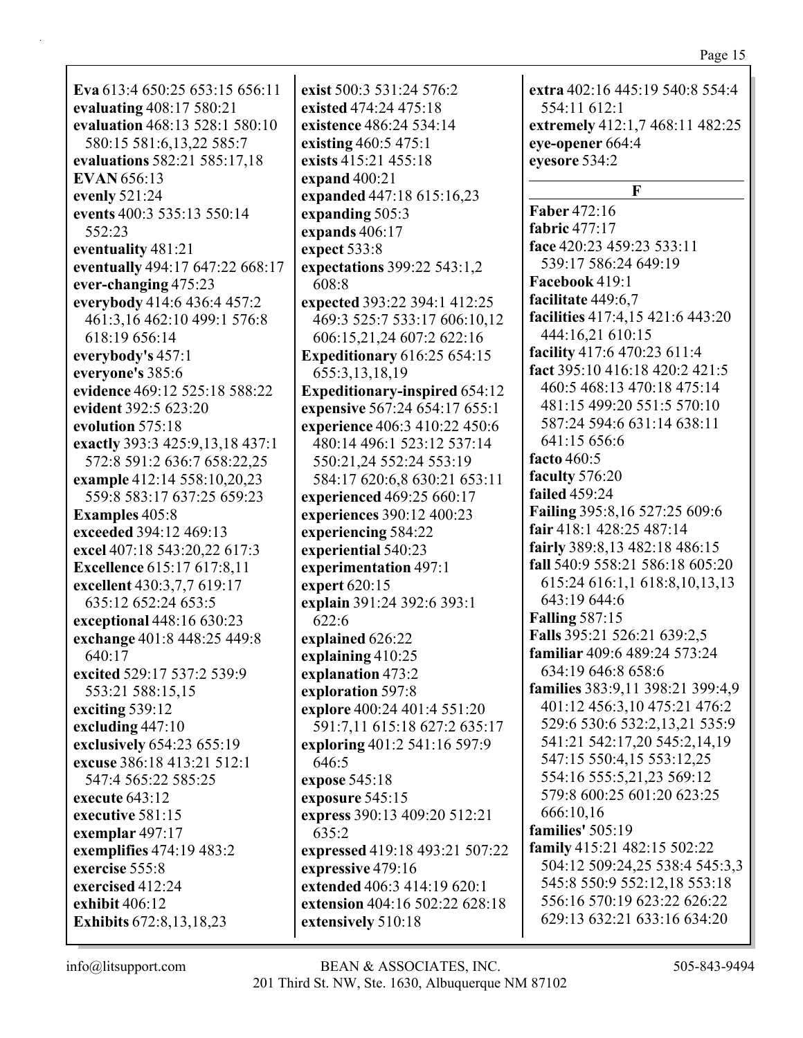**Eva** 613:4 650:25 653:15 656:11
**evaluating** 408:17 580:21
**evaluation** 468:13 528:1 580:10 580:15 581:6,13,22 585:7
**evaluations** 582:21 585:17,18
**EVAN** 656:13
**evenly** 521:24
**events** 400:3 535:13 550:14 552:23
**eventuality** 481:21
**eventually** 494:17 647:22 668:17
**ever-changing** 475:23
**everybody** 414:6 436:4 457:2 461:3,16 462:10 499:1 576:8 618:19 656:14
**everybody's** 457:1
**everyone's** 385:6
**evidence** 469:12 525:18 588:22
**evident** 392:5 623:20
**evolution** 575:18
**exactly** 393:3 425:9,13,18 437:1 572:8 591:2 636:7 658:22,25
**example** 412:14 558:10,20,23 559:8 583:17 637:25 659:23
**Examples** 405:8
**exceeded** 394:12 469:13
**excel** 407:18 543:20,22 617:3
**Excellence** 615:17 617:8,11
**excellent** 430:3,7,7 619:17 635:12 652:24 653:5
**exceptional** 448:16 630:23
**exchange** 401:8 448:25 449:8 640:17
**excited** 529:17 537:2 539:9 553:21 588:15,15
**exciting** 539:12
**excluding** 447:10
**exclusively** 654:23 655:19
**excuse** 386:18 413:21 512:1 547:4 565:22 585:25
**execute** 643:12
**executive** 581:15
**exemplar** 497:17
**exemplifies** 474:19 483:2
**exercise** 555:8
**exercised** 412:24
**exhibit** 406:12
**Exhibits** 672:8,13,18,23
**exist** 500:3 531:24 576:2
**existed** 474:24 475:18
**existence** 486:24 534:14
**existing** 460:5 475:1
**exists** 415:21 455:18
**expand** 400:21
**expanded** 447:18 615:16,23
**expanding** 505:3
**expands** 406:17
**expect** 533:8
**expectations** 399:22 543:1,2 608:8
**expected** 393:22 394:1 412:25 469:3 525:7 533:17 606:10,12 606:15,21,24 607:2 622:16
**Expeditionary** 616:25 654:15 655:3,13,18,19
**Expeditionary-inspired** 654:12
**expensive** 567:24 654:17 655:1
**experience** 406:3 410:22 450:6 480:14 496:1 523:12 537:14 550:21,24 552:24 553:19 584:17 620:6,8 630:21 653:11
**experienced** 469:25 660:17
**experiences** 390:12 400:23
**experiencing** 584:22
**experiential** 540:23
**experimentation** 497:1
**expert** 620:15
**explain** 391:24 392:6 393:1 622:6
**explained** 626:22
**explaining** 410:25
**explanation** 473:2
**exploration** 597:8
**explore** 400:24 401:4 551:20 591:7,11 615:18 627:2 635:17
**exploring** 401:2 541:16 597:9 646:5
**expose** 545:18
**exposure** 545:15
**express** 390:13 409:20 512:21 635:2
**expressed** 419:18 493:21 507:22
**expressive** 479:16
**extended** 406:3 414:19 620:1
**extension** 404:16 502:22 628:18
**extensively** 510:18
**extra** 402:16 445:19 540:8 554:4 554:11 612:1
**extremely** 412:1,7 468:11 482:25
**eye-opener** 664:4
**eyesore** 534:2

## F

**Faber** 472:16
**fabric** 477:17
**face** 420:23 459:23 533:11 539:17 586:24 649:19
**Facebook** 419:1
**facilitate** 449:6,7
**facilities** 417:4,15 421:6 443:20 444:16,21 610:15
**facility** 417:6 470:23 611:4
**fact** 395:10 416:18 420:2 421:5 460:5 468:13 470:18 475:14 481:15 499:20 551:5 570:10 587:24 594:6 631:14 638:11 641:15 656:6
**facto** 460:5
**faculty** 576:20
**failed** 459:24
**Failing** 395:8,16 527:25 609:6
**fair** 418:1 428:25 487:14
**fairly** 389:8,13 482:18 486:15
**fall** 540:9 558:21 586:18 605:20 615:24 616:1,1 618:8,10,13,13 643:19 644:6
**Falling** 587:15
**Falls** 395:21 526:21 639:2,5
**familiar** 409:6 489:24 573:24 634:19 646:8 658:6
**families** 383:9,11 398:21 399:4,9 401:12 456:3,10 475:21 476:2 529:6 530:6 532:2,13,21 535:9 541:21 542:17,20 545:2,14,19 547:15 550:4,15 553:12,25 554:16 555:5,21,23 569:12 579:8 600:25 601:20 623:25 666:10,16
**families'** 505:19
**family** 415:21 482:15 502:22 504:12 509:24,25 538:4 545:3,3 545:8 550:9 552:12,18 553:18 556:16 570:19 623:22 626:22 629:13 632:21 633:16 634:20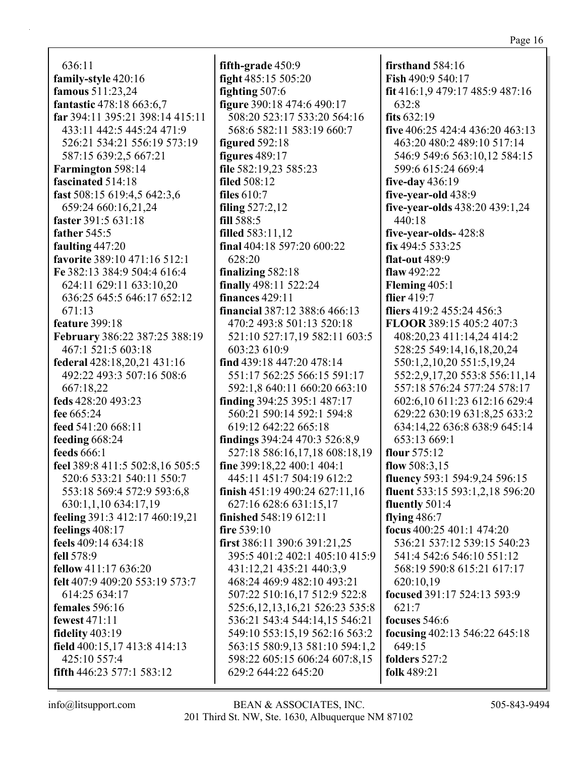636:11
**family-style** 420:16
**famous** 511:23,24
**fantastic** 478:18 663:6,7
**far** 394:11 395:21 398:14 415:11 433:11 442:5 445:24 471:9 526:21 534:21 556:19 573:19 587:15 639:2,5 667:21
**Farmington** 598:14
**fascinated** 514:18
**fast** 508:15 619:4,5 642:3,6 659:24 660:16,21,24
**faster** 391:5 631:18
**father** 545:5
**faulting** 447:20
**favorite** 389:10 471:16 512:1
**Fe** 382:13 384:9 504:4 616:4 624:11 629:11 633:10,20 636:25 645:5 646:17 652:12 671:13
**feature** 399:18
**February** 386:22 387:25 388:19 467:1 521:5 603:18
**federal** 428:18,20,21 431:16 492:22 493:3 507:16 508:6 667:18,22
**feds** 428:20 493:23
**fee** 665:24
**feed** 541:20 668:11
**feeding** 668:24
**feeds** 666:1
**feel** 389:8 411:5 502:8,16 505:5 520:6 533:21 540:11 550:7 553:18 569:4 572:9 593:6,8 630:1,1,10 634:17,19
**feeling** 391:3 412:17 460:19,21
**feelings** 408:17
**feels** 409:14 634:18
**fell** 578:9
**fellow** 411:17 636:20
**felt** 407:9 409:20 553:19 573:7 614:25 634:17
**females** 596:16
**fewest** 471:11
**fidelity** 403:19
**field** 400:15,17 413:8 414:13 425:10 557:4
**fifth** 446:23 577:1 583:12
**fifth-grade** 450:9
**fight** 485:15 505:20
**fighting** 507:6
**figure** 390:18 474:6 490:17 508:20 523:17 533:20 564:16 568:6 582:11 583:19 660:7
**figured** 592:18
**figures** 489:17
**file** 582:19,23 585:23
**filed** 508:12
**files** 610:7
**filing** 527:2,12
**fill** 588:5
**filled** 583:11,12
**final** 404:18 597:20 600:22 628:20
**finalizing** 582:18
**finally** 498:11 522:24
**finances** 429:11
**financial** 387:12 388:6 466:13 470:2 493:8 501:13 520:18 521:10 527:17,19 582:11 603:5 603:23 610:9
**find** 439:18 447:20 478:14 551:17 562:25 566:15 591:17 592:1,8 640:11 660:20 663:10
**finding** 394:25 395:1 487:17 560:21 590:14 592:1 594:8 619:12 642:22 665:18
**findings** 394:24 470:3 526:8,9 527:18 586:16,17,18 608:18,19
**fine** 399:18,22 400:1 404:1 445:11 451:7 504:19 612:2
**finish** 451:19 490:24 627:11,16 627:16 628:6 631:15,17
**finished** 548:19 612:11
**fire** 539:10
**first** 386:11 390:6 391:21,25 395:5 401:2 402:1 405:10 415:9 431:12,21 435:21 440:3,9 468:24 469:9 482:10 493:21 507:22 510:16,17 512:9 522:8 525:6,12,13,16,21 526:23 535:8 536:21 543:4 544:14,15 546:21 549:10 553:15,19 562:16 563:2 563:15 580:9,13 581:10 594:1,2 598:22 605:15 606:24 607:8,15 629:2 644:22 645:20
**firsthand** 584:16
**Fish** 490:9 540:17
**fit** 416:1,9 479:17 485:9 487:16 632:8
**fits** 632:19
**five** 406:25 424:4 436:20 463:13 463:20 480:2 489:10 517:14 546:9 549:6 563:10,12 584:15 599:6 615:24 669:4
**five-day** 436:19
**five-year-old** 438:9
**five-year-olds** 438:20 439:1,24 440:18
**five-year-olds-** 428:8
**fix** 494:5 533:25
**flat-out** 489:9
**flaw** 492:22
**Fleming** 405:1
**flier** 419:7
**fliers** 419:2 455:24 456:3
**FLOOR** 389:15 405:2 407:3 408:20,23 411:14,24 414:2 528:25 549:14,16,18,20,24 550:1,2,10,20 551:5,19,24 552:2,9,17,20 553:8 556:11,14 557:18 576:24 577:24 578:17 602:6,10 611:23 612:16 629:4 629:22 630:19 631:8,25 633:2 634:14,22 636:8 638:9 645:14 653:13 669:1
**flour** 575:12
**flow** 508:3,15
**fluency** 593:1 594:9,24 596:15
**fluent** 533:15 593:1,2,18 596:20
**fluently** 501:4
**flying** 486:7
**focus** 400:25 401:1 474:20 536:21 537:12 539:15 540:23 541:4 542:6 546:10 551:12 568:19 590:8 615:21 617:17 620:10,19
**focused** 391:17 524:13 593:9 621:7
**focuses** 546:6
**focusing** 402:13 546:22 645:18 649:15
**folders** 527:2
**folk** 489:21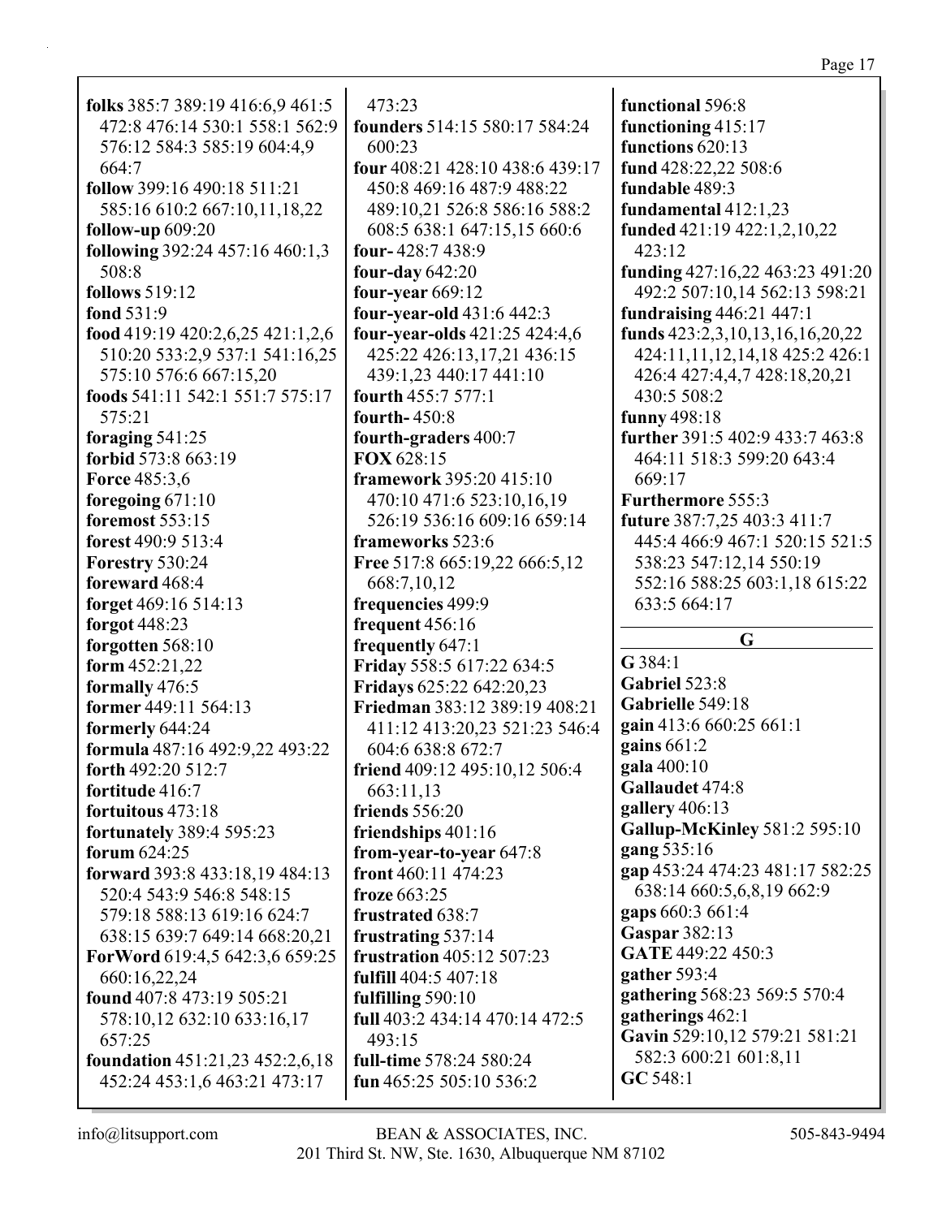**folks** 385:7 389:19 416:6,9 461:5 472:8 476:14 530:1 558:1 562:9 576:12 584:3 585:19 604:4,9 664:7
**follow** 399:16 490:18 511:21 585:16 610:2 667:10,11,18,22
**follow-up** 609:20
**following** 392:24 457:16 460:1,3 508:8
**follows** 519:12
**fond** 531:9
**food** 419:19 420:2,6,25 421:1,2,6 510:20 533:2,9 537:1 541:16,25 575:10 576:6 667:15,20
**foods** 541:11 542:1 551:7 575:17 575:21
**foraging** 541:25
**forbid** 573:8 663:19
**Force** 485:3,6
**foregoing** 671:10
**foremost** 553:15
**forest** 490:9 513:4
**Forestry** 530:24
**foreward** 468:4
**forget** 469:16 514:13
**forgot** 448:23
**forgotten** 568:10
**form** 452:21,22
**formally** 476:5
**former** 449:11 564:13
**formerly** 644:24
**formula** 487:16 492:9,22 493:22
**forth** 492:20 512:7
**fortitude** 416:7
**fortuitous** 473:18
**fortunately** 389:4 595:23
**forum** 624:25
**forward** 393:8 433:18,19 484:13 520:4 543:9 546:8 548:15 579:18 588:13 619:16 624:7 638:15 639:7 649:14 668:20,21
**ForWord** 619:4,5 642:3,6 659:25 660:16,22,24
**found** 407:8 473:19 505:21 578:10,12 632:10 633:16,17 657:25
**foundation** 451:21,23 452:2,6,18 452:24 453:1,6 463:21 473:17 473:23
**founders** 514:15 580:17 584:24 600:23
**four** 408:21 428:10 438:6 439:17 450:8 469:16 487:9 488:22 489:10,21 526:8 586:16 588:2 608:5 638:1 647:15,15 660:6
**four-** 428:7 438:9
**four-day** 642:20
**four-year** 669:12
**four-year-old** 431:6 442:3
**four-year-olds** 421:25 424:4,6 425:22 426:13,17,21 436:15 439:1,23 440:17 441:10
**fourth** 455:7 577:1
**fourth-** 450:8
**fourth-graders** 400:7
**FOX** 628:15
**framework** 395:20 415:10 470:10 471:6 523:10,16,19 526:19 536:16 609:16 659:14
**frameworks** 523:6
**Free** 517:8 665:19,22 666:5,12 668:7,10,12
**frequencies** 499:9
**frequent** 456:16
**frequently** 647:1
**Friday** 558:5 617:22 634:5
**Fridays** 625:22 642:20,23
**Friedman** 383:12 389:19 408:21 411:12 413:20,23 521:23 546:4 604:6 638:8 672:7
**friend** 409:12 495:10,12 506:4 663:11,13
**friends** 556:20
**friendships** 401:16
**from-year-to-year** 647:8
**front** 460:11 474:23
**froze** 663:25
**frustrated** 638:7
**frustrating** 537:14
**frustration** 405:12 507:23
**fulfill** 404:5 407:18
**fulfilling** 590:10
**full** 403:2 434:14 470:14 472:5 493:15
**full-time** 578:24 580:24
**fun** 465:25 505:10 536:2
**functional** 596:8
**functioning** 415:17
**functions** 620:13
**fund** 428:22,22 508:6
**fundable** 489:3
**fundamental** 412:1,23
**funded** 421:19 422:1,2,10,22 423:12
**funding** 427:16,22 463:23 491:20 492:2 507:10,14 562:13 598:21
**fundraising** 446:21 447:1
**funds** 423:2,3,10,13,16,16,20,22 424:11,11,12,14,18 425:2 426:1 426:4 427:4,4,7 428:18,20,21 430:5 508:2
**funny** 498:18
**further** 391:5 402:9 433:7 463:8 464:11 518:3 599:20 643:4 669:17
**Furthermore** 555:3
**future** 387:7,25 403:3 411:7 445:4 466:9 467:1 520:15 521:5 538:23 547:12,14 550:19 552:16 588:25 603:1,18 615:22 633:5 664:17

## G

**G** 384:1
**Gabriel** 523:8
**Gabrielle** 549:18
**gain** 413:6 660:25 661:1
**gains** 661:2
**gala** 400:10
**Gallaudet** 474:8
**gallery** 406:13
**Gallup-McKinley** 581:2 595:10
**gang** 535:16
**gap** 453:24 474:23 481:17 582:25 638:14 660:5,6,8,19 662:9
**gaps** 660:3 661:4
**Gaspar** 382:13
**GATE** 449:22 450:3
**gather** 593:4
**gathering** 568:23 569:5 570:4
**gatherings** 462:1
**Gavin** 529:10,12 579:21 581:21 582:3 600:21 601:8,11
**GC** 548:1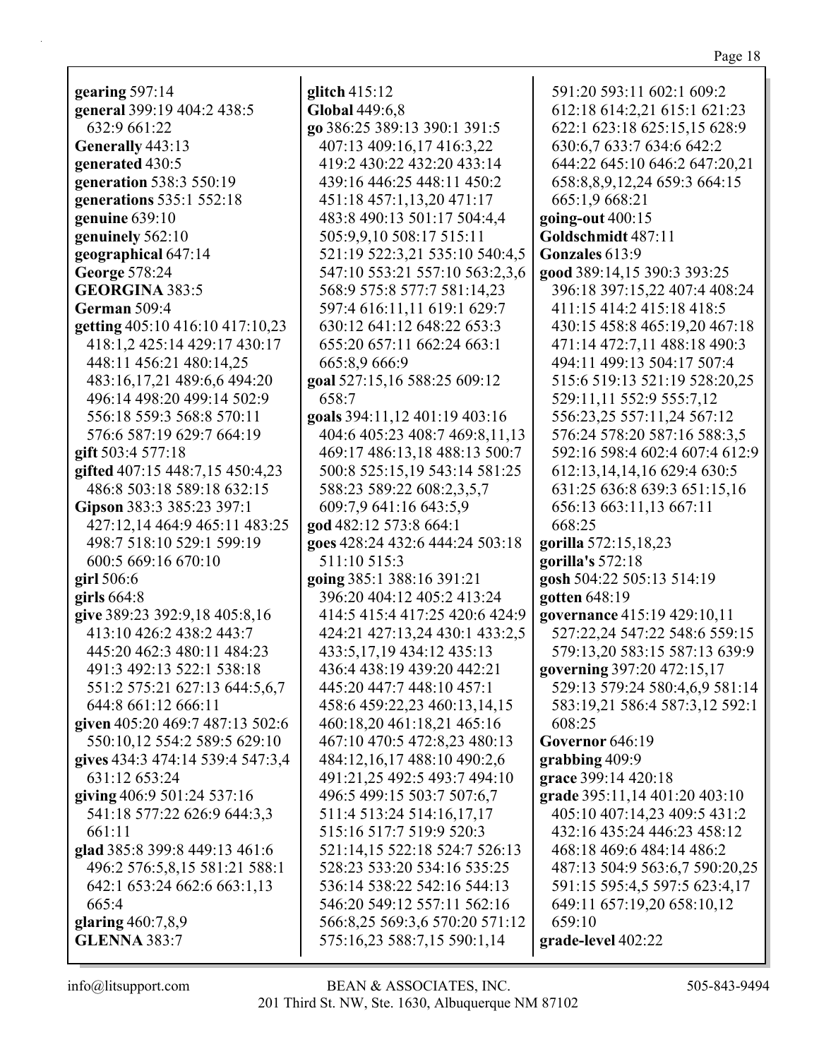**gearing** 597:14
**general** 399:19 404:2 438:5 632:9 661:22
**Generally** 443:13
**generated** 430:5
**generation** 538:3 550:19
**generations** 535:1 552:18
**genuine** 639:10
**genuinely** 562:10
**geographical** 647:14
**George** 578:24
**GEORGINA** 383:5
**German** 509:4
**getting** 405:10 416:10 417:10,23 418:1,2 425:14 429:17 430:17 448:11 456:21 480:14,25 483:16,17,21 489:6,6 494:20 496:14 498:20 499:14 502:9 556:18 559:3 568:8 570:11 576:6 587:19 629:7 664:19
**gift** 503:4 577:18
**gifted** 407:15 448:7,15 450:4,23 486:8 503:18 589:18 632:15
**Gipson** 383:3 385:23 397:1 427:12,14 464:9 465:11 483:25 498:7 518:10 529:1 599:19 600:5 669:16 670:10
**girl** 506:6
**girls** 664:8
**give** 389:23 392:9,18 405:8,16 413:10 426:2 438:2 443:7 445:20 462:3 480:11 484:23 491:3 492:13 522:1 538:18 551:2 575:21 627:13 644:5,6,7 644:8 661:12 666:11
**given** 405:20 469:7 487:13 502:6 550:10,12 554:2 589:5 629:10
**gives** 434:3 474:14 539:4 547:3,4 631:12 653:24
**giving** 406:9 501:24 537:16 541:18 577:22 626:9 644:3,3 661:11
**glad** 385:8 399:8 449:13 461:6 496:2 576:5,8,15 581:21 588:1 642:1 653:24 662:6 663:1,13 665:4
**glaring** 460:7,8,9
**GLENNA** 383:7
**glitch** 415:12
**Global** 449:6,8
**go** 386:25 389:13 390:1 391:5 407:13 409:16,17 416:3,22 419:2 430:22 432:20 433:14 439:16 446:25 448:11 450:2 451:18 457:1,13,20 471:17 483:8 490:13 501:17 504:4,4 505:9,9,10 508:17 515:11 521:19 522:3,21 535:10 540:4,5 547:10 553:21 557:10 563:2,3,6 568:9 575:8 577:7 581:14,23 597:4 616:11,11 619:1 629:7 630:12 641:12 648:22 653:3 655:20 657:11 662:24 663:1 665:8,9 666:9
**goal** 527:15,16 588:25 609:12 658:7
**goals** 394:11,12 401:19 403:16 404:6 405:23 408:7 469:8,11,13 469:17 486:13,18 488:13 500:7 500:8 525:15,19 543:14 581:25 588:23 589:22 608:2,3,5,7 609:7,9 641:16 643:5,9
**god** 482:12 573:8 664:1
**goes** 428:24 432:6 444:24 503:18 511:10 515:3
**going** 385:1 388:16 391:21 396:20 404:12 405:2 413:24 414:5 415:4 417:25 420:6 424:9 424:21 427:13,24 430:1 433:2,5 433:5,17,19 434:12 435:13 436:4 438:19 439:20 442:21 445:20 447:7 448:10 457:1 458:6 459:22,23 460:13,14,15 460:18,20 461:18,21 465:16 467:10 470:5 472:8,23 480:13 484:12,16,17 488:10 490:2,6 491:21,25 492:5 493:7 494:10 496:5 499:15 503:7 507:6,7 511:4 513:24 514:16,17,17 515:16 517:7 519:9 520:3 521:14,15 522:18 524:7 526:13 528:23 533:20 534:16 535:25 536:14 538:22 542:16 544:13 546:20 549:12 557:11 562:16 566:8,25 569:3,6 570:20 571:12 575:16,23 588:7,15 590:1,14 591:20 593:11 602:1 609:2 612:18 614:2,21 615:1 621:23 622:1 623:18 625:15,15 628:9 630:6,7 633:7 634:6 642:2 644:22 645:10 646:2 647:20,21 658:8,8,9,12,24 659:3 664:15 665:1,9 668:21
**going-out** 400:15
**Goldschmidt** 487:11
**Gonzales** 613:9
**good** 389:14,15 390:3 393:25 396:18 397:15,22 407:4 408:24 411:15 414:2 415:18 418:5 430:15 458:8 465:19,20 467:18 471:14 472:7,11 488:18 490:3 494:11 499:13 504:17 507:4 515:6 519:13 521:19 528:20,25 529:11,11 552:9 555:7,12 556:23,25 557:11,24 567:12 576:24 578:20 587:16 588:3,5 592:16 598:4 602:4 607:4 612:9 612:13,14,14,16 629:4 630:5 631:25 636:8 639:3 651:15,16 656:13 663:11,13 667:11 668:25
**gorilla** 572:15,18,23
**gorilla's** 572:18
**gosh** 504:22 505:13 514:19
**gotten** 648:19
**governance** 415:19 429:10,11 527:22,24 547:22 548:6 559:15 579:13,20 583:15 587:13 639:9
**governing** 397:20 472:15,17 529:13 579:24 580:4,6,9 581:14 583:19,21 586:4 587:3,12 592:1 608:25
**Governor** 646:19
**grabbing** 409:9
**grace** 399:14 420:18
**grade** 395:11,14 401:20 403:10 405:10 407:14,23 409:5 431:2 432:16 435:24 446:23 458:12 468:18 469:6 484:14 486:2 487:13 504:9 563:6,7 590:20,25 591:15 595:4,5 597:5 623:4,17 649:11 657:19,20 658:10,12 659:10
**grade-level** 402:22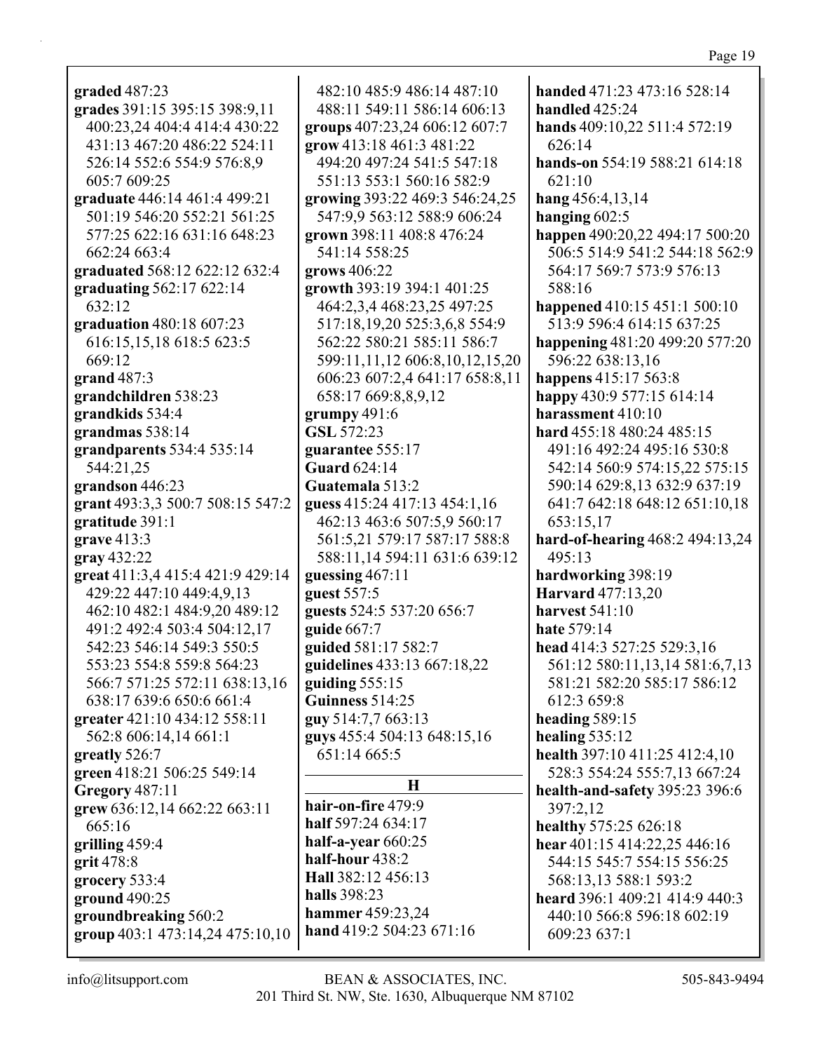**graded** 487:23
**grades** 391:15 395:15 398:9,11 400:23,24 404:4 414:4 430:22 431:13 467:20 486:22 524:11 526:14 552:6 554:9 576:8,9 605:7 609:25
**graduate** 446:14 461:4 499:21 501:19 546:20 552:21 561:25 577:25 622:16 631:16 648:23 662:24 663:4
**graduated** 568:12 622:12 632:4
**graduating** 562:17 622:14 632:12
**graduation** 480:18 607:23 616:15,15,18 618:5 623:5 669:12
**grand** 487:3
**grandchildren** 538:23
**grandkids** 534:4
**grandmas** 538:14
**grandparents** 534:4 535:14 544:21,25
**grandson** 446:23
**grant** 493:3,3 500:7 508:15 547:2
**gratitude** 391:1
**grave** 413:3
**gray** 432:22
**great** 411:3,4 415:4 421:9 429:14 429:22 447:10 449:4,9,13 462:10 482:1 484:9,20 489:12 491:2 492:4 503:4 504:12,17 542:23 546:14 549:3 550:5 553:23 554:8 559:8 564:23 566:7 571:25 572:11 638:13,16 638:17 639:6 650:6 661:4
**greater** 421:10 434:12 558:11 562:8 606:14,14 661:1
**greatly** 526:7
**green** 418:21 506:25 549:14
**Gregory** 487:11
**grew** 636:12,14 662:22 663:11 665:16
**grilling** 459:4
**grit** 478:8
**grocery** 533:4
**ground** 490:25
**groundbreaking** 560:2
**group** 403:1 473:14,24 475:10,10 482:10 485:9 486:14 487:10 488:11 549:11 586:14 606:13
**groups** 407:23,24 606:12 607:7
**grow** 413:18 461:3 481:22 494:20 497:24 541:5 547:18 551:13 553:1 560:16 582:9
**growing** 393:22 469:3 546:24,25 547:9,9 563:12 588:9 606:24
**grown** 398:11 408:8 476:24 541:14 558:25
**grows** 406:22
**growth** 393:19 394:1 401:25 464:2,3,4 468:23,25 497:25 517:18,19,20 525:3,6,8 554:9 562:22 580:21 585:11 586:7 599:11,11,12 606:8,10,12,15,20 606:23 607:2,4 641:17 658:8,11 658:17 669:8,8,9,12
**grumpy** 491:6
**GSL** 572:23
**guarantee** 555:17
**Guard** 624:14
**Guatemala** 513:2
**guess** 415:24 417:13 454:1,16 462:13 463:6 507:5,9 560:17 561:5,21 579:17 587:17 588:8 588:11,14 594:11 631:6 639:12
**guessing** 467:11
**guest** 557:5
**guests** 524:5 537:20 656:7
**guide** 667:7
**guided** 581:17 582:7
**guidelines** 433:13 667:18,22
**guiding** 555:15
**Guinness** 514:25
**guy** 514:7,7 663:13
**guys** 455:4 504:13 648:15,16 651:14 665:5

## H

**hair-on-fire** 479:9
**half** 597:24 634:17
**half-a-year** 660:25
**half-hour** 438:2
**Hall** 382:12 456:13
**halls** 398:23
**hammer** 459:23,24
**hand** 419:2 504:23 671:16
**handed** 471:23 473:16 528:14
**handled** 425:24
**hands** 409:10,22 511:4 572:19 626:14
**hands-on** 554:19 588:21 614:18 621:10
**hang** 456:4,13,14
**hanging** 602:5
**happen** 490:20,22 494:17 500:20 506:5 514:9 541:2 544:18 562:9 564:17 569:7 573:9 576:13 588:16
**happened** 410:15 451:1 500:10 513:9 596:4 614:15 637:25
**happening** 481:20 499:20 577:20 596:22 638:13,16
**happens** 415:17 563:8
**happy** 430:9 577:15 614:14
**harassment** 410:10
**hard** 455:18 480:24 485:15 491:16 492:24 495:16 530:8 542:14 560:9 574:15,22 575:15 590:14 629:8,13 632:9 637:19 641:7 642:18 648:12 651:10,18 653:15,17
**hard-of-hearing** 468:2 494:13,24 495:13
**hardworking** 398:19
**Harvard** 477:13,20
**harvest** 541:10
**hate** 579:14
**head** 414:3 527:25 529:3,16 561:12 580:11,13,14 581:6,7,13 581:21 582:20 585:17 586:12 612:3 659:8
**heading** 589:15
**healing** 535:12
**health** 397:10 411:25 412:4,10 528:3 554:24 555:7,13 667:24
**health-and-safety** 395:23 396:6 397:2,12
**healthy** 575:25 626:18
**hear** 401:15 414:22,25 446:16 544:15 545:7 554:15 556:25 568:13,13 588:1 593:2
**heard** 396:1 409:21 414:9 440:3 440:10 566:8 596:18 602:19 609:23 637:1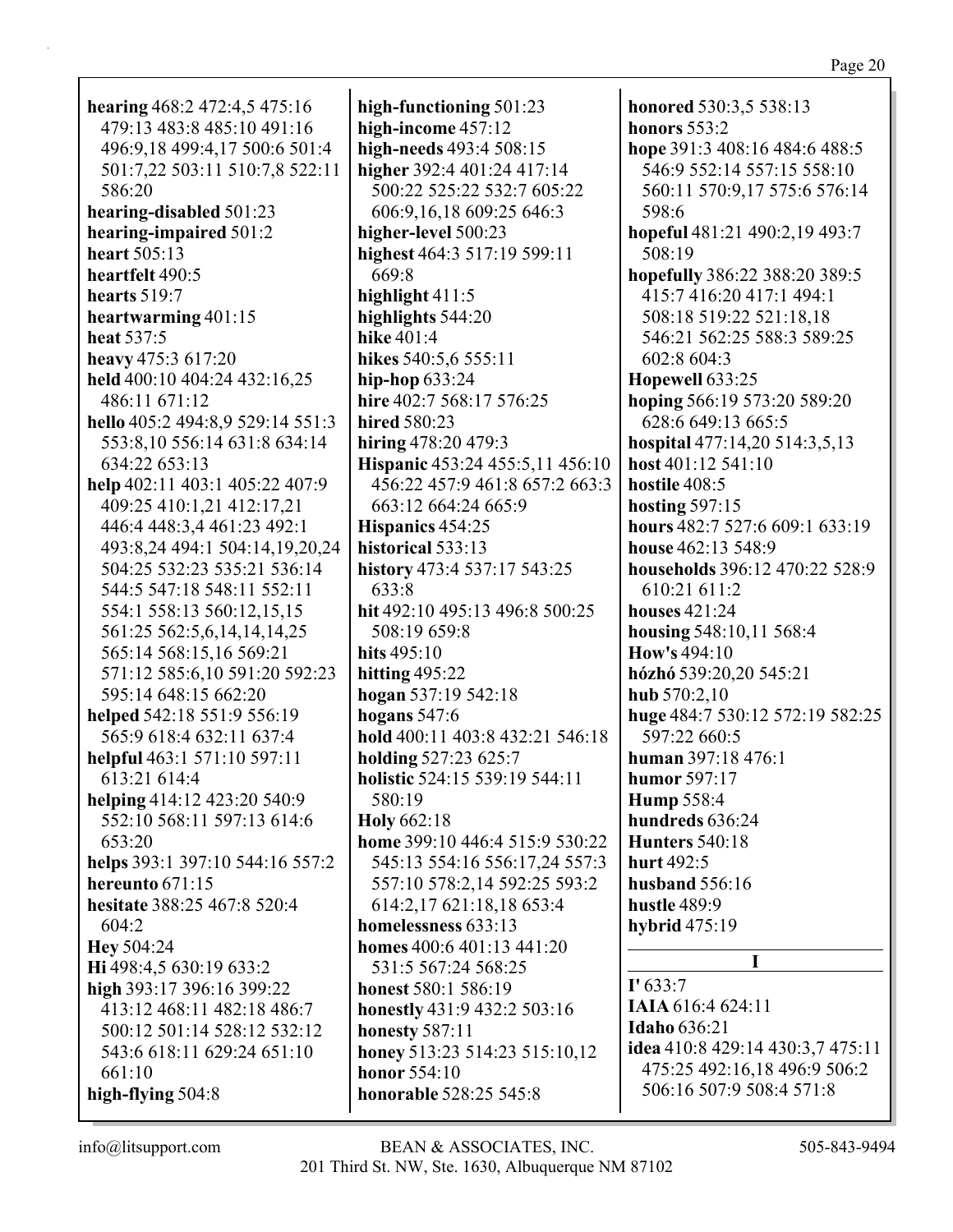**hearing** 468:2 472:4,5 475:16 479:13 483:8 485:10 491:16 496:9,18 499:4,17 500:6 501:4 501:7,22 503:11 510:7,8 522:11 586:20
**hearing-disabled** 501:23
**hearing-impaired** 501:2
**heart** 505:13
**heartfelt** 490:5
**hearts** 519:7
**heartwarming** 401:15
**heat** 537:5
**heavy** 475:3 617:20
**held** 400:10 404:24 432:16,25 486:11 671:12
**hello** 405:2 494:8,9 529:14 551:3 553:8,10 556:14 631:8 634:14 634:22 653:13
**help** 402:11 403:1 405:22 407:9 409:25 410:1,21 412:17,21 446:4 448:3,4 461:23 492:1 493:8,24 494:1 504:14,19,20,24 504:25 532:23 535:21 536:14 544:5 547:18 548:11 552:11 554:1 558:13 560:12,15,15 561:25 562:5,6,14,14,14,25 565:14 568:15,16 569:21 571:12 585:6,10 591:20 592:23 595:14 648:15 662:20
**helped** 542:18 551:9 556:19 565:9 618:4 632:11 637:4
**helpful** 463:1 571:10 597:11 613:21 614:4
**helping** 414:12 423:20 540:9 552:10 568:11 597:13 614:6 653:20
**helps** 393:1 397:10 544:16 557:2
**hereunto** 671:15
**hesitate** 388:25 467:8 520:4 604:2
**Hey** 504:24
**Hi** 498:4,5 630:19 633:2
**high** 393:17 396:16 399:22 413:12 468:11 482:18 486:7 500:12 501:14 528:12 532:12 543:6 618:11 629:24 651:10 661:10
**high-flying** 504:8
**high-functioning** 501:23
**high-income** 457:12
**high-needs** 493:4 508:15
**higher** 392:4 401:24 417:14 500:22 525:22 532:7 605:22 606:9,16,18 609:25 646:3
**higher-level** 500:23
**highest** 464:3 517:19 599:11 669:8
**highlight** 411:5
**highlights** 544:20
**hike** 401:4
**hikes** 540:5,6 555:11
**hip-hop** 633:24
**hire** 402:7 568:17 576:25
**hired** 580:23
**hiring** 478:20 479:3
**Hispanic** 453:24 455:5,11 456:10 456:22 457:9 461:8 657:2 663:3 663:12 664:24 665:9
**Hispanics** 454:25
**historical** 533:13
**history** 473:4 537:17 543:25 633:8
**hit** 492:10 495:13 496:8 500:25 508:19 659:8
**hits** 495:10
**hitting** 495:22
**hogan** 537:19 542:18
**hogans** 547:6
**hold** 400:11 403:8 432:21 546:18
**holding** 527:23 625:7
**holistic** 524:15 539:19 544:11 580:19
**Holy** 662:18
**home** 399:10 446:4 515:9 530:22 545:13 554:16 556:17,24 557:3 557:10 578:2,14 592:25 593:2 614:2,17 621:18,18 653:4
**homelessness** 633:13
**homes** 400:6 401:13 441:20 531:5 567:24 568:25
**honest** 580:1 586:19
**honestly** 431:9 432:2 503:16
**honesty** 587:11
**honey** 513:23 514:23 515:10,12
**honor** 554:10
**honorable** 528:25 545:8
**honored** 530:3,5 538:13
**honors** 553:2
**hope** 391:3 408:16 484:6 488:5 546:9 552:14 557:15 558:10 560:11 570:9,17 575:6 576:14 598:6
**hopeful** 481:21 490:2,19 493:7 508:19
**hopefully** 386:22 388:20 389:5 415:7 416:20 417:1 494:1 508:18 519:22 521:18,18 546:21 562:25 588:3 589:25 602:8 604:3
**Hopewell** 633:25
**hoping** 566:19 573:20 589:20 628:6 649:13 665:5
**hospital** 477:14,20 514:3,5,13
**host** 401:12 541:10
**hostile** 408:5
**hosting** 597:15
**hours** 482:7 527:6 609:1 633:19
**house** 462:13 548:9
**households** 396:12 470:22 528:9 610:21 611:2
**houses** 421:24
**housing** 548:10,11 568:4
**How's** 494:10
**hózhó** 539:20,20 545:21
**hub** 570:2,10
**huge** 484:7 530:12 572:19 582:25 597:22 660:5
**human** 397:18 476:1
**humor** 597:17
**Hump** 558:4
**hundreds** 636:24
**Hunters** 540:18
**hurt** 492:5
**husband** 556:16
**hustle** 489:9
**hybrid** 475:19

## I

**I'** 633:7
**IAIA** 616:4 624:11
**Idaho** 636:21
**idea** 410:8 429:14 430:3,7 475:11 475:25 492:16,18 496:9 506:2 506:16 507:9 508:4 571:8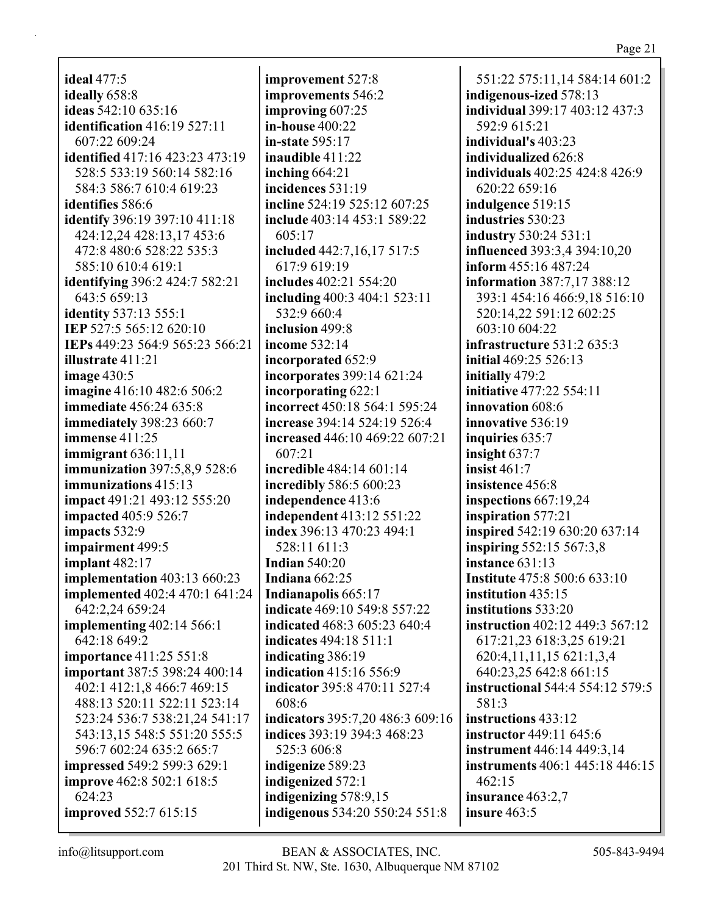**ideal** 477:5
**ideally** 658:8
**ideas** 542:10 635:16
**identification** 416:19 527:11 607:22 609:24
**identified** 417:16 423:23 473:19 528:5 533:19 560:14 582:16 584:3 586:7 610:4 619:23
**identifies** 586:6
**identify** 396:19 397:10 411:18 424:12,24 428:13,17 453:6 472:8 480:6 528:22 535:3 585:10 610:4 619:1
**identifying** 396:2 424:7 582:21 643:5 659:13
**identity** 537:13 555:1
**IEP** 527:5 565:12 620:10
**IEPs** 449:23 564:9 565:23 566:21
**illustrate** 411:21
**image** 430:5
**imagine** 416:10 482:6 506:2
**immediate** 456:24 635:8
**immediately** 398:23 660:7
**immense** 411:25
**immigrant** 636:11,11
**immunization** 397:5,8,9 528:6
**immunizations** 415:13
**impact** 491:21 493:12 555:20
**impacted** 405:9 526:7
**impacts** 532:9
**impairment** 499:5
**implant** 482:17
**implementation** 403:13 660:23
**implemented** 402:4 470:1 641:24 642:2,24 659:24
**implementing** 402:14 566:1 642:18 649:2
**importance** 411:25 551:8
**important** 387:5 398:24 400:14 402:1 412:1,8 466:7 469:15 488:13 520:11 522:11 523:14 523:24 536:7 538:21,24 541:17 543:13,15 548:5 551:20 555:5 596:7 602:24 635:2 665:7
**impressed** 549:2 599:3 629:1
**improve** 462:8 502:1 618:5 624:23
**improved** 552:7 615:15
**improvement** 527:8
**improvements** 546:2
**improving** 607:25
**in-house** 400:22
**in-state** 595:17
**inaudible** 411:22
**inching** 664:21
**incidences** 531:19
**incline** 524:19 525:12 607:25
**include** 403:14 453:1 589:22 605:17
**included** 442:7,16,17 517:5 617:9 619:19
**includes** 402:21 554:20
**including** 400:3 404:1 523:11 532:9 660:4
**inclusion** 499:8
**income** 532:14
**incorporated** 652:9
**incorporates** 399:14 621:24
**incorporating** 622:1
**incorrect** 450:18 564:1 595:24
**increase** 394:14 524:19 526:4
**increased** 446:10 469:22 607:21 607:21
**incredible** 484:14 601:14
**incredibly** 586:5 600:23
**independence** 413:6
**independent** 413:12 551:22
**index** 396:13 470:23 494:1 528:11 611:3
**Indian** 540:20
**Indiana** 662:25
**Indianapolis** 665:17
**indicate** 469:10 549:8 557:22
**indicated** 468:3 605:23 640:4
**indicates** 494:18 511:1
**indicating** 386:19
**indication** 415:16 556:9
**indicator** 395:8 470:11 527:4 608:6
**indicators** 395:7,20 486:3 609:16
**indices** 393:19 394:3 468:23 525:3 606:8
**indigenize** 589:23
**indigenized** 572:1
**indigenizing** 578:9,15
**indigenous** 534:20 550:24 551:8 551:22 575:11,14 584:14 601:2
**indigenous-ized** 578:13
**individual** 399:17 403:12 437:3 592:9 615:21
**individual's** 403:23
**individualized** 626:8
**individuals** 402:25 424:8 426:9 620:22 659:16
**indulgence** 519:15
**industries** 530:23
**industry** 530:24 531:1
**influenced** 393:3,4 394:10,20
**inform** 455:16 487:24
**information** 387:7,17 388:12 393:1 454:16 466:9,18 516:10 520:14,22 591:12 602:25 603:10 604:22
**infrastructure** 531:2 635:3
**initial** 469:25 526:13
**initially** 479:2
**initiative** 477:22 554:11
**innovation** 608:6
**innovative** 536:19
**inquiries** 635:7
**insight** 637:7
**insist** 461:7
**insistence** 456:8
**inspections** 667:19,24
**inspiration** 577:21
**inspired** 542:19 630:20 637:14
**inspiring** 552:15 567:3,8
**instance** 631:13
**Institute** 475:8 500:6 633:10
**institution** 435:15
**institutions** 533:20
**instruction** 402:12 449:3 567:12 617:21,23 618:3,25 619:21 620:4,11,11,15 621:1,3,4 640:23,25 642:8 661:15
**instructional** 544:4 554:12 579:5 581:3
**instructions** 433:12
**instructor** 449:11 645:6
**instrument** 446:14 449:3,14
**instruments** 406:1 445:18 446:15 462:15
**insurance** 463:2,7
**insure** 463:5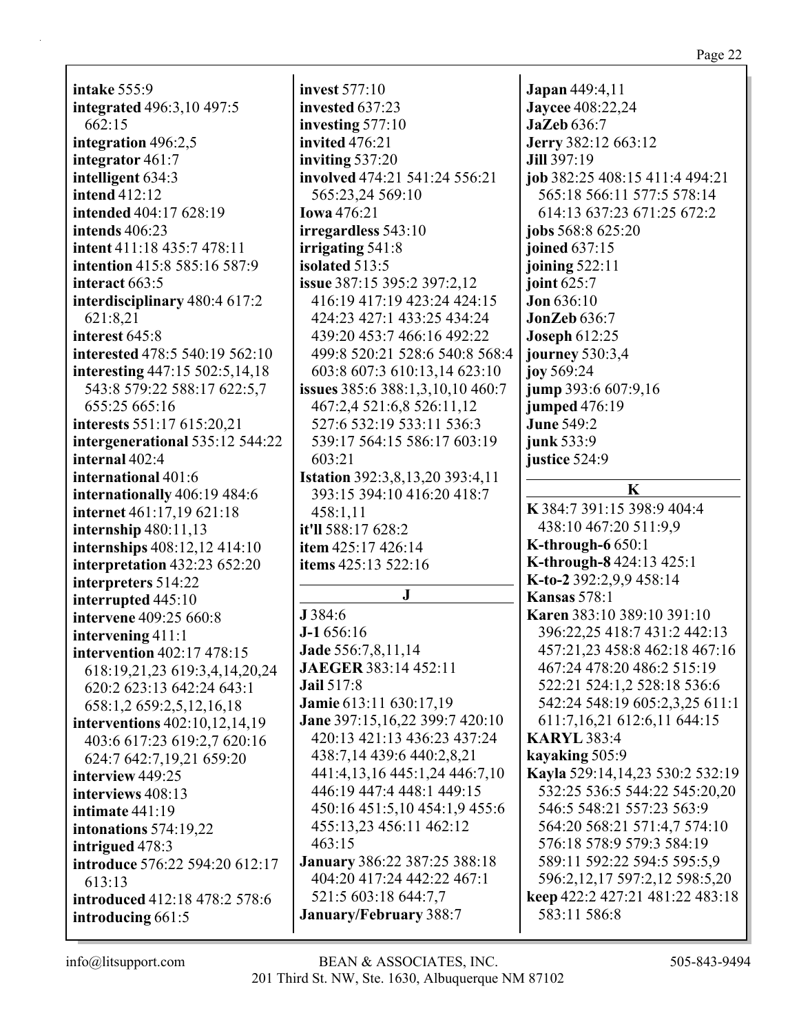**intake** 555:9
**integrated** 496:3,10 497:5 662:15
**integration** 496:2,5
**integrator** 461:7
**intelligent** 634:3
**intend** 412:12
**intended** 404:17 628:19
**intends** 406:23
**intent** 411:18 435:7 478:11
**intention** 415:8 585:16 587:9
**interact** 663:5
**interdisciplinary** 480:4 617:2 621:8,21
**interest** 645:8
**interested** 478:5 540:19 562:10
**interesting** 447:15 502:5,14,18 543:8 579:22 588:17 622:5,7 655:25 665:16
**interests** 551:17 615:20,21
**intergenerational** 535:12 544:22
**internal** 402:4
**international** 401:6
**internationally** 406:19 484:6
**internet** 461:17,19 621:18
**internship** 480:11,13
**internships** 408:12,12 414:10
**interpretation** 432:23 652:20
**interpreters** 514:22
**interrupted** 445:10
**intervene** 409:25 660:8
**intervening** 411:1
**intervention** 402:17 478:15 618:19,21,23 619:3,4,14,20,24 620:2 623:13 642:24 643:1 658:1,2 659:2,5,12,16,18
**interventions** 402:10,12,14,19 403:6 617:23 619:2,7 620:16 624:7 642:7,19,21 659:20
**interview** 449:25
**interviews** 408:13
**intimate** 441:19
**intonations** 574:19,22
**intrigued** 478:3
**introduce** 576:22 594:20 612:17 613:13
**introduced** 412:18 478:2 578:6
**introducing** 661:5
**invest** 577:10
**invested** 637:23
**investing** 577:10
**invited** 476:21
**inviting** 537:20
**involved** 474:21 541:24 556:21 565:23,24 569:10
**Iowa** 476:21
**irregardless** 543:10
**irrigating** 541:8
**isolated** 513:5
**issue** 387:15 395:2 397:2,12 416:19 417:19 423:24 424:15 424:23 427:1 433:25 434:24 439:20 453:7 466:16 492:22 499:8 520:21 528:6 540:8 568:4 603:8 607:3 610:13,14 623:10
**issues** 385:6 388:1,3,10,10 460:7 467:2,4 521:6,8 526:11,12 527:6 532:19 533:11 536:3 539:17 564:15 586:17 603:19 603:21
**Istation** 392:3,8,13,20 393:4,11 393:15 394:10 416:20 418:7 458:1,11
**it'll** 588:17 628:2
**item** 425:17 426:14
**items** 425:13 522:16

## J

**J** 384:6
**J-1** 656:16
**Jade** 556:7,8,11,14
**JAEGER** 383:14 452:11
**Jail** 517:8
**Jamie** 613:11 630:17,19
**Jane** 397:15,16,22 399:7 420:10 420:13 421:13 436:23 437:24 438:7,14 439:6 440:2,8,21 441:4,13,16 445:1,24 446:7,10 446:19 447:4 448:1 449:15 450:16 451:5,10 454:1,9 455:6 455:13,23 456:11 462:12 463:15
**January** 386:22 387:25 388:18 404:20 417:24 442:22 467:1 521:5 603:18 644:7,7
**January/February** 388:7
**Japan** 449:4,11
**Jaycee** 408:22,24
**JaZeb** 636:7
**Jerry** 382:12 663:12
**Jill** 397:19
**job** 382:25 408:15 411:4 494:21 565:18 566:11 577:5 578:14 614:13 637:23 671:25 672:2
**jobs** 568:8 625:20
**joined** 637:15
**joining** 522:11
**joint** 625:7
**Jon** 636:10
**JonZeb** 636:7
**Joseph** 612:25
**journey** 530:3,4
**joy** 569:24
**jump** 393:6 607:9,16
**jumped** 476:19
**June** 549:2
**junk** 533:9
**justice** 524:9

## K

**K** 384:7 391:15 398:9 404:4 438:10 467:20 511:9,9
**K-through-6** 650:1
**K-through-8** 424:13 425:1
**K-to-2** 392:2,9,9 458:14
**Kansas** 578:1
**Karen** 383:10 389:10 391:10 396:22,25 418:7 431:2 442:13 457:21,23 458:8 462:18 467:16 467:24 478:20 486:2 515:19 522:21 524:1,2 528:18 536:6 542:24 548:19 605:2,3,25 611:1 611:7,16,21 612:6,11 644:15
**KARYL** 383:4
**kayaking** 505:9
**Kayla** 529:14,14,23 530:2 532:19 532:25 536:5 544:22 545:20,20 546:5 548:21 557:23 563:9 564:20 568:21 571:4,7 574:10 576:18 578:9 579:3 584:19 589:11 592:22 594:5 595:5,9 596:2,12,17 597:2,12 598:5,20
**keep** 422:2 427:21 481:22 483:18 583:11 586:8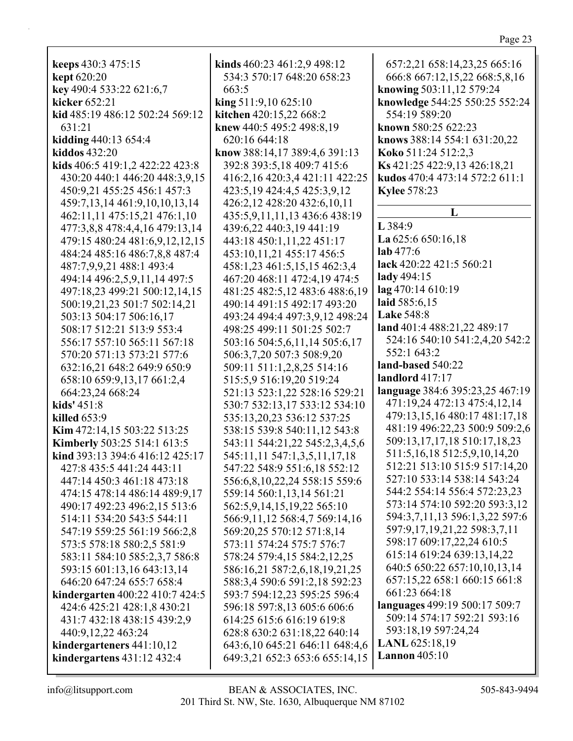**keeps** 430:3 475:15
**kept** 620:20
**key** 490:4 533:22 621:6,7
**kicker** 652:21
**kid** 485:19 486:12 502:24 569:12 631:21
**kidding** 440:13 654:4
**kiddos** 432:20
**kids** 406:5 419:1,2 422:22 423:8 430:20 440:1 446:20 448:3,9,15 450:9,21 455:25 456:1 457:3 459:7,13,14 461:9,10,10,13,14 462:11,11 475:15,21 476:1,10 477:3,8,8 478:4,4,16 479:13,14 479:15 480:24 481:6,9,12,12,15 484:24 485:16 486:7,8,8 487:4 487:7,9,9,21 488:1 493:4 494:14 496:2,5,9,11,14 497:5 497:18,23 499:21 500:12,14,15 500:19,21,23 501:7 502:14,21 503:13 504:17 506:16,17 508:17 512:21 513:9 553:4 556:17 557:10 565:11 567:18 570:20 571:13 573:21 577:6 632:16,21 648:2 649:9 650:9 658:10 659:9,13,17 661:2,4 664:23,24 668:24
**kids'** 451:8
**killed** 653:9
**Kim** 472:14,15 503:22 513:25
**Kimberly** 503:25 514:1 613:5
**kind** 393:13 394:6 416:12 425:17 427:8 435:5 441:24 443:11 447:14 450:3 461:18 473:18 474:15 478:14 486:14 489:9,17 490:17 492:23 496:2,15 513:6 514:11 534:20 543:5 544:11 547:19 559:25 561:19 566:2,8 573:5 578:18 580:2,5 581:9 583:11 584:10 585:2,3,7 586:8 593:15 601:13,16 643:13,14 646:20 647:24 655:7 658:4
**kindergarten** 400:22 410:7 424:5 424:6 425:21 428:1,8 430:21 431:7 432:18 438:15 439:2,9 440:9,12,22 463:24
**kindergarteners** 441:10,12
**kindergartens** 431:12 432:4
**kinds** 460:23 461:2,9 498:12 534:3 570:17 648:20 658:23 663:5
**king** 511:9,10 625:10
**kitchen** 420:15,22 668:2
**knew** 440:5 495:2 498:8,19 620:16 644:18
**know** 388:14,17 389:4,6 391:13 392:8 393:5,18 409:7 415:6 416:2,16 420:3,4 421:11 422:25 423:5,19 424:4,5 425:3,9,12 426:2,12 428:20 432:6,10,11 435:5,9,11,11,13 436:6 438:19 439:6,22 440:3,19 441:19 443:18 450:1,11,22 451:17 453:10,11,21 455:17 456:5 458:1,23 461:5,15,15 462:3,4 467:20 468:11 472:4,19 474:5 481:25 482:5,12 483:6 488:6,19 490:14 491:15 492:17 493:20 493:24 494:4 497:3,9,12 498:24 498:25 499:11 501:25 502:7 503:16 504:5,6,11,14 505:6,17 506:3,7,20 507:3 508:9,20 509:11 511:1,2,8,25 514:16 515:5,9 516:19,20 519:24 521:13 523:1,22 528:16 529:21 530:7 532:13,17 533:12 534:10 535:13,20,23 536:12 537:25 538:15 539:8 540:11,12 543:8 543:11 544:21,22 545:2,3,4,5,6 545:11,11 547:1,3,5,11,17,18 547:22 548:9 551:6,18 552:12 556:6,8,10,22,24 558:15 559:6 559:14 560:1,13,14 561:21 562:5,9,14,15,19,22 565:10 566:9,11,12 568:4,7 569:14,16 569:20,25 570:12 571:8,14 573:11 574:24 575:7 576:7 578:24 579:4,15 584:2,12,25 586:16,21 587:2,6,18,19,21,25 588:3,4 590:6 591:2,18 592:23 593:7 594:12,23 595:25 596:4 596:18 597:8,13 605:6 606:6 614:25 615:6 616:19 619:8 628:8 630:2 631:18,22 640:14 643:6,10 645:21 646:11 648:4,6 649:3,21 652:3 653:6 655:14,15 657:2,21 658:14,23,25 665:16 666:8 667:12,15,22 668:5,8,16
**knowing** 503:11,12 579:24
**knowledge** 544:25 550:25 552:24 554:19 589:20
**known** 580:25 622:23
**knows** 388:14 554:1 631:20,22
**Koko** 511:24 512:2,3
**Ks** 421:25 422:9,13 426:18,21
**kudos** 470:4 473:14 572:2 611:1
**Kylee** 578:23

## L

**L** 384:9
**La** 625:6 650:16,18
**lab** 477:6
**lack** 420:22 421:5 560:21
**lady** 494:15
**lag** 470:14 610:19
**laid** 585:6,15
**Lake** 548:8
**land** 401:4 488:21,22 489:17 524:16 540:10 541:2,4,20 542:2 552:1 643:2
**land-based** 540:22
**landlord** 417:17
**language** 384:6 395:23,25 467:19 471:19,24 472:13 475:4,12,14 479:13,15,16 480:17 481:17,18 481:19 496:22,23 500:9 509:2,6 509:13,17,17,18 510:17,18,23 511:5,16,18 512:5,9,10,14,20 512:21 513:10 515:9 517:14,20 527:10 533:14 538:14 543:24 544:2 554:14 556:4 572:23,23 573:14 574:10 592:20 593:3,12 594:3,7,11,13 596:1,3,22 597:6 597:9,17,19,21,22 598:3,7,11 598:17 609:17,22,24 610:5 615:14 619:24 639:13,14,22 640:5 650:22 657:10,10,13,14 657:15,22 658:1 660:15 661:8 661:23 664:18
**languages** 499:19 500:17 509:7 509:14 574:17 592:21 593:16 593:18,19 597:24,24
**LANL** 625:18,19
**Lannon** 405:10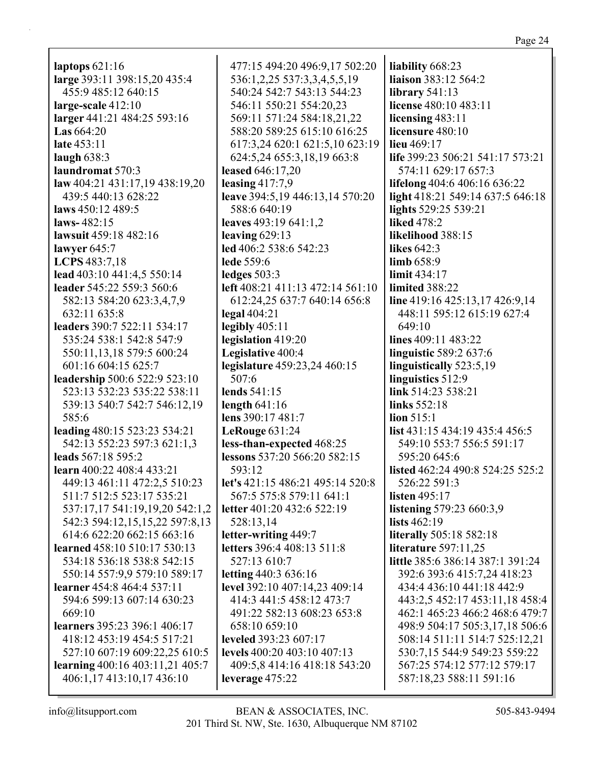**laptops** 621:16
**large** 393:11 398:15,20 435:4 455:9 485:12 640:15
**large-scale** 412:10
**larger** 441:21 484:25 593:16
**Las** 664:20
**late** 453:11
**laugh** 638:3
**laundromat** 570:3
**law** 404:21 431:17,19 438:19,20 439:5 440:13 628:22
**laws** 450:12 489:5
**laws-** 482:15
**lawsuit** 459:18 482:16
**lawyer** 645:7
**LCPS** 483:7,18
**lead** 403:10 441:4,5 550:14
**leader** 545:22 559:3 560:6 582:13 584:20 623:3,4,7,9 632:11 635:8
**leaders** 390:7 522:11 534:17 535:24 538:1 542:8 547:9 550:11,13,18 579:5 600:24 601:16 604:15 625:7
**leadership** 500:6 522:9 523:10 523:13 532:23 535:22 538:11 539:13 540:7 542:7 546:12,19 585:6
**leading** 480:15 523:23 534:21 542:13 552:23 597:3 621:1,3
**leads** 567:18 595:2
**learn** 400:22 408:4 433:21 449:13 461:11 472:2,5 510:23 511:7 512:5 523:17 535:21 537:17,17 541:19,19,20 542:1,2 542:3 594:12,15,15,22 597:8,13 614:6 622:20 662:15 663:16
**learned** 458:10 510:17 530:13 534:18 536:18 538:8 542:15 550:14 557:9,9 579:10 589:17
**learner** 454:8 464:4 537:11 594:6 599:13 607:14 630:23 669:10
**learners** 395:23 396:1 406:17 418:12 453:19 454:5 517:21 527:10 607:19 609:22,25 610:5
**learning** 400:16 403:11,21 405:7 406:1,17 413:10,17 436:10 477:15 494:20 496:9,17 502:20 536:1,2,25 537:3,3,4,5,5,19 540:24 542:7 543:13 544:23 546:11 550:21 554:20,23 569:11 571:24 584:18,21,22 588:20 589:25 615:10 616:25 617:3,24 620:1 621:5,10 623:19 624:5,24 655:3,18,19 663:8
**leased** 646:17,20
**leasing** 417:7,9
**leave** 394:5,19 446:13,14 570:20 588:6 640:19
**leaves** 493:19 641:1,2
**leaving** 629:13
**led** 406:2 538:6 542:23
**lede** 559:6
**ledges** 503:3
**left** 408:21 411:13 472:14 561:10 612:24,25 637:7 640:14 656:8
**legal** 404:21
**legibly** 405:11
**legislation** 419:20
**Legislative** 400:4
**legislature** 459:23,24 460:15 507:6
**lends** 541:15
**length** 641:16
**lens** 390:17 481:7
**LeRouge** 631:24
**less-than-expected** 468:25
**lessons** 537:20 566:20 582:15 593:12
**let's** 421:15 486:21 495:14 520:8 567:5 575:8 579:11 641:1
**letter** 401:20 432:6 522:19 528:13,14
**letter-writing** 449:7
**letters** 396:4 408:13 511:8 527:13 610:7
**letting** 440:3 636:16
**level** 392:10 407:14,23 409:14 414:3 441:5 458:12 473:7 491:22 582:13 608:23 653:8 658:10 659:10
**leveled** 393:23 607:17
**levels** 400:20 403:10 407:13 409:5,8 414:16 418:18 543:20
**leverage** 475:22
**liability** 668:23
**liaison** 383:12 564:2
**library** 541:13
**license** 480:10 483:11
**licensing** 483:11
**licensure** 480:10
**lieu** 469:17
**life** 399:23 506:21 541:17 573:21 574:11 629:17 657:3
**lifelong** 404:6 406:16 636:22
**light** 418:21 549:14 637:5 646:18
**lights** 529:25 539:21
**liked** 478:2
**likelihood** 388:15
**likes** 642:3
**limb** 658:9
**limit** 434:17
**limited** 388:22
**line** 419:16 425:13,17 426:9,14 448:11 595:12 615:19 627:4 649:10
**lines** 409:11 483:22
**linguistic** 589:2 637:6
**linguistically** 523:5,19
**linguistics** 512:9
**link** 514:23 538:21
**links** 552:18
**lion** 515:1
**list** 431:15 434:19 435:4 456:5 549:10 553:7 556:5 591:17 595:20 645:6
**listed** 462:24 490:8 524:25 525:2 526:22 591:3
**listen** 495:17
**listening** 579:23 660:3,9
**lists** 462:19
**literally** 505:18 582:18
**literature** 597:11,25
**little** 385:6 386:14 387:1 391:24 392:6 393:6 415:7,24 418:23 434:4 436:10 441:18 442:9 443:2,5 452:17 453:11,18 458:4 462:1 465:23 466:2 468:6 479:7 498:9 504:17 505:3,17,18 506:6 508:14 511:11 514:7 525:12,21 530:7,15 544:9 549:23 559:22 567:25 574:12 577:12 579:17 587:18,23 588:11 591:16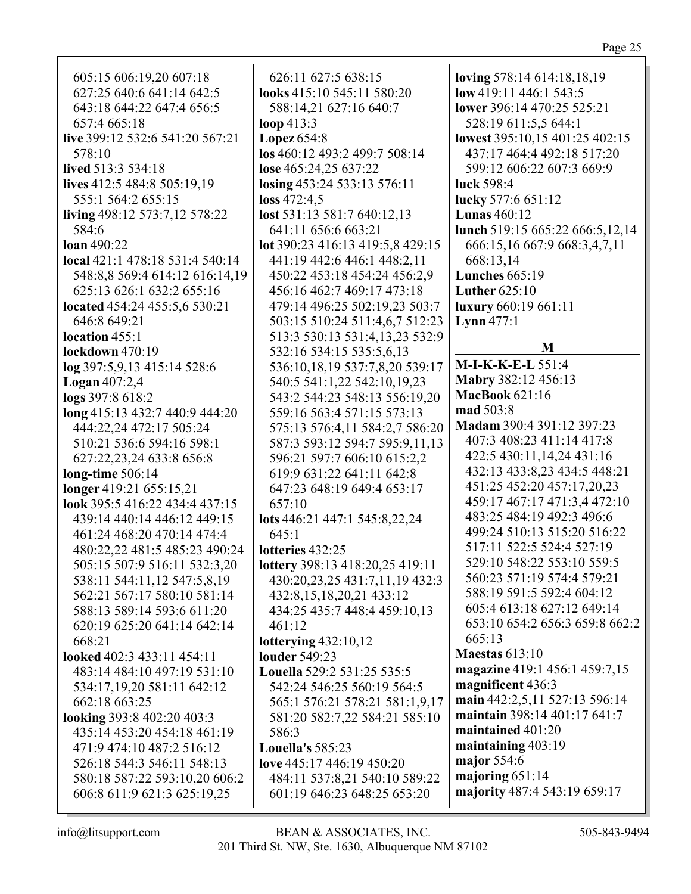605:15 606:19,20 607:18 627:25 640:6 641:14 642:5 643:18 644:22 647:4 656:5 657:4 665:18
**live** 399:12 532:6 541:20 567:21 578:10
**lived** 513:3 534:18
**lives** 412:5 484:8 505:19,19 555:1 564:2 655:15
**living** 498:12 573:7,12 578:22 584:6
**loan** 490:22
**local** 421:1 478:18 531:4 540:14 548:8,8 569:4 614:12 616:14,19 625:13 626:1 632:2 655:16
**located** 454:24 455:5,6 530:21 646:8 649:21
**location** 455:1
**lockdown** 470:19
**log** 397:5,9,13 415:14 528:6
**Logan** 407:2,4
**logs** 397:8 618:2
**long** 415:13 432:7 440:9 444:20 444:22,24 472:17 505:24 510:21 536:6 594:16 598:1 627:22,23,24 633:8 656:8
**long-time** 506:14
**longer** 419:21 655:15,21
**look** 395:5 416:22 434:4 437:15 439:14 440:14 446:12 449:15 461:24 468:20 470:14 474:4 480:22,22 481:5 485:23 490:24 505:15 507:9 516:11 532:3,20 538:11 544:11,12 547:5,8,19 562:21 567:17 580:10 581:14 588:13 589:14 593:6 611:20 620:19 625:20 641:14 642:14 668:21
**looked** 402:3 433:11 454:11 483:14 484:10 497:19 531:10 534:17,19,20 581:11 642:12 662:18 663:25
**looking** 393:8 402:20 403:3 435:14 453:20 454:18 461:19 471:9 474:10 487:2 516:12 526:18 544:3 546:11 548:13 580:18 587:22 593:10,20 606:2 606:8 611:9 621:3 625:19,25 626:11 627:5 638:15
**looks** 415:10 545:11 580:20 588:14,21 627:16 640:7
**loop** 413:3
**Lopez** 654:8
**los** 460:12 493:2 499:7 508:14
**lose** 465:24,25 637:22
**losing** 453:24 533:13 576:11
**loss** 472:4,5
**lost** 531:13 581:7 640:12,13 641:11 656:6 663:21
**lot** 390:23 416:13 419:5,8 429:15 441:19 442:6 446:1 448:2,11 450:22 453:18 454:24 456:2,9 456:16 462:7 469:17 473:18 479:14 496:25 502:19,23 503:7 503:15 510:24 511:4,6,7 512:23 513:3 530:13 531:4,13,23 532:9 532:16 534:15 535:5,6,13 536:10,18,19 537:7,8,20 539:17 540:5 541:1,22 542:10,19,23 543:2 544:23 548:13 556:19,20 559:16 563:4 571:15 573:13 575:13 576:4,11 584:2,7 586:20 587:3 593:12 594:7 595:9,11,13 596:21 597:7 606:10 615:2,2 619:9 631:22 641:11 642:8 647:23 648:19 649:4 653:17 657:10
**lots** 446:21 447:1 545:8,22,24 645:1
**lotteries** 432:25
**lottery** 398:13 418:20,25 419:11 430:20,23,25 431:7,11,19 432:3 432:8,15,18,20,21 433:12 434:25 435:7 448:4 459:10,13 461:12
**lotterying** 432:10,12
**louder** 549:23
**Louella** 529:2 531:25 535:5 542:24 546:25 560:19 564:5 565:1 576:21 578:21 581:1,9,17 581:20 582:7,22 584:21 585:10 586:3
**Louella's** 585:23
**love** 445:17 446:19 450:20 484:11 537:8,21 540:10 589:22 601:19 646:23 648:25 653:20
**loving** 578:14 614:18,18,19
**low** 419:11 446:1 543:5
**lower** 396:14 470:25 525:21 528:19 611:5,5 644:1
**lowest** 395:10,15 401:25 402:15 437:17 464:4 492:18 517:20 599:12 606:22 607:3 669:9
**luck** 598:4
**lucky** 577:6 651:12
**Lunas** 460:12
**lunch** 519:15 665:22 666:5,12,14 666:15,16 667:9 668:3,4,7,11 668:13,14
**Lunches** 665:19
**Luther** 625:10
**luxury** 660:19 661:11
**Lynn** 477:1

## M

**M-I-K-K-E-L** 551:4
**Mabry** 382:12 456:13
**MacBook** 621:16
**mad** 503:8
**Madam** 390:4 391:12 397:23 407:3 408:23 411:14 417:8 422:5 430:11,14,24 431:16 432:13 433:8,23 434:5 448:21 451:25 452:20 457:17,20,23 459:17 467:17 471:3,4 472:10 483:25 484:19 492:3 496:6 499:24 510:13 515:20 516:22 517:11 522:5 524:4 527:19 529:10 548:22 553:10 559:5 560:23 571:19 574:4 579:21 588:19 591:5 592:4 604:12 605:4 613:18 627:12 649:14 653:10 654:2 656:3 659:8 662:2 665:13
**Maestas** 613:10
**magazine** 419:1 456:1 459:7,15
**magnificent** 436:3
**main** 442:2,5,11 527:13 596:14
**maintain** 398:14 401:17 641:7
**maintained** 401:20
**maintaining** 403:19
**major** 554:6
**majoring** 651:14
**majority** 487:4 543:19 659:17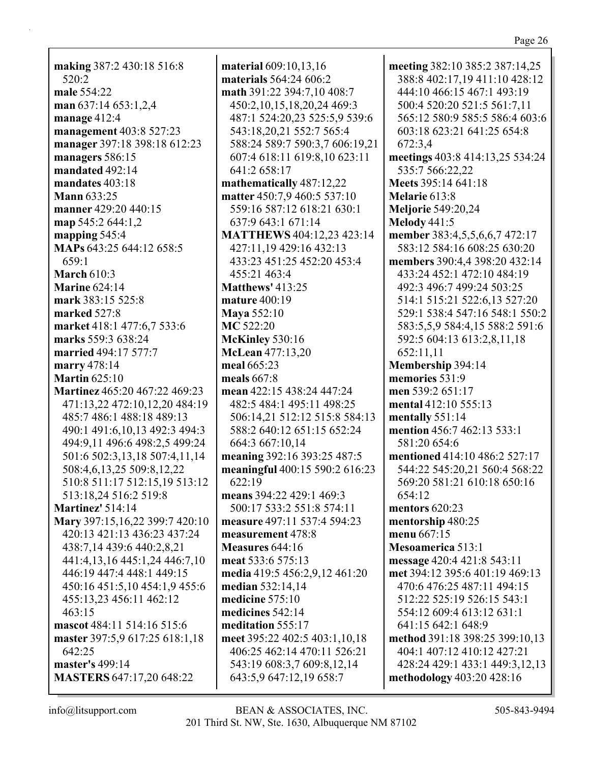**making** 387:2 430:18 516:8 520:2
**male** 554:22
**man** 637:14 653:1,2,4
**manage** 412:4
**management** 403:8 527:23
**manager** 397:18 398:18 612:23
**managers** 586:15
**mandated** 492:14
**mandates** 403:18
**Mann** 633:25
**manner** 429:20 440:15
**map** 545:2 644:1,2
**mapping** 545:4
**MAPs** 643:25 644:12 658:5 659:1
**March** 610:3
**Marine** 624:14
**mark** 383:15 525:8
**marked** 527:8
**market** 418:1 477:6,7 533:6
**marks** 559:3 638:24
**married** 494:17 577:7
**marry** 478:14
**Martin** 625:10
**Martinez** 465:20 467:22 469:23 471:13,22 472:10,12,20 484:19 485:7 486:1 488:18 489:13 490:1 491:6,10,13 492:3 494:3 494:9,11 496:6 498:2,5 499:24 501:6 502:3,13,18 507:4,11,14 508:4,6,13,25 509:8,12,22 510:8 511:17 512:15,19 513:12 513:18,24 516:2 519:8
**Martinez'** 514:14
**Mary** 397:15,16,22 399:7 420:10 420:13 421:13 436:23 437:24 438:7,14 439:6 440:2,8,21 441:4,13,16 445:1,24 446:7,10 446:19 447:4 448:1 449:15 450:16 451:5,10 454:1,9 455:6 455:13,23 456:11 462:12 463:15
**mascot** 484:11 514:16 515:6
**master** 397:5,9 617:25 618:1,18 642:25
**master's** 499:14
**MASTERS** 647:17,20 648:22
**material** 609:10,13,16
**materials** 564:24 606:2
**math** 391:22 394:7,10 408:7 450:2,10,15,18,20,24 469:3 487:1 524:20,23 525:5,9 539:6 543:18,20,21 552:7 565:4 588:24 589:7 590:3,7 606:19,21 607:4 618:11 619:8,10 623:11 641:2 658:17
**mathematically** 487:12,22
**matter** 450:7,9 460:5 537:10 559:16 587:12 618:21 630:1 637:9 643:1 671:14
**MATTHEWS** 404:12,23 423:14 427:11,19 429:16 432:13 433:23 451:25 452:20 453:4 455:21 463:4
**Matthews'** 413:25
**mature** 400:19
**Maya** 552:10
**MC** 522:20
**McKinley** 530:16
**McLean** 477:13,20
**meal** 665:23
**meals** 667:8
**mean** 422:15 438:24 447:24 482:5 484:1 495:11 498:25 506:14,21 512:12 515:8 584:13 588:2 640:12 651:15 652:24 664:3 667:10,14
**meaning** 392:16 393:25 487:5
**meaningful** 400:15 590:2 616:23 622:19
**means** 394:22 429:1 469:3 500:17 533:2 551:8 574:11
**measure** 497:11 537:4 594:23
**measurement** 478:8
**Measures** 644:16
**meat** 533:6 575:13
**media** 419:5 456:2,9,12 461:20
**median** 532:14,14
**medicine** 575:10
**medicines** 542:14
**meditation** 555:17
**meet** 395:22 402:5 403:1,10,18 406:25 462:14 470:11 526:21 543:19 608:3,7 609:8,12,14 643:5,9 647:12,19 658:7
**meeting** 382:10 385:2 387:14,25 388:8 402:17,19 411:10 428:12 444:10 466:15 467:1 493:19 500:4 520:20 521:5 561:7,11 565:12 580:9 585:5 586:4 603:6 603:18 623:21 641:25 654:8 672:3,4
**meetings** 403:8 414:13,25 534:24 535:7 566:22,22
**Meets** 395:14 641:18
**Melarie** 613:8
**Meljorie** 549:20,24
**Melody** 441:5
**member** 383:4,5,5,6,6,7 472:17 583:12 584:16 608:25 630:20
**members** 390:4,4 398:20 432:14 433:24 452:1 472:10 484:19 492:3 496:7 499:24 503:25 514:1 515:21 522:6,13 527:20 529:1 538:4 547:16 548:1 550:2 583:5,5,9 584:4,15 588:2 591:6 592:5 604:13 613:2,8,11,18 652:11,11
**Membership** 394:14
**memories** 531:9
**men** 539:2 651:17
**mental** 412:10 555:13
**mentally** 551:14
**mention** 456:7 462:13 533:1 581:20 654:6
**mentioned** 414:10 486:2 527:17 544:22 545:20,21 560:4 568:22 569:20 581:21 610:18 650:16 654:12
**mentors** 620:23
**mentorship** 480:25
**menu** 667:15
**Mesoamerica** 513:1
**message** 420:4 421:8 543:11
**met** 394:12 395:6 401:19 469:13 470:6 476:25 487:11 494:15 512:22 525:19 526:15 543:1 554:12 609:4 613:12 631:1 641:15 642:1 648:9
**method** 391:18 398:25 399:10,13 404:1 407:12 410:12 427:21 428:24 429:1 433:1 449:3,12,13
**methodology** 403:20 428:16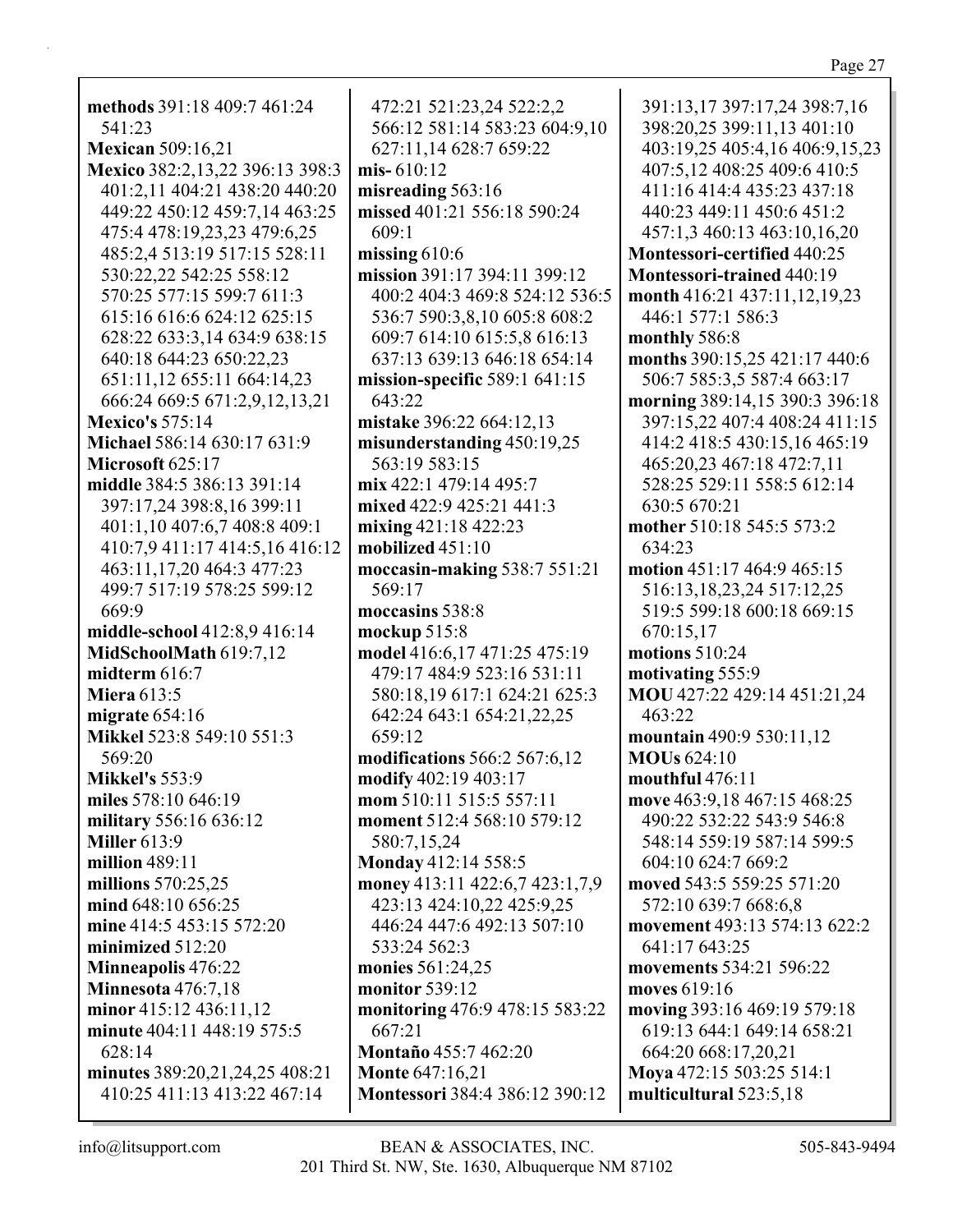**methods** 391:18 409:7 461:24 541:23
**Mexican** 509:16,21
**Mexico** 382:2,13,22 396:13 398:3 401:2,11 404:21 438:20 440:20 449:22 450:12 459:7,14 463:25 475:4 478:19,23,23 479:6,25 485:2,4 513:19 517:15 528:11 530:22,22 542:25 558:12 570:25 577:15 599:7 611:3 615:16 616:6 624:12 625:15 628:22 633:3,14 634:9 638:15 640:18 644:23 650:22,23 651:11,12 655:11 664:14,23 666:24 669:5 671:2,9,12,13,21
**Mexico's** 575:14
**Michael** 586:14 630:17 631:9
**Microsoft** 625:17
**middle** 384:5 386:13 391:14 397:17,24 398:8,16 399:11 401:1,10 407:6,7 408:8 409:1 410:7,9 411:17 414:5,16 416:12 463:11,17,20 464:3 477:23 499:7 517:19 578:25 599:12 669:9
**middle-school** 412:8,9 416:14
**MidSchoolMath** 619:7,12
**midterm** 616:7
**Miera** 613:5
**migrate** 654:16
**Mikkel** 523:8 549:10 551:3 569:20
**Mikkel's** 553:9
**miles** 578:10 646:19
**military** 556:16 636:12
**Miller** 613:9
**million** 489:11
**millions** 570:25,25
**mind** 648:10 656:25
**mine** 414:5 453:15 572:20
**minimized** 512:20
**Minneapolis** 476:22
**Minnesota** 476:7,18
**minor** 415:12 436:11,12
**minute** 404:11 448:19 575:5 628:14
**minutes** 389:20,21,24,25 408:21 410:25 411:13 413:22 467:14 472:21 521:23,24 522:2,2 566:12 581:14 583:23 604:9,10 627:11,14 628:7 659:22
**mis-** 610:12
**misreading** 563:16
**missed** 401:21 556:18 590:24 609:1
**missing** 610:6
**mission** 391:17 394:11 399:12 400:2 404:3 469:8 524:12 536:5 536:7 590:3,8,10 605:8 608:2 609:7 614:10 615:5,8 616:13 637:13 639:13 646:18 654:14
**mission-specific** 589:1 641:15 643:22
**mistake** 396:22 664:12,13
**misunderstanding** 450:19,25 563:19 583:15
**mix** 422:1 479:14 495:7
**mixed** 422:9 425:21 441:3
**mixing** 421:18 422:23
**mobilized** 451:10
**moccasin-making** 538:7 551:21 569:17
**moccasins** 538:8
**mockup** 515:8
**model** 416:6,17 471:25 475:19 479:17 484:9 523:16 531:11 580:18,19 617:1 624:21 625:3 642:24 643:1 654:21,22,25 659:12
**modifications** 566:2 567:6,12
**modify** 402:19 403:17
**mom** 510:11 515:5 557:11
**moment** 512:4 568:10 579:12 580:7,15,24
**Monday** 412:14 558:5
**money** 413:11 422:6,7 423:1,7,9 423:13 424:10,22 425:9,25 446:24 447:6 492:13 507:10 533:24 562:3
**monies** 561:24,25
**monitor** 539:12
**monitoring** 476:9 478:15 583:22 667:21
**Montaño** 455:7 462:20
**Monte** 647:16,21
**Montessori** 384:4 386:12 390:12 391:13,17 397:17,24 398:7,16 398:20,25 399:11,13 401:10 403:19,25 405:4,16 406:9,15,23 407:5,12 408:25 409:6 410:5 411:16 414:4 435:23 437:18 440:23 449:11 450:6 451:2 457:1,3 460:13 463:10,16,20
**Montessori-certified** 440:25
**Montessori-trained** 440:19
**month** 416:21 437:11,12,19,23 446:1 577:1 586:3
**monthly** 586:8
**months** 390:15,25 421:17 440:6 506:7 585:3,5 587:4 663:17
**morning** 389:14,15 390:3 396:18 397:15,22 407:4 408:24 411:15 414:2 418:5 430:15,16 465:19 465:20,23 467:18 472:7,11 528:25 529:11 558:5 612:14 630:5 670:21
**mother** 510:18 545:5 573:2 634:23
**motion** 451:17 464:9 465:15 516:13,18,23,24 517:12,25 519:5 599:18 600:18 669:15 670:15,17
**motions** 510:24
**motivating** 555:9
**MOU** 427:22 429:14 451:21,24 463:22
**mountain** 490:9 530:11,12
**MOUs** 624:10
**mouthful** 476:11
**move** 463:9,18 467:15 468:25 490:22 532:22 543:9 546:8 548:14 559:19 587:14 599:5 604:10 624:7 669:2
**moved** 543:5 559:25 571:20 572:10 639:7 668:6,8
**movement** 493:13 574:13 622:2 641:17 643:25
**movements** 534:21 596:22
**moves** 619:16
**moving** 393:16 469:19 579:18 619:13 644:1 649:14 658:21 664:20 668:17,20,21
**Moya** 472:15 503:25 514:1
**multicultural** 523:5,18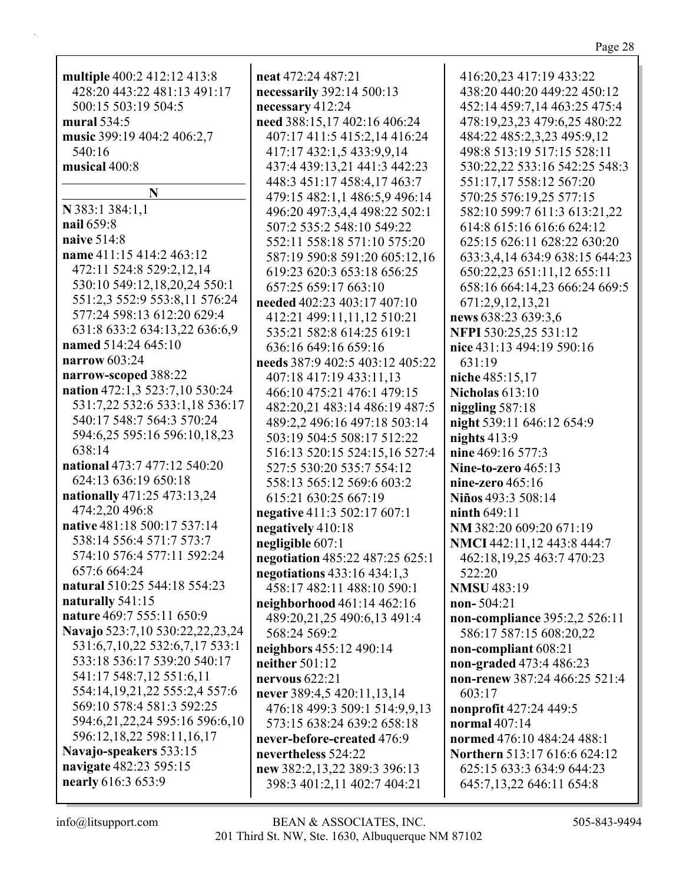**multiple** 400:2 412:12 413:8 428:20 443:22 481:13 491:17 500:15 503:19 504:5
**mural** 534:5
**music** 399:19 404:2 406:2,7 540:16
**musical** 400:8

## N

**N** 383:1 384:1,1
**nail** 659:8
**naive** 514:8
**name** 411:15 414:2 463:12 472:11 524:8 529:2,12,14 530:10 549:12,18,20,24 550:1 551:2,3 552:9 553:8,11 576:24 577:24 598:13 612:20 629:4 631:8 633:2 634:13,22 636:6,9
**named** 514:24 645:10
**narrow** 603:24
**narrow-scoped** 388:22
**nation** 472:1,3 523:7,10 530:24 531:7,22 532:6 533:1,18 536:17 540:17 548:7 564:3 570:24 594:6,25 595:16 596:10,18,23 638:14
**national** 473:7 477:12 540:20 624:13 636:19 650:18
**nationally** 471:25 473:13,24 474:2,20 496:8
**native** 481:18 500:17 537:14 538:14 556:4 571:7 573:7 574:10 576:4 577:11 592:24 657:6 664:24
**natural** 510:25 544:18 554:23
**naturally** 541:15
**nature** 469:7 555:11 650:9
**Navajo** 523:7,10 530:22,22,23,24 531:6,7,10,22 532:6,7,17 533:1 533:18 536:17 539:20 540:17 541:17 548:7,12 551:6,11 554:14,19,21,22 555:2,4 557:6 569:10 578:4 581:3 592:25 594:6,21,22,24 595:16 596:6,10 596:12,18,22 598:11,16,17
**Navajo-speakers** 533:15
**navigate** 482:23 595:15
**nearly** 616:3 653:9
**neat** 472:24 487:21
**necessarily** 392:14 500:13
**necessary** 412:24
**need** 388:15,17 402:16 406:24 407:17 411:5 415:2,14 416:24 417:17 432:1,5 433:9,9,14 437:4 439:13,21 441:3 442:23 448:3 451:17 458:4,17 463:7 479:15 482:1,1 486:5,9 496:14 496:20 497:3,4,4 498:22 502:1 507:2 535:2 548:10 549:22 552:11 558:18 571:10 575:20 587:19 590:8 591:20 605:12,16 619:23 620:3 653:18 656:25 657:25 659:17 663:10
**needed** 402:23 403:17 407:10 412:21 499:11,11,12 510:21 535:21 582:8 614:25 619:1 636:16 649:16 659:16
**needs** 387:9 402:5 403:12 405:22 407:18 417:19 433:11,13 466:10 475:21 476:1 479:15 482:20,21 483:14 486:19 487:5 489:2,2 496:16 497:18 503:14 503:19 504:5 508:17 512:22 516:13 520:15 524:15,16 527:4 527:5 530:20 535:7 554:12 558:13 565:12 569:6 603:2 615:21 630:25 667:19
**negative** 411:3 502:17 607:1
**negatively** 410:18
**negligible** 607:1
**negotiation** 485:22 487:25 625:1
**negotiations** 433:16 434:1,3 458:17 482:11 488:10 590:1
**neighborhood** 461:14 462:16 489:20,21,25 490:6,13 491:4 568:24 569:2
**neighbors** 455:12 490:14
**neither** 501:12
**nervous** 622:21
**never** 389:4,5 420:11,13,14 476:18 499:3 509:1 514:9,9,13 573:15 638:24 639:2 658:18
**never-before-created** 476:9
**nevertheless** 524:22
**new** 382:2,13,22 389:3 396:13 398:3 401:2,11 402:7 404:21 416:20,23 417:19 433:22 438:20 440:20 449:22 450:12 452:14 459:7,14 463:25 475:4 478:19,23,23 479:6,25 480:22 484:22 485:2,3,23 495:9,12 498:8 513:19 517:15 528:11 530:22,22 533:16 542:25 548:3 551:17,17 558:12 567:20 570:25 576:19,25 577:15 582:10 599:7 611:3 613:21,22 614:8 615:16 616:6 624:12 625:15 626:11 628:22 630:20 633:3,4,14 634:9 638:15 644:23 650:22,23 651:11,12 655:11 658:16 664:14,23 666:24 669:5 671:2,9,12,13,21
**news** 638:23 639:3,6
**NFPI** 530:25,25 531:12
**nice** 431:13 494:19 590:16 631:19
**niche** 485:15,17
**Nicholas** 613:10
**niggling** 587:18
**night** 539:11 646:12 654:9
**nights** 413:9
**nine** 469:16 577:3
**Nine-to-zero** 465:13
**nine-zero** 465:16
**Niños** 493:3 508:14
**ninth** 649:11
**NM** 382:20 609:20 671:19
**NMCI** 442:11,12 443:8 444:7 462:18,19,25 463:7 470:23 522:20
**NMSU** 483:19
**non-** 504:21
**non-compliance** 395:2,2 526:11 586:17 587:15 608:20,22
**non-compliant** 608:21
**non-graded** 473:4 486:23
**non-renew** 387:24 466:25 521:4 603:17
**nonprofit** 427:24 449:5
**normal** 407:14
**normed** 476:10 484:24 488:1
**Northern** 513:17 616:6 624:12 625:15 633:3 634:9 644:23 645:7,13,22 646:11 654:8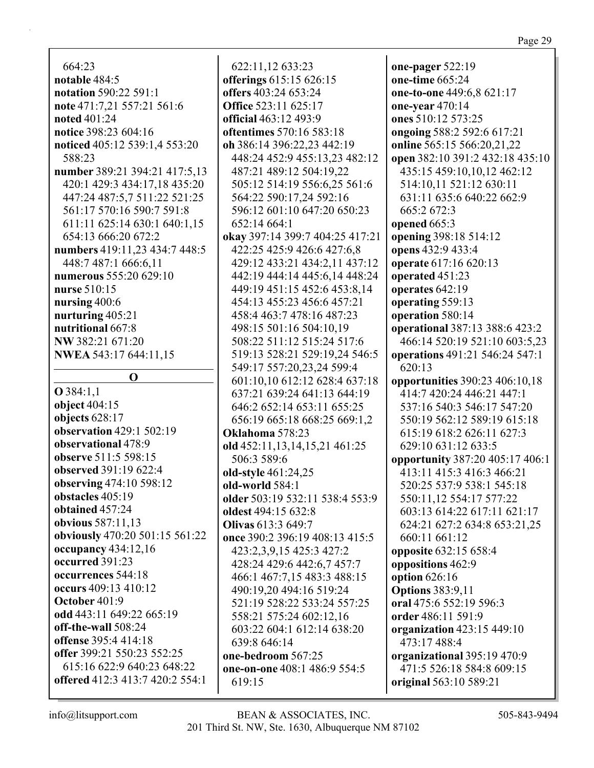664:23
**notable** 484:5
**notation** 590:22 591:1
**note** 471:7,21 557:21 561:6
**noted** 401:24
**notice** 398:23 604:16
**noticed** 405:12 539:1,4 553:20 588:23
**number** 389:21 394:21 417:5,13 420:1 429:3 434:17,18 435:20 447:24 487:5,7 511:22 521:25 561:17 570:16 590:7 591:8 611:11 625:14 630:1 640:1,15 654:13 666:20 672:2
**numbers** 419:11,23 434:7 448:5 448:7 487:1 666:6,11
**numerous** 555:20 629:10
**nurse** 510:15
**nursing** 400:6
**nurturing** 405:21
**nutritional** 667:8
**NW** 382:21 671:20
**NWEA** 543:17 644:11,15

## O

**O** 384:1,1
**object** 404:15
**objects** 628:17
**observation** 429:1 502:19
**observational** 478:9
**observe** 511:5 598:15
**observed** 391:19 622:4
**observing** 474:10 598:12
**obstacles** 405:19
**obtained** 457:24
**obvious** 587:11,13
**obviously** 470:20 501:15 561:22
**occupancy** 434:12,16
**occurred** 391:23
**occurrences** 544:18
**occurs** 409:13 410:12
**October** 401:9
**odd** 443:11 649:22 665:19
**off-the-wall** 508:24
**offense** 395:4 414:18
**offer** 399:21 550:23 552:25 615:16 622:9 640:23 648:22
**offered** 412:3 413:7 420:2 554:1 622:11,12 633:23
**offerings** 615:15 626:15
**offers** 403:24 653:24
**Office** 523:11 625:17
**official** 463:12 493:9
**oftentimes** 570:16 583:18
**oh** 386:14 396:22,23 442:19 448:24 452:9 455:13,23 482:12 487:21 489:12 504:19,22 505:12 514:19 556:6,25 561:6 564:22 590:17,24 592:16 596:12 601:10 647:20 650:23 652:14 664:1
**okay** 397:14 399:7 404:25 417:21 422:25 425:9 426:6 427:6,8 429:12 433:21 434:2,11 437:12 442:19 444:14 445:6,14 448:24 449:19 451:15 452:6 453:8,14 454:13 455:23 456:6 457:21 458:4 463:7 478:16 487:23 498:15 501:16 504:10,19 508:22 511:12 515:24 517:6 519:13 528:21 529:19,24 546:5 549:17 557:20,23,24 599:4 601:10,10 612:12 628:4 637:18 637:21 639:24 641:13 644:19 646:2 652:14 653:11 655:25 656:19 665:18 668:25 669:1,2
**Oklahoma** 578:23
**old** 452:11,13,14,15,21 461:25 506:3 589:6
**old-style** 461:24,25
**old-world** 584:1
**older** 503:19 532:11 538:4 553:9
**oldest** 494:15 632:8
**Olivas** 613:3 649:7
**once** 390:2 396:19 408:13 415:5 423:2,3,9,15 425:3 427:2 428:24 429:6 442:6,7 457:7 466:1 467:7,15 483:3 488:15 490:19,20 494:16 519:24 521:19 528:22 533:24 557:25 558:21 575:24 602:12,16 603:22 604:1 612:14 638:20 639:8 646:14
**one-bedroom** 567:25
**one-on-one** 408:1 486:9 554:5 619:15
**one-pager** 522:19
**one-time** 665:24
**one-to-one** 449:6,8 621:17
**one-year** 470:14
**ones** 510:12 573:25
**ongoing** 588:2 592:6 617:21
**online** 565:15 566:20,21,22
**open** 382:10 391:2 432:18 435:10 435:15 459:10,10,12 462:12 514:10,11 521:12 630:11 631:11 635:6 640:22 662:9 665:2 672:3
**opened** 665:3
**opening** 398:18 514:12
**opens** 432:9 433:4
**operate** 617:16 620:13
**operated** 451:23
**operates** 642:19
**operating** 559:13
**operation** 580:14
**operational** 387:13 388:6 423:2 466:14 520:19 521:10 603:5,23
**operations** 491:21 546:24 547:1 620:13
**opportunities** 390:23 406:10,18 414:7 420:24 446:21 447:1 537:16 540:3 546:17 547:20 550:19 562:12 589:19 615:18 615:19 618:2 626:11 627:3 629:10 631:12 633:5
**opportunity** 387:20 405:17 406:1 413:11 415:3 416:3 466:21 520:25 537:9 538:1 545:18 550:11,12 554:17 577:22 603:13 614:22 617:11 621:17 624:21 627:2 634:8 653:21,25 660:11 661:12
**opposite** 632:15 658:4
**oppositions** 462:9
**option** 626:16
**Options** 383:9,11
**oral** 475:6 552:19 596:3
**order** 486:11 591:9
**organization** 423:15 449:10 473:17 488:4
**organizational** 395:19 470:9 471:5 526:18 584:8 609:15
**original** 563:10 589:21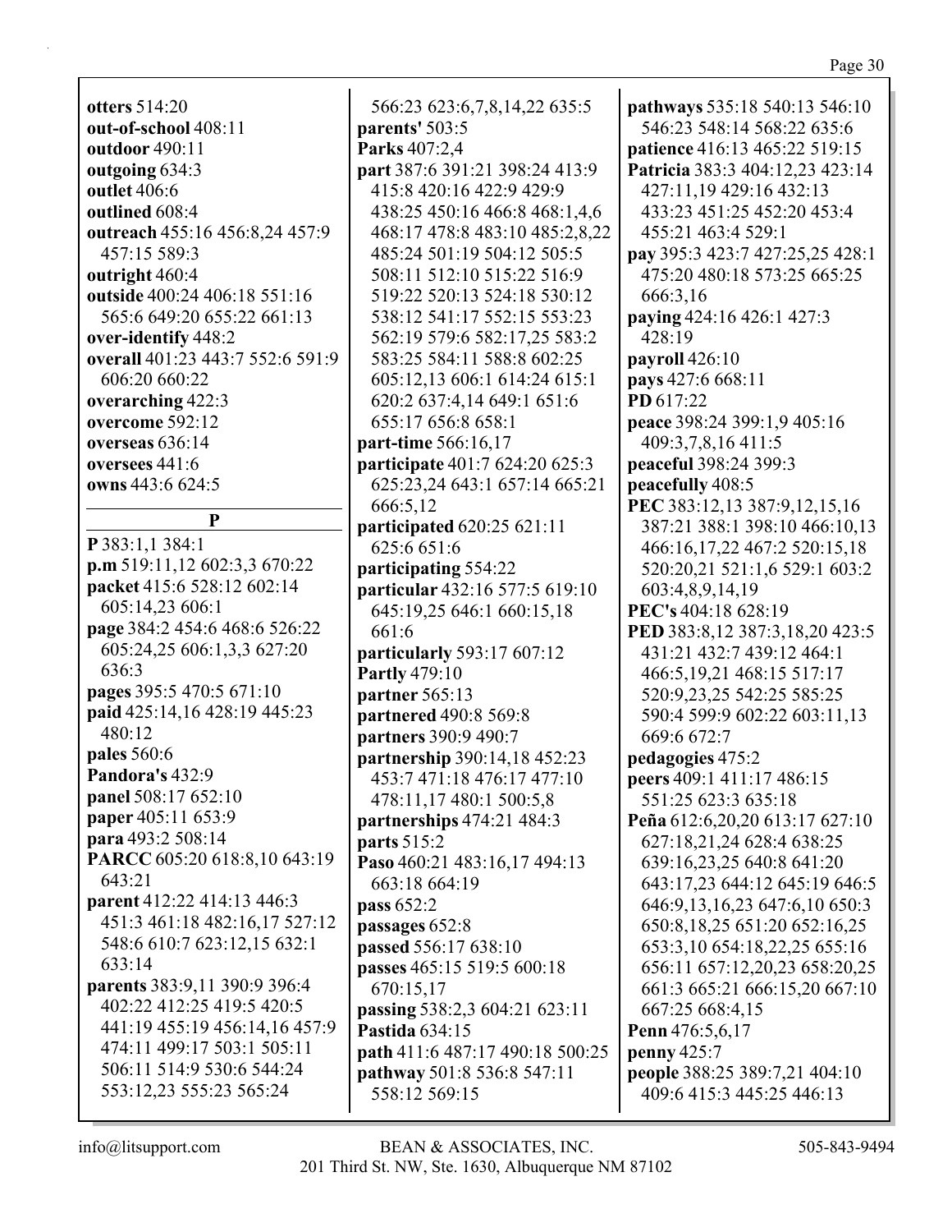**otters** 514:20
**out-of-school** 408:11
**outdoor** 490:11
**outgoing** 634:3
**outlet** 406:6
**outlined** 608:4
**outreach** 455:16 456:8,24 457:9 457:15 589:3
**outright** 460:4
**outside** 400:24 406:18 551:16 565:6 649:20 655:22 661:13
**over-identify** 448:2
**overall** 401:23 443:7 552:6 591:9 606:20 660:22
**overarching** 422:3
**overcome** 592:12
**overseas** 636:14
**oversees** 441:6
**owns** 443:6 624:5

**P**

**P** 383:1,1 384:1
**p.m** 519:11,12 602:3,3 670:22
**packet** 415:6 528:12 602:14 605:14,23 606:1
**page** 384:2 454:6 468:6 526:22 605:24,25 606:1,3,3 627:20 636:3
**pages** 395:5 470:5 671:10
**paid** 425:14,16 428:19 445:23 480:12
**pales** 560:6
**Pandora's** 432:9
**panel** 508:17 652:10
**paper** 405:11 653:9
**para** 493:2 508:14
**PARCC** 605:20 618:8,10 643:19 643:21
**parent** 412:22 414:13 446:3 451:3 461:18 482:16,17 527:12 548:6 610:7 623:12,15 632:1 633:14
**parents** 383:9,11 390:9 396:4 402:22 412:25 419:5 420:5 441:19 455:19 456:14,16 457:9 474:11 499:17 503:1 505:11 506:11 514:9 530:6 544:24 553:12,23 555:23 565:24 566:23 623:6,7,8,14,22 635:5
**parents'** 503:5
**Parks** 407:2,4
**part** 387:6 391:21 398:24 413:9 415:8 420:16 422:9 429:9 438:25 450:16 466:8 468:1,4,6 468:17 478:8 483:10 485:2,8,22 485:24 501:19 504:12 505:5 508:11 512:10 515:22 516:9 519:22 520:13 524:18 530:12 538:12 541:17 552:15 553:23 562:19 579:6 582:17,25 583:2 583:25 584:11 588:8 602:25 605:12,13 606:1 614:24 615:1 620:2 637:4,14 649:1 651:6 655:17 656:8 658:1
**part-time** 566:16,17
**participate** 401:7 624:20 625:3 625:23,24 643:1 657:14 665:21 666:5,12
**participated** 620:25 621:11 625:6 651:6
**participating** 554:22
**particular** 432:16 577:5 619:10 645:19,25 646:1 660:15,18 661:6
**particularly** 593:17 607:12
**Partly** 479:10
**partner** 565:13
**partnered** 490:8 569:8
**partners** 390:9 490:7
**partnership** 390:14,18 452:23 453:7 471:18 476:17 477:10 478:11,17 480:1 500:5,8
**partnerships** 474:21 484:3
**parts** 515:2
**Paso** 460:21 483:16,17 494:13 663:18 664:19
**pass** 652:2
**passages** 652:8
**passed** 556:17 638:10
**passes** 465:15 519:5 600:18 670:15,17
**passing** 538:2,3 604:21 623:11
**Pastida** 634:15
**path** 411:6 487:17 490:18 500:25
**pathway** 501:8 536:8 547:11 558:12 569:15
**pathways** 535:18 540:13 546:10 546:23 548:14 568:22 635:6
**patience** 416:13 465:22 519:15
**Patricia** 383:3 404:12,23 423:14 427:11,19 429:16 432:13 433:23 451:25 452:20 453:4 455:21 463:4 529:1
**pay** 395:3 423:7 427:25,25 428:1 475:20 480:18 573:25 665:25 666:3,16
**paying** 424:16 426:1 427:3 428:19
**payroll** 426:10
**pays** 427:6 668:11
**PD** 617:22
**peace** 398:24 399:1,9 405:16 409:3,7,8,16 411:5
**peaceful** 398:24 399:3
**peacefully** 408:5
**PEC** 383:12,13 387:9,12,15,16 387:21 388:1 398:10 466:10,13 466:16,17,22 467:2 520:15,18 520:20,21 521:1,6 529:1 603:2 603:4,8,9,14,19
**PEC's** 404:18 628:19
**PED** 383:8,12 387:3,18,20 423:5 431:21 432:7 439:12 464:1 466:5,19,21 468:15 517:17 520:9,23,25 542:25 585:25 590:4 599:9 602:22 603:11,13 669:6 672:7
**pedagogies** 475:2
**peers** 409:1 411:17 486:15 551:25 623:3 635:18
**Peña** 612:6,20,20 613:17 627:10 627:18,21,24 628:4 638:25 639:16,23,25 640:8 641:20 643:17,23 644:12 645:19 646:5 646:9,13,16,23 647:6,10 650:3 650:8,18,25 651:20 652:16,25 653:3,10 654:18,22,25 655:16 656:11 657:12,20,23 658:20,25 661:3 665:21 666:15,20 667:10 667:25 668:4,15
**Penn** 476:5,6,17
**penny** 425:7
**people** 388:25 389:7,21 404:10 409:6 415:3 445:25 446:13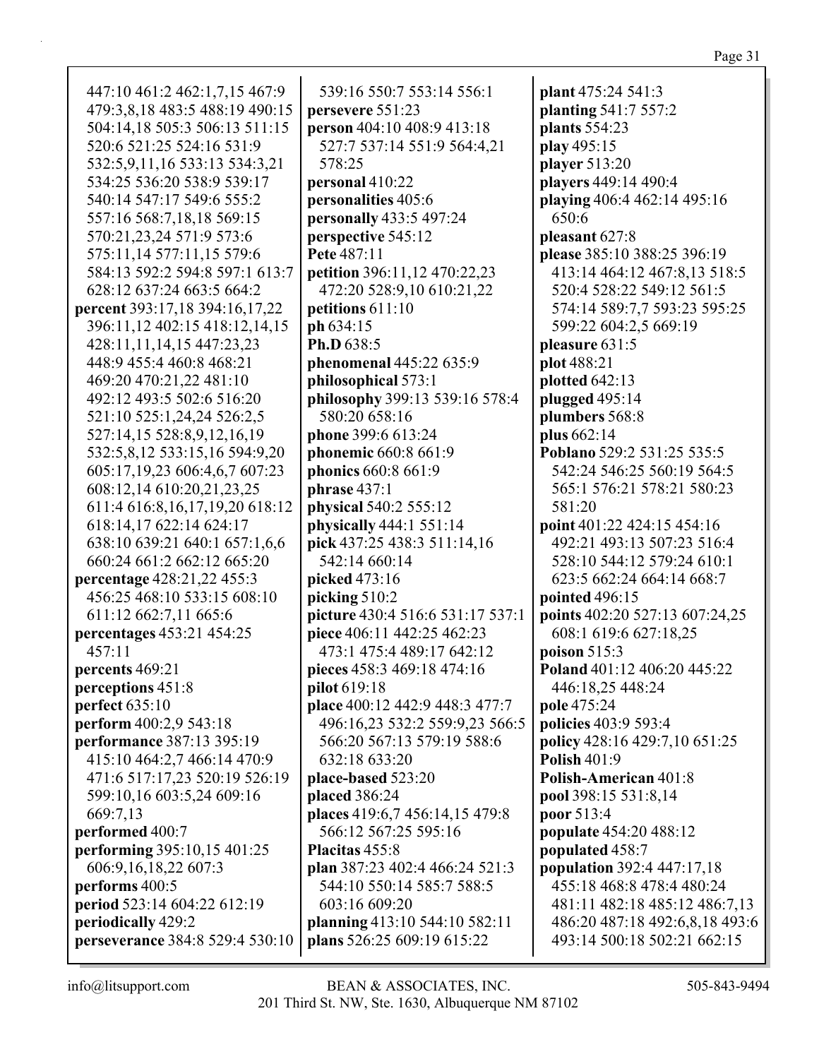447:10 461:2 462:1,7,15 467:9 479:3,8,18 483:5 488:19 490:15 504:14,18 505:3 506:13 511:15 520:6 521:25 524:16 531:9 532:5,9,11,16 533:13 534:3,21 534:25 536:20 538:9 539:17 540:14 547:17 549:6 555:2 557:16 568:7,18,18 569:15 570:21,23,24 571:9 573:6 575:11,14 577:11,15 579:6 584:13 592:2 594:8 597:1 613:7 628:12 637:24 663:5 664:2

**percent** 393:17,18 394:16,17,22 396:11,12 402:15 418:12,14,15 428:11,11,14,15 447:23,23 448:9 455:4 460:8 468:21 469:20 470:21,22 481:10 492:12 493:5 502:6 516:20 521:10 525:1,24,24 526:2,5 527:14,15 528:8,9,12,16,19 532:5,8,12 533:15,16 594:9,20 605:17,19,23 606:4,6,7 607:23 608:12,14 610:20,21,23,25 611:4 616:8,16,17,19,20 618:12 618:14,17 622:14 624:17 638:10 639:21 640:1 657:1,6,6 660:24 661:2 662:12 665:20

**percentage** 428:21,22 455:3 456:25 468:10 533:15 608:10 611:12 662:7,11 665:6

**percentages** 453:21 454:25 457:11

**percents** 469:21

**perceptions** 451:8

**perfect** 635:10

**perform** 400:2,9 543:18

**performance** 387:13 395:19 415:10 464:2,7 466:14 470:9 471:6 517:17,23 520:19 526:19 599:10,16 603:5,24 609:16 669:7,13

**performed** 400:7

**performing** 395:10,15 401:25 606:9,16,18,22 607:3

**performs** 400:5

**period** 523:14 604:22 612:19

**periodically** 429:2

**perseverance** 384:8 529:4 530:10 539:16 550:7 553:14 556:1

**persevere** 551:23

**person** 404:10 408:9 413:18 527:7 537:14 551:9 564:4,21 578:25

**personal** 410:22

**personalities** 405:6

**personally** 433:5 497:24

**perspective** 545:12

**Pete** 487:11

**petition** 396:11,12 470:22,23 472:20 528:9,10 610:21,22

**petitions** 611:10

**ph** 634:15

**Ph.D** 638:5

**phenomenal** 445:22 635:9

**philosophical** 573:1

**philosophy** 399:13 539:16 578:4 580:20 658:16

**phone** 399:6 613:24

**phonemic** 660:8 661:9

**phonics** 660:8 661:9

**phrase** 437:1

**physical** 540:2 555:12

**physically** 444:1 551:14

**pick** 437:25 438:3 511:14,16 542:14 660:14

**picked** 473:16

**picking** 510:2

**picture** 430:4 516:6 531:17 537:1

**piece** 406:11 442:25 462:23 473:1 475:4 489:17 642:12

**pieces** 458:3 469:18 474:16

**pilot** 619:18

**place** 400:12 442:9 448:3 477:7 496:16,23 532:2 559:9,23 566:5 566:20 567:13 579:19 588:6 632:18 633:20

**place-based** 523:20

**placed** 386:24

**places** 419:6,7 456:14,15 479:8 566:12 567:25 595:16

**Placitas** 455:8

**plan** 387:23 402:4 466:24 521:3 544:10 550:14 585:7 588:5 603:16 609:20

**planning** 413:10 544:10 582:11

**plans** 526:25 609:19 615:22

**plant** 475:24 541:3

**planting** 541:7 557:2

**plants** 554:23

**play** 495:15

**player** 513:20

**players** 449:14 490:4

**playing** 406:4 462:14 495:16 650:6

**pleasant** 627:8

**please** 385:10 388:25 396:19 413:14 464:12 467:8,13 518:5 520:4 528:22 549:12 561:5 574:14 589:7,7 593:23 595:25 599:22 604:2,5 669:19

**pleasure** 631:5

**plot** 488:21

**plotted** 642:13

**plugged** 495:14

**plumbers** 568:8

**plus** 662:14

**Poblano** 529:2 531:25 535:5 542:24 546:25 560:19 564:5 565:1 576:21 578:21 580:23 581:20

**point** 401:22 424:15 454:16 492:21 493:13 507:23 516:4 528:10 544:12 579:24 610:1 623:5 662:24 664:14 668:7

**pointed** 496:15

**points** 402:20 527:13 607:24,25 608:1 619:6 627:18,25

**poison** 515:3

**Poland** 401:12 406:20 445:22 446:18,25 448:24

**pole** 475:24

**policies** 403:9 593:4

**policy** 428:16 429:7,10 651:25

**Polish** 401:9

**Polish-American** 401:8

**pool** 398:15 531:8,14

**poor** 513:4

**populate** 454:20 488:12

**populated** 458:7

**population** 392:4 447:17,18 455:18 468:8 478:4 480:24 481:11 482:18 485:12 486:7,13 486:20 487:18 492:6,8,18 493:6 493:14 500:18 502:21 662:15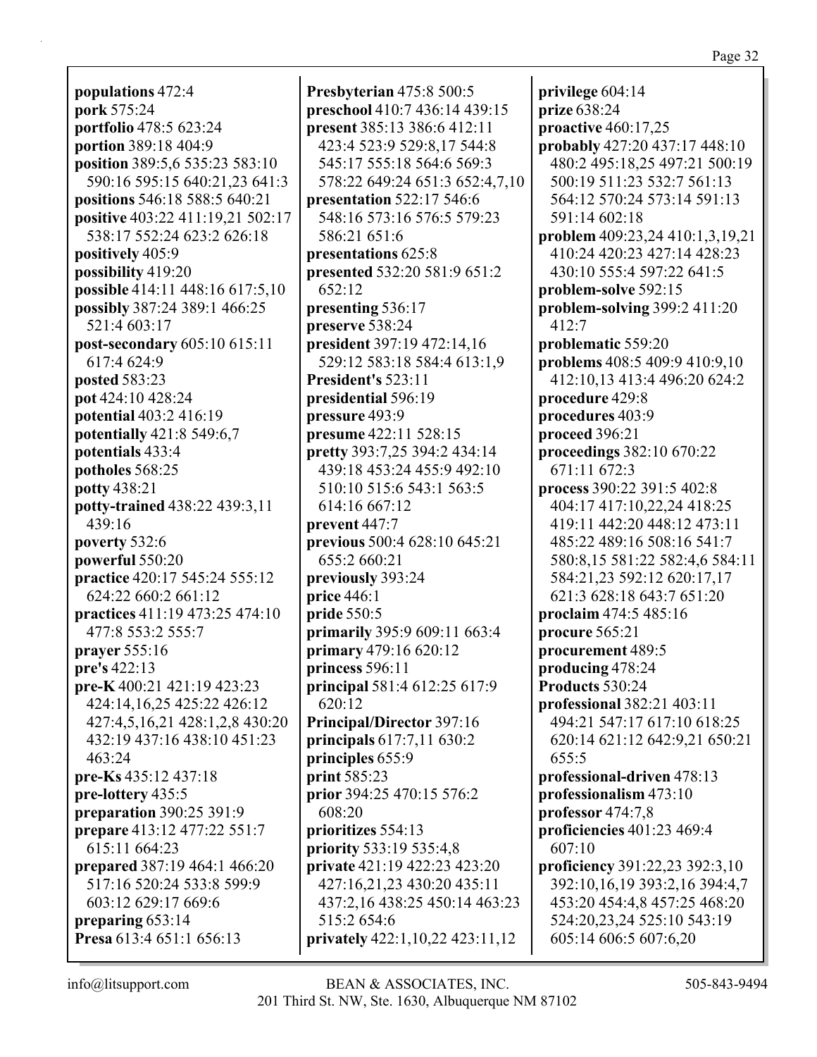**populations** 472:4
**pork** 575:24
**portfolio** 478:5 623:24
**portion** 389:18 404:9
**position** 389:5,6 535:23 583:10 590:16 595:15 640:21,23 641:3
**positions** 546:18 588:5 640:21
**positive** 403:22 411:19,21 502:17 538:17 552:24 623:2 626:18
**positively** 405:9
**possibility** 419:20
**possible** 414:11 448:16 617:5,10
**possibly** 387:24 389:1 466:25 521:4 603:17
**post-secondary** 605:10 615:11 617:4 624:9
**posted** 583:23
**pot** 424:10 428:24
**potential** 403:2 416:19
**potentially** 421:8 549:6,7
**potentials** 433:4
**potholes** 568:25
**potty** 438:21
**potty-trained** 438:22 439:3,11 439:16
**poverty** 532:6
**powerful** 550:20
**practice** 420:17 545:24 555:12 624:22 660:2 661:12
**practices** 411:19 473:25 474:10 477:8 553:2 555:7
**prayer** 555:16
**pre's** 422:13
**pre-K** 400:21 421:19 423:23 424:14,16,25 425:22 426:12 427:4,5,16,21 428:1,2,8 430:20 432:19 437:16 438:10 451:23 463:24
**pre-Ks** 435:12 437:18
**pre-lottery** 435:5
**preparation** 390:25 391:9
**prepare** 413:12 477:22 551:7 615:11 664:23
**prepared** 387:19 464:1 466:20 517:16 520:24 533:8 599:9 603:12 629:17 669:6
**preparing** 653:14
**Presa** 613:4 651:1 656:13
**Presbyterian** 475:8 500:5
**preschool** 410:7 436:14 439:15
**present** 385:13 386:6 412:11 423:4 523:9 529:8,17 544:8 545:17 555:18 564:6 569:3 578:22 649:24 651:3 652:4,7,10
**presentation** 522:17 546:6 548:16 573:16 576:5 579:23 586:21 651:6
**presentations** 625:8
**presented** 532:20 581:9 651:2 652:12
**presenting** 536:17
**preserve** 538:24
**president** 397:19 472:14,16 529:12 583:18 584:4 613:1,9
**President's** 523:11
**presidential** 596:19
**pressure** 493:9
**presume** 422:11 528:15
**pretty** 393:7,25 394:2 434:14 439:18 453:24 455:9 492:10 510:10 515:6 543:1 563:5 614:16 667:12
**prevent** 447:7
**previous** 500:4 628:10 645:21 655:2 660:21
**previously** 393:24
**price** 446:1
**pride** 550:5
**primarily** 395:9 609:11 663:4
**primary** 479:16 620:12
**princess** 596:11
**principal** 581:4 612:25 617:9 620:12
**Principal/Director** 397:16
**principals** 617:7,11 630:2
**principles** 655:9
**print** 585:23
**prior** 394:25 470:15 576:2 608:20
**prioritizes** 554:13
**priority** 533:19 535:4,8
**private** 421:19 422:23 423:20 427:16,21,23 430:20 435:11 437:2,16 438:25 450:14 463:23 515:2 654:6
**privately** 422:1,10,22 423:11,12
**privilege** 604:14
**prize** 638:24
**proactive** 460:17,25
**probably** 427:20 437:17 448:10 480:2 495:18,25 497:21 500:19 500:19 511:23 532:7 561:13 564:12 570:24 573:14 591:13 591:14 602:18
**problem** 409:23,24 410:1,3,19,21 410:24 420:23 427:14 428:23 430:10 555:4 597:22 641:5
**problem-solve** 592:15
**problem-solving** 399:2 411:20 412:7
**problematic** 559:20
**problems** 408:5 409:9 410:9,10 412:10,13 413:4 496:20 624:2
**procedure** 429:8
**procedures** 403:9
**proceed** 396:21
**proceedings** 382:10 670:22 671:11 672:3
**process** 390:22 391:5 402:8 404:17 417:10,22,24 418:25 419:11 442:20 448:12 473:11 485:22 489:16 508:16 541:7 580:8,15 581:22 582:4,6 584:11 584:21,23 592:12 620:17,17 621:3 628:18 643:7 651:20
**proclaim** 474:5 485:16
**procure** 565:21
**procurement** 489:5
**producing** 478:24
**Products** 530:24
**professional** 382:21 403:11 494:21 547:17 617:10 618:25 620:14 621:12 642:9,21 650:21 655:5
**professional-driven** 478:13
**professionalism** 473:10
**professor** 474:7,8
**proficiencies** 401:23 469:4 607:10
**proficiency** 391:22,23 392:3,10 392:10,16,19 393:2,16 394:4,7 453:20 454:4,8 457:25 468:20 524:20,23,24 525:10 543:19 605:14 606:5 607:6,20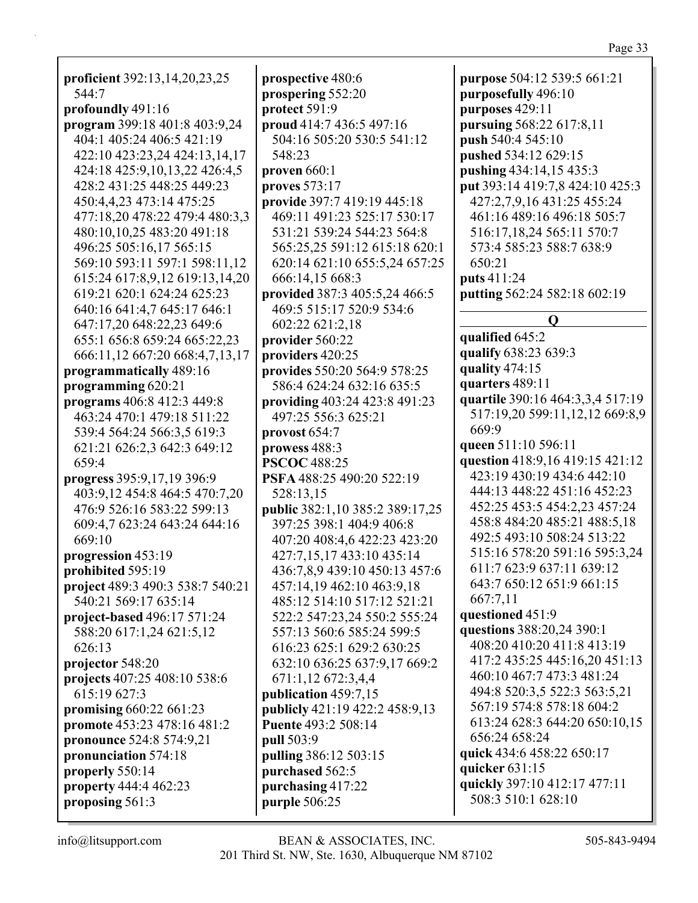**proficient** 392:13,14,20,23,25 544:7
**profoundly** 491:16
**program** 399:18 401:8 403:9,24 404:1 405:24 406:5 421:19 422:10 423:23,24 424:13,14,17 424:18 425:9,10,13,22 426:4,5 428:2 431:25 448:25 449:23 450:4,4,23 473:14 475:25 477:18,20 478:22 479:4 480:3,3 480:10,10,25 483:20 491:18 496:25 505:16,17 565:15 569:10 593:11 597:1 598:11,12 615:24 617:8,9,12 619:13,14,20 619:21 620:1 624:24 625:23 640:16 641:4,7 645:17 646:1 647:17,20 648:22,23 649:6 655:1 656:8 659:24 665:22,23 666:11,12 667:20 668:4,7,13,17
**programmatically** 489:16
**programming** 620:21
**programs** 406:8 412:3 449:8 463:24 470:1 479:18 511:22 539:4 564:24 566:3,5 619:3 621:21 626:2,3 642:3 649:12 659:4
**progress** 395:9,17,19 396:9 403:9,12 454:8 464:5 470:7,20 476:9 526:16 583:22 599:13 609:4,7 623:24 643:24 644:16 669:10
**progression** 453:19
**prohibited** 595:19
**project** 489:3 490:3 538:7 540:21 540:21 569:17 635:14
**project-based** 496:17 571:24 588:20 617:1,24 621:5,12 626:13
**projector** 548:20
**projects** 407:25 408:10 538:6 615:19 627:3
**promising** 660:22 661:23
**promote** 453:23 478:16 481:2
**pronounce** 524:8 574:9,21
**pronunciation** 574:18
**properly** 550:14
**property** 444:4 462:23
**proposing** 561:3
**prospective** 480:6
**prospering** 552:20
**protect** 591:9
**proud** 414:7 436:5 497:16 504:16 505:20 530:5 541:12 548:23
**proven** 660:1
**proves** 573:17
**provide** 397:7 419:19 445:18 469:11 491:23 525:17 530:17 531:21 539:24 544:23 564:8 565:25,25 591:12 615:18 620:1 620:14 621:10 655:5,24 657:25 666:14,15 668:3
**provided** 387:3 405:5,24 466:5 469:5 515:17 520:9 534:6 602:22 621:2,18
**provider** 560:22
**providers** 420:25
**provides** 550:20 564:9 578:25 586:4 624:24 632:16 635:5
**providing** 403:24 423:8 491:23 497:25 556:3 625:21
**provost** 654:7
**prowess** 488:3
**PSCOC** 488:25
**PSFA** 488:25 490:20 522:19 528:13,15
**public** 382:1,10 385:2 389:17,25 397:25 398:1 404:9 406:8 407:20 408:4,6 422:23 423:20 427:7,15,17 433:10 435:14 436:7,8,9 439:10 450:13 457:6 457:14,19 462:10 463:9,18 485:12 514:10 517:12 521:21 522:2 547:23,24 550:2 555:24 557:13 560:6 585:24 599:5 616:23 625:1 629:2 630:25 632:10 636:25 637:9,17 669:2 671:1,12 672:3,4,4
**publication** 459:7,15
**publicly** 421:19 422:2 458:9,13
**Puente** 493:2 508:14
**pull** 503:9
**pulling** 386:12 503:15
**purchased** 562:5
**purchasing** 417:22
**purple** 506:25
**purpose** 504:12 539:5 661:21
**purposefully** 496:10
**purposes** 429:11
**pursuing** 568:22 617:8,11
**push** 540:4 545:10
**pushed** 534:12 629:15
**pushing** 434:14,15 435:3
**put** 393:14 419:7,8 424:10 425:3 427:2,7,9,16 431:25 455:24 461:16 489:16 496:18 505:7 516:17,18,24 565:11 570:7 573:4 585:23 588:7 638:9 650:21
**puts** 411:24
**putting** 562:24 582:18 602:19

## Q

**qualified** 645:2
**qualify** 638:23 639:3
**quality** 474:15
**quarters** 489:11
**quartile** 390:16 464:3,3,4 517:19 517:19,20 599:11,12,12 669:8,9 669:9
**queen** 511:10 596:11
**question** 418:9,16 419:15 421:12 423:19 430:19 434:6 442:10 444:13 448:22 451:16 452:23 452:25 453:5 454:2,23 457:24 458:8 484:20 485:21 488:5,18 492:5 493:10 508:24 513:22 515:16 578:20 591:16 595:3,24 611:7 623:9 637:11 639:12 643:7 650:12 651:9 661:15 667:7,11
**questioned** 451:9
**questions** 388:20,24 390:1 408:20 410:20 411:8 413:19 417:2 435:25 445:16,20 451:13 460:10 467:7 473:3 481:24 494:8 520:3,5 522:3 563:5,21 567:19 574:8 578:18 604:2 613:24 628:3 644:20 650:10,15 656:24 658:24
**quick** 434:6 458:22 650:17
**quicker** 631:15
**quickly** 397:10 412:17 477:11 508:3 510:1 628:10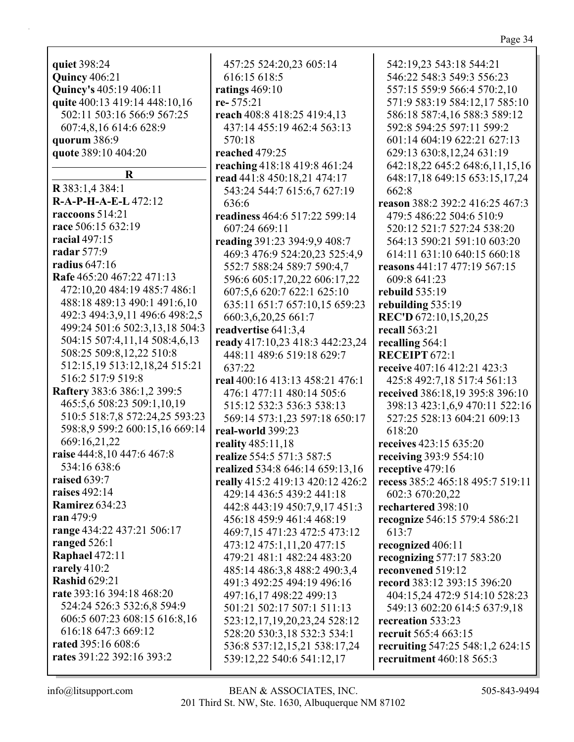**quiet** 398:24
**Quincy** 406:21
**Quincy's** 405:19 406:11
**quite** 400:13 419:14 448:10,16 502:11 503:16 566:9 567:25 607:4,8,16 614:6 628:9
**quorum** 386:9
**quote** 389:10 404:20

## R

**R** 383:1,4 384:1
**R-A-P-H-A-E-L** 472:12
**raccoons** 514:21
**race** 506:15 632:19
**racial** 497:15
**radar** 577:9
**radius** 647:16
**Rafe** 465:20 467:22 471:13 472:10,20 484:19 485:7 486:1 488:18 489:13 490:1 491:6,10 492:3 494:3,9,11 496:6 498:2,5 499:24 501:6 502:3,13,18 504:3 504:15 507:4,11,14 508:4,6,13 508:25 509:8,12,22 510:8 512:15,19 513:12,18,24 515:21 516:2 517:9 519:8
**Raftery** 383:6 386:1,2 399:5 465:5,6 508:23 509:1,10,19 510:5 518:7,8 572:24,25 593:23 598:8,9 599:2 600:15,16 669:14 669:16,21,22
**raise** 444:8,10 447:6 467:8 534:16 638:6
**raised** 639:7
**raises** 492:14
**Ramirez** 634:23
**ran** 479:9
**range** 434:22 437:21 506:17
**ranged** 526:1
**Raphael** 472:11
**rarely** 410:2
**Rashid** 629:21
**rate** 393:16 394:18 468:20 524:24 526:3 532:6,8 594:9 606:5 607:23 608:15 616:8,16 616:18 647:3 669:12
**rated** 395:16 608:6
**rates** 391:22 392:16 393:2 457:25 524:20,23 605:14 616:15 618:5
**ratings** 469:10
**re-** 575:21
**reach** 408:8 418:25 419:4,13 437:14 455:19 462:4 563:13 570:18
**reached** 479:25
**reaching** 418:18 419:8 461:24
**read** 441:8 450:18,21 474:17 543:24 544:7 615:6,7 627:19 636:6
**readiness** 464:6 517:22 599:14 607:24 669:11
**reading** 391:23 394:9,9 408:7 469:3 476:9 524:20,23 525:4,9 552:7 588:24 589:7 590:4,7 596:6 605:17,20,22 606:17,22 607:5,6 620:7 622:1 625:10 635:11 651:7 657:10,15 659:23 660:3,6,20,25 661:7
**readvertise** 641:3,4
**ready** 417:10,23 418:3 442:23,24 448:11 489:6 519:18 629:7 637:22
**real** 400:16 413:13 458:21 476:1 476:1 477:11 480:14 505:6 515:12 532:3 536:3 538:13 569:14 573:1,23 597:18 650:17
**real-world** 399:23
**reality** 485:11,18
**realize** 554:5 571:3 587:5
**realized** 534:8 646:14 659:13,16
**really** 415:2 419:13 420:12 426:2 429:14 436:5 439:2 441:18 442:8 443:19 450:7,9,17 451:3 456:18 459:9 461:4 468:19 469:7,15 471:23 472:5 473:12 473:12 475:1,11,20 477:15 479:21 481:1 482:24 483:20 485:14 486:3,8 488:2 490:3,4 491:3 492:25 494:19 496:16 497:16,17 498:22 499:13 501:21 502:17 507:1 511:13 523:12,17,19,20,23,24 528:12 528:20 530:3,18 532:3 534:1 536:8 537:12,15,21 538:17,24 539:12,22 540:6 541:12,17 542:19,23 543:18 544:21 546:22 548:3 549:3 556:23 557:15 559:9 566:4 570:2,10 571:9 583:19 584:12,17 585:10 586:18 587:4,16 588:3 589:12 592:8 594:25 597:11 599:2 601:14 604:19 622:21 627:13 629:13 630:8,12,24 631:19 642:18,22 645:2 648:6,11,15,16 648:17,18 649:15 653:15,17,24 662:8
**reason** 388:2 392:2 416:25 467:3 479:5 486:22 504:6 510:9 520:12 521:7 527:24 538:20 564:13 590:21 591:10 603:20 614:11 631:10 640:15 660:18
**reasons** 441:17 477:19 567:15 609:8 641:23
**rebuild** 535:19
**rebuilding** 535:19
**REC'D** 672:10,15,20,25
**recall** 563:21
**recalling** 564:1
**RECEIPT** 672:1
**receive** 407:16 412:21 423:3 425:8 492:7,18 517:4 561:13
**received** 386:18,19 395:8 396:10 398:13 423:1,6,9 470:11 522:16 527:25 528:13 604:21 609:13 618:20
**receives** 423:15 635:20
**receiving** 393:9 554:10
**receptive** 479:16
**recess** 385:2 465:18 495:7 519:11 602:3 670:20,22
**rechartered** 398:10
**recognize** 546:15 579:4 586:21 613:7
**recognized** 406:11
**recognizing** 577:17 583:20
**reconvened** 519:12
**record** 383:12 393:15 396:20 404:15,24 472:9 514:10 528:23 549:13 602:20 614:5 637:9,18
**recreation** 533:23
**recruit** 565:4 663:15
**recruiting** 547:25 548:1,2 624:15
**recruitment** 460:18 565:3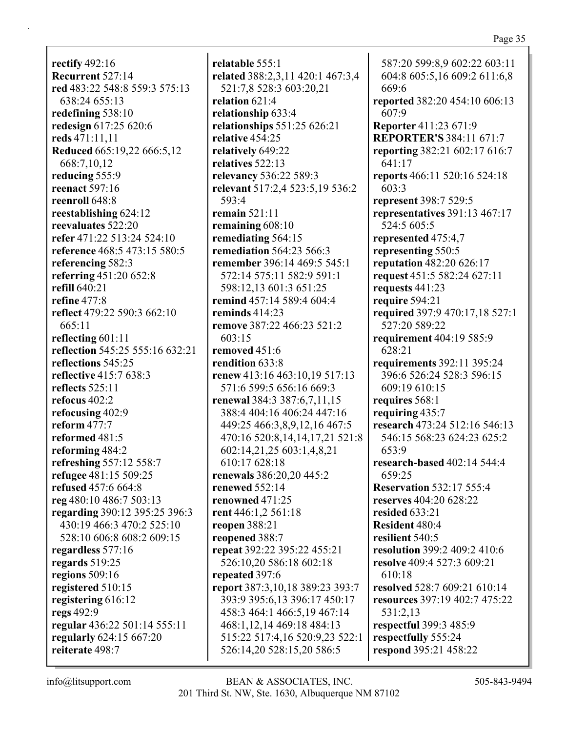**rectify** 492:16
**Recurrent** 527:14
**red** 483:22 548:8 559:3 575:13 638:24 655:13
**redefining** 538:10
**redesign** 617:25 620:6
**reds** 471:11,11
**Reduced** 665:19,22 666:5,12 668:7,10,12
**reducing** 555:9
**reenact** 597:16
**reenroll** 648:8
**reestablishing** 624:12
**reevaluates** 522:20
**refer** 471:22 513:24 524:10
**reference** 468:5 473:15 580:5
**referencing** 582:3
**referring** 451:20 652:8
**refill** 640:21
**refine** 477:8
**reflect** 479:22 590:3 662:10 665:11
**reflecting** 601:11
**reflection** 545:25 555:16 632:21
**reflections** 545:25
**reflective** 415:7 638:3
**reflects** 525:11
**refocus** 402:2
**refocusing** 402:9
**reform** 477:7
**reformed** 481:5
**reforming** 484:2
**refreshing** 557:12 558:7
**refugee** 481:15 509:25
**refused** 457:6 664:8
**reg** 480:10 486:7 503:13
**regarding** 390:12 395:25 396:3 430:19 466:3 470:2 525:10 528:10 606:8 608:2 609:15
**regardless** 577:16
**regards** 519:25
**regions** 509:16
**registered** 510:15
**registering** 616:12
**regs** 492:9
**regular** 436:22 501:14 555:11
**regularly** 624:15 667:20
**reiterate** 498:7
**relatable** 555:1
**related** 388:2,3,11 420:1 467:3,4 521:7,8 528:3 603:20,21
**relation** 621:4
**relationship** 633:4
**relationships** 551:25 626:21
**relative** 454:25
**relatively** 649:22
**relatives** 522:13
**relevancy** 536:22 589:3
**relevant** 517:2,4 523:5,19 536:2 593:4
**remain** 521:11
**remaining** 608:10
**remediating** 564:15
**remediation** 564:23 566:3
**remember** 396:14 469:5 545:1 572:14 575:11 582:9 591:1 598:12,13 601:3 651:25
**remind** 457:14 589:4 604:4
**reminds** 414:23
**remove** 387:22 466:23 521:2 603:15
**removed** 451:6
**rendition** 633:8
**renew** 413:16 463:10,19 517:13 571:6 599:5 656:16 669:3
**renewal** 384:3 387:6,7,11,15 388:4 404:16 406:24 447:16 449:25 466:3,8,9,12,16 467:5 470:16 520:8,14,14,17,21 521:8 602:14,21,25 603:1,4,8,21 610:17 628:18
**renewals** 386:20,20 445:2
**renewed** 552:14
**renowned** 471:25
**rent** 446:1,2 561:18
**reopen** 388:21
**reopened** 388:7
**repeat** 392:22 395:22 455:21 526:10,20 586:18 602:18
**repeated** 397:6
**report** 387:3,10,18 389:23 393:7 393:9 395:6,13 396:17 450:17 458:3 464:1 466:5,19 467:14 468:1,12,14 469:18 484:13 515:22 517:4,16 520:9,23 522:1 526:14,20 528:15,20 586:5 587:20 599:8,9 602:22 603:11 604:8 605:5,16 609:2 611:6,8 669:6
**reported** 382:20 454:10 606:13 607:9
**Reporter** 411:23 671:9
**REPORTER'S** 384:11 671:7
**reporting** 382:21 602:17 616:7 641:17
**reports** 466:11 520:16 524:18 603:3
**represent** 398:7 529:5
**representatives** 391:13 467:17 524:5 605:5
**represented** 475:4,7
**representing** 550:5
**reputation** 482:20 626:17
**request** 451:5 582:24 627:11
**requests** 441:23
**require** 594:21
**required** 397:9 470:17,18 527:1 527:20 589:22
**requirement** 404:19 585:9 628:21
**requirements** 392:11 395:24 396:6 526:24 528:3 596:15 609:19 610:15
**requires** 568:1
**requiring** 435:7
**research** 473:24 512:16 546:13 546:15 568:23 624:23 625:2 653:9
**research-based** 402:14 544:4 659:25
**Reservation** 532:17 555:4
**reserves** 404:20 628:22
**resided** 633:21
**Resident** 480:4
**resilient** 540:5
**resolution** 399:2 409:2 410:6
**resolve** 409:4 527:3 609:21 610:18
**resolved** 528:7 609:21 610:14
**resources** 397:19 402:7 475:22 531:2,13
**respectful** 399:3 485:9
**respectfully** 555:24
**respond** 395:21 458:22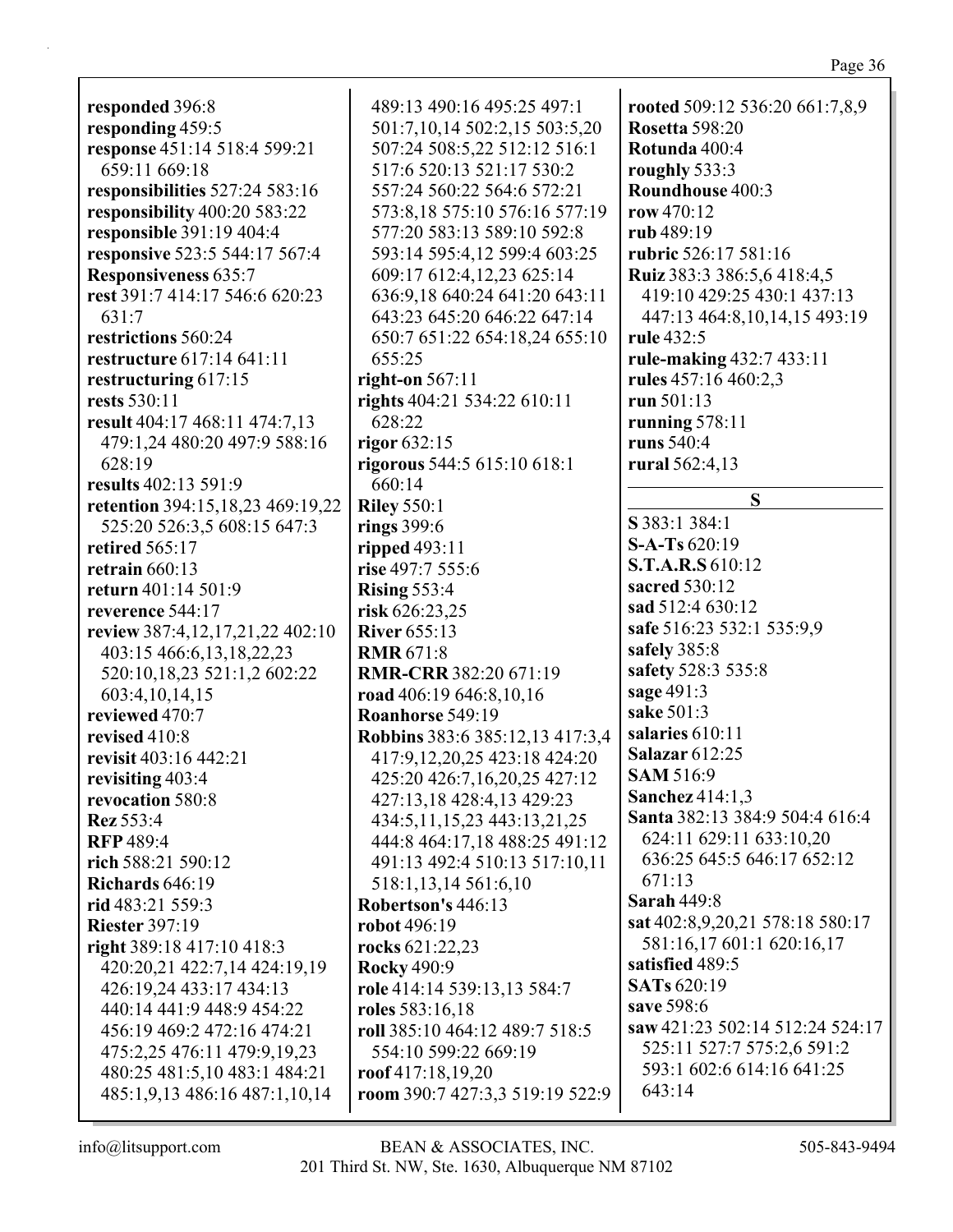**responded** 396:8
**responding** 459:5
**response** 451:14 518:4 599:21 659:11 669:18
**responsibilities** 527:24 583:16
**responsibility** 400:20 583:22
**responsible** 391:19 404:4
**responsive** 523:5 544:17 567:4
**Responsiveness** 635:7
**rest** 391:7 414:17 546:6 620:23 631:7
**restrictions** 560:24
**restructure** 617:14 641:11
**restructuring** 617:15
**rests** 530:11
**result** 404:17 468:11 474:7,13 479:1,24 480:20 497:9 588:16 628:19
**results** 402:13 591:9
**retention** 394:15,18,23 469:19,22 525:20 526:3,5 608:15 647:3
**retired** 565:17
**retrain** 660:13
**return** 401:14 501:9
**reverence** 544:17
**review** 387:4,12,17,21,22 402:10 403:15 466:6,13,18,22,23 520:10,18,23 521:1,2 602:22 603:4,10,14,15
**reviewed** 470:7
**revised** 410:8
**revisit** 403:16 442:21
**revisiting** 403:4
**revocation** 580:8
**Rez** 553:4
**RFP** 489:4
**rich** 588:21 590:12
**Richards** 646:19
**rid** 483:21 559:3
**Riester** 397:19
**right** 389:18 417:10 418:3 420:20,21 422:7,14 424:19,19 426:19,24 433:17 434:13 440:14 441:9 448:9 454:22 456:19 469:2 472:16 474:21 475:2,25 476:11 479:9,19,23 480:25 481:5,10 483:1 484:21 485:1,9,13 486:16 487:1,10,14 489:13 490:16 495:25 497:1 501:7,10,14 502:2,15 503:5,20 507:24 508:5,22 512:12 516:1 517:6 520:13 521:17 530:2 557:24 560:22 564:6 572:21 573:8,18 575:10 576:16 577:19 577:20 583:13 589:10 592:8 593:14 595:4,12 599:4 603:25 609:17 612:4,12,23 625:14 636:9,18 640:24 641:20 643:11 643:23 645:20 646:22 647:14 650:7 651:22 654:18,24 655:10 655:25
**right-on** 567:11
**rights** 404:21 534:22 610:11 628:22
**rigor** 632:15
**rigorous** 544:5 615:10 618:1 660:14
**Riley** 550:1
**rings** 399:6
**ripped** 493:11
**rise** 497:7 555:6
**Rising** 553:4
**risk** 626:23,25
**River** 655:13
**RMR** 671:8
**RMR-CRR** 382:20 671:19
**road** 406:19 646:8,10,16
**Roanhorse** 549:19
**Robbins** 383:6 385:12,13 417:3,4 417:9,12,20,25 423:18 424:20 425:20 426:7,16,20,25 427:12 427:13,18 428:4,13 429:23 434:5,11,15,23 443:13,21,25 444:8 464:17,18 488:25 491:12 491:13 492:4 510:13 517:10,11 518:1,13,14 561:6,10
**Robertson's** 446:13
**robot** 496:19
**rocks** 621:22,23
**Rocky** 490:9
**role** 414:14 539:13,13 584:7
**roles** 583:16,18
**roll** 385:10 464:12 489:7 518:5 554:10 599:22 669:19
**roof** 417:18,19,20
**room** 390:7 427:3,3 519:19 522:9
**rooted** 509:12 536:20 661:7,8,9
**Rosetta** 598:20
**Rotunda** 400:4
**roughly** 533:3
**Roundhouse** 400:3
**row** 470:12
**rub** 489:19
**rubric** 526:17 581:16
**Ruiz** 383:3 386:5,6 418:4,5 419:10 429:25 430:1 437:13 447:13 464:8,10,14,15 493:19
**rule** 432:5
**rule-making** 432:7 433:11
**rules** 457:16 460:2,3
**run** 501:13
**running** 578:11
**runs** 540:4
**rural** 562:4,13

## S

**S** 383:1 384:1
**S-A-Ts** 620:19
**S.T.A.R.S** 610:12
**sacred** 530:12
**sad** 512:4 630:12
**safe** 516:23 532:1 535:9,9
**safely** 385:8
**safety** 528:3 535:8
**sage** 491:3
**sake** 501:3
**salaries** 610:11
**Salazar** 612:25
**SAM** 516:9
**Sanchez** 414:1,3
**Santa** 382:13 384:9 504:4 616:4 624:11 629:11 633:10,20 636:25 645:5 646:17 652:12 671:13
**Sarah** 449:8
**sat** 402:8,9,20,21 578:18 580:17 581:16,17 601:1 620:16,17
**satisfied** 489:5
**SATs** 620:19
**save** 598:6
**saw** 421:23 502:14 512:24 524:17 525:11 527:7 575:2,6 591:2 593:1 602:6 614:16 641:25 643:14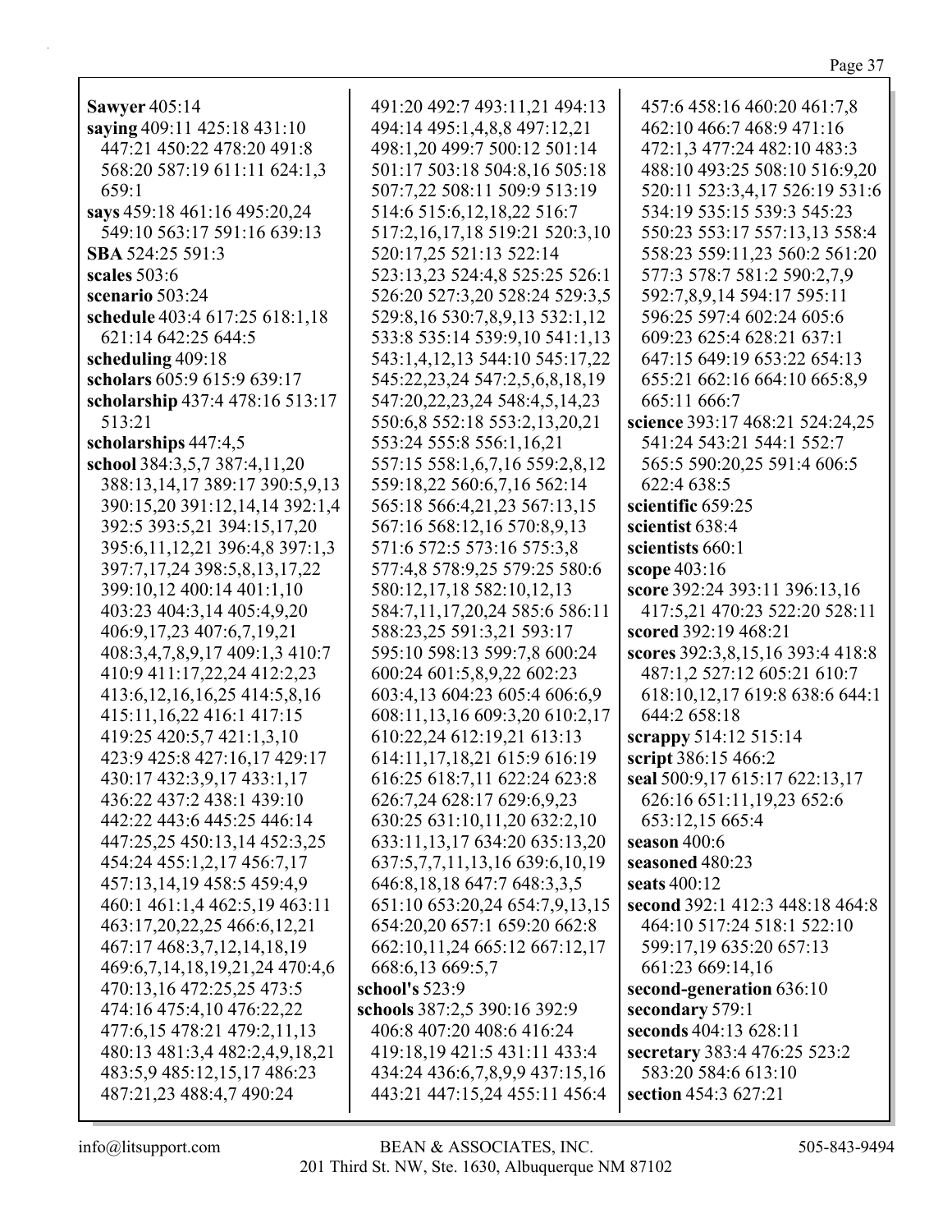**Sawyer** 405:14
**saying** 409:11 425:18 431:10 447:21 450:22 478:20 491:8 568:20 587:19 611:11 624:1,3 659:1
**says** 459:18 461:16 495:20,24 549:10 563:17 591:16 639:13
**SBA** 524:25 591:3
**scales** 503:6
**scenario** 503:24
**schedule** 403:4 617:25 618:1,18 621:14 642:25 644:5
**scheduling** 409:18
**scholars** 605:9 615:9 639:17
**scholarship** 437:4 478:16 513:17 513:21
**scholarships** 447:4,5
**school** 384:3,5,7 387:4,11,20 388:13,14,17 389:17 390:5,9,13 390:15,20 391:12,14,14 392:1,4 392:5 393:5,21 394:15,17,20 395:6,11,12,21 396:4,8 397:1,3 397:7,17,24 398:5,8,13,17,22 399:10,12 400:14 401:1,10 403:23 404:3,14 405:4,9,20 406:9,17,23 407:6,7,19,21 408:3,4,7,8,9,17 409:1,3 410:7 410:9 411:17,22,24 412:2,23 413:6,12,16,16,25 414:5,8,16 415:11,16,22 416:1 417:15 419:25 420:5,7 421:1,3,10 423:9 425:8 427:16,17 429:17 430:17 432:3,9,17 433:1,17 436:22 437:2 438:1 439:10 442:22 443:6 445:25 446:14 447:25,25 450:13,14 452:3,25 454:24 455:1,2,17 456:7,17 457:13,14,19 458:5 459:4,9 460:1 461:1,4 462:5,19 463:11 463:17,20,22,25 466:6,12,21 467:17 468:3,7,12,14,18,19 469:6,7,14,18,19,21,24 470:4,6 470:13,16 472:25,25 473:5 474:16 475:4,10 476:22,22 477:6,15 478:21 479:2,11,13 480:13 481:3,4 482:2,4,9,18,21 483:5,9 485:12,15,17 486:23 487:21,23 488:4,7 490:24 491:20 492:7 493:11,21 494:13 494:14 495:1,4,8,8 497:12,21 498:1,20 499:7 500:12 501:14 501:17 503:18 504:8,16 505:18 507:7,22 508:11 509:9 513:19 514:6 515:6,12,18,22 516:7 517:2,16,17,18 519:21 520:3,10 520:17,25 521:13 522:14 523:13,23 524:4,8 525:25 526:1 526:20 527:3,20 528:24 529:3,5 529:8,16 530:7,8,9,13 532:1,12 533:8 535:14 539:9,10 541:1,13 543:1,4,12,13 544:10 545:17,22 545:22,23,24 547:2,5,6,8,18,19 547:20,22,23,24 548:4,5,14,23 550:6,8 552:18 553:2,13,20,21 553:24 555:8 556:1,16,21 557:15 558:1,6,7,16 559:2,8,12 559:18,22 560:6,7,16 562:14 565:18 566:4,21,23 567:13,15 567:16 568:12,16 570:8,9,13 571:6 572:5 573:16 575:3,8 577:4,8 578:9,25 579:25 580:6 580:12,17,18 582:10,12,13 584:7,11,17,20,24 585:6 586:11 588:23,25 591:3,21 593:17 595:10 598:13 599:7,8 600:24 600:24 601:5,8,9,22 602:23 603:4,13 604:23 605:4 606:6,9 608:11,13,16 609:3,20 610:2,17 610:22,24 612:19,21 613:13 614:11,17,18,21 615:9 616:19 616:25 618:7,11 622:24 623:8 626:7,24 628:17 629:6,9,23 630:25 631:10,11,20 632:2,10 633:11,13,17 634:20 635:13,20 637:5,7,7,11,13,16 639:6,10,19 646:8,18,18 647:7 648:3,3,5 651:10 653:20,24 654:7,9,13,15 654:20,20 657:1 659:20 662:8 662:10,11,24 665:12 667:12,17 668:6,13 669:5,7
**school's** 523:9
**schools** 387:2,5 390:16 392:9 406:8 407:20 408:6 416:24 419:18,19 421:5 431:11 433:4 434:24 436:6,7,8,9,9 437:15,16 443:21 447:15,24 455:11 456:4 457:6 458:16 460:20 461:7,8 462:10 466:7 468:9 471:16 472:1,3 477:24 482:10 483:3 488:10 493:25 508:10 516:9,20 520:11 523:3,4,17 526:19 531:6 534:19 535:15 539:3 545:23 550:23 553:17 557:13,13 558:4 558:23 559:11,23 560:2 561:20 577:3 578:7 581:2 590:2,7,9 592:7,8,9,14 594:17 595:11 596:25 597:4 602:24 605:6 609:23 625:4 628:21 637:1 647:15 649:19 653:22 654:13 655:21 662:16 664:10 665:8,9 665:11 666:7
**science** 393:17 468:21 524:24,25 541:24 543:21 544:1 552:7 565:5 590:20,25 591:4 606:5 622:4 638:5
**scientific** 659:25
**scientist** 638:4
**scientists** 660:1
**scope** 403:16
**score** 392:24 393:11 396:13,16 417:5,21 470:23 522:20 528:11
**scored** 392:19 468:21
**scores** 392:3,8,15,16 393:4 418:8 487:1,2 527:12 605:21 610:7 618:10,12,17 619:8 638:6 644:1 644:2 658:18
**scrappy** 514:12 515:14
**script** 386:15 466:2
**seal** 500:9,17 615:17 622:13,17 626:16 651:11,19,23 652:6 653:12,15 665:4
**season** 400:6
**seasoned** 480:23
**seats** 400:12
**second** 392:1 412:3 448:18 464:8 464:10 517:24 518:1 522:10 599:17,19 635:20 657:13 661:23 669:14,16
**second-generation** 636:10
**secondary** 579:1
**seconds** 404:13 628:11
**secretary** 383:4 476:25 523:2 583:20 584:6 613:10
**section** 454:3 627:21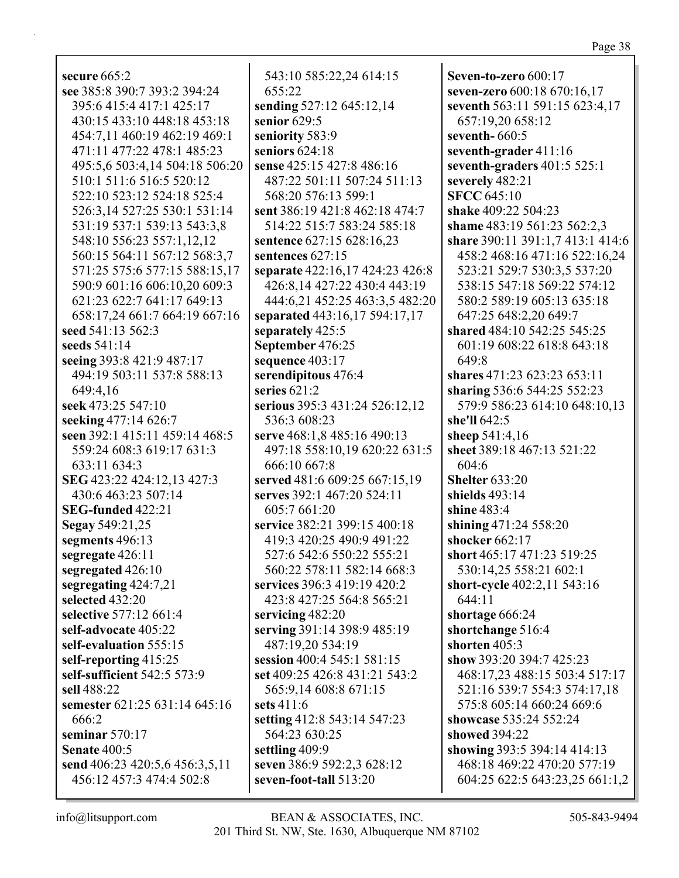**secure** 665:2
**see** 385:8 390:7 393:2 394:24 395:6 415:4 417:1 425:17 430:15 433:10 448:18 453:18 454:7,11 460:19 462:19 469:1 471:11 477:22 478:1 485:23 495:5,6 503:4,14 504:18 506:20 510:1 511:6 516:5 520:12 522:10 523:12 524:18 525:4 526:3,14 527:25 530:1 531:14 531:19 537:1 539:13 543:3,8 548:10 556:23 557:1,12,12 560:15 564:11 567:12 568:3,7 571:25 575:6 577:15 588:15,17 590:9 601:16 606:10,20 609:3 621:23 622:7 641:17 649:13 658:17,24 661:7 664:19 667:16
**seed** 541:13 562:3
**seeds** 541:14
**seeing** 393:8 421:9 487:17 494:19 503:11 537:8 588:13 649:4,16
**seek** 473:25 547:10
**seeking** 477:14 626:7
**seen** 392:1 415:11 459:14 468:5 559:24 608:3 619:17 631:3 633:11 634:3
**SEG** 423:22 424:12,13 427:3 430:6 463:23 507:14
**SEG-funded** 422:21
**Segay** 549:21,25
**segments** 496:13
**segregate** 426:11
**segregated** 426:10
**segregating** 424:7,21
**selected** 432:20
**selective** 577:12 661:4
**self-advocate** 405:22
**self-evaluation** 555:15
**self-reporting** 415:25
**self-sufficient** 542:5 573:9
**sell** 488:22
**semester** 621:25 631:14 645:16 666:2
**seminar** 570:17
**Senate** 400:5
**send** 406:23 420:5,6 456:3,5,11 456:12 457:3 474:4 502:8 543:10 585:22,24 614:15 655:22
**sending** 527:12 645:12,14
**senior** 629:5
**seniority** 583:9
**seniors** 624:18
**sense** 425:15 427:8 486:16 487:22 501:11 507:24 511:13 568:20 576:13 599:1
**sent** 386:19 421:8 462:18 474:7 514:22 515:7 583:24 585:18
**sentence** 627:15 628:16,23
**sentences** 627:15
**separate** 422:16,17 424:23 426:8 426:8,14 427:22 430:4 443:19 444:6,21 452:25 463:3,5 482:20
**separated** 443:16,17 594:17,17
**separately** 425:5
**September** 476:25
**sequence** 403:17
**serendipitous** 476:4
**series** 621:2
**serious** 395:3 431:24 526:12,12 536:3 608:23
**serve** 468:1,8 485:16 490:13 497:18 558:10,19 620:22 631:5 666:10 667:8
**served** 481:6 609:25 667:15,19
**serves** 392:1 467:20 524:11 605:7 661:20
**service** 382:21 399:15 400:18 419:3 420:25 490:9 491:22 527:6 542:6 550:22 555:21 560:22 578:11 582:14 668:3
**services** 396:3 419:19 420:2 423:8 427:25 564:8 565:21
**servicing** 482:20
**serving** 391:14 398:9 485:19 487:19,20 534:19
**session** 400:4 545:1 581:15
**set** 409:25 426:8 431:21 543:2 565:9,14 608:8 671:15
**sets** 411:6
**setting** 412:8 543:14 547:23 564:23 630:25
**settling** 409:9
**seven** 386:9 592:2,3 628:12
**seven-foot-tall** 513:20
**Seven-to-zero** 600:17
**seven-zero** 600:18 670:16,17
**seventh** 563:11 591:15 623:4,17 657:19,20 658:12
**seventh-** 660:5
**seventh-grader** 411:16
**seventh-graders** 401:5 525:1
**severely** 482:21
**SFCC** 645:10
**shake** 409:22 504:23
**shame** 483:19 561:23 562:2,3
**share** 390:11 391:1,7 413:1 414:6 458:2 468:16 471:16 522:16,24 523:21 529:7 530:3,5 537:20 538:15 547:18 569:22 574:12 580:2 589:19 605:13 635:18 647:25 648:2,20 649:7
**shared** 484:10 542:25 545:25 601:19 608:22 618:8 643:18 649:8
**shares** 471:23 623:23 653:11
**sharing** 536:6 544:25 552:23 579:9 586:23 614:10 648:10,13
**she'll** 642:5
**sheep** 541:4,16
**sheet** 389:18 467:13 521:22 604:6
**Shelter** 633:20
**shields** 493:14
**shine** 483:4
**shining** 471:24 558:20
**shocker** 662:17
**short** 465:17 471:23 519:25 530:14,25 558:21 602:1
**short-cycle** 402:2,11 543:16 644:11
**shortage** 666:24
**shortchange** 516:4
**shorten** 405:3
**show** 393:20 394:7 425:23 468:17,23 488:15 503:4 517:17 521:16 539:7 554:3 574:17,18 575:8 605:14 660:24 669:6
**showcase** 535:24 552:24
**showed** 394:22
**showing** 393:5 394:14 414:13 468:18 469:22 470:20 577:19 604:25 622:5 643:23,25 661:1,2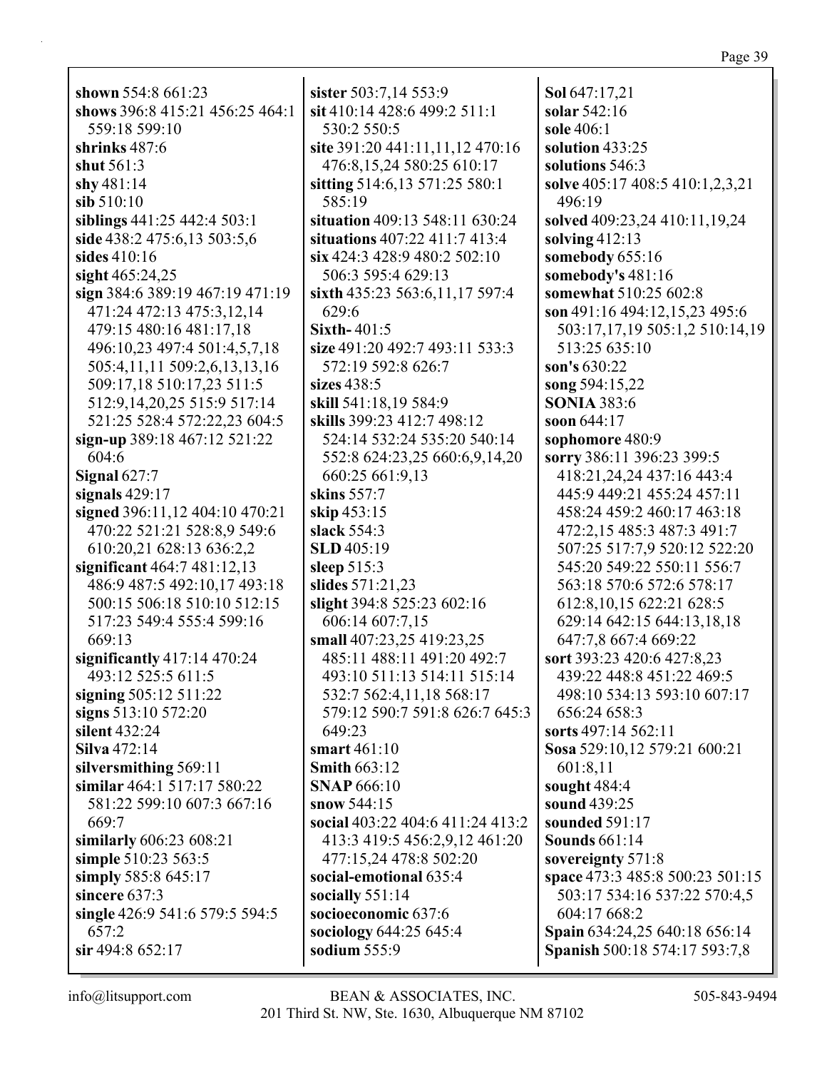**shown** 554:8 661:23
**shows** 396:8 415:21 456:25 464:1 559:18 599:10
**shrinks** 487:6
**shut** 561:3
**shy** 481:14
**sib** 510:10
**siblings** 441:25 442:4 503:1
**side** 438:2 475:6,13 503:5,6
**sides** 410:16
**sight** 465:24,25
**sign** 384:6 389:19 467:19 471:19 471:24 472:13 475:3,12,14 479:15 480:16 481:17,18 496:10,23 497:4 501:4,5,7,18 505:4,11,11 509:2,6,13,13,16 509:17,18 510:17,23 511:5 512:9,14,20,25 515:9 517:14 521:25 528:4 572:22,23 604:5
**sign-up** 389:18 467:12 521:22 604:6
**Signal** 627:7
**signals** 429:17
**signed** 396:11,12 404:10 470:21 470:22 521:21 528:8,9 549:6 610:20,21 628:13 636:2,2
**significant** 464:7 481:12,13 486:9 487:5 492:10,17 493:18 500:15 506:18 510:10 512:15 517:23 549:4 555:4 599:16 669:13
**significantly** 417:14 470:24 493:12 525:5 611:5
**signing** 505:12 511:22
**signs** 513:10 572:20
**silent** 432:24
**Silva** 472:14
**silversmithing** 569:11
**similar** 464:1 517:17 580:22 581:22 599:10 607:3 667:16 669:7
**similarly** 606:23 608:21
**simple** 510:23 563:5
**simply** 585:8 645:17
**sincere** 637:3
**single** 426:9 541:6 579:5 594:5 657:2
**sir** 494:8 652:17
**sister** 503:7,14 553:9
**sit** 410:14 428:6 499:2 511:1 530:2 550:5
**site** 391:20 441:11,11,12 470:16 476:8,15,24 580:25 610:17
**sitting** 514:6,13 571:25 580:1 585:19
**situation** 409:13 548:11 630:24
**situations** 407:22 411:7 413:4
**six** 424:3 428:9 480:2 502:10 506:3 595:4 629:13
**sixth** 435:23 563:6,11,17 597:4 629:6
**Sixth-** 401:5
**size** 491:20 492:7 493:11 533:3 572:19 592:8 626:7
**sizes** 438:5
**skill** 541:18,19 584:9
**skills** 399:23 412:7 498:12 524:14 532:24 535:20 540:14 552:8 624:23,25 660:6,9,14,20 660:25 661:9,13
**skins** 557:7
**skip** 453:15
**slack** 554:3
**SLD** 405:19
**sleep** 515:3
**slides** 571:21,23
**slight** 394:8 525:23 602:16 606:14 607:7,15
**small** 407:23,25 419:23,25 485:11 488:11 491:20 492:7 493:10 511:13 514:11 515:14 532:7 562:4,11,18 568:17 579:12 590:7 591:8 626:7 645:3 649:23
**smart** 461:10
**Smith** 663:12
**SNAP** 666:10
**snow** 544:15
**social** 403:22 404:6 411:24 413:2 413:3 419:5 456:2,9,12 461:20 477:15,24 478:8 502:20
**social-emotional** 635:4
**socially** 551:14
**socioeconomic** 637:6
**sociology** 644:25 645:4
**sodium** 555:9
**Sol** 647:17,21
**solar** 542:16
**sole** 406:1
**solution** 433:25
**solutions** 546:3
**solve** 405:17 408:5 410:1,2,3,21 496:19
**solved** 409:23,24 410:11,19,24
**solving** 412:13
**somebody** 655:16
**somebody's** 481:16
**somewhat** 510:25 602:8
**son** 491:16 494:12,15,23 495:6 503:17,17,19 505:1,2 510:14,19 513:25 635:10
**son's** 630:22
**song** 594:15,22
**SONIA** 383:6
**soon** 644:17
**sophomore** 480:9
**sorry** 386:11 396:23 399:5 418:21,24,24 437:16 443:4 445:9 449:21 455:24 457:11 458:24 459:2 460:17 463:18 472:2,15 485:3 487:3 491:7 507:25 517:7,9 520:12 522:20 545:20 549:22 550:11 556:7 563:18 570:6 572:6 578:17 612:8,10,15 622:21 628:5 629:14 642:15 644:13,18,18 647:7,8 667:4 669:22
**sort** 393:23 420:6 427:8,23 439:22 448:8 451:22 469:5 498:10 534:13 593:10 607:17 656:24 658:3
**sorts** 497:14 562:11
**Sosa** 529:10,12 579:21 600:21 601:8,11
**sought** 484:4
**sound** 439:25
**sounded** 591:17
**Sounds** 661:14
**sovereignty** 571:8
**space** 473:3 485:8 500:23 501:15 503:17 534:16 537:22 570:4,5 604:17 668:2
**Spain** 634:24,25 640:18 656:14
**Spanish** 500:18 574:17 593:7,8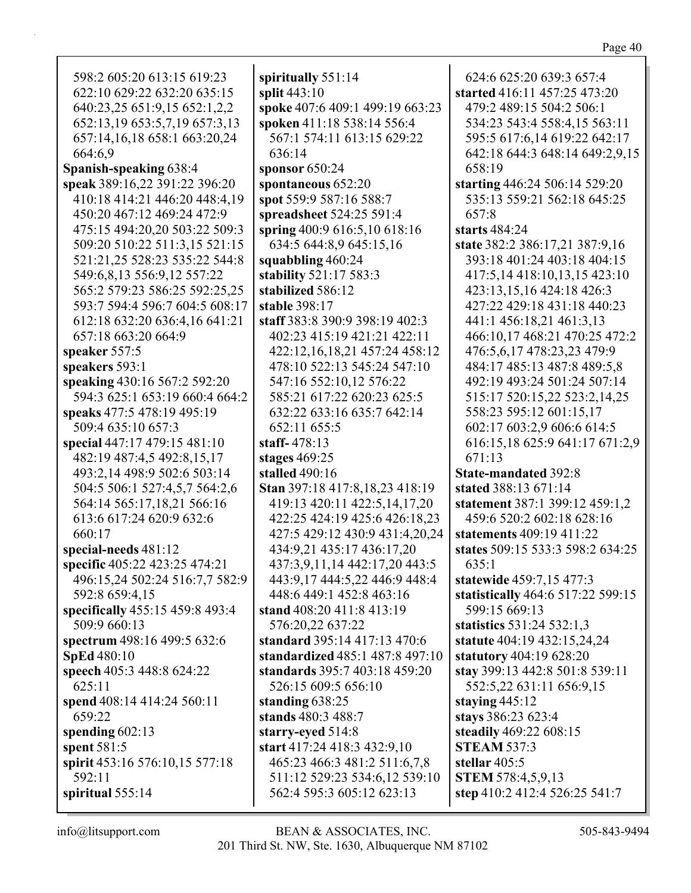598:2 605:20 613:15 619:23 622:10 629:22 632:20 635:15 640:23,25 651:9,15 652:1,2,2 652:13,19 653:5,7,19 657:3,13 657:14,16,18 658:1 663:20,24 664:6,9

**Spanish-speaking** 638:4

**speak** 389:16,22 391:22 396:20 410:18 414:21 446:20 448:4,19 450:20 467:12 469:24 472:9 475:15 494:20,20 503:22 509:3 509:20 510:22 511:3,15 521:15 521:21,25 528:23 535:22 544:8 549:6,8,13 556:9,12 557:22 565:2 579:23 586:25 592:25,25 593:7 594:4 596:7 604:5 608:17 612:18 632:20 636:4,16 641:21 657:18 663:20 664:9

**speaker** 557:5

**speakers** 593:1

**speaking** 430:16 567:2 592:20 594:3 625:1 653:19 660:4 664:2

**speaks** 477:5 478:19 495:19 509:4 635:10 657:3

**special** 447:17 479:15 481:10 482:19 487:4,5 492:8,15,17 493:2,14 498:9 502:6 503:14 504:5 506:1 527:4,5,7 564:2,6 564:14 565:17,18,21 566:16 613:6 617:24 620:9 632:6 660:17

**special-needs** 481:12

**specific** 405:22 423:25 474:21 496:15,24 502:24 516:7,7 582:9 592:8 659:4,15

**specifically** 455:15 459:8 493:4 509:9 660:13

**spectrum** 498:16 499:5 632:6

**SpEd** 480:10

**speech** 405:3 448:8 624:22 625:11

**spend** 408:14 414:24 560:11 659:22

**spending** 602:13

**spent** 581:5

**spirit** 453:16 576:10,15 577:18 592:11

**spiritual** 555:14

**spiritually** 551:14

**split** 443:10

**spoke** 407:6 409:1 499:19 663:23

**spoken** 411:18 538:14 556:4 567:1 574:11 613:15 629:22 636:14

**sponsor** 650:24

**spontaneous** 652:20

**spot** 559:9 587:16 588:7

**spreadsheet** 524:25 591:4

**spring** 400:9 616:5,10 618:16 634:5 644:8,9 645:15,16

**squabbling** 460:24

**stability** 521:17 583:3

**stabilized** 586:12

**stable** 398:17

**staff** 383:8 390:9 398:19 402:3 402:23 415:19 421:21 422:11 422:12,16,18,21 457:24 458:12 478:10 522:13 545:24 547:10 547:16 552:10,12 576:22 585:21 617:22 620:23 625:5 632:22 633:16 635:7 642:14 652:11 655:5

**staff-** 478:13

**stages** 469:25

**stalled** 490:16

**Stan** 397:18 417:8,18,23 418:19 419:13 420:11 422:5,14,17,20 422:25 424:19 425:6 426:18,23 427:5 429:12 430:9 431:4,20,24 434:9,21 435:17 436:17,20 437:3,9,11,14 442:17,20 443:5 443:9,17 444:5,22 446:9 448:4 448:6 449:1 452:8 463:16

**stand** 408:20 411:8 413:19 576:20,22 637:22

**standard** 395:14 417:13 470:6

**standardized** 485:1 487:8 497:10

**standards** 395:7 403:18 459:20 526:15 609:5 656:10

**standing** 638:25

**stands** 480:3 488:7

**starry-eyed** 514:8

**start** 417:24 418:3 432:9,10 465:23 466:3 481:2 511:6,7,8 511:12 529:23 534:6,12 539:10 562:4 595:3 605:12 623:13

624:6 625:20 639:3 657:4

**started** 416:11 457:25 473:20 479:2 489:15 504:2 506:1 534:23 543:4 558:4,15 563:11 595:5 617:6,14 619:22 642:17 642:18 644:3 648:14 649:2,9,15 658:19

**starting** 446:24 506:14 529:20 535:13 559:21 562:18 645:25 657:8

**starts** 484:24

**state** 382:2 386:17,21 387:9,16 393:18 401:24 403:18 404:15 417:5,14 418:10,13,15 423:10 423:13,15,16 424:18 426:3 427:22 429:18 431:18 440:23 441:1 456:18,21 461:3,13 466:10,17 468:21 470:25 472:2 476:5,6,17 478:23,23 479:9 484:17 485:13 487:8 489:5,8 492:19 493:24 501:24 507:14 515:17 520:15,22 523:2,14,25 558:23 595:12 601:15,17 602:17 603:2,9 606:6 614:5 616:15,18 625:9 641:17 671:2,9 671:13

**State-mandated** 392:8

**stated** 388:13 671:14

**statement** 387:1 399:12 459:1,2 459:6 520:2 602:18 628:16

**statements** 409:19 411:22

**states** 509:15 533:3 598:2 634:25 635:1

**statewide** 459:7,15 477:3

**statistically** 464:6 517:22 599:15 599:15 669:13

**statistics** 531:24 532:1,3

**statute** 404:19 432:15,24,24

**statutory** 404:19 628:20

**stay** 399:13 442:8 501:8 539:11 552:5,22 631:11 656:9,15

**staying** 445:12

**stays** 386:23 623:4

**steadily** 469:22 608:15

**STEAM** 537:3

**stellar** 405:5

**STEM** 578:4,5,9,13

**step** 410:2 412:4 526:25 541:7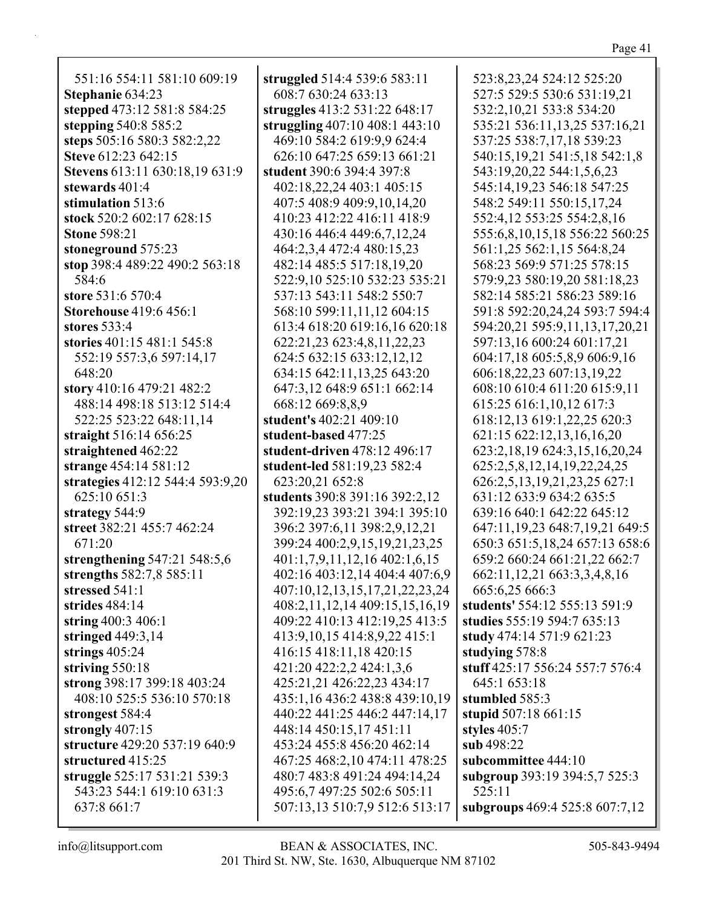551:16 554:11 581:10 609:19
**Stephanie** 634:23
**stepped** 473:12 581:8 584:25
**stepping** 540:8 585:2
**steps** 505:16 580:3 582:2,22
**Steve** 612:23 642:15
**Stevens** 613:11 630:18,19 631:9
**stewards** 401:4
**stimulation** 513:6
**stock** 520:2 602:17 628:15
**Stone** 598:21
**stoneground** 575:23
**stop** 398:4 489:22 490:2 563:18 584:6
**store** 531:6 570:4
**Storehouse** 419:6 456:1
**stores** 533:4
**stories** 401:15 481:1 545:8 552:19 557:3,6 597:14,17 648:20
**story** 410:16 479:21 482:2 488:14 498:18 513:12 514:4 522:25 523:22 648:11,14
**straight** 516:14 656:25
**straightened** 462:22
**strange** 454:14 581:12
**strategies** 412:12 544:4 593:9,20 625:10 651:3
**strategy** 544:9
**street** 382:21 455:7 462:24 671:20
**strengthening** 547:21 548:5,6
**strengths** 582:7,8 585:11
**stressed** 541:1
**strides** 484:14
**string** 400:3 406:1
**stringed** 449:3,14
**strings** 405:24
**striving** 550:18
**strong** 398:17 399:18 403:24 408:10 525:5 536:10 570:18
**strongest** 584:4
**strongly** 407:15
**structure** 429:20 537:19 640:9
**structured** 415:25
**struggle** 525:17 531:21 539:3 543:23 544:1 619:10 631:3 637:8 661:7
**struggled** 514:4 539:6 583:11 608:7 630:24 633:13
**struggles** 413:2 531:22 648:17
**struggling** 407:10 408:1 443:10 469:10 584:2 619:9,9 624:4 626:10 647:25 659:13 661:21
**student** 390:6 394:4 397:8 402:18,22,24 403:1 405:15 407:5 408:9 409:9,10,14,20 410:23 412:22 416:11 418:9 430:16 446:4 449:6,7,12,24 464:2,3,4 472:4 480:15,23 482:14 485:5 517:18,19,20 522:9,10 525:10 532:23 535:21 537:13 543:11 548:2 550:7 568:10 599:11,11,12 604:15 613:4 618:20 619:16,16 620:18 622:21,23 623:4,8,11,22,23 624:5 632:15 633:12,12,12 634:15 642:11,13,25 643:20 647:3,12 648:9 651:1 662:14 668:12 669:8,8,9
**student's** 402:21 409:10
**student-based** 477:25
**student-driven** 478:12 496:17
**student-led** 581:19,23 582:4 623:20,21 652:8
**students** 390:8 391:16 392:2,12 392:19,23 393:21 394:1 395:10 396:2 397:6,11 398:2,9,12,21 399:24 400:2,9,15,19,21,23,25 401:1,7,9,11,12,16 402:1,6,15 402:16 403:12,14 404:4 407:6,9 407:10,12,13,15,17,21,22,23,24 408:2,11,12,14 409:15,15,16,19 409:22 410:13 412:19,25 413:5 413:9,10,15 414:8,9,22 415:1 416:15 418:11,18 420:15 421:20 422:2,2 424:1,3,6 425:21,21 426:22,23 434:17 435:1,16 436:2 438:8 439:10,19 440:22 441:25 446:2 447:14,17 448:14 450:15,17 451:11 453:24 455:8 456:20 462:14 467:25 468:2,10 474:11 478:25 480:7 483:8 491:24 494:14,24 495:6,7 497:25 502:6 505:11 507:13,13 510:7,9 512:6 513:17 523:8,23,24 524:12 525:20 527:5 529:5 530:6 531:19,21 532:2,10,21 533:8 534:20 535:21 536:11,13,25 537:16,21 537:25 538:7,17,18 539:23 540:15,19,21 541:5,18 542:1,8 543:19,20,22 544:1,5,6,23 545:14,19,23 546:18 547:25 548:2 549:11 550:15,17,24 552:4,12 553:25 554:2,8,16 555:6,8,10,15,18 556:22 560:25 561:1,25 562:1,15 564:8,24 568:23 569:9 571:25 578:15 579:9,23 580:19,20 581:18,23 582:14 585:21 586:23 589:16 591:8 592:20,24,24 593:7 594:4 594:20,21 595:9,11,13,17,20,21 597:13,16 600:24 601:17,21 604:17,18 605:5,8,9 606:9,16 606:18,22,23 607:13,19,22 608:10 610:4 611:20 615:9,11 615:25 616:1,10,12 617:3 618:12,13 619:1,22,25 620:3 621:15 622:12,13,16,16,20 623:2,18,19 624:3,15,16,20,24 625:2,5,8,12,14,19,22,24,25 626:2,5,13,19,21,23,25 627:1 631:12 633:9 634:2 635:5 639:16 640:1 642:22 645:12 647:11,19,23 648:7,19,21 649:5 650:3 651:5,18,24 657:13 658:6 659:2 660:24 661:21,22 662:7 662:11,12,21 663:3,3,4,8,16 665:6,25 666:3
**students'** 554:12 555:13 591:9
**studies** 555:19 594:7 635:13
**study** 474:14 571:9 621:23
**studying** 578:8
**stuff** 425:17 556:24 557:7 576:4 645:1 653:18
**stumbled** 585:3
**stupid** 507:18 661:15
**styles** 405:7
**sub** 498:22
**subcommittee** 444:10
**subgroup** 393:19 394:5,7 525:3 525:11
**subgroups** 469:4 525:8 607:7,12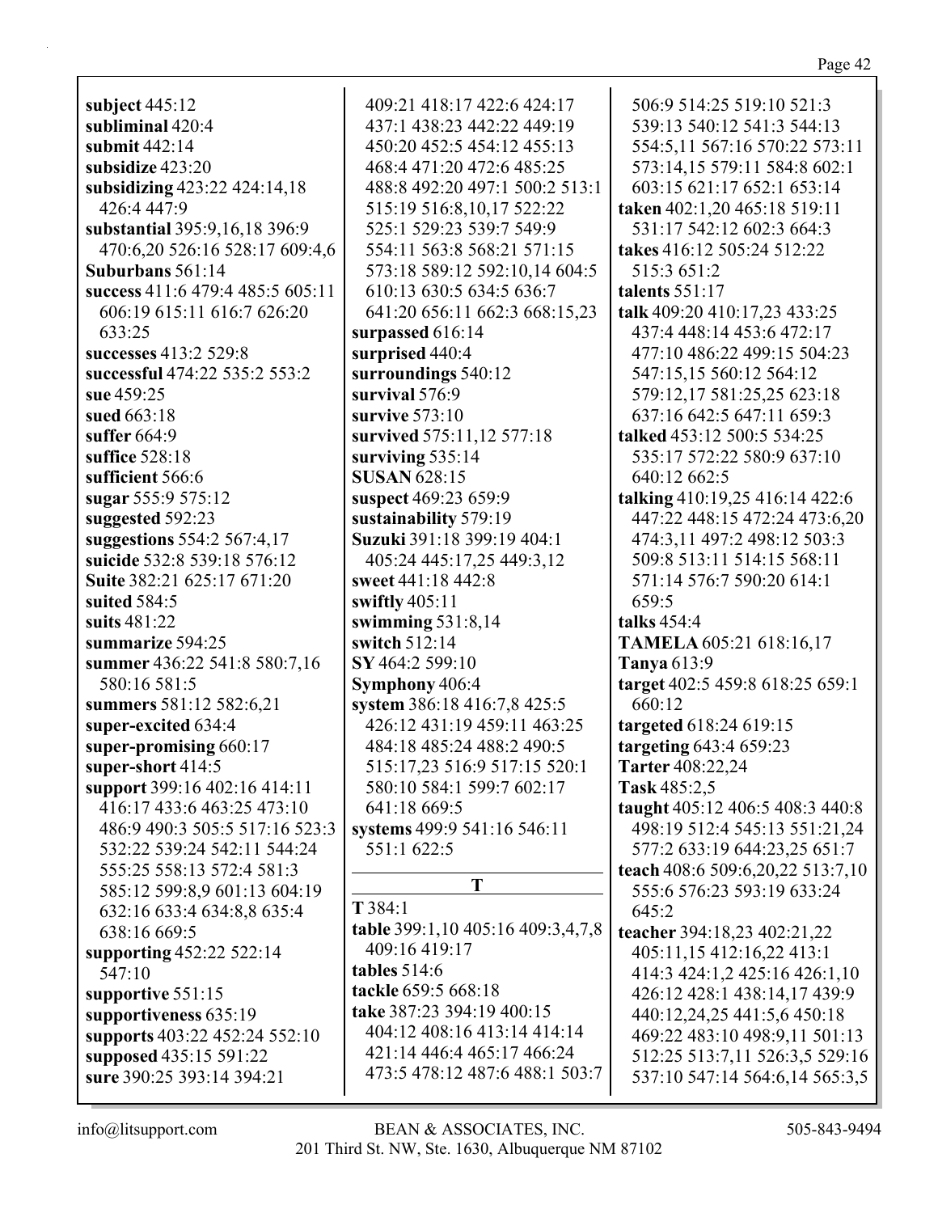**subject** 445:12
**subliminal** 420:4
**submit** 442:14
**subsidize** 423:20
**subsidizing** 423:22 424:14,18 426:4 447:9
**substantial** 395:9,16,18 396:9 470:6,20 526:16 528:17 609:4,6
**Suburbans** 561:14
**success** 411:6 479:4 485:5 605:11 606:19 615:11 616:7 626:20 633:25
**successes** 413:2 529:8
**successful** 474:22 535:2 553:2
**sue** 459:25
**sued** 663:18
**suffer** 664:9
**suffice** 528:18
**sufficient** 566:6
**sugar** 555:9 575:12
**suggested** 592:23
**suggestions** 554:2 567:4,17
**suicide** 532:8 539:18 576:12
**Suite** 382:21 625:17 671:20
**suited** 584:5
**suits** 481:22
**summarize** 594:25
**summer** 436:22 541:8 580:7,16 580:16 581:5
**summers** 581:12 582:6,21
**super-excited** 634:4
**super-promising** 660:17
**super-short** 414:5
**support** 399:16 402:16 414:11 416:17 433:6 463:25 473:10 486:9 490:3 505:5 517:16 523:3 532:22 539:24 542:11 544:24 555:25 558:13 572:4 581:3 585:12 599:8,9 601:13 604:19 632:16 633:4 634:8,8 635:4 638:16 669:5
**supporting** 452:22 522:14 547:10
**supportive** 551:15
**supportiveness** 635:19
**supports** 403:22 452:24 552:10
**supposed** 435:15 591:22
**sure** 390:25 393:14 394:21 409:21 418:17 422:6 424:17 437:1 438:23 442:22 449:19 450:20 452:5 454:12 455:13 468:4 471:20 472:6 485:25 488:8 492:20 497:1 500:2 513:1 515:19 516:8,10,17 522:22 525:1 529:23 539:7 549:9 554:11 563:8 568:21 571:15 573:18 589:12 592:10,14 604:5 610:13 630:5 634:5 636:7 641:20 656:11 662:3 668:15,23
**surpassed** 616:14
**surprised** 440:4
**surroundings** 540:12
**survival** 576:9
**survive** 573:10
**survived** 575:11,12 577:18
**surviving** 535:14
**SUSAN** 628:15
**suspect** 469:23 659:9
**sustainability** 579:19
**Suzuki** 391:18 399:19 404:1 405:24 445:17,25 449:3,12
**sweet** 441:18 442:8
**swiftly** 405:11
**swimming** 531:8,14
**switch** 512:14
**SY** 464:2 599:10
**Symphony** 406:4
**system** 386:18 416:7,8 425:5 426:12 431:19 459:11 463:25 484:18 485:24 488:2 490:5 515:17,23 516:9 517:15 520:1 580:10 584:1 599:7 602:17 641:18 669:5
**systems** 499:9 541:16 546:11 551:1 622:5

## T

**T** 384:1
**table** 399:1,10 405:16 409:3,4,7,8 409:16 419:17
**tables** 514:6
**tackle** 659:5 668:18
**take** 387:23 394:19 400:15 404:12 408:16 413:14 414:14 421:14 446:4 465:17 466:24 473:5 478:12 487:6 488:1 503:7 506:9 514:25 519:10 521:3 539:13 540:12 541:3 544:13 554:5,11 567:16 570:22 573:11 573:14,15 579:11 584:8 602:1 603:15 621:17 652:1 653:14
**taken** 402:1,20 465:18 519:11 531:17 542:12 602:3 664:3
**takes** 416:12 505:24 512:22 515:3 651:2
**talents** 551:17
**talk** 409:20 410:17,23 433:25 437:4 448:14 453:6 472:17 477:10 486:22 499:15 504:23 547:15,15 560:12 564:12 579:12,17 581:25,25 623:18 637:16 642:5 647:11 659:3
**talked** 453:12 500:5 534:25 535:17 572:22 580:9 637:10 640:12 662:5
**talking** 410:19,25 416:14 422:6 447:22 448:15 472:24 473:6,20 474:3,11 497:2 498:12 503:3 509:8 513:11 514:15 568:11 571:14 576:7 590:20 614:1 659:5
**talks** 454:4
**TAMELA** 605:21 618:16,17
**Tanya** 613:9
**target** 402:5 459:8 618:25 659:1 660:12
**targeted** 618:24 619:15
**targeting** 643:4 659:23
**Tarter** 408:22,24
**Task** 485:2,5
**taught** 405:12 406:5 408:3 440:8 498:19 512:4 545:13 551:21,24 577:2 633:19 644:23,25 651:7
**teach** 408:6 509:6,20,22 513:7,10 555:6 576:23 593:19 633:24 645:2
**teacher** 394:18,23 402:21,22 405:11,15 412:16,22 413:1 414:3 424:1,2 425:16 426:1,10 426:12 428:1 438:14,17 439:9 440:12,24,25 441:5,6 450:18 469:22 483:10 498:9,11 501:13 512:25 513:7,11 526:3,5 529:16 537:10 547:14 564:6,14 565:3,5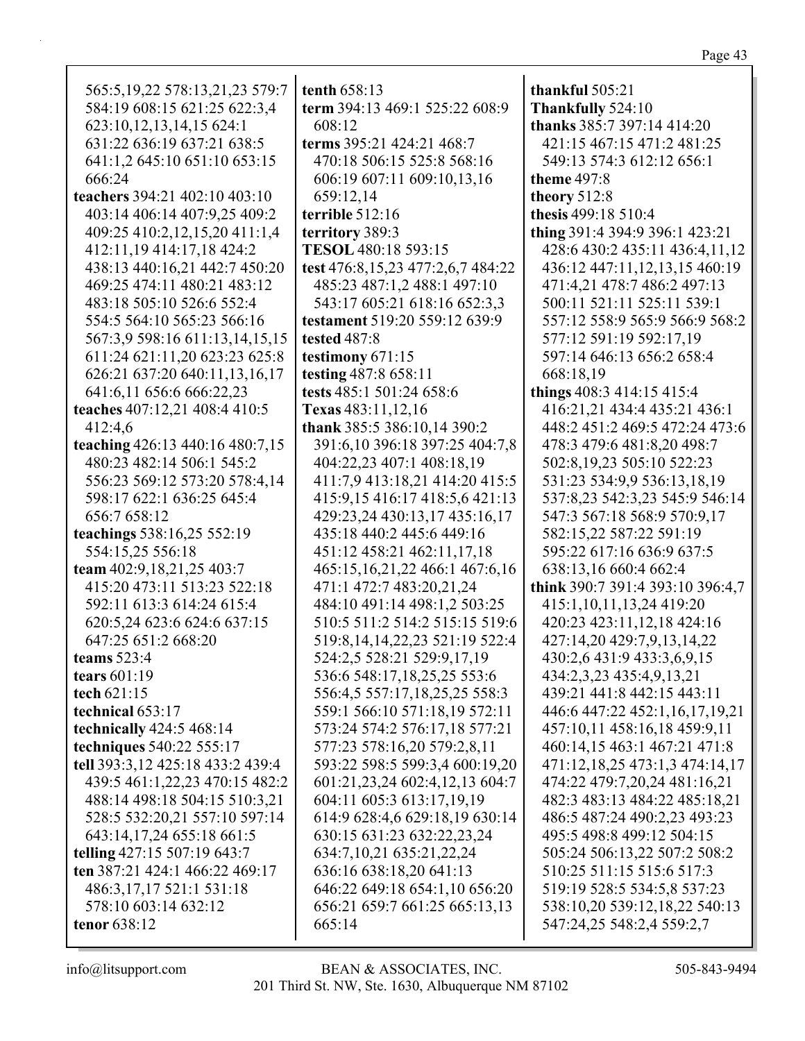565:5,19,22 578:13,21,23 579:7 584:19 608:15 621:25 622:3,4 623:10,12,13,14,15 624:1 631:22 636:19 637:21 638:5 641:1,2 645:10 651:10 653:15 666:24

**teachers** 394:21 402:10 403:10 403:14 406:14 407:9,25 409:2 409:25 410:2,12,15,20 411:1,4 412:11,19 414:17,18 424:2 438:13 440:16,21 442:7 450:20 469:25 474:11 480:21 483:12 483:18 505:10 526:6 552:4 554:5 564:10 565:23 566:16 567:3,9 598:16 611:13,14,15,15 611:24 621:11,20 623:23 625:8 626:21 637:20 640:11,13,16,17 641:6,11 656:6 666:22,23

**teaches** 407:12,21 408:4 410:5 412:4,6

**teaching** 426:13 440:16 480:7,15 480:23 482:14 506:1 545:2 556:23 569:12 573:20 578:4,14 598:17 622:1 636:25 645:4 656:7 658:12

**teachings** 538:16,25 552:19 554:15,25 556:18

**team** 402:9,18,21,25 403:7 415:20 473:11 513:23 522:18 592:11 613:3 614:24 615:4 620:5,24 623:6 624:6 637:15 647:25 651:2 668:20

**teams** 523:4

**tears** 601:19

**tech** 621:15

**technical** 653:17

**technically** 424:5 468:14

**techniques** 540:22 555:17

**tell** 393:3,12 425:18 433:2 439:4 439:5 461:1,22,23 470:15 482:2 488:14 498:18 504:15 510:3,21 528:5 532:20,21 557:10 597:14 643:14,17,24 655:18 661:5

**telling** 427:15 507:19 643:7

**ten** 387:21 424:1 466:22 469:17 486:3,17,17 521:1 531:18 578:10 603:14 632:12

**tenor** 638:12

**tenth** 658:13

**term** 394:13 469:1 525:22 608:9 608:12

**terms** 395:21 424:21 468:7 470:18 506:15 525:8 568:16 606:19 607:11 609:10,13,16 659:12,14

**terrible** 512:16

**territory** 389:3

**TESOL** 480:18 593:15

**test** 476:8,15,23 477:2,6,7 484:22 485:23 487:1,2 488:1 497:10 543:17 605:21 618:16 652:3,3

**testament** 519:20 559:12 639:9

**tested** 487:8

**testimony** 671:15

**testing** 487:8 658:11

**tests** 485:1 501:24 658:6

**Texas** 483:11,12,16

**thank** 385:5 386:10,14 390:2 391:6,10 396:18 397:25 404:7,8 404:22,23 407:1 408:18,19 411:7,9 413:18,21 414:20 415:5 415:9,15 416:17 418:5,6 421:13 429:23,24 430:13,17 435:16,17 435:18 440:2 445:6 449:16 451:12 458:21 462:11,17,18 465:15,16,21,22 466:1 467:6,16 471:1 472:7 483:20,21,24 484:10 491:14 498:1,2 503:25 510:5 511:2 514:2 515:15 519:6 519:8,14,14,22,23 521:19 522:4 524:2,5 528:21 529:9,17,19 536:6 548:17,18,25,25 553:6 556:4,5 557:17,18,25,25 558:3 559:1 566:10 571:18,19 572:11 573:24 574:2 576:17,18 577:21 577:23 578:16,20 579:2,8,11 593:22 598:5 599:3,4 600:19,20 601:21,23,24 602:4,12,13 604:7 604:11 605:3 613:17,19,19 614:9 628:4,6 629:18,19 630:14 630:15 631:23 632:22,23,24 634:7,10,21 635:21,22,24 636:16 638:18,20 641:13 646:22 649:18 654:1,10 656:20 656:21 659:7 661:25 665:13,13 665:14

**thankful** 505:21

**Thankfully** 524:10

**thanks** 385:7 397:14 414:20 421:15 467:15 471:2 481:25 549:13 574:3 612:12 656:1

**theme** 497:8

**theory** 512:8

**thesis** 499:18 510:4

**thing** 391:4 394:9 396:1 423:21 428:6 430:2 435:11 436:4,11,12 436:12 447:11,12,13,15 460:19 471:4,21 478:7 486:2 497:13 500:11 521:11 525:11 539:1 557:12 558:9 565:9 566:9 568:2 577:12 591:19 592:17,19 597:14 646:13 656:2 658:4 668:18,19

**things** 408:3 414:15 415:4 416:21,21 434:4 435:21 436:1 448:2 451:2 469:5 472:24 473:6 478:3 479:6 481:8,20 498:7 502:8,19,23 505:10 522:23 531:23 534:9,9 536:13,18,19 537:8,23 542:3,23 545:9 546:14 547:3 567:18 568:9 570:9,17 582:15,22 587:22 591:19 595:22 617:16 636:9 637:5 638:13,16 660:4 662:4

**think** 390:7 391:4 393:10 396:4,7 415:1,10,11,13,24 419:20 420:23 423:11,12,18 424:16 427:14,20 429:7,9,13,14,22 430:2,6 431:9 433:3,6,9,15 434:2,3,23 435:4,9,13,21 439:21 441:8 442:15 443:11 446:6 447:22 452:1,16,17,19,21 457:10,11 458:16,18 459:9,11 460:14,15 463:1 467:21 471:8 471:12,18,25 473:1,3 474:14,17 474:22 479:7,20,24 481:16,21 482:3 483:13 484:22 485:18,21 486:5 487:24 490:2,23 493:23 495:5 498:8 499:12 504:15 505:24 506:13,22 507:2 508:2 510:25 511:15 515:6 517:3 519:19 528:5 534:5,8 537:23 538:10,20 539:12,18,22 540:13 547:24,25 548:2,4 559:2,7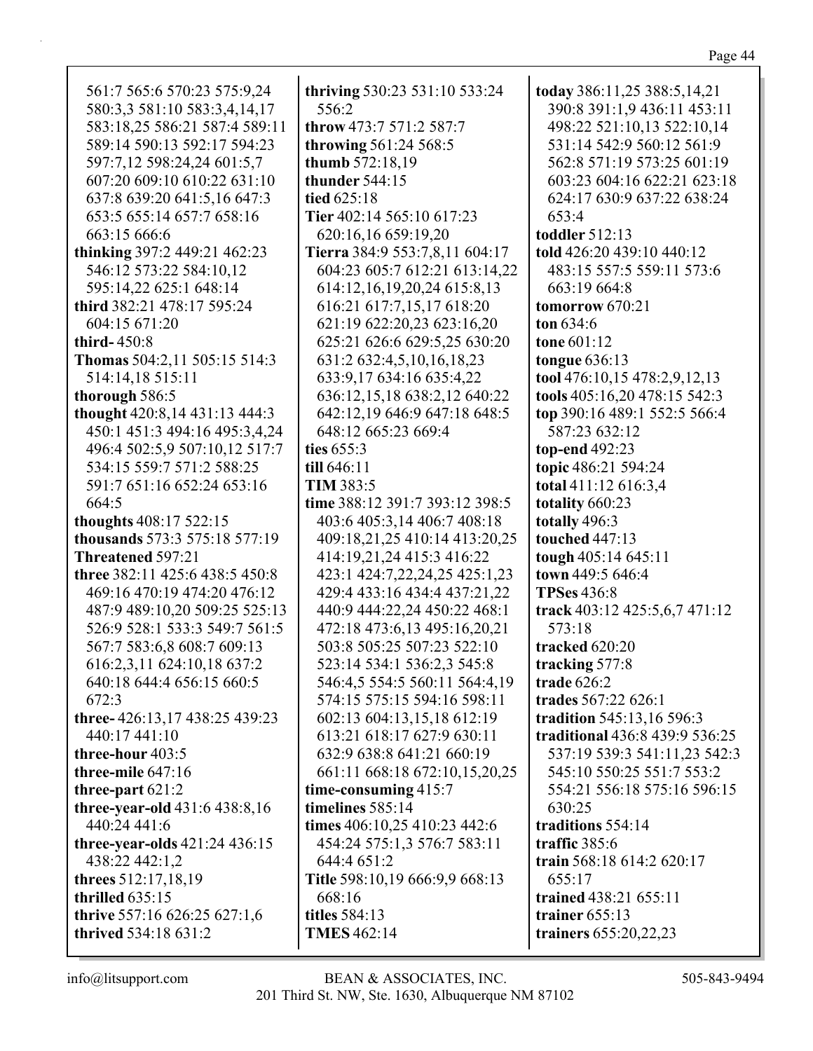561:7 565:6 570:23 575:9,24 580:3,3 581:10 583:3,4,14,17 583:18,25 586:21 587:4 589:11 589:14 590:13 592:17 594:23 597:7,12 598:24,24 601:5,7 607:20 609:10 610:22 631:10 637:8 639:20 641:5,16 647:3 653:5 655:14 657:7 658:16 663:15 666:6

**thinking** 397:2 449:21 462:23 546:12 573:22 584:10,12 595:14,22 625:1 648:14

**third** 382:21 478:17 595:24 604:15 671:20

**third-** 450:8

**Thomas** 504:2,11 505:15 514:3 514:14,18 515:11

**thorough** 586:5

**thought** 420:8,14 431:13 444:3 450:1 451:3 494:16 495:3,4,24 496:4 502:5,9 507:10,12 517:7 534:15 559:7 571:2 588:25 591:7 651:16 652:24 653:16 664:5

**thoughts** 408:17 522:15

**thousands** 573:3 575:18 577:19

**Threatened** 597:21

**three** 382:11 425:6 438:5 450:8 469:16 470:19 474:20 476:12 487:9 489:10,20 509:25 525:13 526:9 528:1 533:3 549:7 561:5 567:7 583:6,8 608:7 609:13 616:2,3,11 624:10,18 637:2 640:18 644:4 656:15 660:5 672:3

**three-** 426:13,17 438:25 439:23 440:17 441:10

**three-hour** 403:5

**three-mile** 647:16

**three-part** 621:2

**three-year-old** 431:6 438:8,16 440:24 441:6

**three-year-olds** 421:24 436:15 438:22 442:1,2

**threes** 512:17,18,19

**thrilled** 635:15

**thrive** 557:16 626:25 627:1,6

**thrived** 534:18 631:2

**thriving** 530:23 531:10 533:24 556:2

**throw** 473:7 571:2 587:7

**throwing** 561:24 568:5

**thumb** 572:18,19

**thunder** 544:15

**tied** 625:18

**Tier** 402:14 565:10 617:23 620:16,16 659:19,20

**Tierra** 384:9 553:7,8,11 604:17 604:23 605:7 612:21 613:14,22 614:12,16,19,20,24 615:8,13 616:21 617:7,15,17 618:20 621:19 622:20,23 623:16,20 625:21 626:6 629:5,25 630:20 631:2 632:4,5,10,16,18,23 633:9,17 634:16 635:4,22 636:12,15,18 638:2,12 640:22 642:12,19 646:9 647:18 648:5 648:12 665:23 669:4

**ties** 655:3

**till** 646:11

**TIM** 383:5

**time** 388:12 391:7 393:12 398:5 403:6 405:3,14 406:7 408:18 409:18,21,25 410:14 413:20,25 414:19,21,24 415:3 416:22 423:1 424:7,22,24,25 425:1,23 429:4 433:16 434:4 437:21,22 440:9 444:22,24 450:22 468:1 472:18 473:6,13 495:16,20,21 503:8 505:25 507:23 522:10 523:14 534:1 536:2,3 545:8 546:4,5 554:5 560:11 564:4,19 574:15 575:15 594:16 598:11 602:13 604:13,15,18 612:19 613:21 618:17 627:9 630:11 632:9 638:8 641:21 660:19 661:11 668:18 672:10,15,20,25

**time-consuming** 415:7

**timelines** 585:14

**times** 406:10,25 410:23 442:6 454:24 575:1,3 576:7 583:11 644:4 651:2

**Title** 598:10,19 666:9,9 668:13 668:16

**titles** 584:13

**TMES** 462:14

**today** 386:11,25 388:5,14,21 390:8 391:1,9 436:11 453:11 498:22 521:10,13 522:10,14 531:14 542:9 560:12 561:9 562:8 571:19 573:25 601:19 603:23 604:16 622:21 623:18 624:17 630:9 637:22 638:24 653:4

**toddler** 512:13

**told** 426:20 439:10 440:12 483:15 557:5 559:11 573:6 663:19 664:8

**tomorrow** 670:21

**ton** 634:6

**tone** 601:12

**tongue** 636:13

**tool** 476:10,15 478:2,9,12,13

**tools** 405:16,20 478:15 542:3

**top** 390:16 489:1 552:5 566:4 587:23 632:12

**top-end** 492:23

**topic** 486:21 594:24

**total** 411:12 616:3,4

**totality** 660:23

**totally** 496:3

**touched** 447:13

**tough** 405:14 645:11

**town** 449:5 646:4

**TPSes** 436:8

**track** 403:12 425:5,6,7 471:12 573:18

**tracked** 620:20

**tracking** 577:8

**trade** 626:2

**trades** 567:22 626:1

**tradition** 545:13,16 596:3

**traditional** 436:8 439:9 536:25 537:19 539:3 541:11,23 542:3 545:10 550:25 551:7 553:2 554:21 556:18 575:16 596:15 630:25

**traditions** 554:14

**traffic** 385:6

**train** 568:18 614:2 620:17 655:17

**trained** 438:21 655:11

**trainer** 655:13

**trainers** 655:20,22,23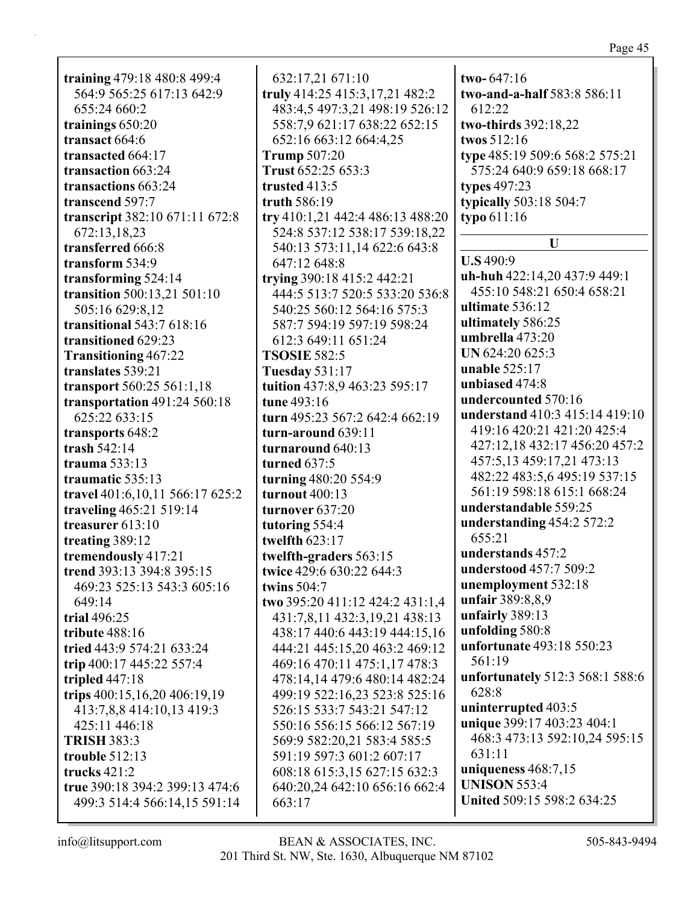**training** 479:18 480:8 499:4 564:9 565:25 617:13 642:9 655:24 660:2
**trainings** 650:20
**transact** 664:6
**transacted** 664:17
**transaction** 663:24
**transactions** 663:24
**transcend** 597:7
**transcript** 382:10 671:11 672:8 672:13,18,23
**transferred** 666:8
**transform** 534:9
**transforming** 524:14
**transition** 500:13,21 501:10 505:16 629:8,12
**transitional** 543:7 618:16
**transitioned** 629:23
**Transitioning** 467:22
**translates** 539:21
**transport** 560:25 561:1,18
**transportation** 491:24 560:18 625:22 633:15
**transports** 648:2
**trash** 542:14
**trauma** 533:13
**traumatic** 535:13
**travel** 401:6,10,11 566:17 625:2
**traveling** 465:21 519:14
**treasurer** 613:10
**treating** 389:12
**tremendously** 417:21
**trend** 393:13 394:8 395:15 469:23 525:13 543:3 605:16 649:14
**trial** 496:25
**tribute** 488:16
**tried** 443:9 574:21 633:24
**trip** 400:17 445:22 557:4
**tripled** 447:18
**trips** 400:15,16,20 406:19,19 413:7,8,8 414:10,13 419:3 425:11 446:18
**TRISH** 383:3
**trouble** 512:13
**trucks** 421:2
**true** 390:18 394:2 399:13 474:6 499:3 514:4 566:14,15 591:14 632:17,21 671:10
**truly** 414:25 415:3,17,21 482:2 483:4,5 497:3,21 498:19 526:12 558:7,9 621:17 638:22 652:15 652:16 663:12 664:4,25
**Trump** 507:20
**Trust** 652:25 653:3
**trusted** 413:5
**truth** 586:19
**try** 410:1,21 442:4 486:13 488:20 524:8 537:12 538:17 539:18,22 540:13 573:11,14 622:6 643:8 647:12 648:8
**trying** 390:18 415:2 442:21 444:5 513:7 520:5 533:20 536:8 540:25 560:12 564:16 575:3 587:7 594:19 597:19 598:24 612:3 649:11 651:24
**TSOSIE** 582:5
**Tuesday** 531:17
**tuition** 437:8,9 463:23 595:17
**tune** 493:16
**turn** 495:23 567:2 642:4 662:19
**turn-around** 639:11
**turnaround** 640:13
**turned** 637:5
**turning** 480:20 554:9
**turnout** 400:13
**turnover** 637:20
**tutoring** 554:4
**twelfth** 623:17
**twelfth-graders** 563:15
**twice** 429:6 630:22 644:3
**twins** 504:7
**two** 395:20 411:12 424:2 431:1,4 431:7,8,11 432:3,19,21 438:13 438:17 440:6 443:19 444:15,16 444:21 445:15,20 463:2 469:12 469:16 470:11 475:1,17 478:3 478:14,14 479:6 480:14 482:24 499:19 522:16,23 523:8 525:16 526:15 533:7 543:21 547:12 550:16 556:15 566:12 567:19 569:9 582:20,21 583:4 585:5 591:19 597:3 601:2 607:17 608:18 615:3,15 627:15 632:3 640:20,24 642:10 656:16 662:4 663:17
**two-** 647:16
**two-and-a-half** 583:8 586:11 612:22
**two-thirds** 392:18,22
**twos** 512:16
**type** 485:19 509:6 568:2 575:21 575:24 640:9 659:18 668:17
**types** 497:23
**typically** 503:18 504:7
**typo** 611:16

## U

**U.S** 490:9
**uh-huh** 422:14,20 437:9 449:1 455:10 548:21 650:4 658:21
**ultimate** 536:12
**ultimately** 586:25
**umbrella** 473:20
**UN** 624:20 625:3
**unable** 525:17
**unbiased** 474:8
**undercounted** 570:16
**understand** 410:3 415:14 419:10 419:16 420:21 421:20 425:4 427:12,18 432:17 456:20 457:2 457:5,13 459:17,21 473:13 482:22 483:5,6 495:19 537:15 561:19 598:18 615:1 668:24
**understandable** 559:25
**understanding** 454:2 572:2 655:21
**understands** 457:2
**understood** 457:7 509:2
**unemployment** 532:18
**unfair** 389:8,8,9
**unfairly** 389:13
**unfolding** 580:8
**unfortunate** 493:18 550:23 561:19
**unfortunately** 512:3 568:1 588:6 628:8
**uninterrupted** 403:5
**unique** 399:17 403:23 404:1 468:3 473:13 592:10,24 595:15 631:11
**uniqueness** 468:7,15
**UNISON** 553:4
**United** 509:15 598:2 634:25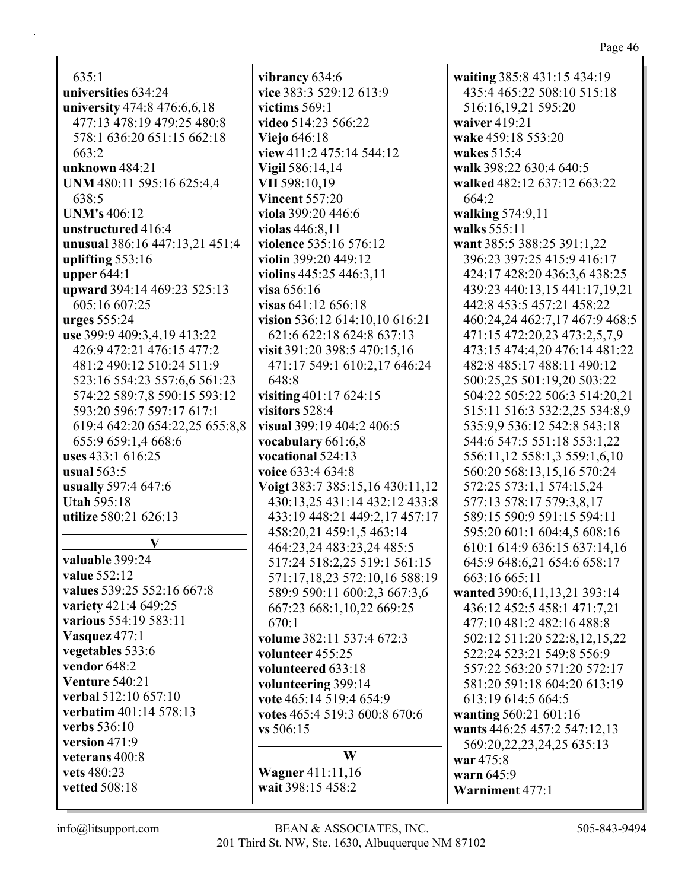635:1
**universities** 634:24
**university** 474:8 476:6,6,18 477:13 478:19 479:25 480:8 578:1 636:20 651:15 662:18 663:2
**unknown** 484:21
**UNM** 480:11 595:16 625:4,4 638:5
**UNM's** 406:12
**unstructured** 416:4
**unusual** 386:16 447:13,21 451:4
**uplifting** 553:16
**upper** 644:1
**upward** 394:14 469:23 525:13 605:16 607:25
**urges** 555:24
**use** 399:9 409:3,4,19 413:22 426:9 472:21 476:15 477:2 481:2 490:12 510:24 511:9 523:16 554:23 557:6,6 561:23 574:22 589:7,8 590:15 593:12 593:20 596:7 597:17 617:1 619:4 642:20 654:22,25 655:8,8 655:9 659:1,4 668:6
**uses** 433:1 616:25
**usual** 563:5
**usually** 597:4 647:6
**Utah** 595:18
**utilize** 580:21 626:13

## V

**valuable** 399:24
**value** 552:12
**values** 539:25 552:16 667:8
**variety** 421:4 649:25
**various** 554:19 583:11
**Vasquez** 477:1
**vegetables** 533:6
**vendor** 648:2
**Venture** 540:21
**verbal** 512:10 657:10
**verbatim** 401:14 578:13
**verbs** 536:10
**version** 471:9
**veterans** 400:8
**vets** 480:23
**vetted** 508:18
**vibrancy** 634:6
**vice** 383:3 529:12 613:9
**victims** 569:1
**video** 514:23 566:22
**Viejo** 646:18
**view** 411:2 475:14 544:12
**Vigil** 586:14,14
**VII** 598:10,19
**Vincent** 557:20
**viola** 399:20 446:6
**violas** 446:8,11
**violence** 535:16 576:12
**violin** 399:20 449:12
**violins** 445:25 446:3,11
**visa** 656:16
**visas** 641:12 656:18
**vision** 536:12 614:10,10 616:21 621:6 622:18 624:8 637:13
**visit** 391:20 398:5 470:15,16 471:17 549:1 610:2,17 646:24 648:8
**visiting** 401:17 624:15
**visitors** 528:4
**visual** 399:19 404:2 406:5
**vocabulary** 661:6,8
**vocational** 524:13
**voice** 633:4 634:8
**Voigt** 383:7 385:15,16 430:11,12 430:13,25 431:14 432:12 433:8 433:19 448:21 449:2,17 457:17 458:20,21 459:1,5 463:14 464:23,24 483:23,24 485:5 517:24 518:2,25 519:1 561:15 571:17,18,23 572:10,16 588:19 589:9 590:11 600:2,3 667:3,6 667:23 668:1,10,22 669:25 670:1
**volume** 382:11 537:4 672:3
**volunteer** 455:25
**volunteered** 633:18
**volunteering** 399:14
**vote** 465:14 519:4 654:9
**votes** 465:4 519:3 600:8 670:6
**vs** 506:15

## W

**Wagner** 411:11,16
**wait** 398:15 458:2
**waiting** 385:8 431:15 434:19 435:4 465:22 508:10 515:18 516:16,19,21 595:20
**waiver** 419:21
**wake** 459:18 553:20
**wakes** 515:4
**walk** 398:22 630:4 640:5
**walked** 482:12 637:12 663:22 664:2
**walking** 574:9,11
**walks** 555:11
**want** 385:5 388:25 391:1,22 396:23 397:25 415:9 416:17 424:17 428:20 436:3,6 438:25 439:23 440:13,15 441:17,19,21 442:8 453:5 457:21 458:22 460:24,24 462:7,17 467:9 468:5 471:15 472:20,23 473:2,5,7,9 473:15 474:4,20 476:14 481:22 482:8 485:17 488:11 490:12 500:25,25 501:19,20 503:22 504:22 505:22 506:3 514:20,21 515:11 516:3 532:2,25 534:8,9 535:9,9 536:12 542:8 543:18 544:6 547:5 551:18 553:1,22 556:11,12 558:1,3 559:1,6,10 560:20 568:13,15,16 570:24 572:25 573:1,1 574:15,24 577:13 578:17 579:3,8,17 589:15 590:9 591:15 594:11 595:20 601:1 604:4,5 608:16 610:1 614:9 636:15 637:14,16 645:9 648:6,21 654:6 658:17 663:16 665:11
**wanted** 390:6,11,13,21 393:14 436:12 452:5 458:1 471:7,21 477:10 481:2 482:16 488:8 502:12 511:20 522:8,12,15,22 522:24 523:21 549:8 556:9 557:22 563:20 571:20 572:17 581:20 591:18 604:20 613:19 613:19 614:5 664:5
**wanting** 560:21 601:16
**wants** 446:25 457:2 547:12,13 569:20,22,23,24,25 635:13
**war** 475:8
**warn** 645:9
**Warniment** 477:1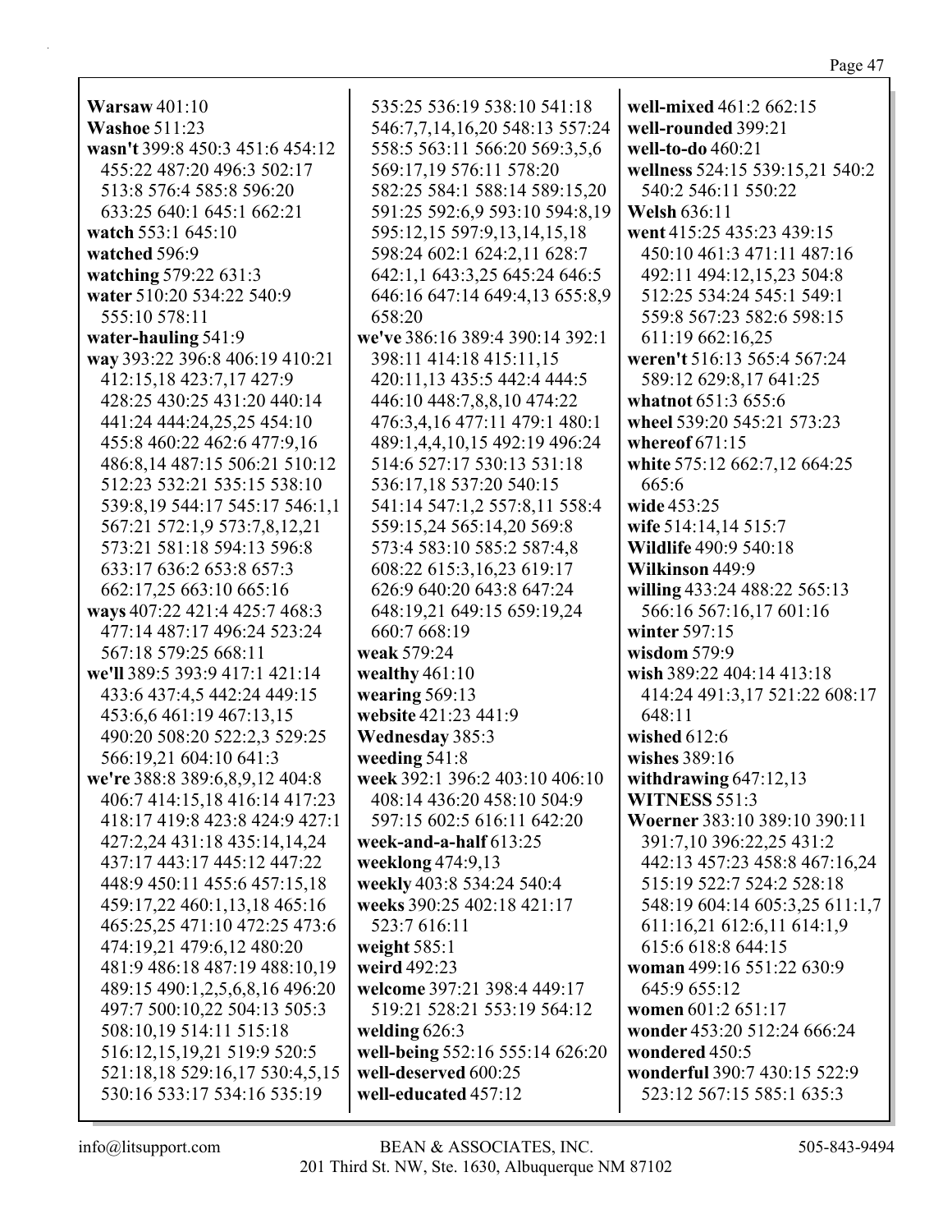**Warsaw** 401:10
**Washoe** 511:23
**wasn't** 399:8 450:3 451:6 454:12 455:22 487:20 496:3 502:17 513:8 576:4 585:8 596:20 633:25 640:1 645:1 662:21
**watch** 553:1 645:10
**watched** 596:9
**watching** 579:22 631:3
**water** 510:20 534:22 540:9 555:10 578:11
**water-hauling** 541:9
**way** 393:22 396:8 406:19 410:21 412:15,18 423:7,17 427:9 428:25 430:25 431:20 440:14 441:24 444:24,25,25 454:10 455:8 460:22 462:6 477:9,16 486:8,14 487:15 506:21 510:12 512:23 532:21 535:15 538:10 539:8,19 544:17 545:17 546:1,1 567:21 572:1,9 573:7,8,12,21 573:21 581:18 594:13 596:8 633:17 636:2 653:8 657:3 662:17,25 663:10 665:16
**ways** 407:22 421:4 425:7 468:3 477:14 487:17 496:24 523:24 567:18 579:25 668:11
**we'll** 389:5 393:9 417:1 421:14 433:6 437:4,5 442:24 449:15 453:6,6 461:19 467:13,15 490:20 508:20 522:2,3 529:25 566:19,21 604:10 641:3
**we're** 388:8 389:6,8,9,12 404:8 406:7 414:15,18 416:14 417:23 418:17 419:8 423:8 424:9 427:1 427:2,24 431:18 435:14,14,24 437:17 443:17 445:12 447:22 448:9 450:11 455:6 457:15,18 459:17,22 460:1,13,18 465:16 465:25,25 471:10 472:25 473:6 474:19,21 479:6,12 480:20 481:9 486:18 487:19 488:10,19 489:15 490:1,2,5,6,8,16 496:20 497:7 500:10,22 504:13 505:3 508:10,19 514:11 515:18 516:12,15,19,21 519:9 520:5 521:18,18 529:16,17 530:4,5,15 530:16 533:17 534:16 535:19 535:25 536:19 538:10 541:18 546:7,7,14,16,20 548:13 557:24 558:5 563:11 566:20 569:3,5,6 569:17,19 576:11 578:20 582:25 584:1 588:14 589:15,20 591:25 592:6,9 593:10 594:8,19 595:12,15 597:9,13,14,15,18 598:24 602:1 624:2,11 628:7 642:1,1 643:3,25 645:24 646:5 646:16 647:14 649:4,13 655:8,9 658:20
**we've** 386:16 389:4 390:14 392:1 398:11 414:18 415:11,15 420:11,13 435:5 442:4 444:5 446:10 448:7,8,8,10 474:22 476:3,4,16 477:11 479:1 480:1 489:1,4,4,10,15 492:19 496:24 514:6 527:17 530:13 531:18 536:17,18 537:20 540:15 541:14 547:1,2 557:8,11 558:4 559:15,24 565:14,20 569:8 573:4 583:10 585:2 587:4,8 608:22 615:3,16,23 619:17 626:9 640:20 643:8 647:24 648:19,21 649:15 659:19,24 660:7 668:19
**weak** 579:24
**wealthy** 461:10
**wearing** 569:13
**website** 421:23 441:9
**Wednesday** 385:3
**weeding** 541:8
**week** 392:1 396:2 403:10 406:10 408:14 436:20 458:10 504:9 597:15 602:5 616:11 642:20
**week-and-a-half** 613:25
**weeklong** 474:9,13
**weekly** 403:8 534:24 540:4
**weeks** 390:25 402:18 421:17 523:7 616:11
**weight** 585:1
**weird** 492:23
**welcome** 397:21 398:4 449:17 519:21 528:21 553:19 564:12
**welding** 626:3
**well-being** 552:16 555:14 626:20
**well-deserved** 600:25
**well-educated** 457:12
**well-mixed** 461:2 662:15
**well-rounded** 399:21
**well-to-do** 460:21
**wellness** 524:15 539:15,21 540:2 540:2 546:11 550:22
**Welsh** 636:11
**went** 415:25 435:23 439:15 450:10 461:3 471:11 487:16 492:11 494:12,15,23 504:8 512:25 534:24 545:1 549:1 559:8 567:23 582:6 598:15 611:19 662:16,25
**weren't** 516:13 565:4 567:24 589:12 629:8,17 641:25
**whatnot** 651:3 655:6
**wheel** 539:20 545:21 573:23
**whereof** 671:15
**white** 575:12 662:7,12 664:25 665:6
**wide** 453:25
**wife** 514:14,14 515:7
**Wildlife** 490:9 540:18
**Wilkinson** 449:9
**willing** 433:24 488:22 565:13 566:16 567:16,17 601:16
**winter** 597:15
**wisdom** 579:9
**wish** 389:22 404:14 413:18 414:24 491:3,17 521:22 608:17 648:11
**wished** 612:6
**wishes** 389:16
**withdrawing** 647:12,13
**WITNESS** 551:3
**Woerner** 383:10 389:10 390:11 391:7,10 396:22,25 431:2 442:13 457:23 458:8 467:16,24 515:19 522:7 524:2 528:18 548:19 604:14 605:3,25 611:1,7 611:16,21 612:6,11 614:1,9 615:6 618:8 644:15
**woman** 499:16 551:22 630:9 645:9 655:12
**women** 601:2 651:17
**wonder** 453:20 512:24 666:24
**wondered** 450:5
**wonderful** 390:7 430:15 522:9 523:12 567:15 585:1 635:3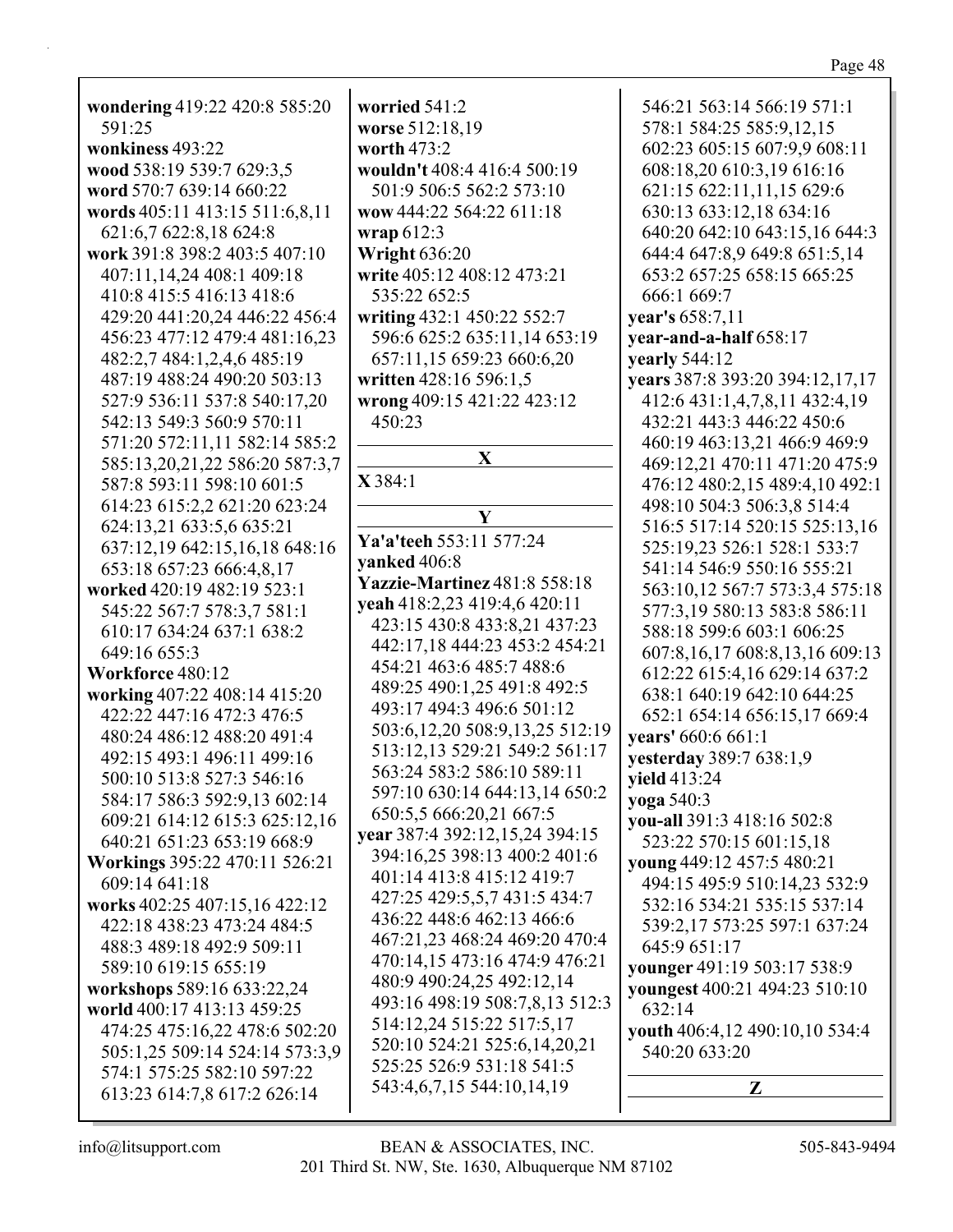**wondering** 419:22 420:8 585:20 591:25
**wonkiness** 493:22
**wood** 538:19 539:7 629:3,5
**word** 570:7 639:14 660:22
**words** 405:11 413:15 511:6,8,11 621:6,7 622:8,18 624:8
**work** 391:8 398:2 403:5 407:10 407:11,14,24 408:1 409:18 410:8 415:5 416:13 418:6 429:20 441:20,24 446:22 456:4 456:23 477:12 479:4 481:16,23 482:2,7 484:1,2,4,6 485:19 487:19 488:24 490:20 503:13 527:9 536:11 537:8 540:17,20 542:13 549:3 560:9 570:11 571:20 572:11,11 582:14 585:2 585:13,20,21,22 586:20 587:3,7 587:8 593:11 598:10 601:5 614:23 615:2,2 621:20 623:24 624:13,21 633:5,6 635:21 637:12,19 642:15,16,18 648:16 653:18 657:23 666:4,8,17
**worked** 420:19 482:19 523:1 545:22 567:7 578:3,7 581:1 610:17 634:24 637:1 638:2 649:16 655:3
**Workforce** 480:12
**working** 407:22 408:14 415:20 422:22 447:16 472:3 476:5 480:24 486:12 488:20 491:4 492:15 493:1 496:11 499:16 500:10 513:8 527:3 546:16 584:17 586:3 592:9,13 602:14 609:21 614:12 615:3 625:12,16 640:21 651:23 653:19 668:9
**Workings** 395:22 470:11 526:21 609:14 641:18
**works** 402:25 407:15,16 422:12 422:18 438:23 473:24 484:5 488:3 489:18 492:9 509:11 589:10 619:15 655:19
**workshops** 589:16 633:22,24
**world** 400:17 413:13 459:25 474:25 475:16,22 478:6 502:20 505:1,25 509:14 524:14 573:3,9 574:1 575:25 582:10 597:22 613:23 614:7,8 617:2 626:14
**worried** 541:2
**worse** 512:18,19
**worth** 473:2
**wouldn't** 408:4 416:4 500:19 501:9 506:5 562:2 573:10
**wow** 444:22 564:22 611:18
**wrap** 612:3
**Wright** 636:20
**write** 405:12 408:12 473:21 535:22 652:5
**writing** 432:1 450:22 552:7 596:6 625:2 635:11,14 653:19 657:11,15 659:23 660:6,20
**written** 428:16 596:1,5
**wrong** 409:15 421:22 423:12 450:23

## X

**X** 384:1

## Y

**Ya'a'teeh** 553:11 577:24
**yanked** 406:8
**Yazzie-Martinez** 481:8 558:18
**yeah** 418:2,23 419:4,6 420:11 423:15 430:8 433:8,21 437:23 442:17,18 444:23 453:2 454:21 454:21 463:6 485:7 488:6 489:25 490:1,25 491:8 492:5 493:17 494:3 496:6 501:12 503:6,12,20 508:9,13,25 512:19 513:12,13 529:21 549:2 561:17 563:24 583:2 586:10 589:11 597:10 630:14 644:13,14 650:2 650:5,5 666:20,21 667:5
**year** 387:4 392:12,15,24 394:15 394:16,25 398:13 400:2 401:6 401:14 413:8 415:12 419:7 427:25 429:5,5,7 431:5 434:7 436:22 448:6 462:13 466:6 467:21,23 468:24 469:20 470:4 470:14,15 473:16 474:9 476:21 480:9 490:24,25 492:12,14 493:16 498:19 508:7,8,13 512:3 514:12,24 515:22 517:5,17 520:10 524:21 525:6,14,20,21 525:25 526:9 531:18 541:5 543:4,6,7,15 544:10,14,19 546:21 563:14 566:19 571:1 578:1 584:25 585:9,12,15 602:23 605:15 607:9,9 608:11 608:18,20 610:3,19 616:16 621:15 622:11,11,15 629:6 630:13 633:12,18 634:16 640:20 642:10 643:15,16 644:3 644:4 647:8,9 649:8 651:5,14 653:2 657:25 658:15 665:25 666:1 669:7
**year's** 658:7,11
**year-and-a-half** 658:17
**yearly** 544:12
**years** 387:8 393:20 394:12,17,17 412:6 431:1,4,7,8,11 432:4,19 432:21 443:3 446:22 450:6 460:19 463:13,21 466:9 469:9 469:12,21 470:11 471:20 475:9 476:12 480:2,15 489:4,10 492:1 498:10 504:3 506:3,8 514:4 516:5 517:14 520:15 525:13,16 525:19,23 526:1 528:1 533:7 541:14 546:9 550:16 555:21 563:10,12 567:7 573:3,4 575:18 577:3,19 580:13 583:8 586:11 588:18 599:6 603:1 606:25 607:8,16,17 608:8,13,16 609:13 612:22 615:4,16 629:14 637:2 638:1 640:19 642:10 644:25 652:1 654:14 656:15,17 669:4
**years'** 660:6 661:1
**yesterday** 389:7 638:1,9
**yield** 413:24
**yoga** 540:3
**you-all** 391:3 418:16 502:8 523:22 570:15 601:15,18
**young** 449:12 457:5 480:21 494:15 495:9 510:14,23 532:9 532:16 534:21 535:15 537:14 539:2,17 573:25 597:1 637:24 645:9 651:17
**younger** 491:19 503:17 538:9
**youngest** 400:21 494:23 510:10 632:14
**youth** 406:4,12 490:10,10 534:4 540:20 633:20

## Z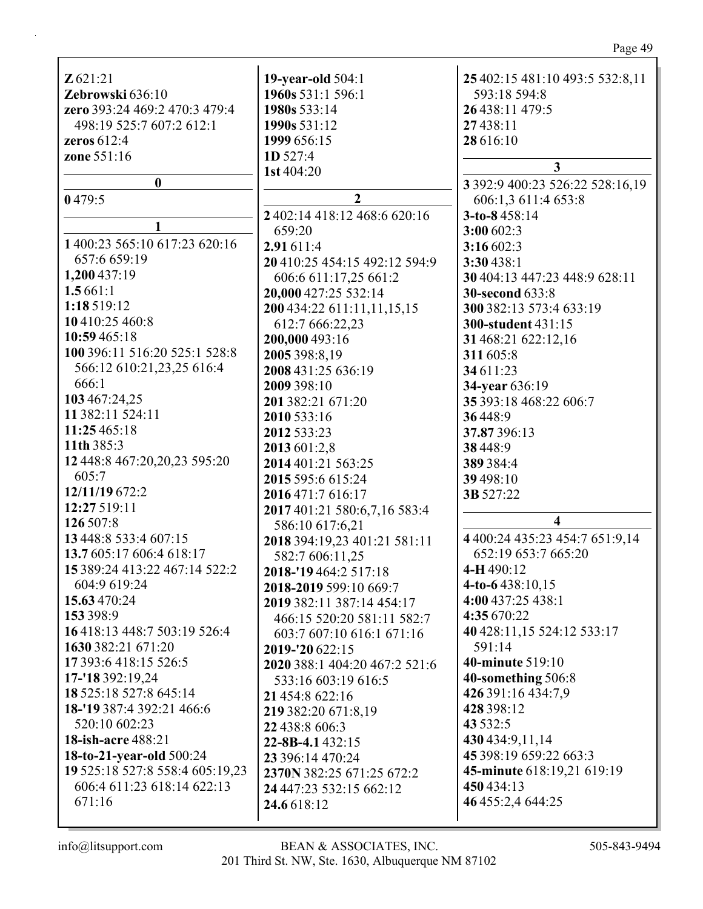**Z** 621:21
**Zebrowski** 636:10
**zero** 393:24 469:2 470:3 479:4 498:19 525:7 607:2 612:1
**zeros** 612:4
**zone** 551:16

**0**

**0** 479:5

**1**

**1** 400:23 565:10 617:23 620:16 657:6 659:19
**1,200** 437:19
**1.5** 661:1
**1:18** 519:12
**10** 410:25 460:8
**10:59** 465:18
**100** 396:11 516:20 525:1 528:8 566:12 610:21,23,25 616:4 666:1
**103** 467:24,25
**11** 382:11 524:11
**11:25** 465:18
**11th** 385:3
**12** 448:8 467:20,20,23 595:20 605:7
**12/11/19** 672:2
**12:27** 519:11
**126** 507:8
**13** 448:8 533:4 607:15
**13.7** 605:17 606:4 618:17
**15** 389:24 413:22 467:14 522:2 604:9 619:24
**15.63** 470:24
**153** 398:9
**16** 418:13 448:7 503:19 526:4
**1630** 382:21 671:20
**17** 393:6 418:15 526:5
**17-'18** 392:19,24
**18** 525:18 527:8 645:14
**18-'19** 387:4 392:21 466:6 520:10 602:23
**18-ish-acre** 488:21
**18-to-21-year-old** 500:24
**19** 525:18 527:8 558:4 605:19,23 606:4 611:23 618:14 622:13 671:16
**19-year-old** 504:1
**1960s** 531:1 596:1
**1980s** 533:14
**1990s** 531:12
**1999** 656:15
**1D** 527:4
**1st** 404:20

**2**

**2** 402:14 418:12 468:6 620:16 659:20
**2.91** 611:4
**20** 410:25 454:15 492:12 594:9 606:6 611:17,25 661:2
**20,000** 427:25 532:14
**200** 434:22 611:11,11,15,15 612:7 666:22,23
**200,000** 493:16
**2005** 398:8,19
**2008** 431:25 636:19
**2009** 398:10
**201** 382:21 671:20
**2010** 533:16
**2012** 533:23
**2013** 601:2,8
**2014** 401:21 563:25
**2015** 595:6 615:24
**2016** 471:7 616:17
**2017** 401:21 580:6,7,16 583:4 586:10 617:6,21
**2018** 394:19,23 401:21 581:11 582:7 606:11,25
**2018-'19** 464:2 517:18
**2018-2019** 599:10 669:7
**2019** 382:11 387:14 454:17 466:15 520:20 581:11 582:7 603:7 607:10 616:1 671:16
**2019-'20** 622:15
**2020** 388:1 404:20 467:2 521:6 533:16 603:19 616:5
**21** 454:8 622:16
**219** 382:20 671:8,19
**22** 438:8 606:3
**22-8B-4.1** 432:15
**23** 396:14 470:24
**2370N** 382:25 671:25 672:2
**24** 447:23 532:15 662:12
**24.6** 618:12
**25** 402:15 481:10 493:5 532:8,11 593:18 594:8
**26** 438:11 479:5
**27** 438:11
**28** 616:10

**3**

**3** 392:9 400:23 526:22 528:16,19 606:1,3 611:4 653:8
**3-to-8** 458:14
**3:00** 602:3
**3:16** 602:3
**3:30** 438:1
**30** 404:13 447:23 448:9 628:11
**30-second** 633:8
**300** 382:13 573:4 633:19
**300-student** 431:15
**31** 468:21 622:12,16
**311** 605:8
**34** 611:23
**34-year** 636:19
**35** 393:18 468:22 606:7
**36** 448:9
**37.87** 396:13
**38** 448:9
**389** 384:4
**39** 498:10
**3B** 527:22

**4**

**4** 400:24 435:23 454:7 651:9,14 652:19 653:7 665:20
**4-H** 490:12
**4-to-6** 438:10,15
**4:00** 437:25 438:1
**4:35** 670:22
**40** 428:11,15 524:12 533:17 591:14
**40-minute** 519:10
**40-something** 506:8
**426** 391:16 434:7,9
**428** 398:12
**43** 532:5
**430** 434:9,11,14
**45** 398:19 659:22 663:3
**45-minute** 618:19,21 619:19
**450** 434:13
**46** 455:2,4 644:25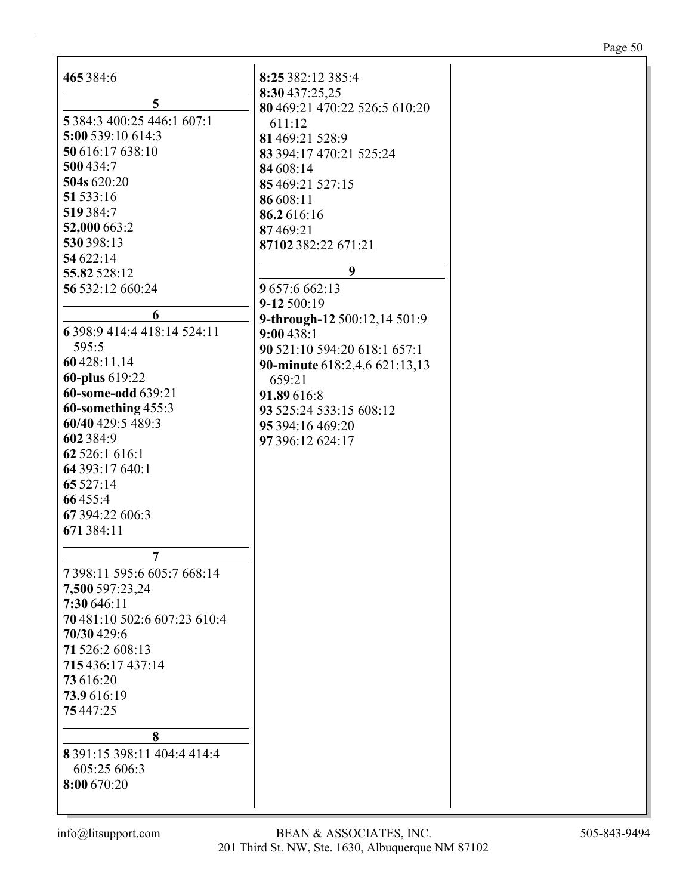**465** 384:6

## 5

**5** 384:3 400:25 446:1 607:1
**5:00** 539:10 614:3
**50** 616:17 638:10
**500** 434:7
**504s** 620:20
**51** 533:16
**519** 384:7
**52,000** 663:2
**530** 398:13
**54** 622:14
**55.82** 528:12
**56** 532:12 660:24

## 6

**6** 398:9 414:4 418:14 524:11 595:5
**60** 428:11,14
**60-plus** 619:22
**60-some-odd** 639:21
**60-something** 455:3
**60/40** 429:5 489:3
**602** 384:9
**62** 526:1 616:1
**64** 393:17 640:1
**65** 527:14
**66** 455:4
**67** 394:22 606:3
**671** 384:11

## 7

**7** 398:11 595:6 605:7 668:14
**7,500** 597:23,24
**7:30** 646:11
**70** 481:10 502:6 607:23 610:4
**70/30** 429:6
**71** 526:2 608:13
**715** 436:17 437:14
**73** 616:20
**73.9** 616:19
**75** 447:25

## 8

**8** 391:15 398:11 404:4 414:4 605:25 606:3
**8:00** 670:20
**8:25** 382:12 385:4
**8:30** 437:25,25
**80** 469:21 470:22 526:5 610:20 611:12
**81** 469:21 528:9
**83** 394:17 470:21 525:24
**84** 608:14
**85** 469:21 527:15
**86** 608:11
**86.2** 616:16
**87** 469:21
**87102** 382:22 671:21

## 9

**9** 657:6 662:13
**9-12** 500:19
**9-through-12** 500:12,14 501:9
**9:00** 438:1
**90** 521:10 594:20 618:1 657:1
**90-minute** 618:2,4,6 621:13,13 659:21
**91.89** 616:8
**93** 525:24 533:15 608:12
**95** 394:16 469:20
**97** 396:12 624:17